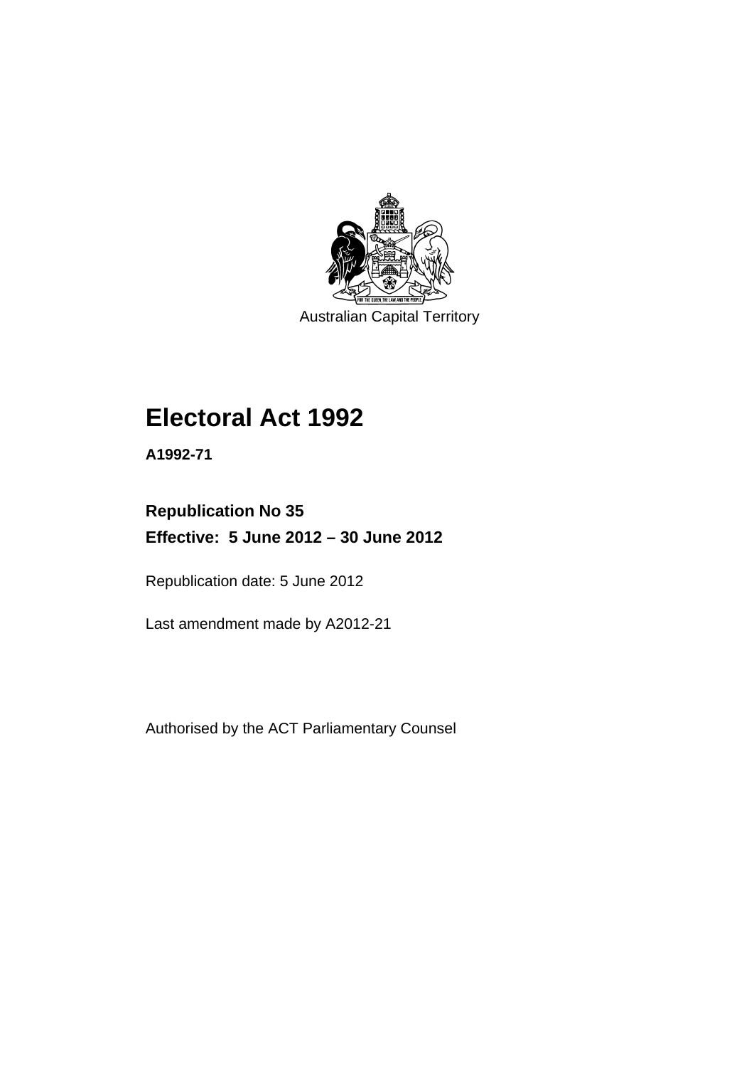Australian Capital Territory

# Electoral Act 1992

**A1992-71**

**Republication No 35**

**Effective: 5 June 2012 – 30 June 2012**

Republication date: 5 June 2012

Last amendment made by A2012-21

Authorised by the ACT Parliamentary Counsel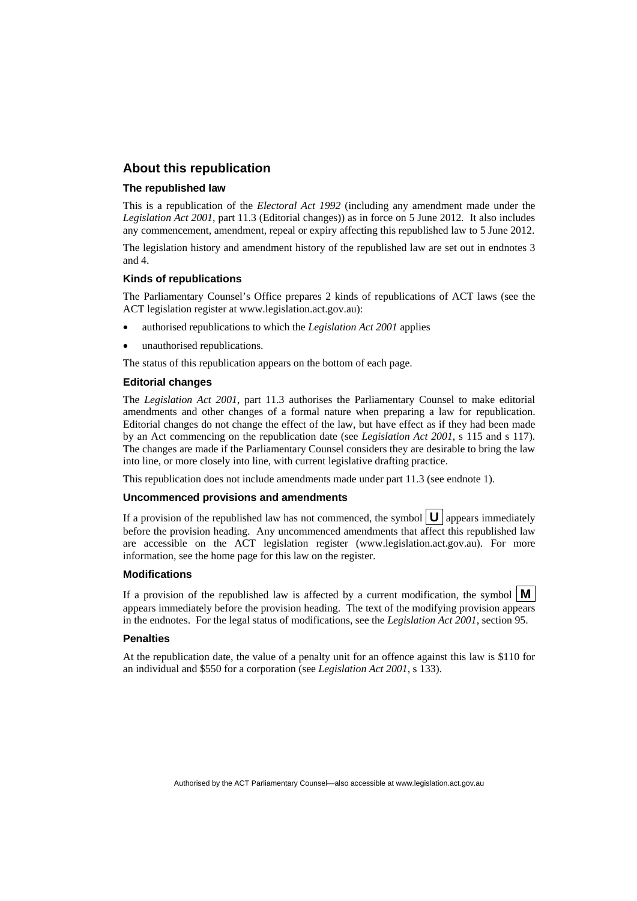## About this republication

### The republished law

This is a republication of the *Electoral Act 1992* (including any amendment made under the *Legislation Act 2001*, part 11.3 (Editorial changes)) as in force on 5 June 2012*.* It also includes any commencement, amendment, repeal or expiry affecting this republished law to 5 June 2012.

The legislation history and amendment history of the republished law are set out in endnotes 3 and 4.

### Kinds of republications

The Parliamentary Counsel's Office prepares 2 kinds of republications of ACT laws (see the ACT legislation register at www.legislation.act.gov.au):

- authorised republications to which the *Legislation Act 2001* applies
- unauthorised republications.

The status of this republication appears on the bottom of each page.

### Editorial changes

The *Legislation Act 2001*, part 11.3 authorises the Parliamentary Counsel to make editorial amendments and other changes of a formal nature when preparing a law for republication. Editorial changes do not change the effect of the law, but have effect as if they had been made by an Act commencing on the republication date (see *Legislation Act 2001*, s 115 and s 117). The changes are made if the Parliamentary Counsel considers they are desirable to bring the law into line, or more closely into line, with current legislative drafting practice.

This republication does not include amendments made under part 11.3 (see endnote 1).

### Uncommenced provisions and amendments

If a provision of the republished law has not commenced, the symbol **U** appears immediately before the provision heading. Any uncommenced amendments that affect this republished law are accessible on the ACT legislation register (www.legislation.act.gov.au). For more information, see the home page for this law on the register.

### Modifications

If a provision of the republished law is affected by a current modification, the symbol **M** appears immediately before the provision heading. The text of the modifying provision appears in the endnotes. For the legal status of modifications, see the *Legislation Act 2001*, section 95.

### Penalties

At the republication date, the value of a penalty unit for an offence against this law is $110 for an individual and $550 for a corporation (see *Legislation Act 2001*, s 133).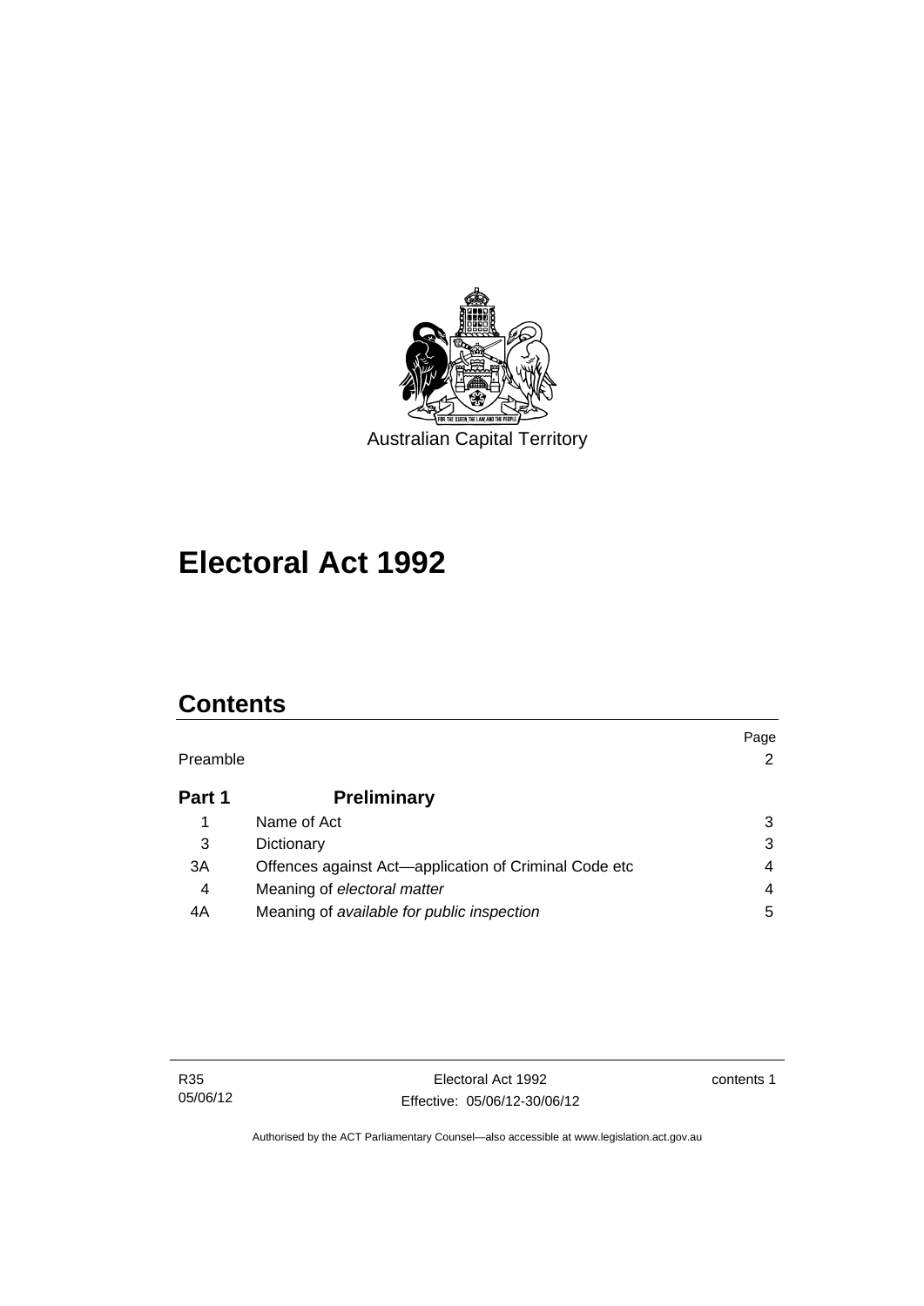Australian Capital Territory

# Electoral Act 1992

## Contents

| | | Page |
|---|---|---|
| Preamble | | 2 |
| **Part 1** | **Preliminary** | |
| 1 | Name of Act | 3 |
| 3 | Dictionary | 3 |
| 3A | Offences against Act—application of Criminal Code etc | 4 |
| 4 | Meaning of *electoral matter* | 4 |
| 4A | Meaning of *available for public inspection* | 5 |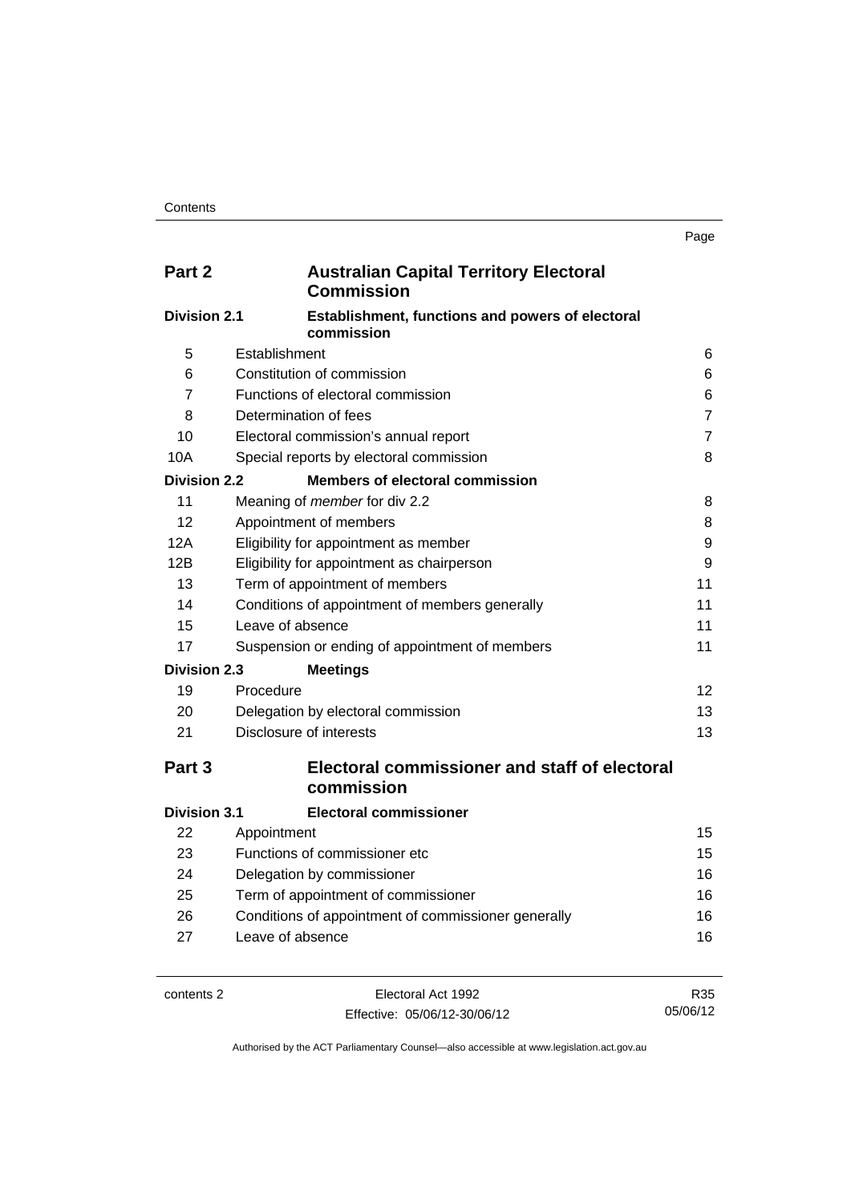| | | Page |
|---|---|---|
| **Part 2** | **Australian Capital Territory Electoral Commission** | |
| **Division 2.1** | **Establishment, functions and powers of electoral commission** | |
| 5 | Establishment | 6 |
| 6 | Constitution of commission | 6 |
| 7 | Functions of electoral commission | 6 |
| 8 | Determination of fees | 7 |
| 10 | Electoral commission's annual report | 7 |
| 10A | Special reports by electoral commission | 8 |
| **Division 2.2** | **Members of electoral commission** | |
| 11 | Meaning of *member* for div 2.2 | 8 |
| 12 | Appointment of members | 8 |
| 12A | Eligibility for appointment as member | 9 |
| 12B | Eligibility for appointment as chairperson | 9 |
| 13 | Term of appointment of members | 11 |
| 14 | Conditions of appointment of members generally | 11 |
| 15 | Leave of absence | 11 |
| 17 | Suspension or ending of appointment of members | 11 |
| **Division 2.3** | **Meetings** | |
| 19 | Procedure | 12 |
| 20 | Delegation by electoral commission | 13 |
| 21 | Disclosure of interests | 13 |
| **Part 3** | **Electoral commissioner and staff of electoral commission** | |
| **Division 3.1** | **Electoral commissioner** | |
| 22 | Appointment | 15 |
| 23 | Functions of commissioner etc | 15 |
| 24 | Delegation by commissioner | 16 |
| 25 | Term of appointment of commissioner | 16 |
| 26 | Conditions of appointment of commissioner generally | 16 |
| 27 | Leave of absence | 16 |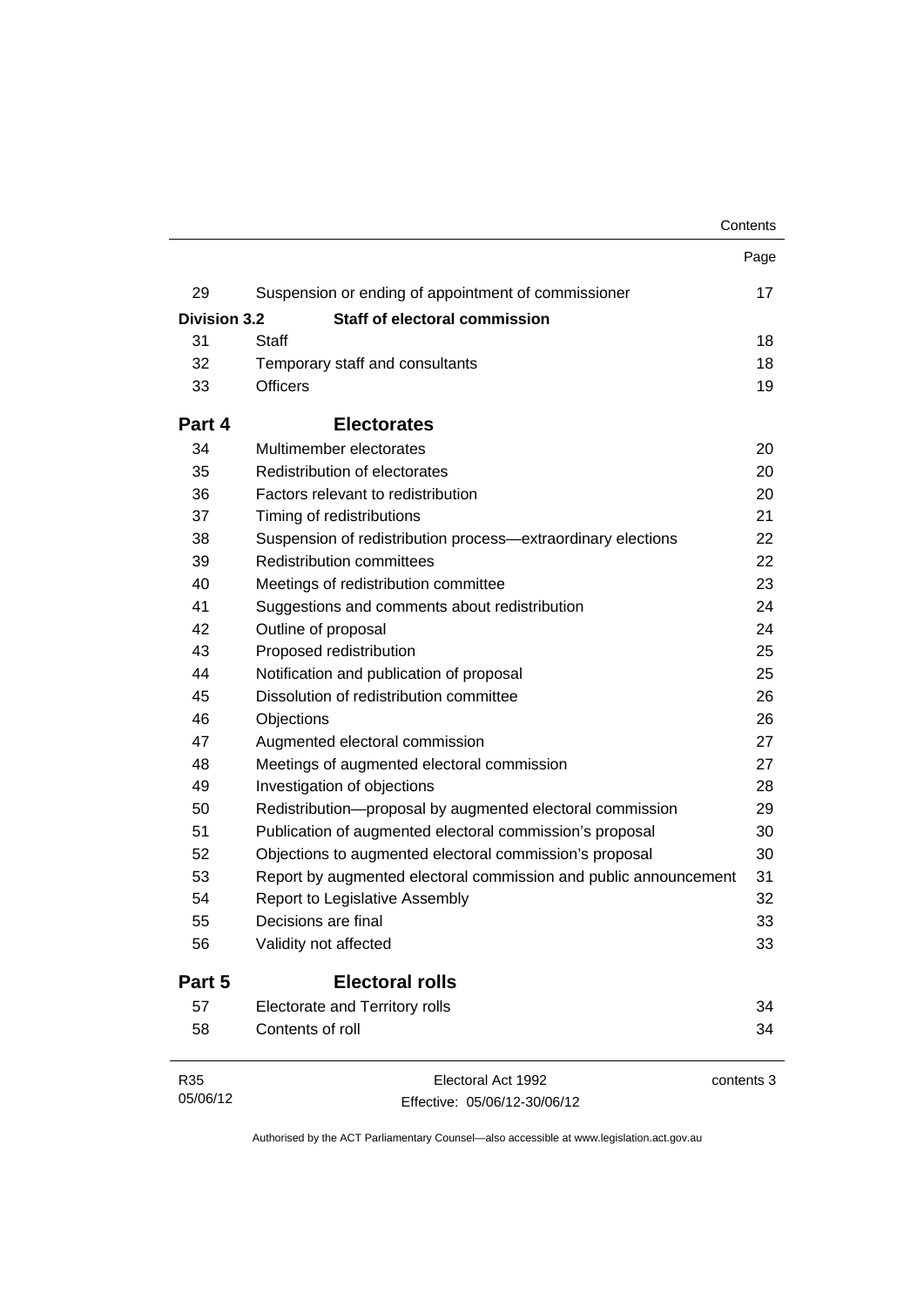| | | Page |
|---|---|---|
| 29 | Suspension or ending of appointment of commissioner | 17 |
| **Division 3.2** | **Staff of electoral commission** | |
| 31 | Staff | 18 |
| 32 | Temporary staff and consultants | 18 |
| 33 | Officers | 19 |
| **Part 4** | **Electorates** | |
| 34 | Multimember electorates | 20 |
| 35 | Redistribution of electorates | 20 |
| 36 | Factors relevant to redistribution | 20 |
| 37 | Timing of redistributions | 21 |
| 38 | Suspension of redistribution process—extraordinary elections | 22 |
| 39 | Redistribution committees | 22 |
| 40 | Meetings of redistribution committee | 23 |
| 41 | Suggestions and comments about redistribution | 24 |
| 42 | Outline of proposal | 24 |
| 43 | Proposed redistribution | 25 |
| 44 | Notification and publication of proposal | 25 |
| 45 | Dissolution of redistribution committee | 26 |
| 46 | Objections | 26 |
| 47 | Augmented electoral commission | 27 |
| 48 | Meetings of augmented electoral commission | 27 |
| 49 | Investigation of objections | 28 |
| 50 | Redistribution—proposal by augmented electoral commission | 29 |
| 51 | Publication of augmented electoral commission's proposal | 30 |
| 52 | Objections to augmented electoral commission's proposal | 30 |
| 53 | Report by augmented electoral commission and public announcement | 31 |
| 54 | Report to Legislative Assembly | 32 |
| 55 | Decisions are final | 33 |
| 56 | Validity not affected | 33 |
| **Part 5** | **Electoral rolls** | |
| 57 | Electorate and Territory rolls | 34 |
| 58 | Contents of roll | 34 |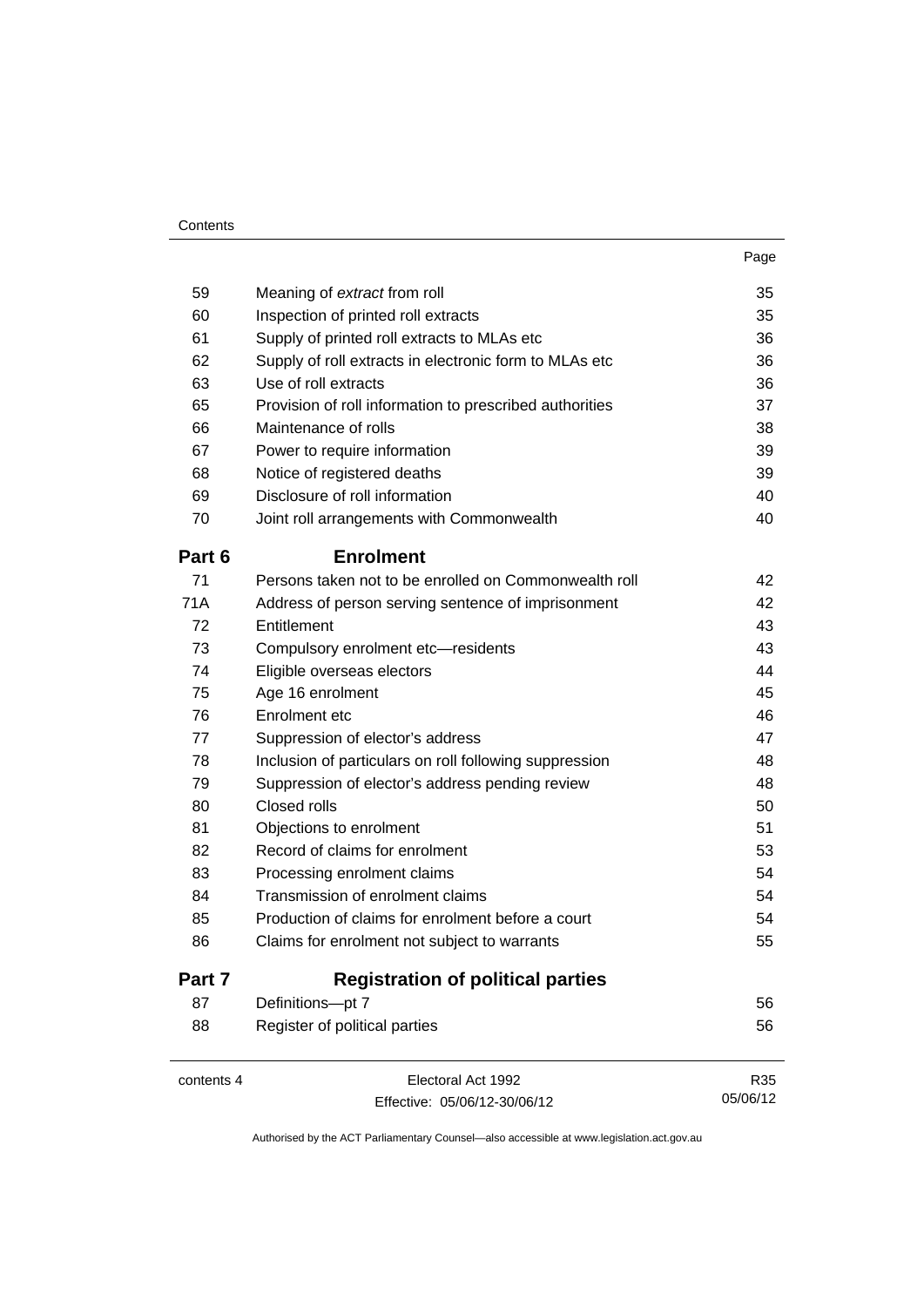| | | Page |
|---|---|---|
| 59 | Meaning of *extract* from roll | 35 |
| 60 | Inspection of printed roll extracts | 35 |
| 61 | Supply of printed roll extracts to MLAs etc | 36 |
| 62 | Supply of roll extracts in electronic form to MLAs etc | 36 |
| 63 | Use of roll extracts | 36 |
| 65 | Provision of roll information to prescribed authorities | 37 |
| 66 | Maintenance of rolls | 38 |
| 67 | Power to require information | 39 |
| 68 | Notice of registered deaths | 39 |
| 69 | Disclosure of roll information | 40 |
| 70 | Joint roll arrangements with Commonwealth | 40 |
| **Part 6** | **Enrolment** | |
| 71 | Persons taken not to be enrolled on Commonwealth roll | 42 |
| 71A | Address of person serving sentence of imprisonment | 42 |
| 72 | Entitlement | 43 |
| 73 | Compulsory enrolment etc—residents | 43 |
| 74 | Eligible overseas electors | 44 |
| 75 | Age 16 enrolment | 45 |
| 76 | Enrolment etc | 46 |
| 77 | Suppression of elector's address | 47 |
| 78 | Inclusion of particulars on roll following suppression | 48 |
| 79 | Suppression of elector's address pending review | 48 |
| 80 | Closed rolls | 50 |
| 81 | Objections to enrolment | 51 |
| 82 | Record of claims for enrolment | 53 |
| 83 | Processing enrolment claims | 54 |
| 84 | Transmission of enrolment claims | 54 |
| 85 | Production of claims for enrolment before a court | 54 |
| 86 | Claims for enrolment not subject to warrants | 55 |
| **Part 7** | **Registration of political parties** | |
| 87 | Definitions—pt 7 | 56 |
| 88 | Register of political parties | 56 |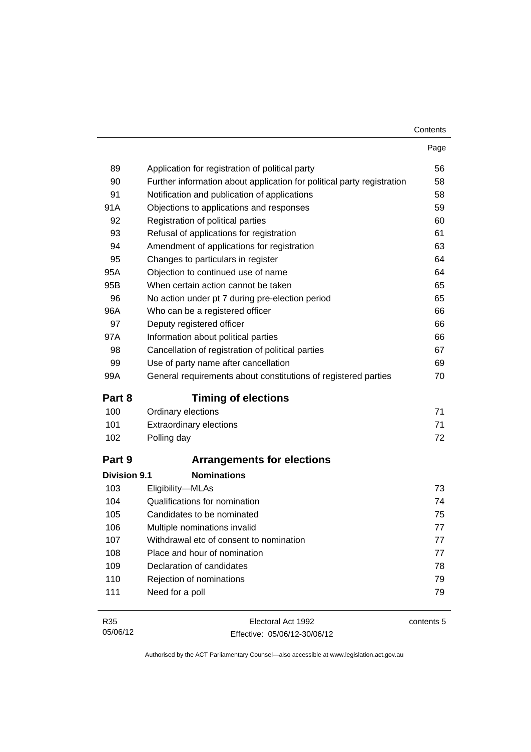| | | Page |
|---|---|---|
| 89 | Application for registration of political party | 56 |
| 90 | Further information about application for political party registration | 58 |
| 91 | Notification and publication of applications | 58 |
| 91A | Objections to applications and responses | 59 |
| 92 | Registration of political parties | 60 |
| 93 | Refusal of applications for registration | 61 |
| 94 | Amendment of applications for registration | 63 |
| 95 | Changes to particulars in register | 64 |
| 95A | Objection to continued use of name | 64 |
| 95B | When certain action cannot be taken | 65 |
| 96 | No action under pt 7 during pre-election period | 65 |
| 96A | Who can be a registered officer | 66 |
| 97 | Deputy registered officer | 66 |
| 97A | Information about political parties | 66 |
| 98 | Cancellation of registration of political parties | 67 |
| 99 | Use of party name after cancellation | 69 |
| 99A | General requirements about constitutions of registered parties | 70 |

## Part 8 Timing of elections

| | | |
|---|---|---|
| 100 | Ordinary elections | 71 |
| 101 | Extraordinary elections | 71 |
| 102 | Polling day | 72 |

## Part 9 Arrangements for elections

### Division 9.1 Nominations

| | | |
|---|---|---|
| 103 | Eligibility—MLAs | 73 |
| 104 | Qualifications for nomination | 74 |
| 105 | Candidates to be nominated | 75 |
| 106 | Multiple nominations invalid | 77 |
| 107 | Withdrawal etc of consent to nomination | 77 |
| 108 | Place and hour of nomination | 77 |
| 109 | Declaration of candidates | 78 |
| 110 | Rejection of nominations | 79 |
| 111 | Need for a poll | 79 |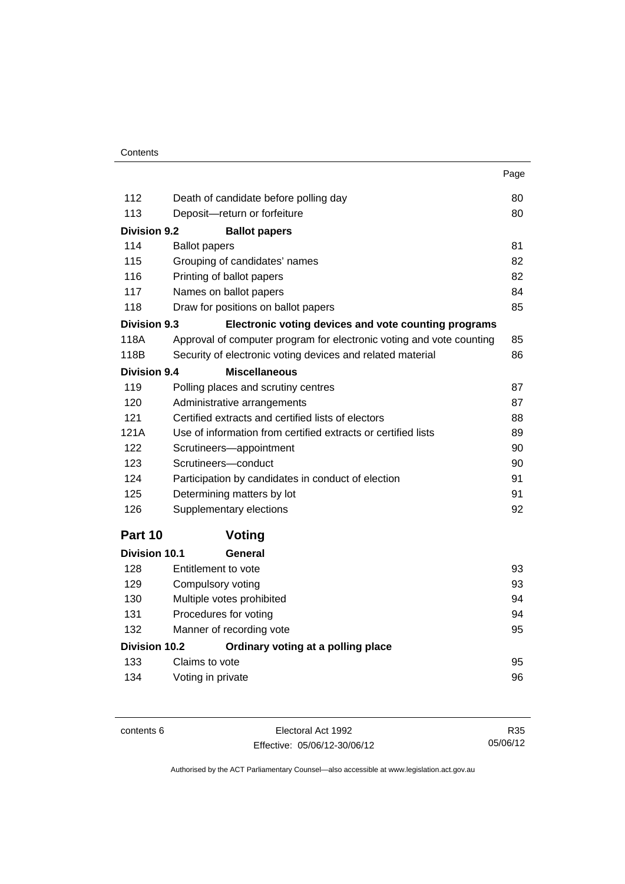| | | Page |
|---|---|---|
| 112 | Death of candidate before polling day | 80 |
| 113 | Deposit—return or forfeiture | 80 |
| **Division 9.2** | **Ballot papers** | |
| 114 | Ballot papers | 81 |
| 115 | Grouping of candidates' names | 82 |
| 116 | Printing of ballot papers | 82 |
| 117 | Names on ballot papers | 84 |
| 118 | Draw for positions on ballot papers | 85 |
| **Division 9.3** | **Electronic voting devices and vote counting programs** | |
| 118A | Approval of computer program for electronic voting and vote counting | 85 |
| 118B | Security of electronic voting devices and related material | 86 |
| **Division 9.4** | **Miscellaneous** | |
| 119 | Polling places and scrutiny centres | 87 |
| 120 | Administrative arrangements | 87 |
| 121 | Certified extracts and certified lists of electors | 88 |
| 121A | Use of information from certified extracts or certified lists | 89 |
| 122 | Scrutineers—appointment | 90 |
| 123 | Scrutineers—conduct | 90 |
| 124 | Participation by candidates in conduct of election | 91 |
| 125 | Determining matters by lot | 91 |
| 126 | Supplementary elections | 92 |
| **Part 10** | **Voting** | |
| **Division 10.1** | **General** | |
| 128 | Entitlement to vote | 93 |
| 129 | Compulsory voting | 93 |
| 130 | Multiple votes prohibited | 94 |
| 131 | Procedures for voting | 94 |
| 132 | Manner of recording vote | 95 |
| **Division 10.2** | **Ordinary voting at a polling place** | |
| 133 | Claims to vote | 95 |
| 134 | Voting in private | 96 |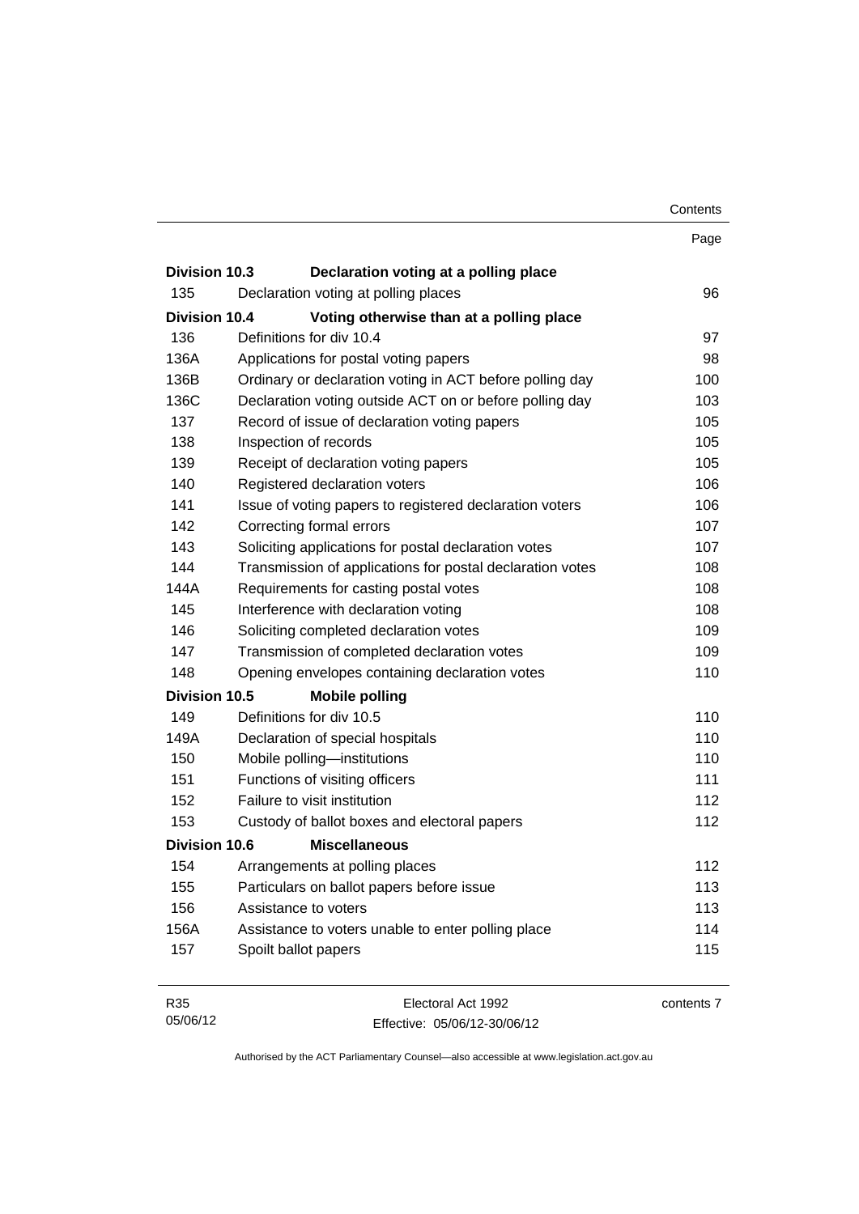| | | Page |
|---|---|---|
| **Division 10.3** | **Declaration voting at a polling place** | |
| 135 | Declaration voting at polling places | 96 |
| **Division 10.4** | **Voting otherwise than at a polling place** | |
| 136 | Definitions for div 10.4 | 97 |
| 136A | Applications for postal voting papers | 98 |
| 136B | Ordinary or declaration voting in ACT before polling day | 100 |
| 136C | Declaration voting outside ACT on or before polling day | 103 |
| 137 | Record of issue of declaration voting papers | 105 |
| 138 | Inspection of records | 105 |
| 139 | Receipt of declaration voting papers | 105 |
| 140 | Registered declaration voters | 106 |
| 141 | Issue of voting papers to registered declaration voters | 106 |
| 142 | Correcting formal errors | 107 |
| 143 | Soliciting applications for postal declaration votes | 107 |
| 144 | Transmission of applications for postal declaration votes | 108 |
| 144A | Requirements for casting postal votes | 108 |
| 145 | Interference with declaration voting | 108 |
| 146 | Soliciting completed declaration votes | 109 |
| 147 | Transmission of completed declaration votes | 109 |
| 148 | Opening envelopes containing declaration votes | 110 |
| **Division 10.5** | **Mobile polling** | |
| 149 | Definitions for div 10.5 | 110 |
| 149A | Declaration of special hospitals | 110 |
| 150 | Mobile polling—institutions | 110 |
| 151 | Functions of visiting officers | 111 |
| 152 | Failure to visit institution | 112 |
| 153 | Custody of ballot boxes and electoral papers | 112 |
| **Division 10.6** | **Miscellaneous** | |
| 154 | Arrangements at polling places | 112 |
| 155 | Particulars on ballot papers before issue | 113 |
| 156 | Assistance to voters | 113 |
| 156A | Assistance to voters unable to enter polling place | 114 |
| 157 | Spoilt ballot papers | 115 |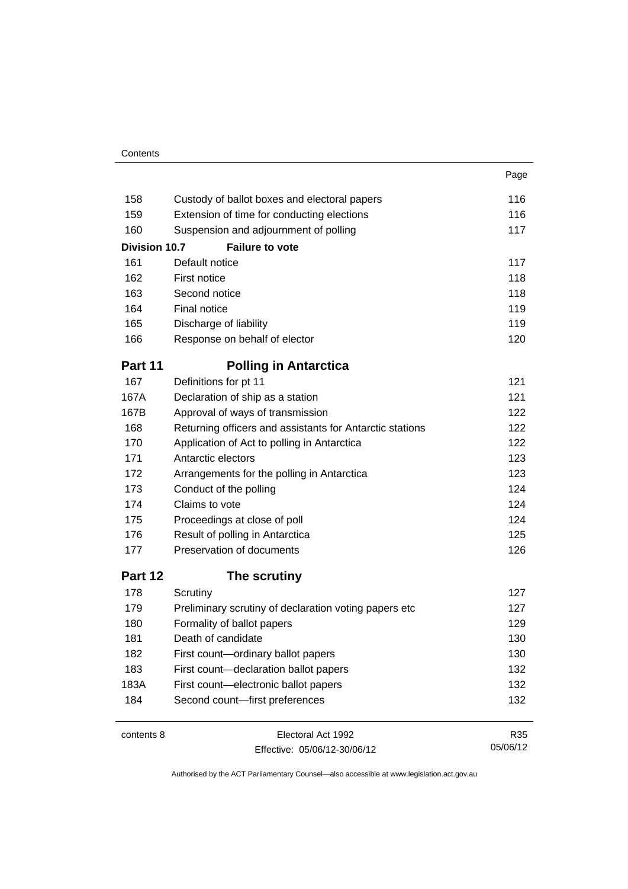| | | Page |
|---|---|---|
| 158 | Custody of ballot boxes and electoral papers | 116 |
| 159 | Extension of time for conducting elections | 116 |
| 160 | Suspension and adjournment of polling | 117 |
| **Division 10.7** | **Failure to vote** | |
| 161 | Default notice | 117 |
| 162 | First notice | 118 |
| 163 | Second notice | 118 |
| 164 | Final notice | 119 |
| 165 | Discharge of liability | 119 |
| 166 | Response on behalf of elector | 120 |
| **Part 11** | **Polling in Antarctica** | |
| 167 | Definitions for pt 11 | 121 |
| 167A | Declaration of ship as a station | 121 |
| 167B | Approval of ways of transmission | 122 |
| 168 | Returning officers and assistants for Antarctic stations | 122 |
| 170 | Application of Act to polling in Antarctica | 122 |
| 171 | Antarctic electors | 123 |
| 172 | Arrangements for the polling in Antarctica | 123 |
| 173 | Conduct of the polling | 124 |
| 174 | Claims to vote | 124 |
| 175 | Proceedings at close of poll | 124 |
| 176 | Result of polling in Antarctica | 125 |
| 177 | Preservation of documents | 126 |
| **Part 12** | **The scrutiny** | |
| 178 | Scrutiny | 127 |
| 179 | Preliminary scrutiny of declaration voting papers etc | 127 |
| 180 | Formality of ballot papers | 129 |
| 181 | Death of candidate | 130 |
| 182 | First count—ordinary ballot papers | 130 |
| 183 | First count—declaration ballot papers | 132 |
| 183A | First count—electronic ballot papers | 132 |
| 184 | Second count—first preferences | 132 |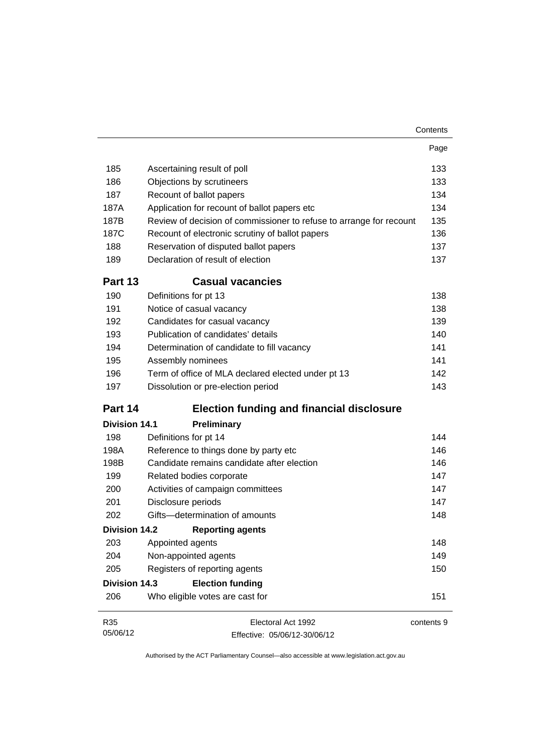| | | Page |
|---|---|---|
| 185 | Ascertaining result of poll | 133 |
| 186 | Objections by scrutineers | 133 |
| 187 | Recount of ballot papers | 134 |
| 187A | Application for recount of ballot papers etc | 134 |
| 187B | Review of decision of commissioner to refuse to arrange for recount | 135 |
| 187C | Recount of electronic scrutiny of ballot papers | 136 |
| 188 | Reservation of disputed ballot papers | 137 |
| 189 | Declaration of result of election | 137 |

## Part 13 Casual vacancies

| | | |
|---|---|---|
| 190 | Definitions for pt 13 | 138 |
| 191 | Notice of casual vacancy | 138 |
| 192 | Candidates for casual vacancy | 139 |
| 193 | Publication of candidates' details | 140 |
| 194 | Determination of candidate to fill vacancy | 141 |
| 195 | Assembly nominees | 141 |
| 196 | Term of office of MLA declared elected under pt 13 | 142 |
| 197 | Dissolution or pre-election period | 143 |

## Part 14 Election funding and financial disclosure

### Division 14.1 Preliminary

| | | |
|---|---|---|
| 198 | Definitions for pt 14 | 144 |
| 198A | Reference to things done by party etc | 146 |
| 198B | Candidate remains candidate after election | 146 |
| 199 | Related bodies corporate | 147 |
| 200 | Activities of campaign committees | 147 |
| 201 | Disclosure periods | 147 |
| 202 | Gifts—determination of amounts | 148 |

### Division 14.2 Reporting agents

| | | |
|---|---|---|
| 203 | Appointed agents | 148 |
| 204 | Non-appointed agents | 149 |
| 205 | Registers of reporting agents | 150 |

### Division 14.3 Election funding

| | | |
|---|---|---|
| 206 | Who eligible votes are cast for | 151 |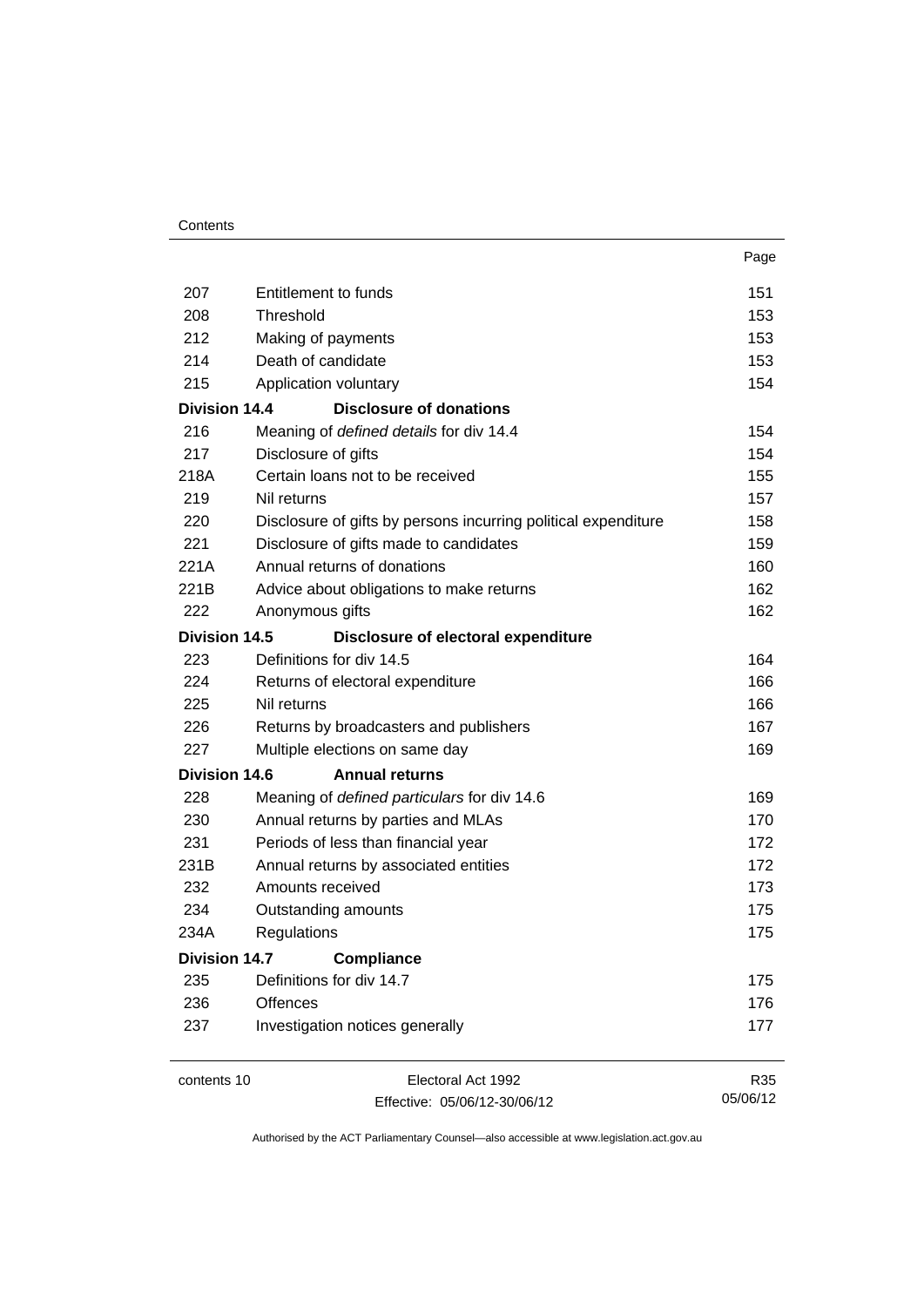| | | Page |
|---|---|---|
| 207 | Entitlement to funds | 151 |
| 208 | Threshold | 153 |
| 212 | Making of payments | 153 |
| 214 | Death of candidate | 153 |
| 215 | Application voluntary | 154 |
| **Division 14.4** | **Disclosure of donations** | |
| 216 | Meaning of *defined details* for div 14.4 | 154 |
| 217 | Disclosure of gifts | 154 |
| 218A | Certain loans not to be received | 155 |
| 219 | Nil returns | 157 |
| 220 | Disclosure of gifts by persons incurring political expenditure | 158 |
| 221 | Disclosure of gifts made to candidates | 159 |
| 221A | Annual returns of donations | 160 |
| 221B | Advice about obligations to make returns | 162 |
| 222 | Anonymous gifts | 162 |
| **Division 14.5** | **Disclosure of electoral expenditure** | |
| 223 | Definitions for div 14.5 | 164 |
| 224 | Returns of electoral expenditure | 166 |
| 225 | Nil returns | 166 |
| 226 | Returns by broadcasters and publishers | 167 |
| 227 | Multiple elections on same day | 169 |
| **Division 14.6** | **Annual returns** | |
| 228 | Meaning of *defined particulars* for div 14.6 | 169 |
| 230 | Annual returns by parties and MLAs | 170 |
| 231 | Periods of less than financial year | 172 |
| 231B | Annual returns by associated entities | 172 |
| 232 | Amounts received | 173 |
| 234 | Outstanding amounts | 175 |
| 234A | Regulations | 175 |
| **Division 14.7** | **Compliance** | |
| 235 | Definitions for div 14.7 | 175 |
| 236 | Offences | 176 |
| 237 | Investigation notices generally | 177 |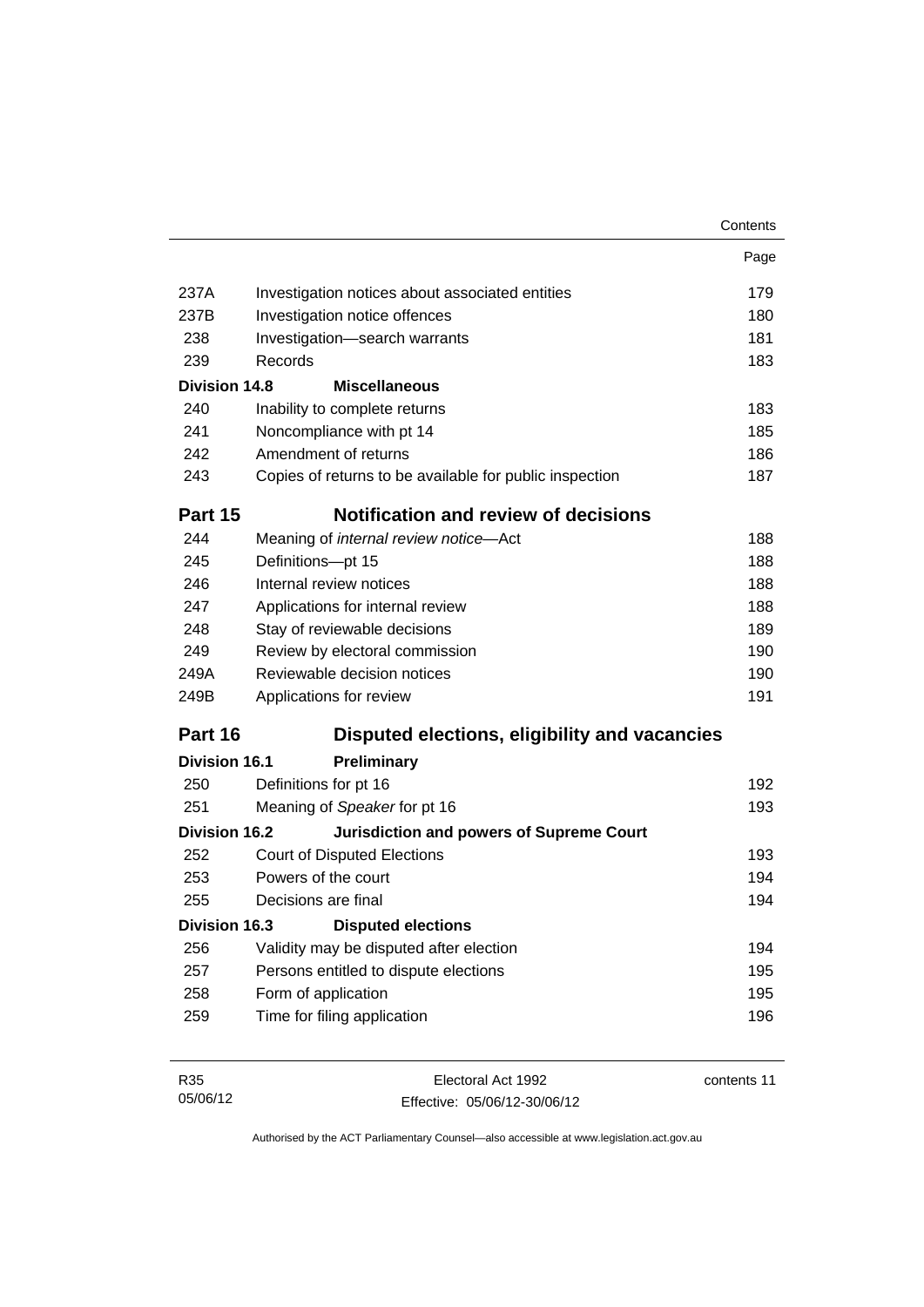| | | Page |
|---|---|---|
| 237A | Investigation notices about associated entities | 179 |
| 237B | Investigation notice offences | 180 |
| 238 | Investigation—search warrants | 181 |
| 239 | Records | 183 |
| **Division 14.8** | **Miscellaneous** | |
| 240 | Inability to complete returns | 183 |
| 241 | Noncompliance with pt 14 | 185 |
| 242 | Amendment of returns | 186 |
| 243 | Copies of returns to be available for public inspection | 187 |
| **Part 15** | **Notification and review of decisions** | |
| 244 | Meaning of *internal review notice*—Act | 188 |
| 245 | Definitions—pt 15 | 188 |
| 246 | Internal review notices | 188 |
| 247 | Applications for internal review | 188 |
| 248 | Stay of reviewable decisions | 189 |
| 249 | Review by electoral commission | 190 |
| 249A | Reviewable decision notices | 190 |
| 249B | Applications for review | 191 |
| **Part 16** | **Disputed elections, eligibility and vacancies** | |
| **Division 16.1** | **Preliminary** | |
| 250 | Definitions for pt 16 | 192 |
| 251 | Meaning of *Speaker* for pt 16 | 193 |
| **Division 16.2** | **Jurisdiction and powers of Supreme Court** | |
| 252 | Court of Disputed Elections | 193 |
| 253 | Powers of the court | 194 |
| 255 | Decisions are final | 194 |
| **Division 16.3** | **Disputed elections** | |
| 256 | Validity may be disputed after election | 194 |
| 257 | Persons entitled to dispute elections | 195 |
| 258 | Form of application | 195 |
| 259 | Time for filing application | 196 |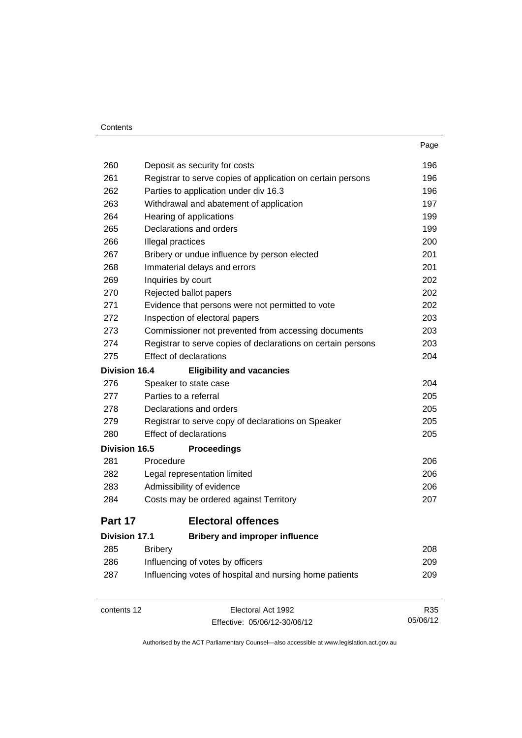| | | Page |
|---|---|---|
| 260 | Deposit as security for costs | 196 |
| 261 | Registrar to serve copies of application on certain persons | 196 |
| 262 | Parties to application under div 16.3 | 196 |
| 263 | Withdrawal and abatement of application | 197 |
| 264 | Hearing of applications | 199 |
| 265 | Declarations and orders | 199 |
| 266 | Illegal practices | 200 |
| 267 | Bribery or undue influence by person elected | 201 |
| 268 | Immaterial delays and errors | 201 |
| 269 | Inquiries by court | 202 |
| 270 | Rejected ballot papers | 202 |
| 271 | Evidence that persons were not permitted to vote | 202 |
| 272 | Inspection of electoral papers | 203 |
| 273 | Commissioner not prevented from accessing documents | 203 |
| 274 | Registrar to serve copies of declarations on certain persons | 203 |
| 275 | Effect of declarations | 204 |
| **Division 16.4** | **Eligibility and vacancies** | |
| 276 | Speaker to state case | 204 |
| 277 | Parties to a referral | 205 |
| 278 | Declarations and orders | 205 |
| 279 | Registrar to serve copy of declarations on Speaker | 205 |
| 280 | Effect of declarations | 205 |
| **Division 16.5** | **Proceedings** | |
| 281 | Procedure | 206 |
| 282 | Legal representation limited | 206 |
| 283 | Admissibility of evidence | 206 |
| 284 | Costs may be ordered against Territory | 207 |
| **Part 17** | **Electoral offences** | |
| **Division 17.1** | **Bribery and improper influence** | |
| 285 | Bribery | 208 |
| 286 | Influencing of votes by officers | 209 |
| 287 | Influencing votes of hospital and nursing home patients | 209 |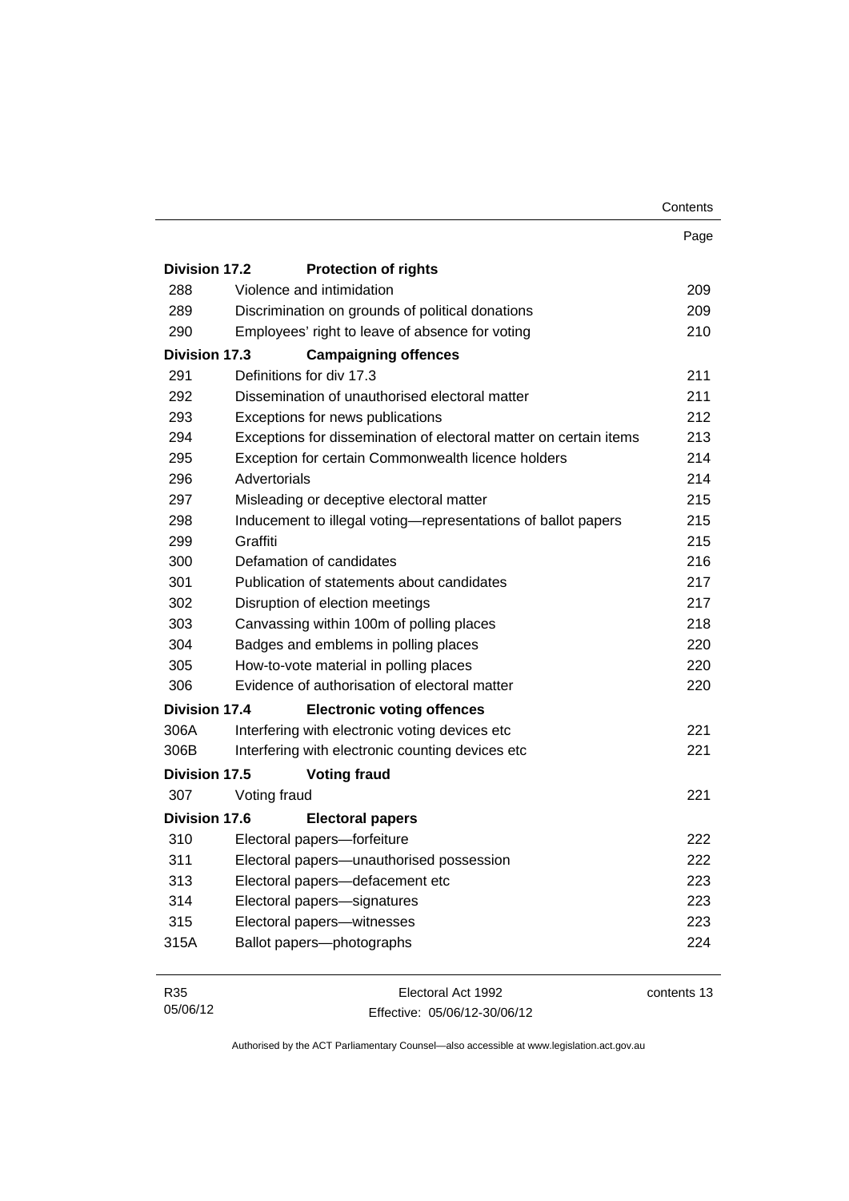| | | Page |
|---|---|---|
| **Division 17.2** | **Protection of rights** | |
| 288 | Violence and intimidation | 209 |
| 289 | Discrimination on grounds of political donations | 209 |
| 290 | Employees' right to leave of absence for voting | 210 |
| **Division 17.3** | **Campaigning offences** | |
| 291 | Definitions for div 17.3 | 211 |
| 292 | Dissemination of unauthorised electoral matter | 211 |
| 293 | Exceptions for news publications | 212 |
| 294 | Exceptions for dissemination of electoral matter on certain items | 213 |
| 295 | Exception for certain Commonwealth licence holders | 214 |
| 296 | Advertorials | 214 |
| 297 | Misleading or deceptive electoral matter | 215 |
| 298 | Inducement to illegal voting—representations of ballot papers | 215 |
| 299 | Graffiti | 215 |
| 300 | Defamation of candidates | 216 |
| 301 | Publication of statements about candidates | 217 |
| 302 | Disruption of election meetings | 217 |
| 303 | Canvassing within 100m of polling places | 218 |
| 304 | Badges and emblems in polling places | 220 |
| 305 | How-to-vote material in polling places | 220 |
| 306 | Evidence of authorisation of electoral matter | 220 |
| **Division 17.4** | **Electronic voting offences** | |
| 306A | Interfering with electronic voting devices etc | 221 |
| 306B | Interfering with electronic counting devices etc | 221 |
| **Division 17.5** | **Voting fraud** | |
| 307 | Voting fraud | 221 |
| **Division 17.6** | **Electoral papers** | |
| 310 | Electoral papers—forfeiture | 222 |
| 311 | Electoral papers—unauthorised possession | 222 |
| 313 | Electoral papers—defacement etc | 223 |
| 314 | Electoral papers—signatures | 223 |
| 315 | Electoral papers—witnesses | 223 |
| 315A | Ballot papers—photographs | 224 |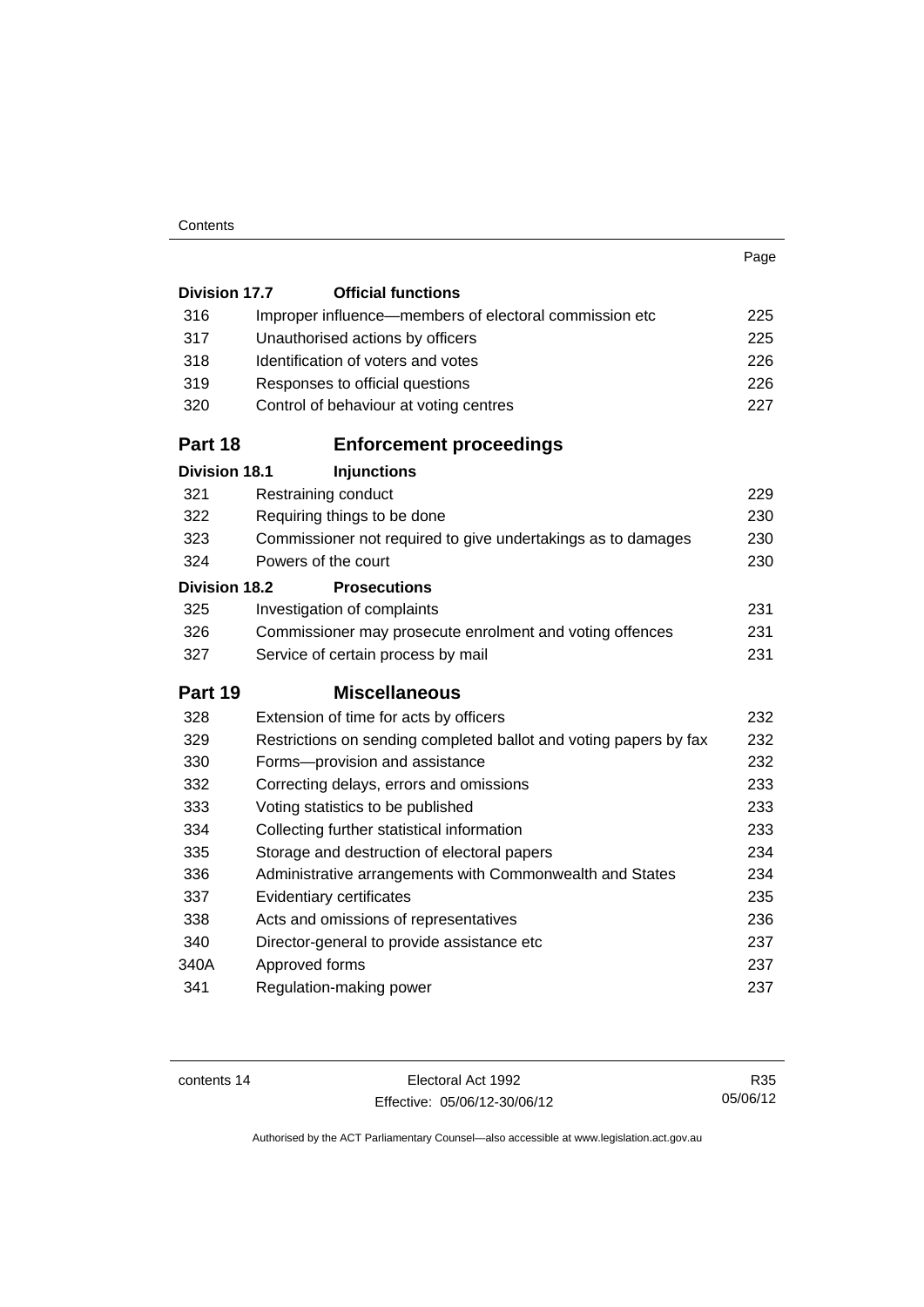| | | Page |
|---|---|---|
| **Division 17.7** | **Official functions** | |
| 316 | Improper influence—members of electoral commission etc | 225 |
| 317 | Unauthorised actions by officers | 225 |
| 318 | Identification of voters and votes | 226 |
| 319 | Responses to official questions | 226 |
| 320 | Control of behaviour at voting centres | 227 |
| **Part 18** | **Enforcement proceedings** | |
| **Division 18.1** | **Injunctions** | |
| 321 | Restraining conduct | 229 |
| 322 | Requiring things to be done | 230 |
| 323 | Commissioner not required to give undertakings as to damages | 230 |
| 324 | Powers of the court | 230 |
| **Division 18.2** | **Prosecutions** | |
| 325 | Investigation of complaints | 231 |
| 326 | Commissioner may prosecute enrolment and voting offences | 231 |
| 327 | Service of certain process by mail | 231 |
| **Part 19** | **Miscellaneous** | |
| 328 | Extension of time for acts by officers | 232 |
| 329 | Restrictions on sending completed ballot and voting papers by fax | 232 |
| 330 | Forms—provision and assistance | 232 |
| 332 | Correcting delays, errors and omissions | 233 |
| 333 | Voting statistics to be published | 233 |
| 334 | Collecting further statistical information | 233 |
| 335 | Storage and destruction of electoral papers | 234 |
| 336 | Administrative arrangements with Commonwealth and States | 234 |
| 337 | Evidentiary certificates | 235 |
| 338 | Acts and omissions of representatives | 236 |
| 340 | Director-general to provide assistance etc | 237 |
| 340A | Approved forms | 237 |
| 341 | Regulation-making power | 237 |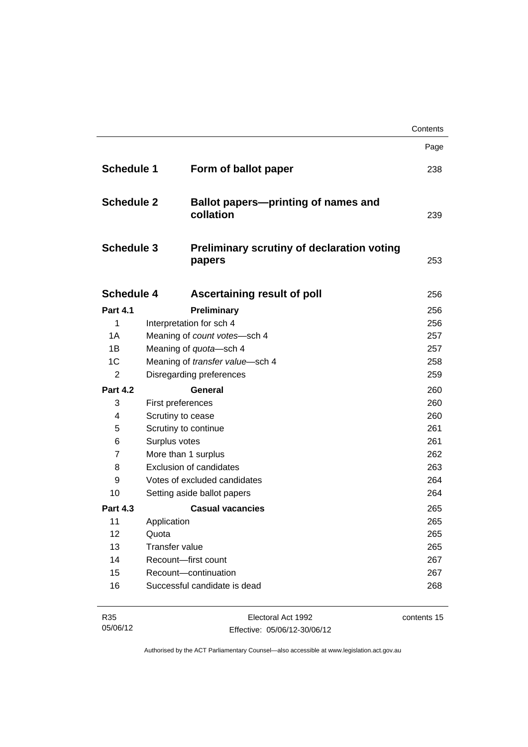| | | Page |
|---|---|---|
| **Schedule 1** | **Form of ballot paper** | 238 |
| **Schedule 2** | **Ballot papers—printing of names and collation** | 239 |
| **Schedule 3** | **Preliminary scrutiny of declaration voting papers** | 253 |
| **Schedule 4** | **Ascertaining result of poll** | 256 |
| **Part 4.1** | **Preliminary** | 256 |
| 1 | Interpretation for sch 4 | 256 |
| 1A | Meaning of *count votes*—sch 4 | 257 |
| 1B | Meaning of *quota*—sch 4 | 257 |
| 1C | Meaning of *transfer value*—sch 4 | 258 |
| 2 | Disregarding preferences | 259 |
| **Part 4.2** | **General** | 260 |
| 3 | First preferences | 260 |
| 4 | Scrutiny to cease | 260 |
| 5 | Scrutiny to continue | 261 |
| 6 | Surplus votes | 261 |
| 7 | More than 1 surplus | 262 |
| 8 | Exclusion of candidates | 263 |
| 9 | Votes of excluded candidates | 264 |
| 10 | Setting aside ballot papers | 264 |
| **Part 4.3** | **Casual vacancies** | 265 |
| 11 | Application | 265 |
| 12 | Quota | 265 |
| 13 | Transfer value | 265 |
| 14 | Recount—first count | 267 |
| 15 | Recount—continuation | 267 |
| 16 | Successful candidate is dead | 268 |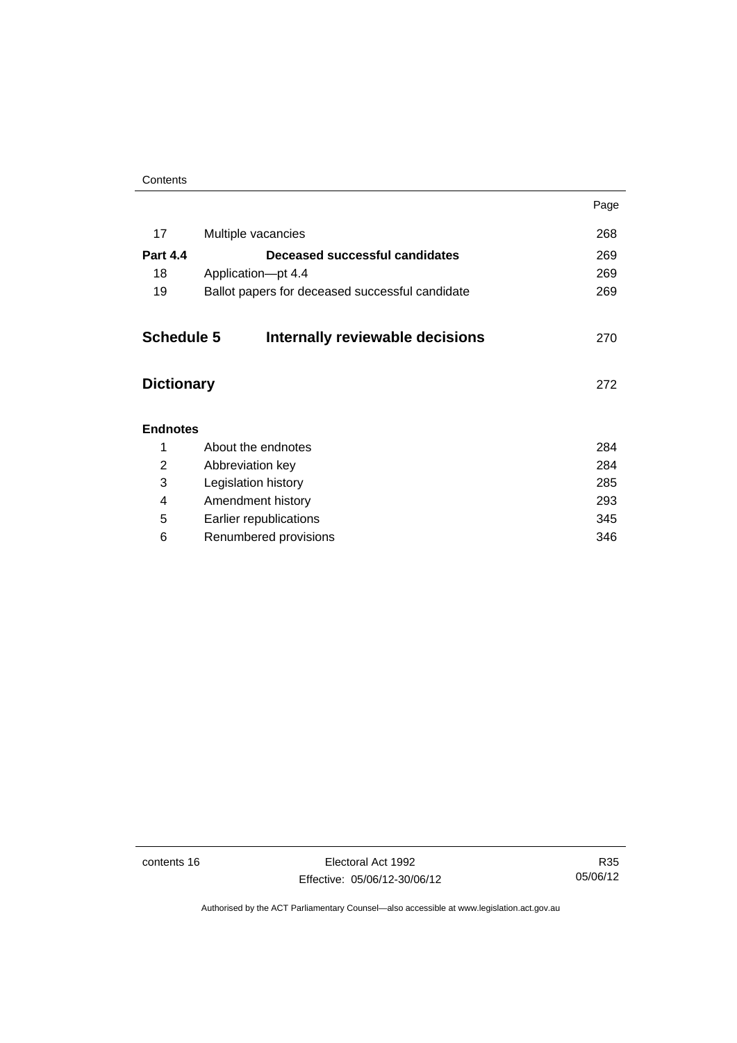| | | Page |
|---|---|---|
| 17 | Multiple vacancies | 268 |
| **Part 4.4** | **Deceased successful candidates** | 269 |
| 18 | Application—pt 4.4 | 269 |
| 19 | Ballot papers for deceased successful candidate | 269 |

**Schedule 5 Internally reviewable decisions** 270

**Dictionary** 272

**Endnotes**

| | | |
|---|---|---|
| 1 | About the endnotes | 284 |
| 2 | Abbreviation key | 284 |
| 3 | Legislation history | 285 |
| 4 | Amendment history | 293 |
| 5 | Earlier republications | 345 |
| 6 | Renumbered provisions | 346 |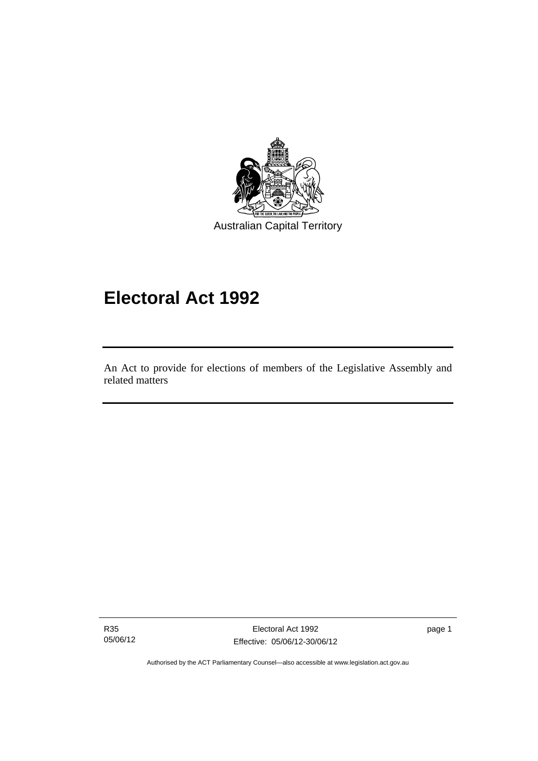Australian Capital Territory

# Electoral Act 1992

An Act to provide for elections of members of the Legislative Assembly and related matters

Authorised by the ACT Parliamentary Counsel—also accessible at www.legislation.act.gov.au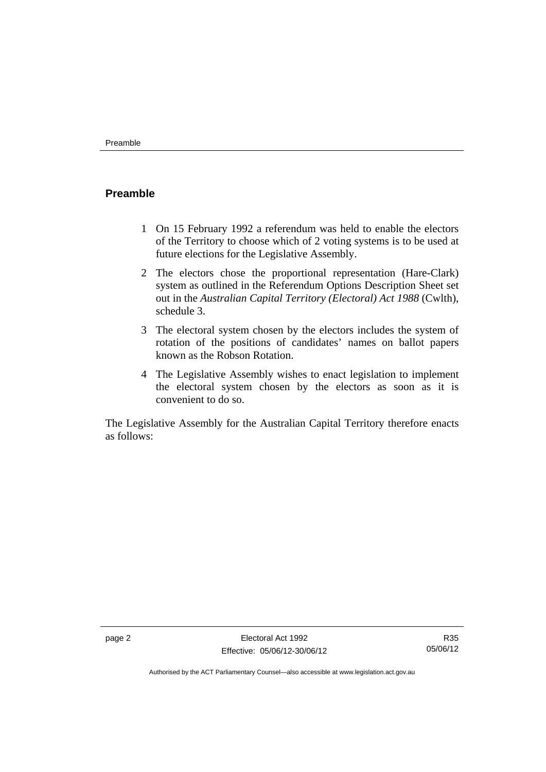## Preamble

1. On 15 February 1992 a referendum was held to enable the electors of the Territory to choose which of 2 voting systems is to be used at future elections for the Legislative Assembly.
2. The electors chose the proportional representation (Hare-Clark) system as outlined in the Referendum Options Description Sheet set out in the *Australian Capital Territory (Electoral) Act 1988* (Cwlth), schedule 3.
3. The electoral system chosen by the electors includes the system of rotation of the positions of candidates' names on ballot papers known as the Robson Rotation.
4. The Legislative Assembly wishes to enact legislation to implement the electoral system chosen by the electors as soon as it is convenient to do so.

The Legislative Assembly for the Australian Capital Territory therefore enacts as follows: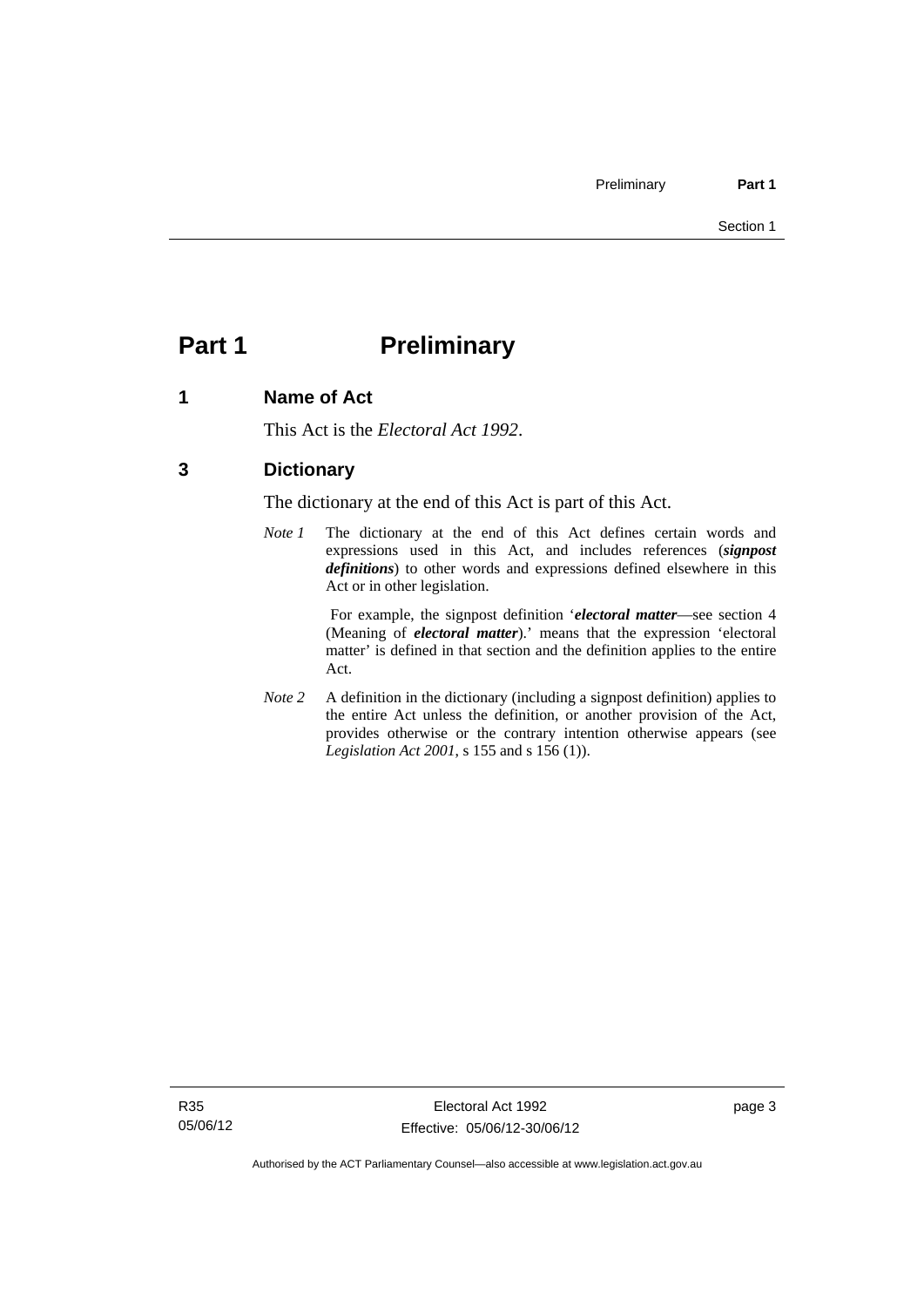# Part 1 Preliminary

## 1 Name of Act

This Act is the *Electoral Act 1992*.

## 3 Dictionary

The dictionary at the end of this Act is part of this Act.

*Note 1* The dictionary at the end of this Act defines certain words and expressions used in this Act, and includes references (***signpost definitions***) to other words and expressions defined elsewhere in this Act or in other legislation.

For example, the signpost definition '***electoral matter***—see section 4 (Meaning of ***electoral matter***).' means that the expression 'electoral matter' is defined in that section and the definition applies to the entire Act.

*Note 2* A definition in the dictionary (including a signpost definition) applies to the entire Act unless the definition, or another provision of the Act, provides otherwise or the contrary intention otherwise appears (see *Legislation Act 2001*, s 155 and s 156 (1)).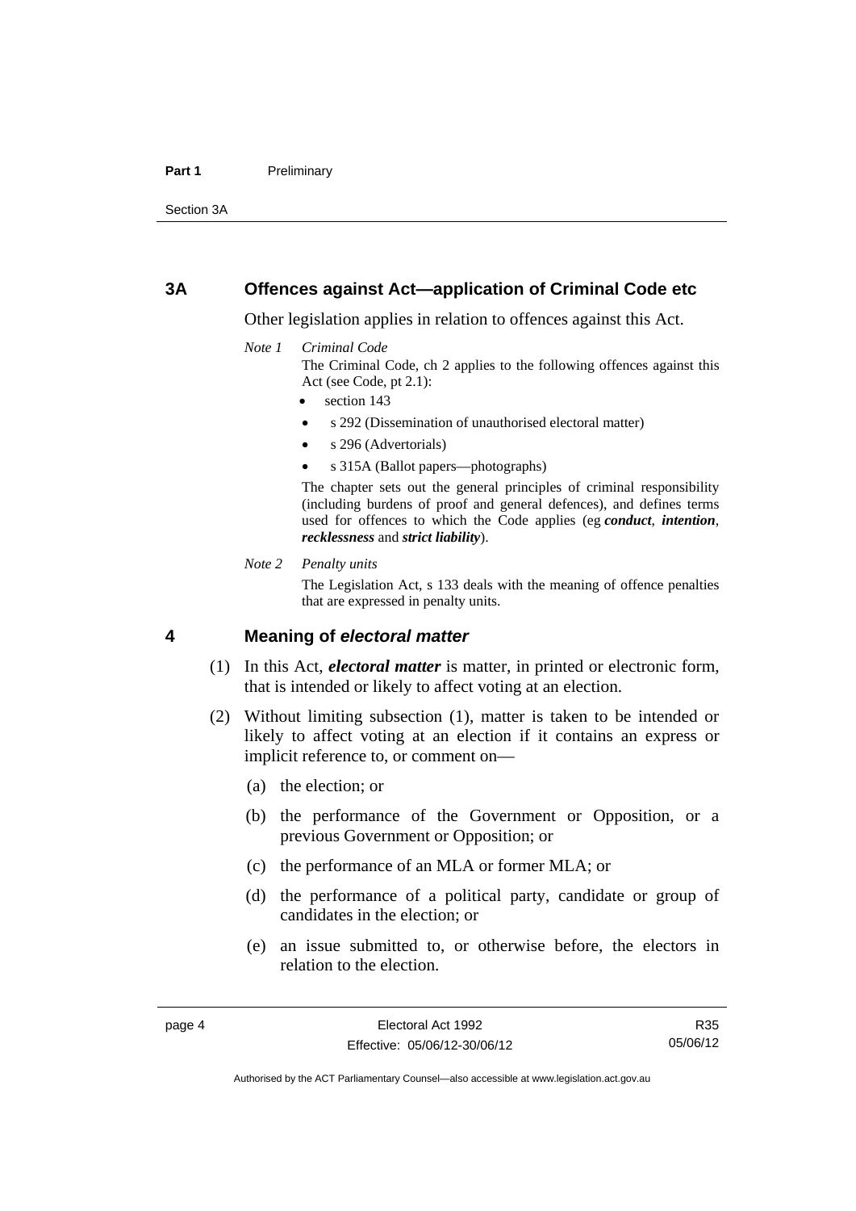## 3A Offences against Act—application of Criminal Code etc

Other legislation applies in relation to offences against this Act.

*Note 1 Criminal Code*

The Criminal Code, ch 2 applies to the following offences against this Act (see Code, pt 2.1):

- section 143
- s 292 (Dissemination of unauthorised electoral matter)
- s 296 (Advertorials)
- s 315A (Ballot papers—photographs)

The chapter sets out the general principles of criminal responsibility (including burdens of proof and general defences), and defines terms used for offences to which the Code applies (eg ***conduct***, ***intention***, ***recklessness*** and ***strict liability***).

*Note 2 Penalty units*

The Legislation Act, s 133 deals with the meaning of offence penalties that are expressed in penalty units.

## 4 Meaning of *electoral matter*

(1) In this Act, ***electoral matter*** is matter, in printed or electronic form, that is intended or likely to affect voting at an election.

(2) Without limiting subsection (1), matter is taken to be intended or likely to affect voting at an election if it contains an express or implicit reference to, or comment on—

(a) the election; or

(b) the performance of the Government or Opposition, or a previous Government or Opposition; or

(c) the performance of an MLA or former MLA; or

(d) the performance of a political party, candidate or group of candidates in the election; or

(e) an issue submitted to, or otherwise before, the electors in relation to the election.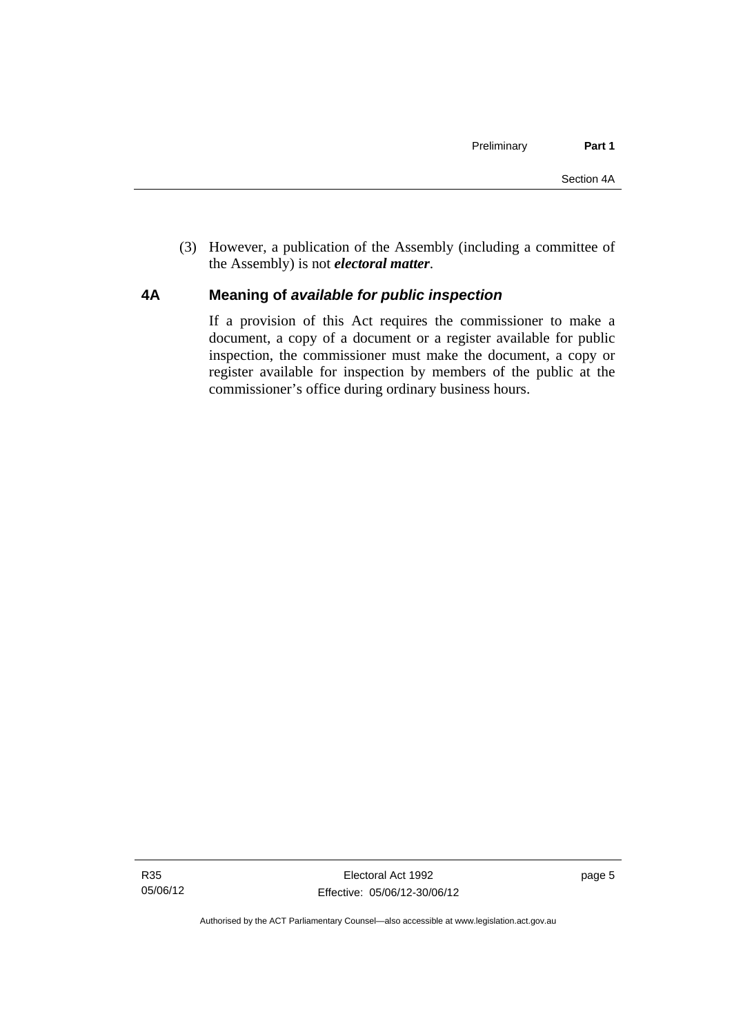(3) However, a publication of the Assembly (including a committee of the Assembly) is not ***electoral matter***.

### 4A Meaning of *available for public inspection*

If a provision of this Act requires the commissioner to make a document, a copy of a document or a register available for public inspection, the commissioner must make the document, a copy or register available for inspection by members of the public at the commissioner's office during ordinary business hours.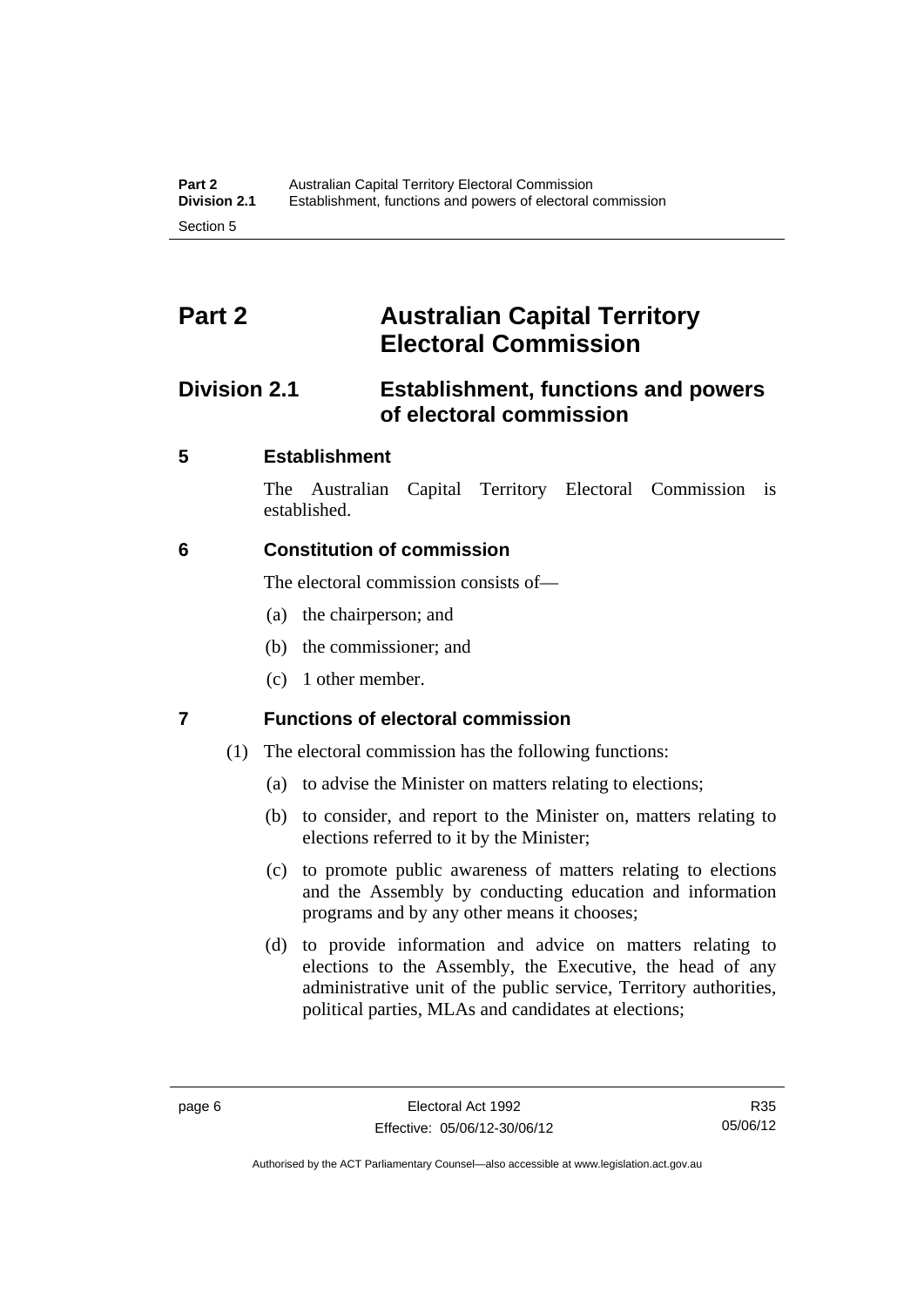# Part 2 Australian Capital Territory Electoral Commission

## Division 2.1 Establishment, functions and powers of electoral commission

### 5 Establishment

The Australian Capital Territory Electoral Commission is established.

### 6 Constitution of commission

The electoral commission consists of—

(a) the chairperson; and

(b) the commissioner; and

(c) 1 other member.

### 7 Functions of electoral commission

(1) The electoral commission has the following functions:

(a) to advise the Minister on matters relating to elections;

(b) to consider, and report to the Minister on, matters relating to elections referred to it by the Minister;

(c) to promote public awareness of matters relating to elections and the Assembly by conducting education and information programs and by any other means it chooses;

(d) to provide information and advice on matters relating to elections to the Assembly, the Executive, the head of any administrative unit of the public service, Territory authorities, political parties, MLAs and candidates at elections;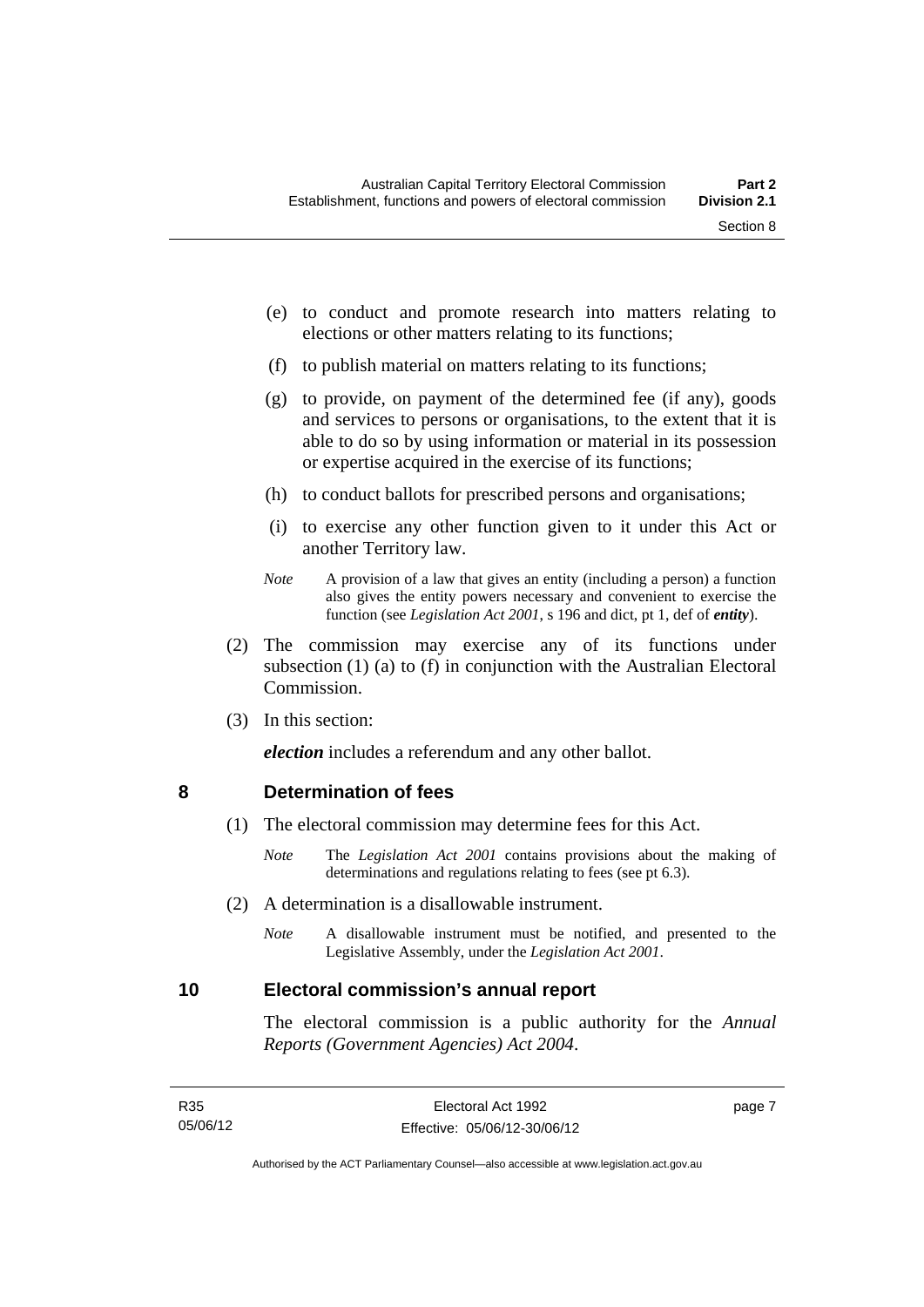(e) to conduct and promote research into matters relating to elections or other matters relating to its functions;

(f) to publish material on matters relating to its functions;

(g) to provide, on payment of the determined fee (if any), goods and services to persons or organisations, to the extent that it is able to do so by using information or material in its possession or expertise acquired in the exercise of its functions;

(h) to conduct ballots for prescribed persons and organisations;

(i) to exercise any other function given to it under this Act or another Territory law.

*Note* A provision of a law that gives an entity (including a person) a function also gives the entity powers necessary and convenient to exercise the function (see *Legislation Act 2001*, s 196 and dict, pt 1, def of ***entity***).

(2) The commission may exercise any of its functions under subsection (1) (a) to (f) in conjunction with the Australian Electoral Commission.

(3) In this section:

***election*** includes a referendum and any other ballot.

## 8 Determination of fees

(1) The electoral commission may determine fees for this Act.

*Note* The *Legislation Act 2001* contains provisions about the making of determinations and regulations relating to fees (see pt 6.3).

(2) A determination is a disallowable instrument.

*Note* A disallowable instrument must be notified, and presented to the Legislative Assembly, under the *Legislation Act 2001*.

## 10 Electoral commission's annual report

The electoral commission is a public authority for the *Annual Reports (Government Agencies) Act 2004*.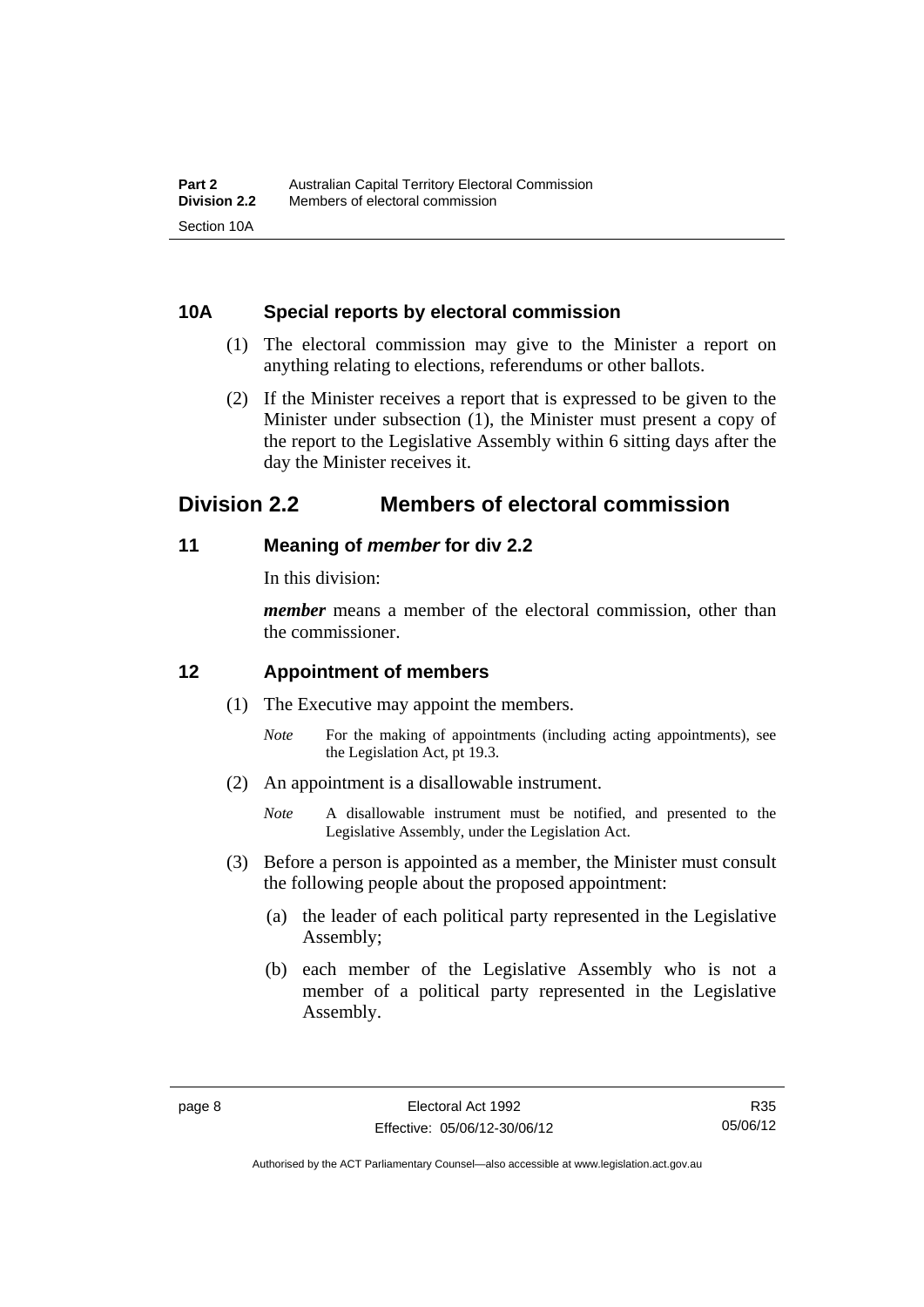### 10A Special reports by electoral commission

(1) The electoral commission may give to the Minister a report on anything relating to elections, referendums or other ballots.

(2) If the Minister receives a report that is expressed to be given to the Minister under subsection (1), the Minister must present a copy of the report to the Legislative Assembly within 6 sitting days after the day the Minister receives it.

## Division 2.2 Members of electoral commission

### 11 Meaning of *member* for div 2.2

In this division:

***member*** means a member of the electoral commission, other than the commissioner.

### 12 Appointment of members

(1) The Executive may appoint the members.

*Note* For the making of appointments (including acting appointments), see the Legislation Act, pt 19.3.

(2) An appointment is a disallowable instrument.

*Note* A disallowable instrument must be notified, and presented to the Legislative Assembly, under the Legislation Act.

(3) Before a person is appointed as a member, the Minister must consult the following people about the proposed appointment:

(a) the leader of each political party represented in the Legislative Assembly;

(b) each member of the Legislative Assembly who is not a member of a political party represented in the Legislative Assembly.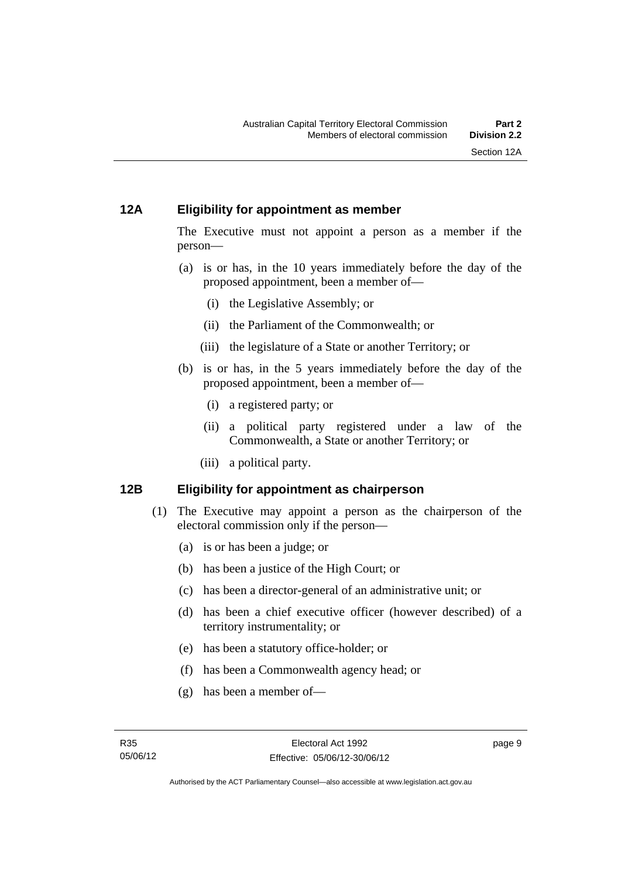### 12A Eligibility for appointment as member

The Executive must not appoint a person as a member if the person—

(a) is or has, in the 10 years immediately before the day of the proposed appointment, been a member of—

  (i) the Legislative Assembly; or

  (ii) the Parliament of the Commonwealth; or

  (iii) the legislature of a State or another Territory; or

(b) is or has, in the 5 years immediately before the day of the proposed appointment, been a member of—

  (i) a registered party; or

  (ii) a political party registered under a law of the Commonwealth, a State or another Territory; or

  (iii) a political party.

### 12B Eligibility for appointment as chairperson

(1) The Executive may appoint a person as the chairperson of the electoral commission only if the person—

  (a) is or has been a judge; or

  (b) has been a justice of the High Court; or

  (c) has been a director-general of an administrative unit; or

  (d) has been a chief executive officer (however described) of a territory instrumentality; or

  (e) has been a statutory office-holder; or

  (f) has been a Commonwealth agency head; or

  (g) has been a member of—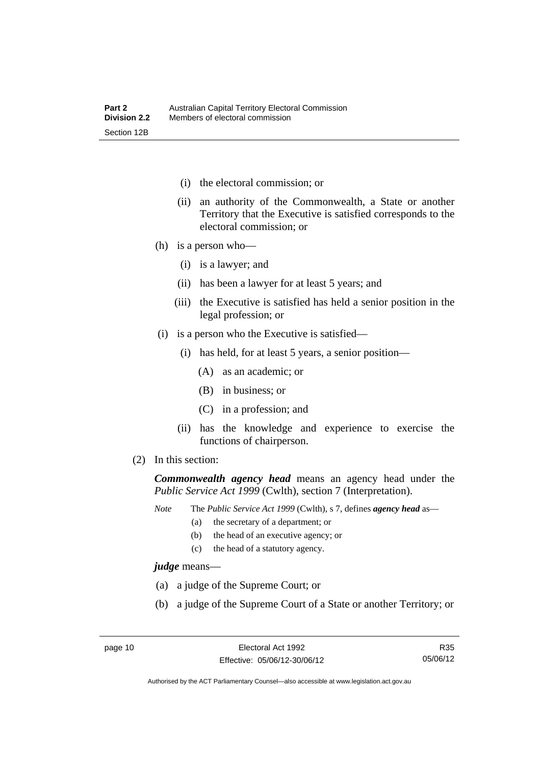(i) the electoral commission; or

(ii) an authority of the Commonwealth, a State or another Territory that the Executive is satisfied corresponds to the electoral commission; or

(h) is a person who—

(i) is a lawyer; and

(ii) has been a lawyer for at least 5 years; and

(iii) the Executive is satisfied has held a senior position in the legal profession; or

(i) is a person who the Executive is satisfied—

(i) has held, for at least 5 years, a senior position—

(A) as an academic; or

(B) in business; or

(C) in a profession; and

(ii) has the knowledge and experience to exercise the functions of chairperson.

(2) In this section:

***Commonwealth agency head*** means an agency head under the *Public Service Act 1999* (Cwlth), section 7 (Interpretation).

*Note* The *Public Service Act 1999* (Cwlth), s 7, defines ***agency head*** as—

(a) the secretary of a department; or

(b) the head of an executive agency; or

(c) the head of a statutory agency.

***judge*** means—

(a) a judge of the Supreme Court; or

(b) a judge of the Supreme Court of a State or another Territory; or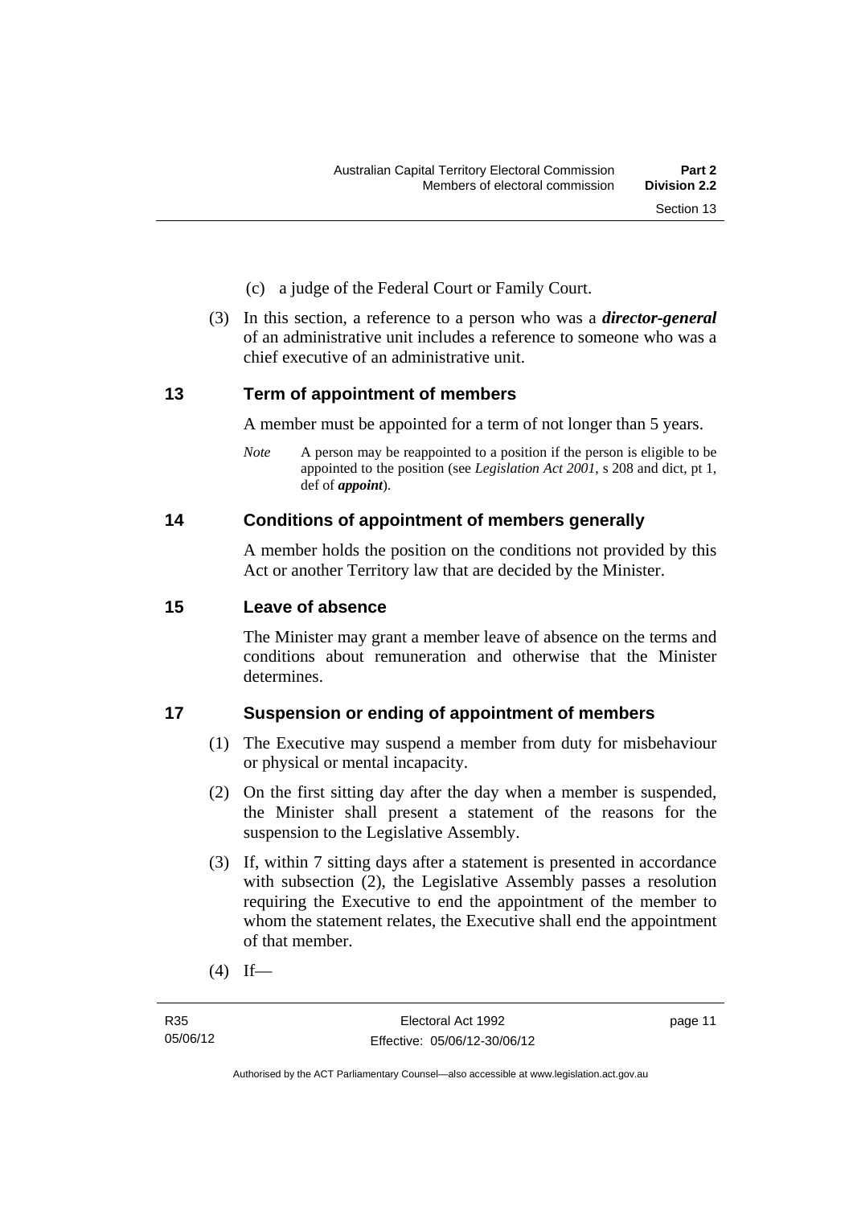(c) a judge of the Federal Court or Family Court.

(3) In this section, a reference to a person who was a ***director-general*** of an administrative unit includes a reference to someone who was a chief executive of an administrative unit.

## 13 Term of appointment of members

A member must be appointed for a term of not longer than 5 years.

*Note* A person may be reappointed to a position if the person is eligible to be appointed to the position (see *Legislation Act 2001*, s 208 and dict, pt 1, def of ***appoint***).

## 14 Conditions of appointment of members generally

A member holds the position on the conditions not provided by this Act or another Territory law that are decided by the Minister.

## 15 Leave of absence

The Minister may grant a member leave of absence on the terms and conditions about remuneration and otherwise that the Minister determines.

## 17 Suspension or ending of appointment of members

(1) The Executive may suspend a member from duty for misbehaviour or physical or mental incapacity.

(2) On the first sitting day after the day when a member is suspended, the Minister shall present a statement of the reasons for the suspension to the Legislative Assembly.

(3) If, within 7 sitting days after a statement is presented in accordance with subsection (2), the Legislative Assembly passes a resolution requiring the Executive to end the appointment of the member to whom the statement relates, the Executive shall end the appointment of that member.

(4) If—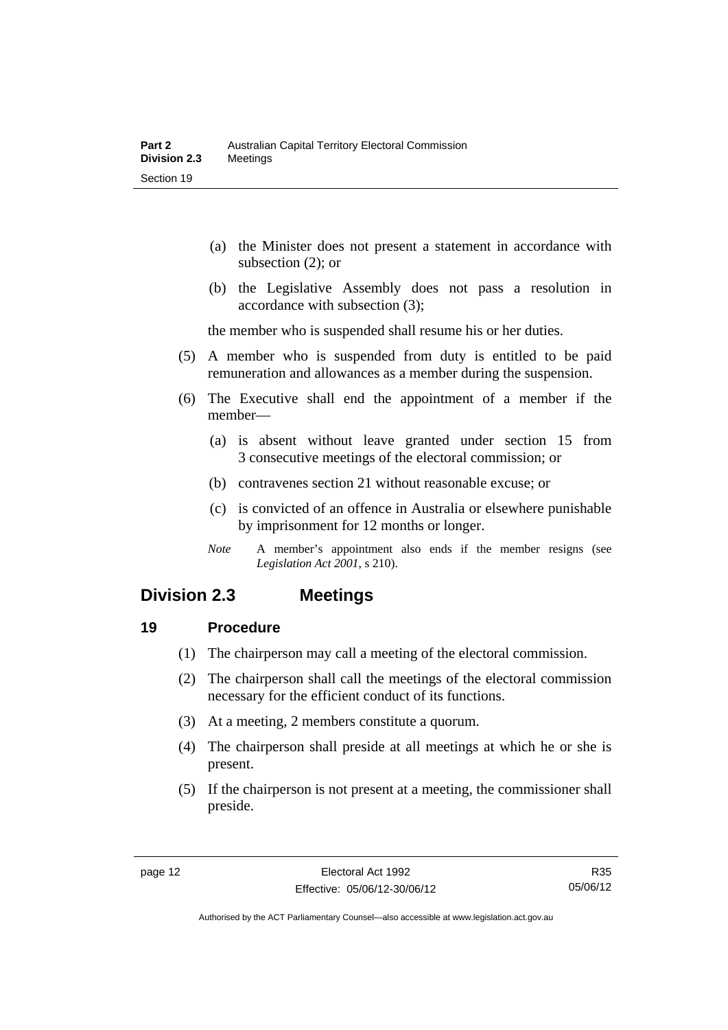(a) the Minister does not present a statement in accordance with subsection (2); or

(b) the Legislative Assembly does not pass a resolution in accordance with subsection (3);

the member who is suspended shall resume his or her duties.

(5) A member who is suspended from duty is entitled to be paid remuneration and allowances as a member during the suspension.

(6) The Executive shall end the appointment of a member if the member—

(a) is absent without leave granted under section 15 from 3 consecutive meetings of the electoral commission; or

(b) contravenes section 21 without reasonable excuse; or

(c) is convicted of an offence in Australia or elsewhere punishable by imprisonment for 12 months or longer.

*Note* A member's appointment also ends if the member resigns (see *Legislation Act 2001*, s 210).

## Division 2.3 Meetings

### 19 Procedure

(1) The chairperson may call a meeting of the electoral commission.

(2) The chairperson shall call the meetings of the electoral commission necessary for the efficient conduct of its functions.

(3) At a meeting, 2 members constitute a quorum.

(4) The chairperson shall preside at all meetings at which he or she is present.

(5) If the chairperson is not present at a meeting, the commissioner shall preside.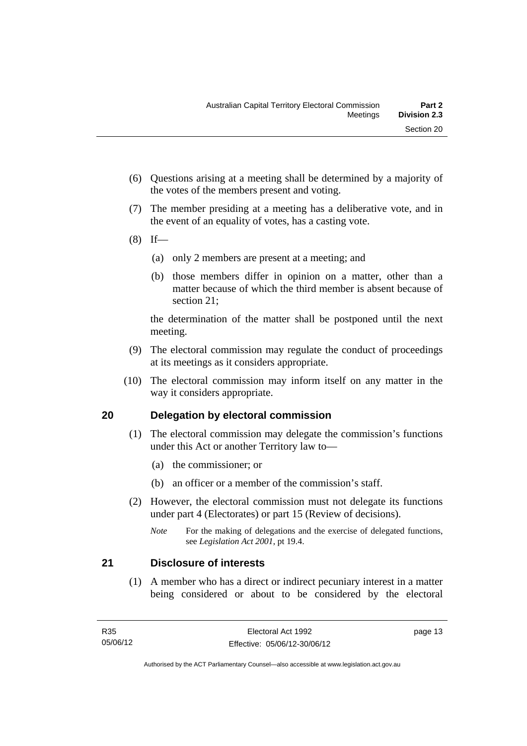(6) Questions arising at a meeting shall be determined by a majority of the votes of the members present and voting.

(7) The member presiding at a meeting has a deliberative vote, and in the event of an equality of votes, has a casting vote.

(8) If—

(a) only 2 members are present at a meeting; and

(b) those members differ in opinion on a matter, other than a matter because of which the third member is absent because of section 21;

the determination of the matter shall be postponed until the next meeting.

(9) The electoral commission may regulate the conduct of proceedings at its meetings as it considers appropriate.

(10) The electoral commission may inform itself on any matter in the way it considers appropriate.

## 20 Delegation by electoral commission

(1) The electoral commission may delegate the commission's functions under this Act or another Territory law to—

(a) the commissioner; or

(b) an officer or a member of the commission's staff.

(2) However, the electoral commission must not delegate its functions under part 4 (Electorates) or part 15 (Review of decisions).

*Note* For the making of delegations and the exercise of delegated functions, see *Legislation Act 2001*, pt 19.4.

## 21 Disclosure of interests

(1) A member who has a direct or indirect pecuniary interest in a matter being considered or about to be considered by the electoral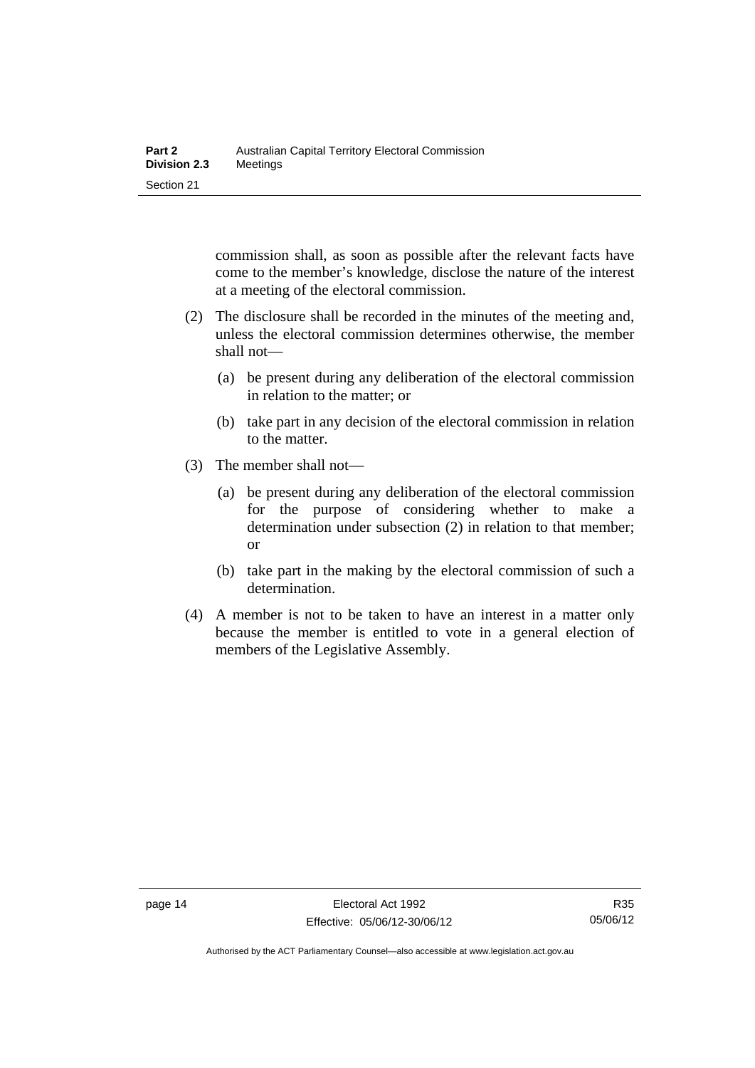commission shall, as soon as possible after the relevant facts have come to the member's knowledge, disclose the nature of the interest at a meeting of the electoral commission.

(2) The disclosure shall be recorded in the minutes of the meeting and, unless the electoral commission determines otherwise, the member shall not—

(a) be present during any deliberation of the electoral commission in relation to the matter; or

(b) take part in any decision of the electoral commission in relation to the matter.

(3) The member shall not—

(a) be present during any deliberation of the electoral commission for the purpose of considering whether to make a determination under subsection (2) in relation to that member; or

(b) take part in the making by the electoral commission of such a determination.

(4) A member is not to be taken to have an interest in a matter only because the member is entitled to vote in a general election of members of the Legislative Assembly.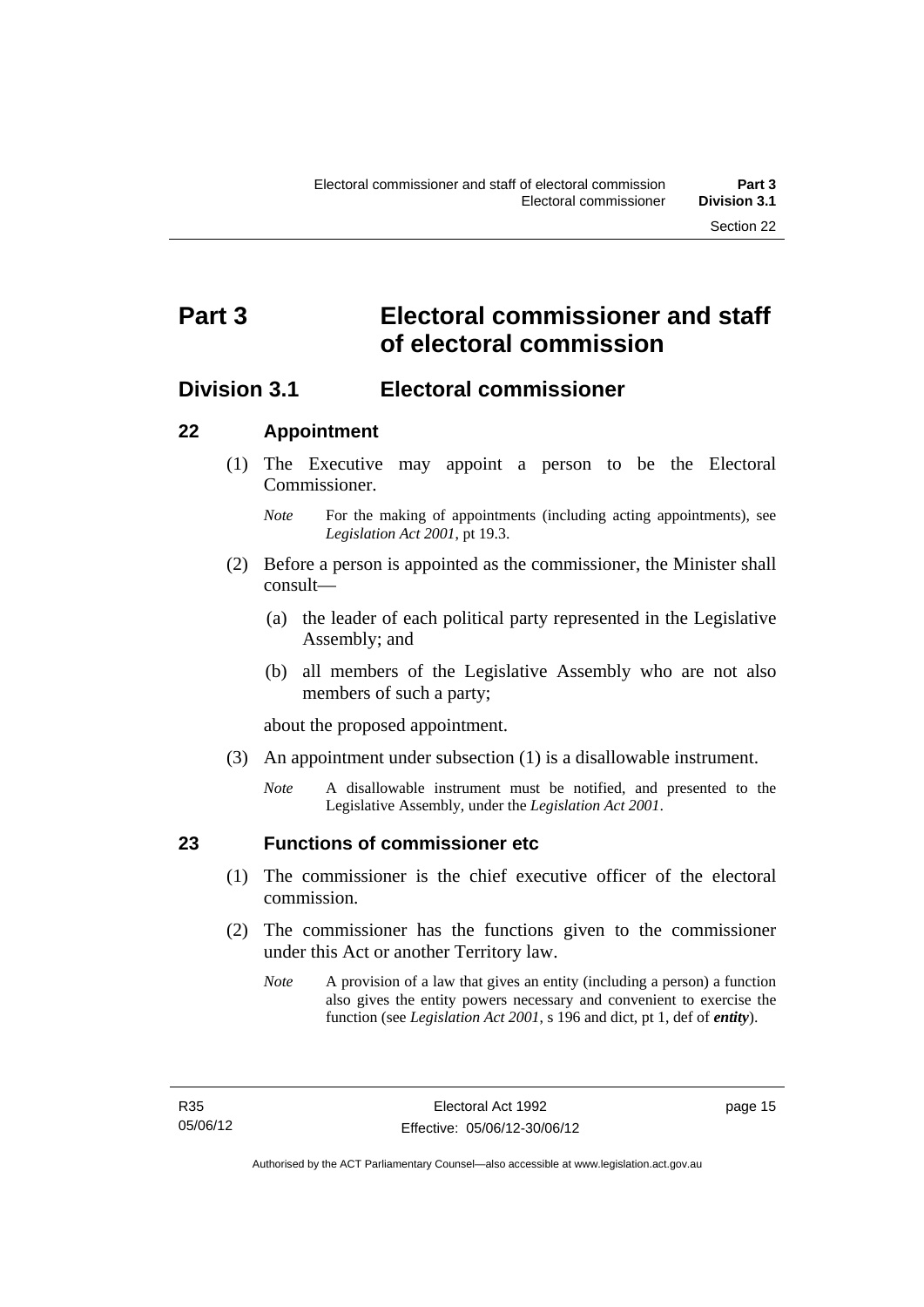# Part 3 Electoral commissioner and staff of electoral commission

## Division 3.1 Electoral commissioner

### 22 Appointment

(1) The Executive may appoint a person to be the Electoral Commissioner.

*Note* For the making of appointments (including acting appointments), see *Legislation Act 2001*, pt 19.3.

(2) Before a person is appointed as the commissioner, the Minister shall consult—

(a) the leader of each political party represented in the Legislative Assembly; and

(b) all members of the Legislative Assembly who are not also members of such a party;

about the proposed appointment.

(3) An appointment under subsection (1) is a disallowable instrument.

*Note* A disallowable instrument must be notified, and presented to the Legislative Assembly, under the *Legislation Act 2001*.

### 23 Functions of commissioner etc

(1) The commissioner is the chief executive officer of the electoral commission.

(2) The commissioner has the functions given to the commissioner under this Act or another Territory law.

*Note* A provision of a law that gives an entity (including a person) a function also gives the entity powers necessary and convenient to exercise the function (see *Legislation Act 2001*, s 196 and dict, pt 1, def of ***entity***).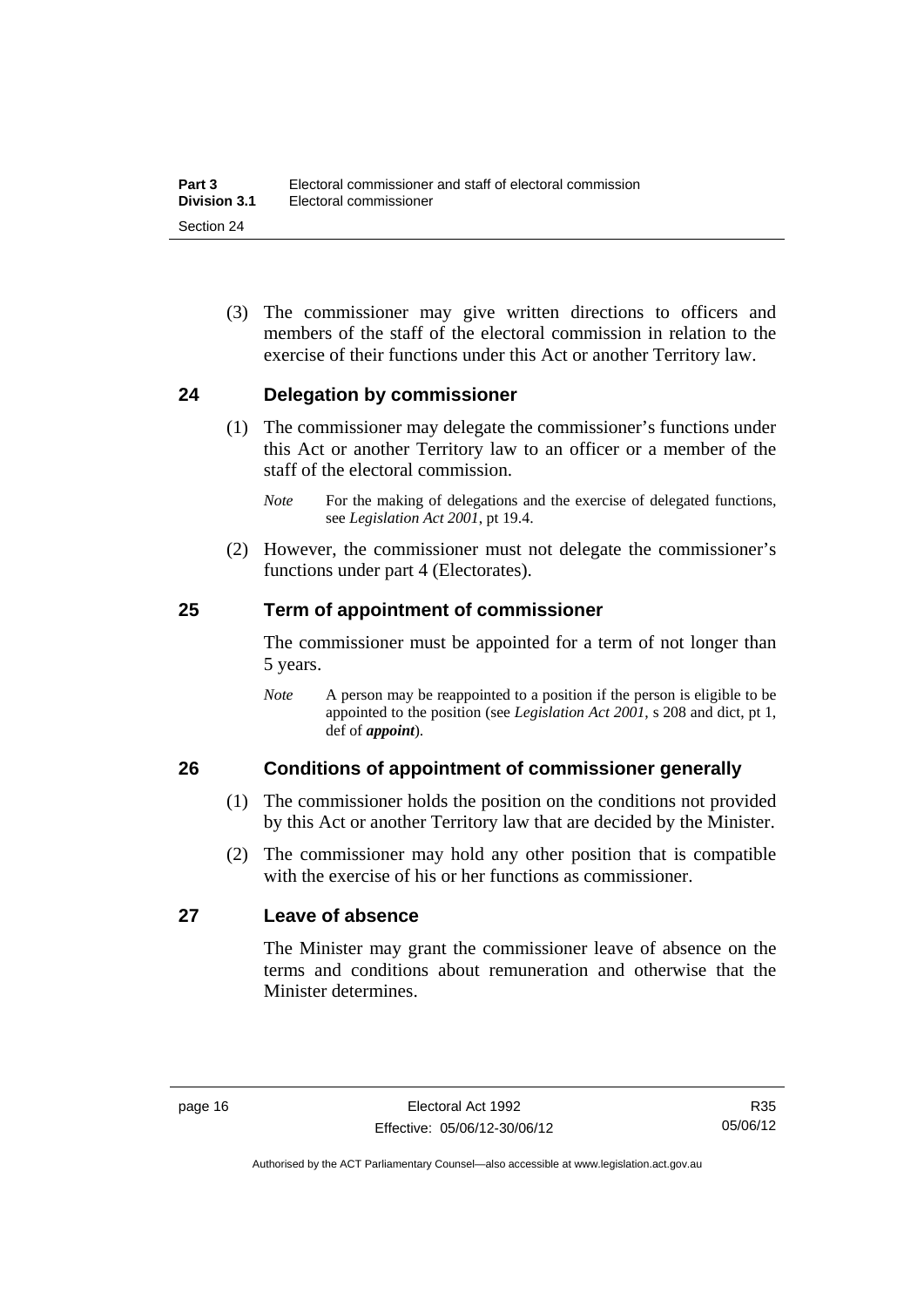(3) The commissioner may give written directions to officers and members of the staff of the electoral commission in relation to the exercise of their functions under this Act or another Territory law.

## 24 Delegation by commissioner

(1) The commissioner may delegate the commissioner's functions under this Act or another Territory law to an officer or a member of the staff of the electoral commission.

*Note* For the making of delegations and the exercise of delegated functions, see *Legislation Act 2001*, pt 19.4.

(2) However, the commissioner must not delegate the commissioner's functions under part 4 (Electorates).

## 25 Term of appointment of commissioner

The commissioner must be appointed for a term of not longer than 5 years.

*Note* A person may be reappointed to a position if the person is eligible to be appointed to the position (see *Legislation Act 2001*, s 208 and dict, pt 1, def of ***appoint***).

## 26 Conditions of appointment of commissioner generally

(1) The commissioner holds the position on the conditions not provided by this Act or another Territory law that are decided by the Minister.

(2) The commissioner may hold any other position that is compatible with the exercise of his or her functions as commissioner.

## 27 Leave of absence

The Minister may grant the commissioner leave of absence on the terms and conditions about remuneration and otherwise that the Minister determines.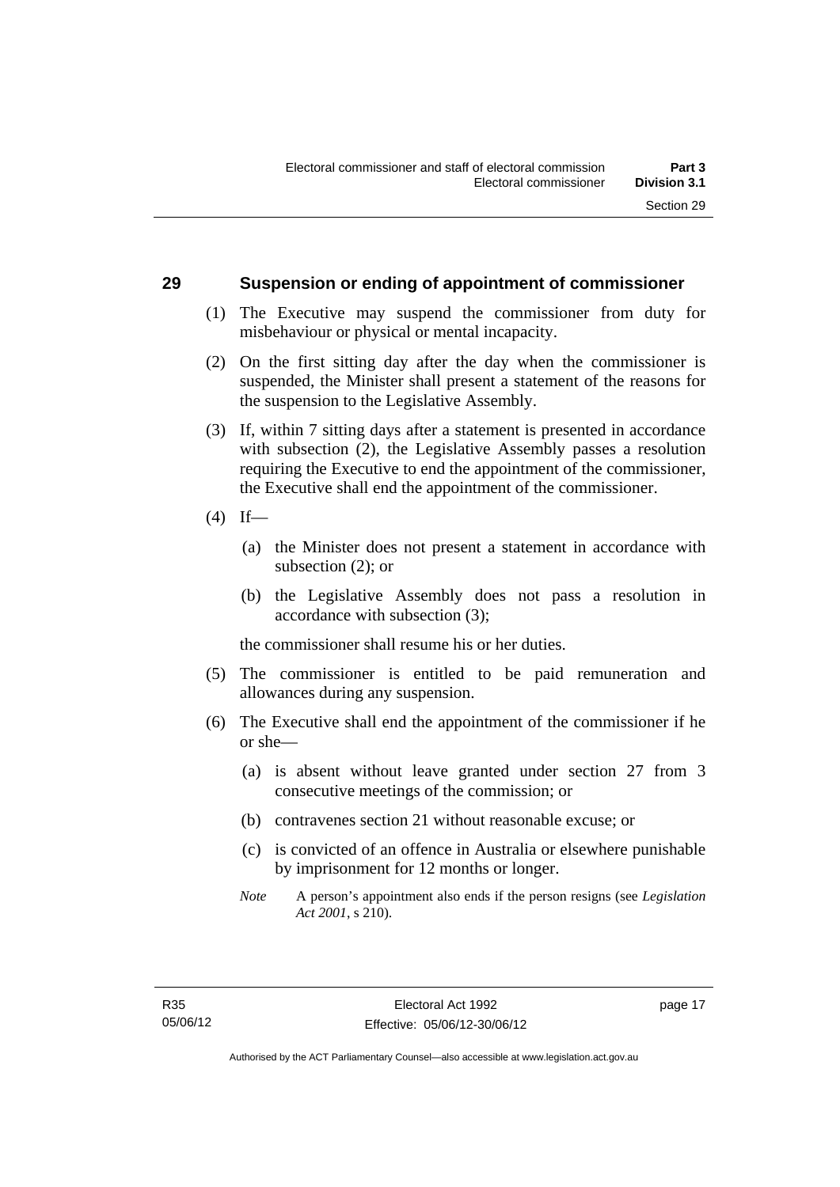## 29 Suspension or ending of appointment of commissioner

(1) The Executive may suspend the commissioner from duty for misbehaviour or physical or mental incapacity.

(2) On the first sitting day after the day when the commissioner is suspended, the Minister shall present a statement of the reasons for the suspension to the Legislative Assembly.

(3) If, within 7 sitting days after a statement is presented in accordance with subsection (2), the Legislative Assembly passes a resolution requiring the Executive to end the appointment of the commissioner, the Executive shall end the appointment of the commissioner.

(4) If—

(a) the Minister does not present a statement in accordance with subsection (2); or

(b) the Legislative Assembly does not pass a resolution in accordance with subsection (3);

the commissioner shall resume his or her duties.

(5) The commissioner is entitled to be paid remuneration and allowances during any suspension.

(6) The Executive shall end the appointment of the commissioner if he or she—

(a) is absent without leave granted under section 27 from 3 consecutive meetings of the commission; or

(b) contravenes section 21 without reasonable excuse; or

(c) is convicted of an offence in Australia or elsewhere punishable by imprisonment for 12 months or longer.

*Note* A person's appointment also ends if the person resigns (see *Legislation Act 2001*, s 210).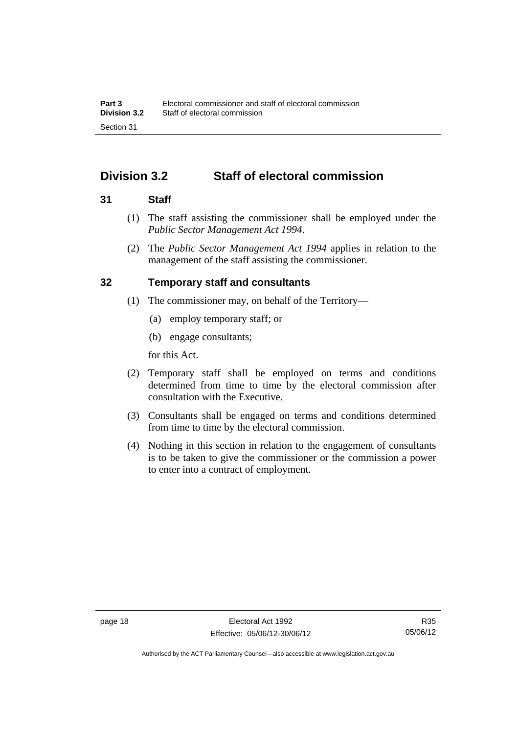## Division 3.2 Staff of electoral commission

### 31 Staff

(1) The staff assisting the commissioner shall be employed under the *Public Sector Management Act 1994*.

(2) The *Public Sector Management Act 1994* applies in relation to the management of the staff assisting the commissioner.

### 32 Temporary staff and consultants

(1) The commissioner may, on behalf of the Territory—

(a) employ temporary staff; or

(b) engage consultants;

for this Act.

(2) Temporary staff shall be employed on terms and conditions determined from time to time by the electoral commission after consultation with the Executive.

(3) Consultants shall be engaged on terms and conditions determined from time to time by the electoral commission.

(4) Nothing in this section in relation to the engagement of consultants is to be taken to give the commissioner or the commission a power to enter into a contract of employment.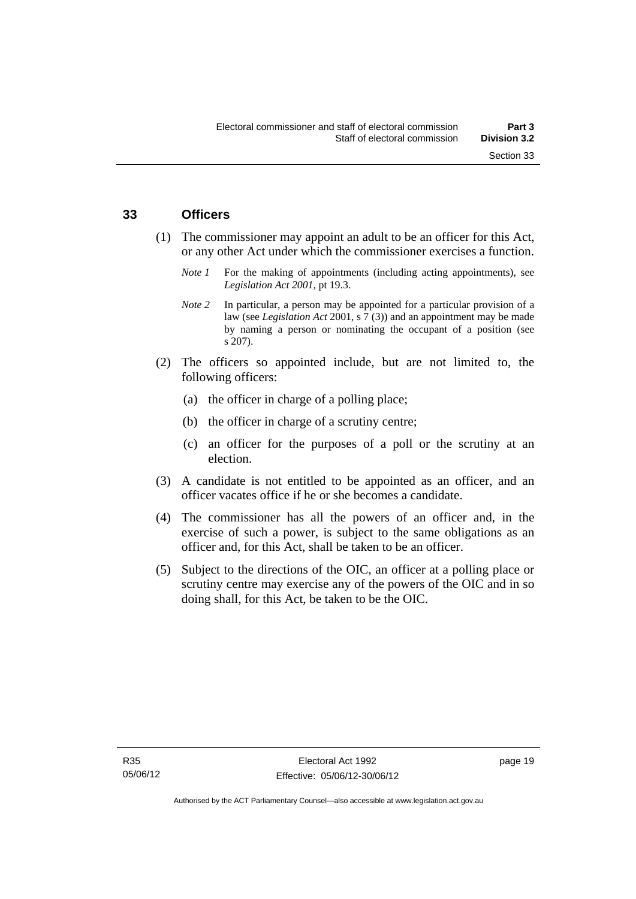## 33 Officers

(1) The commissioner may appoint an adult to be an officer for this Act, or any other Act under which the commissioner exercises a function.

*Note 1* For the making of appointments (including acting appointments), see *Legislation Act 2001*, pt 19.3.

*Note 2* In particular, a person may be appointed for a particular provision of a law (see *Legislation Act* 2001, s 7 (3)) and an appointment may be made by naming a person or nominating the occupant of a position (see s 207).

(2) The officers so appointed include, but are not limited to, the following officers:

(a) the officer in charge of a polling place;

(b) the officer in charge of a scrutiny centre;

(c) an officer for the purposes of a poll or the scrutiny at an election.

(3) A candidate is not entitled to be appointed as an officer, and an officer vacates office if he or she becomes a candidate.

(4) The commissioner has all the powers of an officer and, in the exercise of such a power, is subject to the same obligations as an officer and, for this Act, shall be taken to be an officer.

(5) Subject to the directions of the OIC, an officer at a polling place or scrutiny centre may exercise any of the powers of the OIC and in so doing shall, for this Act, be taken to be the OIC.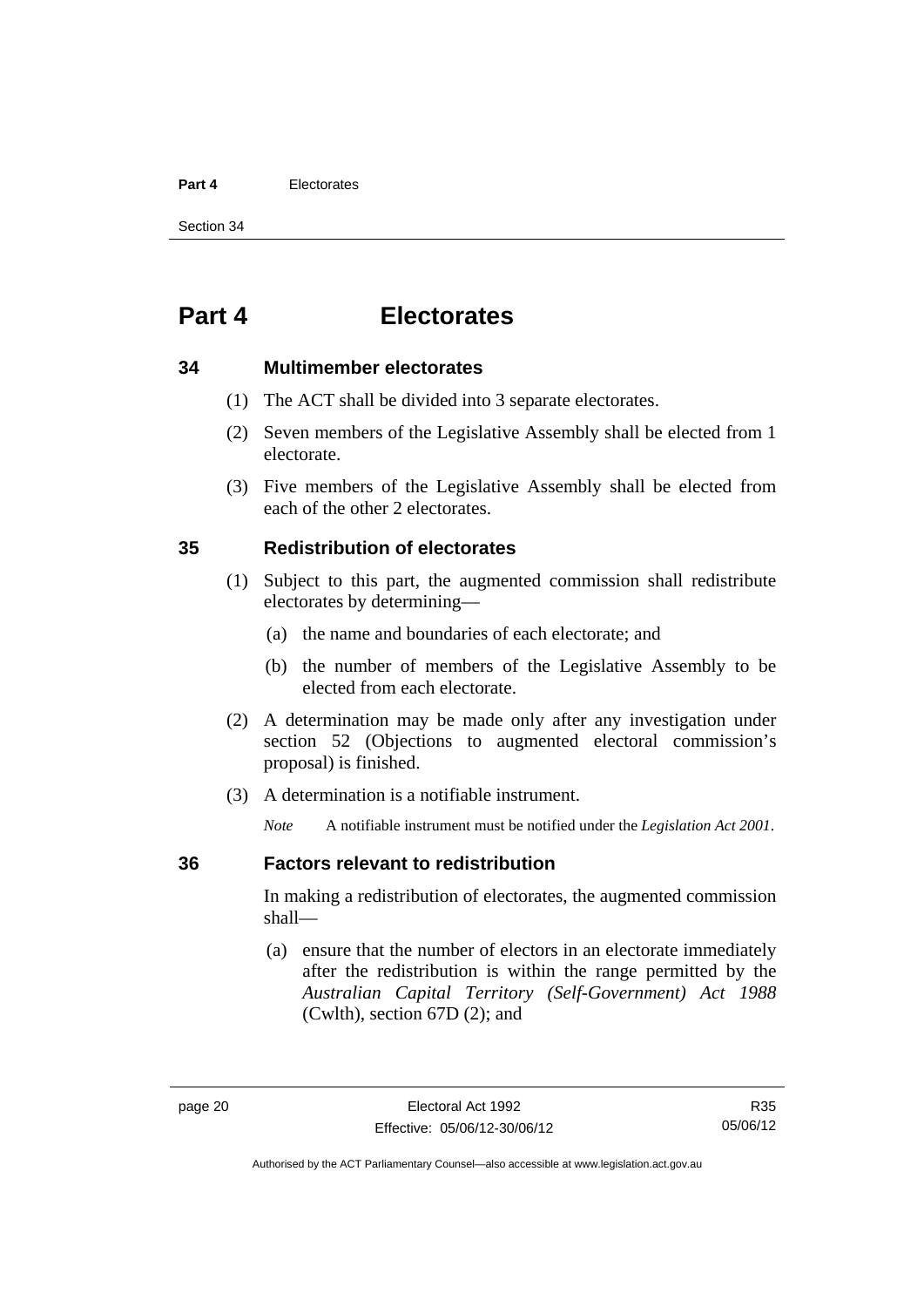# Part 4 Electorates

## 34 Multimember electorates

(1) The ACT shall be divided into 3 separate electorates.

(2) Seven members of the Legislative Assembly shall be elected from 1 electorate.

(3) Five members of the Legislative Assembly shall be elected from each of the other 2 electorates.

## 35 Redistribution of electorates

(1) Subject to this part, the augmented commission shall redistribute electorates by determining—

(a) the name and boundaries of each electorate; and

(b) the number of members of the Legislative Assembly to be elected from each electorate.

(2) A determination may be made only after any investigation under section 52 (Objections to augmented electoral commission's proposal) is finished.

(3) A determination is a notifiable instrument.

*Note* A notifiable instrument must be notified under the *Legislation Act 2001*.

## 36 Factors relevant to redistribution

In making a redistribution of electorates, the augmented commission shall—

(a) ensure that the number of electors in an electorate immediately after the redistribution is within the range permitted by the *Australian Capital Territory (Self-Government) Act 1988* (Cwlth), section 67D (2); and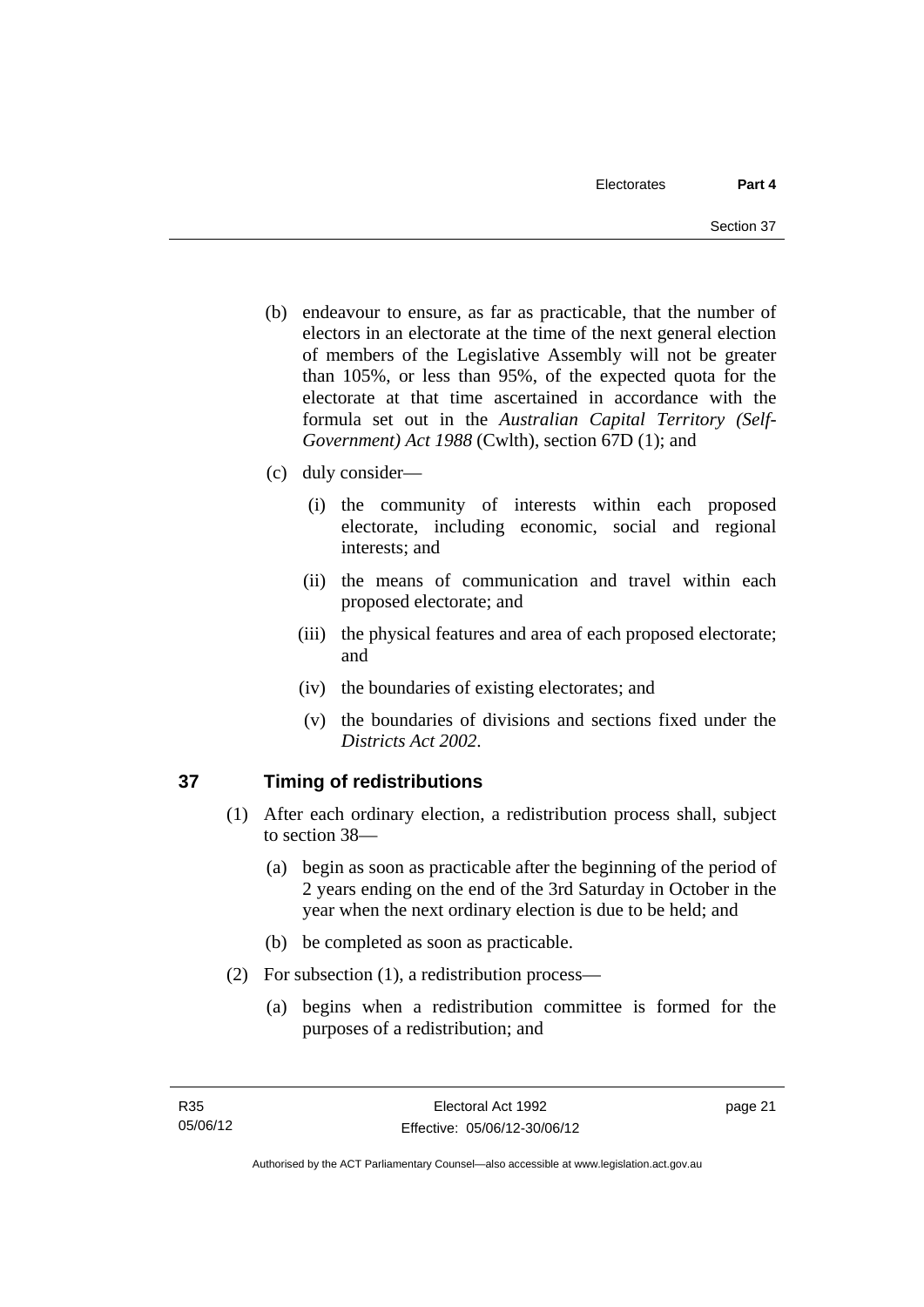(b) endeavour to ensure, as far as practicable, that the number of electors in an electorate at the time of the next general election of members of the Legislative Assembly will not be greater than 105%, or less than 95%, of the expected quota for the electorate at that time ascertained in accordance with the formula set out in the *Australian Capital Territory (Self-Government) Act 1988* (Cwlth), section 67D (1); and

(c) duly consider—

(i) the community of interests within each proposed electorate, including economic, social and regional interests; and

(ii) the means of communication and travel within each proposed electorate; and

(iii) the physical features and area of each proposed electorate; and

(iv) the boundaries of existing electorates; and

(v) the boundaries of divisions and sections fixed under the *Districts Act 2002*.

## 37 Timing of redistributions

(1) After each ordinary election, a redistribution process shall, subject to section 38—

(a) begin as soon as practicable after the beginning of the period of 2 years ending on the end of the 3rd Saturday in October in the year when the next ordinary election is due to be held; and

(b) be completed as soon as practicable.

(2) For subsection (1), a redistribution process—

(a) begins when a redistribution committee is formed for the purposes of a redistribution; and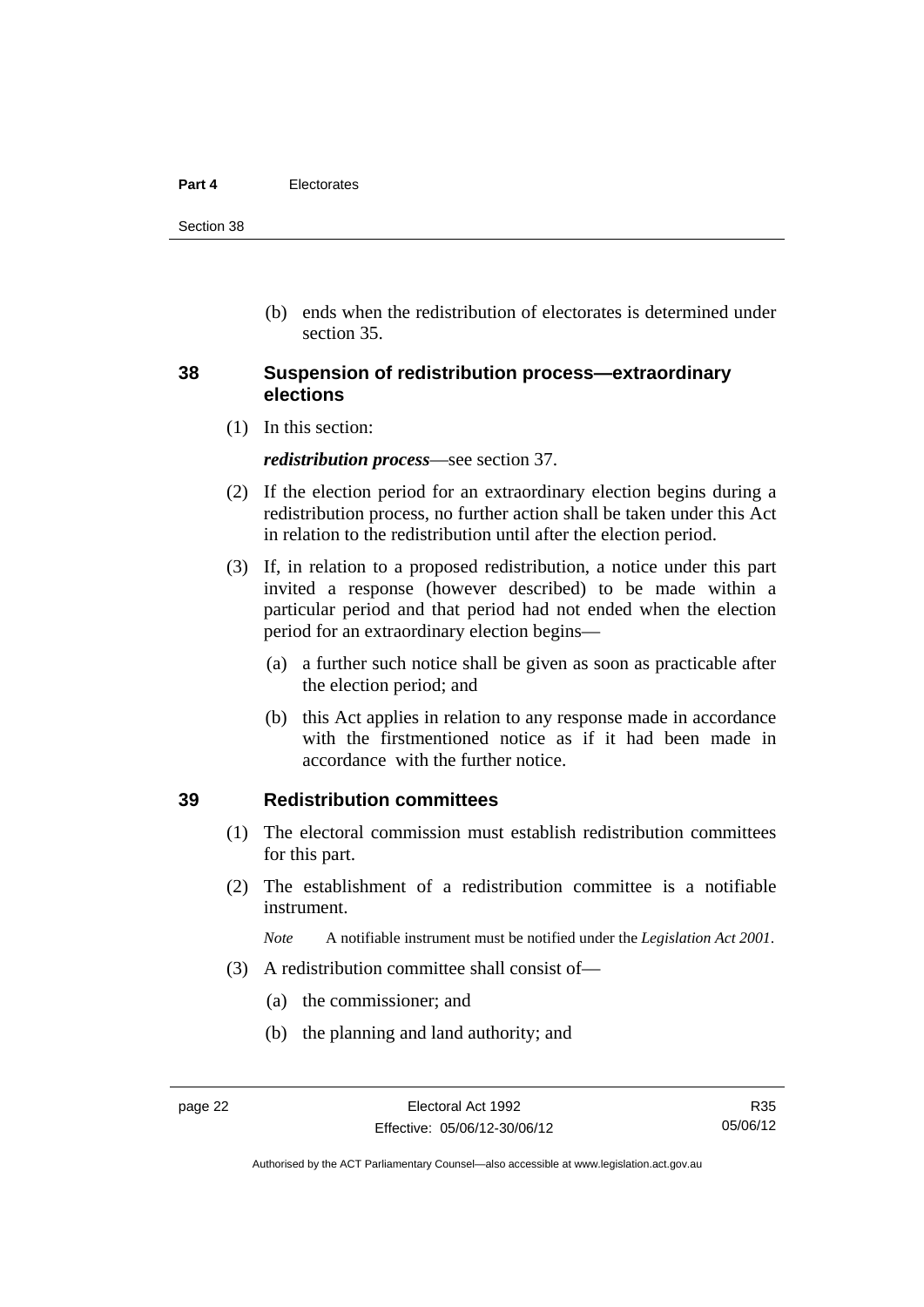(b) ends when the redistribution of electorates is determined under section 35.

### 38 Suspension of redistribution process—extraordinary elections

(1) In this section:

***redistribution process***—see section 37.

(2) If the election period for an extraordinary election begins during a redistribution process, no further action shall be taken under this Act in relation to the redistribution until after the election period.

(3) If, in relation to a proposed redistribution, a notice under this part invited a response (however described) to be made within a particular period and that period had not ended when the election period for an extraordinary election begins—

(a) a further such notice shall be given as soon as practicable after the election period; and

(b) this Act applies in relation to any response made in accordance with the firstmentioned notice as if it had been made in accordance with the further notice.

### 39 Redistribution committees

(1) The electoral commission must establish redistribution committees for this part.

(2) The establishment of a redistribution committee is a notifiable instrument.

*Note* A notifiable instrument must be notified under the *Legislation Act 2001*.

(3) A redistribution committee shall consist of—

(a) the commissioner; and

(b) the planning and land authority; and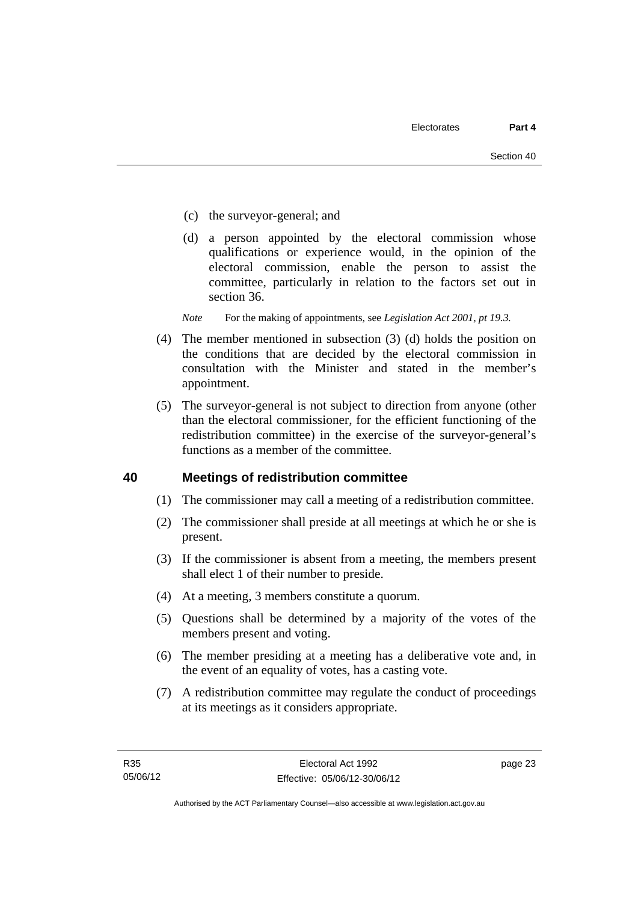(c) the surveyor-general; and

(d) a person appointed by the electoral commission whose qualifications or experience would, in the opinion of the electoral commission, enable the person to assist the committee, particularly in relation to the factors set out in section 36.

*Note* For the making of appointments, see *Legislation Act 2001, pt 19.3.*

(4) The member mentioned in subsection (3) (d) holds the position on the conditions that are decided by the electoral commission in consultation with the Minister and stated in the member's appointment.

(5) The surveyor-general is not subject to direction from anyone (other than the electoral commissioner, for the efficient functioning of the redistribution committee) in the exercise of the surveyor-general's functions as a member of the committee.

## 40 Meetings of redistribution committee

(1) The commissioner may call a meeting of a redistribution committee.

(2) The commissioner shall preside at all meetings at which he or she is present.

(3) If the commissioner is absent from a meeting, the members present shall elect 1 of their number to preside.

(4) At a meeting, 3 members constitute a quorum.

(5) Questions shall be determined by a majority of the votes of the members present and voting.

(6) The member presiding at a meeting has a deliberative vote and, in the event of an equality of votes, has a casting vote.

(7) A redistribution committee may regulate the conduct of proceedings at its meetings as it considers appropriate.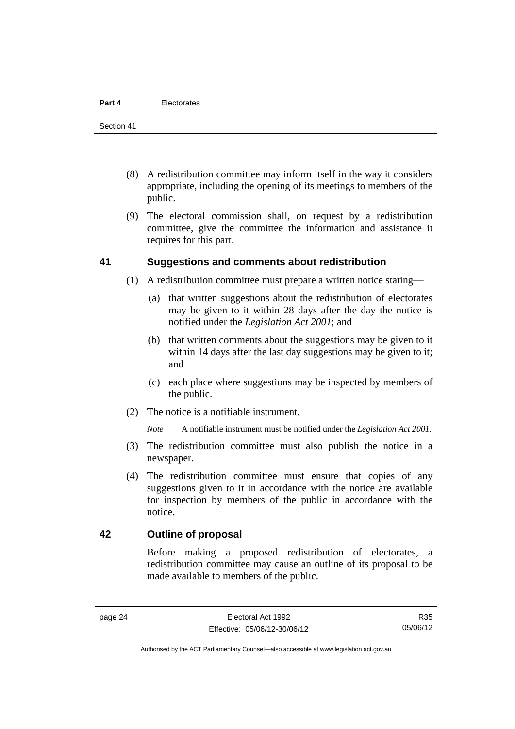(8) A redistribution committee may inform itself in the way it considers appropriate, including the opening of its meetings to members of the public.

(9) The electoral commission shall, on request by a redistribution committee, give the committee the information and assistance it requires for this part.

## 41 Suggestions and comments about redistribution

(1) A redistribution committee must prepare a written notice stating—

(a) that written suggestions about the redistribution of electorates may be given to it within 28 days after the day the notice is notified under the *Legislation Act 2001*; and

(b) that written comments about the suggestions may be given to it within 14 days after the last day suggestions may be given to it; and

(c) each place where suggestions may be inspected by members of the public.

(2) The notice is a notifiable instrument.

*Note* A notifiable instrument must be notified under the *Legislation Act 2001*.

(3) The redistribution committee must also publish the notice in a newspaper.

(4) The redistribution committee must ensure that copies of any suggestions given to it in accordance with the notice are available for inspection by members of the public in accordance with the notice.

## 42 Outline of proposal

Before making a proposed redistribution of electorates, a redistribution committee may cause an outline of its proposal to be made available to members of the public.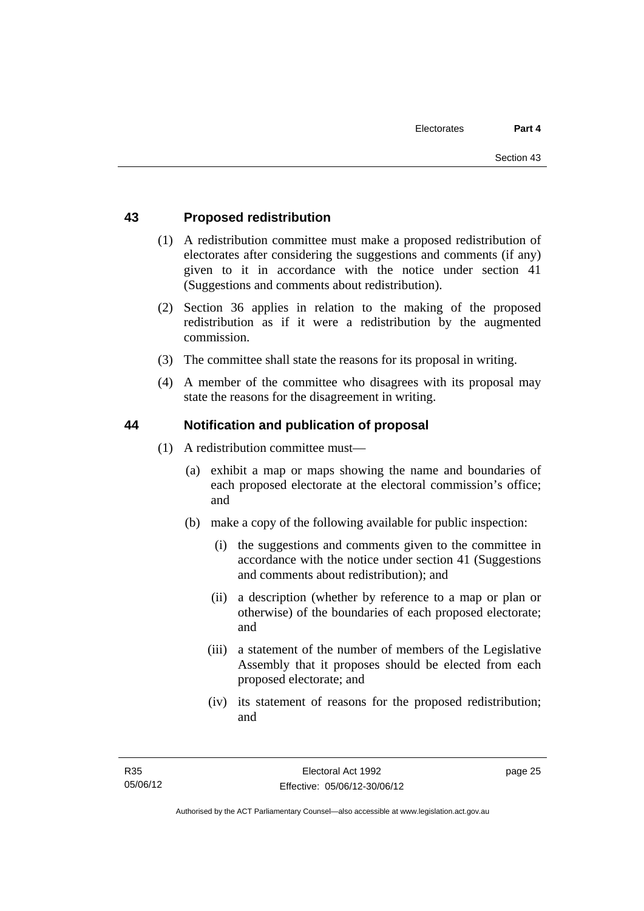## 43 Proposed redistribution

(1) A redistribution committee must make a proposed redistribution of electorates after considering the suggestions and comments (if any) given to it in accordance with the notice under section 41 (Suggestions and comments about redistribution).

(2) Section 36 applies in relation to the making of the proposed redistribution as if it were a redistribution by the augmented commission.

(3) The committee shall state the reasons for its proposal in writing.

(4) A member of the committee who disagrees with its proposal may state the reasons for the disagreement in writing.

## 44 Notification and publication of proposal

(1) A redistribution committee must—

- (a) exhibit a map or maps showing the name and boundaries of each proposed electorate at the electoral commission's office; and
- (b) make a copy of the following available for public inspection:
  - (i) the suggestions and comments given to the committee in accordance with the notice under section 41 (Suggestions and comments about redistribution); and
  - (ii) a description (whether by reference to a map or plan or otherwise) of the boundaries of each proposed electorate; and
  - (iii) a statement of the number of members of the Legislative Assembly that it proposes should be elected from each proposed electorate; and
  - (iv) its statement of reasons for the proposed redistribution; and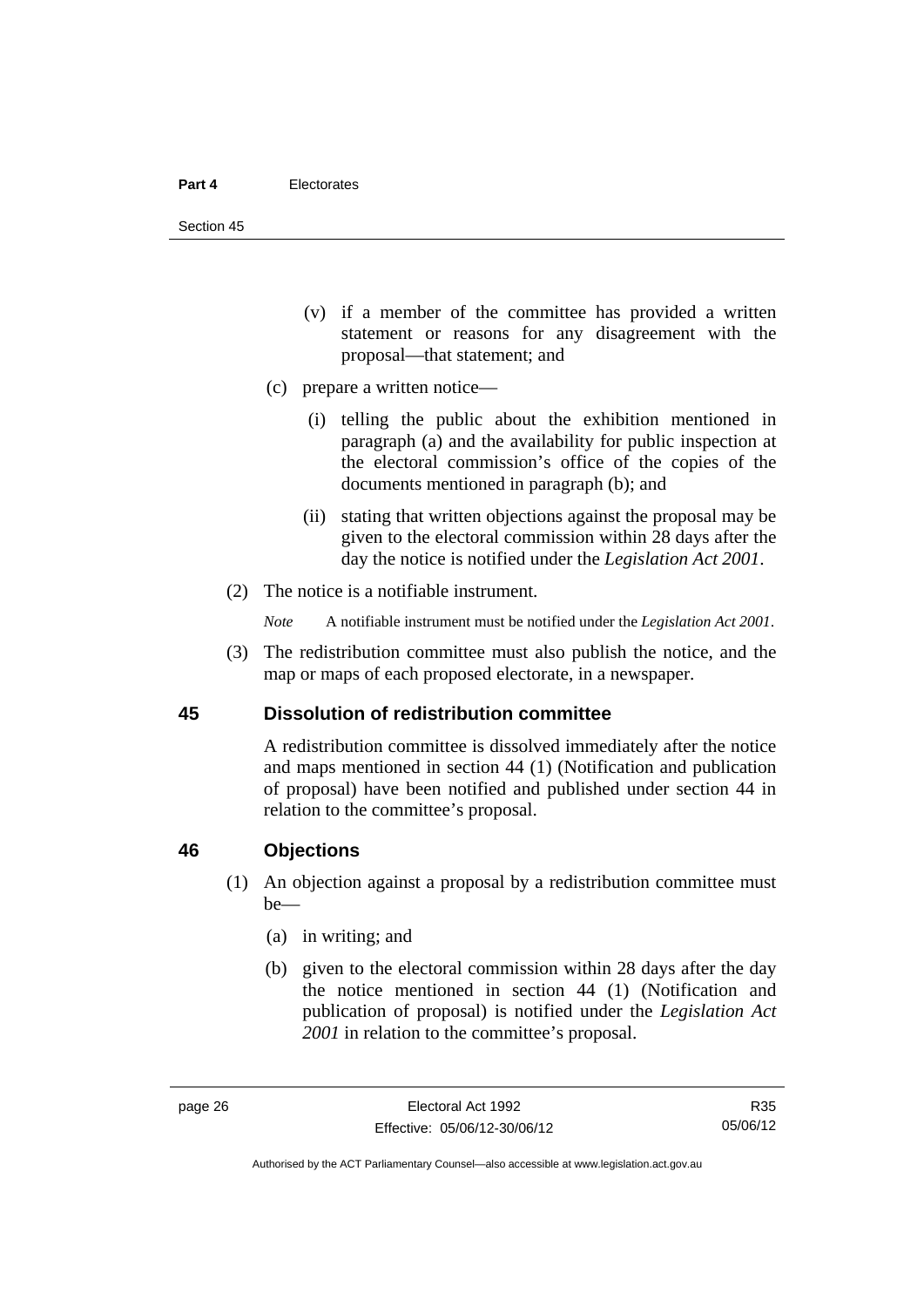(v) if a member of the committee has provided a written statement or reasons for any disagreement with the proposal—that statement; and

(c) prepare a written notice—

(i) telling the public about the exhibition mentioned in paragraph (a) and the availability for public inspection at the electoral commission's office of the copies of the documents mentioned in paragraph (b); and

(ii) stating that written objections against the proposal may be given to the electoral commission within 28 days after the day the notice is notified under the *Legislation Act 2001*.

(2) The notice is a notifiable instrument.

*Note* A notifiable instrument must be notified under the *Legislation Act 2001*.

(3) The redistribution committee must also publish the notice, and the map or maps of each proposed electorate, in a newspaper.

## 45 Dissolution of redistribution committee

A redistribution committee is dissolved immediately after the notice and maps mentioned in section 44 (1) (Notification and publication of proposal) have been notified and published under section 44 in relation to the committee's proposal.

## 46 Objections

(1) An objection against a proposal by a redistribution committee must be—

(a) in writing; and

(b) given to the electoral commission within 28 days after the day the notice mentioned in section 44 (1) (Notification and publication of proposal) is notified under the *Legislation Act 2001* in relation to the committee's proposal.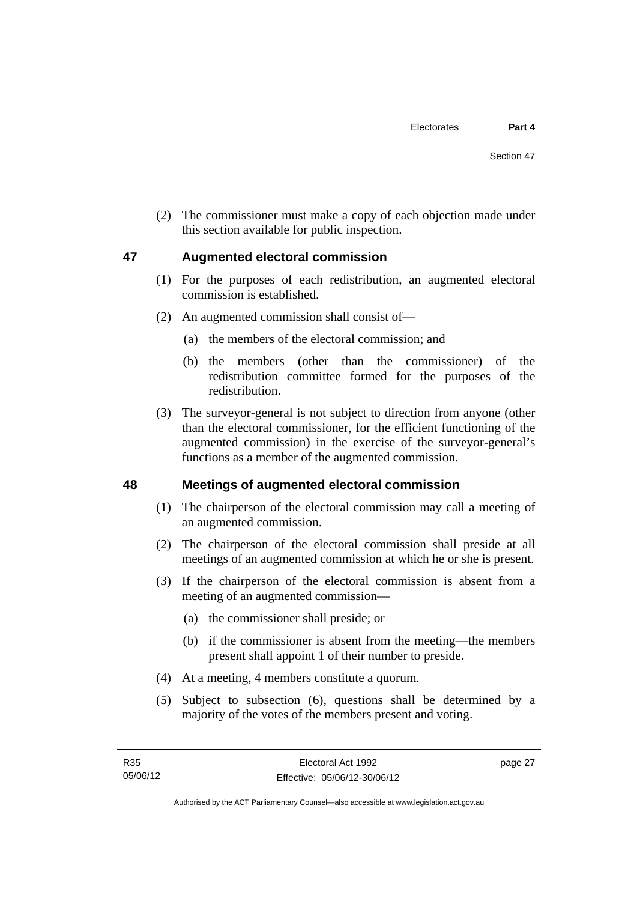(2) The commissioner must make a copy of each objection made under this section available for public inspection.

## 47 Augmented electoral commission

(1) For the purposes of each redistribution, an augmented electoral commission is established.

(2) An augmented commission shall consist of—

(a) the members of the electoral commission; and

(b) the members (other than the commissioner) of the redistribution committee formed for the purposes of the redistribution.

(3) The surveyor-general is not subject to direction from anyone (other than the electoral commissioner, for the efficient functioning of the augmented commission) in the exercise of the surveyor-general's functions as a member of the augmented commission.

## 48 Meetings of augmented electoral commission

(1) The chairperson of the electoral commission may call a meeting of an augmented commission.

(2) The chairperson of the electoral commission shall preside at all meetings of an augmented commission at which he or she is present.

(3) If the chairperson of the electoral commission is absent from a meeting of an augmented commission—

(a) the commissioner shall preside; or

(b) if the commissioner is absent from the meeting—the members present shall appoint 1 of their number to preside.

(4) At a meeting, 4 members constitute a quorum.

(5) Subject to subsection (6), questions shall be determined by a majority of the votes of the members present and voting.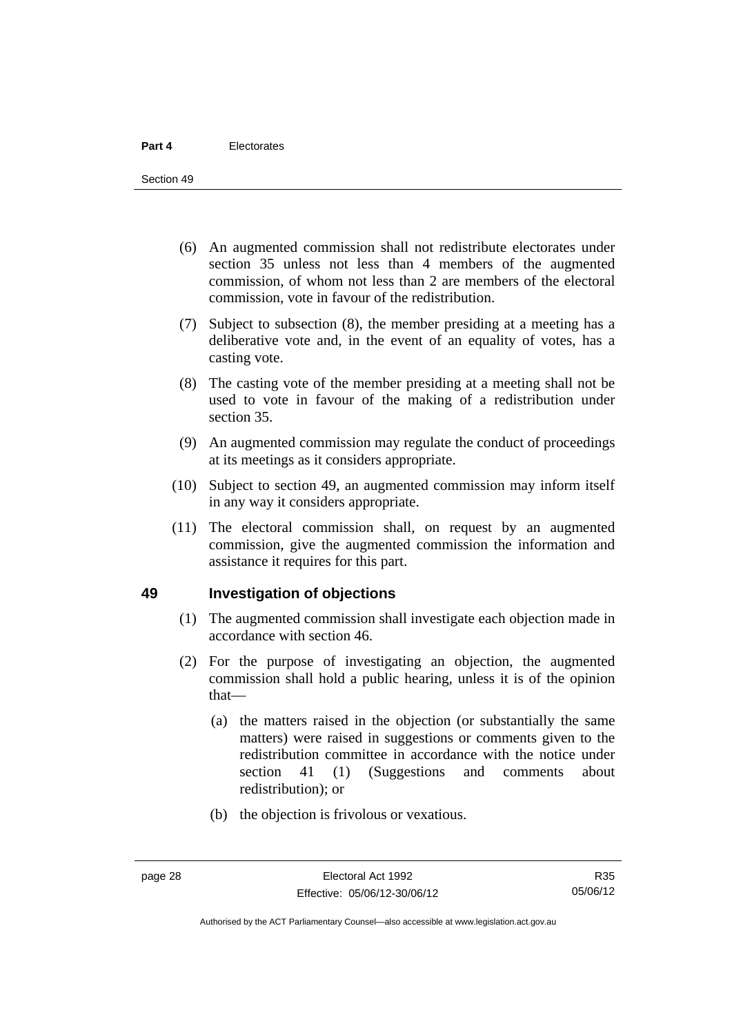(6) An augmented commission shall not redistribute electorates under section 35 unless not less than 4 members of the augmented commission, of whom not less than 2 are members of the electoral commission, vote in favour of the redistribution.

(7) Subject to subsection (8), the member presiding at a meeting has a deliberative vote and, in the event of an equality of votes, has a casting vote.

(8) The casting vote of the member presiding at a meeting shall not be used to vote in favour of the making of a redistribution under section 35.

(9) An augmented commission may regulate the conduct of proceedings at its meetings as it considers appropriate.

(10) Subject to section 49, an augmented commission may inform itself in any way it considers appropriate.

(11) The electoral commission shall, on request by an augmented commission, give the augmented commission the information and assistance it requires for this part.

## 49 Investigation of objections

(1) The augmented commission shall investigate each objection made in accordance with section 46.

(2) For the purpose of investigating an objection, the augmented commission shall hold a public hearing, unless it is of the opinion that—

(a) the matters raised in the objection (or substantially the same matters) were raised in suggestions or comments given to the redistribution committee in accordance with the notice under section 41 (1) (Suggestions and comments about redistribution); or

(b) the objection is frivolous or vexatious.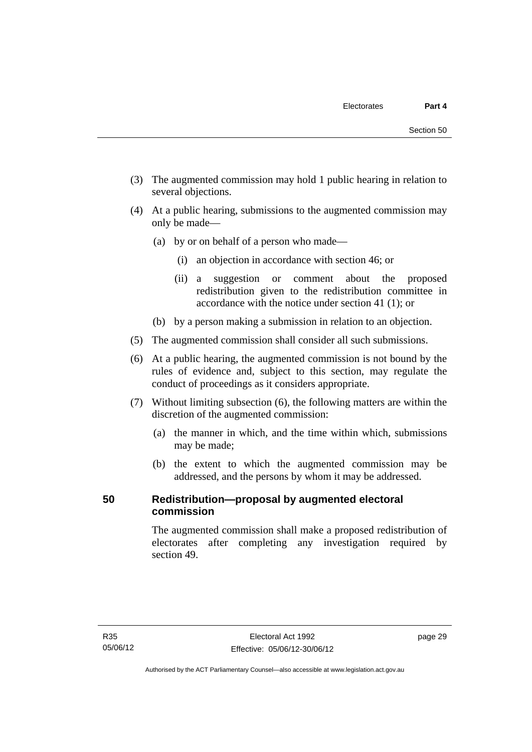(3) The augmented commission may hold 1 public hearing in relation to several objections.

(4) At a public hearing, submissions to the augmented commission may only be made—

(a) by or on behalf of a person who made—

(i) an objection in accordance with section 46; or

(ii) a suggestion or comment about the proposed redistribution given to the redistribution committee in accordance with the notice under section 41 (1); or

(b) by a person making a submission in relation to an objection.

(5) The augmented commission shall consider all such submissions.

(6) At a public hearing, the augmented commission is not bound by the rules of evidence and, subject to this section, may regulate the conduct of proceedings as it considers appropriate.

(7) Without limiting subsection (6), the following matters are within the discretion of the augmented commission:

(a) the manner in which, and the time within which, submissions may be made;

(b) the extent to which the augmented commission may be addressed, and the persons by whom it may be addressed.

### 50 Redistribution—proposal by augmented electoral commission

The augmented commission shall make a proposed redistribution of electorates after completing any investigation required by section 49.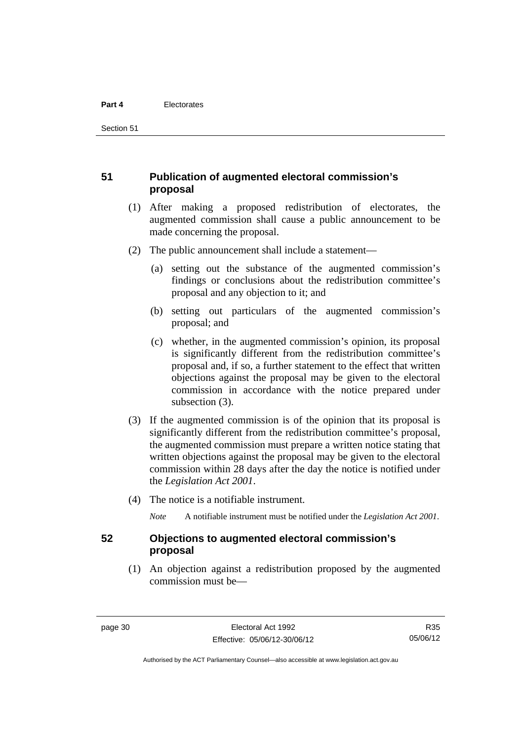## 51 Publication of augmented electoral commission's proposal

(1) After making a proposed redistribution of electorates, the augmented commission shall cause a public announcement to be made concerning the proposal.

(2) The public announcement shall include a statement—

(a) setting out the substance of the augmented commission's findings or conclusions about the redistribution committee's proposal and any objection to it; and

(b) setting out particulars of the augmented commission's proposal; and

(c) whether, in the augmented commission's opinion, its proposal is significantly different from the redistribution committee's proposal and, if so, a further statement to the effect that written objections against the proposal may be given to the electoral commission in accordance with the notice prepared under subsection (3).

(3) If the augmented commission is of the opinion that its proposal is significantly different from the redistribution committee's proposal, the augmented commission must prepare a written notice stating that written objections against the proposal may be given to the electoral commission within 28 days after the day the notice is notified under the *Legislation Act 2001*.

(4) The notice is a notifiable instrument.

*Note* A notifiable instrument must be notified under the *Legislation Act 2001*.

## 52 Objections to augmented electoral commission's proposal

(1) An objection against a redistribution proposed by the augmented commission must be—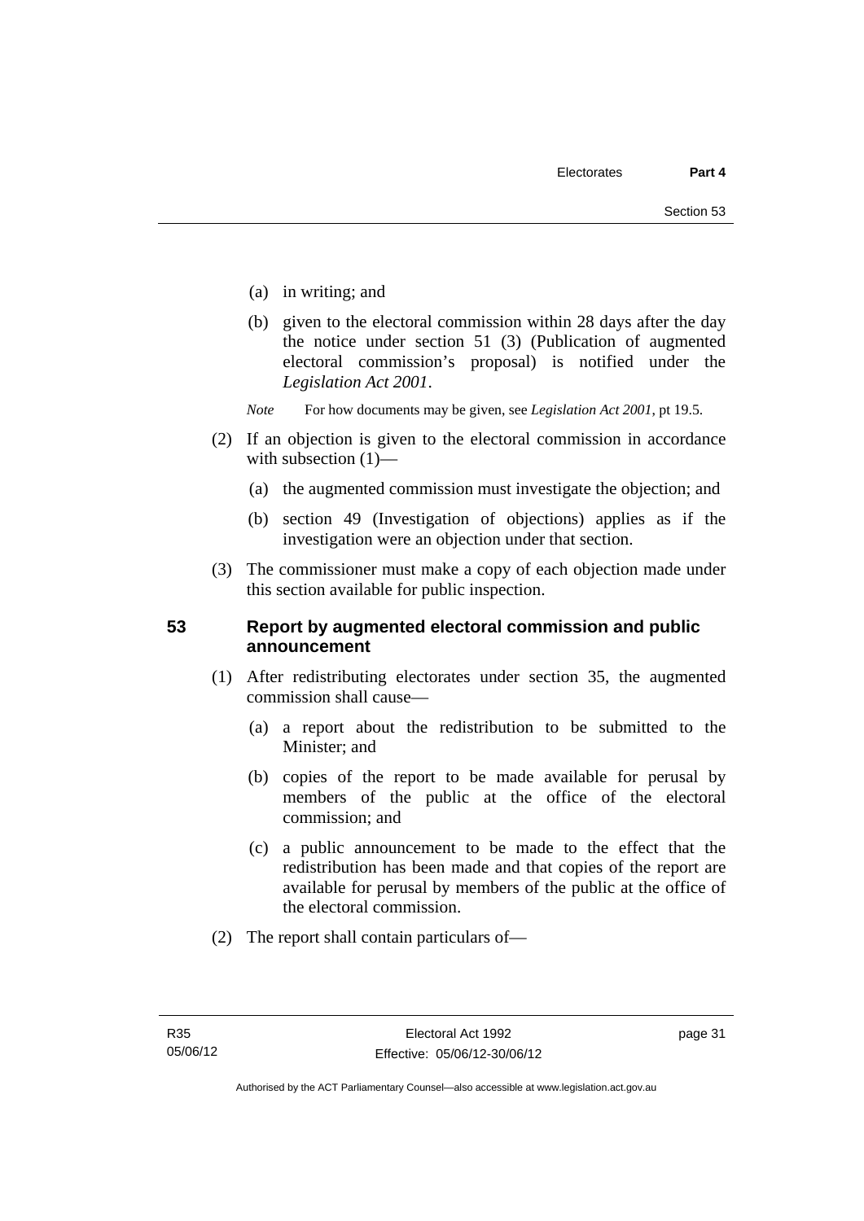(a) in writing; and

(b) given to the electoral commission within 28 days after the day the notice under section 51 (3) (Publication of augmented electoral commission's proposal) is notified under the *Legislation Act 2001*.

*Note* For how documents may be given, see *Legislation Act 2001*, pt 19.5.

(2) If an objection is given to the electoral commission in accordance with subsection (1)—

(a) the augmented commission must investigate the objection; and

(b) section 49 (Investigation of objections) applies as if the investigation were an objection under that section.

(3) The commissioner must make a copy of each objection made under this section available for public inspection.

## 53 Report by augmented electoral commission and public announcement

(1) After redistributing electorates under section 35, the augmented commission shall cause—

(a) a report about the redistribution to be submitted to the Minister; and

(b) copies of the report to be made available for perusal by members of the public at the office of the electoral commission; and

(c) a public announcement to be made to the effect that the redistribution has been made and that copies of the report are available for perusal by members of the public at the office of the electoral commission.

(2) The report shall contain particulars of—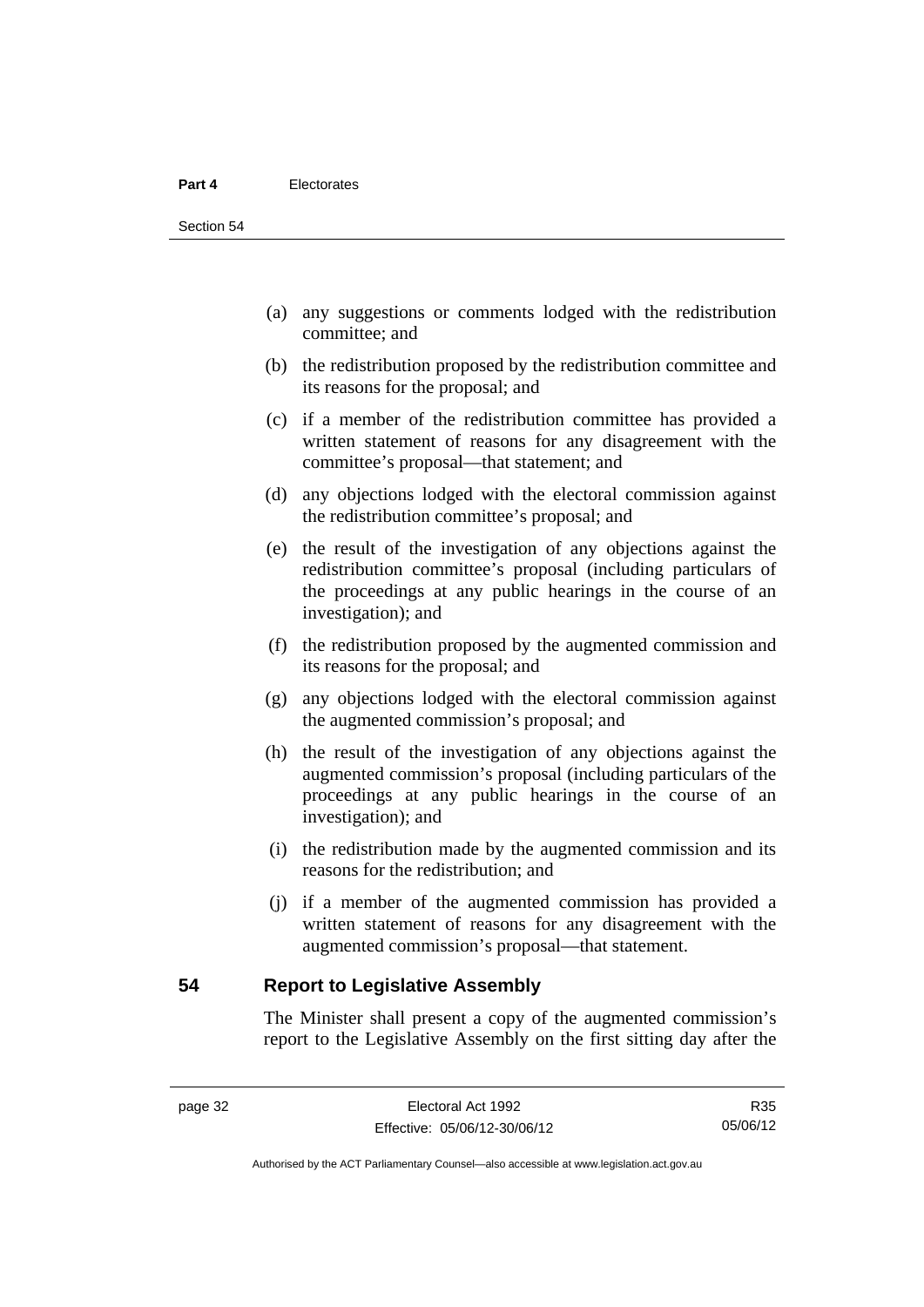(a) any suggestions or comments lodged with the redistribution committee; and

(b) the redistribution proposed by the redistribution committee and its reasons for the proposal; and

(c) if a member of the redistribution committee has provided a written statement of reasons for any disagreement with the committee's proposal—that statement; and

(d) any objections lodged with the electoral commission against the redistribution committee's proposal; and

(e) the result of the investigation of any objections against the redistribution committee's proposal (including particulars of the proceedings at any public hearings in the course of an investigation); and

(f) the redistribution proposed by the augmented commission and its reasons for the proposal; and

(g) any objections lodged with the electoral commission against the augmented commission's proposal; and

(h) the result of the investigation of any objections against the augmented commission's proposal (including particulars of the proceedings at any public hearings in the course of an investigation); and

(i) the redistribution made by the augmented commission and its reasons for the redistribution; and

(j) if a member of the augmented commission has provided a written statement of reasons for any disagreement with the augmented commission's proposal—that statement.

## 54 Report to Legislative Assembly

The Minister shall present a copy of the augmented commission's report to the Legislative Assembly on the first sitting day after the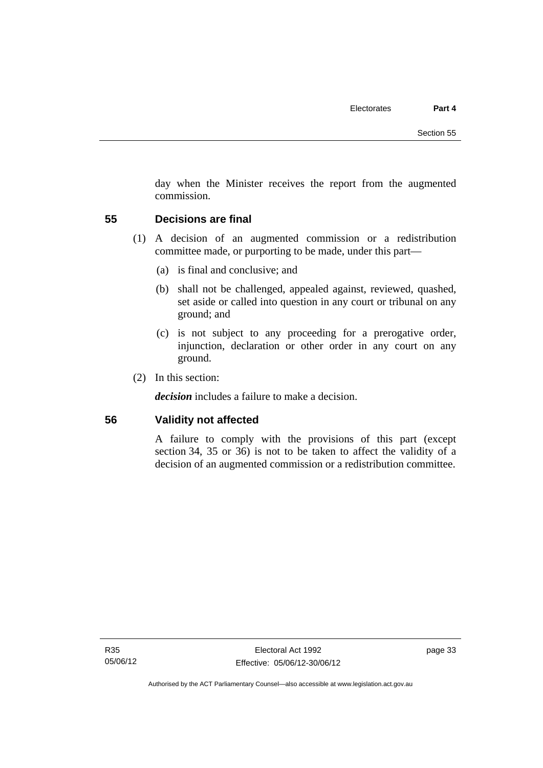day when the Minister receives the report from the augmented commission.

## 55 Decisions are final

(1) A decision of an augmented commission or a redistribution committee made, or purporting to be made, under this part—

(a) is final and conclusive; and

(b) shall not be challenged, appealed against, reviewed, quashed, set aside or called into question in any court or tribunal on any ground; and

(c) is not subject to any proceeding for a prerogative order, injunction, declaration or other order in any court on any ground.

(2) In this section:

***decision*** includes a failure to make a decision.

## 56 Validity not affected

A failure to comply with the provisions of this part (except section 34, 35 or 36) is not to be taken to affect the validity of a decision of an augmented commission or a redistribution committee.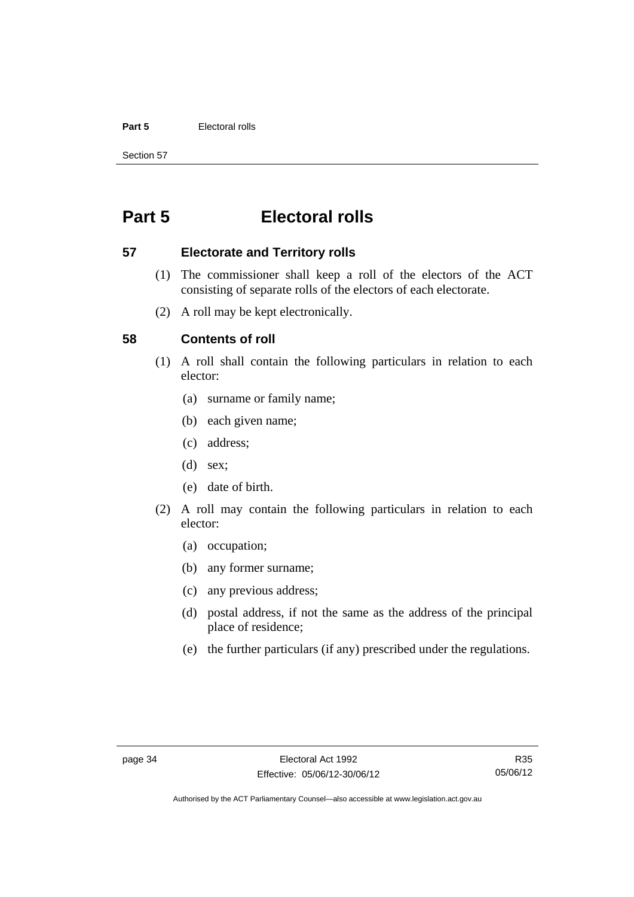# Part 5 Electoral rolls

## 57 Electorate and Territory rolls

(1) The commissioner shall keep a roll of the electors of the ACT consisting of separate rolls of the electors of each electorate.

(2) A roll may be kept electronically.

## 58 Contents of roll

(1) A roll shall contain the following particulars in relation to each elector:

(a) surname or family name;

(b) each given name;

(c) address;

(d) sex;

(e) date of birth.

(2) A roll may contain the following particulars in relation to each elector:

(a) occupation;

(b) any former surname;

(c) any previous address;

(d) postal address, if not the same as the address of the principal place of residence;

(e) the further particulars (if any) prescribed under the regulations.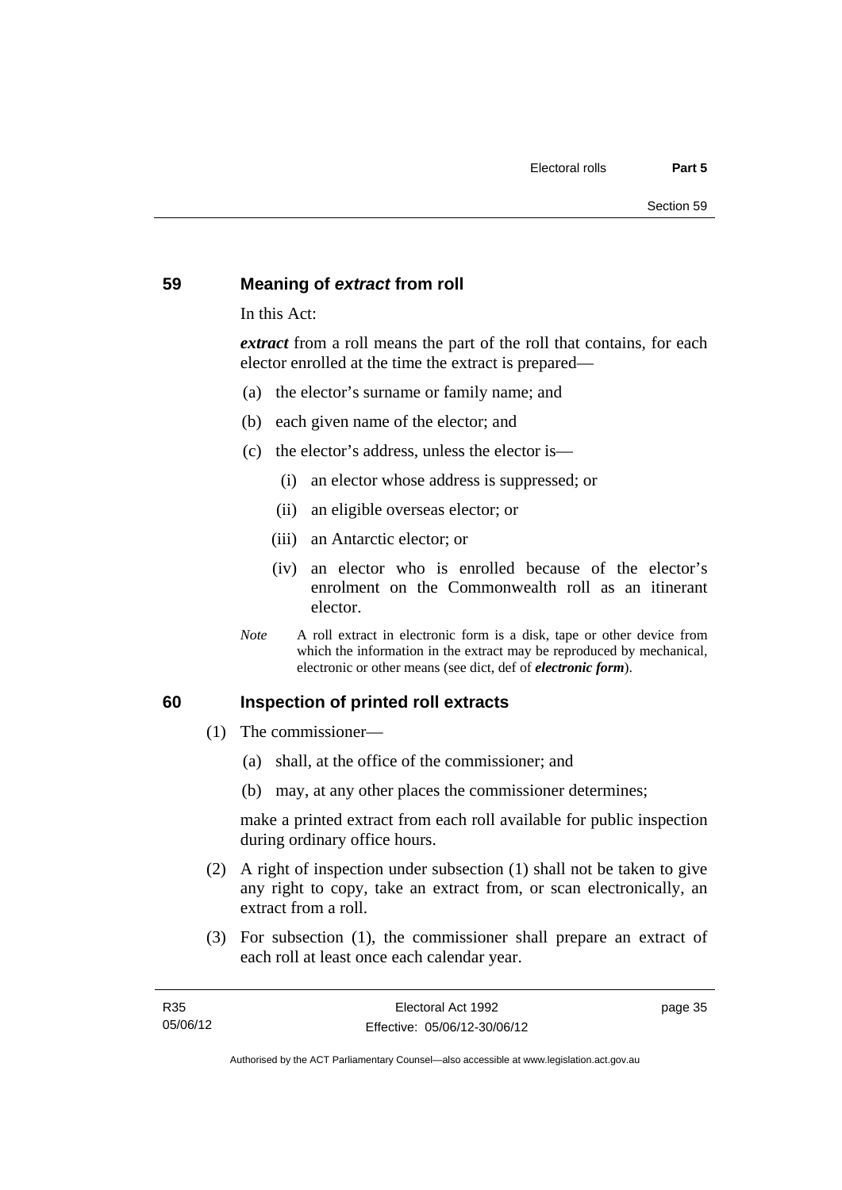## 59 Meaning of *extract* from roll

In this Act:

***extract*** from a roll means the part of the roll that contains, for each elector enrolled at the time the extract is prepared—

(a) the elector's surname or family name; and

(b) each given name of the elector; and

(c) the elector's address, unless the elector is—

 (i) an elector whose address is suppressed; or

 (ii) an eligible overseas elector; or

 (iii) an Antarctic elector; or

 (iv) an elector who is enrolled because of the elector's enrolment on the Commonwealth roll as an itinerant elector.

*Note* A roll extract in electronic form is a disk, tape or other device from which the information in the extract may be reproduced by mechanical, electronic or other means (see dict, def of ***electronic form***).

## 60 Inspection of printed roll extracts

(1) The commissioner—

 (a) shall, at the office of the commissioner; and

 (b) may, at any other places the commissioner determines;

 make a printed extract from each roll available for public inspection during ordinary office hours.

(2) A right of inspection under subsection (1) shall not be taken to give any right to copy, take an extract from, or scan electronically, an extract from a roll.

(3) For subsection (1), the commissioner shall prepare an extract of each roll at least once each calendar year.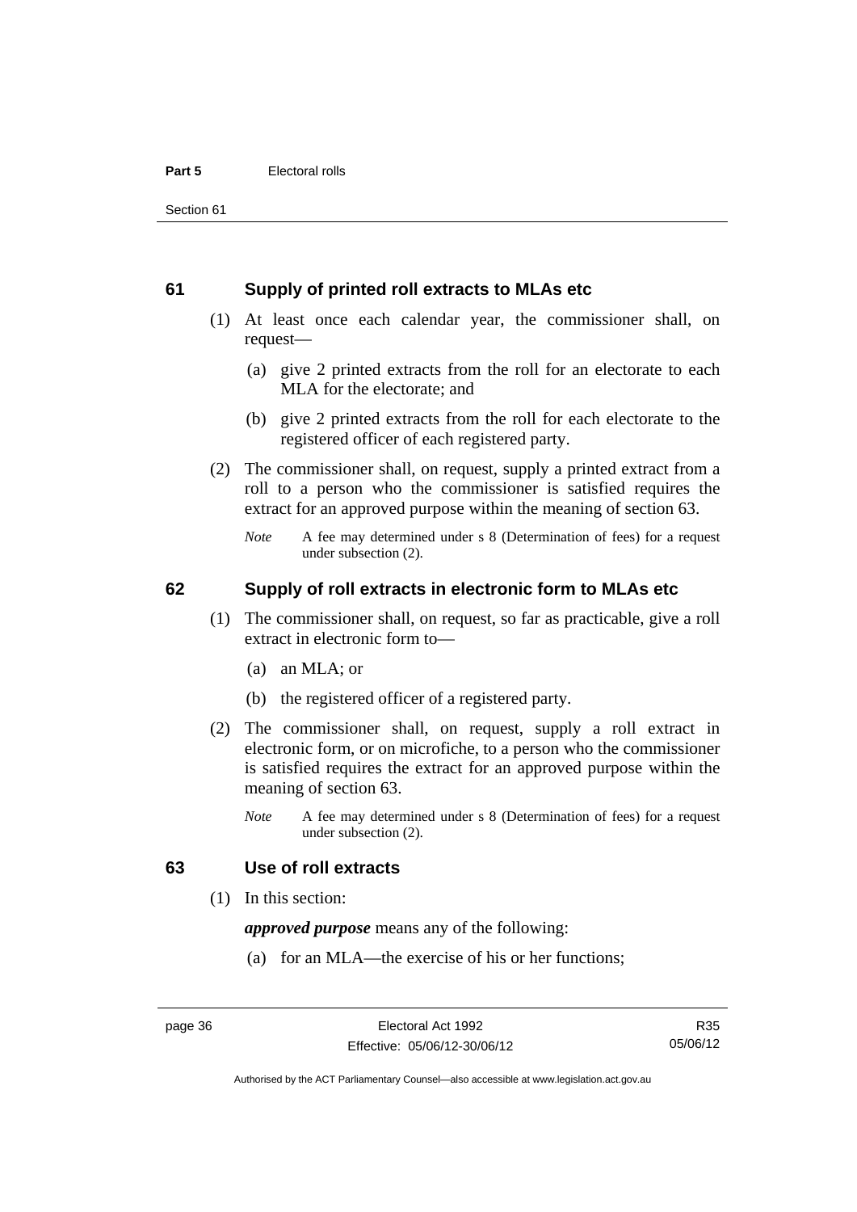## 61 Supply of printed roll extracts to MLAs etc

(1) At least once each calendar year, the commissioner shall, on request—

(a) give 2 printed extracts from the roll for an electorate to each MLA for the electorate; and

(b) give 2 printed extracts from the roll for each electorate to the registered officer of each registered party.

(2) The commissioner shall, on request, supply a printed extract from a roll to a person who the commissioner is satisfied requires the extract for an approved purpose within the meaning of section 63.

*Note* A fee may determined under s 8 (Determination of fees) for a request under subsection (2).

## 62 Supply of roll extracts in electronic form to MLAs etc

(1) The commissioner shall, on request, so far as practicable, give a roll extract in electronic form to—

(a) an MLA; or

(b) the registered officer of a registered party.

(2) The commissioner shall, on request, supply a roll extract in electronic form, or on microfiche, to a person who the commissioner is satisfied requires the extract for an approved purpose within the meaning of section 63.

*Note* A fee may determined under s 8 (Determination of fees) for a request under subsection (2).

## 63 Use of roll extracts

(1) In this section:

***approved purpose*** means any of the following:

(a) for an MLA—the exercise of his or her functions;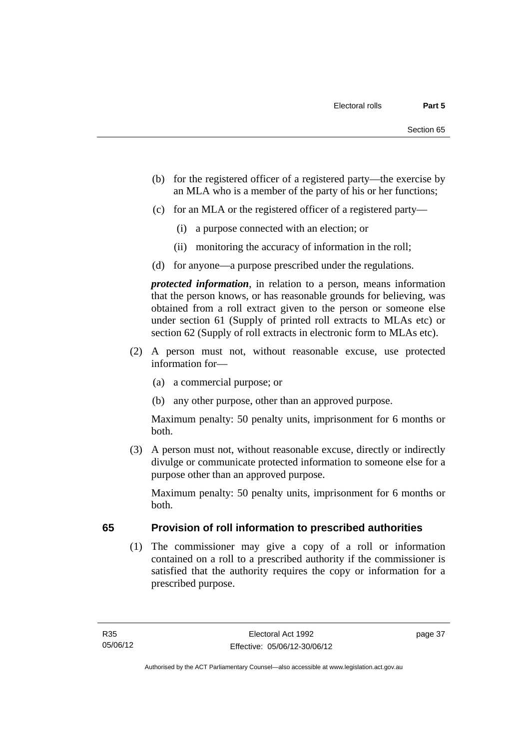(b) for the registered officer of a registered party—the exercise by an MLA who is a member of the party of his or her functions;

(c) for an MLA or the registered officer of a registered party—

(i) a purpose connected with an election; or

(ii) monitoring the accuracy of information in the roll;

(d) for anyone—a purpose prescribed under the regulations.

***protected information***, in relation to a person, means information that the person knows, or has reasonable grounds for believing, was obtained from a roll extract given to the person or someone else under section 61 (Supply of printed roll extracts to MLAs etc) or section 62 (Supply of roll extracts in electronic form to MLAs etc).

(2) A person must not, without reasonable excuse, use protected information for—

(a) a commercial purpose; or

(b) any other purpose, other than an approved purpose.

Maximum penalty: 50 penalty units, imprisonment for 6 months or both.

(3) A person must not, without reasonable excuse, directly or indirectly divulge or communicate protected information to someone else for a purpose other than an approved purpose.

Maximum penalty: 50 penalty units, imprisonment for 6 months or both.

## 65 Provision of roll information to prescribed authorities

(1) The commissioner may give a copy of a roll or information contained on a roll to a prescribed authority if the commissioner is satisfied that the authority requires the copy or information for a prescribed purpose.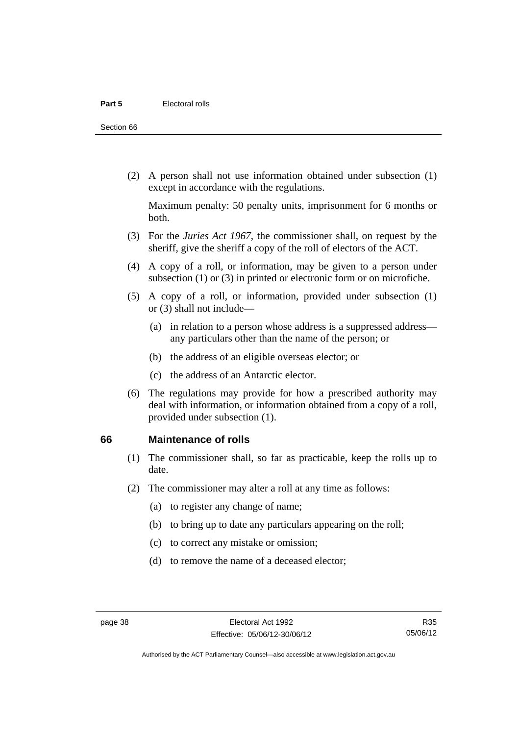(2) A person shall not use information obtained under subsection (1) except in accordance with the regulations.

Maximum penalty: 50 penalty units, imprisonment for 6 months or both.

(3) For the *Juries Act 1967*, the commissioner shall, on request by the sheriff, give the sheriff a copy of the roll of electors of the ACT.

(4) A copy of a roll, or information, may be given to a person under subsection (1) or (3) in printed or electronic form or on microfiche.

(5) A copy of a roll, or information, provided under subsection (1) or (3) shall not include—

(a) in relation to a person whose address is a suppressed address—any particulars other than the name of the person; or

(b) the address of an eligible overseas elector; or

(c) the address of an Antarctic elector.

(6) The regulations may provide for how a prescribed authority may deal with information, or information obtained from a copy of a roll, provided under subsection (1).

## 66 Maintenance of rolls

(1) The commissioner shall, so far as practicable, keep the rolls up to date.

(2) The commissioner may alter a roll at any time as follows:

(a) to register any change of name;

(b) to bring up to date any particulars appearing on the roll;

(c) to correct any mistake or omission;

(d) to remove the name of a deceased elector;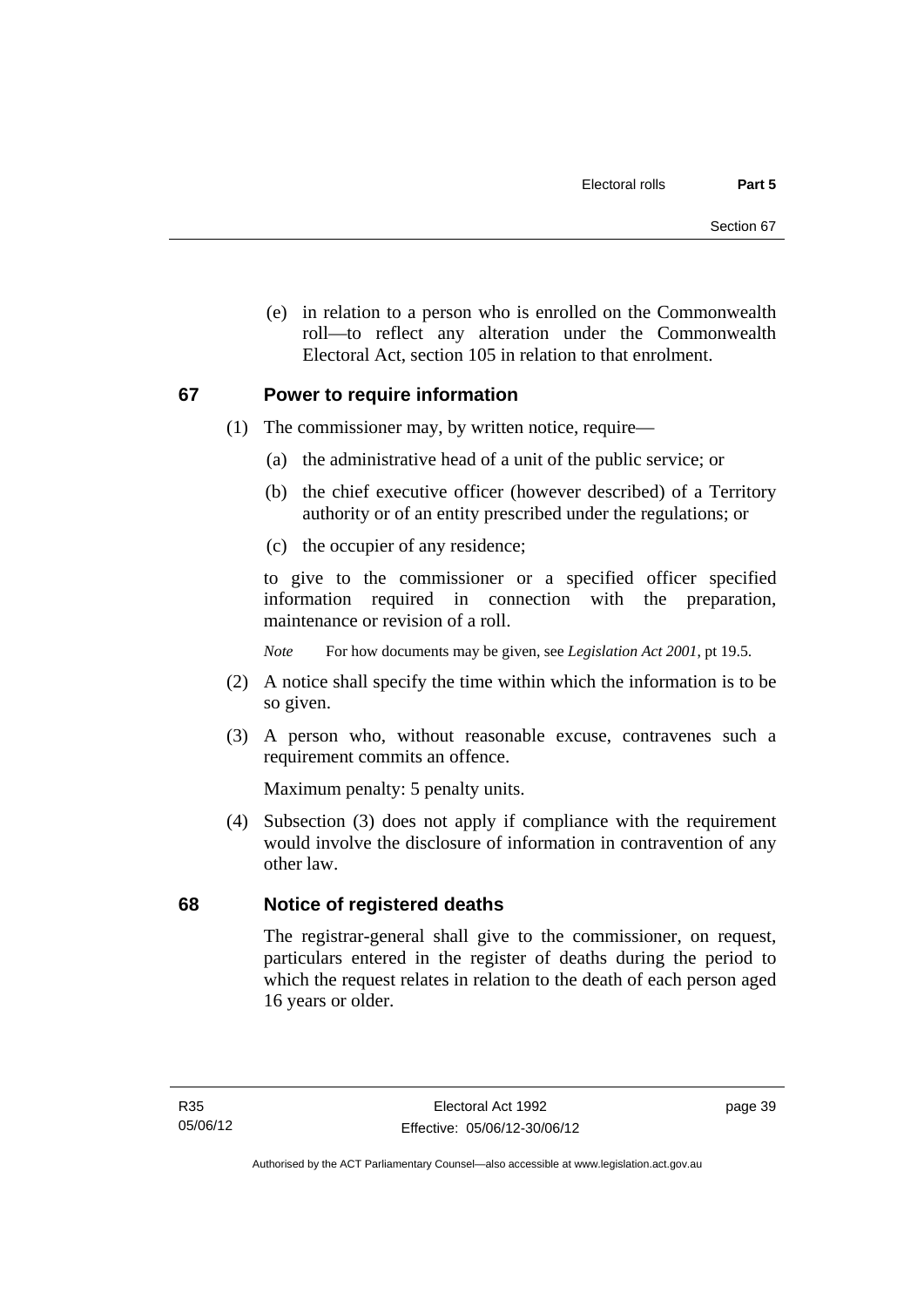(e) in relation to a person who is enrolled on the Commonwealth roll—to reflect any alteration under the Commonwealth Electoral Act, section 105 in relation to that enrolment.

## 67 Power to require information

(1) The commissioner may, by written notice, require—

(a) the administrative head of a unit of the public service; or

(b) the chief executive officer (however described) of a Territory authority or of an entity prescribed under the regulations; or

(c) the occupier of any residence;

to give to the commissioner or a specified officer specified information required in connection with the preparation, maintenance or revision of a roll.

*Note* For how documents may be given, see *Legislation Act 2001*, pt 19.5.

(2) A notice shall specify the time within which the information is to be so given.

(3) A person who, without reasonable excuse, contravenes such a requirement commits an offence.

Maximum penalty: 5 penalty units.

(4) Subsection (3) does not apply if compliance with the requirement would involve the disclosure of information in contravention of any other law.

## 68 Notice of registered deaths

The registrar-general shall give to the commissioner, on request, particulars entered in the register of deaths during the period to which the request relates in relation to the death of each person aged 16 years or older.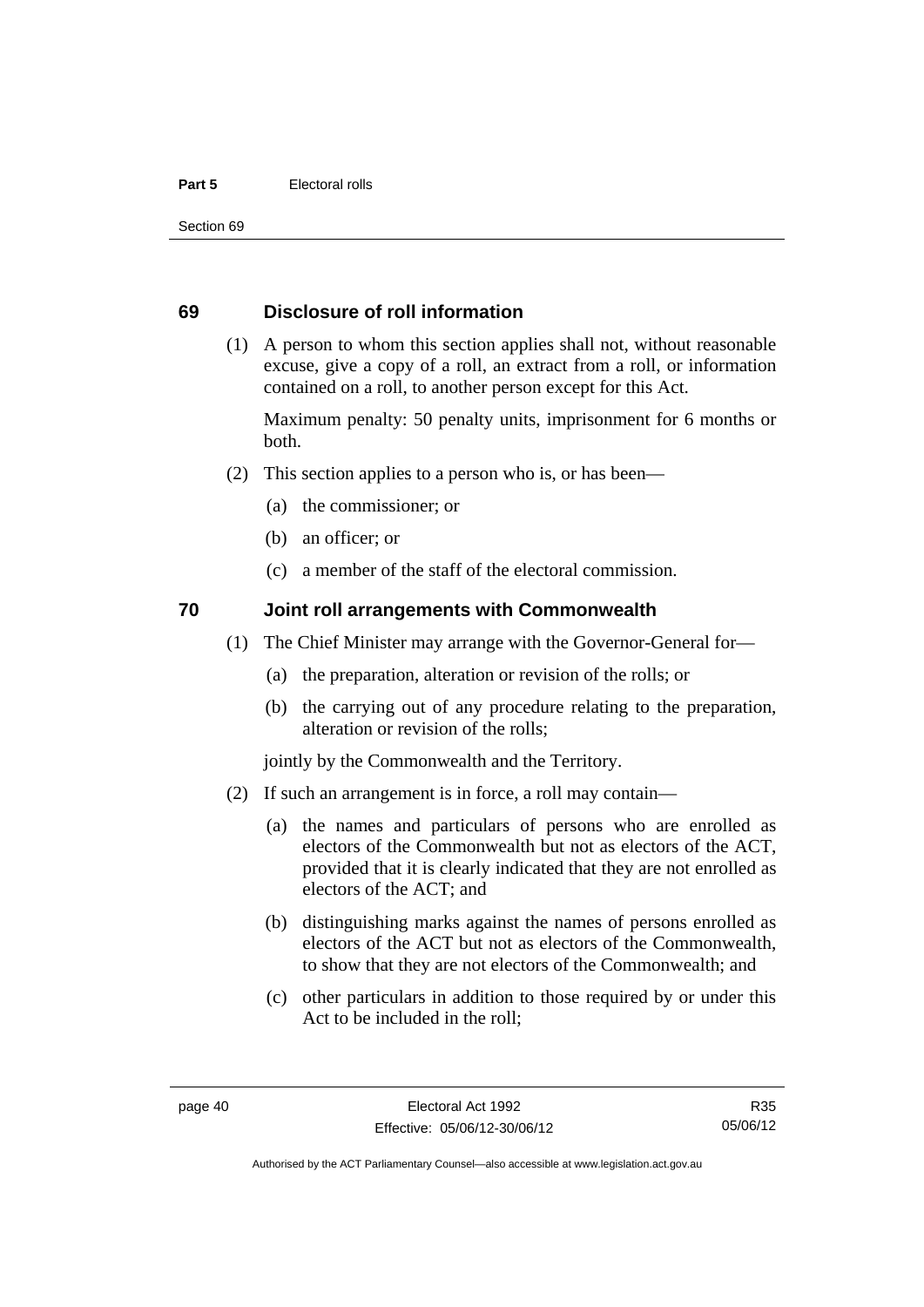## 69 Disclosure of roll information

(1) A person to whom this section applies shall not, without reasonable excuse, give a copy of a roll, an extract from a roll, or information contained on a roll, to another person except for this Act.

Maximum penalty: 50 penalty units, imprisonment for 6 months or both.

(2) This section applies to a person who is, or has been—

(a) the commissioner; or

(b) an officer; or

(c) a member of the staff of the electoral commission.

## 70 Joint roll arrangements with Commonwealth

(1) The Chief Minister may arrange with the Governor-General for—

(a) the preparation, alteration or revision of the rolls; or

(b) the carrying out of any procedure relating to the preparation, alteration or revision of the rolls;

jointly by the Commonwealth and the Territory.

(2) If such an arrangement is in force, a roll may contain—

(a) the names and particulars of persons who are enrolled as electors of the Commonwealth but not as electors of the ACT, provided that it is clearly indicated that they are not enrolled as electors of the ACT; and

(b) distinguishing marks against the names of persons enrolled as electors of the ACT but not as electors of the Commonwealth, to show that they are not electors of the Commonwealth; and

(c) other particulars in addition to those required by or under this Act to be included in the roll;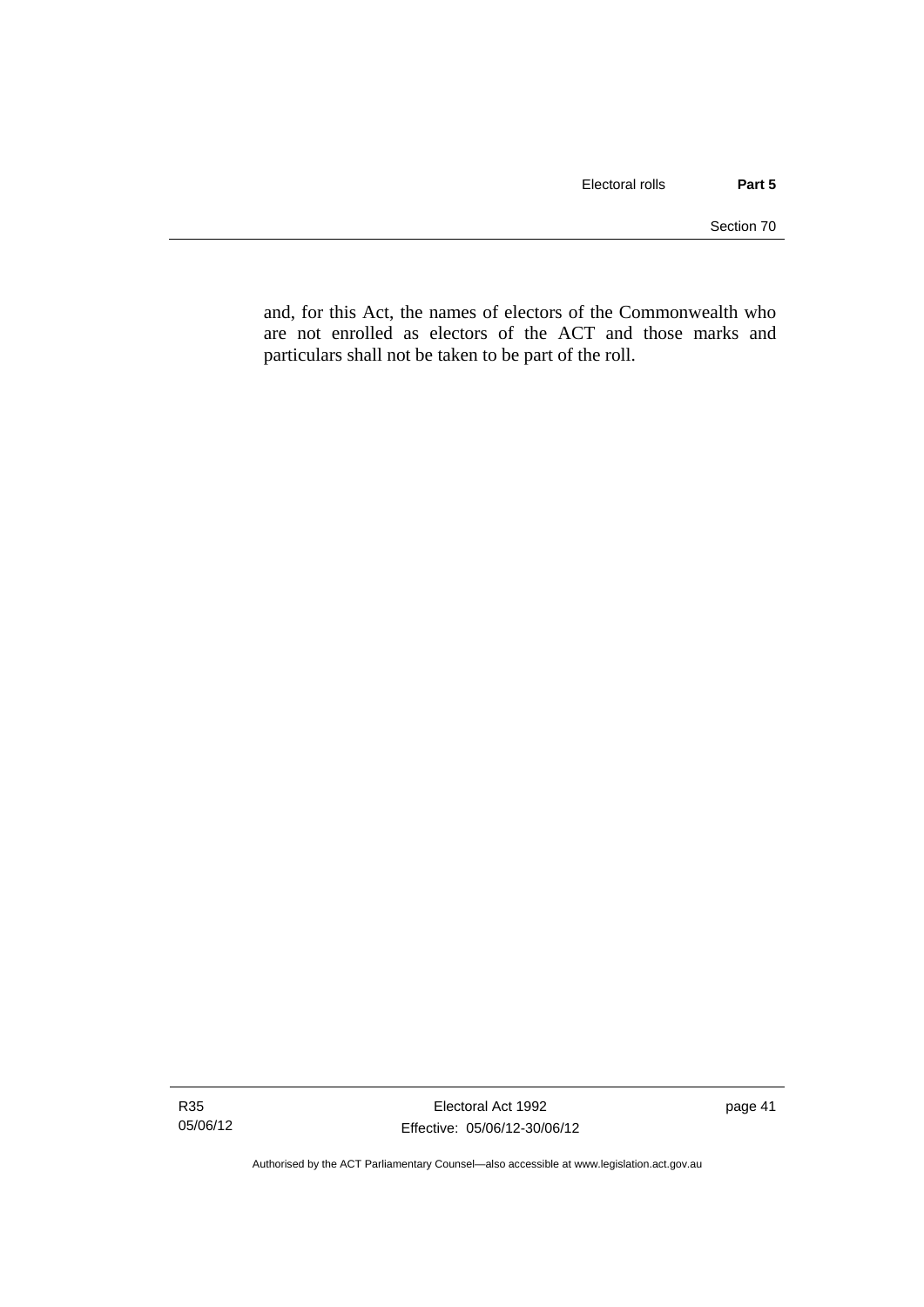and, for this Act, the names of electors of the Commonwealth who are not enrolled as electors of the ACT and those marks and particulars shall not be taken to be part of the roll.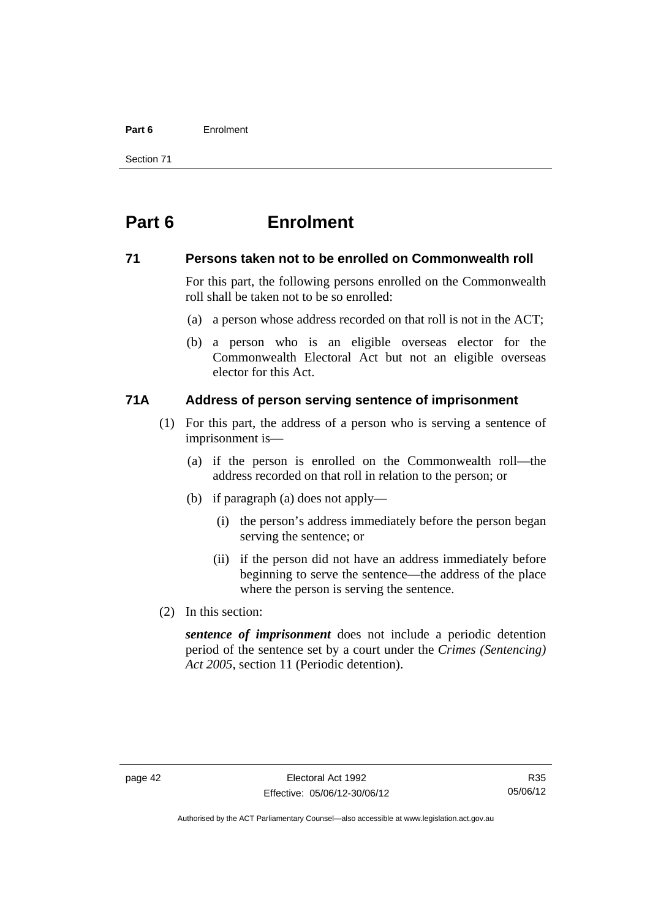# Part 6 Enrolment

## 71 Persons taken not to be enrolled on Commonwealth roll

For this part, the following persons enrolled on the Commonwealth roll shall be taken not to be so enrolled:

(a) a person whose address recorded on that roll is not in the ACT;

(b) a person who is an eligible overseas elector for the Commonwealth Electoral Act but not an eligible overseas elector for this Act.

## 71A Address of person serving sentence of imprisonment

(1) For this part, the address of a person who is serving a sentence of imprisonment is—

(a) if the person is enrolled on the Commonwealth roll—the address recorded on that roll in relation to the person; or

(b) if paragraph (a) does not apply—

(i) the person's address immediately before the person began serving the sentence; or

(ii) if the person did not have an address immediately before beginning to serve the sentence—the address of the place where the person is serving the sentence.

(2) In this section:

***sentence of imprisonment*** does not include a periodic detention period of the sentence set by a court under the *Crimes (Sentencing) Act 2005*, section 11 (Periodic detention).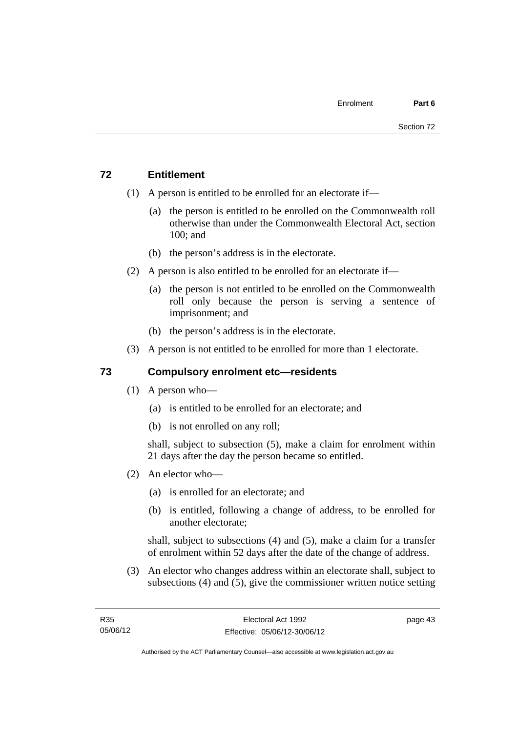## 72 Entitlement

(1) A person is entitled to be enrolled for an electorate if—

(a) the person is entitled to be enrolled on the Commonwealth roll otherwise than under the Commonwealth Electoral Act, section 100; and

(b) the person's address is in the electorate.

(2) A person is also entitled to be enrolled for an electorate if—

(a) the person is not entitled to be enrolled on the Commonwealth roll only because the person is serving a sentence of imprisonment; and

(b) the person's address is in the electorate.

(3) A person is not entitled to be enrolled for more than 1 electorate.

## 73 Compulsory enrolment etc—residents

(1) A person who—

(a) is entitled to be enrolled for an electorate; and

(b) is not enrolled on any roll;

shall, subject to subsection (5), make a claim for enrolment within 21 days after the day the person became so entitled.

(2) An elector who—

(a) is enrolled for an electorate; and

(b) is entitled, following a change of address, to be enrolled for another electorate;

shall, subject to subsections (4) and (5), make a claim for a transfer of enrolment within 52 days after the date of the change of address.

(3) An elector who changes address within an electorate shall, subject to subsections (4) and (5), give the commissioner written notice setting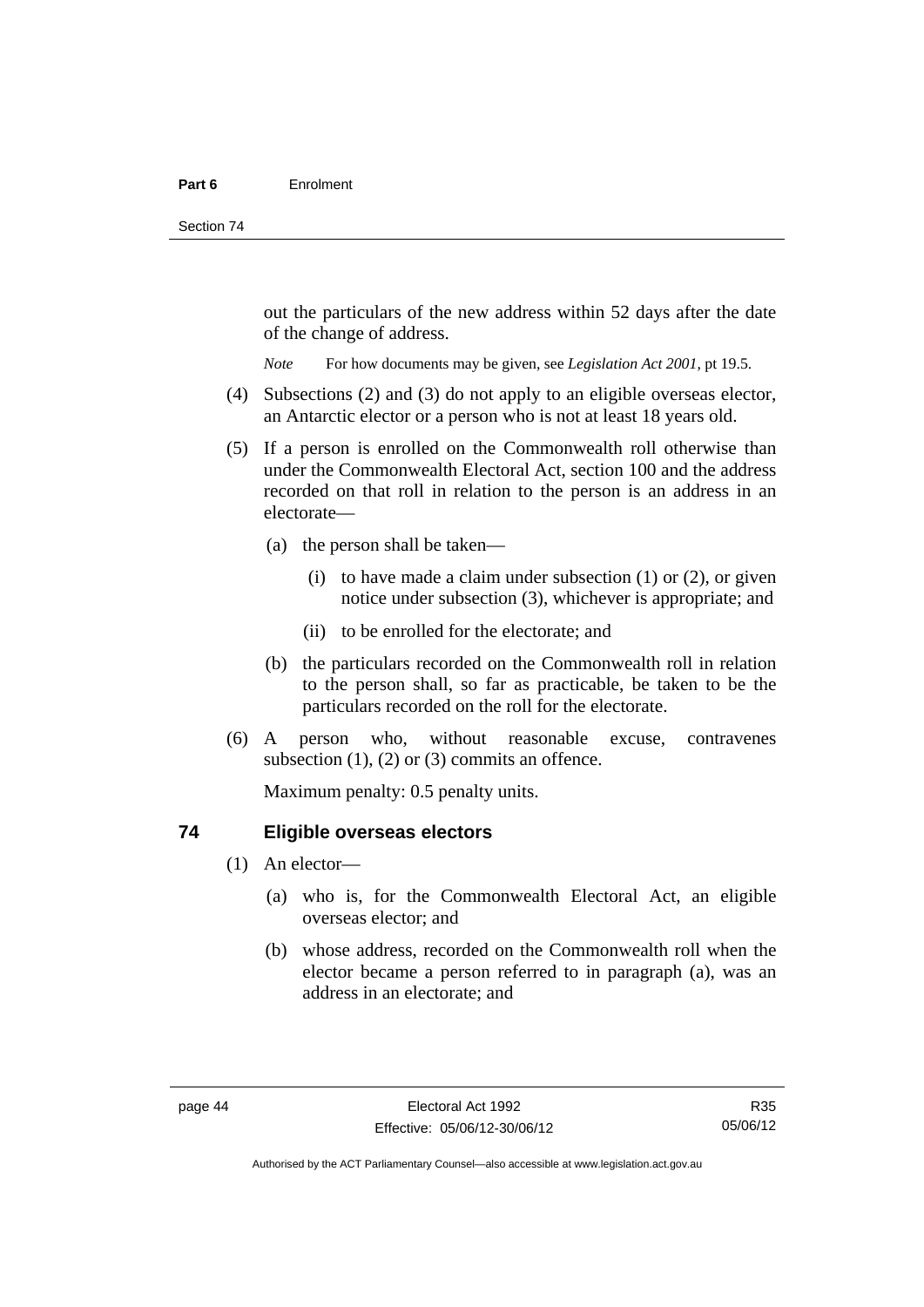out the particulars of the new address within 52 days after the date of the change of address.

*Note* For how documents may be given, see *Legislation Act 2001*, pt 19.5.

(4) Subsections (2) and (3) do not apply to an eligible overseas elector, an Antarctic elector or a person who is not at least 18 years old.

(5) If a person is enrolled on the Commonwealth roll otherwise than under the Commonwealth Electoral Act, section 100 and the address recorded on that roll in relation to the person is an address in an electorate—

(a) the person shall be taken—

(i) to have made a claim under subsection (1) or (2), or given notice under subsection (3), whichever is appropriate; and

(ii) to be enrolled for the electorate; and

(b) the particulars recorded on the Commonwealth roll in relation to the person shall, so far as practicable, be taken to be the particulars recorded on the roll for the electorate.

(6) A person who, without reasonable excuse, contravenes subsection (1), (2) or (3) commits an offence.

Maximum penalty: 0.5 penalty units.

### 74 Eligible overseas electors

(1) An elector—

(a) who is, for the Commonwealth Electoral Act, an eligible overseas elector; and

(b) whose address, recorded on the Commonwealth roll when the elector became a person referred to in paragraph (a), was an address in an electorate; and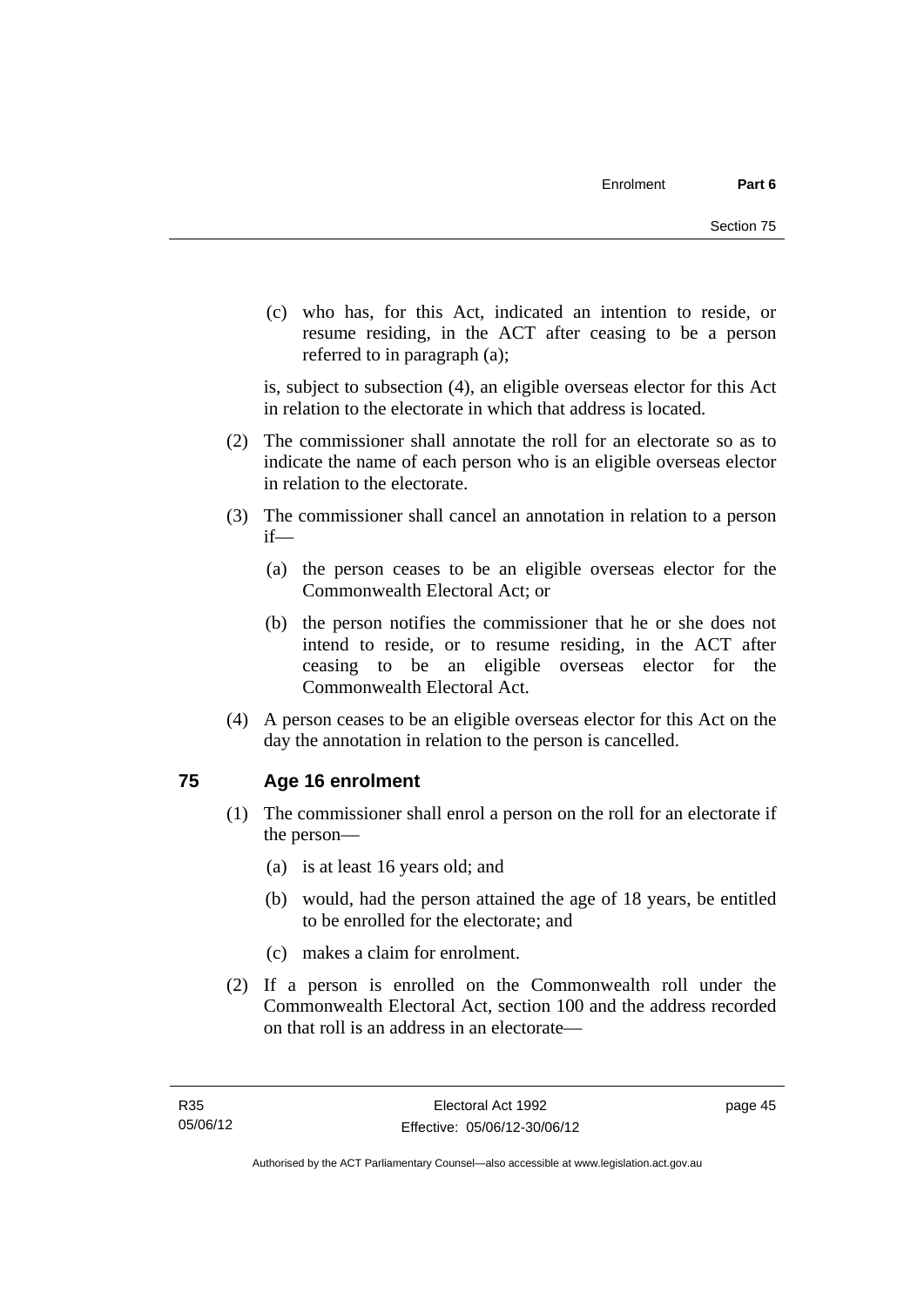(c) who has, for this Act, indicated an intention to reside, or resume residing, in the ACT after ceasing to be a person referred to in paragraph (a);

is, subject to subsection (4), an eligible overseas elector for this Act in relation to the electorate in which that address is located.

(2) The commissioner shall annotate the roll for an electorate so as to indicate the name of each person who is an eligible overseas elector in relation to the electorate.

(3) The commissioner shall cancel an annotation in relation to a person if—

(a) the person ceases to be an eligible overseas elector for the Commonwealth Electoral Act; or

(b) the person notifies the commissioner that he or she does not intend to reside, or to resume residing, in the ACT after ceasing to be an eligible overseas elector for the Commonwealth Electoral Act.

(4) A person ceases to be an eligible overseas elector for this Act on the day the annotation in relation to the person is cancelled.

## 75 Age 16 enrolment

(1) The commissioner shall enrol a person on the roll for an electorate if the person—

(a) is at least 16 years old; and

(b) would, had the person attained the age of 18 years, be entitled to be enrolled for the electorate; and

(c) makes a claim for enrolment.

(2) If a person is enrolled on the Commonwealth roll under the Commonwealth Electoral Act, section 100 and the address recorded on that roll is an address in an electorate—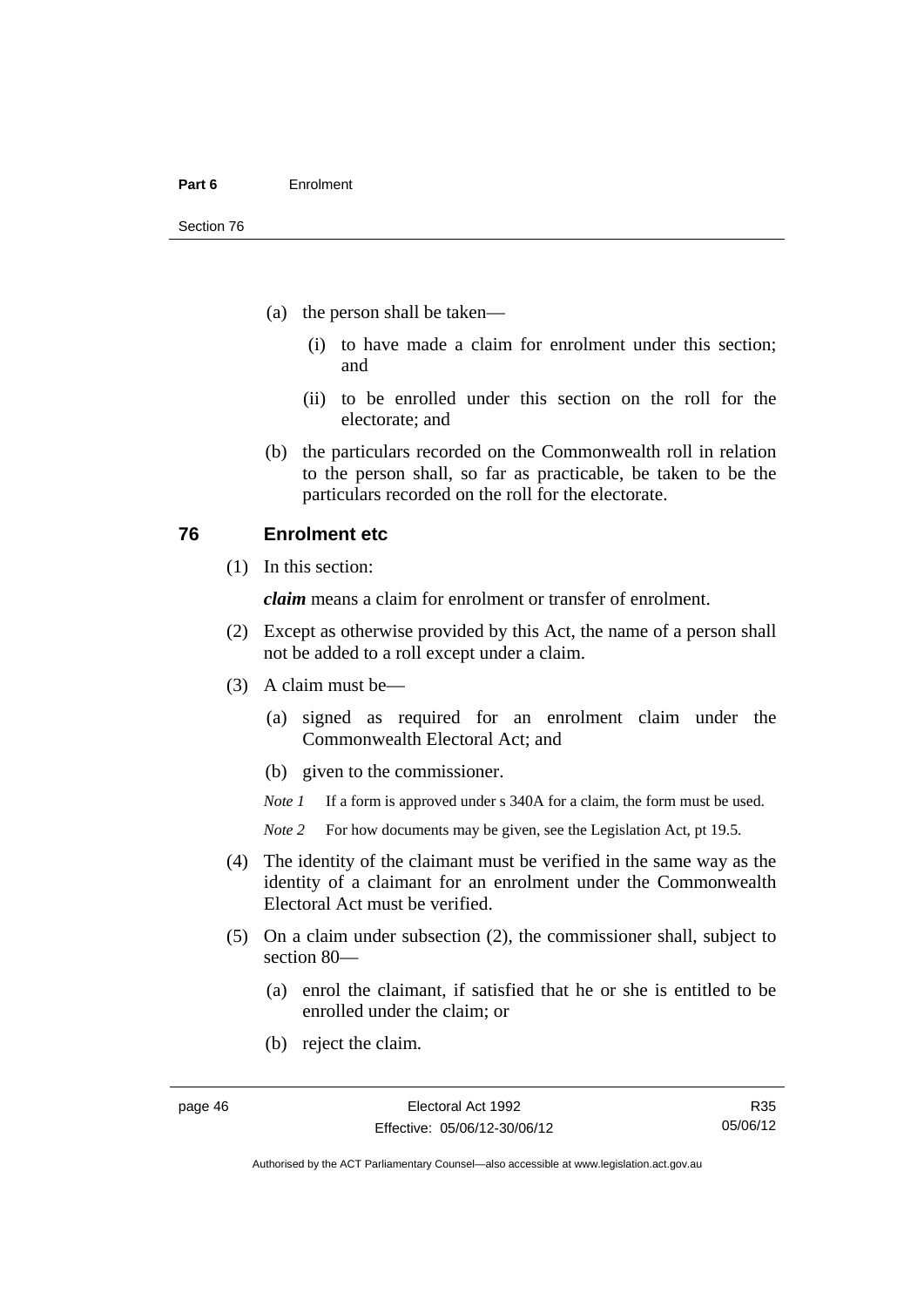(a) the person shall be taken—

(i) to have made a claim for enrolment under this section; and

(ii) to be enrolled under this section on the roll for the electorate; and

(b) the particulars recorded on the Commonwealth roll in relation to the person shall, so far as practicable, be taken to be the particulars recorded on the roll for the electorate.

## 76 Enrolment etc

(1) In this section:

***claim*** means a claim for enrolment or transfer of enrolment.

(2) Except as otherwise provided by this Act, the name of a person shall not be added to a roll except under a claim.

(3) A claim must be—

(a) signed as required for an enrolment claim under the Commonwealth Electoral Act; and

(b) given to the commissioner.

*Note 1* If a form is approved under s 340A for a claim, the form must be used.

*Note 2* For how documents may be given, see the Legislation Act, pt 19.5.

(4) The identity of the claimant must be verified in the same way as the identity of a claimant for an enrolment under the Commonwealth Electoral Act must be verified.

(5) On a claim under subsection (2), the commissioner shall, subject to section 80—

(a) enrol the claimant, if satisfied that he or she is entitled to be enrolled under the claim; or

(b) reject the claim.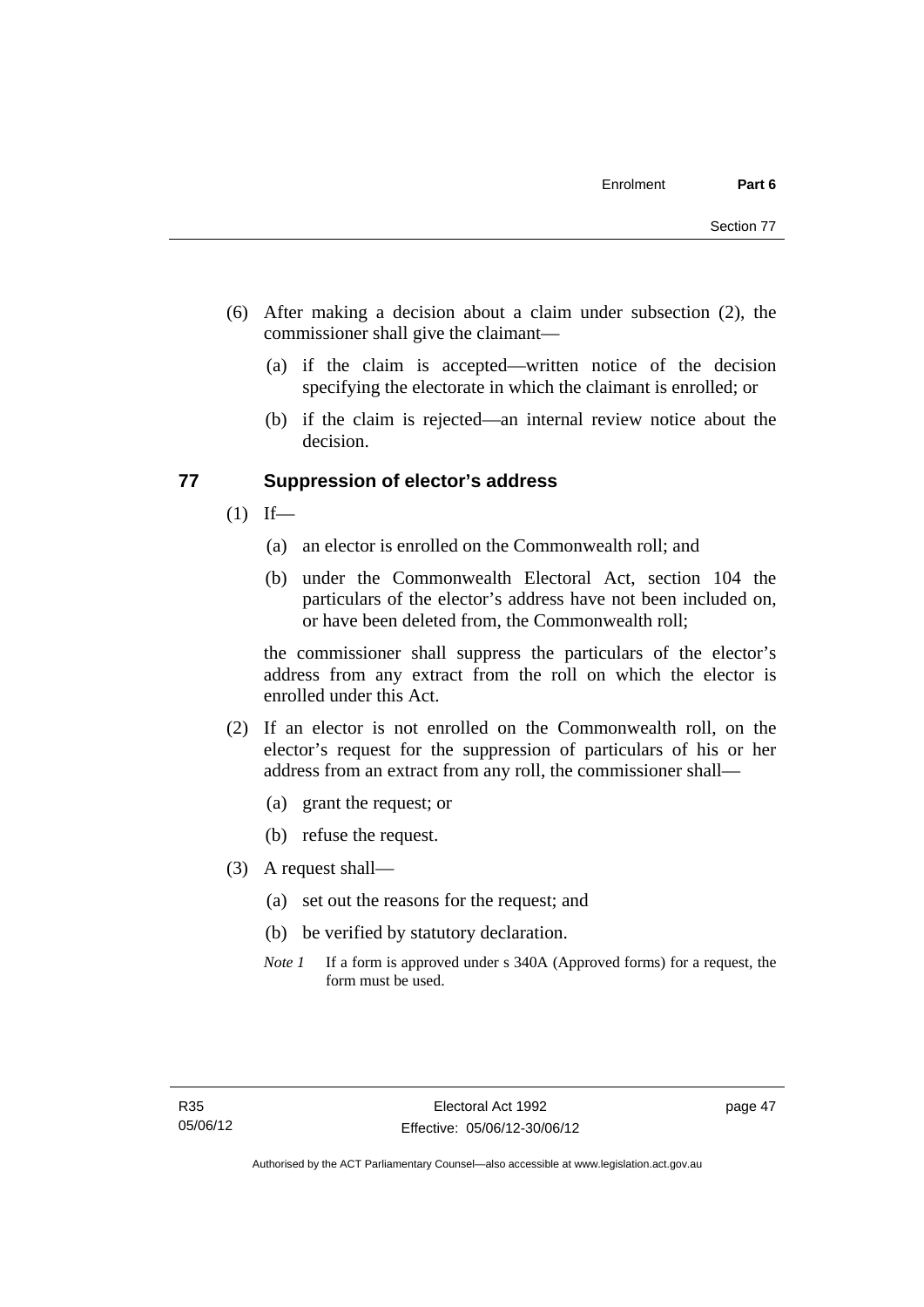(6) After making a decision about a claim under subsection (2), the commissioner shall give the claimant—

(a) if the claim is accepted—written notice of the decision specifying the electorate in which the claimant is enrolled; or

(b) if the claim is rejected—an internal review notice about the decision.

## 77 Suppression of elector's address

(1) If—

(a) an elector is enrolled on the Commonwealth roll; and

(b) under the Commonwealth Electoral Act, section 104 the particulars of the elector's address have not been included on, or have been deleted from, the Commonwealth roll;

the commissioner shall suppress the particulars of the elector's address from any extract from the roll on which the elector is enrolled under this Act.

(2) If an elector is not enrolled on the Commonwealth roll, on the elector's request for the suppression of particulars of his or her address from an extract from any roll, the commissioner shall—

(a) grant the request; or

(b) refuse the request.

(3) A request shall—

(a) set out the reasons for the request; and

(b) be verified by statutory declaration.

*Note 1* If a form is approved under s 340A (Approved forms) for a request, the form must be used.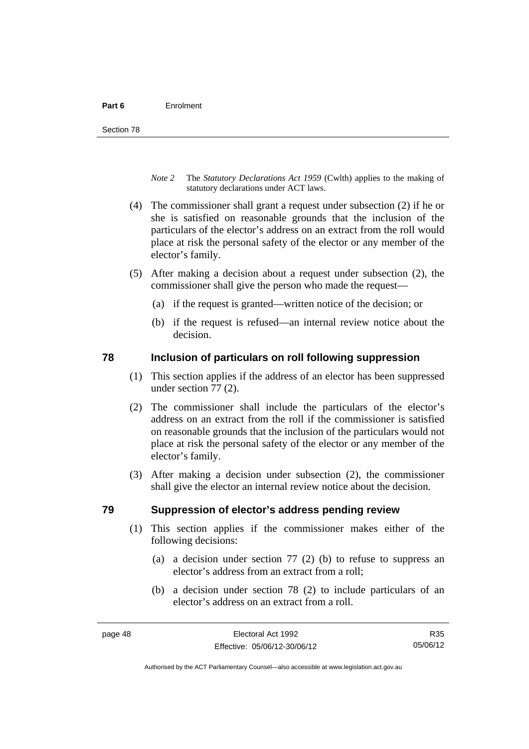*Note 2* The *Statutory Declarations Act 1959* (Cwlth) applies to the making of statutory declarations under ACT laws.

(4) The commissioner shall grant a request under subsection (2) if he or she is satisfied on reasonable grounds that the inclusion of the particulars of the elector's address on an extract from the roll would place at risk the personal safety of the elector or any member of the elector's family.

(5) After making a decision about a request under subsection (2), the commissioner shall give the person who made the request—

(a) if the request is granted—written notice of the decision; or

(b) if the request is refused—an internal review notice about the decision.

## 78 Inclusion of particulars on roll following suppression

(1) This section applies if the address of an elector has been suppressed under section 77 (2).

(2) The commissioner shall include the particulars of the elector's address on an extract from the roll if the commissioner is satisfied on reasonable grounds that the inclusion of the particulars would not place at risk the personal safety of the elector or any member of the elector's family.

(3) After making a decision under subsection (2), the commissioner shall give the elector an internal review notice about the decision.

## 79 Suppression of elector's address pending review

(1) This section applies if the commissioner makes either of the following decisions:

(a) a decision under section 77 (2) (b) to refuse to suppress an elector's address from an extract from a roll;

(b) a decision under section 78 (2) to include particulars of an elector's address on an extract from a roll.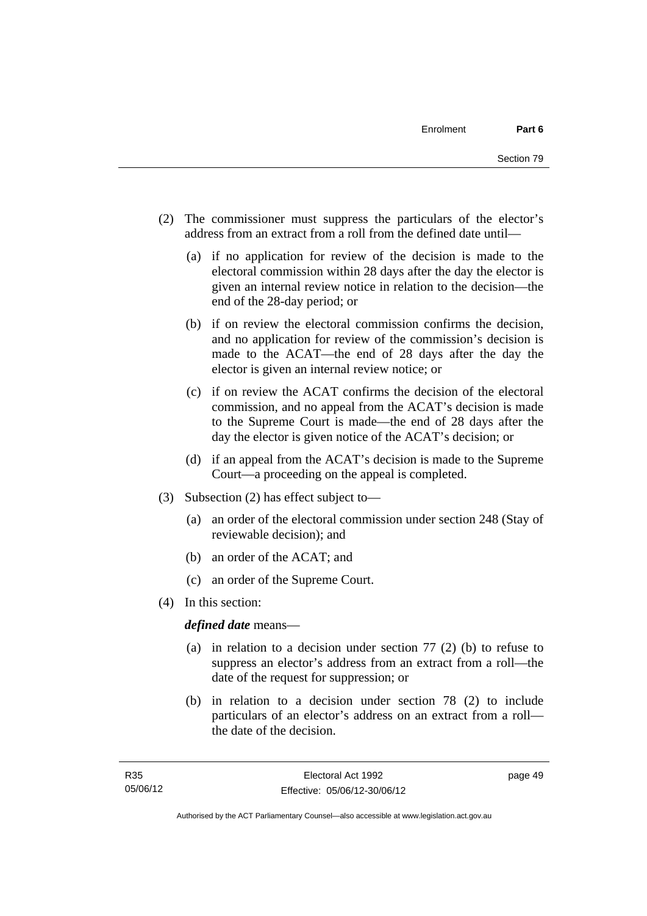(2) The commissioner must suppress the particulars of the elector's address from an extract from a roll from the defined date until—

(a) if no application for review of the decision is made to the electoral commission within 28 days after the day the elector is given an internal review notice in relation to the decision—the end of the 28-day period; or

(b) if on review the electoral commission confirms the decision, and no application for review of the commission's decision is made to the ACAT—the end of 28 days after the day the elector is given an internal review notice; or

(c) if on review the ACAT confirms the decision of the electoral commission, and no appeal from the ACAT's decision is made to the Supreme Court is made—the end of 28 days after the day the elector is given notice of the ACAT's decision; or

(d) if an appeal from the ACAT's decision is made to the Supreme Court—a proceeding on the appeal is completed.

(3) Subsection (2) has effect subject to—

(a) an order of the electoral commission under section 248 (Stay of reviewable decision); and

(b) an order of the ACAT; and

(c) an order of the Supreme Court.

(4) In this section:

***defined date*** means—

(a) in relation to a decision under section 77 (2) (b) to refuse to suppress an elector's address from an extract from a roll—the date of the request for suppression; or

(b) in relation to a decision under section 78 (2) to include particulars of an elector's address on an extract from a roll—the date of the decision.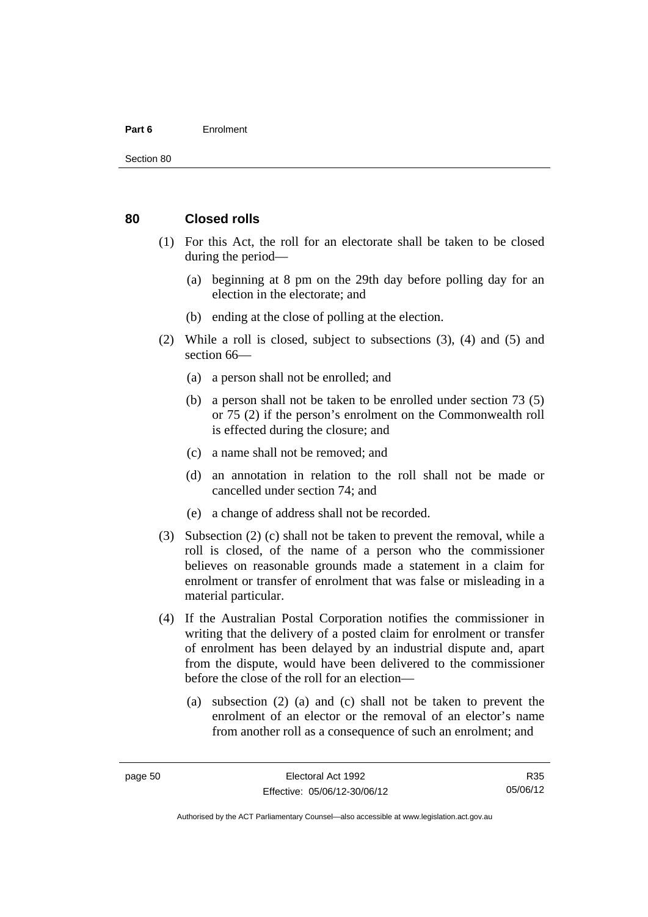### 80 Closed rolls

(1) For this Act, the roll for an electorate shall be taken to be closed during the period—

(a) beginning at 8 pm on the 29th day before polling day for an election in the electorate; and

(b) ending at the close of polling at the election.

(2) While a roll is closed, subject to subsections (3), (4) and (5) and section 66—

(a) a person shall not be enrolled; and

(b) a person shall not be taken to be enrolled under section 73 (5) or 75 (2) if the person's enrolment on the Commonwealth roll is effected during the closure; and

(c) a name shall not be removed; and

(d) an annotation in relation to the roll shall not be made or cancelled under section 74; and

(e) a change of address shall not be recorded.

(3) Subsection (2) (c) shall not be taken to prevent the removal, while a roll is closed, of the name of a person who the commissioner believes on reasonable grounds made a statement in a claim for enrolment or transfer of enrolment that was false or misleading in a material particular.

(4) If the Australian Postal Corporation notifies the commissioner in writing that the delivery of a posted claim for enrolment or transfer of enrolment has been delayed by an industrial dispute and, apart from the dispute, would have been delivered to the commissioner before the close of the roll for an election—

(a) subsection (2) (a) and (c) shall not be taken to prevent the enrolment of an elector or the removal of an elector's name from another roll as a consequence of such an enrolment; and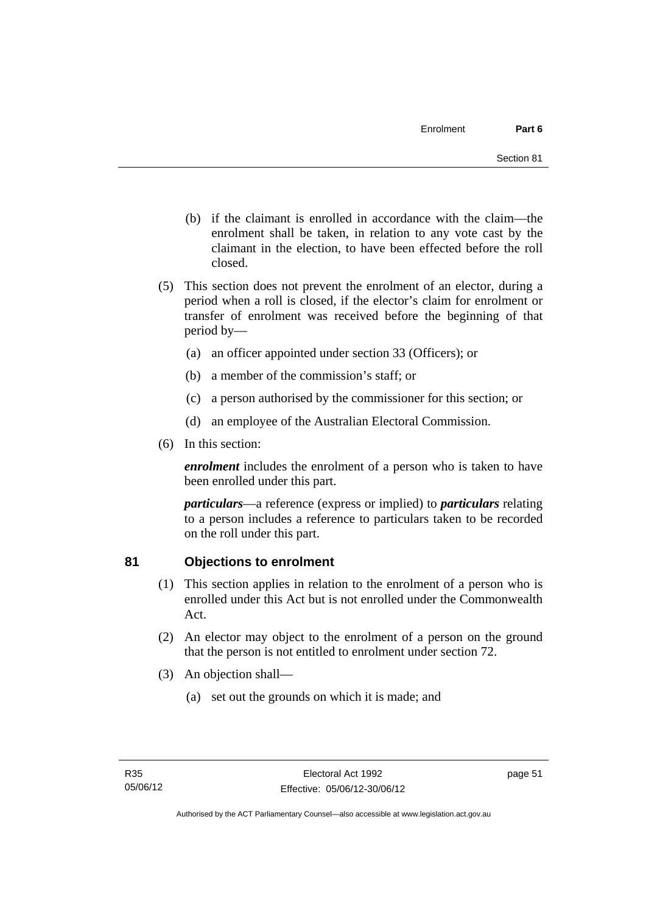(b) if the claimant is enrolled in accordance with the claim—the enrolment shall be taken, in relation to any vote cast by the claimant in the election, to have been effected before the roll closed.

(5) This section does not prevent the enrolment of an elector, during a period when a roll is closed, if the elector's claim for enrolment or transfer of enrolment was received before the beginning of that period by—

(a) an officer appointed under section 33 (Officers); or

(b) a member of the commission's staff; or

(c) a person authorised by the commissioner for this section; or

(d) an employee of the Australian Electoral Commission.

(6) In this section:

***enrolment*** includes the enrolment of a person who is taken to have been enrolled under this part.

***particulars***—a reference (express or implied) to ***particulars*** relating to a person includes a reference to particulars taken to be recorded on the roll under this part.

## 81 Objections to enrolment

(1) This section applies in relation to the enrolment of a person who is enrolled under this Act but is not enrolled under the Commonwealth Act.

(2) An elector may object to the enrolment of a person on the ground that the person is not entitled to enrolment under section 72.

(3) An objection shall—

(a) set out the grounds on which it is made; and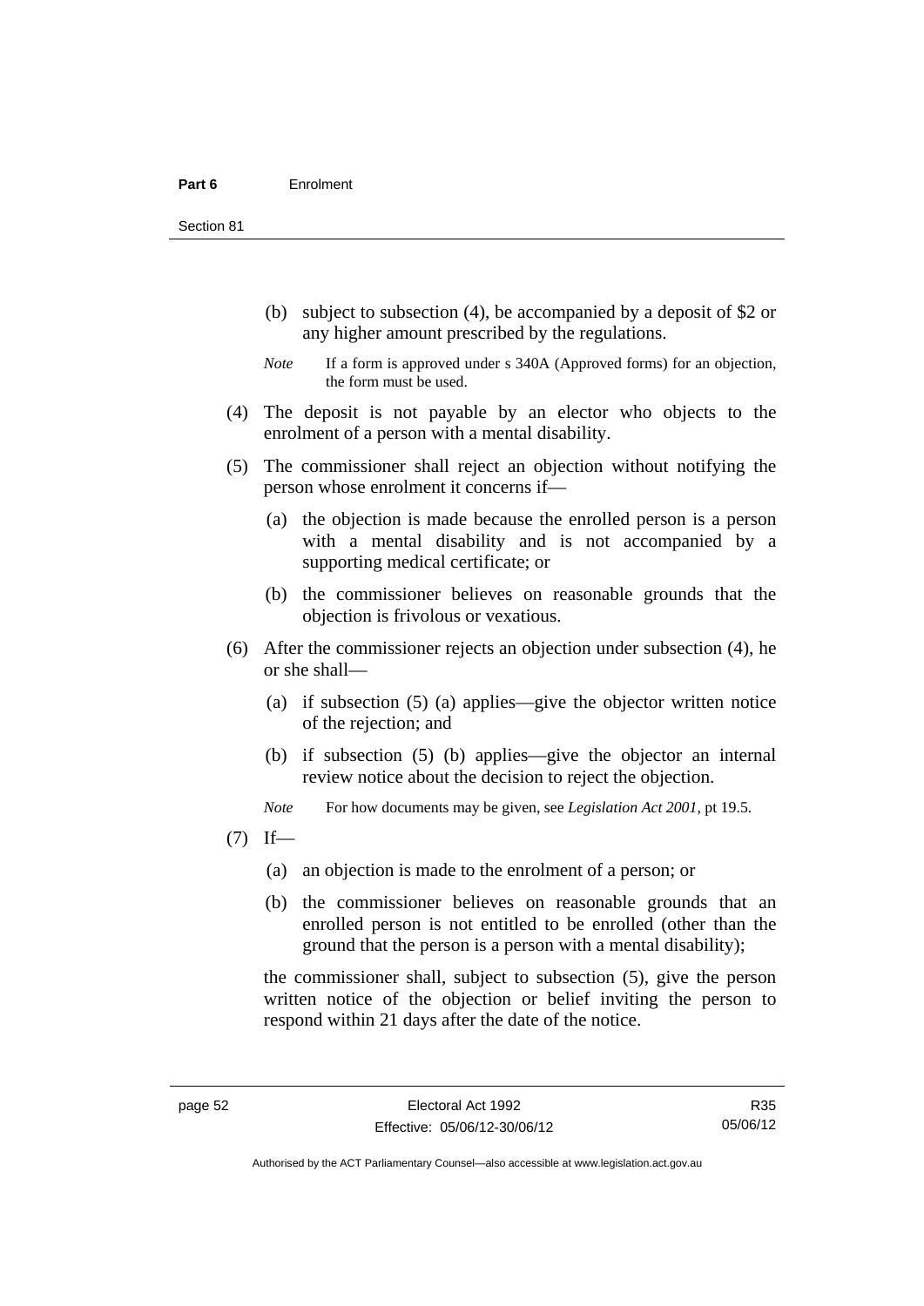(b) subject to subsection (4), be accompanied by a deposit of $2 or any higher amount prescribed by the regulations.

*Note* If a form is approved under s 340A (Approved forms) for an objection, the form must be used.

(4) The deposit is not payable by an elector who objects to the enrolment of a person with a mental disability.

(5) The commissioner shall reject an objection without notifying the person whose enrolment it concerns if—

(a) the objection is made because the enrolled person is a person with a mental disability and is not accompanied by a supporting medical certificate; or

(b) the commissioner believes on reasonable grounds that the objection is frivolous or vexatious.

(6) After the commissioner rejects an objection under subsection (4), he or she shall—

(a) if subsection (5) (a) applies—give the objector written notice of the rejection; and

(b) if subsection (5) (b) applies—give the objector an internal review notice about the decision to reject the objection.

*Note* For how documents may be given, see *Legislation Act 2001*, pt 19.5.

(7) If—

(a) an objection is made to the enrolment of a person; or

(b) the commissioner believes on reasonable grounds that an enrolled person is not entitled to be enrolled (other than the ground that the person is a person with a mental disability);

the commissioner shall, subject to subsection (5), give the person written notice of the objection or belief inviting the person to respond within 21 days after the date of the notice.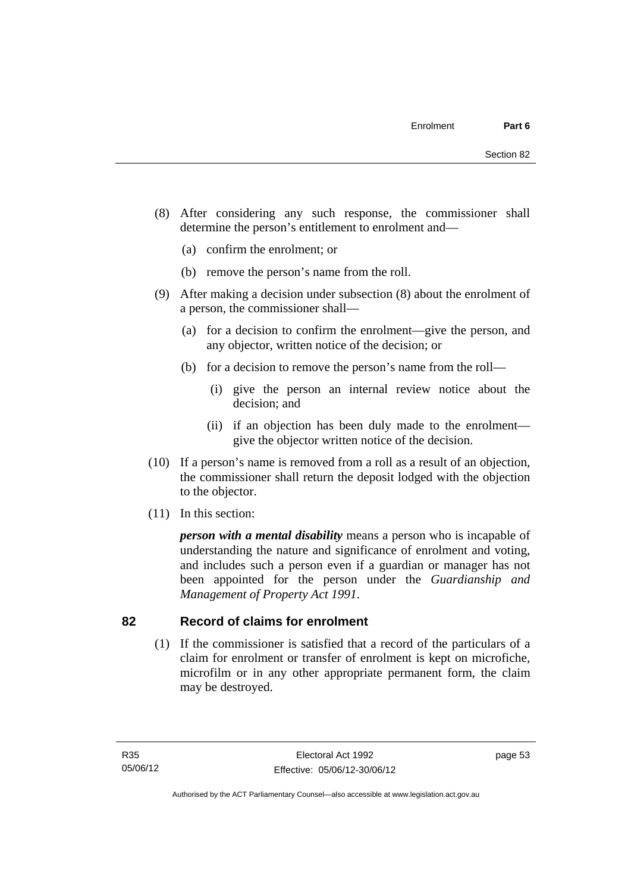(8) After considering any such response, the commissioner shall determine the person's entitlement to enrolment and—

(a) confirm the enrolment; or

(b) remove the person's name from the roll.

(9) After making a decision under subsection (8) about the enrolment of a person, the commissioner shall—

(a) for a decision to confirm the enrolment—give the person, and any objector, written notice of the decision; or

(b) for a decision to remove the person's name from the roll—

(i) give the person an internal review notice about the decision; and

(ii) if an objection has been duly made to the enrolment—give the objector written notice of the decision.

(10) If a person's name is removed from a roll as a result of an objection, the commissioner shall return the deposit lodged with the objection to the objector.

(11) In this section:

***person with a mental disability*** means a person who is incapable of understanding the nature and significance of enrolment and voting, and includes such a person even if a guardian or manager has not been appointed for the person under the *Guardianship and Management of Property Act 1991*.

## 82 Record of claims for enrolment

(1) If the commissioner is satisfied that a record of the particulars of a claim for enrolment or transfer of enrolment is kept on microfiche, microfilm or in any other appropriate permanent form, the claim may be destroyed.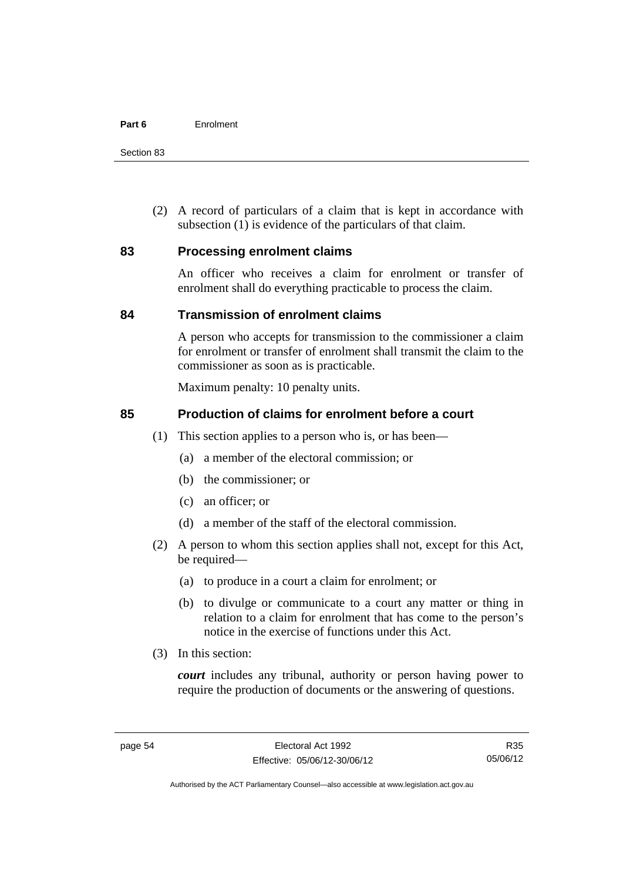(2) A record of particulars of a claim that is kept in accordance with subsection (1) is evidence of the particulars of that claim.

## 83 Processing enrolment claims

An officer who receives a claim for enrolment or transfer of enrolment shall do everything practicable to process the claim.

## 84 Transmission of enrolment claims

A person who accepts for transmission to the commissioner a claim for enrolment or transfer of enrolment shall transmit the claim to the commissioner as soon as is practicable.

Maximum penalty: 10 penalty units.

## 85 Production of claims for enrolment before a court

(1) This section applies to a person who is, or has been—

(a) a member of the electoral commission; or

(b) the commissioner; or

(c) an officer; or

(d) a member of the staff of the electoral commission.

(2) A person to whom this section applies shall not, except for this Act, be required—

(a) to produce in a court a claim for enrolment; or

(b) to divulge or communicate to a court any matter or thing in relation to a claim for enrolment that has come to the person's notice in the exercise of functions under this Act.

(3) In this section:

***court*** includes any tribunal, authority or person having power to require the production of documents or the answering of questions.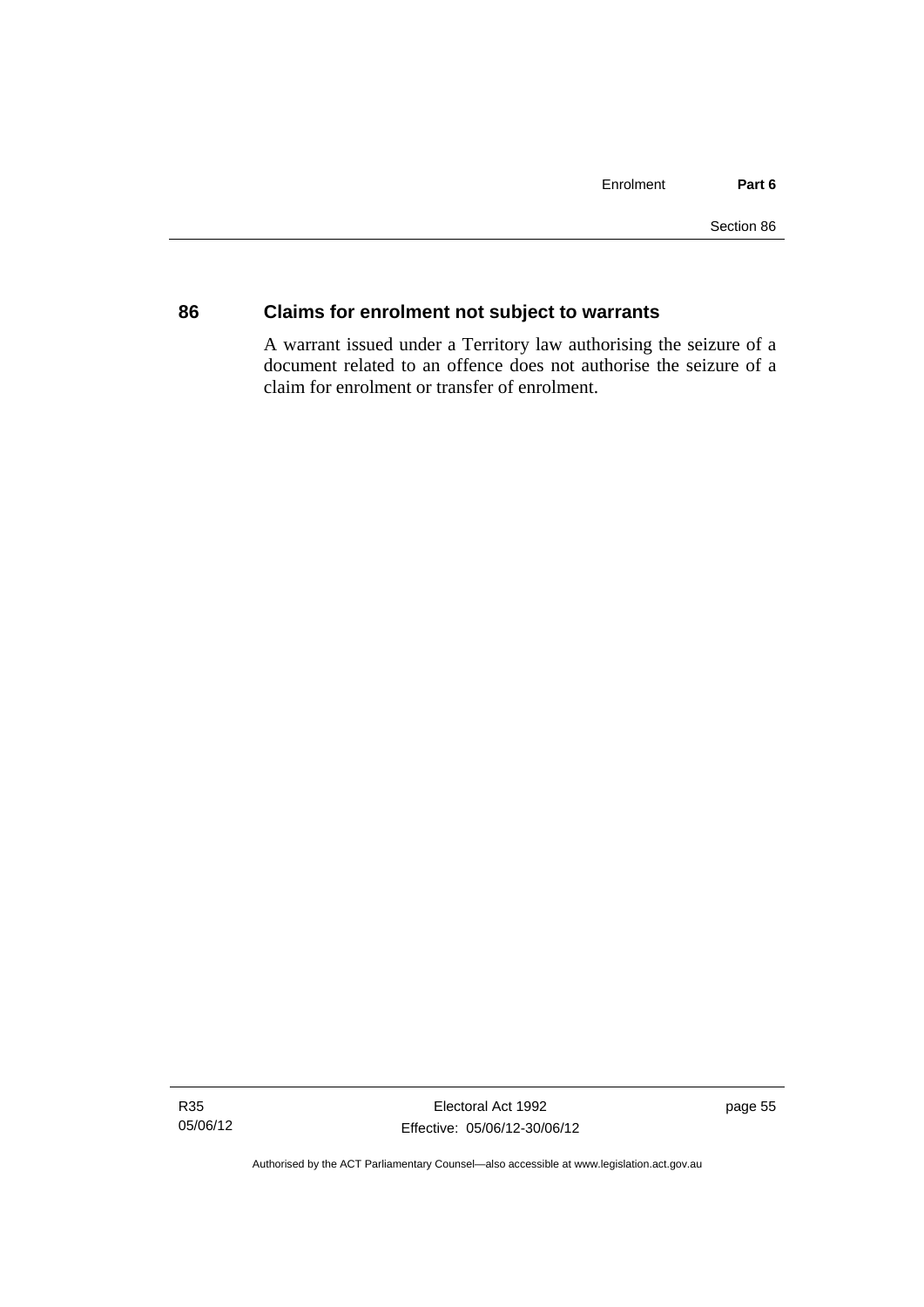## 86 Claims for enrolment not subject to warrants

A warrant issued under a Territory law authorising the seizure of a document related to an offence does not authorise the seizure of a claim for enrolment or transfer of enrolment.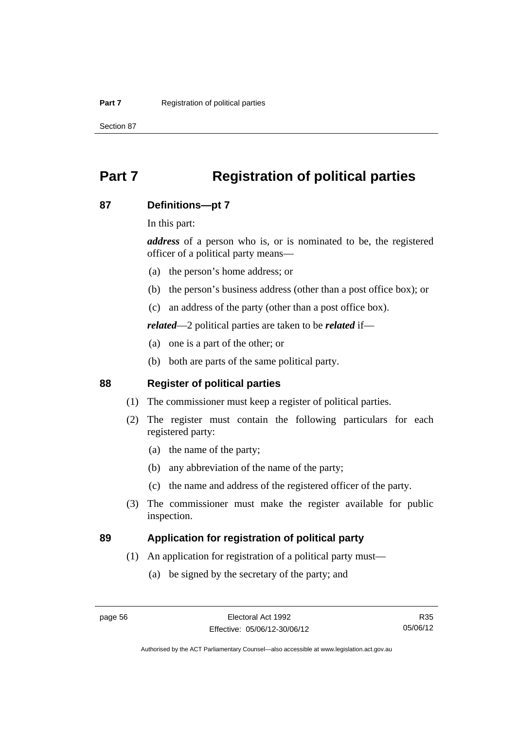# Part 7 Registration of political parties

## 87 Definitions—pt 7

In this part:

***address*** of a person who is, or is nominated to be, the registered officer of a political party means—

(a) the person's home address; or

(b) the person's business address (other than a post office box); or

(c) an address of the party (other than a post office box).

***related***—2 political parties are taken to be ***related*** if—

(a) one is a part of the other; or

(b) both are parts of the same political party.

## 88 Register of political parties

(1) The commissioner must keep a register of political parties.

(2) The register must contain the following particulars for each registered party:

(a) the name of the party;

(b) any abbreviation of the name of the party;

(c) the name and address of the registered officer of the party.

(3) The commissioner must make the register available for public inspection.

## 89 Application for registration of political party

(1) An application for registration of a political party must—

(a) be signed by the secretary of the party; and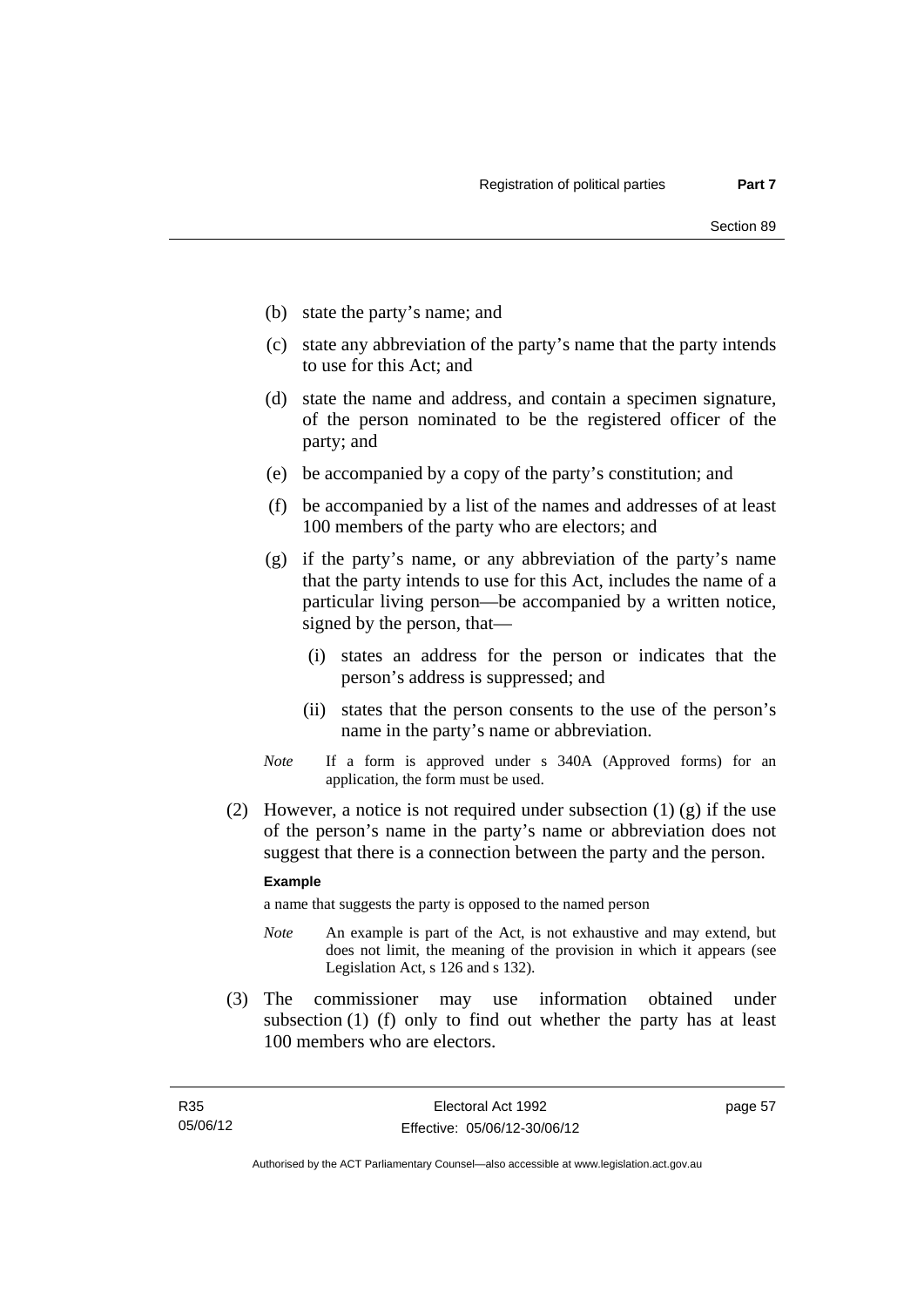(b) state the party's name; and

(c) state any abbreviation of the party's name that the party intends to use for this Act; and

(d) state the name and address, and contain a specimen signature, of the person nominated to be the registered officer of the party; and

(e) be accompanied by a copy of the party's constitution; and

(f) be accompanied by a list of the names and addresses of at least 100 members of the party who are electors; and

(g) if the party's name, or any abbreviation of the party's name that the party intends to use for this Act, includes the name of a particular living person—be accompanied by a written notice, signed by the person, that—

  (i) states an address for the person or indicates that the person's address is suppressed; and

  (ii) states that the person consents to the use of the person's name in the party's name or abbreviation.

*Note* If a form is approved under s 340A (Approved forms) for an application, the form must be used.

(2) However, a notice is not required under subsection (1) (g) if the use of the person's name in the party's name or abbreviation does not suggest that there is a connection between the party and the person.

**Example**

a name that suggests the party is opposed to the named person

*Note* An example is part of the Act, is not exhaustive and may extend, but does not limit, the meaning of the provision in which it appears (see Legislation Act, s 126 and s 132).

(3) The commissioner may use information obtained under subsection (1) (f) only to find out whether the party has at least 100 members who are electors.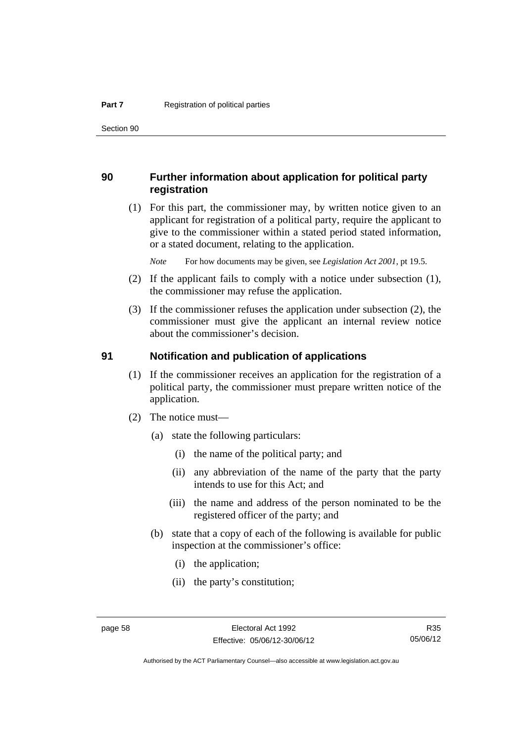## 90 Further information about application for political party registration

(1) For this part, the commissioner may, by written notice given to an applicant for registration of a political party, require the applicant to give to the commissioner within a stated period stated information, or a stated document, relating to the application.

*Note* For how documents may be given, see *Legislation Act 2001*, pt 19.5.

(2) If the applicant fails to comply with a notice under subsection (1), the commissioner may refuse the application.

(3) If the commissioner refuses the application under subsection (2), the commissioner must give the applicant an internal review notice about the commissioner's decision.

## 91 Notification and publication of applications

(1) If the commissioner receives an application for the registration of a political party, the commissioner must prepare written notice of the application.

(2) The notice must—

(a) state the following particulars:

(i) the name of the political party; and

(ii) any abbreviation of the name of the party that the party intends to use for this Act; and

(iii) the name and address of the person nominated to be the registered officer of the party; and

(b) state that a copy of each of the following is available for public inspection at the commissioner's office:

(i) the application;

(ii) the party's constitution;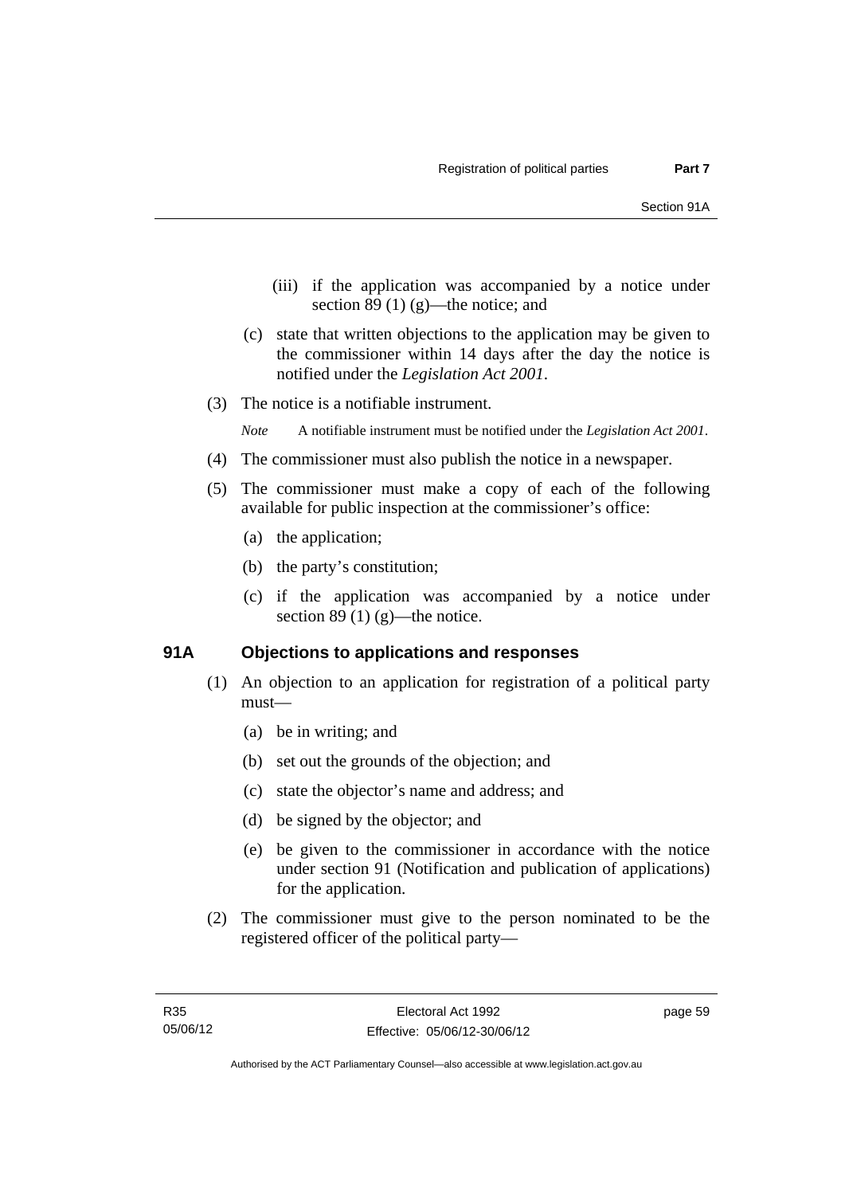(iii) if the application was accompanied by a notice under section 89 (1) (g)—the notice; and

(c) state that written objections to the application may be given to the commissioner within 14 days after the day the notice is notified under the *Legislation Act 2001*.

(3) The notice is a notifiable instrument.

*Note* A notifiable instrument must be notified under the *Legislation Act 2001*.

(4) The commissioner must also publish the notice in a newspaper.

(5) The commissioner must make a copy of each of the following available for public inspection at the commissioner's office:

(a) the application;

(b) the party's constitution;

(c) if the application was accompanied by a notice under section 89 (1) (g)—the notice.

### 91A Objections to applications and responses

(1) An objection to an application for registration of a political party must—

(a) be in writing; and

(b) set out the grounds of the objection; and

(c) state the objector's name and address; and

(d) be signed by the objector; and

(e) be given to the commissioner in accordance with the notice under section 91 (Notification and publication of applications) for the application.

(2) The commissioner must give to the person nominated to be the registered officer of the political party—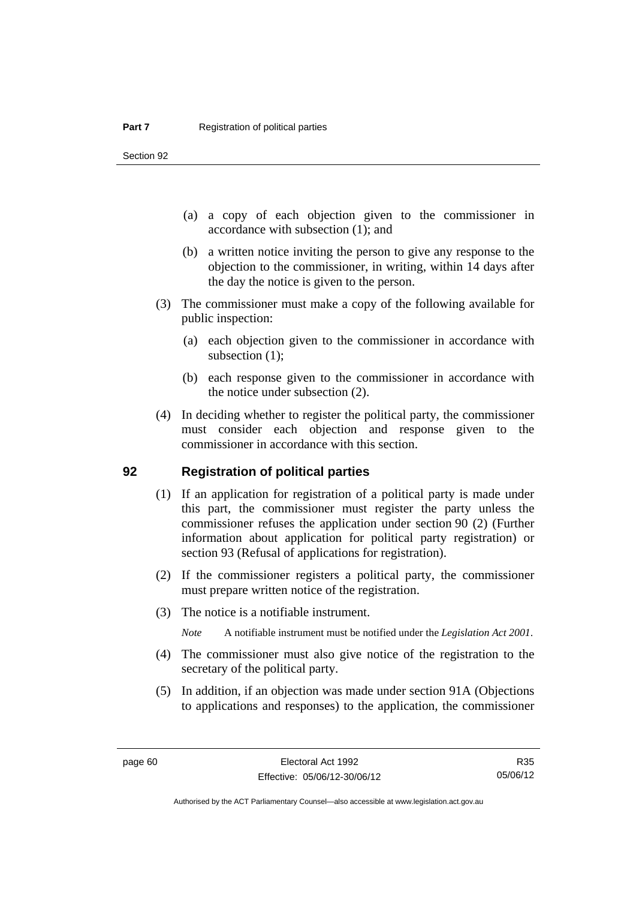(a) a copy of each objection given to the commissioner in accordance with subsection (1); and

(b) a written notice inviting the person to give any response to the objection to the commissioner, in writing, within 14 days after the day the notice is given to the person.

(3) The commissioner must make a copy of the following available for public inspection:

(a) each objection given to the commissioner in accordance with subsection (1);

(b) each response given to the commissioner in accordance with the notice under subsection (2).

(4) In deciding whether to register the political party, the commissioner must consider each objection and response given to the commissioner in accordance with this section.

## 92 Registration of political parties

(1) If an application for registration of a political party is made under this part, the commissioner must register the party unless the commissioner refuses the application under section 90 (2) (Further information about application for political party registration) or section 93 (Refusal of applications for registration).

(2) If the commissioner registers a political party, the commissioner must prepare written notice of the registration.

(3) The notice is a notifiable instrument.

*Note* A notifiable instrument must be notified under the *Legislation Act 2001*.

(4) The commissioner must also give notice of the registration to the secretary of the political party.

(5) In addition, if an objection was made under section 91A (Objections to applications and responses) to the application, the commissioner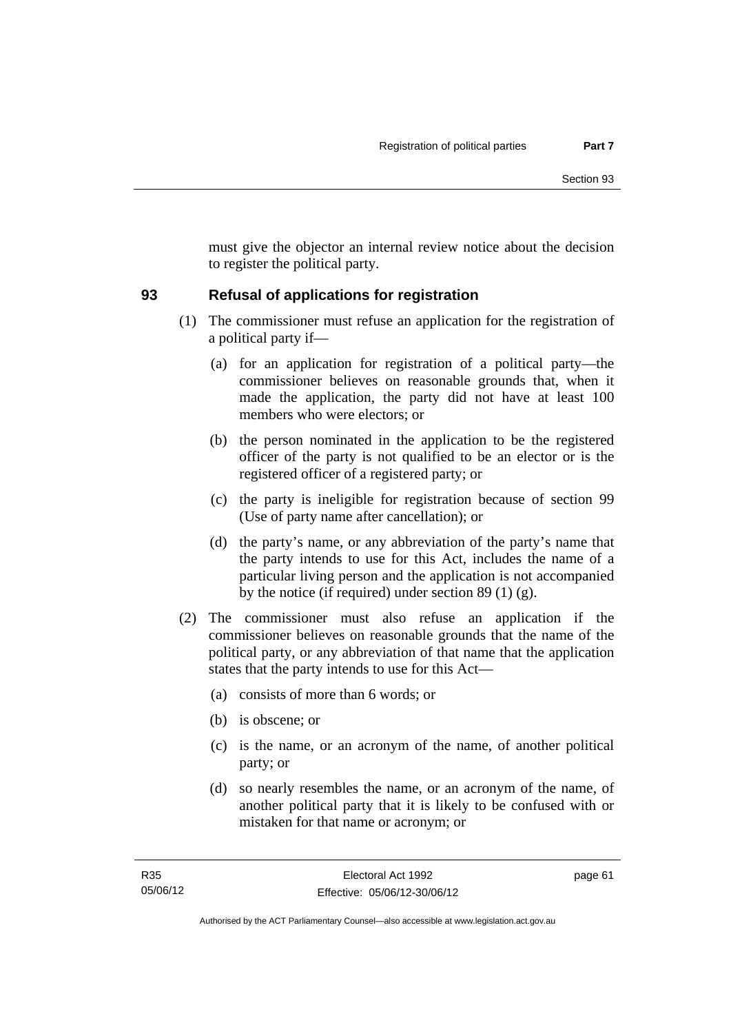must give the objector an internal review notice about the decision to register the political party.

## 93 Refusal of applications for registration

(1) The commissioner must refuse an application for the registration of a political party if—

(a) for an application for registration of a political party—the commissioner believes on reasonable grounds that, when it made the application, the party did not have at least 100 members who were electors; or

(b) the person nominated in the application to be the registered officer of the party is not qualified to be an elector or is the registered officer of a registered party; or

(c) the party is ineligible for registration because of section 99 (Use of party name after cancellation); or

(d) the party's name, or any abbreviation of the party's name that the party intends to use for this Act, includes the name of a particular living person and the application is not accompanied by the notice (if required) under section 89 (1) (g).

(2) The commissioner must also refuse an application if the commissioner believes on reasonable grounds that the name of the political party, or any abbreviation of that name that the application states that the party intends to use for this Act—

(a) consists of more than 6 words; or

(b) is obscene; or

(c) is the name, or an acronym of the name, of another political party; or

(d) so nearly resembles the name, or an acronym of the name, of another political party that it is likely to be confused with or mistaken for that name or acronym; or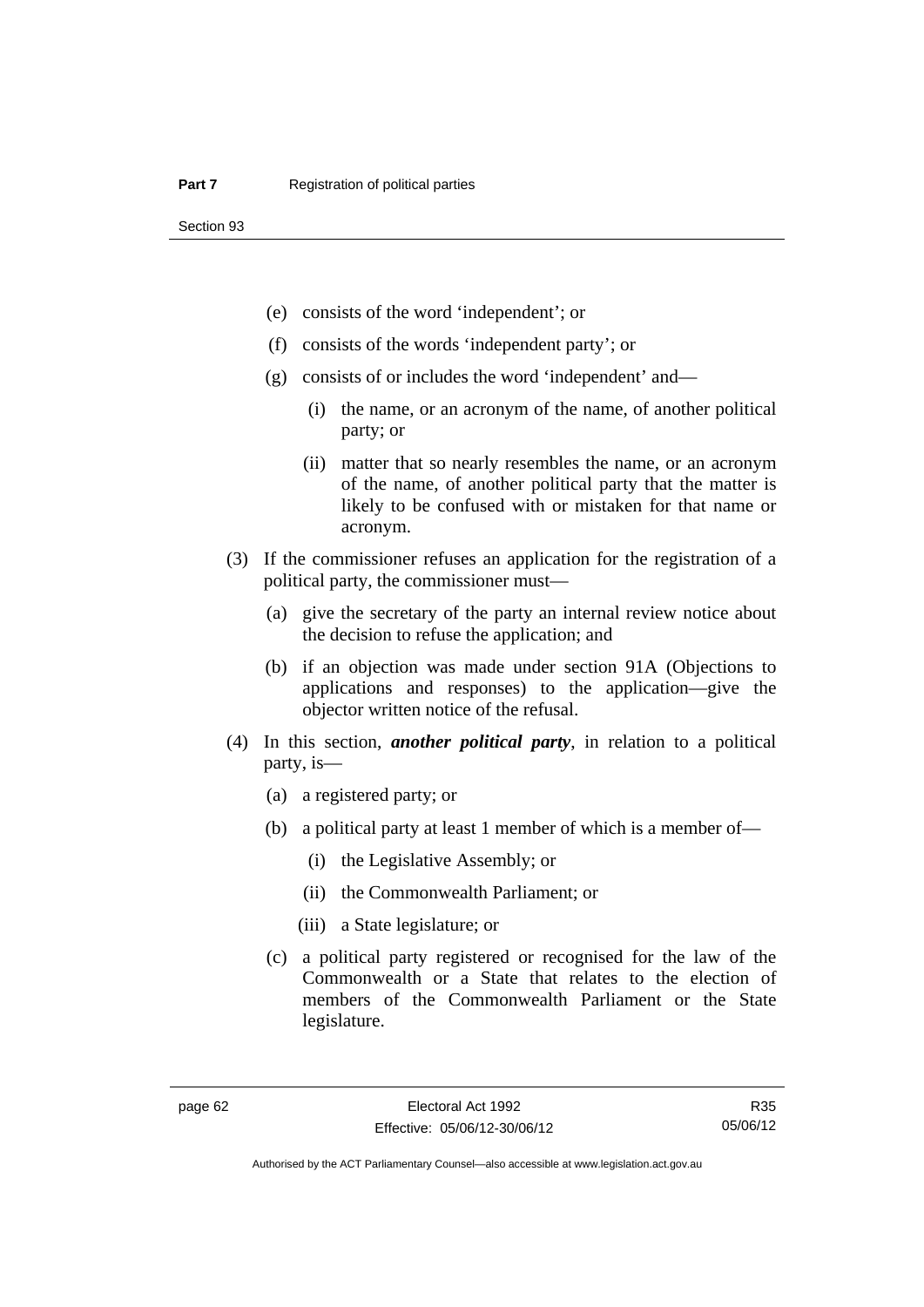(e) consists of the word 'independent'; or

(f) consists of the words 'independent party'; or

(g) consists of or includes the word 'independent' and—

  (i) the name, or an acronym of the name, of another political party; or

  (ii) matter that so nearly resembles the name, or an acronym of the name, of another political party that the matter is likely to be confused with or mistaken for that name or acronym.

(3) If the commissioner refuses an application for the registration of a political party, the commissioner must—

  (a) give the secretary of the party an internal review notice about the decision to refuse the application; and

  (b) if an objection was made under section 91A (Objections to applications and responses) to the application—give the objector written notice of the refusal.

(4) In this section, ***another political party***, in relation to a political party, is—

  (a) a registered party; or

  (b) a political party at least 1 member of which is a member of—

    (i) the Legislative Assembly; or

    (ii) the Commonwealth Parliament; or

    (iii) a State legislature; or

  (c) a political party registered or recognised for the law of the Commonwealth or a State that relates to the election of members of the Commonwealth Parliament or the State legislature.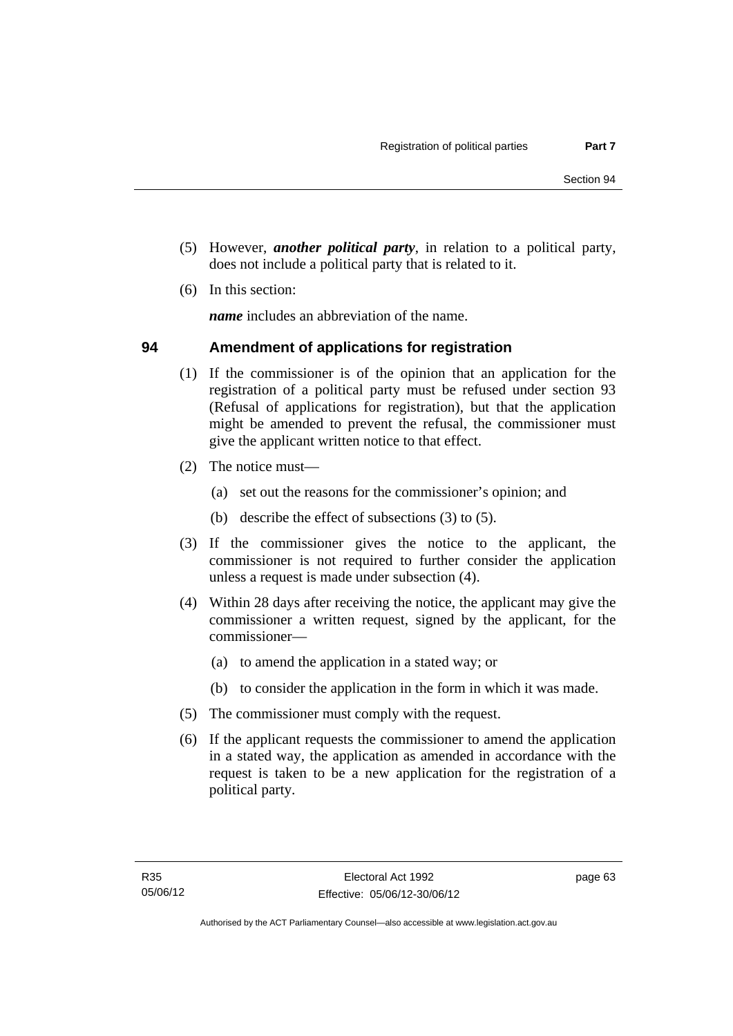(5) However, ***another political party***, in relation to a political party, does not include a political party that is related to it.

(6) In this section:

***name*** includes an abbreviation of the name.

## 94 Amendment of applications for registration

(1) If the commissioner is of the opinion that an application for the registration of a political party must be refused under section 93 (Refusal of applications for registration), but that the application might be amended to prevent the refusal, the commissioner must give the applicant written notice to that effect.

(2) The notice must—

(a) set out the reasons for the commissioner's opinion; and

(b) describe the effect of subsections (3) to (5).

(3) If the commissioner gives the notice to the applicant, the commissioner is not required to further consider the application unless a request is made under subsection (4).

(4) Within 28 days after receiving the notice, the applicant may give the commissioner a written request, signed by the applicant, for the commissioner—

(a) to amend the application in a stated way; or

(b) to consider the application in the form in which it was made.

(5) The commissioner must comply with the request.

(6) If the applicant requests the commissioner to amend the application in a stated way, the application as amended in accordance with the request is taken to be a new application for the registration of a political party.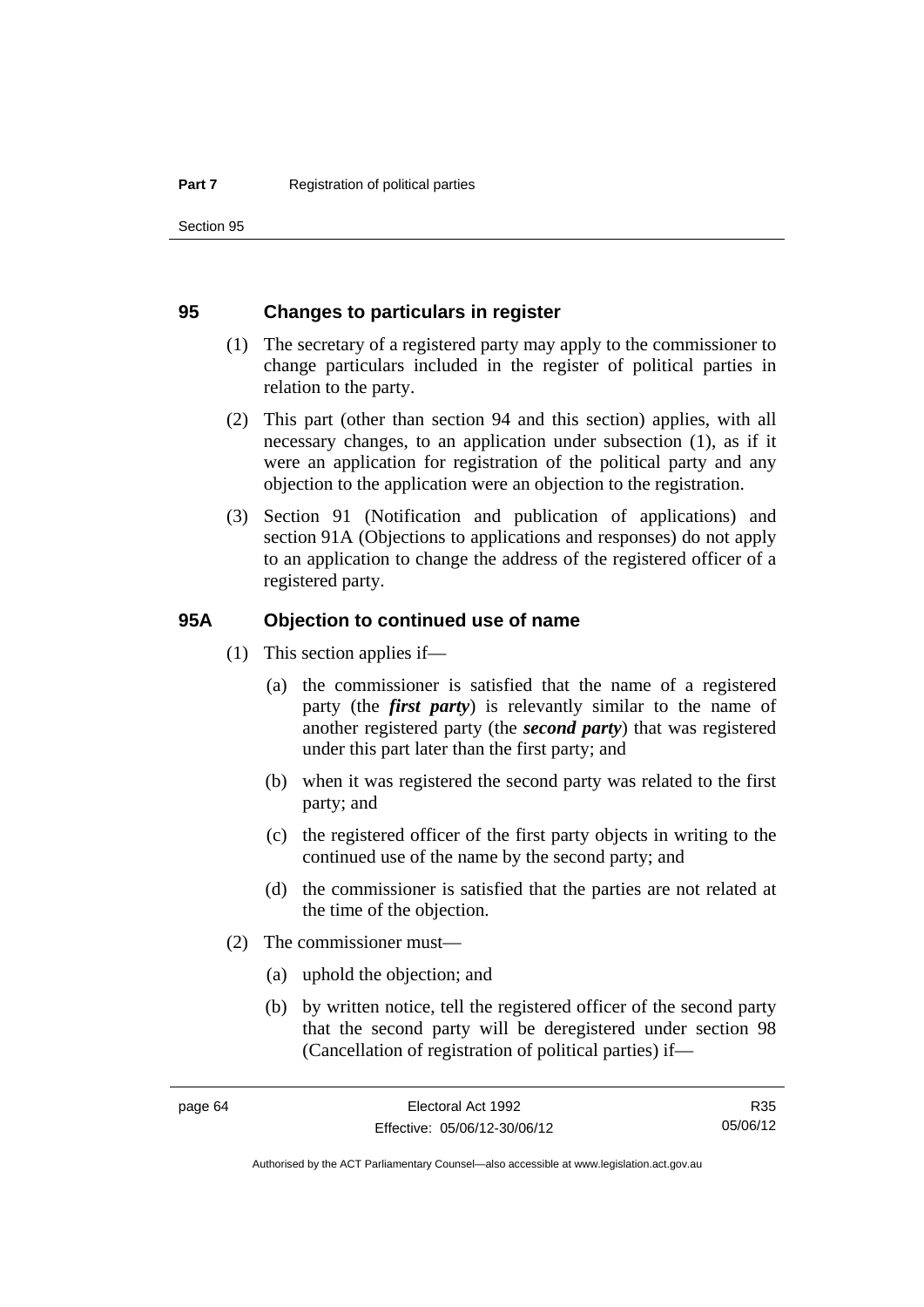## 95 Changes to particulars in register

(1) The secretary of a registered party may apply to the commissioner to change particulars included in the register of political parties in relation to the party.

(2) This part (other than section 94 and this section) applies, with all necessary changes, to an application under subsection (1), as if it were an application for registration of the political party and any objection to the application were an objection to the registration.

(3) Section 91 (Notification and publication of applications) and section 91A (Objections to applications and responses) do not apply to an application to change the address of the registered officer of a registered party.

## 95A Objection to continued use of name

(1) This section applies if—

(a) the commissioner is satisfied that the name of a registered party (the ***first party***) is relevantly similar to the name of another registered party (the ***second party***) that was registered under this part later than the first party; and

(b) when it was registered the second party was related to the first party; and

(c) the registered officer of the first party objects in writing to the continued use of the name by the second party; and

(d) the commissioner is satisfied that the parties are not related at the time of the objection.

(2) The commissioner must—

(a) uphold the objection; and

(b) by written notice, tell the registered officer of the second party that the second party will be deregistered under section 98 (Cancellation of registration of political parties) if—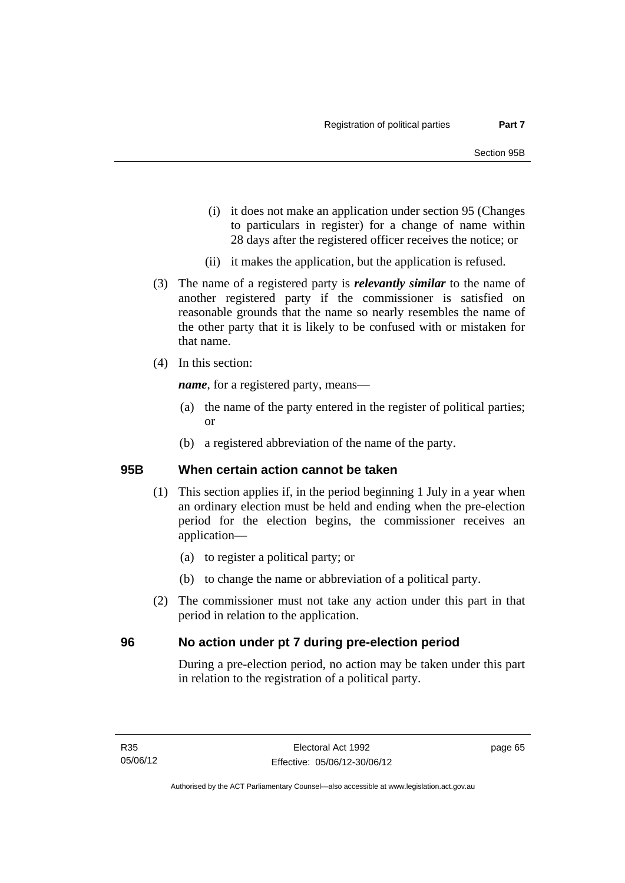(i) it does not make an application under section 95 (Changes to particulars in register) for a change of name within 28 days after the registered officer receives the notice; or

(ii) it makes the application, but the application is refused.

(3) The name of a registered party is ***relevantly similar*** to the name of another registered party if the commissioner is satisfied on reasonable grounds that the name so nearly resembles the name of the other party that it is likely to be confused with or mistaken for that name.

(4) In this section:

***name***, for a registered party, means—

(a) the name of the party entered in the register of political parties; or

(b) a registered abbreviation of the name of the party.

## 95B When certain action cannot be taken

(1) This section applies if, in the period beginning 1 July in a year when an ordinary election must be held and ending when the pre-election period for the election begins, the commissioner receives an application—

(a) to register a political party; or

(b) to change the name or abbreviation of a political party.

(2) The commissioner must not take any action under this part in that period in relation to the application.

## 96 No action under pt 7 during pre-election period

During a pre-election period, no action may be taken under this part in relation to the registration of a political party.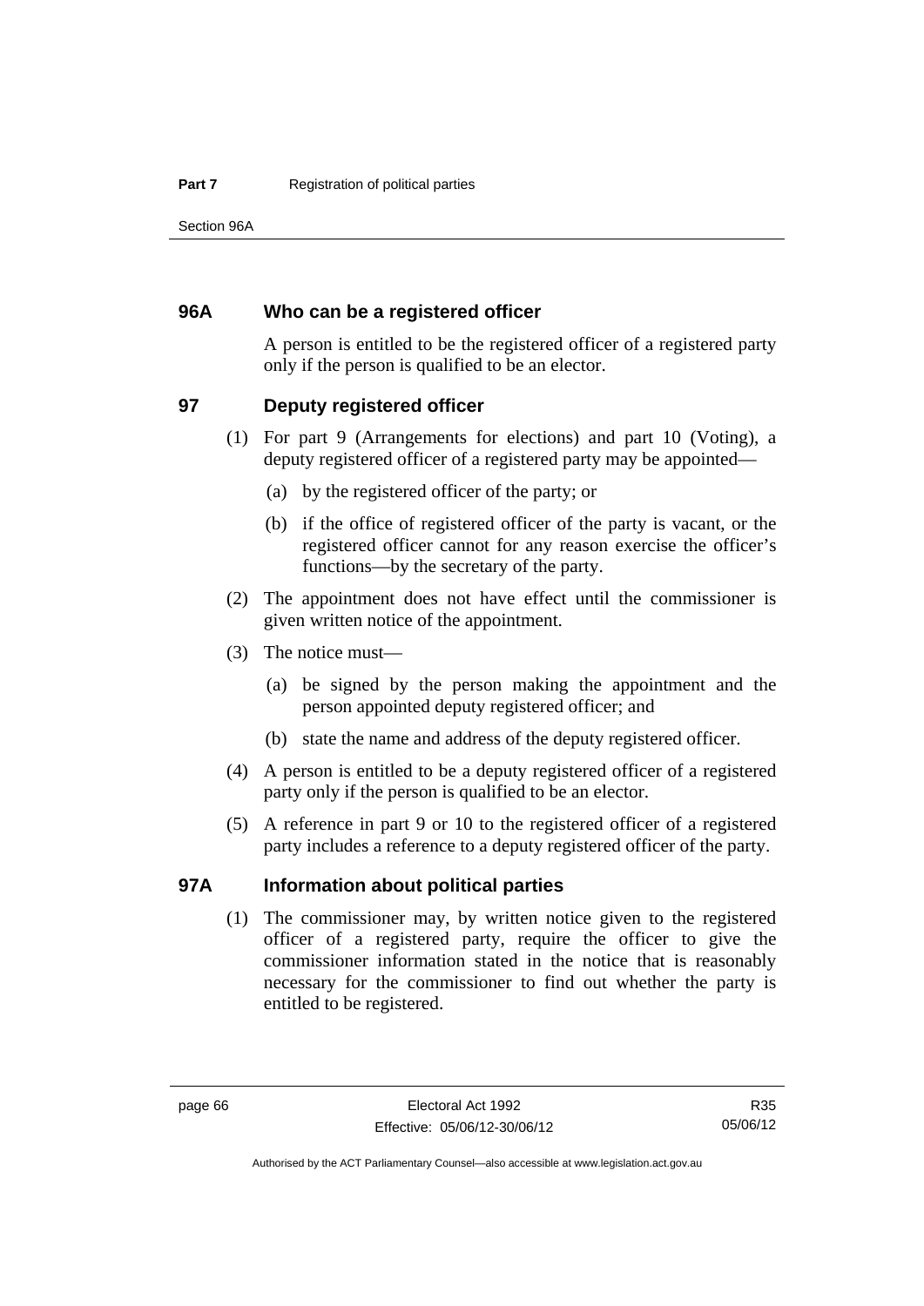## 96A Who can be a registered officer

A person is entitled to be the registered officer of a registered party only if the person is qualified to be an elector.

## 97 Deputy registered officer

(1) For part 9 (Arrangements for elections) and part 10 (Voting), a deputy registered officer of a registered party may be appointed—

(a) by the registered officer of the party; or

(b) if the office of registered officer of the party is vacant, or the registered officer cannot for any reason exercise the officer's functions—by the secretary of the party.

(2) The appointment does not have effect until the commissioner is given written notice of the appointment.

(3) The notice must—

(a) be signed by the person making the appointment and the person appointed deputy registered officer; and

(b) state the name and address of the deputy registered officer.

(4) A person is entitled to be a deputy registered officer of a registered party only if the person is qualified to be an elector.

(5) A reference in part 9 or 10 to the registered officer of a registered party includes a reference to a deputy registered officer of the party.

## 97A Information about political parties

(1) The commissioner may, by written notice given to the registered officer of a registered party, require the officer to give the commissioner information stated in the notice that is reasonably necessary for the commissioner to find out whether the party is entitled to be registered.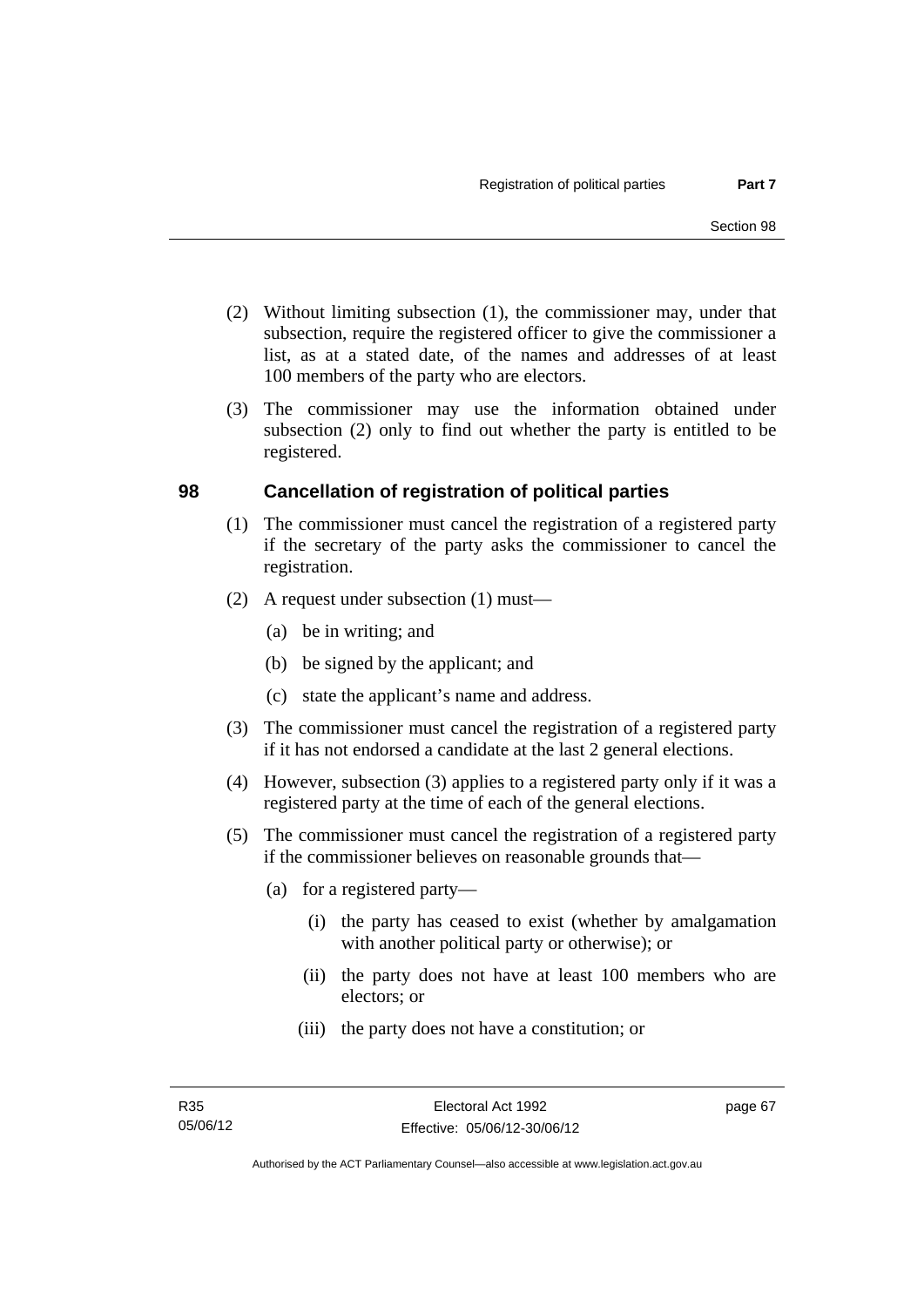(2) Without limiting subsection (1), the commissioner may, under that subsection, require the registered officer to give the commissioner a list, as at a stated date, of the names and addresses of at least 100 members of the party who are electors.

(3) The commissioner may use the information obtained under subsection (2) only to find out whether the party is entitled to be registered.

## 98 Cancellation of registration of political parties

(1) The commissioner must cancel the registration of a registered party if the secretary of the party asks the commissioner to cancel the registration.

(2) A request under subsection (1) must—

(a) be in writing; and

(b) be signed by the applicant; and

(c) state the applicant's name and address.

(3) The commissioner must cancel the registration of a registered party if it has not endorsed a candidate at the last 2 general elections.

(4) However, subsection (3) applies to a registered party only if it was a registered party at the time of each of the general elections.

(5) The commissioner must cancel the registration of a registered party if the commissioner believes on reasonable grounds that—

(a) for a registered party—

(i) the party has ceased to exist (whether by amalgamation with another political party or otherwise); or

(ii) the party does not have at least 100 members who are electors; or

(iii) the party does not have a constitution; or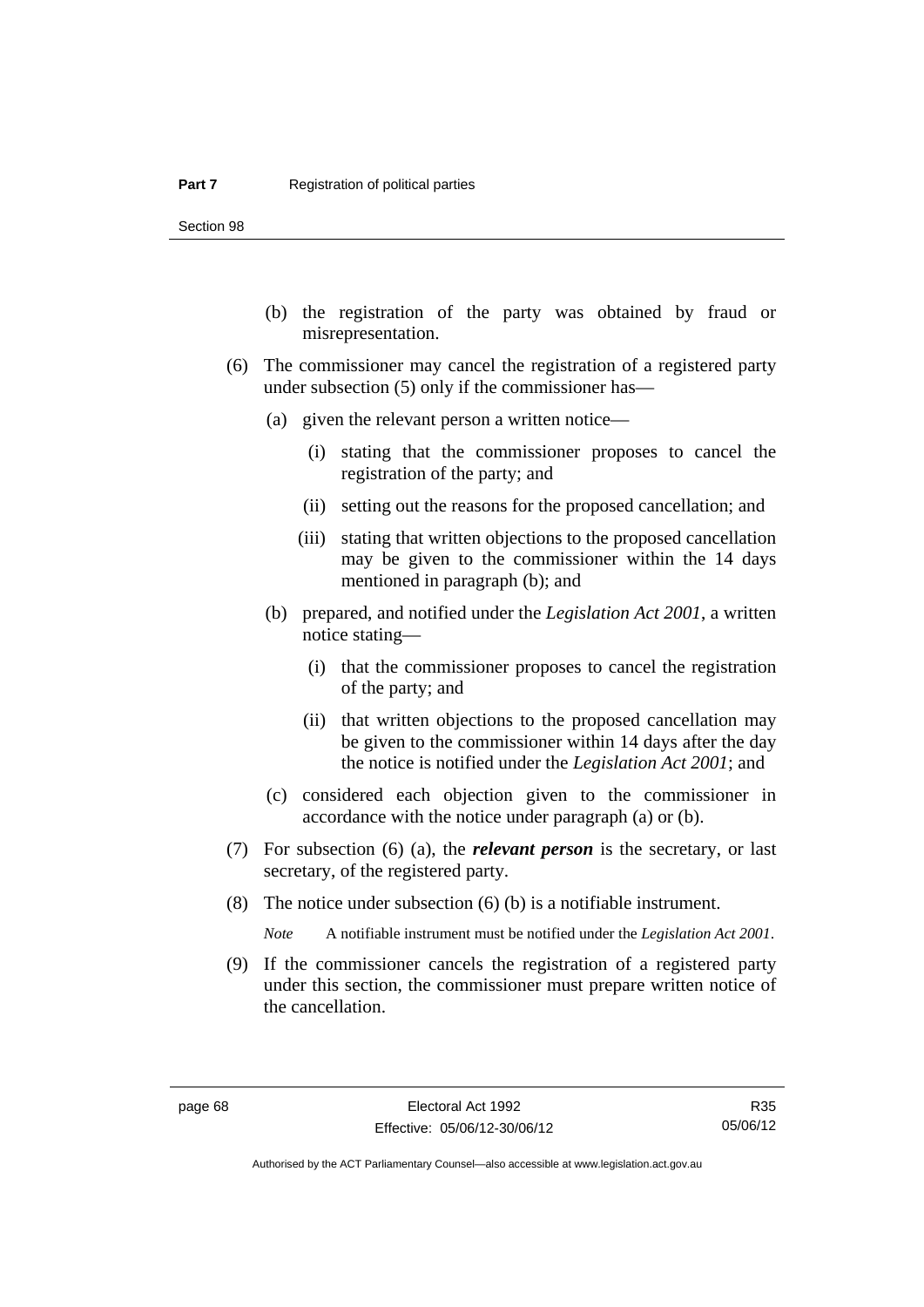(b) the registration of the party was obtained by fraud or misrepresentation.

(6) The commissioner may cancel the registration of a registered party under subsection (5) only if the commissioner has—

(a) given the relevant person a written notice—

(i) stating that the commissioner proposes to cancel the registration of the party; and

(ii) setting out the reasons for the proposed cancellation; and

(iii) stating that written objections to the proposed cancellation may be given to the commissioner within the 14 days mentioned in paragraph (b); and

(b) prepared, and notified under the *Legislation Act 2001*, a written notice stating—

(i) that the commissioner proposes to cancel the registration of the party; and

(ii) that written objections to the proposed cancellation may be given to the commissioner within 14 days after the day the notice is notified under the *Legislation Act 2001*; and

(c) considered each objection given to the commissioner in accordance with the notice under paragraph (a) or (b).

(7) For subsection (6) (a), the ***relevant person*** is the secretary, or last secretary, of the registered party.

(8) The notice under subsection (6) (b) is a notifiable instrument.

*Note* A notifiable instrument must be notified under the *Legislation Act 2001*.

(9) If the commissioner cancels the registration of a registered party under this section, the commissioner must prepare written notice of the cancellation.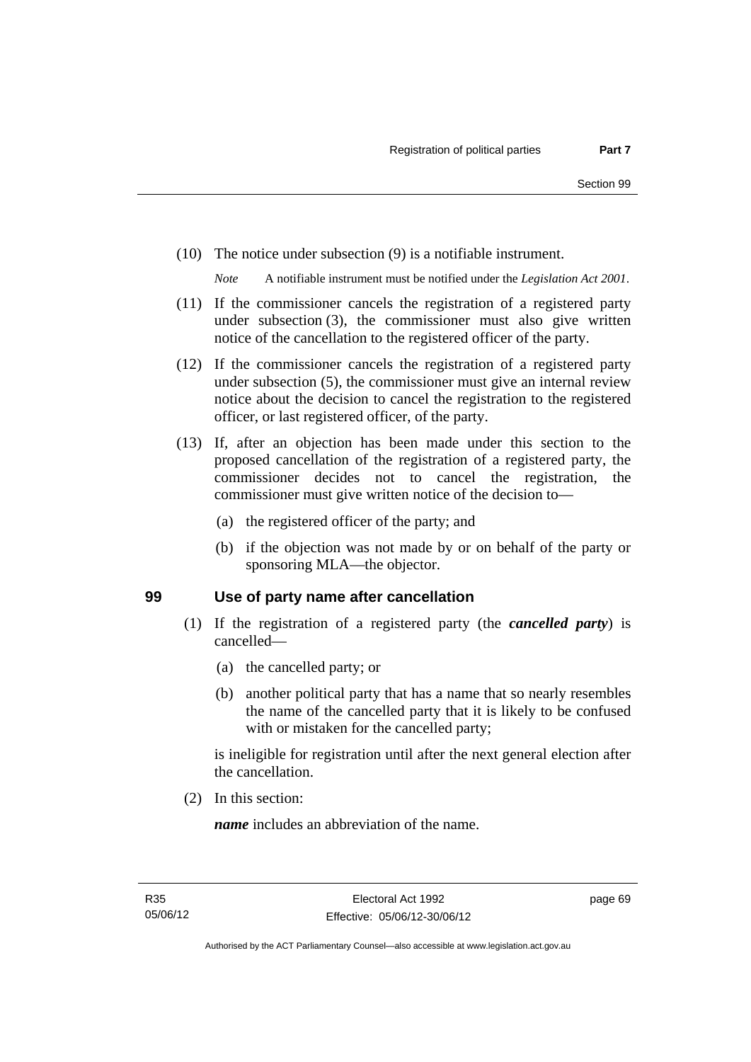(10) The notice under subsection (9) is a notifiable instrument.

*Note* A notifiable instrument must be notified under the *Legislation Act 2001*.

(11) If the commissioner cancels the registration of a registered party under subsection (3), the commissioner must also give written notice of the cancellation to the registered officer of the party.

(12) If the commissioner cancels the registration of a registered party under subsection (5), the commissioner must give an internal review notice about the decision to cancel the registration to the registered officer, or last registered officer, of the party.

(13) If, after an objection has been made under this section to the proposed cancellation of the registration of a registered party, the commissioner decides not to cancel the registration, the commissioner must give written notice of the decision to—

(a) the registered officer of the party; and

(b) if the objection was not made by or on behalf of the party or sponsoring MLA—the objector.

## 99 Use of party name after cancellation

(1) If the registration of a registered party (the ***cancelled party***) is cancelled—

(a) the cancelled party; or

(b) another political party that has a name that so nearly resembles the name of the cancelled party that it is likely to be confused with or mistaken for the cancelled party;

is ineligible for registration until after the next general election after the cancellation.

(2) In this section:

***name*** includes an abbreviation of the name.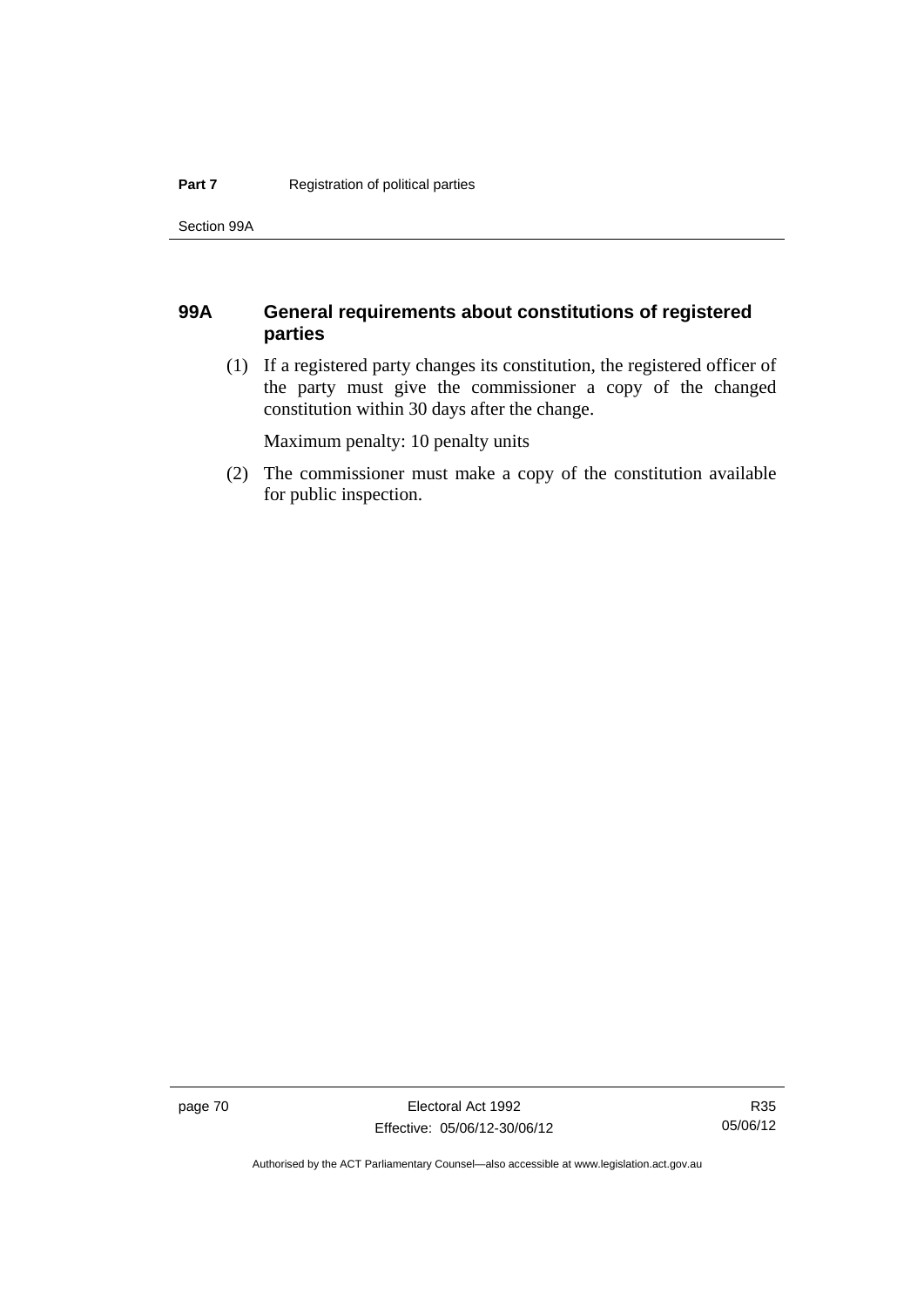## 99A General requirements about constitutions of registered parties

(1) If a registered party changes its constitution, the registered officer of the party must give the commissioner a copy of the changed constitution within 30 days after the change.

Maximum penalty: 10 penalty units

(2) The commissioner must make a copy of the constitution available for public inspection.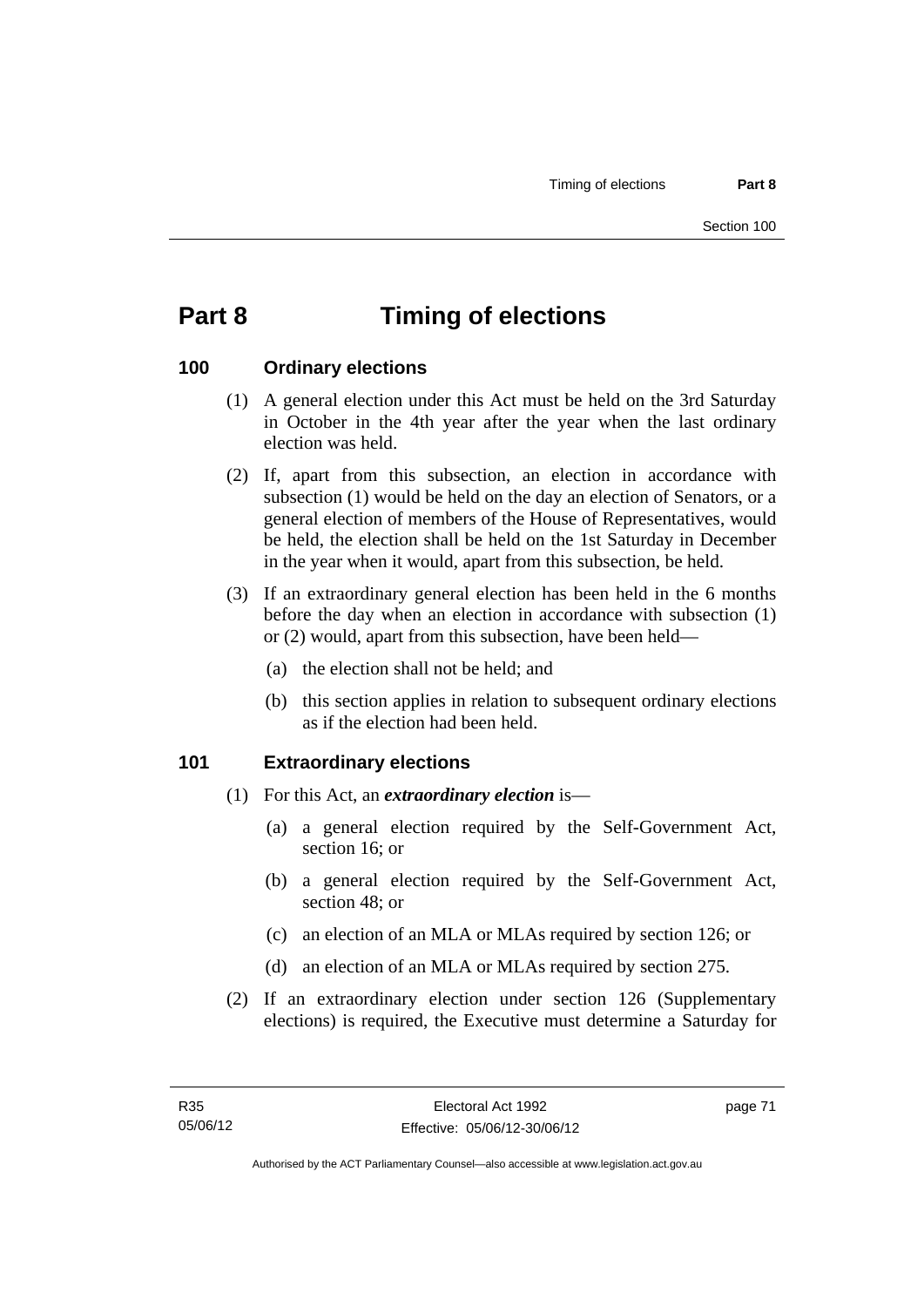# Part 8 Timing of elections

## 100 Ordinary elections

(1) A general election under this Act must be held on the 3rd Saturday in October in the 4th year after the year when the last ordinary election was held.

(2) If, apart from this subsection, an election in accordance with subsection (1) would be held on the day an election of Senators, or a general election of members of the House of Representatives, would be held, the election shall be held on the 1st Saturday in December in the year when it would, apart from this subsection, be held.

(3) If an extraordinary general election has been held in the 6 months before the day when an election in accordance with subsection (1) or (2) would, apart from this subsection, have been held—

- (a) the election shall not be held; and
- (b) this section applies in relation to subsequent ordinary elections as if the election had been held.

## 101 Extraordinary elections

(1) For this Act, an ***extraordinary election*** is—

- (a) a general election required by the Self-Government Act, section 16; or
- (b) a general election required by the Self-Government Act, section 48; or
- (c) an election of an MLA or MLAs required by section 126; or
- (d) an election of an MLA or MLAs required by section 275.

(2) If an extraordinary election under section 126 (Supplementary elections) is required, the Executive must determine a Saturday for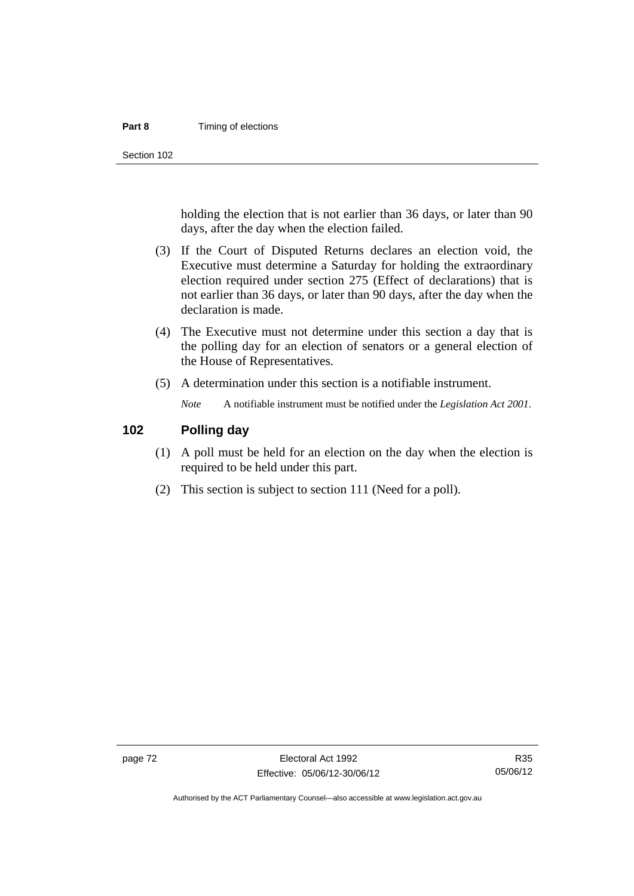holding the election that is not earlier than 36 days, or later than 90 days, after the day when the election failed.

(3) If the Court of Disputed Returns declares an election void, the Executive must determine a Saturday for holding the extraordinary election required under section 275 (Effect of declarations) that is not earlier than 36 days, or later than 90 days, after the day when the declaration is made.

(4) The Executive must not determine under this section a day that is the polling day for an election of senators or a general election of the House of Representatives.

(5) A determination under this section is a notifiable instrument.

*Note* A notifiable instrument must be notified under the *Legislation Act 2001*.

## 102 Polling day

(1) A poll must be held for an election on the day when the election is required to be held under this part.

(2) This section is subject to section 111 (Need for a poll).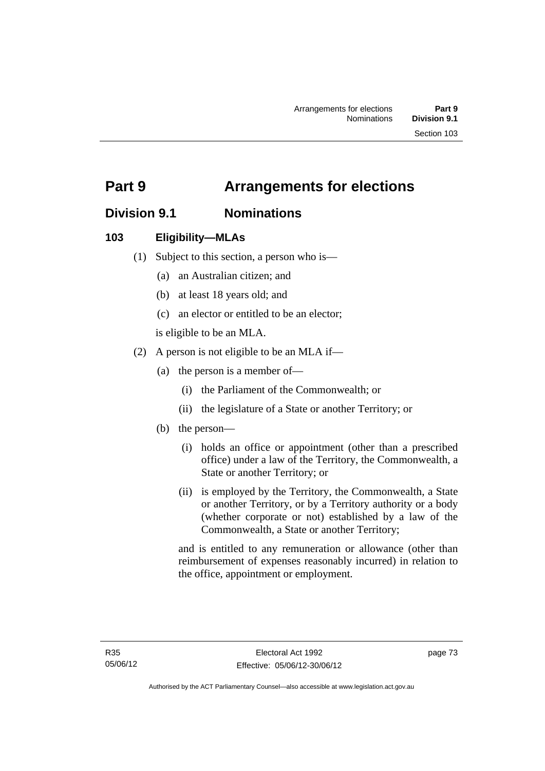# Part 9 Arrangements for elections

## Division 9.1 Nominations

### 103 Eligibility—MLAs

(1) Subject to this section, a person who is—

(a) an Australian citizen; and

(b) at least 18 years old; and

(c) an elector or entitled to be an elector;

is eligible to be an MLA.

(2) A person is not eligible to be an MLA if—

(a) the person is a member of—

(i) the Parliament of the Commonwealth; or

(ii) the legislature of a State or another Territory; or

(b) the person—

(i) holds an office or appointment (other than a prescribed office) under a law of the Territory, the Commonwealth, a State or another Territory; or

(ii) is employed by the Territory, the Commonwealth, a State or another Territory, or by a Territory authority or a body (whether corporate or not) established by a law of the Commonwealth, a State or another Territory;

and is entitled to any remuneration or allowance (other than reimbursement of expenses reasonably incurred) in relation to the office, appointment or employment.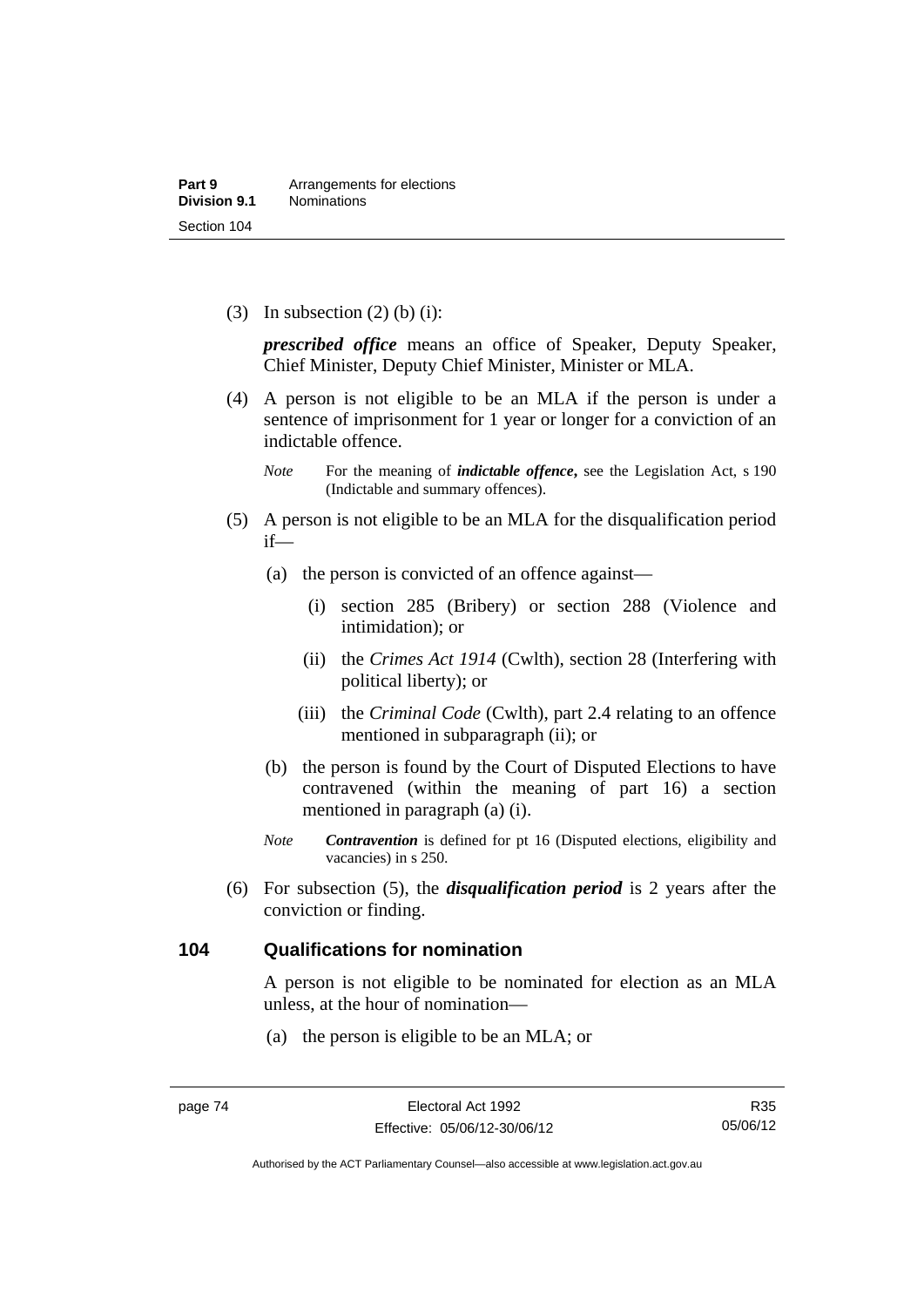(3) In subsection (2) (b) (i):

***prescribed office*** means an office of Speaker, Deputy Speaker, Chief Minister, Deputy Chief Minister, Minister or MLA.

(4) A person is not eligible to be an MLA if the person is under a sentence of imprisonment for 1 year or longer for a conviction of an indictable offence.

*Note* For the meaning of ***indictable offence***, see the Legislation Act, s 190 (Indictable and summary offences).

(5) A person is not eligible to be an MLA for the disqualification period if—

(a) the person is convicted of an offence against—

(i) section 285 (Bribery) or section 288 (Violence and intimidation); or

(ii) the *Crimes Act 1914* (Cwlth), section 28 (Interfering with political liberty); or

(iii) the *Criminal Code* (Cwlth), part 2.4 relating to an offence mentioned in subparagraph (ii); or

(b) the person is found by the Court of Disputed Elections to have contravened (within the meaning of part 16) a section mentioned in paragraph (a) (i).

*Note* ***Contravention*** is defined for pt 16 (Disputed elections, eligibility and vacancies) in s 250.

(6) For subsection (5), the ***disqualification period*** is 2 years after the conviction or finding.

## 104 Qualifications for nomination

A person is not eligible to be nominated for election as an MLA unless, at the hour of nomination—

(a) the person is eligible to be an MLA; or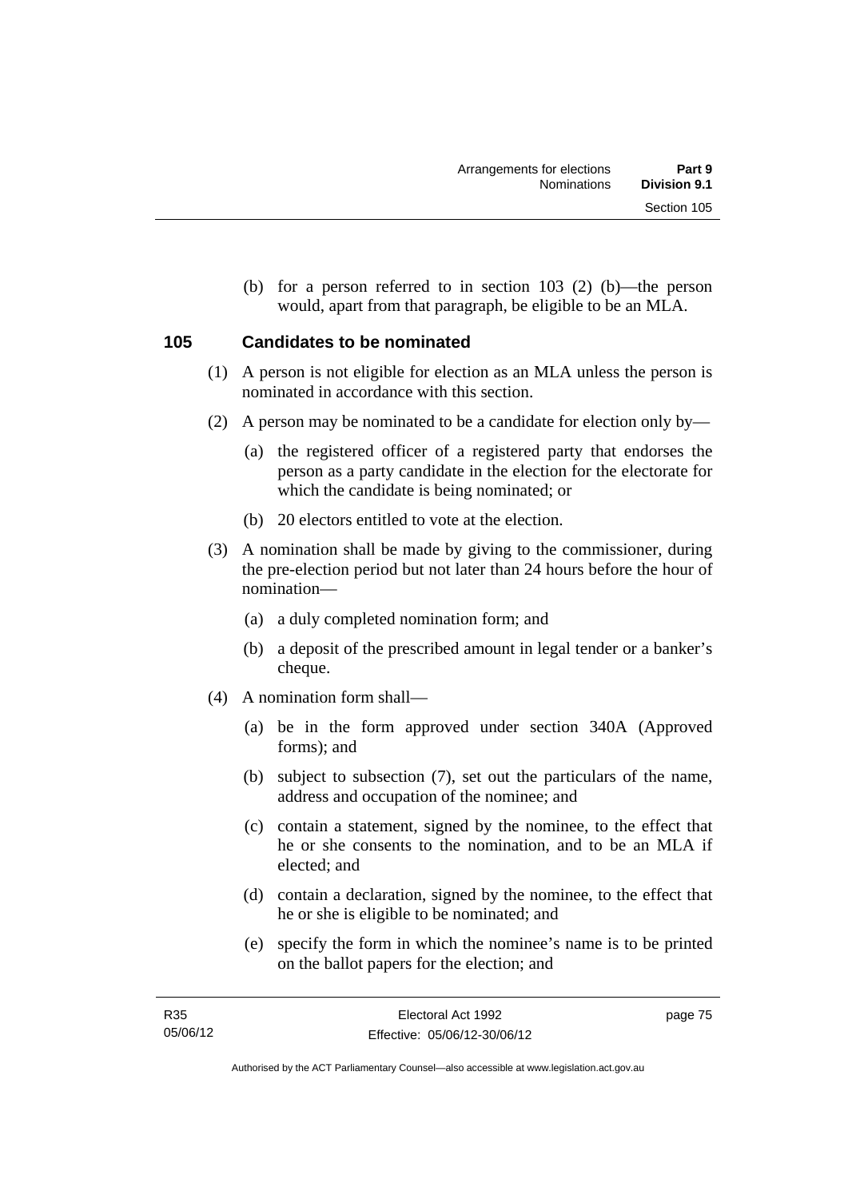(b) for a person referred to in section 103 (2) (b)—the person would, apart from that paragraph, be eligible to be an MLA.

## 105 Candidates to be nominated

(1) A person is not eligible for election as an MLA unless the person is nominated in accordance with this section.

(2) A person may be nominated to be a candidate for election only by—

(a) the registered officer of a registered party that endorses the person as a party candidate in the election for the electorate for which the candidate is being nominated; or

(b) 20 electors entitled to vote at the election.

(3) A nomination shall be made by giving to the commissioner, during the pre-election period but not later than 24 hours before the hour of nomination—

(a) a duly completed nomination form; and

(b) a deposit of the prescribed amount in legal tender or a banker's cheque.

(4) A nomination form shall—

(a) be in the form approved under section 340A (Approved forms); and

(b) subject to subsection (7), set out the particulars of the name, address and occupation of the nominee; and

(c) contain a statement, signed by the nominee, to the effect that he or she consents to the nomination, and to be an MLA if elected; and

(d) contain a declaration, signed by the nominee, to the effect that he or she is eligible to be nominated; and

(e) specify the form in which the nominee's name is to be printed on the ballot papers for the election; and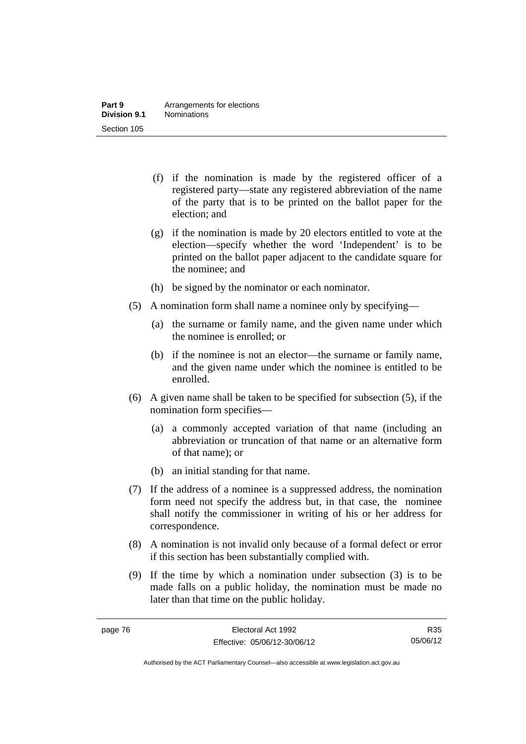(f) if the nomination is made by the registered officer of a registered party—state any registered abbreviation of the name of the party that is to be printed on the ballot paper for the election; and

(g) if the nomination is made by 20 electors entitled to vote at the election—specify whether the word 'Independent' is to be printed on the ballot paper adjacent to the candidate square for the nominee; and

(h) be signed by the nominator or each nominator.

(5) A nomination form shall name a nominee only by specifying—

(a) the surname or family name, and the given name under which the nominee is enrolled; or

(b) if the nominee is not an elector—the surname or family name, and the given name under which the nominee is entitled to be enrolled.

(6) A given name shall be taken to be specified for subsection (5), if the nomination form specifies—

(a) a commonly accepted variation of that name (including an abbreviation or truncation of that name or an alternative form of that name); or

(b) an initial standing for that name.

(7) If the address of a nominee is a suppressed address, the nomination form need not specify the address but, in that case, the nominee shall notify the commissioner in writing of his or her address for correspondence.

(8) A nomination is not invalid only because of a formal defect or error if this section has been substantially complied with.

(9) If the time by which a nomination under subsection (3) is to be made falls on a public holiday, the nomination must be made no later than that time on the public holiday.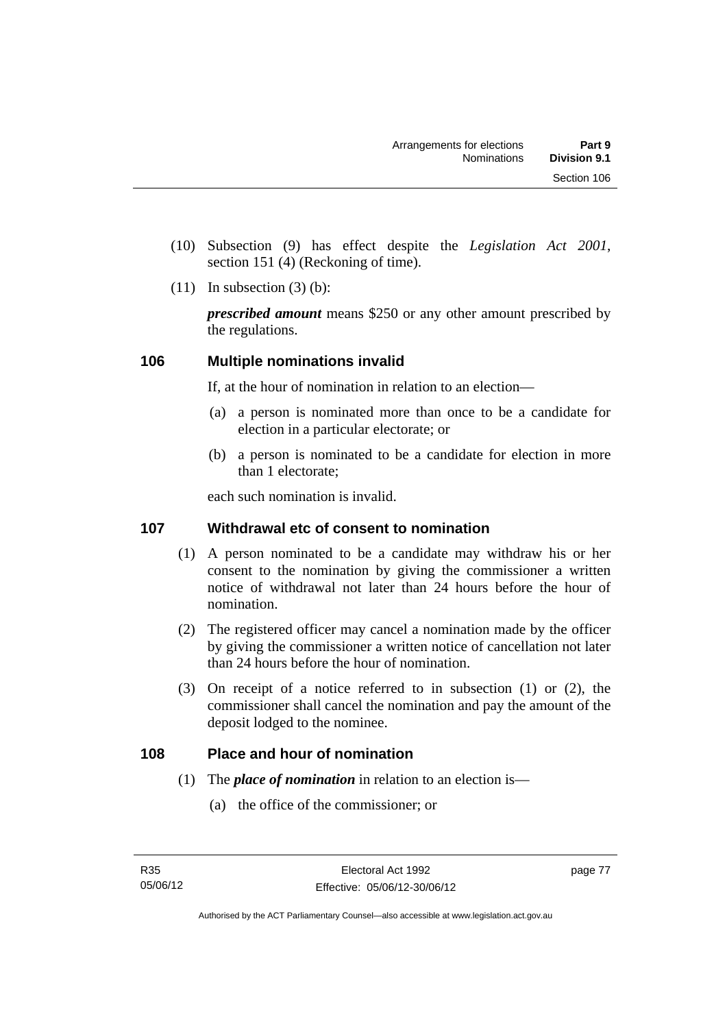(10) Subsection (9) has effect despite the *Legislation Act 2001*, section 151 (4) (Reckoning of time).

(11) In subsection (3) (b):

***prescribed amount*** means $250 or any other amount prescribed by the regulations.

### 106 Multiple nominations invalid

If, at the hour of nomination in relation to an election—

(a) a person is nominated more than once to be a candidate for election in a particular electorate; or

(b) a person is nominated to be a candidate for election in more than 1 electorate;

each such nomination is invalid.

### 107 Withdrawal etc of consent to nomination

(1) A person nominated to be a candidate may withdraw his or her consent to the nomination by giving the commissioner a written notice of withdrawal not later than 24 hours before the hour of nomination.

(2) The registered officer may cancel a nomination made by the officer by giving the commissioner a written notice of cancellation not later than 24 hours before the hour of nomination.

(3) On receipt of a notice referred to in subsection (1) or (2), the commissioner shall cancel the nomination and pay the amount of the deposit lodged to the nominee.

### 108 Place and hour of nomination

(1) The ***place of nomination*** in relation to an election is—

(a) the office of the commissioner; or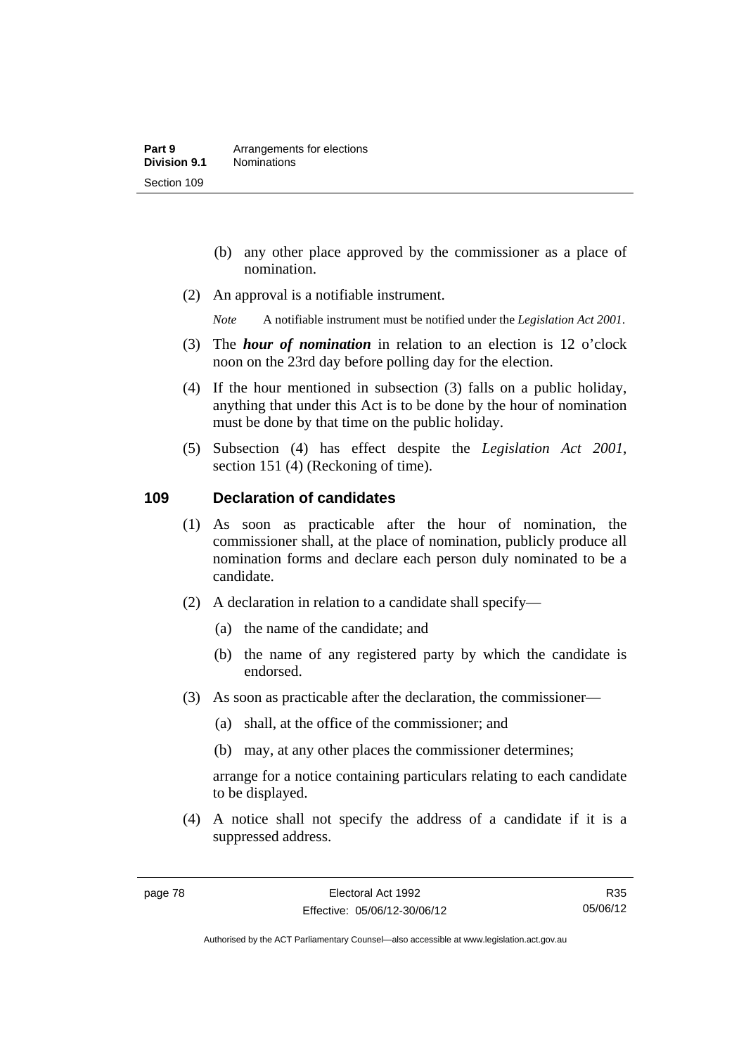(b) any other place approved by the commissioner as a place of nomination.

(2) An approval is a notifiable instrument.

*Note* A notifiable instrument must be notified under the *Legislation Act 2001*.

(3) The ***hour of nomination*** in relation to an election is 12 o'clock noon on the 23rd day before polling day for the election.

(4) If the hour mentioned in subsection (3) falls on a public holiday, anything that under this Act is to be done by the hour of nomination must be done by that time on the public holiday.

(5) Subsection (4) has effect despite the *Legislation Act 2001*, section 151 (4) (Reckoning of time).

## 109 Declaration of candidates

(1) As soon as practicable after the hour of nomination, the commissioner shall, at the place of nomination, publicly produce all nomination forms and declare each person duly nominated to be a candidate.

(2) A declaration in relation to a candidate shall specify—

(a) the name of the candidate; and

(b) the name of any registered party by which the candidate is endorsed.

(3) As soon as practicable after the declaration, the commissioner—

(a) shall, at the office of the commissioner; and

(b) may, at any other places the commissioner determines;

arrange for a notice containing particulars relating to each candidate to be displayed.

(4) A notice shall not specify the address of a candidate if it is a suppressed address.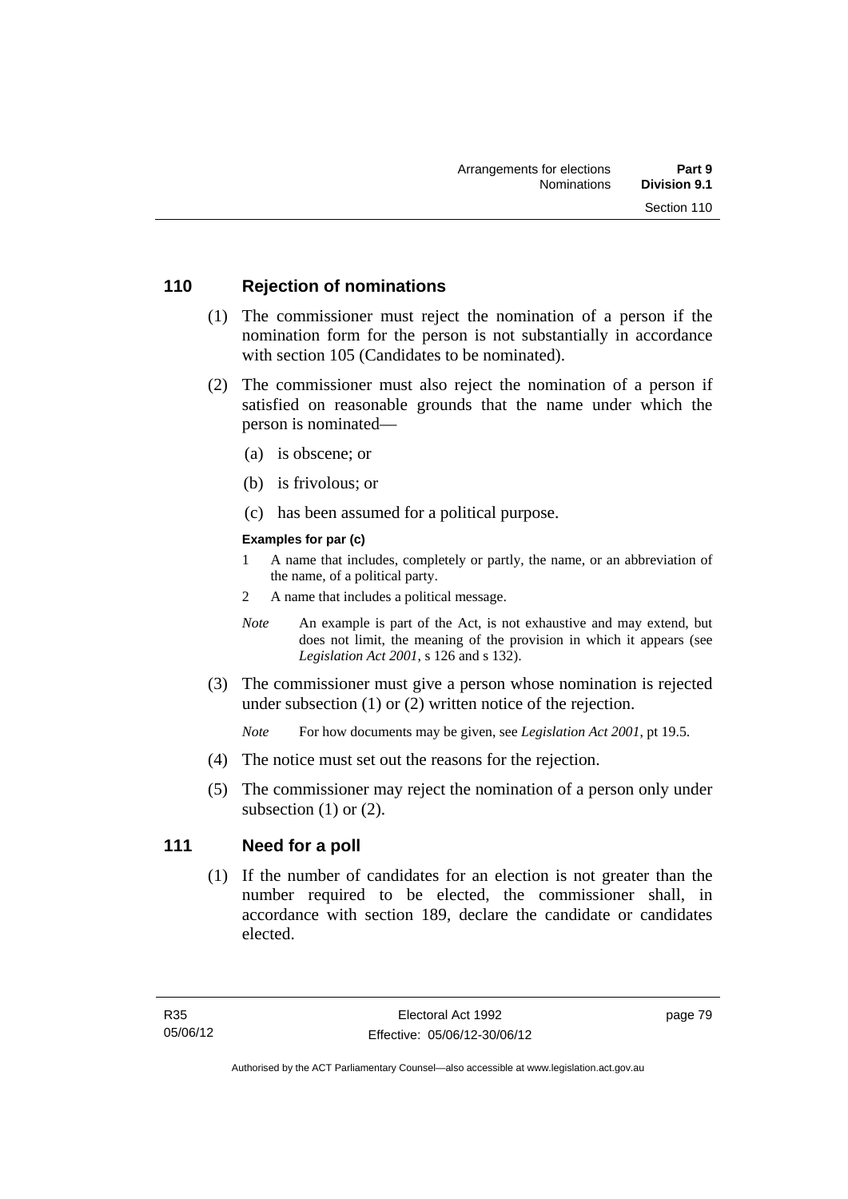## 110 Rejection of nominations

(1) The commissioner must reject the nomination of a person if the nomination form for the person is not substantially in accordance with section 105 (Candidates to be nominated).

(2) The commissioner must also reject the nomination of a person if satisfied on reasonable grounds that the name under which the person is nominated—

(a) is obscene; or

(b) is frivolous; or

(c) has been assumed for a political purpose.

**Examples for par (c)**

1 A name that includes, completely or partly, the name, or an abbreviation of the name, of a political party.

2 A name that includes a political message.

*Note* An example is part of the Act, is not exhaustive and may extend, but does not limit, the meaning of the provision in which it appears (see *Legislation Act 2001*, s 126 and s 132).

(3) The commissioner must give a person whose nomination is rejected under subsection (1) or (2) written notice of the rejection.

*Note* For how documents may be given, see *Legislation Act 2001*, pt 19.5.

(4) The notice must set out the reasons for the rejection.

(5) The commissioner may reject the nomination of a person only under subsection (1) or (2).

## 111 Need for a poll

(1) If the number of candidates for an election is not greater than the number required to be elected, the commissioner shall, in accordance with section 189, declare the candidate or candidates elected.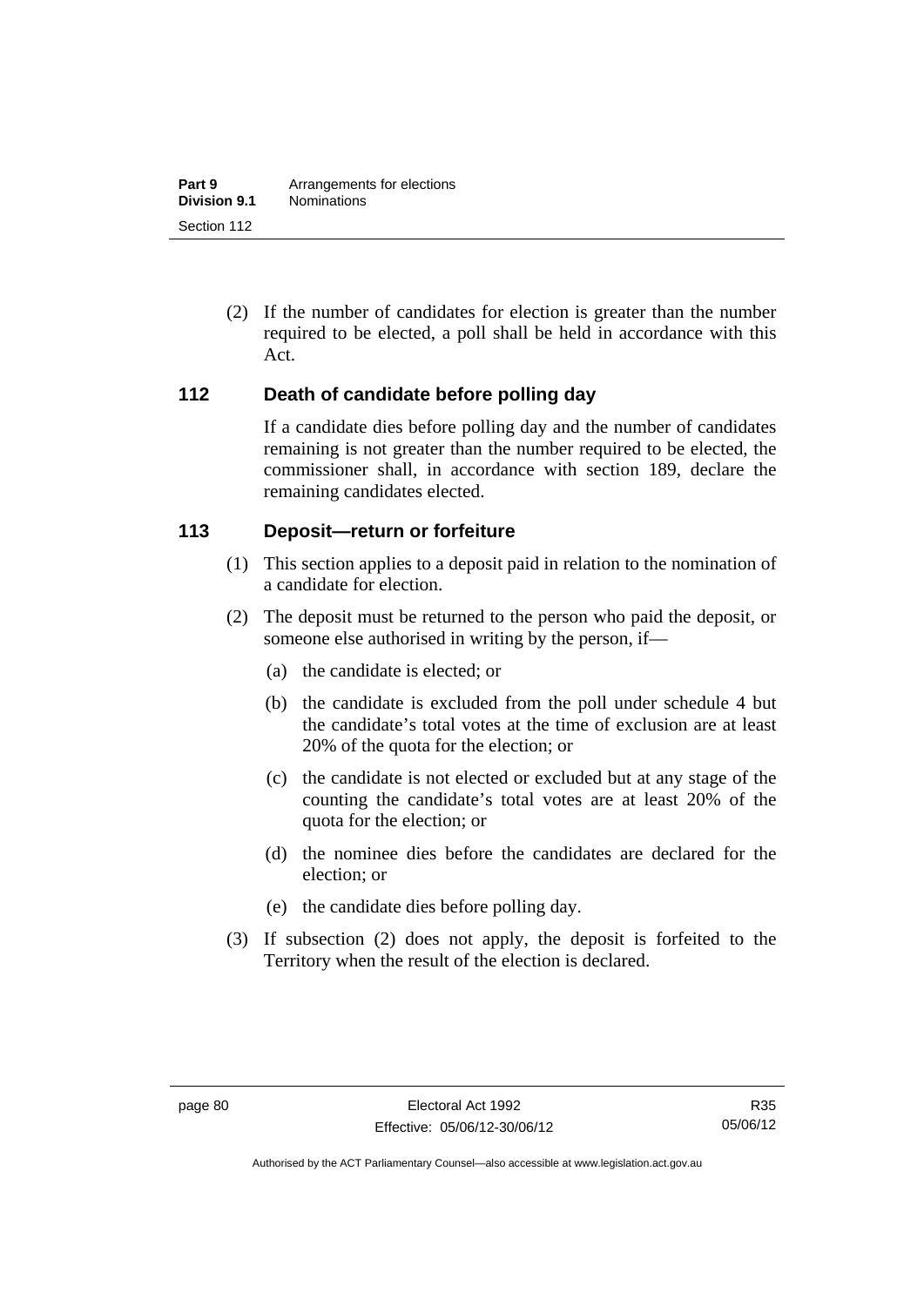(2) If the number of candidates for election is greater than the number required to be elected, a poll shall be held in accordance with this Act.

### 112 Death of candidate before polling day

If a candidate dies before polling day and the number of candidates remaining is not greater than the number required to be elected, the commissioner shall, in accordance with section 189, declare the remaining candidates elected.

### 113 Deposit—return or forfeiture

(1) This section applies to a deposit paid in relation to the nomination of a candidate for election.

(2) The deposit must be returned to the person who paid the deposit, or someone else authorised in writing by the person, if—

(a) the candidate is elected; or

(b) the candidate is excluded from the poll under schedule 4 but the candidate's total votes at the time of exclusion are at least 20% of the quota for the election; or

(c) the candidate is not elected or excluded but at any stage of the counting the candidate's total votes are at least 20% of the quota for the election; or

(d) the nominee dies before the candidates are declared for the election; or

(e) the candidate dies before polling day.

(3) If subsection (2) does not apply, the deposit is forfeited to the Territory when the result of the election is declared.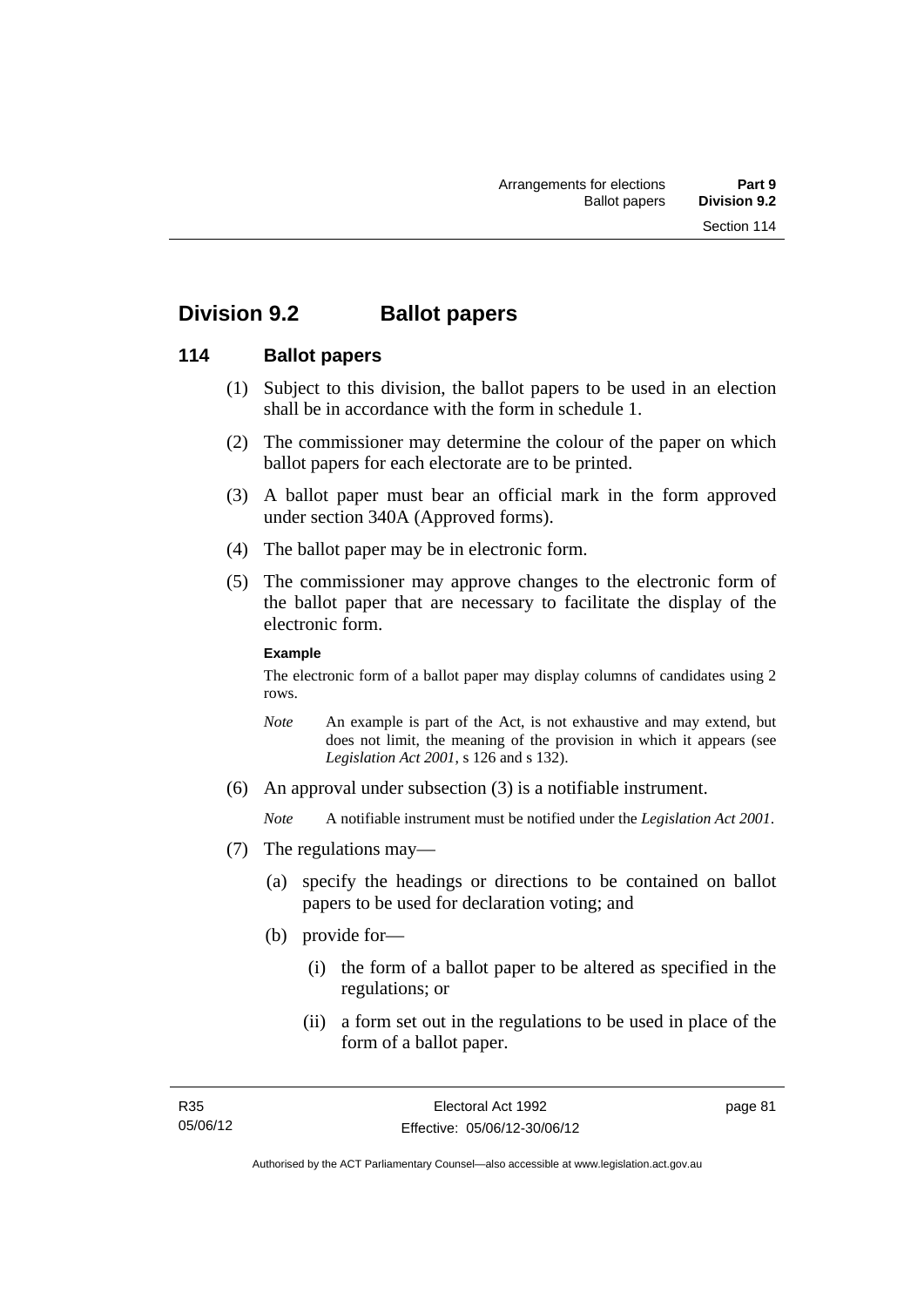## Division 9.2 Ballot papers

### 114 Ballot papers

(1) Subject to this division, the ballot papers to be used in an election shall be in accordance with the form in schedule 1.

(2) The commissioner may determine the colour of the paper on which ballot papers for each electorate are to be printed.

(3) A ballot paper must bear an official mark in the form approved under section 340A (Approved forms).

(4) The ballot paper may be in electronic form.

(5) The commissioner may approve changes to the electronic form of the ballot paper that are necessary to facilitate the display of the electronic form.

**Example**

The electronic form of a ballot paper may display columns of candidates using 2 rows.

*Note* An example is part of the Act, is not exhaustive and may extend, but does not limit, the meaning of the provision in which it appears (see *Legislation Act 2001*, s 126 and s 132).

(6) An approval under subsection (3) is a notifiable instrument.

*Note* A notifiable instrument must be notified under the *Legislation Act 2001*.

(7) The regulations may—

(a) specify the headings or directions to be contained on ballot papers to be used for declaration voting; and

(b) provide for—

(i) the form of a ballot paper to be altered as specified in the regulations; or

(ii) a form set out in the regulations to be used in place of the form of a ballot paper.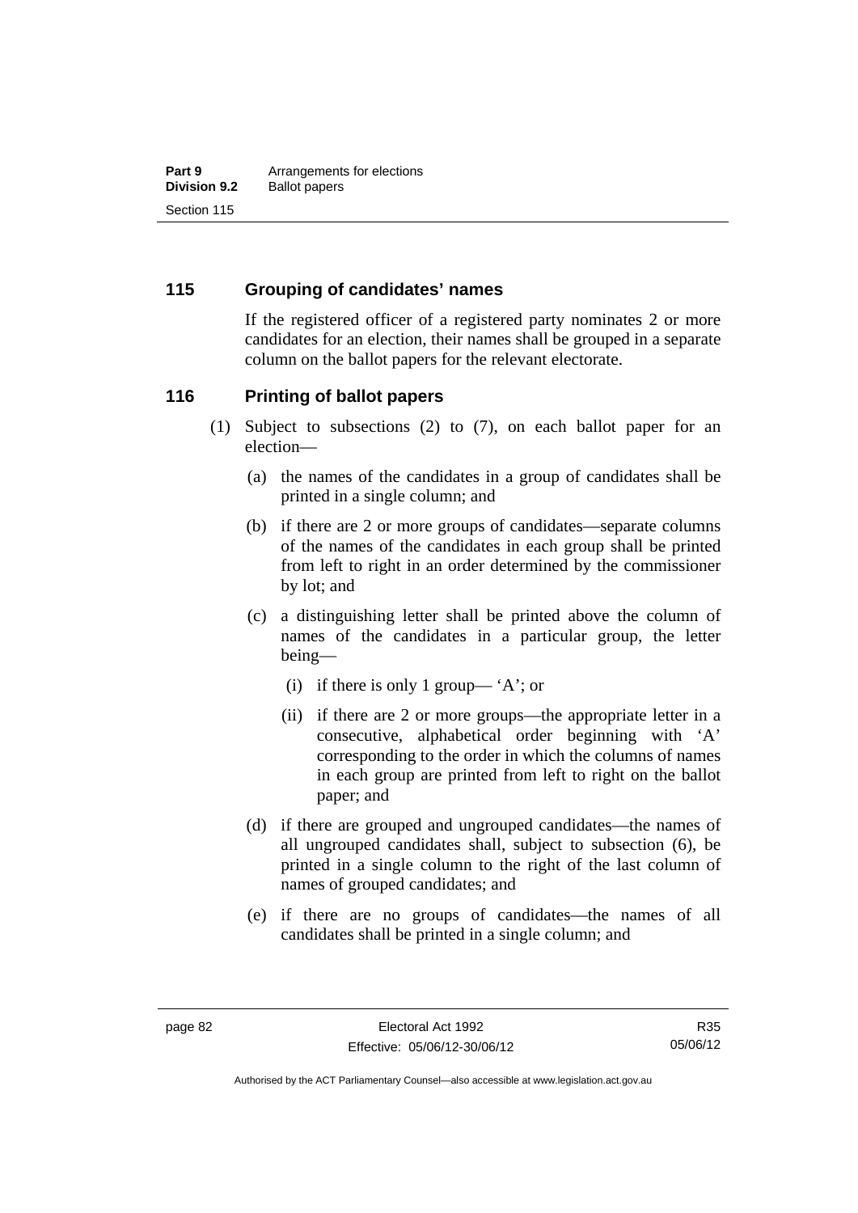## 115 Grouping of candidates' names

If the registered officer of a registered party nominates 2 or more candidates for an election, their names shall be grouped in a separate column on the ballot papers for the relevant electorate.

## 116 Printing of ballot papers

(1) Subject to subsections (2) to (7), on each ballot paper for an election—

(a) the names of the candidates in a group of candidates shall be printed in a single column; and

(b) if there are 2 or more groups of candidates—separate columns of the names of the candidates in each group shall be printed from left to right in an order determined by the commissioner by lot; and

(c) a distinguishing letter shall be printed above the column of names of the candidates in a particular group, the letter being—

(i) if there is only 1 group— 'A'; or

(ii) if there are 2 or more groups—the appropriate letter in a consecutive, alphabetical order beginning with 'A' corresponding to the order in which the columns of names in each group are printed from left to right on the ballot paper; and

(d) if there are grouped and ungrouped candidates—the names of all ungrouped candidates shall, subject to subsection (6), be printed in a single column to the right of the last column of names of grouped candidates; and

(e) if there are no groups of candidates—the names of all candidates shall be printed in a single column; and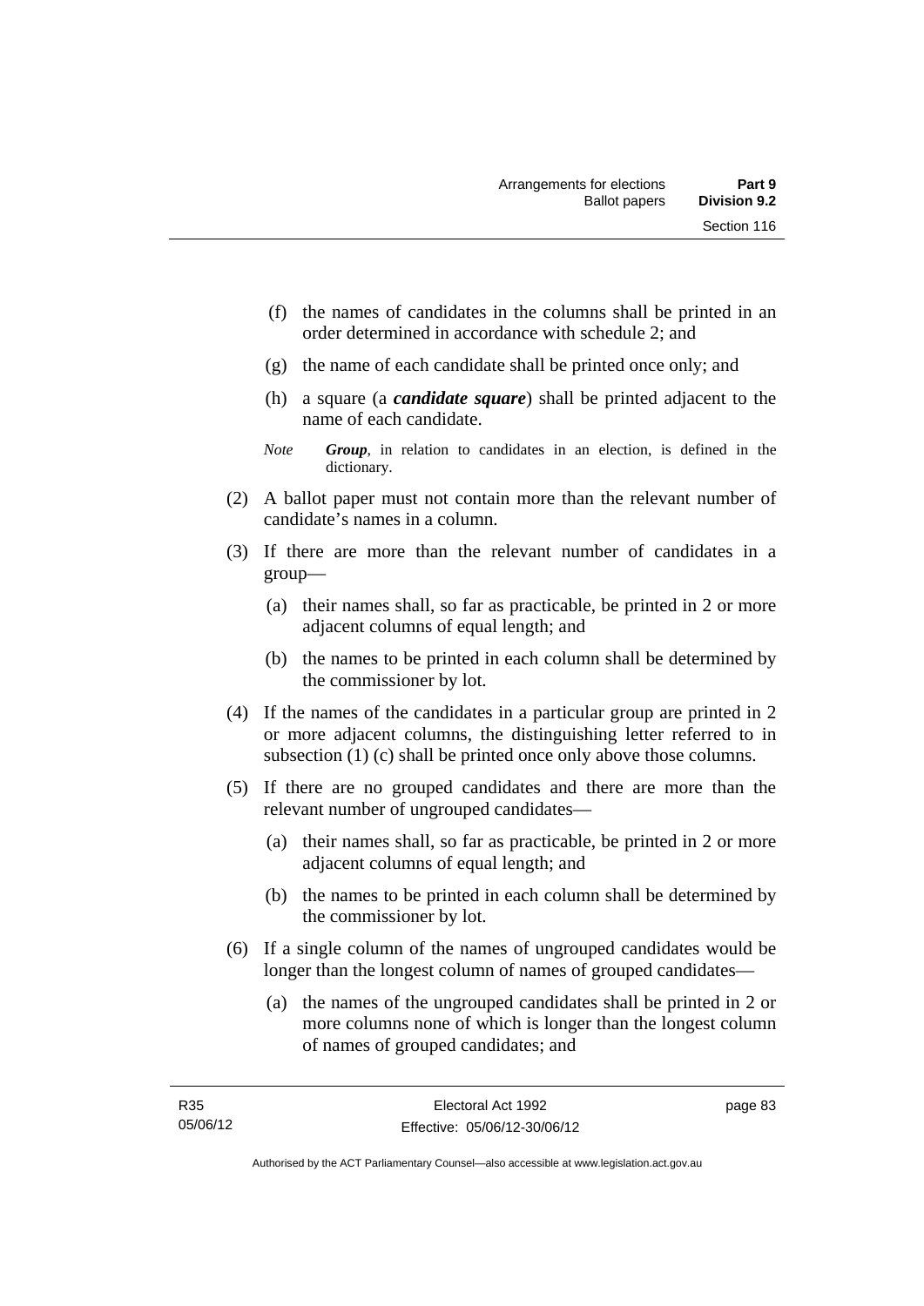(f) the names of candidates in the columns shall be printed in an order determined in accordance with schedule 2; and

(g) the name of each candidate shall be printed once only; and

(h) a square (a ***candidate square***) shall be printed adjacent to the name of each candidate.

*Note* ***Group***, in relation to candidates in an election, is defined in the dictionary.

(2) A ballot paper must not contain more than the relevant number of candidate's names in a column.

(3) If there are more than the relevant number of candidates in a group—

(a) their names shall, so far as practicable, be printed in 2 or more adjacent columns of equal length; and

(b) the names to be printed in each column shall be determined by the commissioner by lot.

(4) If the names of the candidates in a particular group are printed in 2 or more adjacent columns, the distinguishing letter referred to in subsection (1) (c) shall be printed once only above those columns.

(5) If there are no grouped candidates and there are more than the relevant number of ungrouped candidates—

(a) their names shall, so far as practicable, be printed in 2 or more adjacent columns of equal length; and

(b) the names to be printed in each column shall be determined by the commissioner by lot.

(6) If a single column of the names of ungrouped candidates would be longer than the longest column of names of grouped candidates—

(a) the names of the ungrouped candidates shall be printed in 2 or more columns none of which is longer than the longest column of names of grouped candidates; and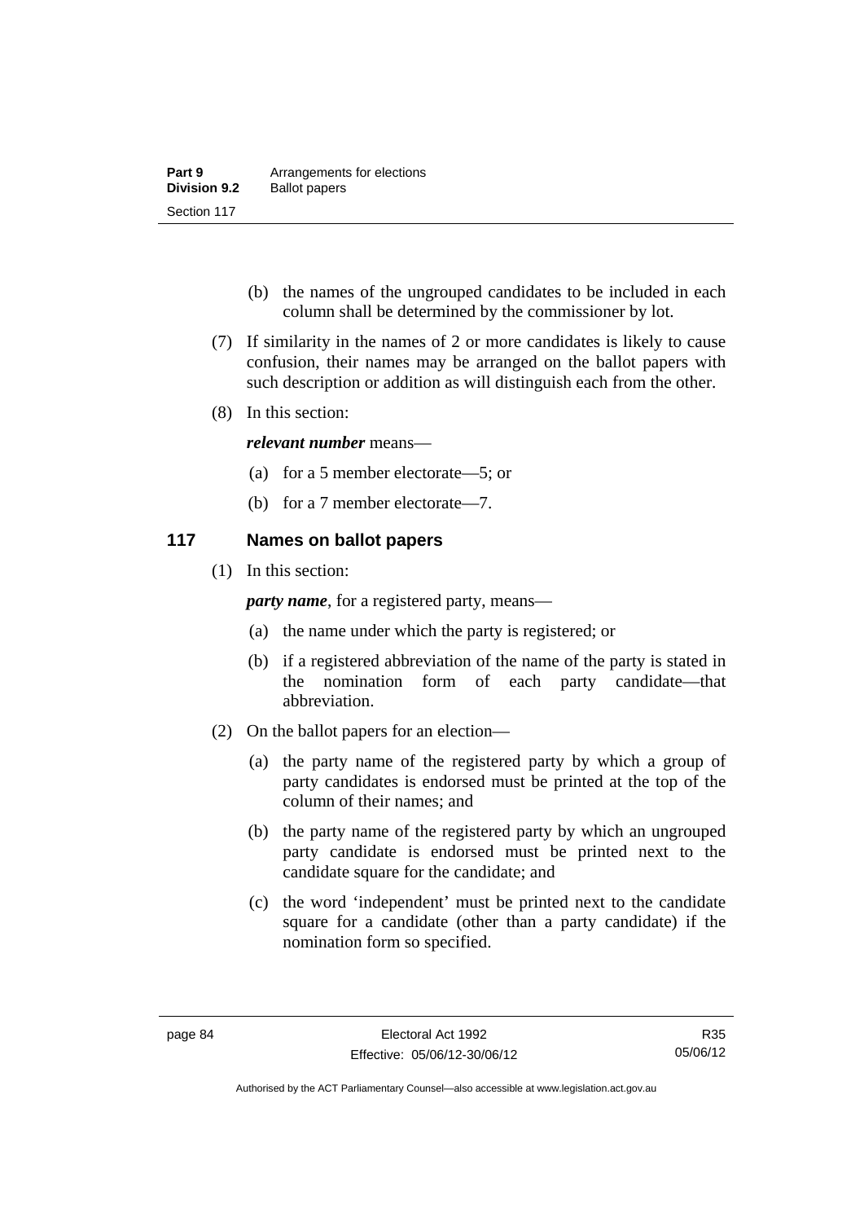(b) the names of the ungrouped candidates to be included in each column shall be determined by the commissioner by lot.

(7) If similarity in the names of 2 or more candidates is likely to cause confusion, their names may be arranged on the ballot papers with such description or addition as will distinguish each from the other.

(8) In this section:

***relevant number*** means—

(a) for a 5 member electorate—5; or

(b) for a 7 member electorate—7.

## 117 Names on ballot papers

(1) In this section:

***party name***, for a registered party, means—

(a) the name under which the party is registered; or

(b) if a registered abbreviation of the name of the party is stated in the nomination form of each party candidate—that abbreviation.

(2) On the ballot papers for an election—

(a) the party name of the registered party by which a group of party candidates is endorsed must be printed at the top of the column of their names; and

(b) the party name of the registered party by which an ungrouped party candidate is endorsed must be printed next to the candidate square for the candidate; and

(c) the word 'independent' must be printed next to the candidate square for a candidate (other than a party candidate) if the nomination form so specified.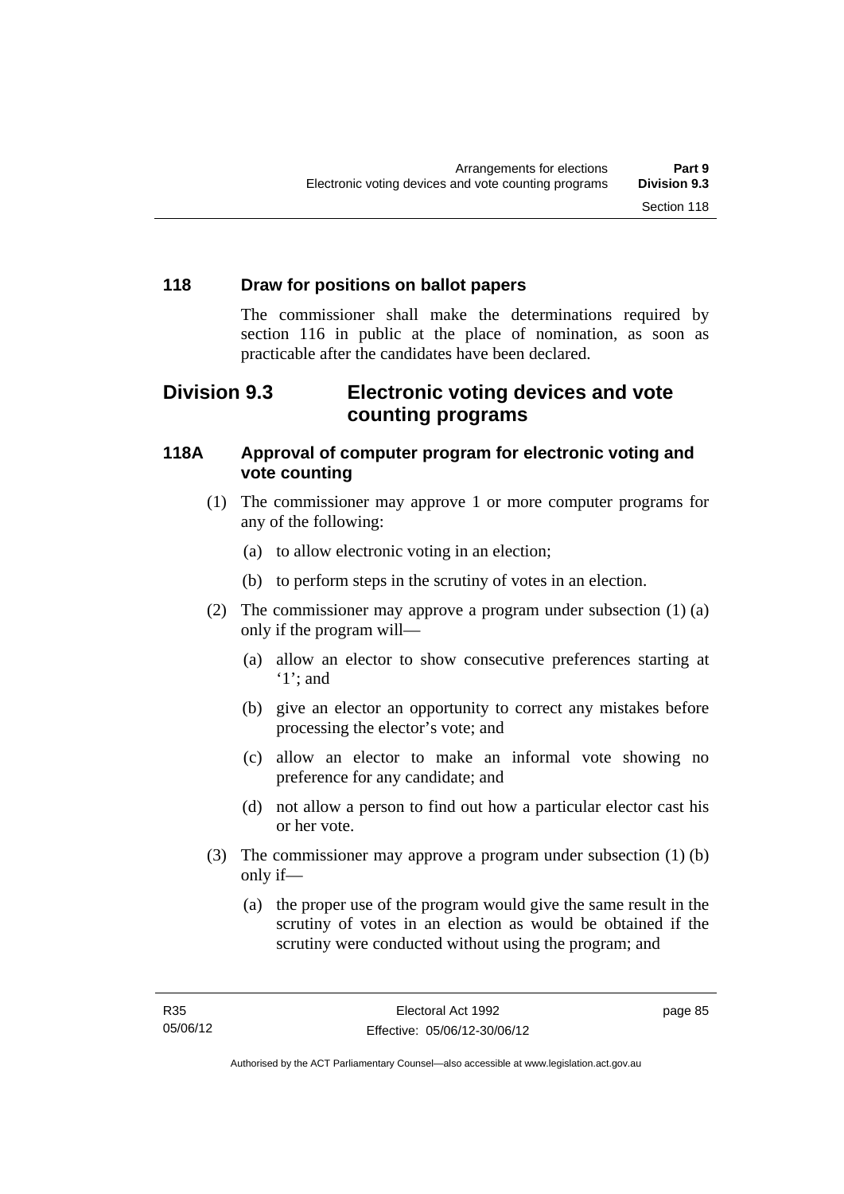### 118 Draw for positions on ballot papers

The commissioner shall make the determinations required by section 116 in public at the place of nomination, as soon as practicable after the candidates have been declared.

## Division 9.3 Electronic voting devices and vote counting programs

### 118A Approval of computer program for electronic voting and vote counting

(1) The commissioner may approve 1 or more computer programs for any of the following:

(a) to allow electronic voting in an election;

(b) to perform steps in the scrutiny of votes in an election.

(2) The commissioner may approve a program under subsection (1) (a) only if the program will—

(a) allow an elector to show consecutive preferences starting at '1'; and

(b) give an elector an opportunity to correct any mistakes before processing the elector's vote; and

(c) allow an elector to make an informal vote showing no preference for any candidate; and

(d) not allow a person to find out how a particular elector cast his or her vote.

(3) The commissioner may approve a program under subsection (1) (b) only if—

(a) the proper use of the program would give the same result in the scrutiny of votes in an election as would be obtained if the scrutiny were conducted without using the program; and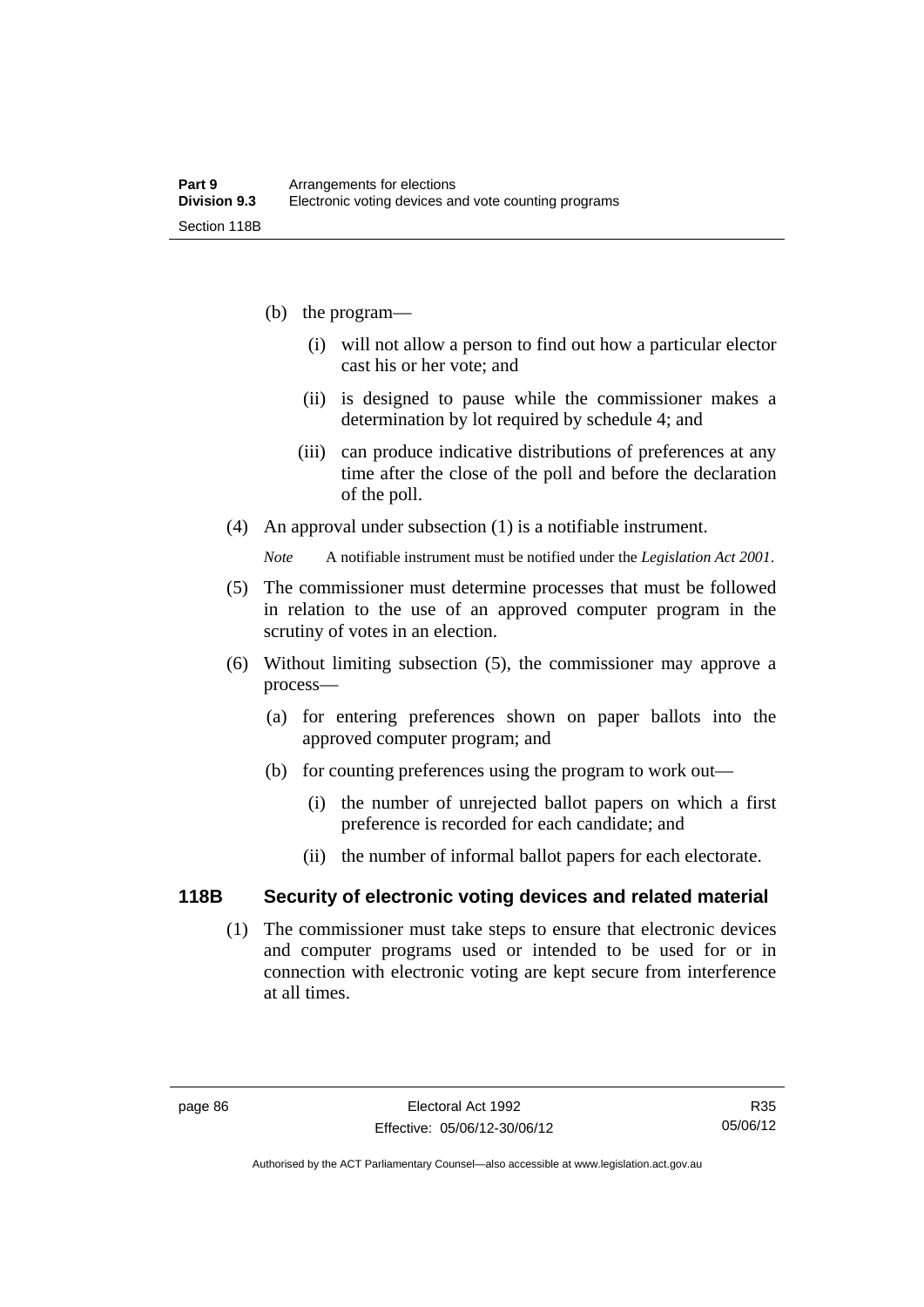(b) the program—

  (i) will not allow a person to find out how a particular elector cast his or her vote; and

  (ii) is designed to pause while the commissioner makes a determination by lot required by schedule 4; and

  (iii) can produce indicative distributions of preferences at any time after the close of the poll and before the declaration of the poll.

(4) An approval under subsection (1) is a notifiable instrument.

*Note* A notifiable instrument must be notified under the *Legislation Act 2001*.

(5) The commissioner must determine processes that must be followed in relation to the use of an approved computer program in the scrutiny of votes in an election.

(6) Without limiting subsection (5), the commissioner may approve a process—

  (a) for entering preferences shown on paper ballots into the approved computer program; and

  (b) for counting preferences using the program to work out—

    (i) the number of unrejected ballot papers on which a first preference is recorded for each candidate; and

    (ii) the number of informal ballot papers for each electorate.

### 118B Security of electronic voting devices and related material

(1) The commissioner must take steps to ensure that electronic devices and computer programs used or intended to be used for or in connection with electronic voting are kept secure from interference at all times.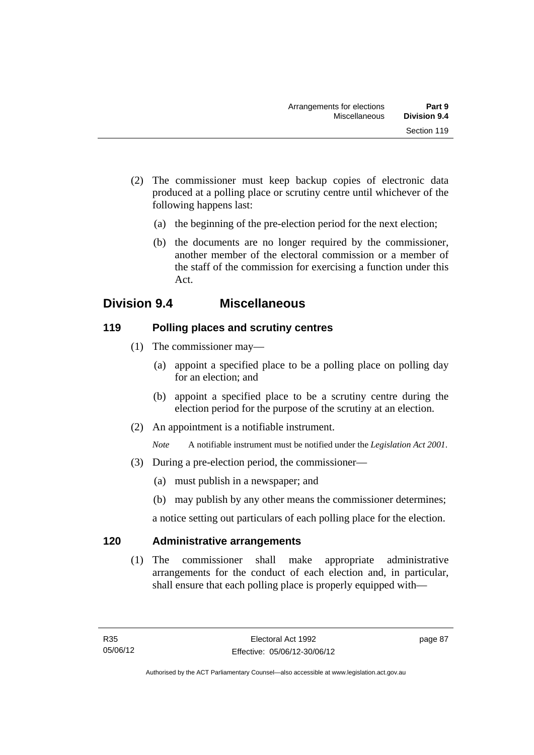(2) The commissioner must keep backup copies of electronic data produced at a polling place or scrutiny centre until whichever of the following happens last:

(a) the beginning of the pre-election period for the next election;

(b) the documents are no longer required by the commissioner, another member of the electoral commission or a member of the staff of the commission for exercising a function under this Act.

## Division 9.4 Miscellaneous

### 119 Polling places and scrutiny centres

(1) The commissioner may—

(a) appoint a specified place to be a polling place on polling day for an election; and

(b) appoint a specified place to be a scrutiny centre during the election period for the purpose of the scrutiny at an election.

(2) An appointment is a notifiable instrument.

*Note* A notifiable instrument must be notified under the *Legislation Act 2001*.

(3) During a pre-election period, the commissioner—

(a) must publish in a newspaper; and

(b) may publish by any other means the commissioner determines;

a notice setting out particulars of each polling place for the election.

### 120 Administrative arrangements

(1) The commissioner shall make appropriate administrative arrangements for the conduct of each election and, in particular, shall ensure that each polling place is properly equipped with—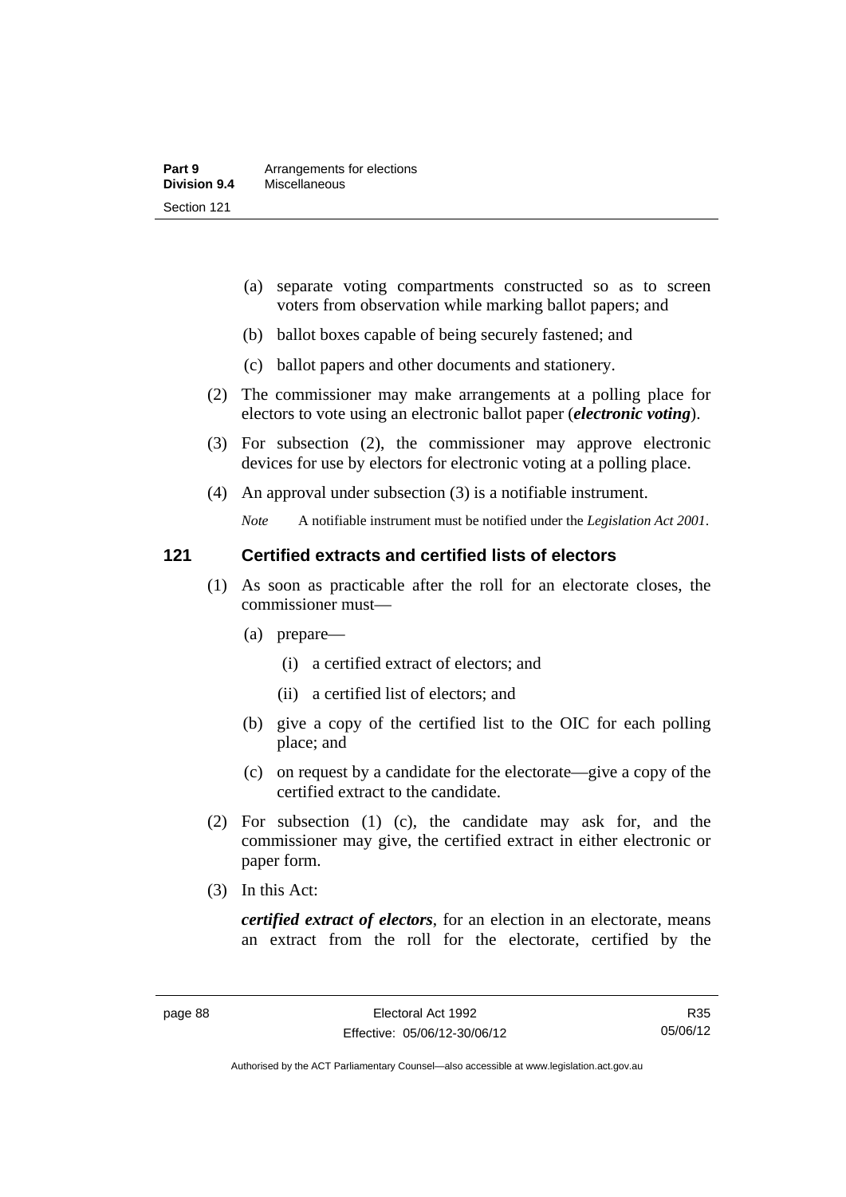(a) separate voting compartments constructed so as to screen voters from observation while marking ballot papers; and

(b) ballot boxes capable of being securely fastened; and

(c) ballot papers and other documents and stationery.

(2) The commissioner may make arrangements at a polling place for electors to vote using an electronic ballot paper (***electronic voting***).

(3) For subsection (2), the commissioner may approve electronic devices for use by electors for electronic voting at a polling place.

(4) An approval under subsection (3) is a notifiable instrument.

*Note* A notifiable instrument must be notified under the *Legislation Act 2001*.

## 121 Certified extracts and certified lists of electors

(1) As soon as practicable after the roll for an electorate closes, the commissioner must—

(a) prepare—

(i) a certified extract of electors; and

(ii) a certified list of electors; and

(b) give a copy of the certified list to the OIC for each polling place; and

(c) on request by a candidate for the electorate—give a copy of the certified extract to the candidate.

(2) For subsection (1) (c), the candidate may ask for, and the commissioner may give, the certified extract in either electronic or paper form.

(3) In this Act:

***certified extract of electors***, for an election in an electorate, means an extract from the roll for the electorate, certified by the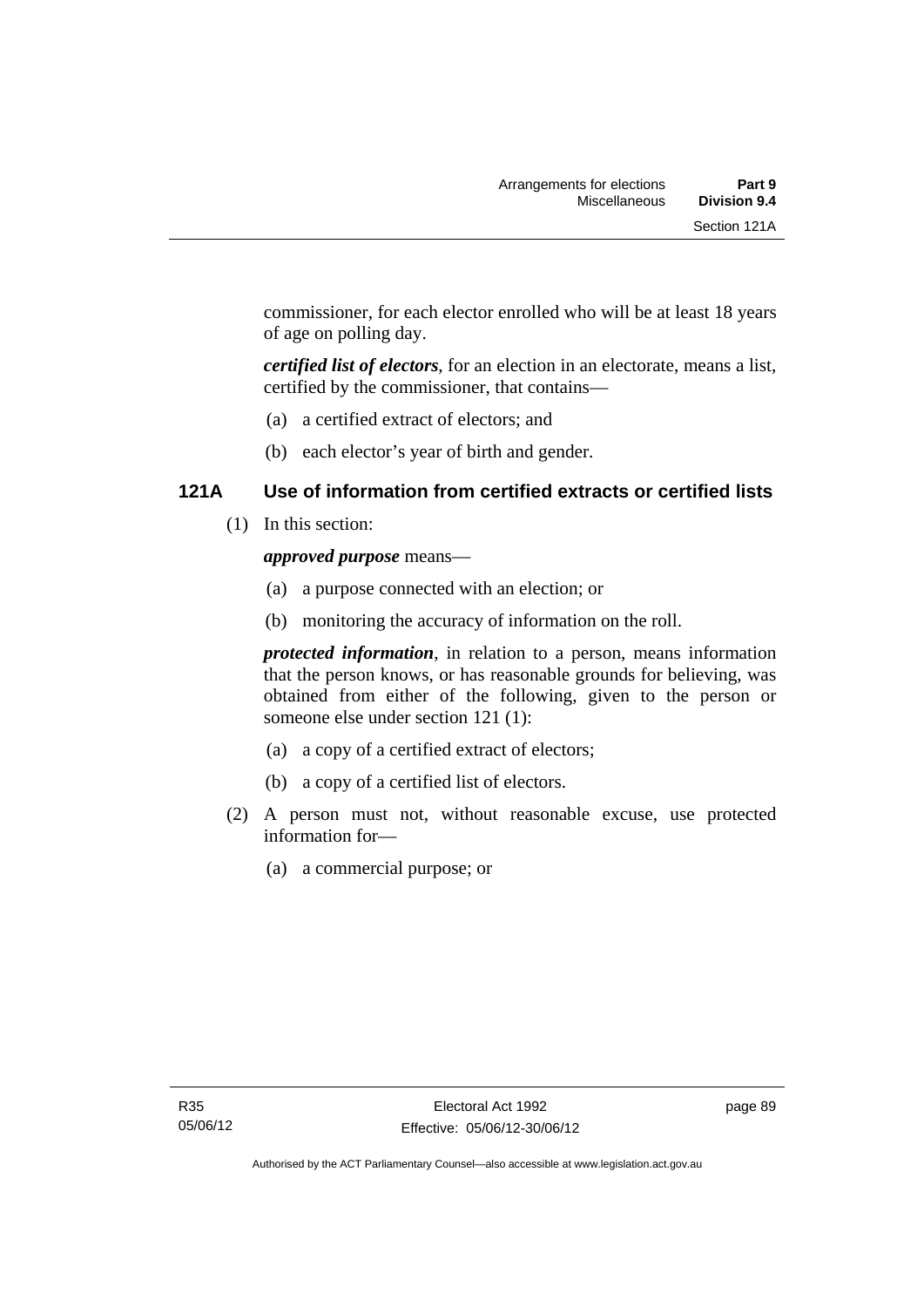commissioner, for each elector enrolled who will be at least 18 years of age on polling day.

***certified list of electors***, for an election in an electorate, means a list, certified by the commissioner, that contains—

(a) a certified extract of electors; and

(b) each elector's year of birth and gender.

### 121A Use of information from certified extracts or certified lists

(1) In this section:

***approved purpose*** means—

(a) a purpose connected with an election; or

(b) monitoring the accuracy of information on the roll.

***protected information***, in relation to a person, means information that the person knows, or has reasonable grounds for believing, was obtained from either of the following, given to the person or someone else under section 121 (1):

(a) a copy of a certified extract of electors;

(b) a copy of a certified list of electors.

(2) A person must not, without reasonable excuse, use protected information for—

(a) a commercial purpose; or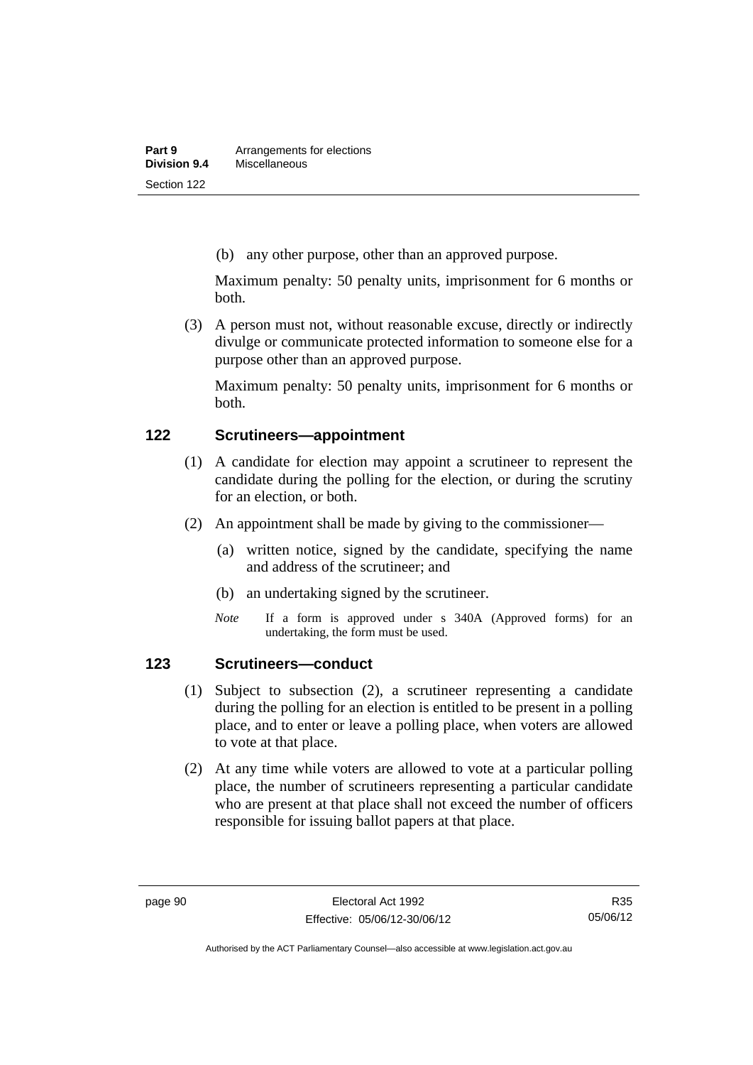(b) any other purpose, other than an approved purpose.

Maximum penalty: 50 penalty units, imprisonment for 6 months or both.

(3) A person must not, without reasonable excuse, directly or indirectly divulge or communicate protected information to someone else for a purpose other than an approved purpose.

Maximum penalty: 50 penalty units, imprisonment for 6 months or both.

## 122 Scrutineers—appointment

(1) A candidate for election may appoint a scrutineer to represent the candidate during the polling for the election, or during the scrutiny for an election, or both.

(2) An appointment shall be made by giving to the commissioner—

(a) written notice, signed by the candidate, specifying the name and address of the scrutineer; and

(b) an undertaking signed by the scrutineer.

*Note* If a form is approved under s 340A (Approved forms) for an undertaking, the form must be used.

## 123 Scrutineers—conduct

(1) Subject to subsection (2), a scrutineer representing a candidate during the polling for an election is entitled to be present in a polling place, and to enter or leave a polling place, when voters are allowed to vote at that place.

(2) At any time while voters are allowed to vote at a particular polling place, the number of scrutineers representing a particular candidate who are present at that place shall not exceed the number of officers responsible for issuing ballot papers at that place.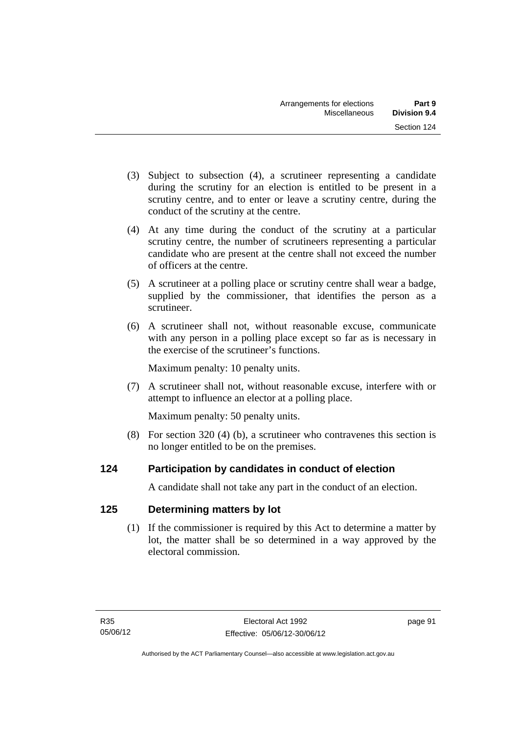(3) Subject to subsection (4), a scrutineer representing a candidate during the scrutiny for an election is entitled to be present in a scrutiny centre, and to enter or leave a scrutiny centre, during the conduct of the scrutiny at the centre.

(4) At any time during the conduct of the scrutiny at a particular scrutiny centre, the number of scrutineers representing a particular candidate who are present at the centre shall not exceed the number of officers at the centre.

(5) A scrutineer at a polling place or scrutiny centre shall wear a badge, supplied by the commissioner, that identifies the person as a scrutineer.

(6) A scrutineer shall not, without reasonable excuse, communicate with any person in a polling place except so far as is necessary in the exercise of the scrutineer's functions.

Maximum penalty: 10 penalty units.

(7) A scrutineer shall not, without reasonable excuse, interfere with or attempt to influence an elector at a polling place.

Maximum penalty: 50 penalty units.

(8) For section 320 (4) (b), a scrutineer who contravenes this section is no longer entitled to be on the premises.

## 124 Participation by candidates in conduct of election

A candidate shall not take any part in the conduct of an election.

## 125 Determining matters by lot

(1) If the commissioner is required by this Act to determine a matter by lot, the matter shall be so determined in a way approved by the electoral commission.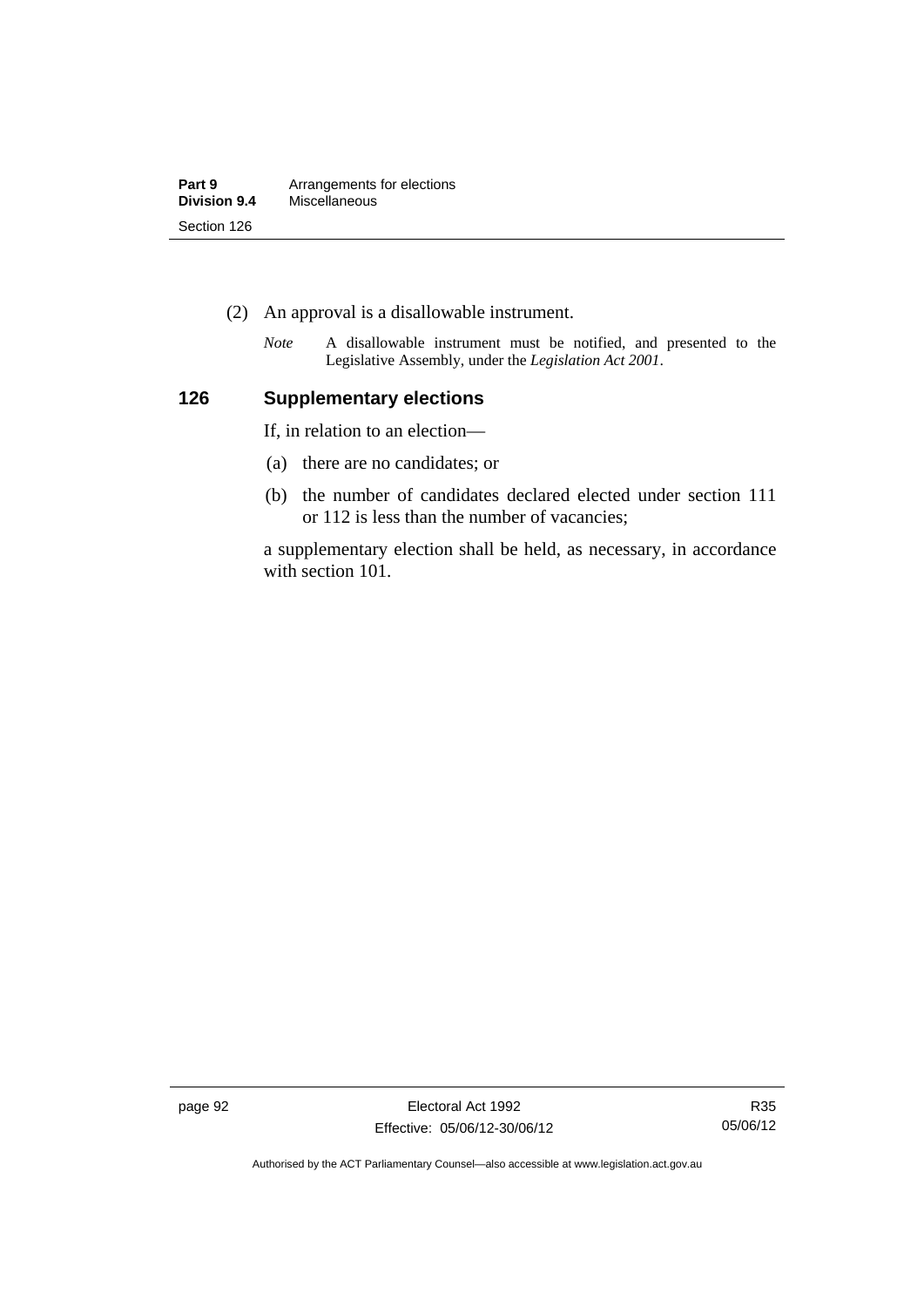(2) An approval is a disallowable instrument.

*Note* A disallowable instrument must be notified, and presented to the Legislative Assembly, under the *Legislation Act 2001*.

## 126 Supplementary elections

If, in relation to an election—

(a) there are no candidates; or

(b) the number of candidates declared elected under section 111 or 112 is less than the number of vacancies;

a supplementary election shall be held, as necessary, in accordance with section 101.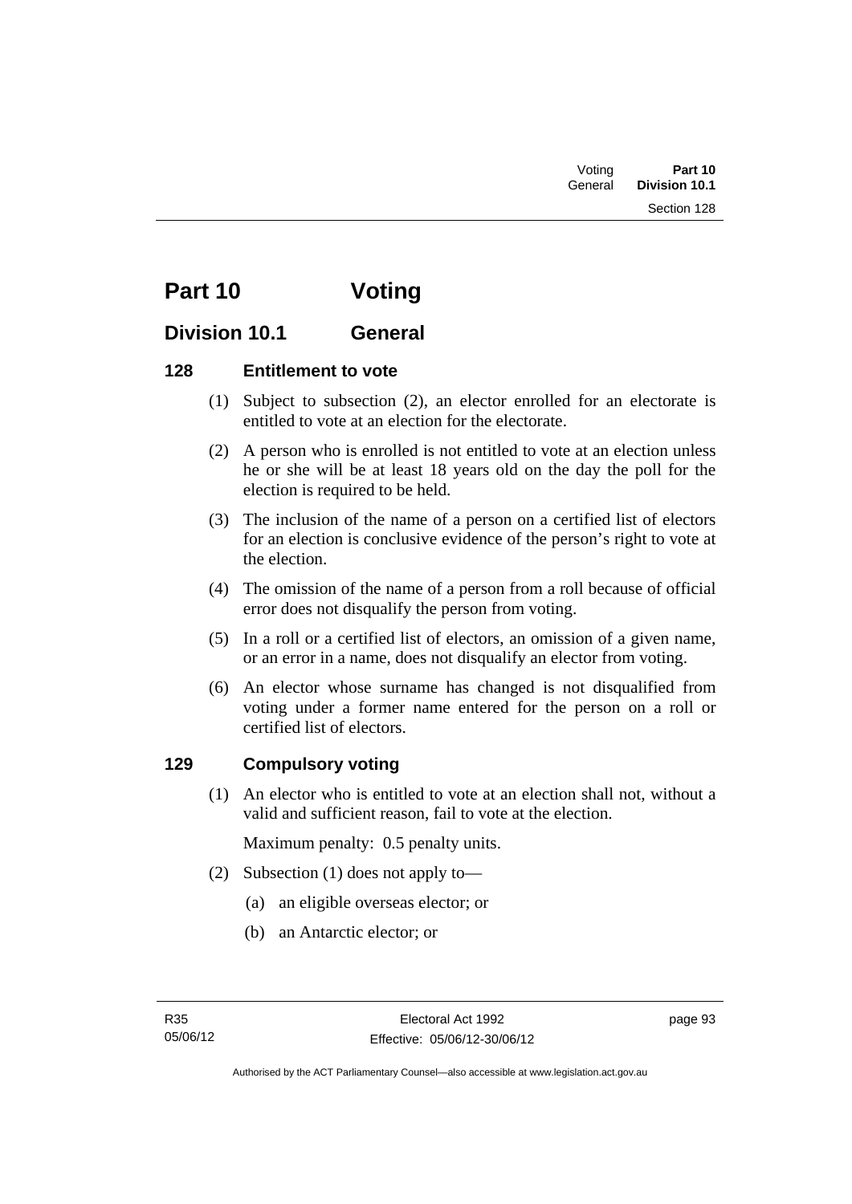# Part 10 Voting

## Division 10.1 General

### 128 Entitlement to vote

(1) Subject to subsection (2), an elector enrolled for an electorate is entitled to vote at an election for the electorate.

(2) A person who is enrolled is not entitled to vote at an election unless he or she will be at least 18 years old on the day the poll for the election is required to be held.

(3) The inclusion of the name of a person on a certified list of electors for an election is conclusive evidence of the person's right to vote at the election.

(4) The omission of the name of a person from a roll because of official error does not disqualify the person from voting.

(5) In a roll or a certified list of electors, an omission of a given name, or an error in a name, does not disqualify an elector from voting.

(6) An elector whose surname has changed is not disqualified from voting under a former name entered for the person on a roll or certified list of electors.

### 129 Compulsory voting

(1) An elector who is entitled to vote at an election shall not, without a valid and sufficient reason, fail to vote at the election.

Maximum penalty: 0.5 penalty units.

(2) Subsection (1) does not apply to—

(a) an eligible overseas elector; or

(b) an Antarctic elector; or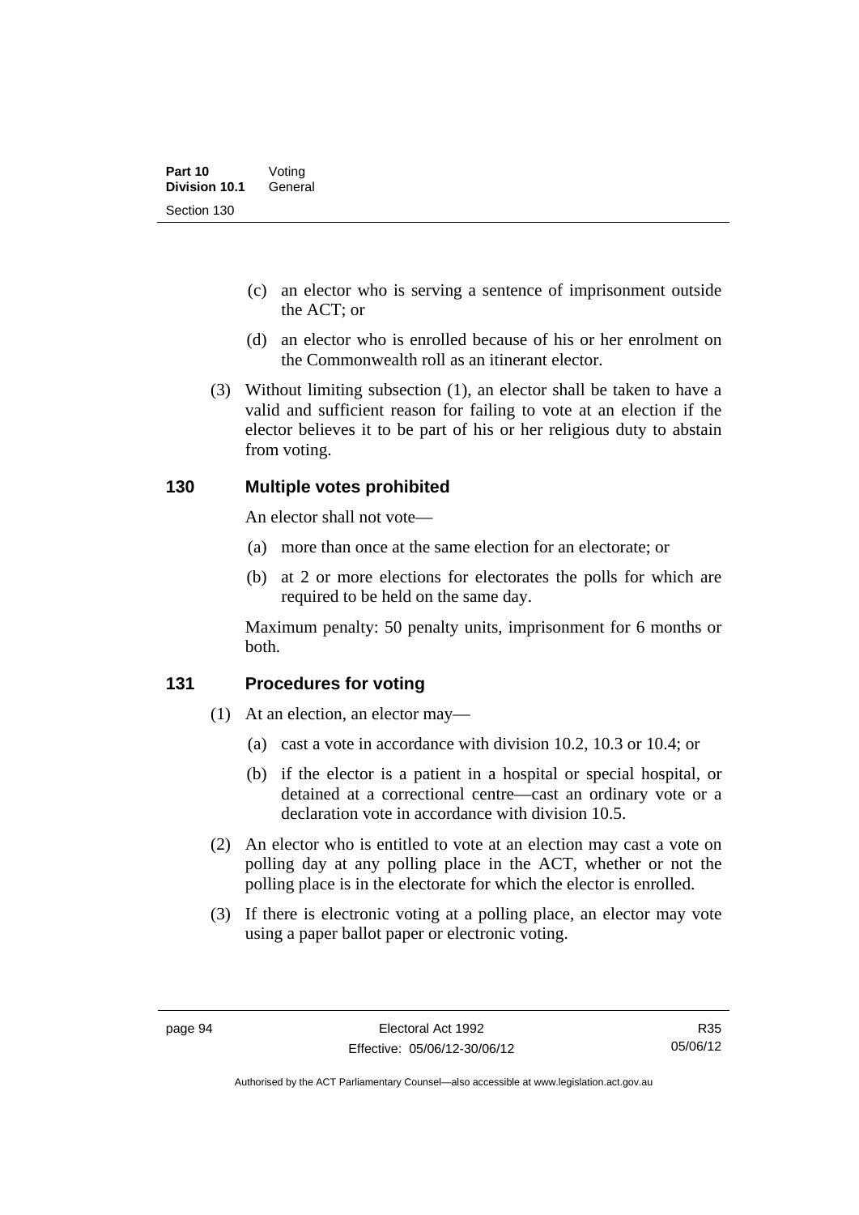(c) an elector who is serving a sentence of imprisonment outside the ACT; or

(d) an elector who is enrolled because of his or her enrolment on the Commonwealth roll as an itinerant elector.

(3) Without limiting subsection (1), an elector shall be taken to have a valid and sufficient reason for failing to vote at an election if the elector believes it to be part of his or her religious duty to abstain from voting.

## 130 Multiple votes prohibited

An elector shall not vote—

(a) more than once at the same election for an electorate; or

(b) at 2 or more elections for electorates the polls for which are required to be held on the same day.

Maximum penalty: 50 penalty units, imprisonment for 6 months or both.

## 131 Procedures for voting

(1) At an election, an elector may—

(a) cast a vote in accordance with division 10.2, 10.3 or 10.4; or

(b) if the elector is a patient in a hospital or special hospital, or detained at a correctional centre—cast an ordinary vote or a declaration vote in accordance with division 10.5.

(2) An elector who is entitled to vote at an election may cast a vote on polling day at any polling place in the ACT, whether or not the polling place is in the electorate for which the elector is enrolled.

(3) If there is electronic voting at a polling place, an elector may vote using a paper ballot paper or electronic voting.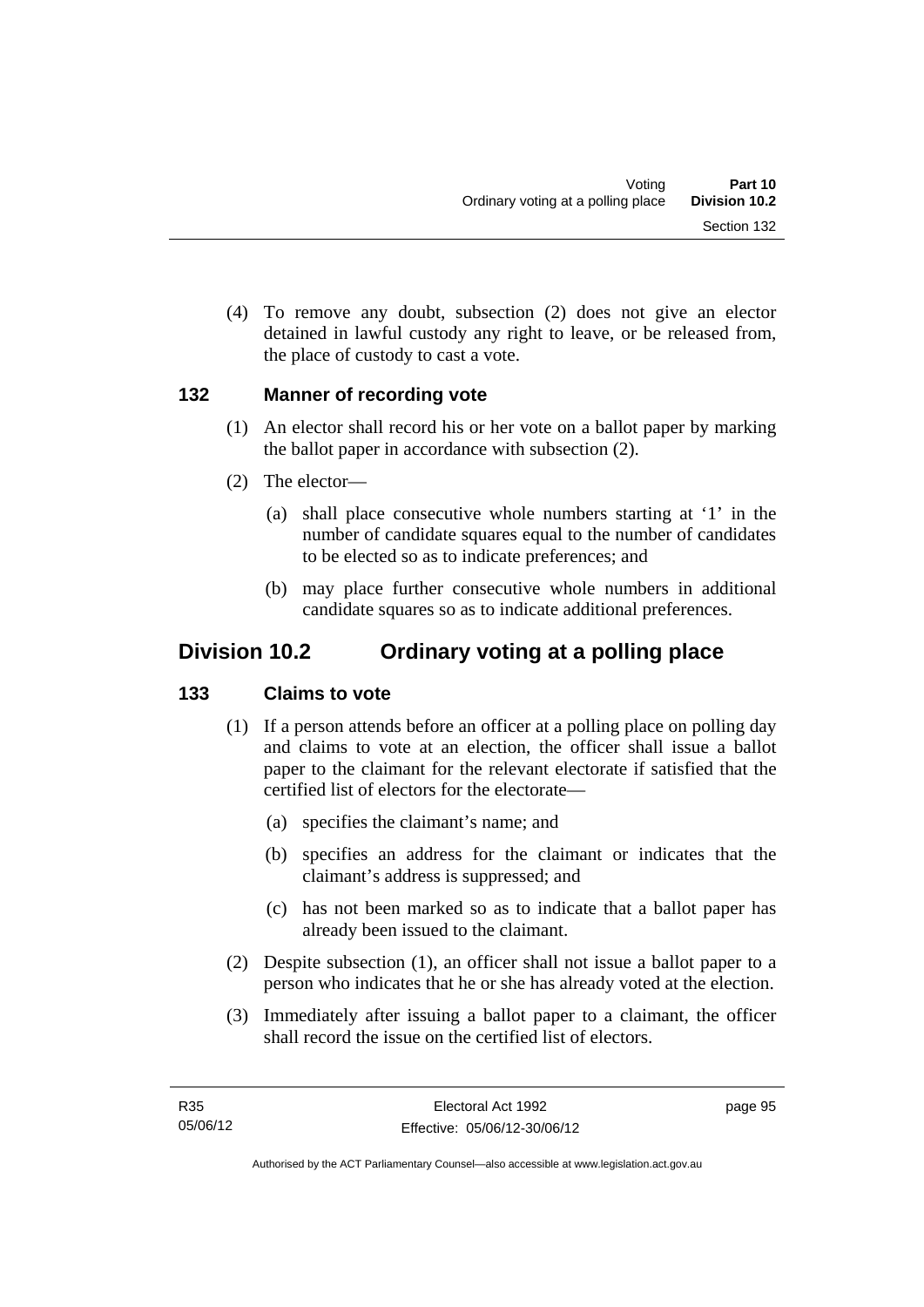(4) To remove any doubt, subsection (2) does not give an elector detained in lawful custody any right to leave, or be released from, the place of custody to cast a vote.

### 132 Manner of recording vote

(1) An elector shall record his or her vote on a ballot paper by marking the ballot paper in accordance with subsection (2).

(2) The elector—

(a) shall place consecutive whole numbers starting at '1' in the number of candidate squares equal to the number of candidates to be elected so as to indicate preferences; and

(b) may place further consecutive whole numbers in additional candidate squares so as to indicate additional preferences.

## Division 10.2 Ordinary voting at a polling place

### 133 Claims to vote

(1) If a person attends before an officer at a polling place on polling day and claims to vote at an election, the officer shall issue a ballot paper to the claimant for the relevant electorate if satisfied that the certified list of electors for the electorate—

(a) specifies the claimant's name; and

(b) specifies an address for the claimant or indicates that the claimant's address is suppressed; and

(c) has not been marked so as to indicate that a ballot paper has already been issued to the claimant.

(2) Despite subsection (1), an officer shall not issue a ballot paper to a person who indicates that he or she has already voted at the election.

(3) Immediately after issuing a ballot paper to a claimant, the officer shall record the issue on the certified list of electors.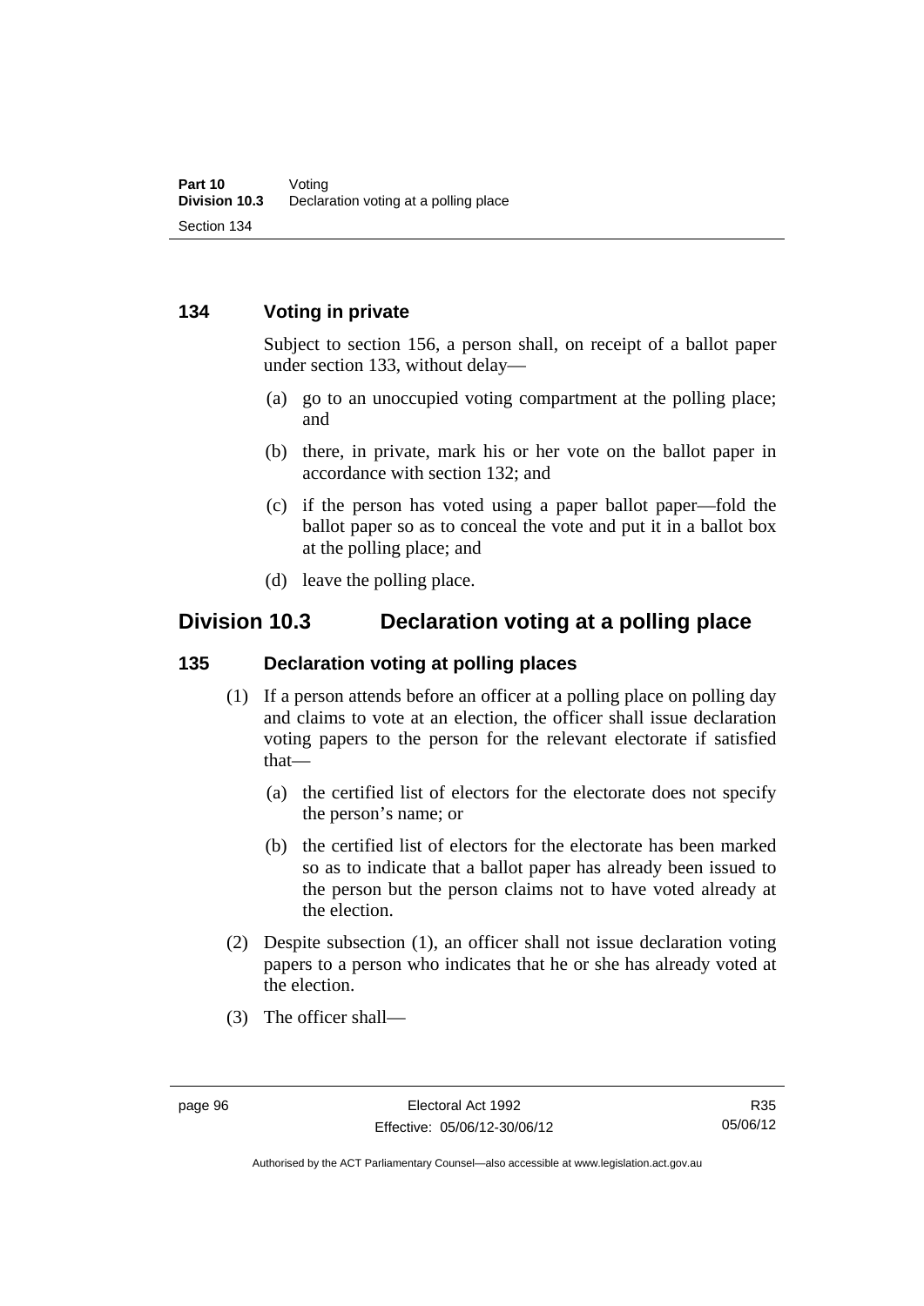### 134 Voting in private

Subject to section 156, a person shall, on receipt of a ballot paper under section 133, without delay—

(a) go to an unoccupied voting compartment at the polling place; and

(b) there, in private, mark his or her vote on the ballot paper in accordance with section 132; and

(c) if the person has voted using a paper ballot paper—fold the ballot paper so as to conceal the vote and put it in a ballot box at the polling place; and

(d) leave the polling place.

## Division 10.3 Declaration voting at a polling place

### 135 Declaration voting at polling places

(1) If a person attends before an officer at a polling place on polling day and claims to vote at an election, the officer shall issue declaration voting papers to the person for the relevant electorate if satisfied that—

(a) the certified list of electors for the electorate does not specify the person's name; or

(b) the certified list of electors for the electorate has been marked so as to indicate that a ballot paper has already been issued to the person but the person claims not to have voted already at the election.

(2) Despite subsection (1), an officer shall not issue declaration voting papers to a person who indicates that he or she has already voted at the election.

(3) The officer shall—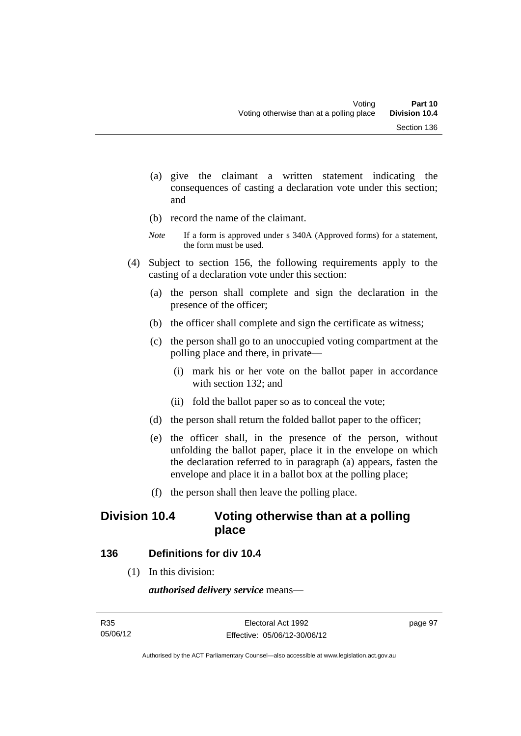(a) give the claimant a written statement indicating the consequences of casting a declaration vote under this section; and

(b) record the name of the claimant.

*Note* If a form is approved under s 340A (Approved forms) for a statement, the form must be used.

(4) Subject to section 156, the following requirements apply to the casting of a declaration vote under this section:

(a) the person shall complete and sign the declaration in the presence of the officer;

(b) the officer shall complete and sign the certificate as witness;

(c) the person shall go to an unoccupied voting compartment at the polling place and there, in private—

(i) mark his or her vote on the ballot paper in accordance with section 132; and

(ii) fold the ballot paper so as to conceal the vote;

(d) the person shall return the folded ballot paper to the officer;

(e) the officer shall, in the presence of the person, without unfolding the ballot paper, place it in the envelope on which the declaration referred to in paragraph (a) appears, fasten the envelope and place it in a ballot box at the polling place;

(f) the person shall then leave the polling place.

## Division 10.4 Voting otherwise than at a polling place

### 136 Definitions for div 10.4

(1) In this division:

***authorised delivery service*** means—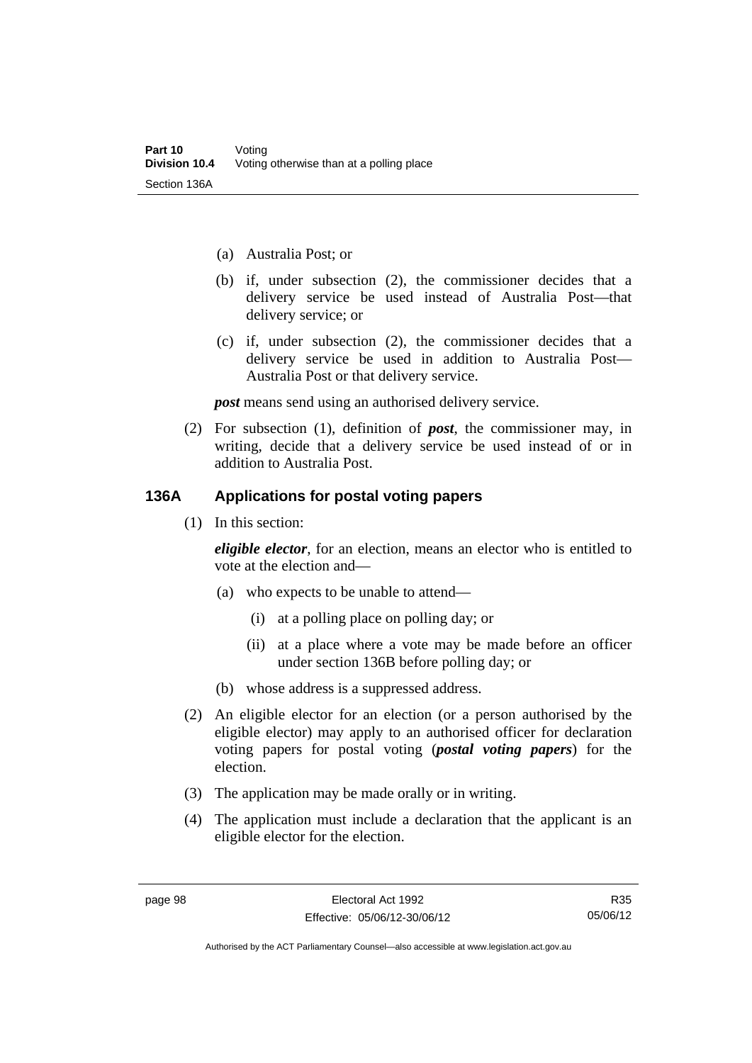(a) Australia Post; or

(b) if, under subsection (2), the commissioner decides that a delivery service be used instead of Australia Post—that delivery service; or

(c) if, under subsection (2), the commissioner decides that a delivery service be used in addition to Australia Post—Australia Post or that delivery service.

***post*** means send using an authorised delivery service.

(2) For subsection (1), definition of ***post***, the commissioner may, in writing, decide that a delivery service be used instead of or in addition to Australia Post.

### 136A Applications for postal voting papers

(1) In this section:

***eligible elector***, for an election, means an elector who is entitled to vote at the election and—

(a) who expects to be unable to attend—

(i) at a polling place on polling day; or

(ii) at a place where a vote may be made before an officer under section 136B before polling day; or

(b) whose address is a suppressed address.

(2) An eligible elector for an election (or a person authorised by the eligible elector) may apply to an authorised officer for declaration voting papers for postal voting (***postal voting papers***) for the election.

(3) The application may be made orally or in writing.

(4) The application must include a declaration that the applicant is an eligible elector for the election.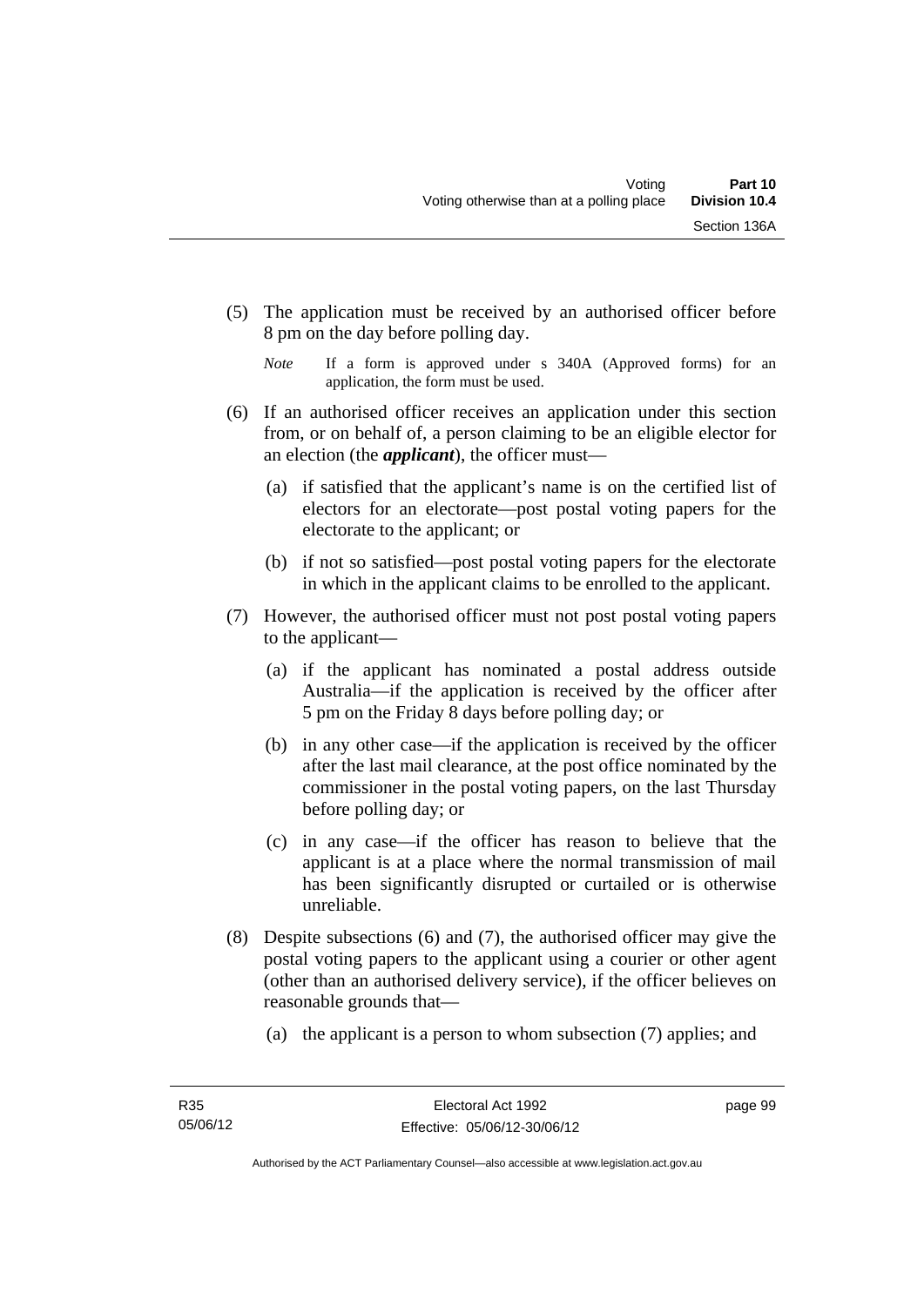(5) The application must be received by an authorised officer before 8 pm on the day before polling day.

*Note* If a form is approved under s 340A (Approved forms) for an application, the form must be used.

(6) If an authorised officer receives an application under this section from, or on behalf of, a person claiming to be an eligible elector for an election (the ***applicant***), the officer must—

(a) if satisfied that the applicant's name is on the certified list of electors for an electorate—post postal voting papers for the electorate to the applicant; or

(b) if not so satisfied—post postal voting papers for the electorate in which in the applicant claims to be enrolled to the applicant.

(7) However, the authorised officer must not post postal voting papers to the applicant—

(a) if the applicant has nominated a postal address outside Australia—if the application is received by the officer after 5 pm on the Friday 8 days before polling day; or

(b) in any other case—if the application is received by the officer after the last mail clearance, at the post office nominated by the commissioner in the postal voting papers, on the last Thursday before polling day; or

(c) in any case—if the officer has reason to believe that the applicant is at a place where the normal transmission of mail has been significantly disrupted or curtailed or is otherwise unreliable.

(8) Despite subsections (6) and (7), the authorised officer may give the postal voting papers to the applicant using a courier or other agent (other than an authorised delivery service), if the officer believes on reasonable grounds that—

(a) the applicant is a person to whom subsection (7) applies; and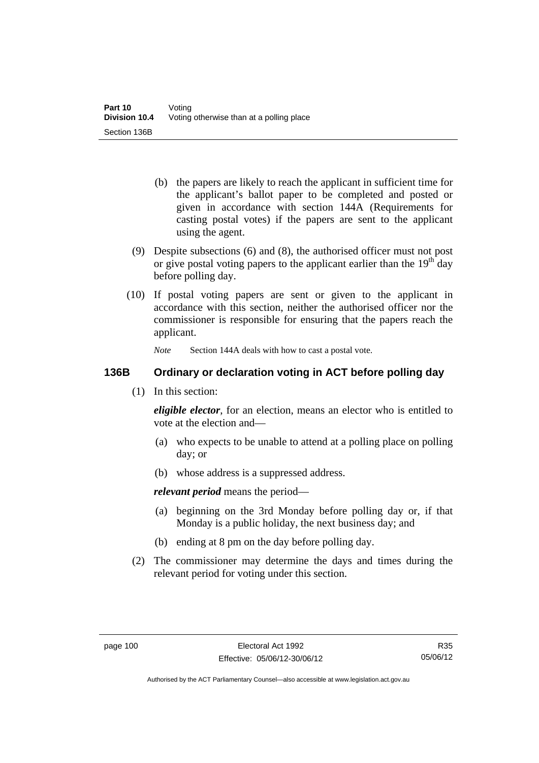(b) the papers are likely to reach the applicant in sufficient time for the applicant's ballot paper to be completed and posted or given in accordance with section 144A (Requirements for casting postal votes) if the papers are sent to the applicant using the agent.

(9) Despite subsections (6) and (8), the authorised officer must not post or give postal voting papers to the applicant earlier than the 19th day before polling day.

(10) If postal voting papers are sent or given to the applicant in accordance with this section, neither the authorised officer nor the commissioner is responsible for ensuring that the papers reach the applicant.

*Note* Section 144A deals with how to cast a postal vote.

### 136B Ordinary or declaration voting in ACT before polling day

(1) In this section:

***eligible elector***, for an election, means an elector who is entitled to vote at the election and—

(a) who expects to be unable to attend at a polling place on polling day; or

(b) whose address is a suppressed address.

***relevant period*** means the period—

(a) beginning on the 3rd Monday before polling day or, if that Monday is a public holiday, the next business day; and

(b) ending at 8 pm on the day before polling day.

(2) The commissioner may determine the days and times during the relevant period for voting under this section.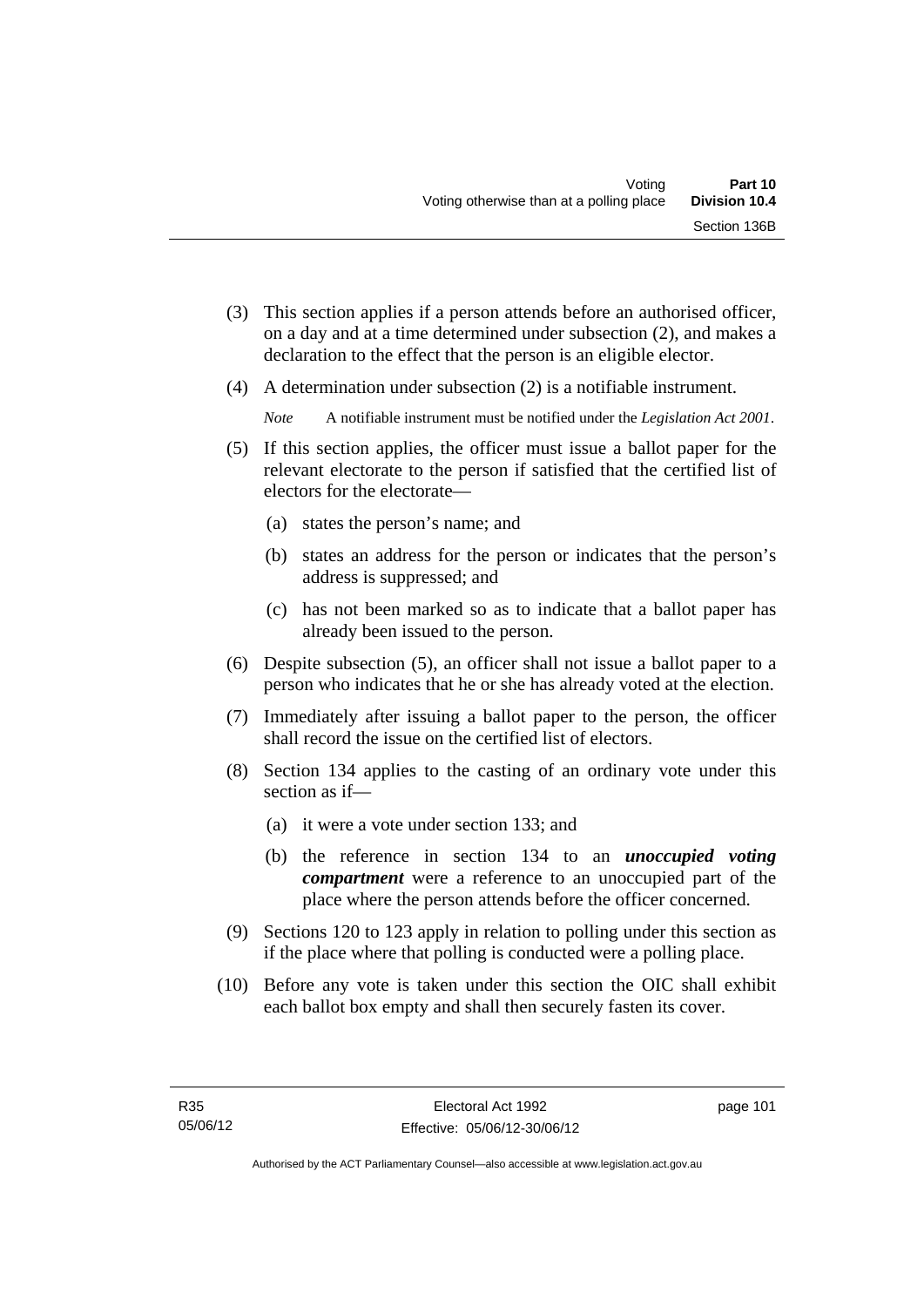(3) This section applies if a person attends before an authorised officer, on a day and at a time determined under subsection (2), and makes a declaration to the effect that the person is an eligible elector.

(4) A determination under subsection (2) is a notifiable instrument.

*Note* A notifiable instrument must be notified under the *Legislation Act 2001*.

(5) If this section applies, the officer must issue a ballot paper for the relevant electorate to the person if satisfied that the certified list of electors for the electorate—

(a) states the person's name; and

(b) states an address for the person or indicates that the person's address is suppressed; and

(c) has not been marked so as to indicate that a ballot paper has already been issued to the person.

(6) Despite subsection (5), an officer shall not issue a ballot paper to a person who indicates that he or she has already voted at the election.

(7) Immediately after issuing a ballot paper to the person, the officer shall record the issue on the certified list of electors.

(8) Section 134 applies to the casting of an ordinary vote under this section as if—

(a) it were a vote under section 133; and

(b) the reference in section 134 to an ***unoccupied voting compartment*** were a reference to an unoccupied part of the place where the person attends before the officer concerned.

(9) Sections 120 to 123 apply in relation to polling under this section as if the place where that polling is conducted were a polling place.

(10) Before any vote is taken under this section the OIC shall exhibit each ballot box empty and shall then securely fasten its cover.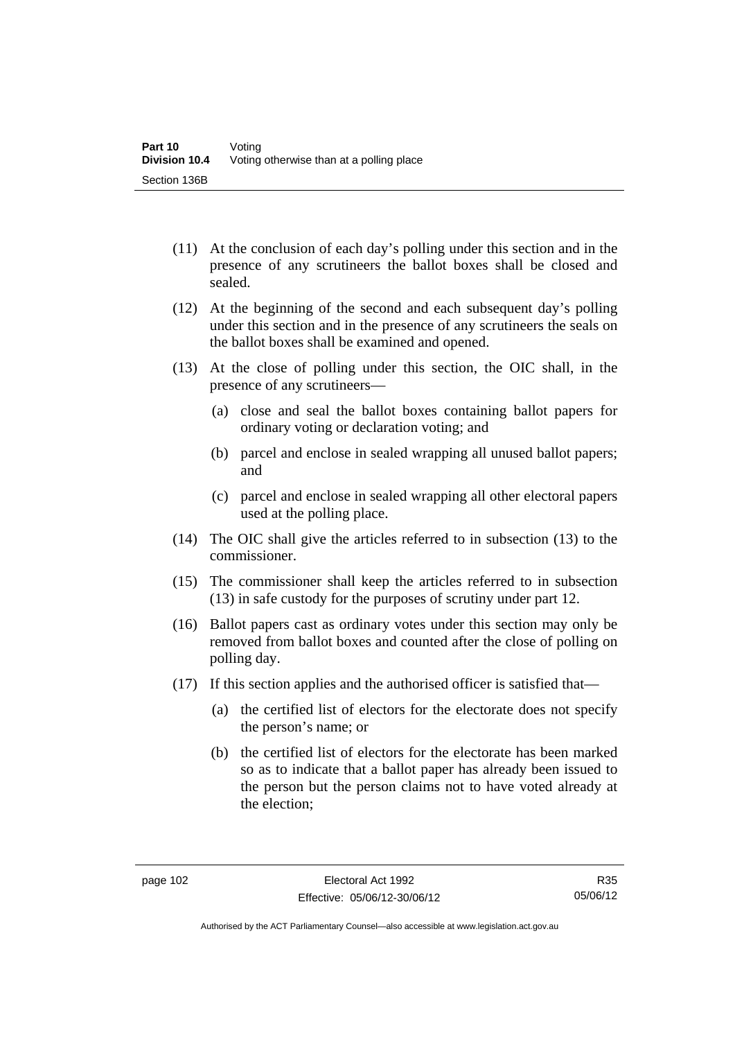(11) At the conclusion of each day's polling under this section and in the presence of any scrutineers the ballot boxes shall be closed and sealed.

(12) At the beginning of the second and each subsequent day's polling under this section and in the presence of any scrutineers the seals on the ballot boxes shall be examined and opened.

(13) At the close of polling under this section, the OIC shall, in the presence of any scrutineers—

  (a) close and seal the ballot boxes containing ballot papers for ordinary voting or declaration voting; and

  (b) parcel and enclose in sealed wrapping all unused ballot papers; and

  (c) parcel and enclose in sealed wrapping all other electoral papers used at the polling place.

(14) The OIC shall give the articles referred to in subsection (13) to the commissioner.

(15) The commissioner shall keep the articles referred to in subsection (13) in safe custody for the purposes of scrutiny under part 12.

(16) Ballot papers cast as ordinary votes under this section may only be removed from ballot boxes and counted after the close of polling on polling day.

(17) If this section applies and the authorised officer is satisfied that—

  (a) the certified list of electors for the electorate does not specify the person's name; or

  (b) the certified list of electors for the electorate has been marked so as to indicate that a ballot paper has already been issued to the person but the person claims not to have voted already at the election;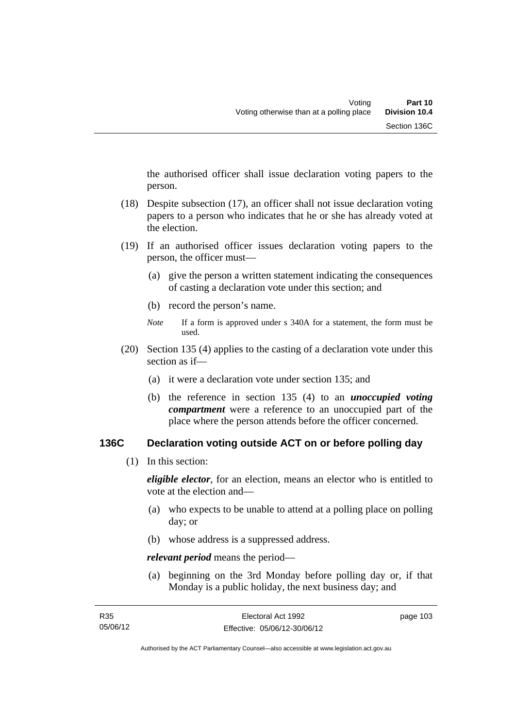the authorised officer shall issue declaration voting papers to the person.

(18) Despite subsection (17), an officer shall not issue declaration voting papers to a person who indicates that he or she has already voted at the election.

(19) If an authorised officer issues declaration voting papers to the person, the officer must—

(a) give the person a written statement indicating the consequences of casting a declaration vote under this section; and

(b) record the person's name.

*Note* If a form is approved under s 340A for a statement, the form must be used.

(20) Section 135 (4) applies to the casting of a declaration vote under this section as if—

(a) it were a declaration vote under section 135; and

(b) the reference in section 135 (4) to an ***unoccupied voting compartment*** were a reference to an unoccupied part of the place where the person attends before the officer concerned.

## 136C Declaration voting outside ACT on or before polling day

(1) In this section:

***eligible elector***, for an election, means an elector who is entitled to vote at the election and—

(a) who expects to be unable to attend at a polling place on polling day; or

(b) whose address is a suppressed address.

***relevant period*** means the period—

(a) beginning on the 3rd Monday before polling day or, if that Monday is a public holiday, the next business day; and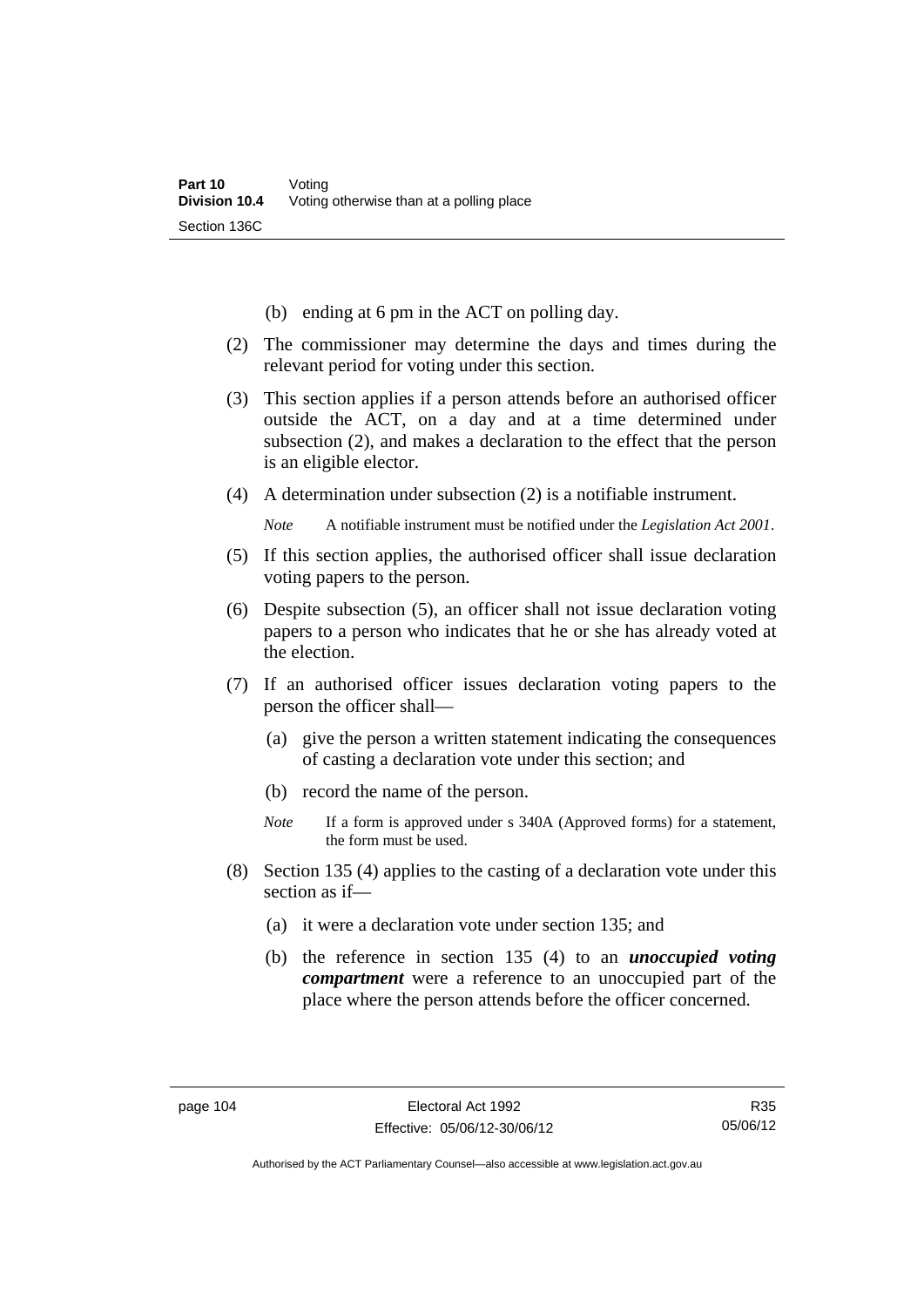(b) ending at 6 pm in the ACT on polling day.

(2) The commissioner may determine the days and times during the relevant period for voting under this section.

(3) This section applies if a person attends before an authorised officer outside the ACT, on a day and at a time determined under subsection (2), and makes a declaration to the effect that the person is an eligible elector.

(4) A determination under subsection (2) is a notifiable instrument.

*Note* A notifiable instrument must be notified under the *Legislation Act 2001*.

(5) If this section applies, the authorised officer shall issue declaration voting papers to the person.

(6) Despite subsection (5), an officer shall not issue declaration voting papers to a person who indicates that he or she has already voted at the election.

(7) If an authorised officer issues declaration voting papers to the person the officer shall—

(a) give the person a written statement indicating the consequences of casting a declaration vote under this section; and

(b) record the name of the person.

*Note* If a form is approved under s 340A (Approved forms) for a statement, the form must be used.

(8) Section 135 (4) applies to the casting of a declaration vote under this section as if—

(a) it were a declaration vote under section 135; and

(b) the reference in section 135 (4) to an ***unoccupied voting compartment*** were a reference to an unoccupied part of the place where the person attends before the officer concerned.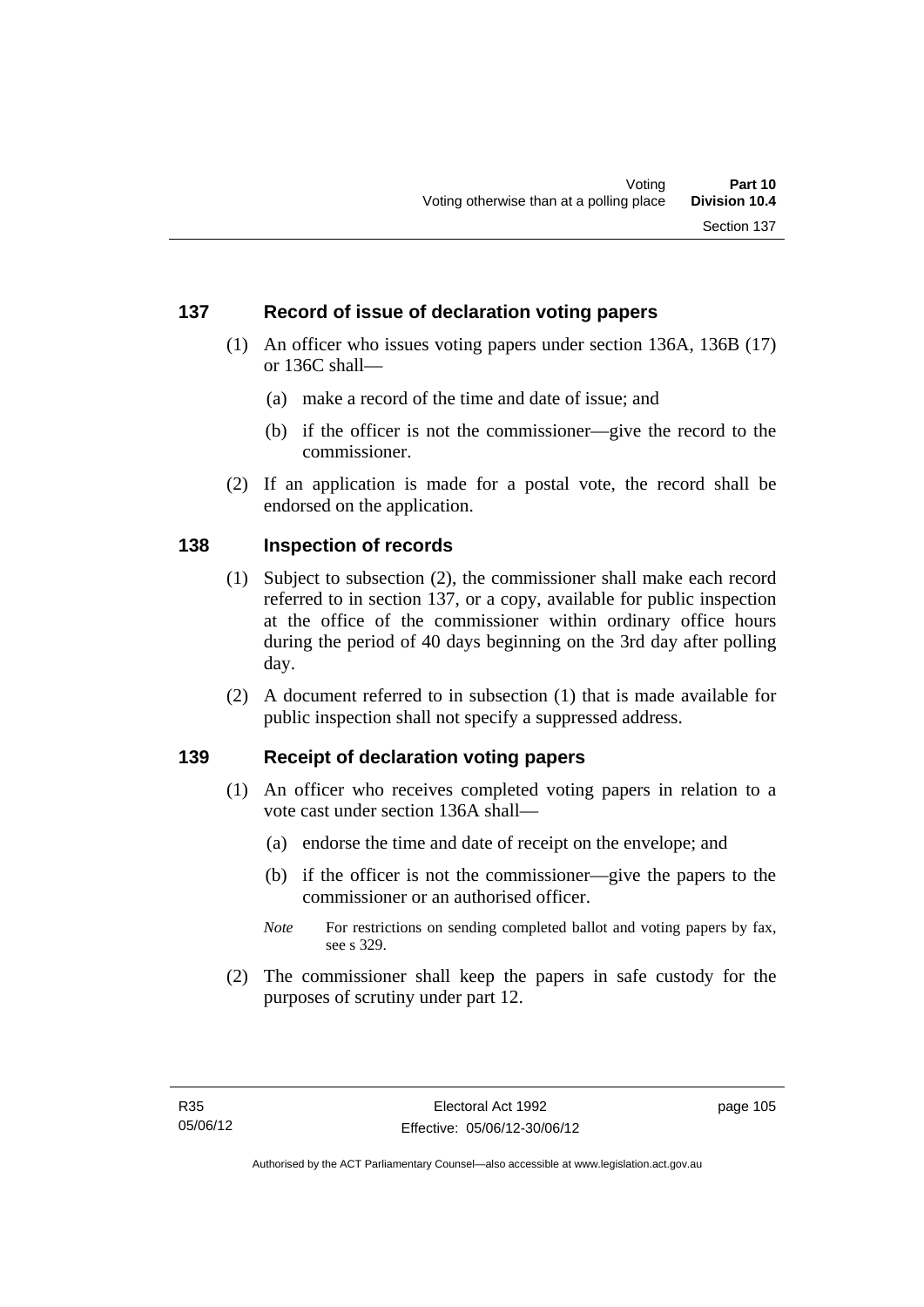## 137 Record of issue of declaration voting papers

(1) An officer who issues voting papers under section 136A, 136B (17) or 136C shall—

(a) make a record of the time and date of issue; and

(b) if the officer is not the commissioner—give the record to the commissioner.

(2) If an application is made for a postal vote, the record shall be endorsed on the application.

## 138 Inspection of records

(1) Subject to subsection (2), the commissioner shall make each record referred to in section 137, or a copy, available for public inspection at the office of the commissioner within ordinary office hours during the period of 40 days beginning on the 3rd day after polling day.

(2) A document referred to in subsection (1) that is made available for public inspection shall not specify a suppressed address.

## 139 Receipt of declaration voting papers

(1) An officer who receives completed voting papers in relation to a vote cast under section 136A shall—

(a) endorse the time and date of receipt on the envelope; and

(b) if the officer is not the commissioner—give the papers to the commissioner or an authorised officer.

*Note* For restrictions on sending completed ballot and voting papers by fax, see s 329.

(2) The commissioner shall keep the papers in safe custody for the purposes of scrutiny under part 12.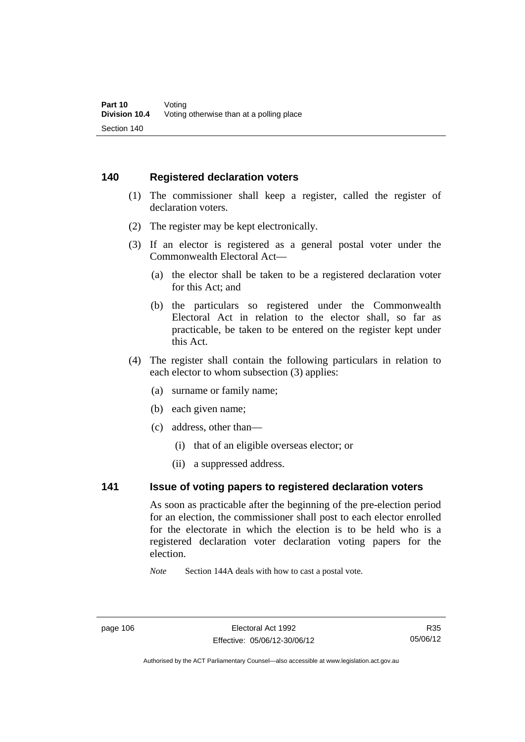## 140 Registered declaration voters

(1) The commissioner shall keep a register, called the register of declaration voters.

(2) The register may be kept electronically.

(3) If an elector is registered as a general postal voter under the Commonwealth Electoral Act—

(a) the elector shall be taken to be a registered declaration voter for this Act; and

(b) the particulars so registered under the Commonwealth Electoral Act in relation to the elector shall, so far as practicable, be taken to be entered on the register kept under this Act.

(4) The register shall contain the following particulars in relation to each elector to whom subsection (3) applies:

(a) surname or family name;

(b) each given name;

(c) address, other than—

(i) that of an eligible overseas elector; or

(ii) a suppressed address.

## 141 Issue of voting papers to registered declaration voters

As soon as practicable after the beginning of the pre-election period for an election, the commissioner shall post to each elector enrolled for the electorate in which the election is to be held who is a registered declaration voter declaration voting papers for the election.

*Note* Section 144A deals with how to cast a postal vote.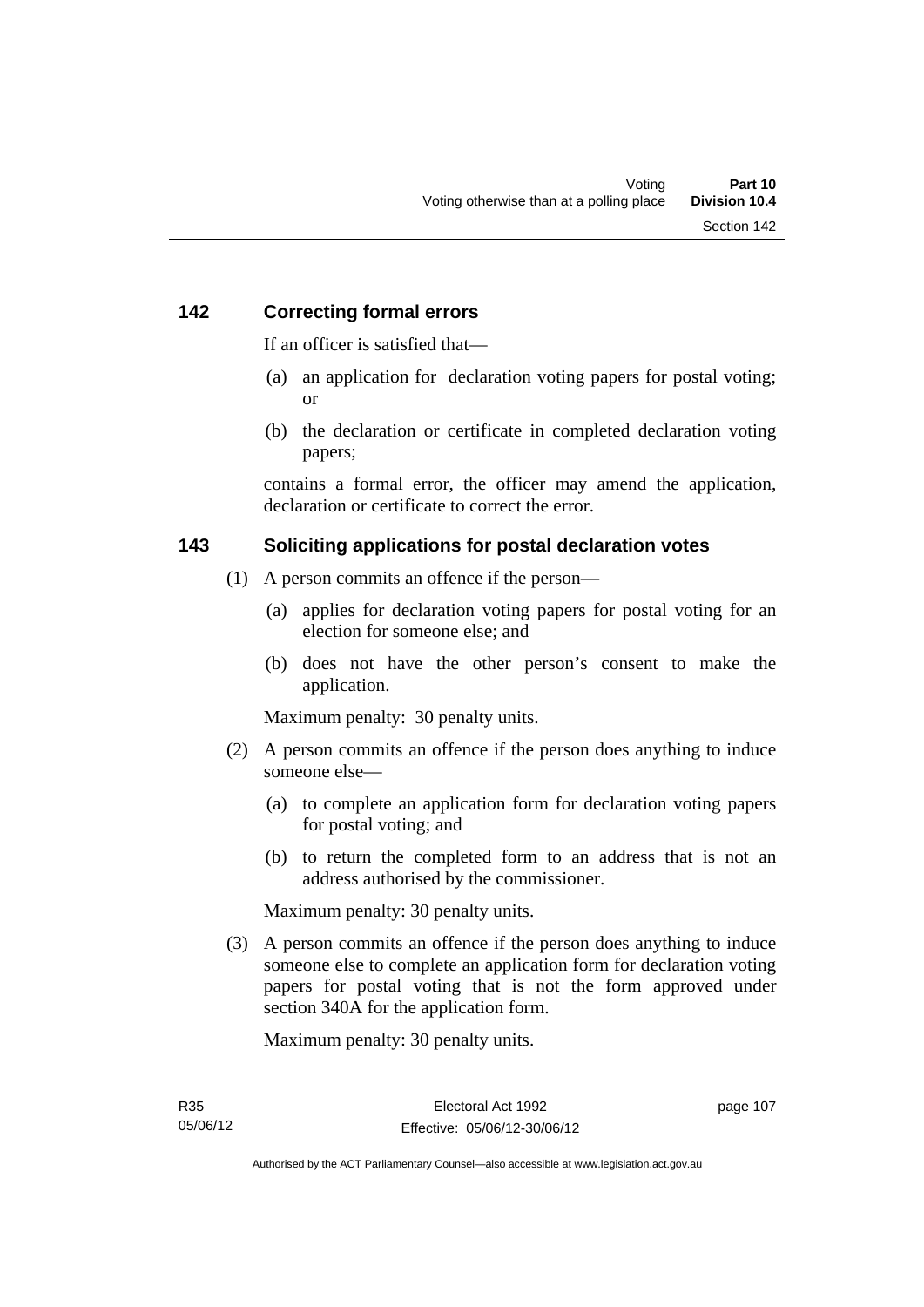## 142 Correcting formal errors

If an officer is satisfied that—

(a) an application for declaration voting papers for postal voting; or

(b) the declaration or certificate in completed declaration voting papers;

contains a formal error, the officer may amend the application, declaration or certificate to correct the error.

## 143 Soliciting applications for postal declaration votes

(1) A person commits an offence if the person—

(a) applies for declaration voting papers for postal voting for an election for someone else; and

(b) does not have the other person's consent to make the application.

Maximum penalty: 30 penalty units.

(2) A person commits an offence if the person does anything to induce someone else—

(a) to complete an application form for declaration voting papers for postal voting; and

(b) to return the completed form to an address that is not an address authorised by the commissioner.

Maximum penalty: 30 penalty units.

(3) A person commits an offence if the person does anything to induce someone else to complete an application form for declaration voting papers for postal voting that is not the form approved under section 340A for the application form.

Maximum penalty: 30 penalty units.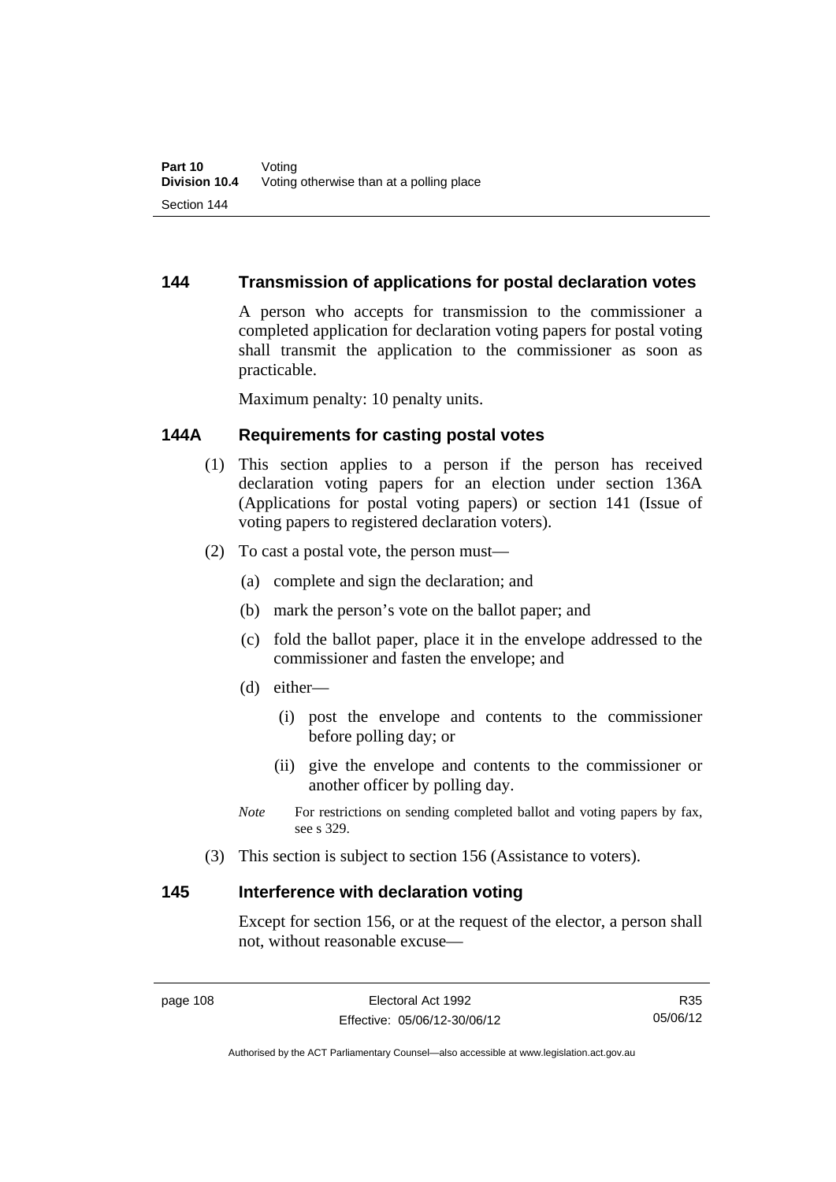## 144 Transmission of applications for postal declaration votes

A person who accepts for transmission to the commissioner a completed application for declaration voting papers for postal voting shall transmit the application to the commissioner as soon as practicable.

Maximum penalty: 10 penalty units.

## 144A Requirements for casting postal votes

(1) This section applies to a person if the person has received declaration voting papers for an election under section 136A (Applications for postal voting papers) or section 141 (Issue of voting papers to registered declaration voters).

(2) To cast a postal vote, the person must—

(a) complete and sign the declaration; and

(b) mark the person's vote on the ballot paper; and

(c) fold the ballot paper, place it in the envelope addressed to the commissioner and fasten the envelope; and

(d) either—

(i) post the envelope and contents to the commissioner before polling day; or

(ii) give the envelope and contents to the commissioner or another officer by polling day.

*Note* For restrictions on sending completed ballot and voting papers by fax, see s 329.

(3) This section is subject to section 156 (Assistance to voters).

## 145 Interference with declaration voting

Except for section 156, or at the request of the elector, a person shall not, without reasonable excuse—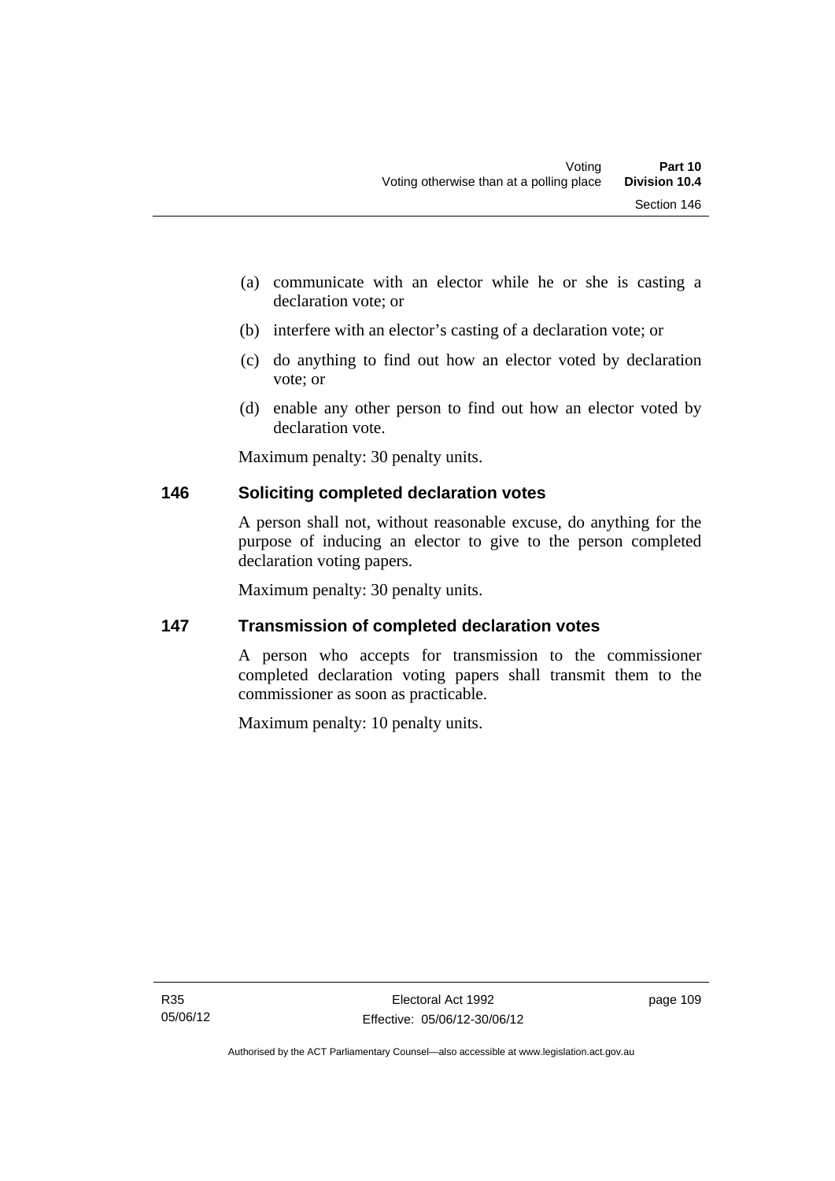(a) communicate with an elector while he or she is casting a declaration vote; or

(b) interfere with an elector's casting of a declaration vote; or

(c) do anything to find out how an elector voted by declaration vote; or

(d) enable any other person to find out how an elector voted by declaration vote.

Maximum penalty: 30 penalty units.

## 146 Soliciting completed declaration votes

A person shall not, without reasonable excuse, do anything for the purpose of inducing an elector to give to the person completed declaration voting papers.

Maximum penalty: 30 penalty units.

## 147 Transmission of completed declaration votes

A person who accepts for transmission to the commissioner completed declaration voting papers shall transmit them to the commissioner as soon as practicable.

Maximum penalty: 10 penalty units.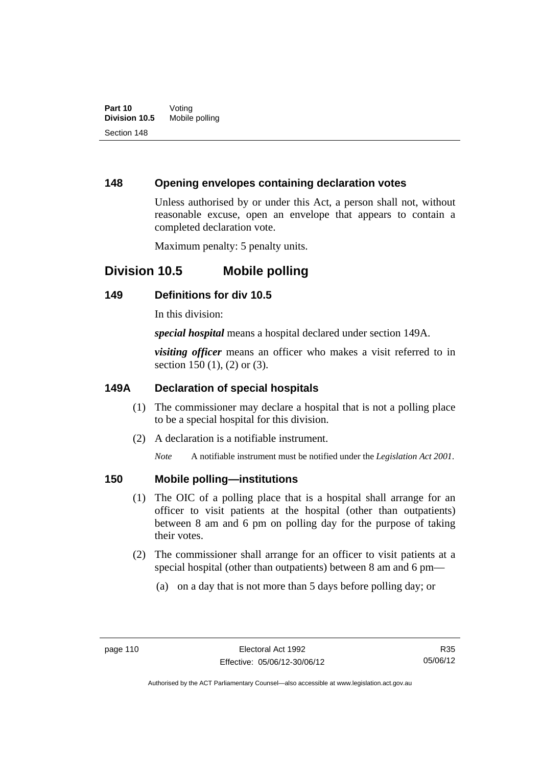## 148 Opening envelopes containing declaration votes

Unless authorised by or under this Act, a person shall not, without reasonable excuse, open an envelope that appears to contain a completed declaration vote.

Maximum penalty: 5 penalty units.

# Division 10.5 Mobile polling

## 149 Definitions for div 10.5

In this division:

***special hospital*** means a hospital declared under section 149A.

***visiting officer*** means an officer who makes a visit referred to in section 150 (1), (2) or (3).

## 149A Declaration of special hospitals

(1) The commissioner may declare a hospital that is not a polling place to be a special hospital for this division.

(2) A declaration is a notifiable instrument.

*Note* A notifiable instrument must be notified under the *Legislation Act 2001*.

## 150 Mobile polling—institutions

(1) The OIC of a polling place that is a hospital shall arrange for an officer to visit patients at the hospital (other than outpatients) between 8 am and 6 pm on polling day for the purpose of taking their votes.

(2) The commissioner shall arrange for an officer to visit patients at a special hospital (other than outpatients) between 8 am and 6 pm—

(a) on a day that is not more than 5 days before polling day; or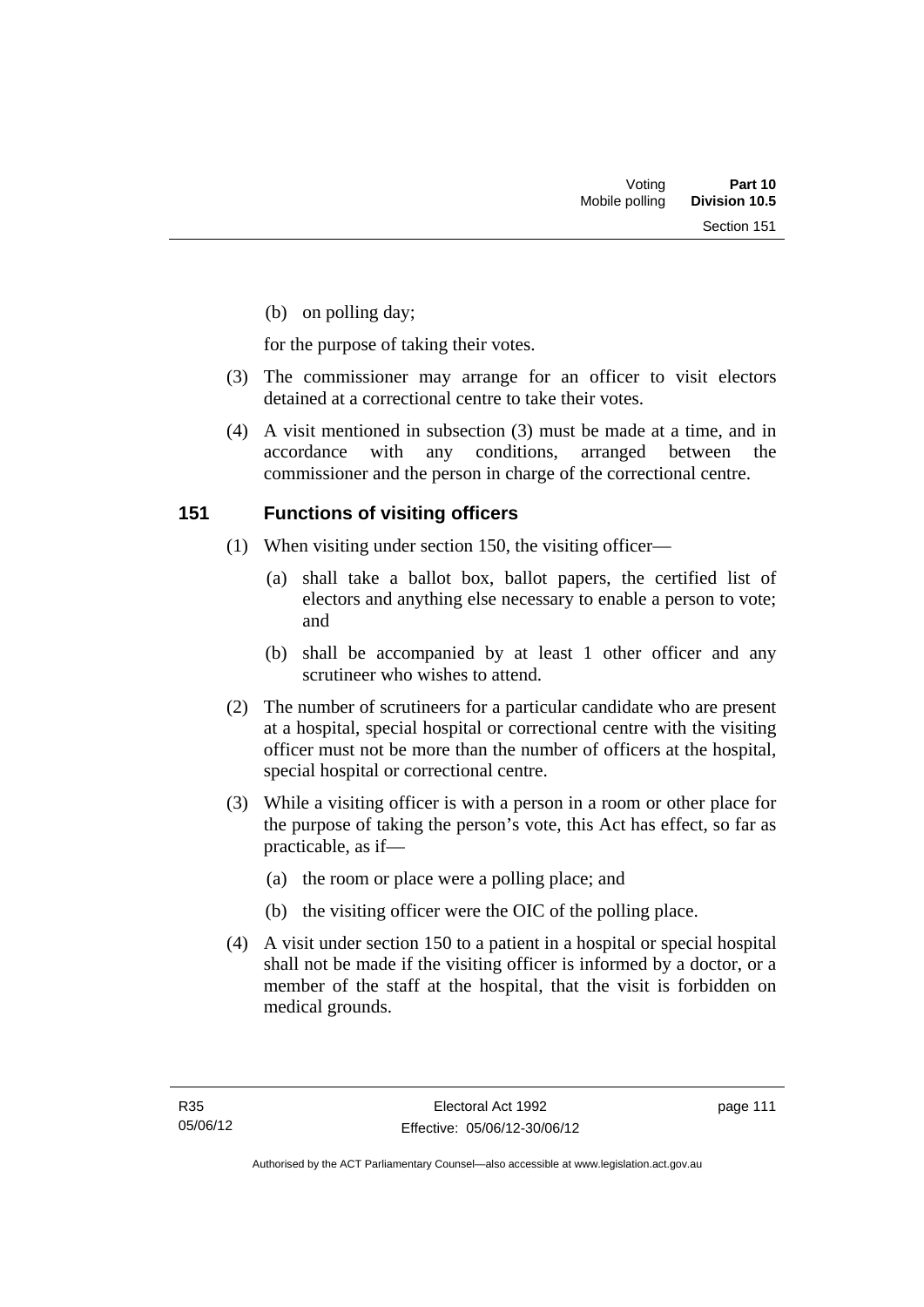(b) on polling day;

for the purpose of taking their votes.

(3) The commissioner may arrange for an officer to visit electors detained at a correctional centre to take their votes.

(4) A visit mentioned in subsection (3) must be made at a time, and in accordance with any conditions, arranged between the commissioner and the person in charge of the correctional centre.

## 151 Functions of visiting officers

(1) When visiting under section 150, the visiting officer—

(a) shall take a ballot box, ballot papers, the certified list of electors and anything else necessary to enable a person to vote; and

(b) shall be accompanied by at least 1 other officer and any scrutineer who wishes to attend.

(2) The number of scrutineers for a particular candidate who are present at a hospital, special hospital or correctional centre with the visiting officer must not be more than the number of officers at the hospital, special hospital or correctional centre.

(3) While a visiting officer is with a person in a room or other place for the purpose of taking the person's vote, this Act has effect, so far as practicable, as if—

(a) the room or place were a polling place; and

(b) the visiting officer were the OIC of the polling place.

(4) A visit under section 150 to a patient in a hospital or special hospital shall not be made if the visiting officer is informed by a doctor, or a member of the staff at the hospital, that the visit is forbidden on medical grounds.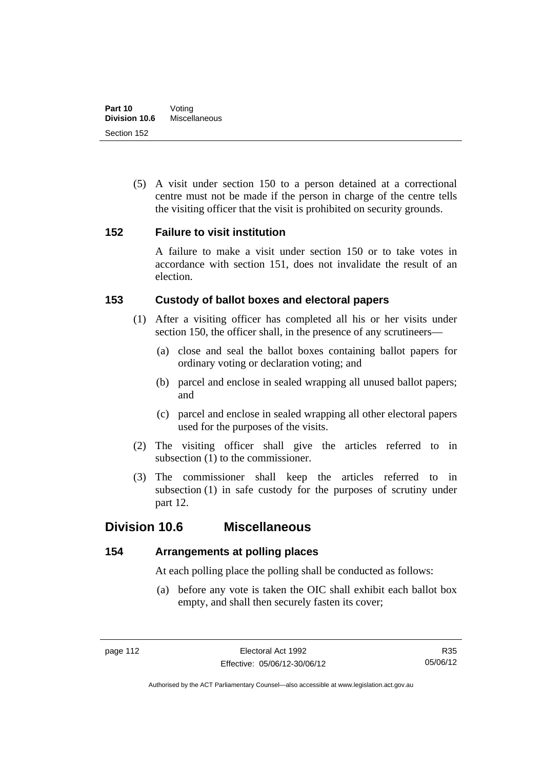(5) A visit under section 150 to a person detained at a correctional centre must not be made if the person in charge of the centre tells the visiting officer that the visit is prohibited on security grounds.

### 152 Failure to visit institution

A failure to make a visit under section 150 or to take votes in accordance with section 151, does not invalidate the result of an election.

### 153 Custody of ballot boxes and electoral papers

(1) After a visiting officer has completed all his or her visits under section 150, the officer shall, in the presence of any scrutineers—

(a) close and seal the ballot boxes containing ballot papers for ordinary voting or declaration voting; and

(b) parcel and enclose in sealed wrapping all unused ballot papers; and

(c) parcel and enclose in sealed wrapping all other electoral papers used for the purposes of the visits.

(2) The visiting officer shall give the articles referred to in subsection (1) to the commissioner.

(3) The commissioner shall keep the articles referred to in subsection (1) in safe custody for the purposes of scrutiny under part 12.

## Division 10.6 Miscellaneous

### 154 Arrangements at polling places

At each polling place the polling shall be conducted as follows:

(a) before any vote is taken the OIC shall exhibit each ballot box empty, and shall then securely fasten its cover;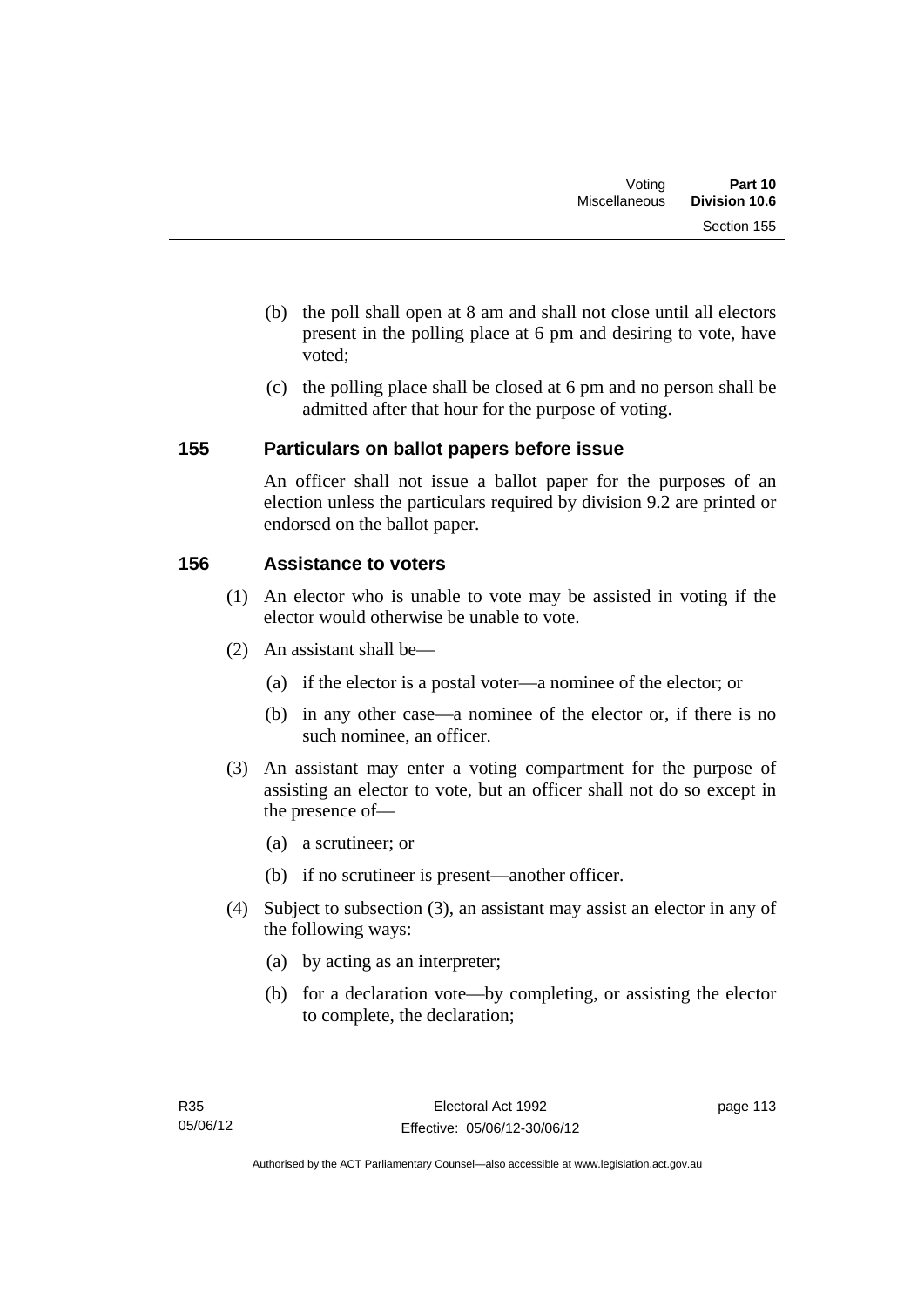(b) the poll shall open at 8 am and shall not close until all electors present in the polling place at 6 pm and desiring to vote, have voted;

(c) the polling place shall be closed at 6 pm and no person shall be admitted after that hour for the purpose of voting.

### 155 Particulars on ballot papers before issue

An officer shall not issue a ballot paper for the purposes of an election unless the particulars required by division 9.2 are printed or endorsed on the ballot paper.

### 156 Assistance to voters

(1) An elector who is unable to vote may be assisted in voting if the elector would otherwise be unable to vote.

(2) An assistant shall be—

(a) if the elector is a postal voter—a nominee of the elector; or

(b) in any other case—a nominee of the elector or, if there is no such nominee, an officer.

(3) An assistant may enter a voting compartment for the purpose of assisting an elector to vote, but an officer shall not do so except in the presence of—

(a) a scrutineer; or

(b) if no scrutineer is present—another officer.

(4) Subject to subsection (3), an assistant may assist an elector in any of the following ways:

(a) by acting as an interpreter;

(b) for a declaration vote—by completing, or assisting the elector to complete, the declaration;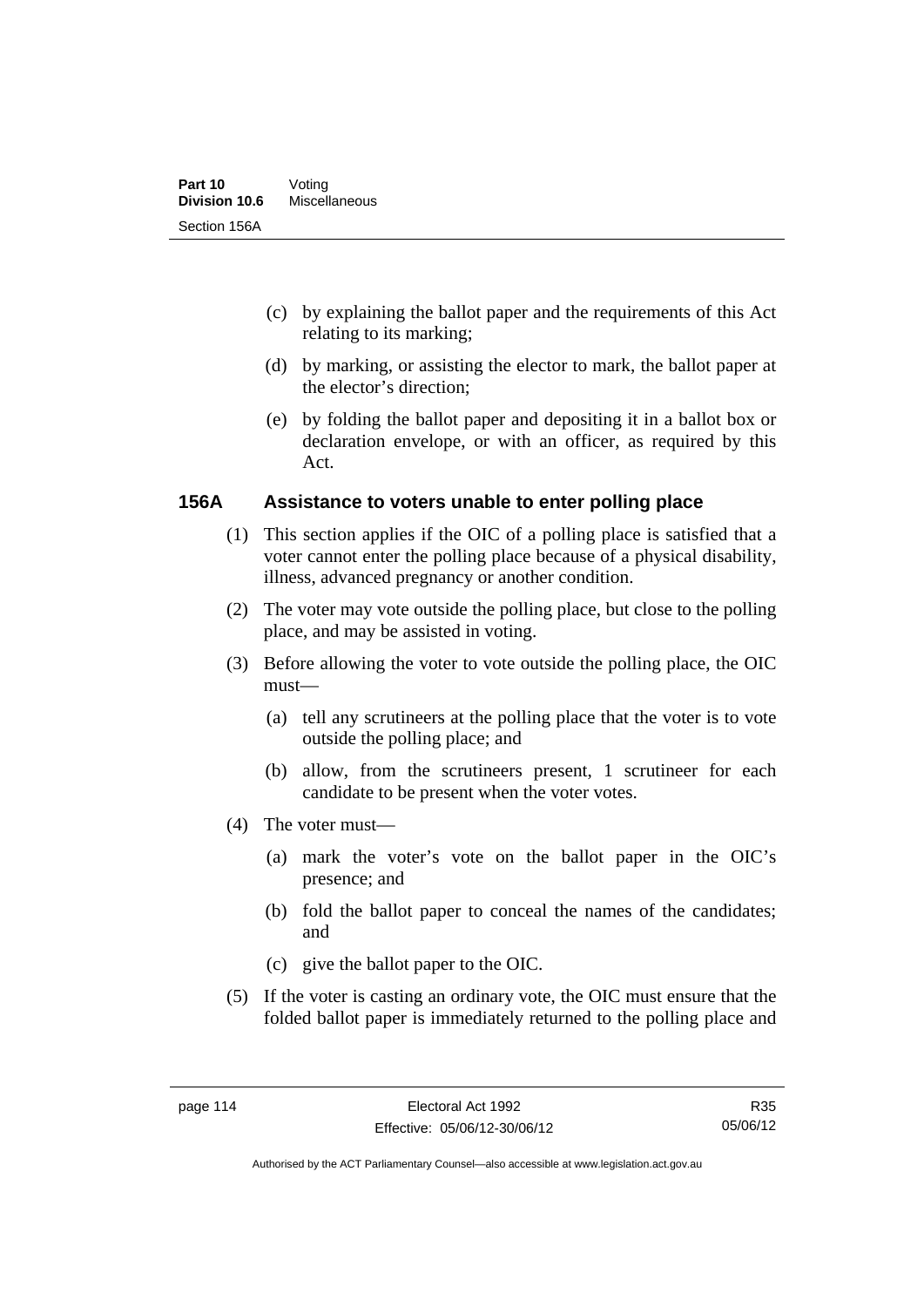(c) by explaining the ballot paper and the requirements of this Act relating to its marking;

(d) by marking, or assisting the elector to mark, the ballot paper at the elector's direction;

(e) by folding the ballot paper and depositing it in a ballot box or declaration envelope, or with an officer, as required by this Act.

### 156A Assistance to voters unable to enter polling place

(1) This section applies if the OIC of a polling place is satisfied that a voter cannot enter the polling place because of a physical disability, illness, advanced pregnancy or another condition.

(2) The voter may vote outside the polling place, but close to the polling place, and may be assisted in voting.

(3) Before allowing the voter to vote outside the polling place, the OIC must—

(a) tell any scrutineers at the polling place that the voter is to vote outside the polling place; and

(b) allow, from the scrutineers present, 1 scrutineer for each candidate to be present when the voter votes.

(4) The voter must—

(a) mark the voter's vote on the ballot paper in the OIC's presence; and

(b) fold the ballot paper to conceal the names of the candidates; and

(c) give the ballot paper to the OIC.

(5) If the voter is casting an ordinary vote, the OIC must ensure that the folded ballot paper is immediately returned to the polling place and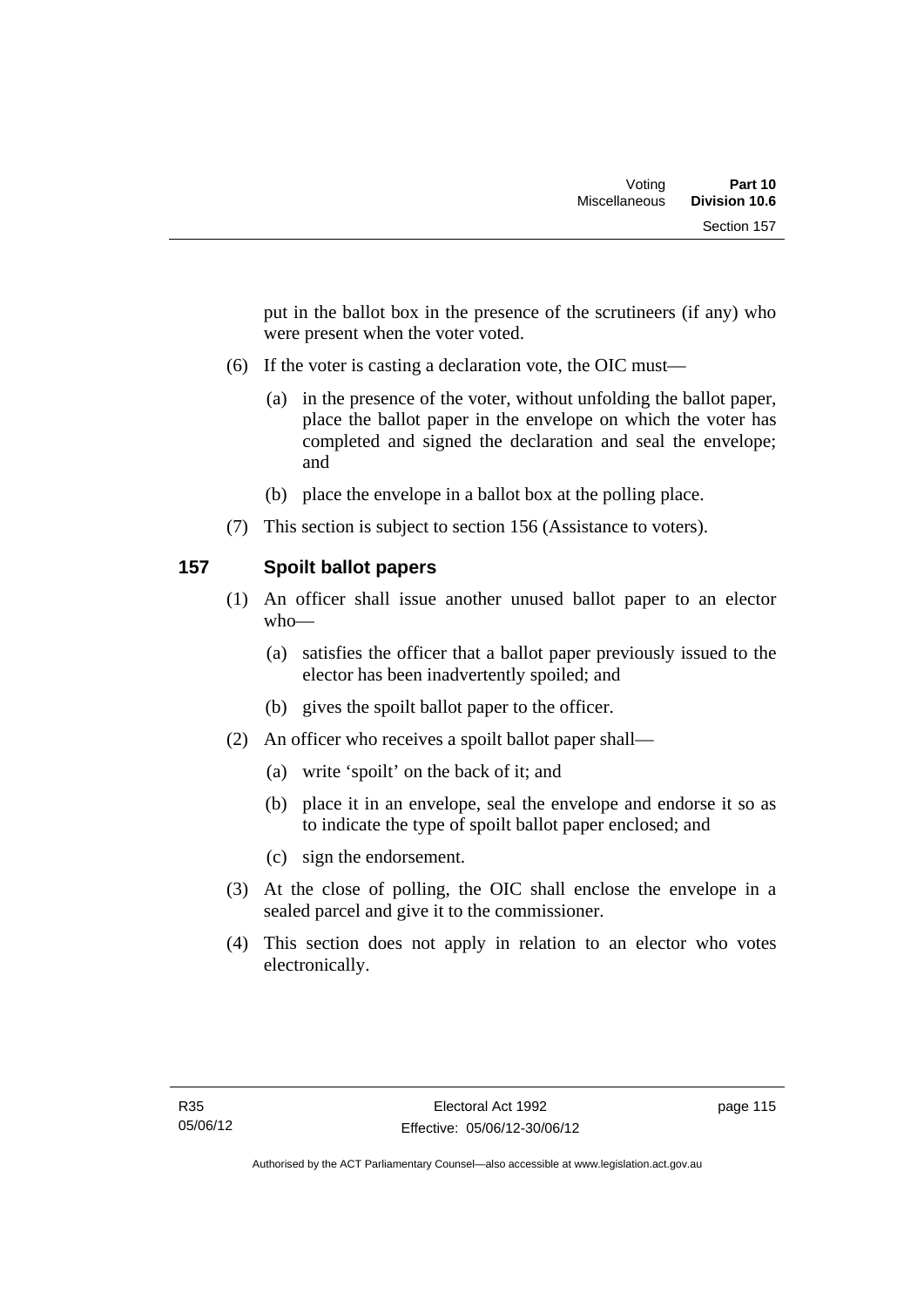put in the ballot box in the presence of the scrutineers (if any) who were present when the voter voted.

(6) If the voter is casting a declaration vote, the OIC must—

(a) in the presence of the voter, without unfolding the ballot paper, place the ballot paper in the envelope on which the voter has completed and signed the declaration and seal the envelope; and

(b) place the envelope in a ballot box at the polling place.

(7) This section is subject to section 156 (Assistance to voters).

## 157 Spoilt ballot papers

(1) An officer shall issue another unused ballot paper to an elector who—

(a) satisfies the officer that a ballot paper previously issued to the elector has been inadvertently spoiled; and

(b) gives the spoilt ballot paper to the officer.

(2) An officer who receives a spoilt ballot paper shall—

(a) write 'spoilt' on the back of it; and

(b) place it in an envelope, seal the envelope and endorse it so as to indicate the type of spoilt ballot paper enclosed; and

(c) sign the endorsement.

(3) At the close of polling, the OIC shall enclose the envelope in a sealed parcel and give it to the commissioner.

(4) This section does not apply in relation to an elector who votes electronically.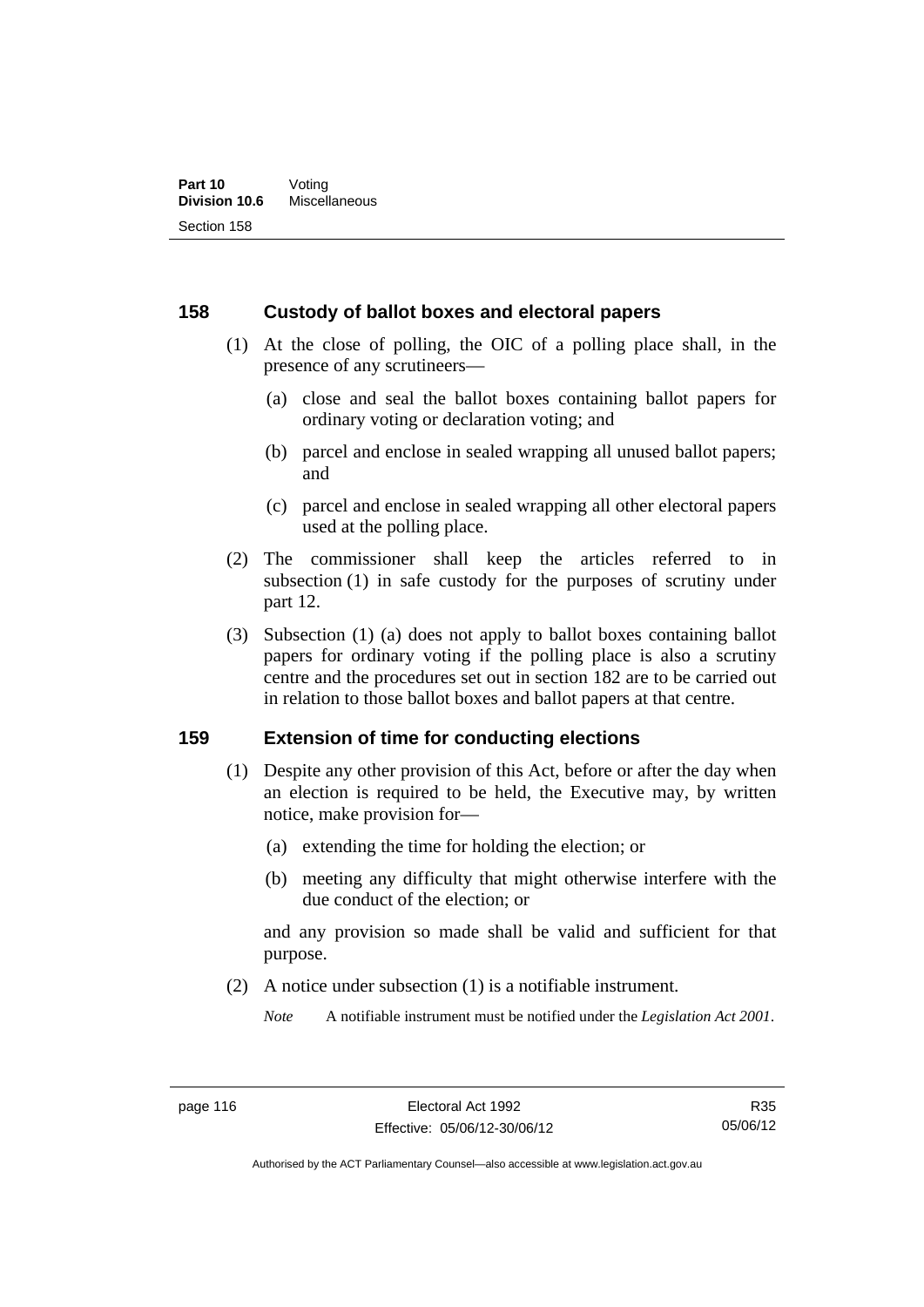## 158 Custody of ballot boxes and electoral papers

(1) At the close of polling, the OIC of a polling place shall, in the presence of any scrutineers—

(a) close and seal the ballot boxes containing ballot papers for ordinary voting or declaration voting; and

(b) parcel and enclose in sealed wrapping all unused ballot papers; and

(c) parcel and enclose in sealed wrapping all other electoral papers used at the polling place.

(2) The commissioner shall keep the articles referred to in subsection (1) in safe custody for the purposes of scrutiny under part 12.

(3) Subsection (1) (a) does not apply to ballot boxes containing ballot papers for ordinary voting if the polling place is also a scrutiny centre and the procedures set out in section 182 are to be carried out in relation to those ballot boxes and ballot papers at that centre.

## 159 Extension of time for conducting elections

(1) Despite any other provision of this Act, before or after the day when an election is required to be held, the Executive may, by written notice, make provision for—

(a) extending the time for holding the election; or

(b) meeting any difficulty that might otherwise interfere with the due conduct of the election; or

and any provision so made shall be valid and sufficient for that purpose.

(2) A notice under subsection (1) is a notifiable instrument.

*Note* A notifiable instrument must be notified under the *Legislation Act 2001*.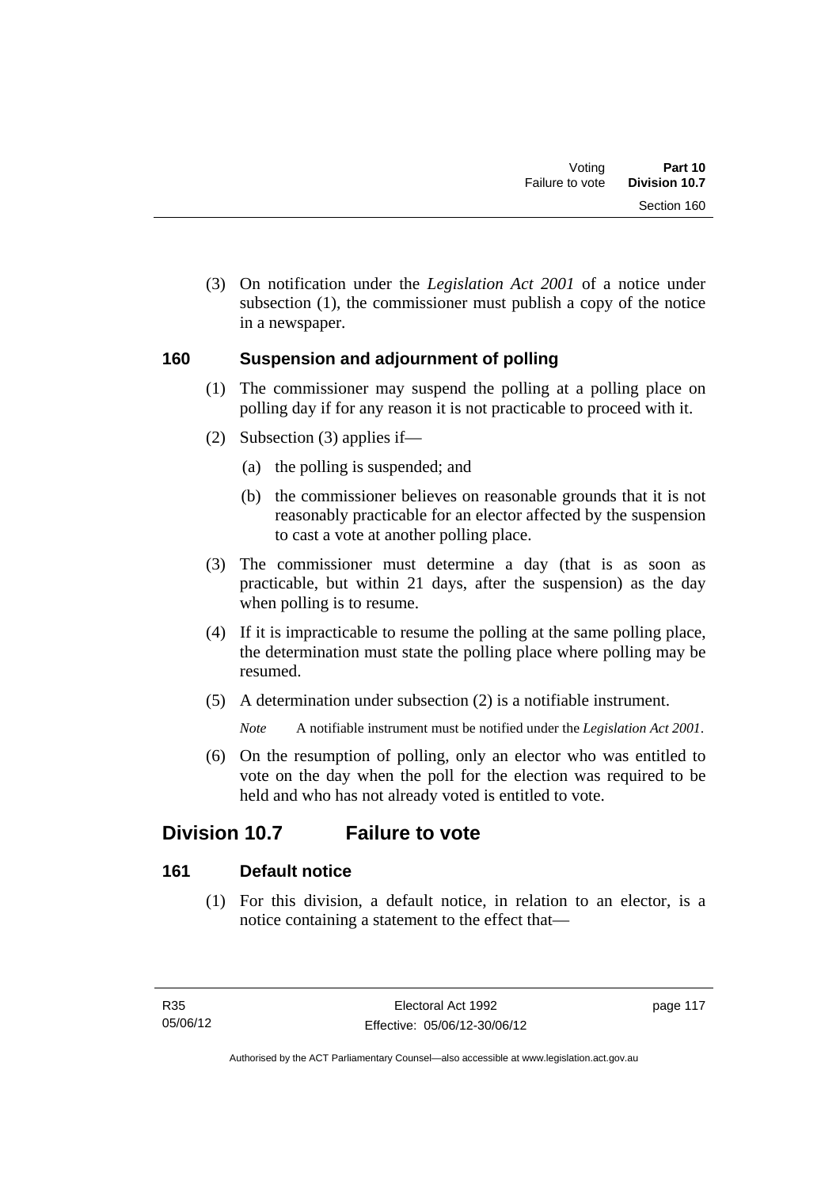(3) On notification under the *Legislation Act 2001* of a notice under subsection (1), the commissioner must publish a copy of the notice in a newspaper.

### 160 Suspension and adjournment of polling

(1) The commissioner may suspend the polling at a polling place on polling day if for any reason it is not practicable to proceed with it.

(2) Subsection (3) applies if—

(a) the polling is suspended; and

(b) the commissioner believes on reasonable grounds that it is not reasonably practicable for an elector affected by the suspension to cast a vote at another polling place.

(3) The commissioner must determine a day (that is as soon as practicable, but within 21 days, after the suspension) as the day when polling is to resume.

(4) If it is impracticable to resume the polling at the same polling place, the determination must state the polling place where polling may be resumed.

(5) A determination under subsection (2) is a notifiable instrument.

*Note* A notifiable instrument must be notified under the *Legislation Act 2001*.

(6) On the resumption of polling, only an elector who was entitled to vote on the day when the poll for the election was required to be held and who has not already voted is entitled to vote.

## Division 10.7 Failure to vote

### 161 Default notice

(1) For this division, a default notice, in relation to an elector, is a notice containing a statement to the effect that—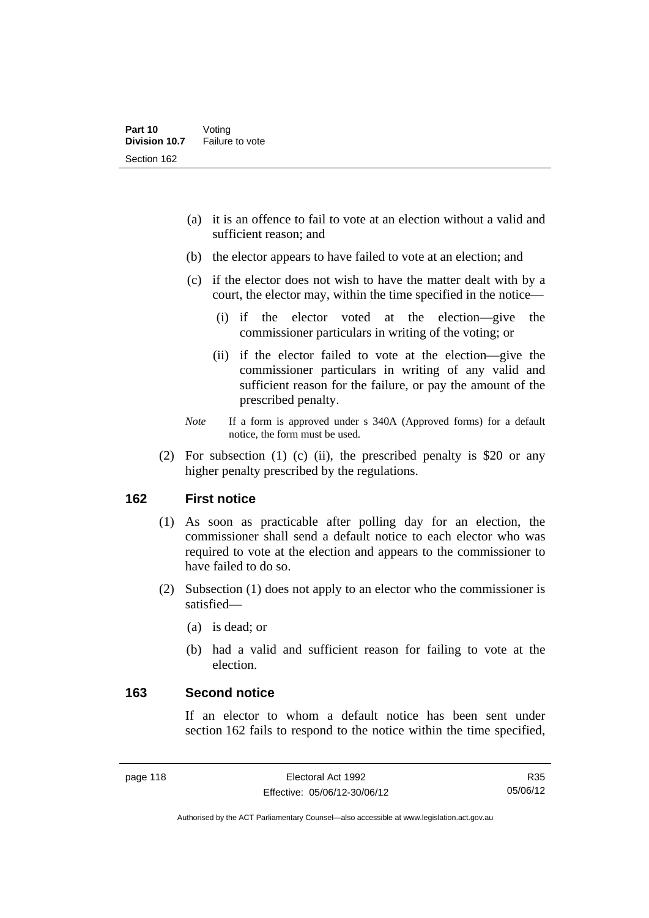(a) it is an offence to fail to vote at an election without a valid and sufficient reason; and

(b) the elector appears to have failed to vote at an election; and

(c) if the elector does not wish to have the matter dealt with by a court, the elector may, within the time specified in the notice—

(i) if the elector voted at the election—give the commissioner particulars in writing of the voting; or

(ii) if the elector failed to vote at the election—give the commissioner particulars in writing of any valid and sufficient reason for the failure, or pay the amount of the prescribed penalty.

*Note* If a form is approved under s 340A (Approved forms) for a default notice, the form must be used.

(2) For subsection (1) (c) (ii), the prescribed penalty is $20 or any higher penalty prescribed by the regulations.

## 162 First notice

(1) As soon as practicable after polling day for an election, the commissioner shall send a default notice to each elector who was required to vote at the election and appears to the commissioner to have failed to do so.

(2) Subsection (1) does not apply to an elector who the commissioner is satisfied—

(a) is dead; or

(b) had a valid and sufficient reason for failing to vote at the election.

## 163 Second notice

If an elector to whom a default notice has been sent under section 162 fails to respond to the notice within the time specified,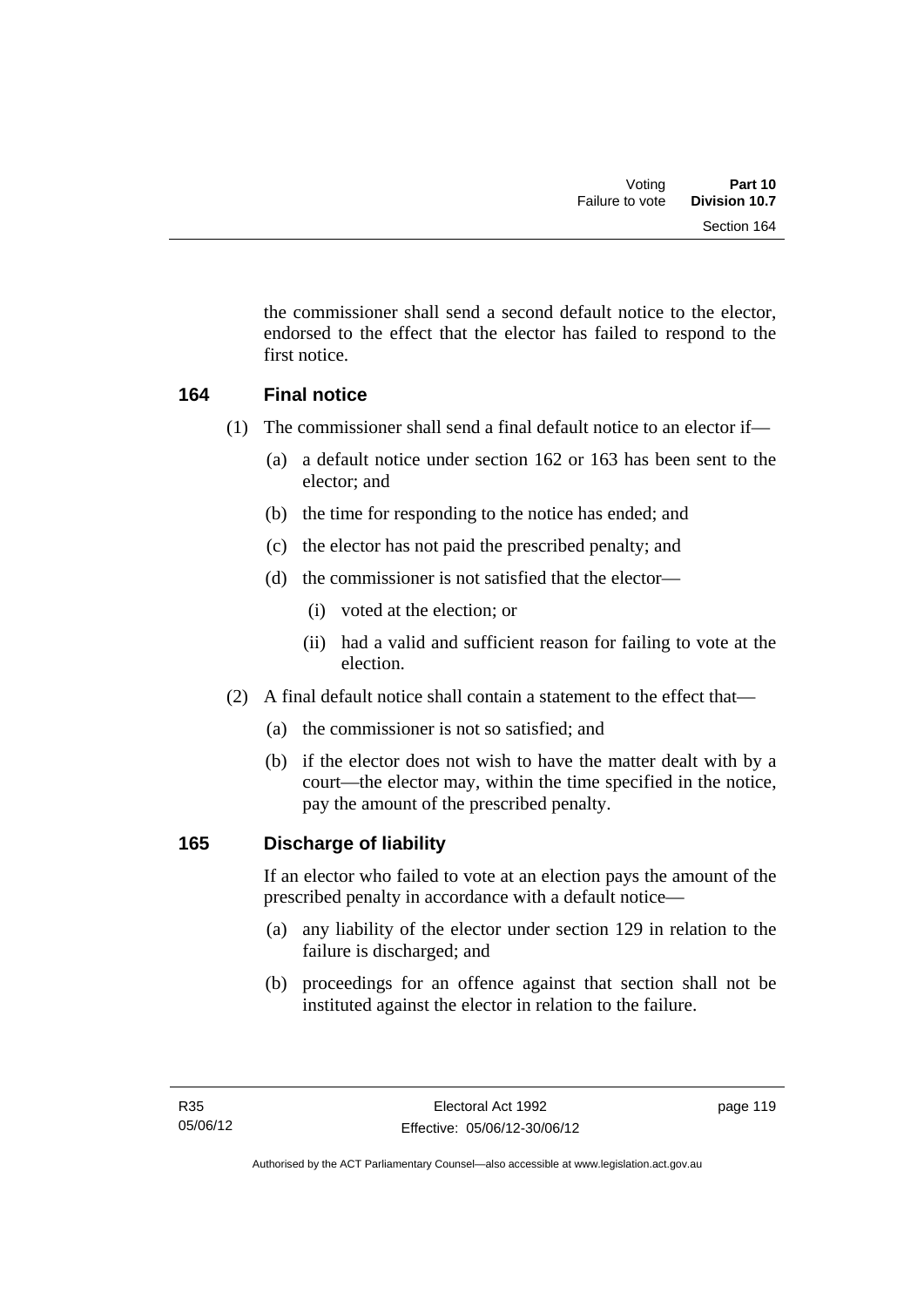the commissioner shall send a second default notice to the elector, endorsed to the effect that the elector has failed to respond to the first notice.

### 164 Final notice

(1) The commissioner shall send a final default notice to an elector if—

(a) a default notice under section 162 or 163 has been sent to the elector; and

(b) the time for responding to the notice has ended; and

(c) the elector has not paid the prescribed penalty; and

(d) the commissioner is not satisfied that the elector—

(i) voted at the election; or

(ii) had a valid and sufficient reason for failing to vote at the election.

(2) A final default notice shall contain a statement to the effect that—

(a) the commissioner is not so satisfied; and

(b) if the elector does not wish to have the matter dealt with by a court—the elector may, within the time specified in the notice, pay the amount of the prescribed penalty.

### 165 Discharge of liability

If an elector who failed to vote at an election pays the amount of the prescribed penalty in accordance with a default notice—

(a) any liability of the elector under section 129 in relation to the failure is discharged; and

(b) proceedings for an offence against that section shall not be instituted against the elector in relation to the failure.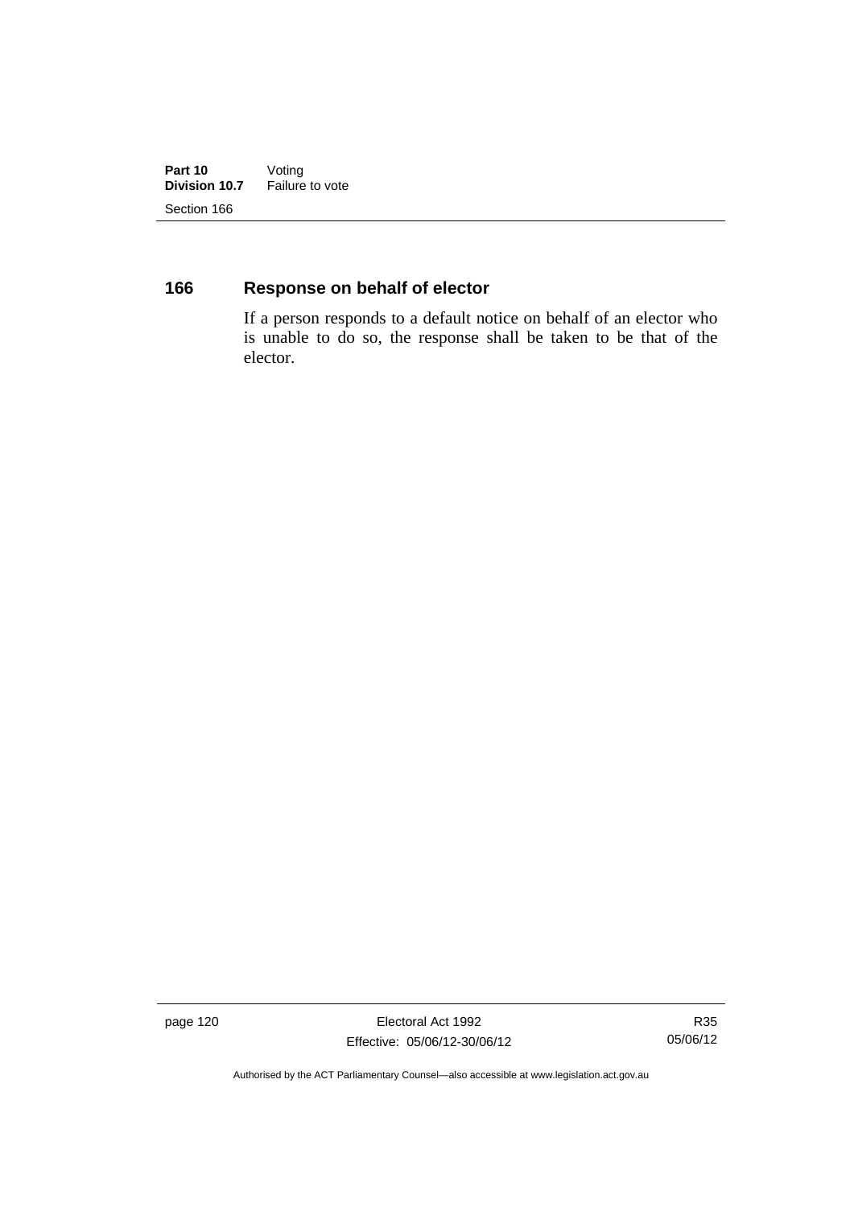## 166 Response on behalf of elector

If a person responds to a default notice on behalf of an elector who is unable to do so, the response shall be taken to be that of the elector.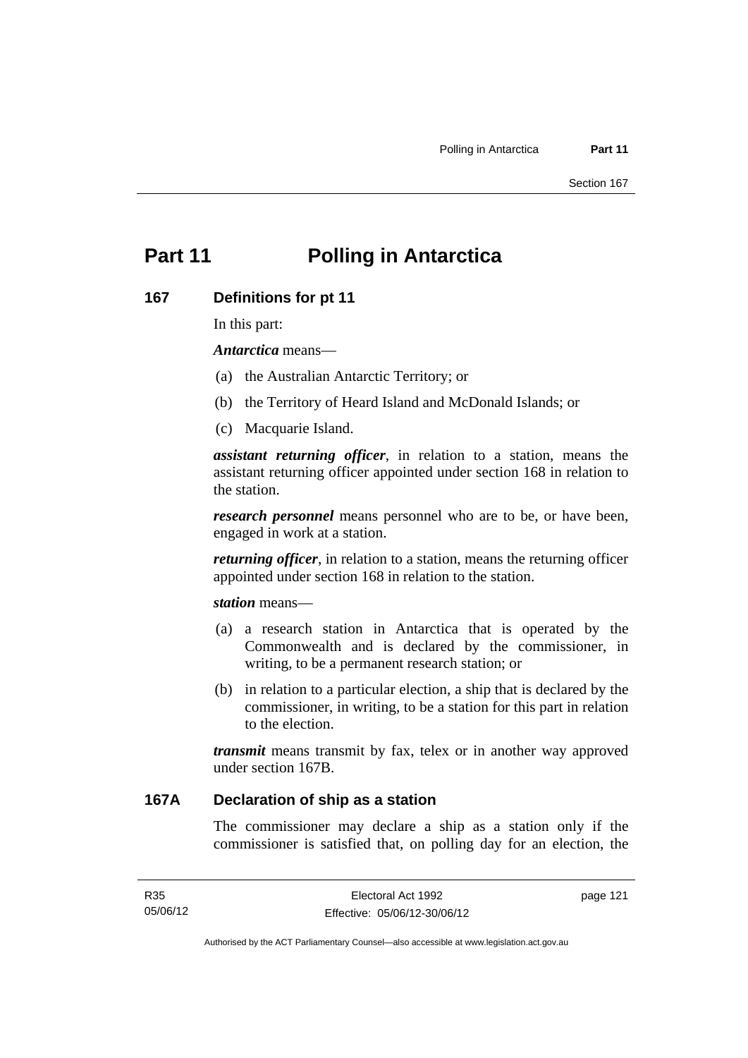# Part 11 Polling in Antarctica

## 167 Definitions for pt 11

In this part:

***Antarctica*** means—

(a) the Australian Antarctic Territory; or

(b) the Territory of Heard Island and McDonald Islands; or

(c) Macquarie Island.

***assistant returning officer***, in relation to a station, means the assistant returning officer appointed under section 168 in relation to the station.

***research personnel*** means personnel who are to be, or have been, engaged in work at a station.

***returning officer***, in relation to a station, means the returning officer appointed under section 168 in relation to the station.

***station*** means—

(a) a research station in Antarctica that is operated by the Commonwealth and is declared by the commissioner, in writing, to be a permanent research station; or

(b) in relation to a particular election, a ship that is declared by the commissioner, in writing, to be a station for this part in relation to the election.

***transmit*** means transmit by fax, telex or in another way approved under section 167B.

## 167A Declaration of ship as a station

The commissioner may declare a ship as a station only if the commissioner is satisfied that, on polling day for an election, the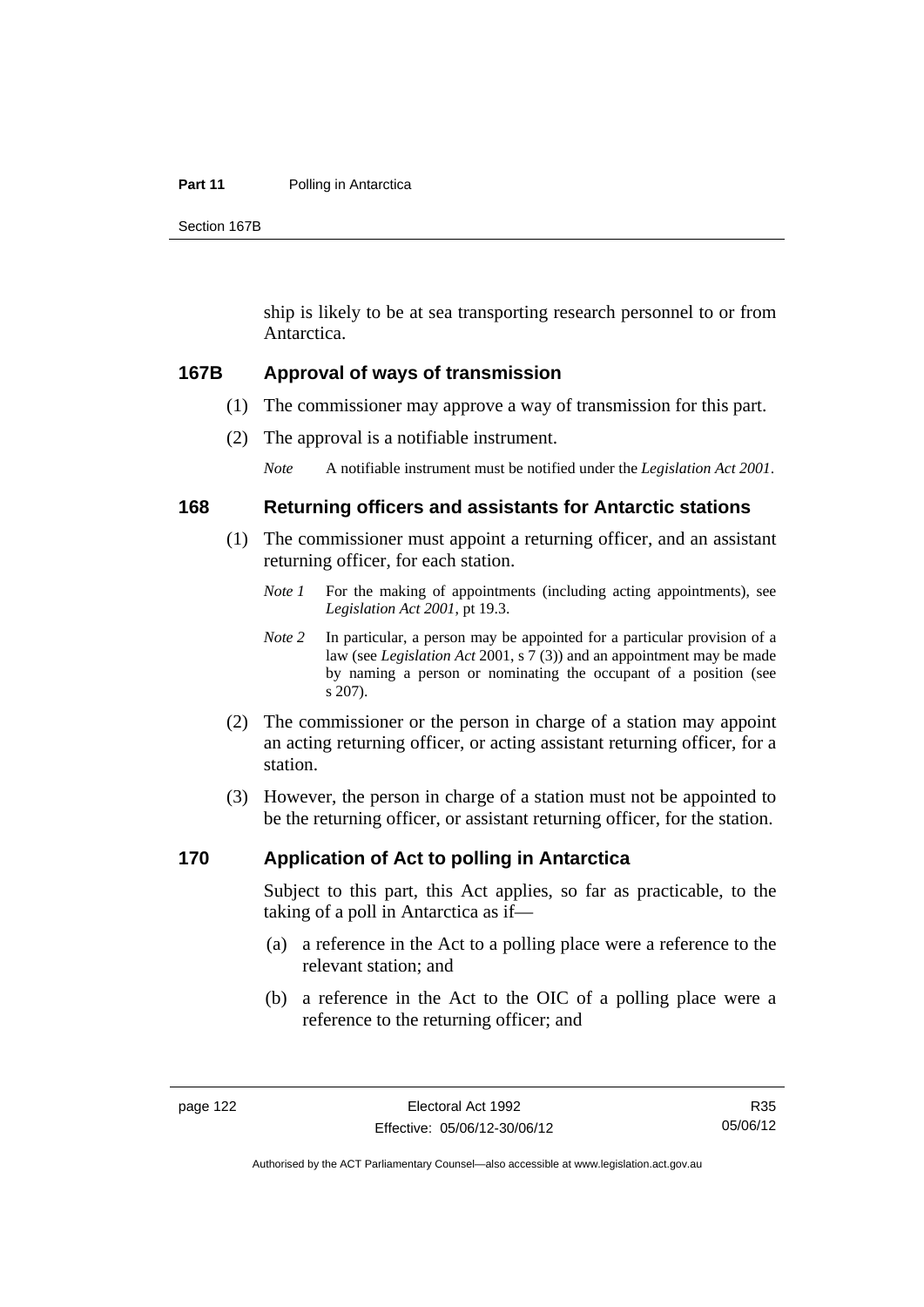ship is likely to be at sea transporting research personnel to or from Antarctica.

### 167B Approval of ways of transmission

(1) The commissioner may approve a way of transmission for this part.

(2) The approval is a notifiable instrument.

*Note* A notifiable instrument must be notified under the *Legislation Act 2001*.

### 168 Returning officers and assistants for Antarctic stations

(1) The commissioner must appoint a returning officer, and an assistant returning officer, for each station.

*Note 1* For the making of appointments (including acting appointments), see *Legislation Act 2001*, pt 19.3.

*Note 2* In particular, a person may be appointed for a particular provision of a law (see *Legislation Act* 2001, s 7 (3)) and an appointment may be made by naming a person or nominating the occupant of a position (see s 207).

(2) The commissioner or the person in charge of a station may appoint an acting returning officer, or acting assistant returning officer, for a station.

(3) However, the person in charge of a station must not be appointed to be the returning officer, or assistant returning officer, for the station.

### 170 Application of Act to polling in Antarctica

Subject to this part, this Act applies, so far as practicable, to the taking of a poll in Antarctica as if—

(a) a reference in the Act to a polling place were a reference to the relevant station; and

(b) a reference in the Act to the OIC of a polling place were a reference to the returning officer; and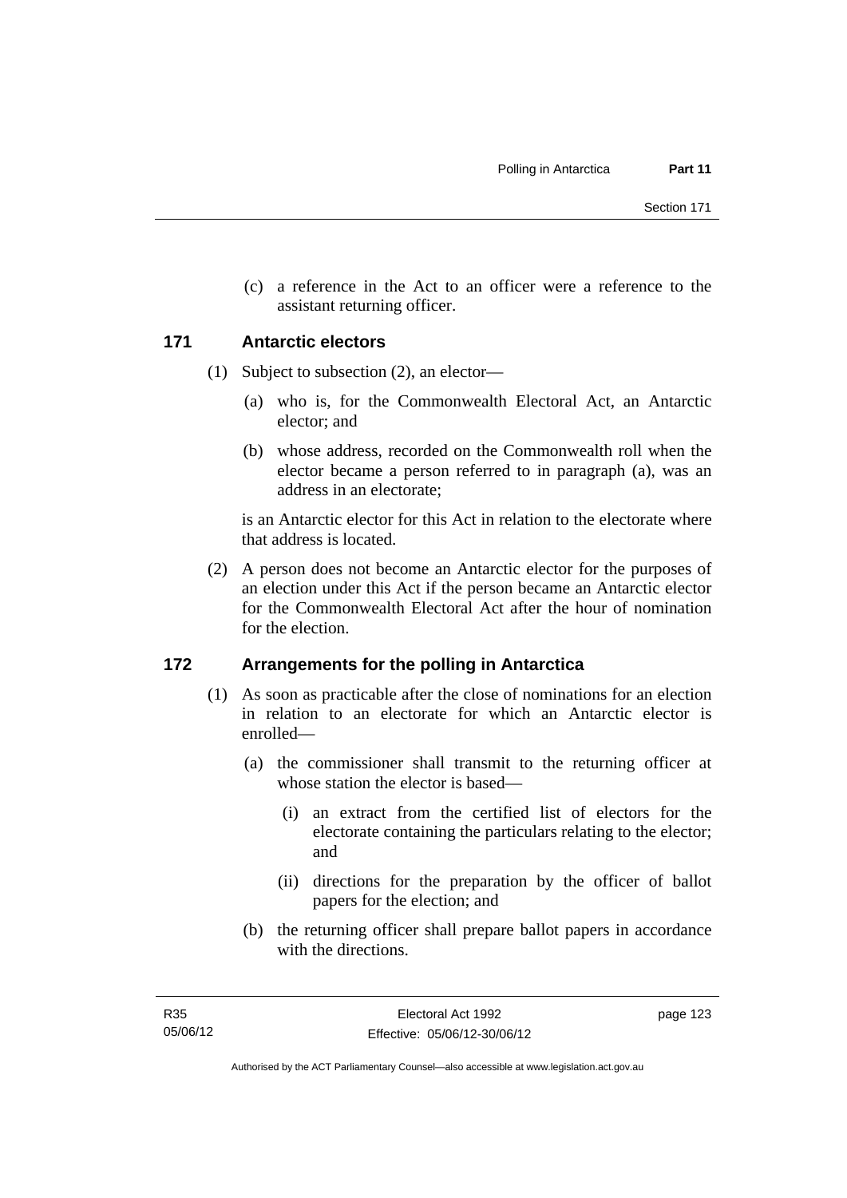(c) a reference in the Act to an officer were a reference to the assistant returning officer.

## 171 Antarctic electors

(1) Subject to subsection (2), an elector—

(a) who is, for the Commonwealth Electoral Act, an Antarctic elector; and

(b) whose address, recorded on the Commonwealth roll when the elector became a person referred to in paragraph (a), was an address in an electorate;

is an Antarctic elector for this Act in relation to the electorate where that address is located.

(2) A person does not become an Antarctic elector for the purposes of an election under this Act if the person became an Antarctic elector for the Commonwealth Electoral Act after the hour of nomination for the election.

## 172 Arrangements for the polling in Antarctica

(1) As soon as practicable after the close of nominations for an election in relation to an electorate for which an Antarctic elector is enrolled—

(a) the commissioner shall transmit to the returning officer at whose station the elector is based—

(i) an extract from the certified list of electors for the electorate containing the particulars relating to the elector; and

(ii) directions for the preparation by the officer of ballot papers for the election; and

(b) the returning officer shall prepare ballot papers in accordance with the directions.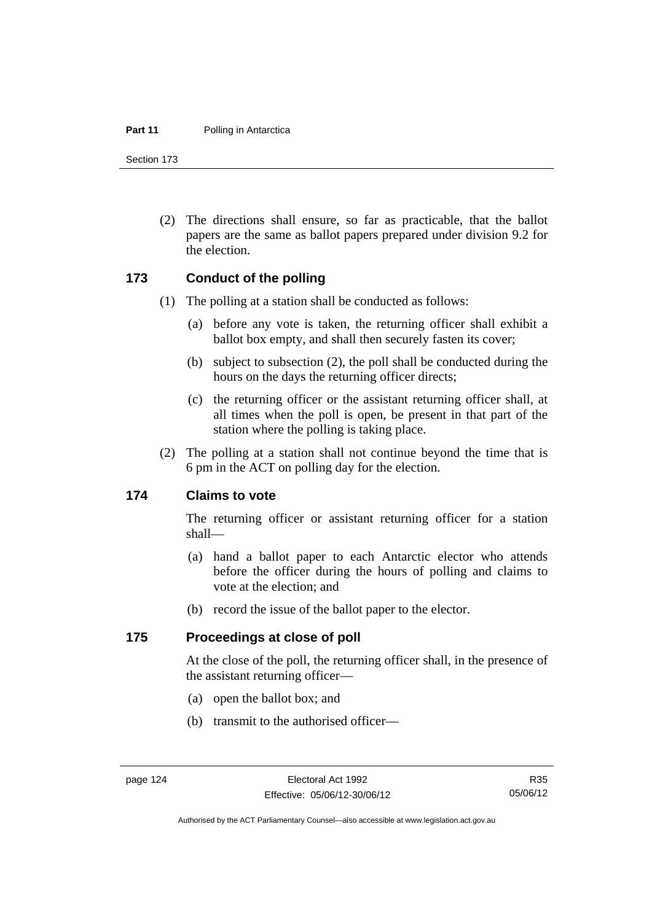(2) The directions shall ensure, so far as practicable, that the ballot papers are the same as ballot papers prepared under division 9.2 for the election.

## 173 Conduct of the polling

(1) The polling at a station shall be conducted as follows:

  (a) before any vote is taken, the returning officer shall exhibit a ballot box empty, and shall then securely fasten its cover;

  (b) subject to subsection (2), the poll shall be conducted during the hours on the days the returning officer directs;

  (c) the returning officer or the assistant returning officer shall, at all times when the poll is open, be present in that part of the station where the polling is taking place.

(2) The polling at a station shall not continue beyond the time that is 6 pm in the ACT on polling day for the election.

## 174 Claims to vote

The returning officer or assistant returning officer for a station shall—

  (a) hand a ballot paper to each Antarctic elector who attends before the officer during the hours of polling and claims to vote at the election; and

  (b) record the issue of the ballot paper to the elector.

## 175 Proceedings at close of poll

At the close of the poll, the returning officer shall, in the presence of the assistant returning officer—

  (a) open the ballot box; and

  (b) transmit to the authorised officer—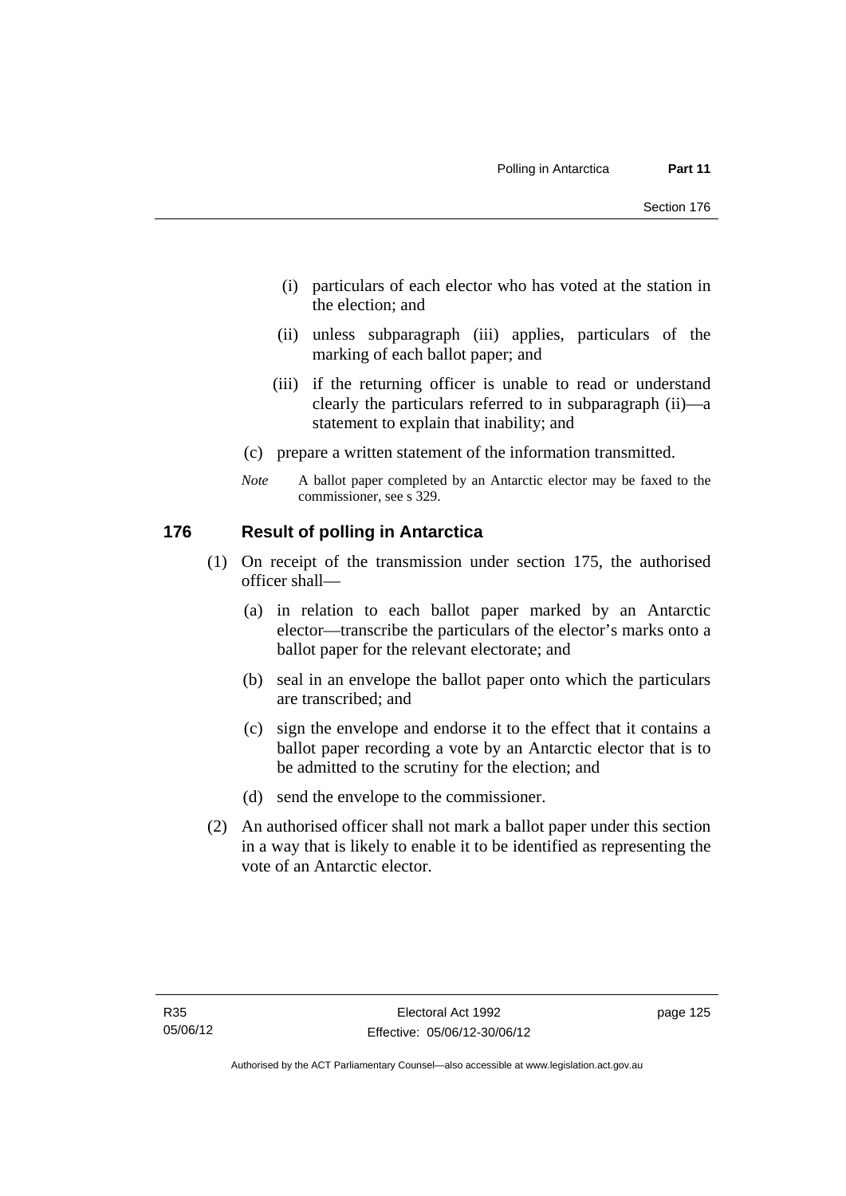(i) particulars of each elector who has voted at the station in the election; and

(ii) unless subparagraph (iii) applies, particulars of the marking of each ballot paper; and

(iii) if the returning officer is unable to read or understand clearly the particulars referred to in subparagraph (ii)—a statement to explain that inability; and

(c) prepare a written statement of the information transmitted.

*Note* A ballot paper completed by an Antarctic elector may be faxed to the commissioner, see s 329.

## 176 Result of polling in Antarctica

(1) On receipt of the transmission under section 175, the authorised officer shall—

(a) in relation to each ballot paper marked by an Antarctic elector—transcribe the particulars of the elector's marks onto a ballot paper for the relevant electorate; and

(b) seal in an envelope the ballot paper onto which the particulars are transcribed; and

(c) sign the envelope and endorse it to the effect that it contains a ballot paper recording a vote by an Antarctic elector that is to be admitted to the scrutiny for the election; and

(d) send the envelope to the commissioner.

(2) An authorised officer shall not mark a ballot paper under this section in a way that is likely to enable it to be identified as representing the vote of an Antarctic elector.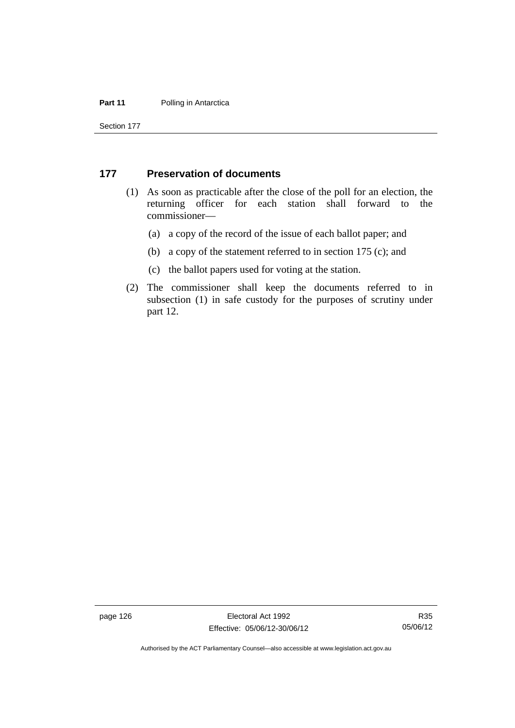## 177 Preservation of documents

(1) As soon as practicable after the close of the poll for an election, the returning officer for each station shall forward to the commissioner—

(a) a copy of the record of the issue of each ballot paper; and

(b) a copy of the statement referred to in section 175 (c); and

(c) the ballot papers used for voting at the station.

(2) The commissioner shall keep the documents referred to in subsection (1) in safe custody for the purposes of scrutiny under part 12.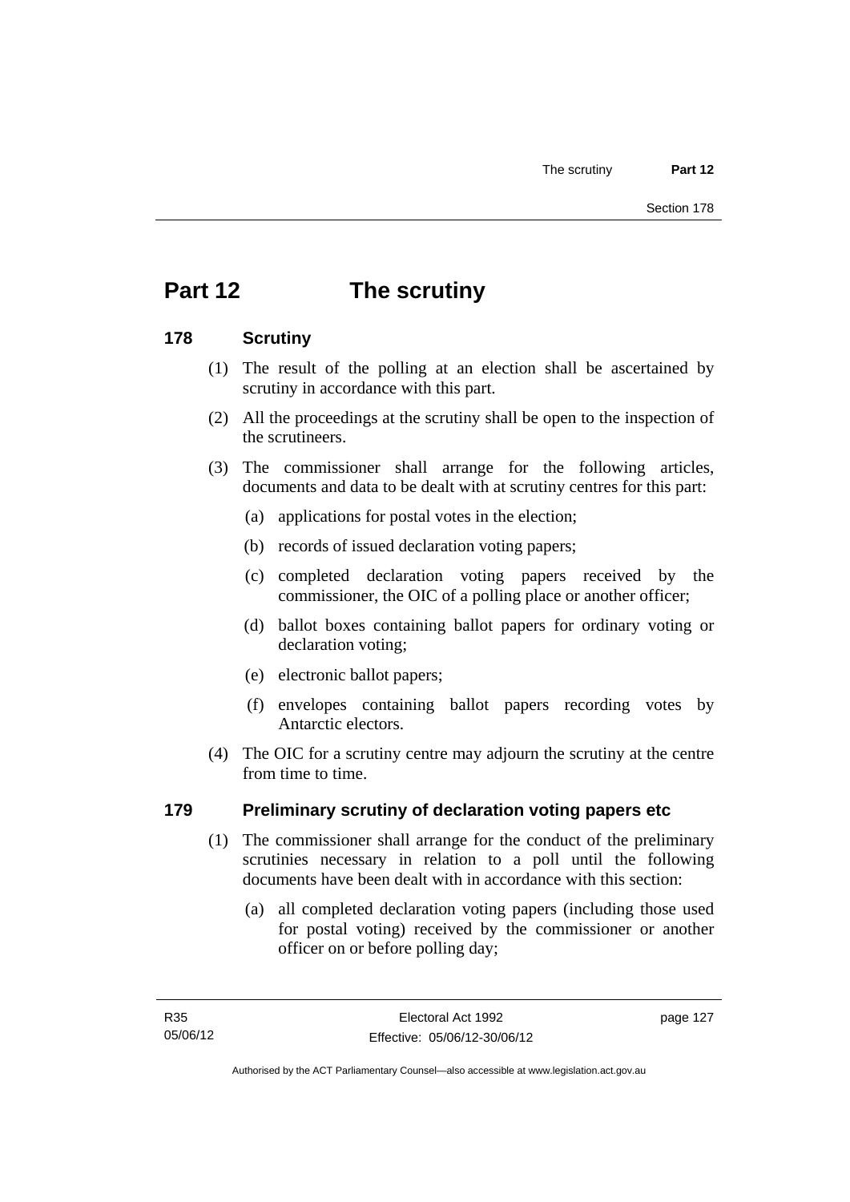# Part 12 The scrutiny

## 178 Scrutiny

(1) The result of the polling at an election shall be ascertained by scrutiny in accordance with this part.

(2) All the proceedings at the scrutiny shall be open to the inspection of the scrutineers.

(3) The commissioner shall arrange for the following articles, documents and data to be dealt with at scrutiny centres for this part:

(a) applications for postal votes in the election;

(b) records of issued declaration voting papers;

(c) completed declaration voting papers received by the commissioner, the OIC of a polling place or another officer;

(d) ballot boxes containing ballot papers for ordinary voting or declaration voting;

(e) electronic ballot papers;

(f) envelopes containing ballot papers recording votes by Antarctic electors.

(4) The OIC for a scrutiny centre may adjourn the scrutiny at the centre from time to time.

## 179 Preliminary scrutiny of declaration voting papers etc

(1) The commissioner shall arrange for the conduct of the preliminary scrutinies necessary in relation to a poll until the following documents have been dealt with in accordance with this section:

(a) all completed declaration voting papers (including those used for postal voting) received by the commissioner or another officer on or before polling day;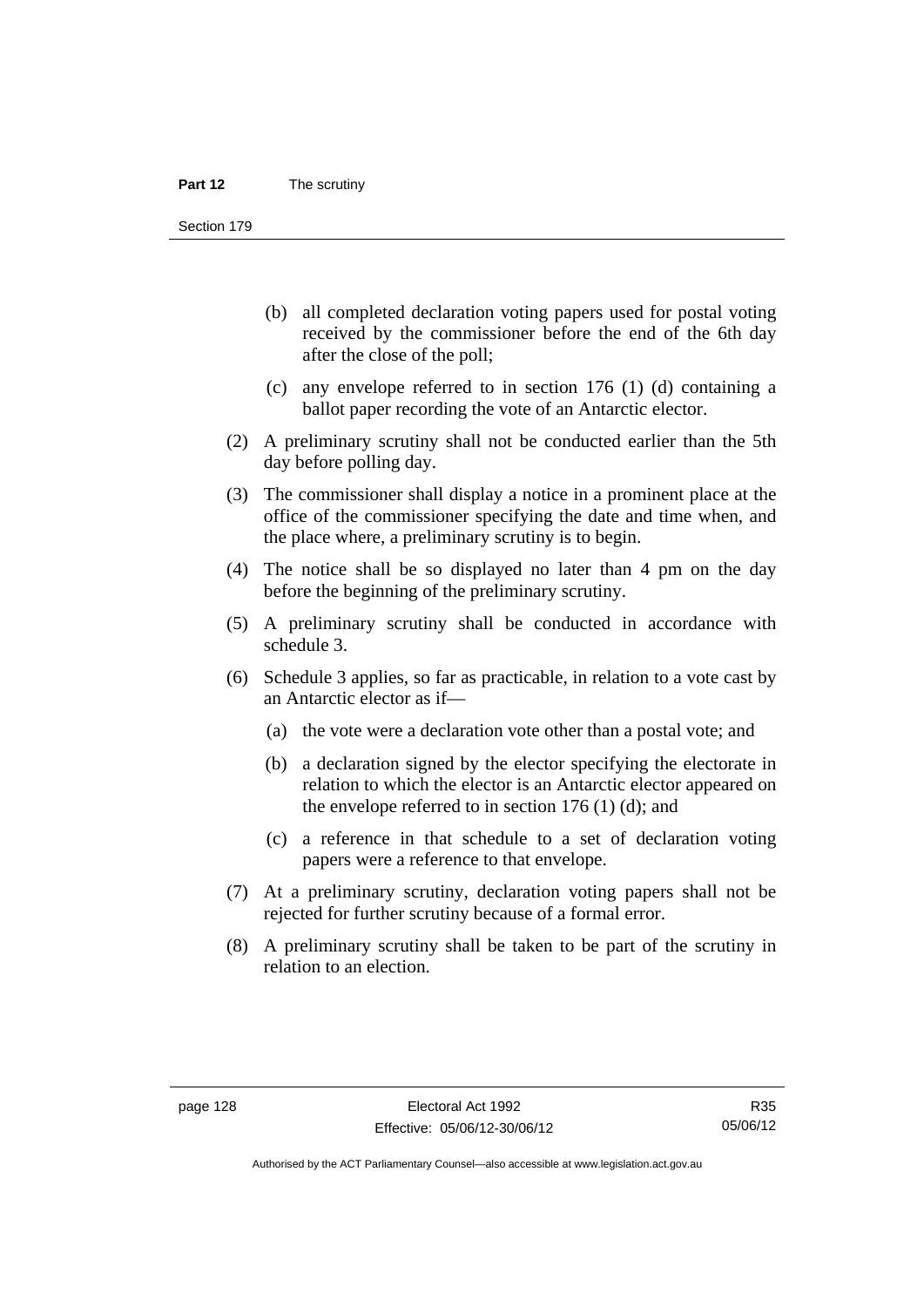(b) all completed declaration voting papers used for postal voting received by the commissioner before the end of the 6th day after the close of the poll;

(c) any envelope referred to in section 176 (1) (d) containing a ballot paper recording the vote of an Antarctic elector.

(2) A preliminary scrutiny shall not be conducted earlier than the 5th day before polling day.

(3) The commissioner shall display a notice in a prominent place at the office of the commissioner specifying the date and time when, and the place where, a preliminary scrutiny is to begin.

(4) The notice shall be so displayed no later than 4 pm on the day before the beginning of the preliminary scrutiny.

(5) A preliminary scrutiny shall be conducted in accordance with schedule 3.

(6) Schedule 3 applies, so far as practicable, in relation to a vote cast by an Antarctic elector as if—

(a) the vote were a declaration vote other than a postal vote; and

(b) a declaration signed by the elector specifying the electorate in relation to which the elector is an Antarctic elector appeared on the envelope referred to in section 176 (1) (d); and

(c) a reference in that schedule to a set of declaration voting papers were a reference to that envelope.

(7) At a preliminary scrutiny, declaration voting papers shall not be rejected for further scrutiny because of a formal error.

(8) A preliminary scrutiny shall be taken to be part of the scrutiny in relation to an election.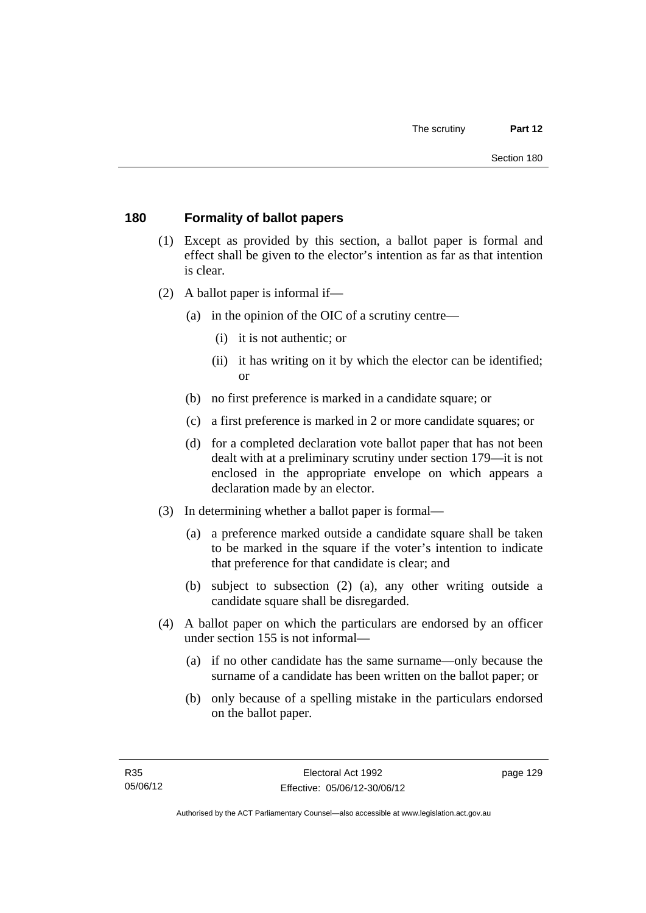## 180 Formality of ballot papers

(1) Except as provided by this section, a ballot paper is formal and effect shall be given to the elector's intention as far as that intention is clear.

(2) A ballot paper is informal if—

(a) in the opinion of the OIC of a scrutiny centre—

(i) it is not authentic; or

(ii) it has writing on it by which the elector can be identified; or

(b) no first preference is marked in a candidate square; or

(c) a first preference is marked in 2 or more candidate squares; or

(d) for a completed declaration vote ballot paper that has not been dealt with at a preliminary scrutiny under section 179—it is not enclosed in the appropriate envelope on which appears a declaration made by an elector.

(3) In determining whether a ballot paper is formal—

(a) a preference marked outside a candidate square shall be taken to be marked in the square if the voter's intention to indicate that preference for that candidate is clear; and

(b) subject to subsection (2) (a), any other writing outside a candidate square shall be disregarded.

(4) A ballot paper on which the particulars are endorsed by an officer under section 155 is not informal—

(a) if no other candidate has the same surname—only because the surname of a candidate has been written on the ballot paper; or

(b) only because of a spelling mistake in the particulars endorsed on the ballot paper.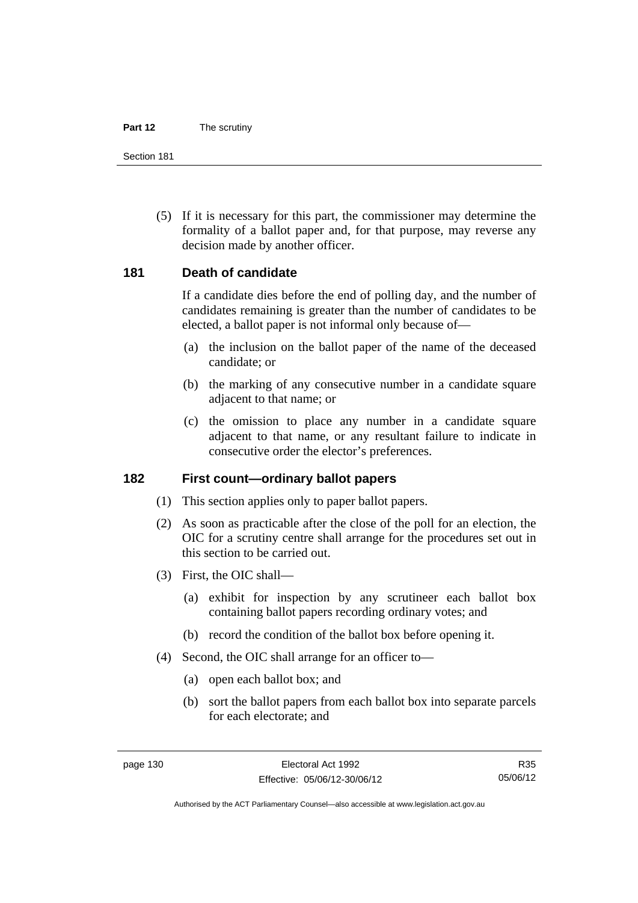(5) If it is necessary for this part, the commissioner may determine the formality of a ballot paper and, for that purpose, may reverse any decision made by another officer.

## 181 Death of candidate

If a candidate dies before the end of polling day, and the number of candidates remaining is greater than the number of candidates to be elected, a ballot paper is not informal only because of—

(a) the inclusion on the ballot paper of the name of the deceased candidate; or

(b) the marking of any consecutive number in a candidate square adjacent to that name; or

(c) the omission to place any number in a candidate square adjacent to that name, or any resultant failure to indicate in consecutive order the elector's preferences.

## 182 First count—ordinary ballot papers

(1) This section applies only to paper ballot papers.

(2) As soon as practicable after the close of the poll for an election, the OIC for a scrutiny centre shall arrange for the procedures set out in this section to be carried out.

(3) First, the OIC shall—

(a) exhibit for inspection by any scrutineer each ballot box containing ballot papers recording ordinary votes; and

(b) record the condition of the ballot box before opening it.

(4) Second, the OIC shall arrange for an officer to—

(a) open each ballot box; and

(b) sort the ballot papers from each ballot box into separate parcels for each electorate; and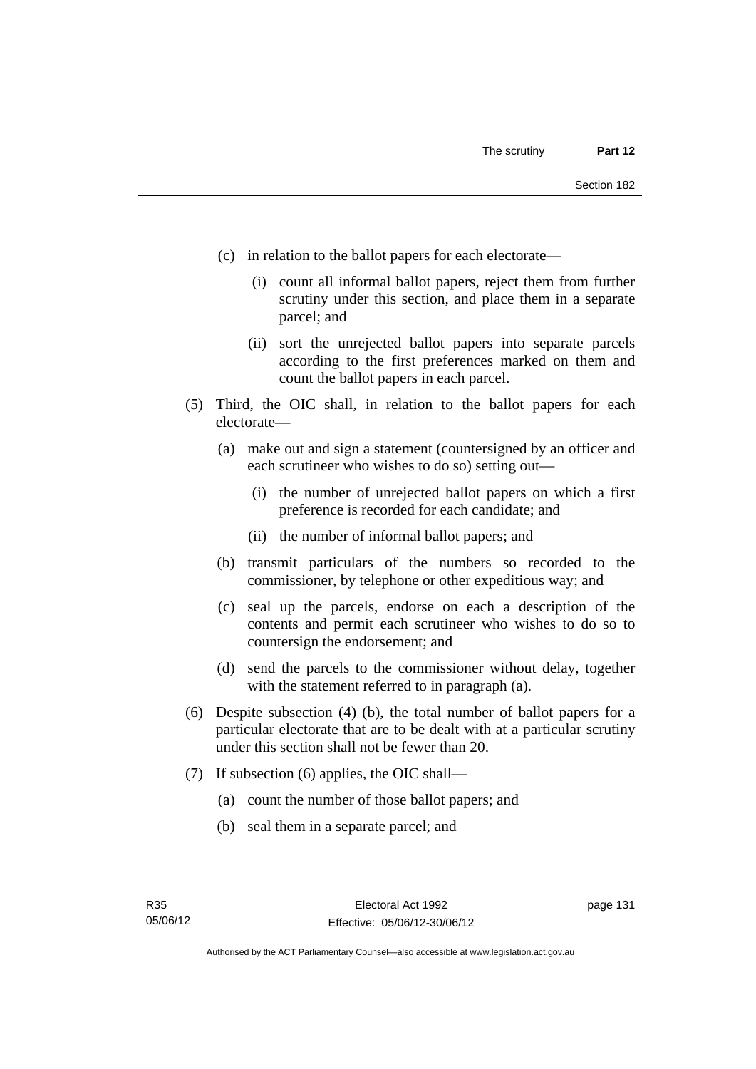(c) in relation to the ballot papers for each electorate—

  (i) count all informal ballot papers, reject them from further scrutiny under this section, and place them in a separate parcel; and

  (ii) sort the unrejected ballot papers into separate parcels according to the first preferences marked on them and count the ballot papers in each parcel.

(5) Third, the OIC shall, in relation to the ballot papers for each electorate—

  (a) make out and sign a statement (countersigned by an officer and each scrutineer who wishes to do so) setting out—

    (i) the number of unrejected ballot papers on which a first preference is recorded for each candidate; and

    (ii) the number of informal ballot papers; and

  (b) transmit particulars of the numbers so recorded to the commissioner, by telephone or other expeditious way; and

  (c) seal up the parcels, endorse on each a description of the contents and permit each scrutineer who wishes to do so to countersign the endorsement; and

  (d) send the parcels to the commissioner without delay, together with the statement referred to in paragraph (a).

(6) Despite subsection (4) (b), the total number of ballot papers for a particular electorate that are to be dealt with at a particular scrutiny under this section shall not be fewer than 20.

(7) If subsection (6) applies, the OIC shall—

  (a) count the number of those ballot papers; and

  (b) seal them in a separate parcel; and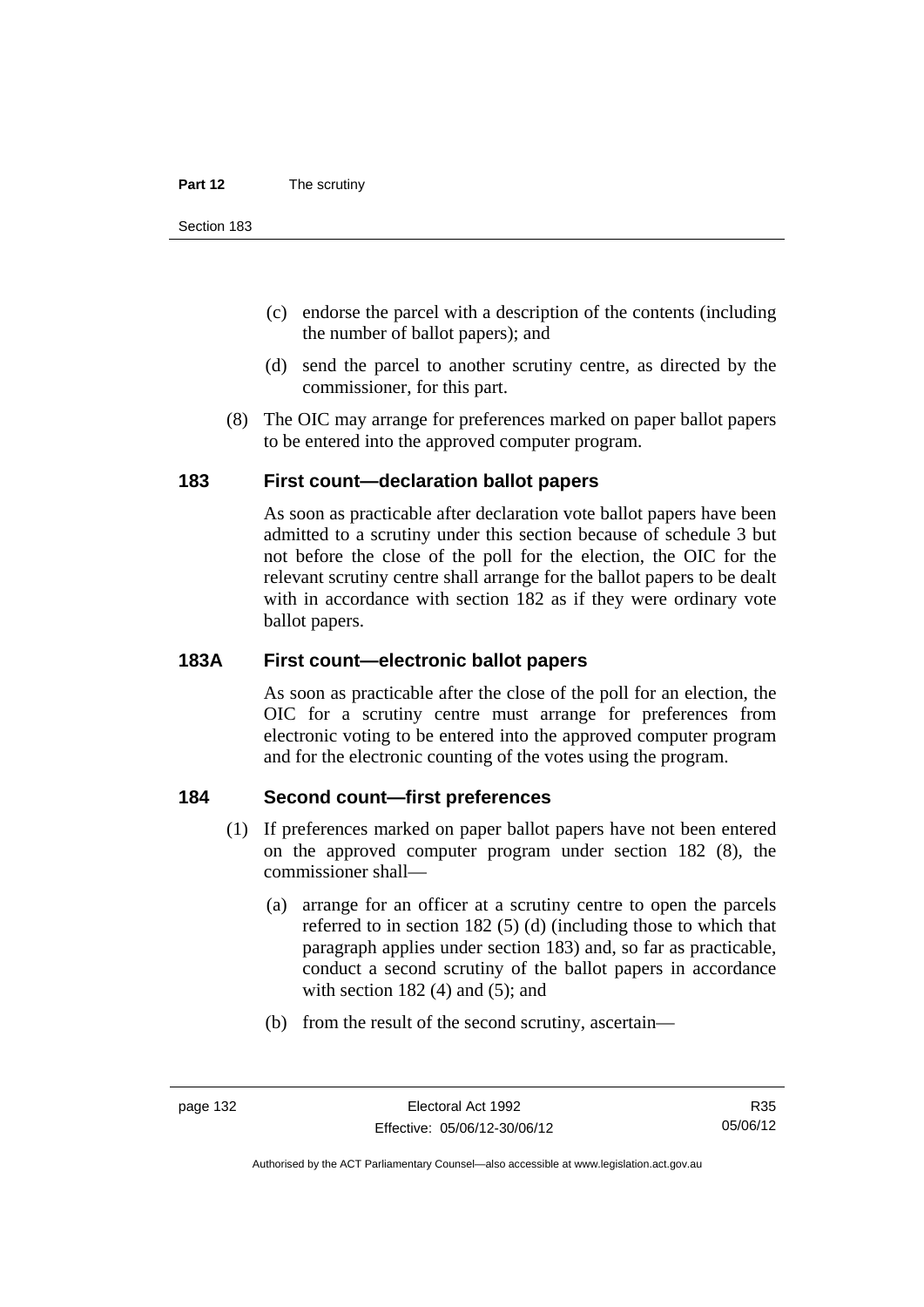(c) endorse the parcel with a description of the contents (including the number of ballot papers); and

(d) send the parcel to another scrutiny centre, as directed by the commissioner, for this part.

(8) The OIC may arrange for preferences marked on paper ballot papers to be entered into the approved computer program.

### 183 First count—declaration ballot papers

As soon as practicable after declaration vote ballot papers have been admitted to a scrutiny under this section because of schedule 3 but not before the close of the poll for the election, the OIC for the relevant scrutiny centre shall arrange for the ballot papers to be dealt with in accordance with section 182 as if they were ordinary vote ballot papers.

### 183A First count—electronic ballot papers

As soon as practicable after the close of the poll for an election, the OIC for a scrutiny centre must arrange for preferences from electronic voting to be entered into the approved computer program and for the electronic counting of the votes using the program.

### 184 Second count—first preferences

(1) If preferences marked on paper ballot papers have not been entered on the approved computer program under section 182 (8), the commissioner shall—

(a) arrange for an officer at a scrutiny centre to open the parcels referred to in section 182 (5) (d) (including those to which that paragraph applies under section 183) and, so far as practicable, conduct a second scrutiny of the ballot papers in accordance with section 182 (4) and (5); and

(b) from the result of the second scrutiny, ascertain—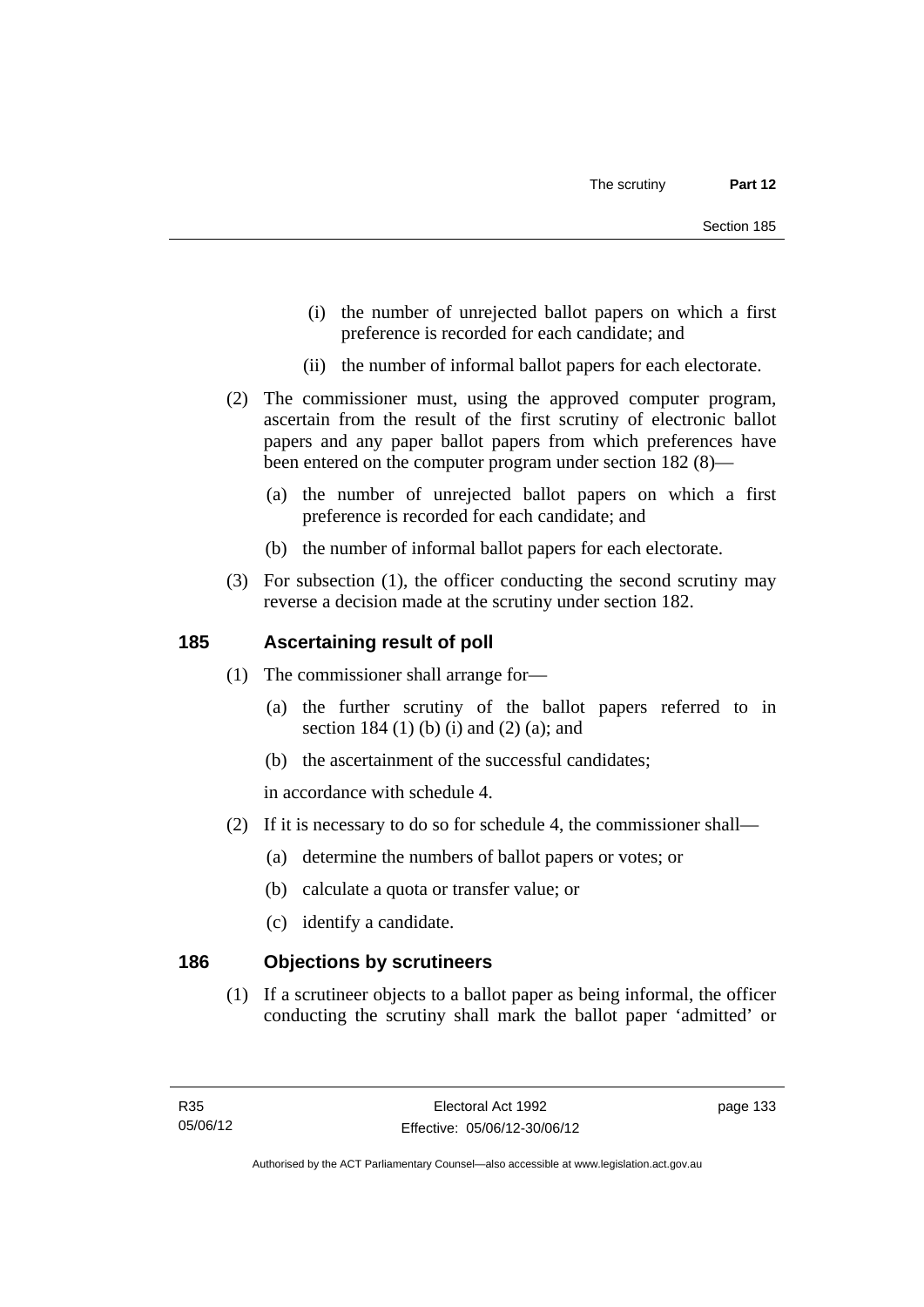(i) the number of unrejected ballot papers on which a first preference is recorded for each candidate; and

(ii) the number of informal ballot papers for each electorate.

(2) The commissioner must, using the approved computer program, ascertain from the result of the first scrutiny of electronic ballot papers and any paper ballot papers from which preferences have been entered on the computer program under section 182 (8)—

(a) the number of unrejected ballot papers on which a first preference is recorded for each candidate; and

(b) the number of informal ballot papers for each electorate.

(3) For subsection (1), the officer conducting the second scrutiny may reverse a decision made at the scrutiny under section 182.

## 185 Ascertaining result of poll

(1) The commissioner shall arrange for—

(a) the further scrutiny of the ballot papers referred to in section 184 (1) (b) (i) and (2) (a); and

(b) the ascertainment of the successful candidates;

in accordance with schedule 4.

(2) If it is necessary to do so for schedule 4, the commissioner shall—

(a) determine the numbers of ballot papers or votes; or

(b) calculate a quota or transfer value; or

(c) identify a candidate.

## 186 Objections by scrutineers

(1) If a scrutineer objects to a ballot paper as being informal, the officer conducting the scrutiny shall mark the ballot paper 'admitted' or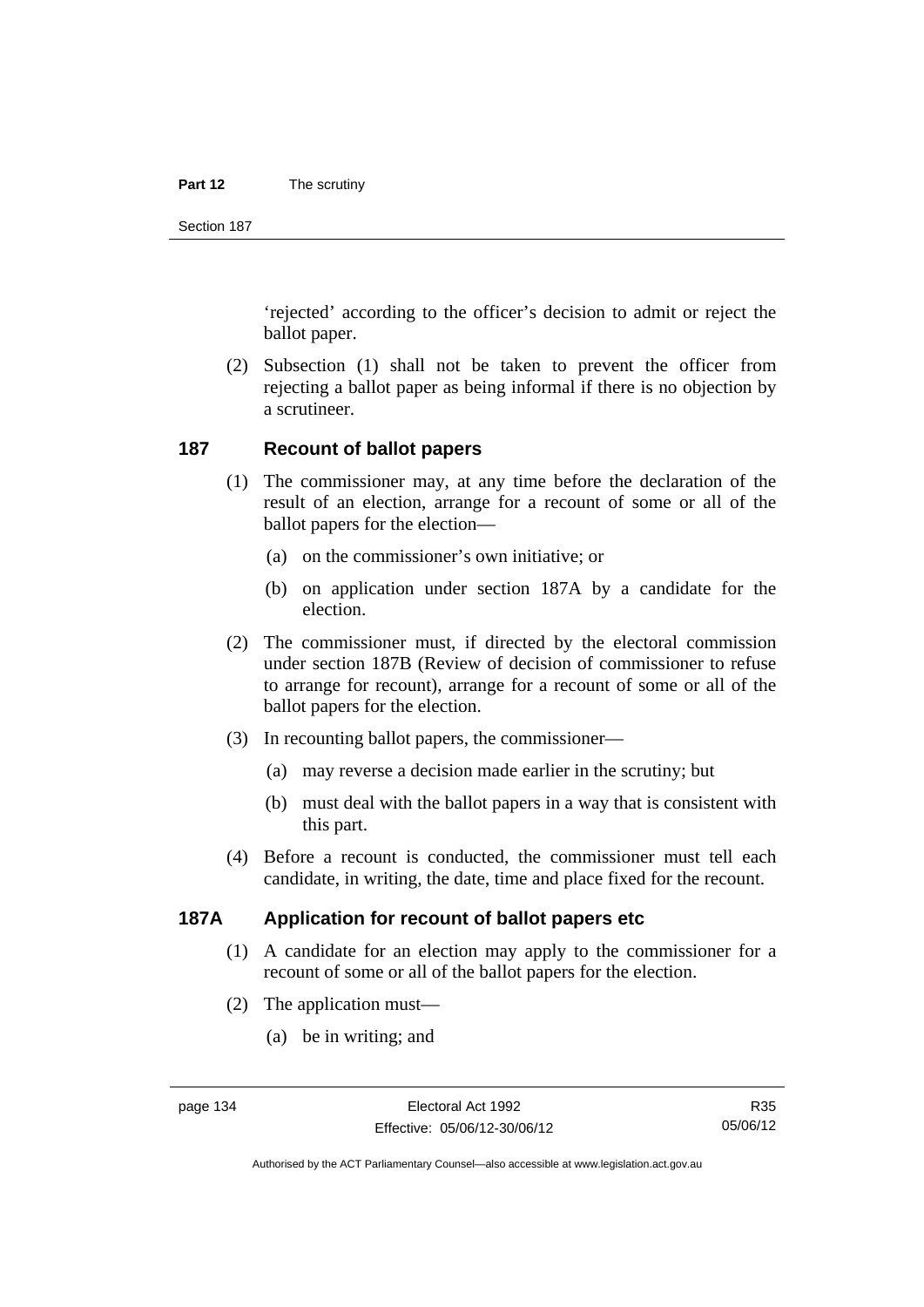'rejected' according to the officer's decision to admit or reject the ballot paper.

(2) Subsection (1) shall not be taken to prevent the officer from rejecting a ballot paper as being informal if there is no objection by a scrutineer.

## 187 Recount of ballot papers

(1) The commissioner may, at any time before the declaration of the result of an election, arrange for a recount of some or all of the ballot papers for the election—

(a) on the commissioner's own initiative; or

(b) on application under section 187A by a candidate for the election.

(2) The commissioner must, if directed by the electoral commission under section 187B (Review of decision of commissioner to refuse to arrange for recount), arrange for a recount of some or all of the ballot papers for the election.

(3) In recounting ballot papers, the commissioner—

(a) may reverse a decision made earlier in the scrutiny; but

(b) must deal with the ballot papers in a way that is consistent with this part.

(4) Before a recount is conducted, the commissioner must tell each candidate, in writing, the date, time and place fixed for the recount.

## 187A Application for recount of ballot papers etc

(1) A candidate for an election may apply to the commissioner for a recount of some or all of the ballot papers for the election.

(2) The application must—

(a) be in writing; and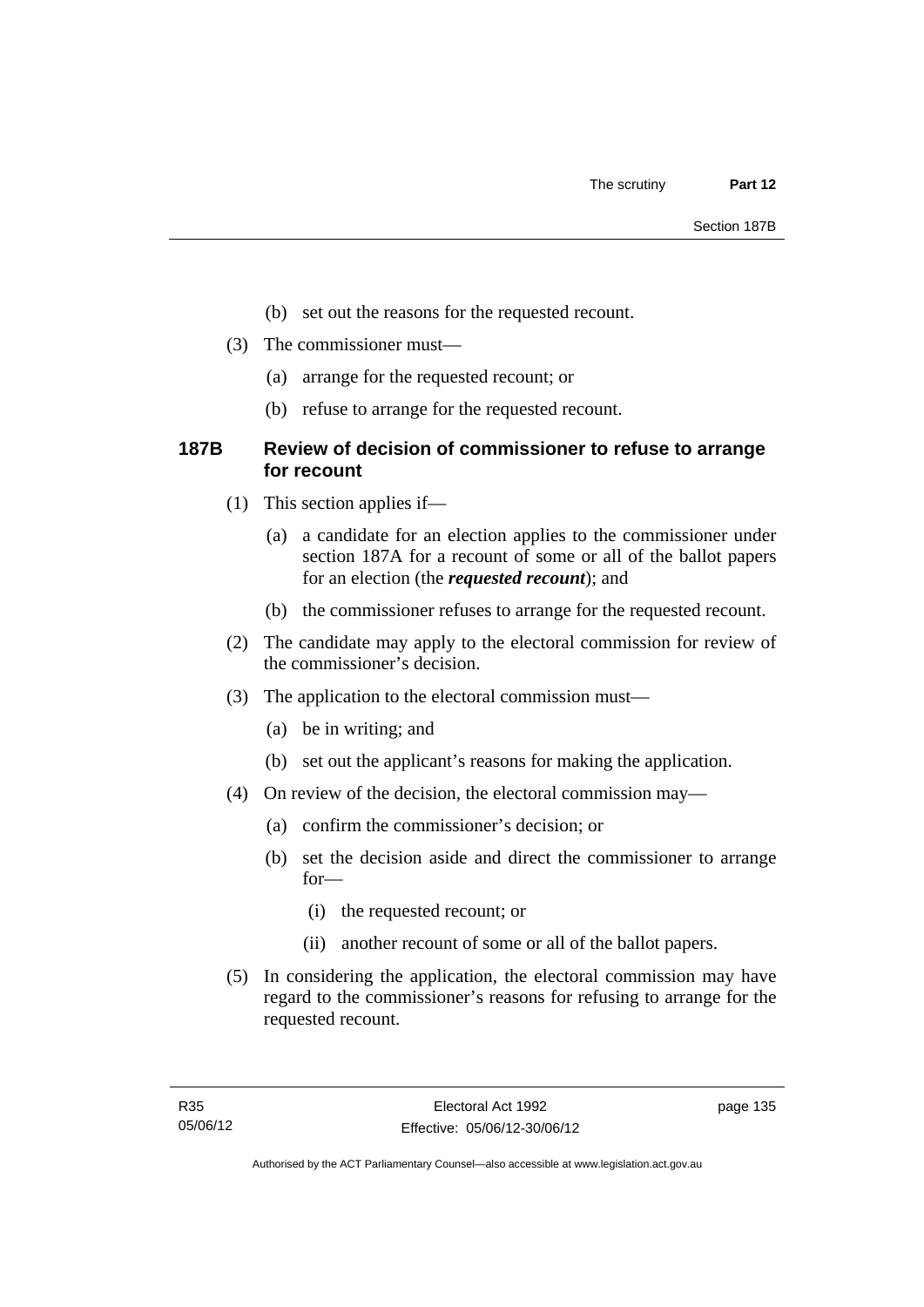(b) set out the reasons for the requested recount.

(3) The commissioner must—

(a) arrange for the requested recount; or

(b) refuse to arrange for the requested recount.

### 187B Review of decision of commissioner to refuse to arrange for recount

(1) This section applies if—

(a) a candidate for an election applies to the commissioner under section 187A for a recount of some or all of the ballot papers for an election (the ***requested recount***); and

(b) the commissioner refuses to arrange for the requested recount.

(2) The candidate may apply to the electoral commission for review of the commissioner's decision.

(3) The application to the electoral commission must—

(a) be in writing; and

(b) set out the applicant's reasons for making the application.

(4) On review of the decision, the electoral commission may—

(a) confirm the commissioner's decision; or

(b) set the decision aside and direct the commissioner to arrange for—

(i) the requested recount; or

(ii) another recount of some or all of the ballot papers.

(5) In considering the application, the electoral commission may have regard to the commissioner's reasons for refusing to arrange for the requested recount.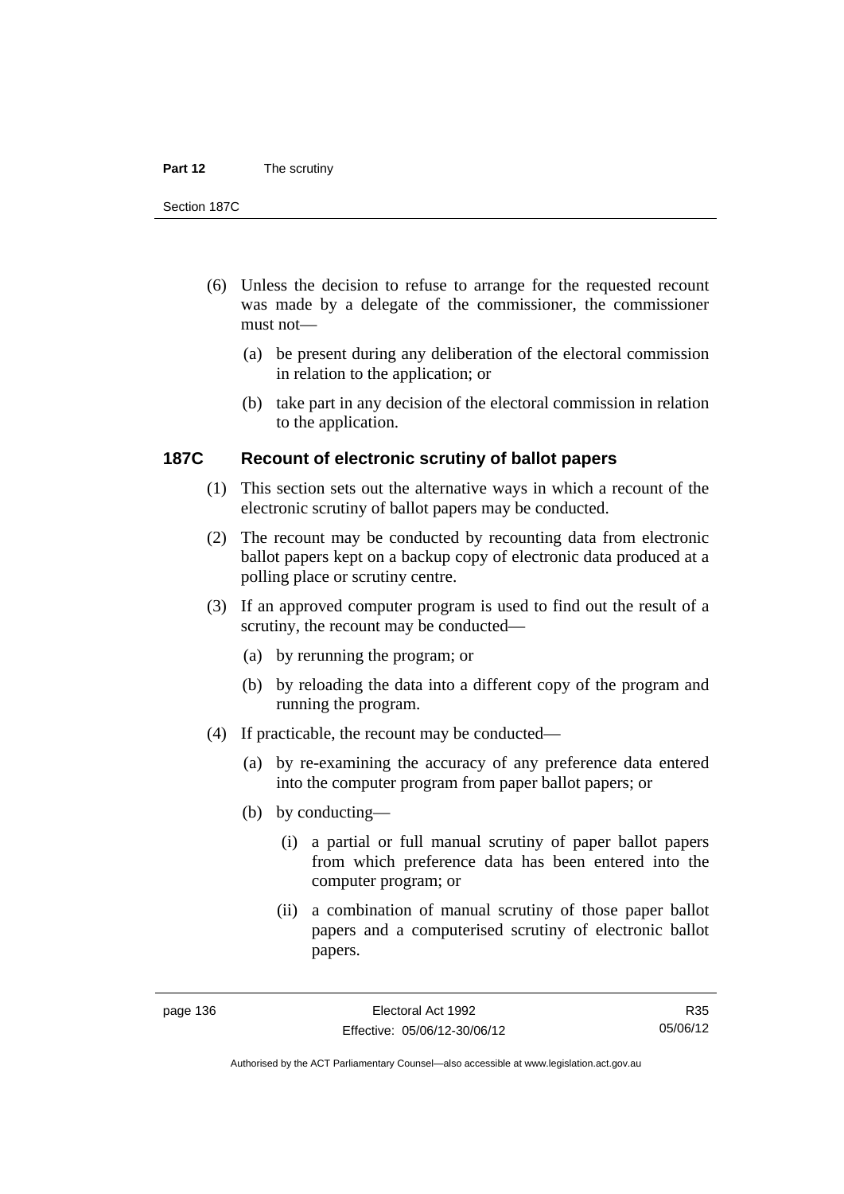(6) Unless the decision to refuse to arrange for the requested recount was made by a delegate of the commissioner, the commissioner must not—

  (a) be present during any deliberation of the electoral commission in relation to the application; or

  (b) take part in any decision of the electoral commission in relation to the application.

### 187C Recount of electronic scrutiny of ballot papers

(1) This section sets out the alternative ways in which a recount of the electronic scrutiny of ballot papers may be conducted.

(2) The recount may be conducted by recounting data from electronic ballot papers kept on a backup copy of electronic data produced at a polling place or scrutiny centre.

(3) If an approved computer program is used to find out the result of a scrutiny, the recount may be conducted—

  (a) by rerunning the program; or

  (b) by reloading the data into a different copy of the program and running the program.

(4) If practicable, the recount may be conducted—

  (a) by re-examining the accuracy of any preference data entered into the computer program from paper ballot papers; or

  (b) by conducting—

    (i) a partial or full manual scrutiny of paper ballot papers from which preference data has been entered into the computer program; or

    (ii) a combination of manual scrutiny of those paper ballot papers and a computerised scrutiny of electronic ballot papers.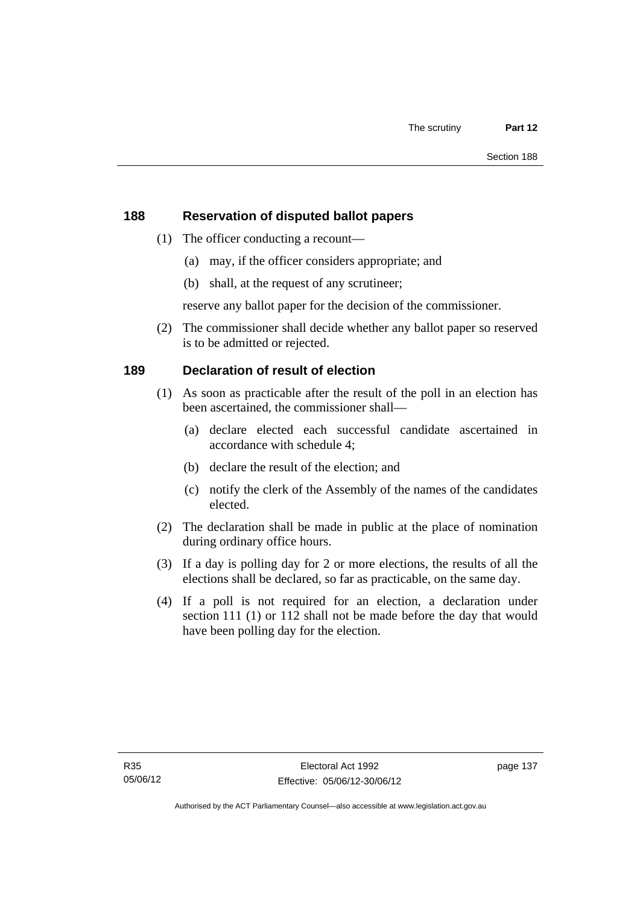### 188 Reservation of disputed ballot papers

(1) The officer conducting a recount—

(a) may, if the officer considers appropriate; and

(b) shall, at the request of any scrutineer;

reserve any ballot paper for the decision of the commissioner.

(2) The commissioner shall decide whether any ballot paper so reserved is to be admitted or rejected.

### 189 Declaration of result of election

(1) As soon as practicable after the result of the poll in an election has been ascertained, the commissioner shall—

(a) declare elected each successful candidate ascertained in accordance with schedule 4;

(b) declare the result of the election; and

(c) notify the clerk of the Assembly of the names of the candidates elected.

(2) The declaration shall be made in public at the place of nomination during ordinary office hours.

(3) If a day is polling day for 2 or more elections, the results of all the elections shall be declared, so far as practicable, on the same day.

(4) If a poll is not required for an election, a declaration under section 111 (1) or 112 shall not be made before the day that would have been polling day for the election.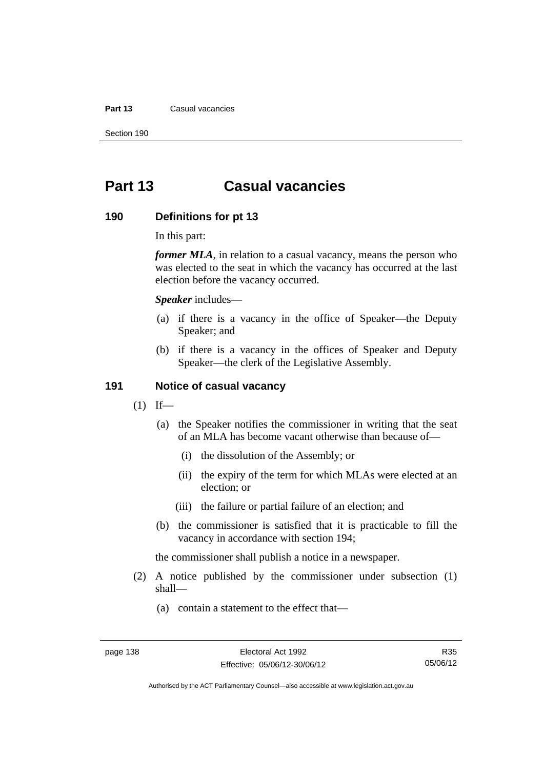# Part 13 Casual vacancies

### 190 Definitions for pt 13

In this part:

***former MLA***, in relation to a casual vacancy, means the person who was elected to the seat in which the vacancy has occurred at the last election before the vacancy occurred.

***Speaker*** includes—

(a) if there is a vacancy in the office of Speaker—the Deputy Speaker; and

(b) if there is a vacancy in the offices of Speaker and Deputy Speaker—the clerk of the Legislative Assembly.

### 191 Notice of casual vacancy

(1) If—

(a) the Speaker notifies the commissioner in writing that the seat of an MLA has become vacant otherwise than because of—

(i) the dissolution of the Assembly; or

(ii) the expiry of the term for which MLAs were elected at an election; or

(iii) the failure or partial failure of an election; and

(b) the commissioner is satisfied that it is practicable to fill the vacancy in accordance with section 194;

the commissioner shall publish a notice in a newspaper.

(2) A notice published by the commissioner under subsection (1) shall—

(a) contain a statement to the effect that—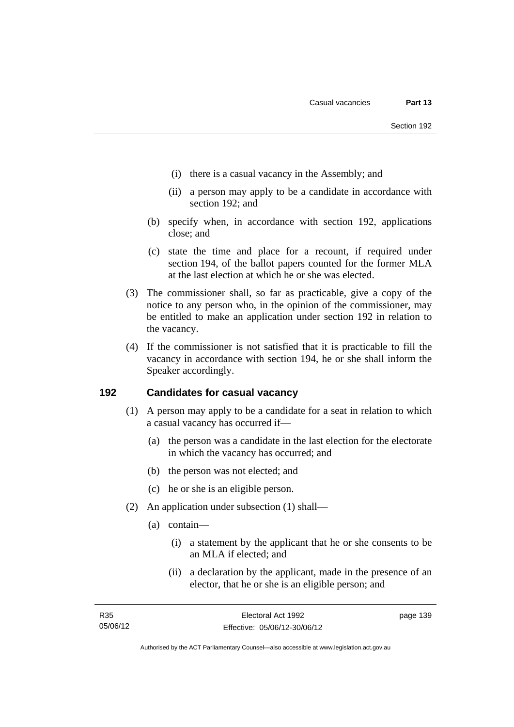(i) there is a casual vacancy in the Assembly; and

(ii) a person may apply to be a candidate in accordance with section 192; and

(b) specify when, in accordance with section 192, applications close; and

(c) state the time and place for a recount, if required under section 194, of the ballot papers counted for the former MLA at the last election at which he or she was elected.

(3) The commissioner shall, so far as practicable, give a copy of the notice to any person who, in the opinion of the commissioner, may be entitled to make an application under section 192 in relation to the vacancy.

(4) If the commissioner is not satisfied that it is practicable to fill the vacancy in accordance with section 194, he or she shall inform the Speaker accordingly.

## 192 Candidates for casual vacancy

(1) A person may apply to be a candidate for a seat in relation to which a casual vacancy has occurred if—

(a) the person was a candidate in the last election for the electorate in which the vacancy has occurred; and

(b) the person was not elected; and

(c) he or she is an eligible person.

(2) An application under subsection (1) shall—

(a) contain—

(i) a statement by the applicant that he or she consents to be an MLA if elected; and

(ii) a declaration by the applicant, made in the presence of an elector, that he or she is an eligible person; and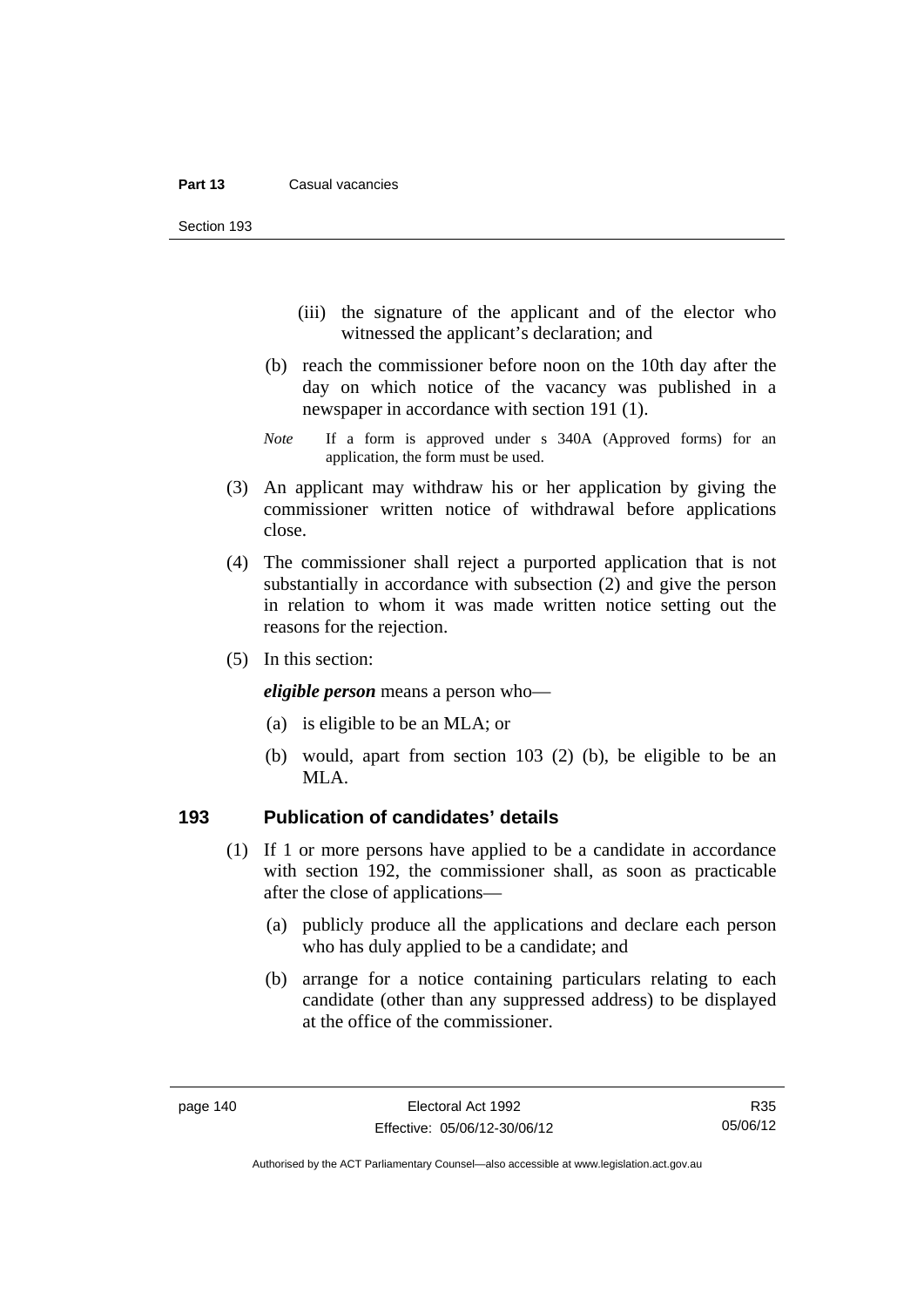(iii) the signature of the applicant and of the elector who witnessed the applicant's declaration; and

(b) reach the commissioner before noon on the 10th day after the day on which notice of the vacancy was published in a newspaper in accordance with section 191 (1).

*Note* If a form is approved under s 340A (Approved forms) for an application, the form must be used.

(3) An applicant may withdraw his or her application by giving the commissioner written notice of withdrawal before applications close.

(4) The commissioner shall reject a purported application that is not substantially in accordance with subsection (2) and give the person in relation to whom it was made written notice setting out the reasons for the rejection.

(5) In this section:

***eligible person*** means a person who—

(a) is eligible to be an MLA; or

(b) would, apart from section 103 (2) (b), be eligible to be an MLA.

## 193 Publication of candidates' details

(1) If 1 or more persons have applied to be a candidate in accordance with section 192, the commissioner shall, as soon as practicable after the close of applications—

(a) publicly produce all the applications and declare each person who has duly applied to be a candidate; and

(b) arrange for a notice containing particulars relating to each candidate (other than any suppressed address) to be displayed at the office of the commissioner.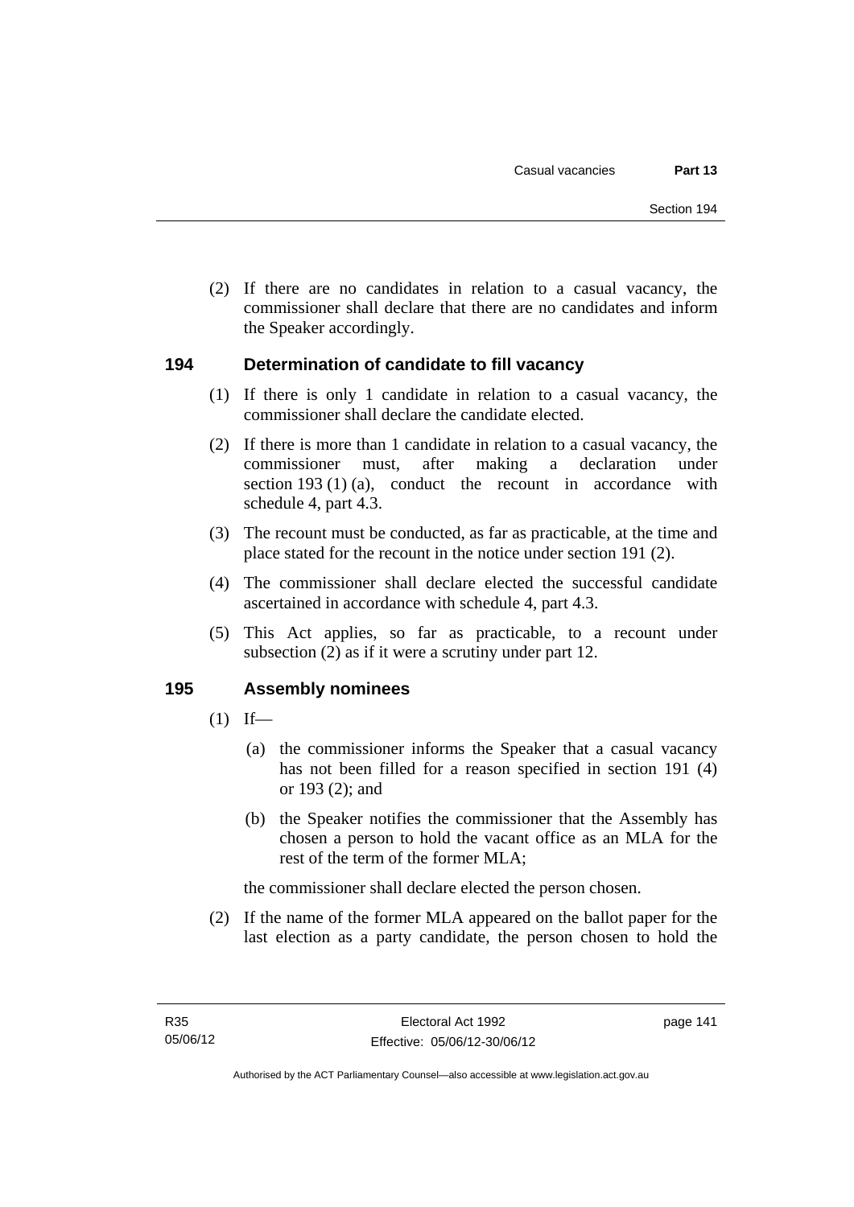(2) If there are no candidates in relation to a casual vacancy, the commissioner shall declare that there are no candidates and inform the Speaker accordingly.

## 194 Determination of candidate to fill vacancy

(1) If there is only 1 candidate in relation to a casual vacancy, the commissioner shall declare the candidate elected.

(2) If there is more than 1 candidate in relation to a casual vacancy, the commissioner must, after making a declaration under section 193 (1) (a), conduct the recount in accordance with schedule 4, part 4.3.

(3) The recount must be conducted, as far as practicable, at the time and place stated for the recount in the notice under section 191 (2).

(4) The commissioner shall declare elected the successful candidate ascertained in accordance with schedule 4, part 4.3.

(5) This Act applies, so far as practicable, to a recount under subsection (2) as if it were a scrutiny under part 12.

## 195 Assembly nominees

(1) If—

(a) the commissioner informs the Speaker that a casual vacancy has not been filled for a reason specified in section 191 (4) or 193 (2); and

(b) the Speaker notifies the commissioner that the Assembly has chosen a person to hold the vacant office as an MLA for the rest of the term of the former MLA;

the commissioner shall declare elected the person chosen.

(2) If the name of the former MLA appeared on the ballot paper for the last election as a party candidate, the person chosen to hold the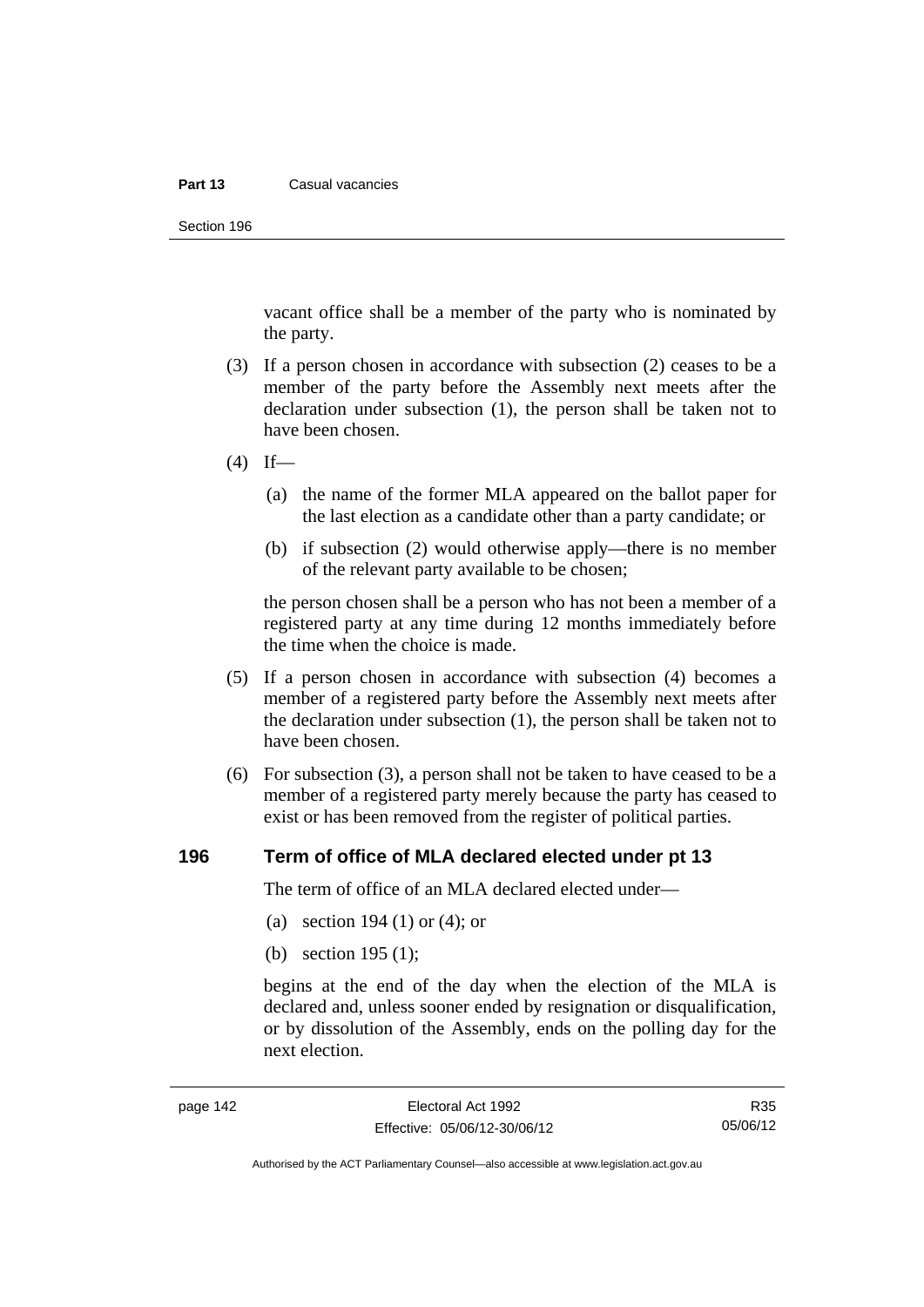vacant office shall be a member of the party who is nominated by the party.

(3) If a person chosen in accordance with subsection (2) ceases to be a member of the party before the Assembly next meets after the declaration under subsection (1), the person shall be taken not to have been chosen.

(4) If—

  (a) the name of the former MLA appeared on the ballot paper for the last election as a candidate other than a party candidate; or

  (b) if subsection (2) would otherwise apply—there is no member of the relevant party available to be chosen;

the person chosen shall be a person who has not been a member of a registered party at any time during 12 months immediately before the time when the choice is made.

(5) If a person chosen in accordance with subsection (4) becomes a member of a registered party before the Assembly next meets after the declaration under subsection (1), the person shall be taken not to have been chosen.

(6) For subsection (3), a person shall not be taken to have ceased to be a member of a registered party merely because the party has ceased to exist or has been removed from the register of political parties.

## 196 Term of office of MLA declared elected under pt 13

The term of office of an MLA declared elected under—

  (a) section 194 (1) or (4); or

  (b) section 195 (1);

begins at the end of the day when the election of the MLA is declared and, unless sooner ended by resignation or disqualification, or by dissolution of the Assembly, ends on the polling day for the next election.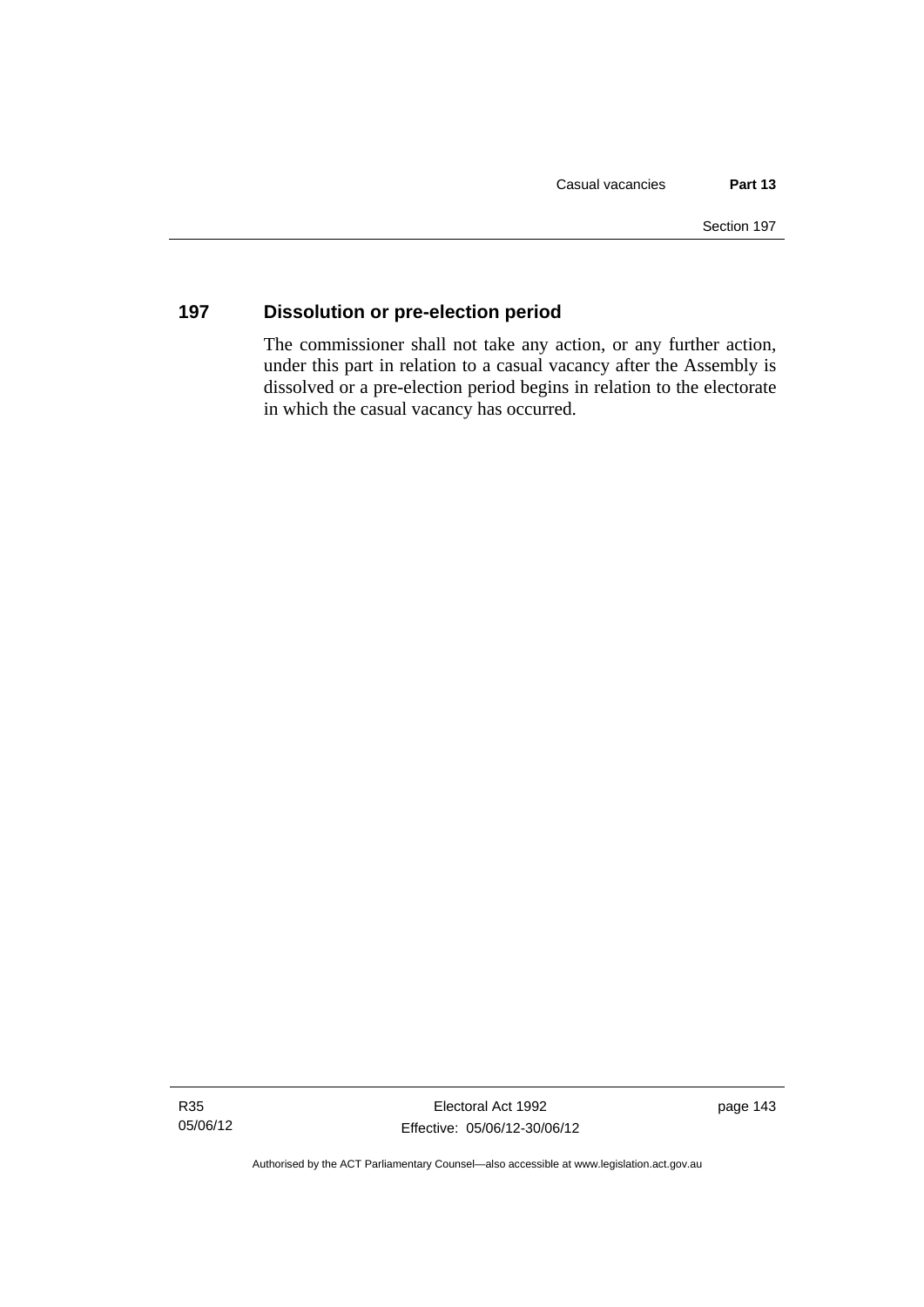## 197 Dissolution or pre-election period

The commissioner shall not take any action, or any further action, under this part in relation to a casual vacancy after the Assembly is dissolved or a pre-election period begins in relation to the electorate in which the casual vacancy has occurred.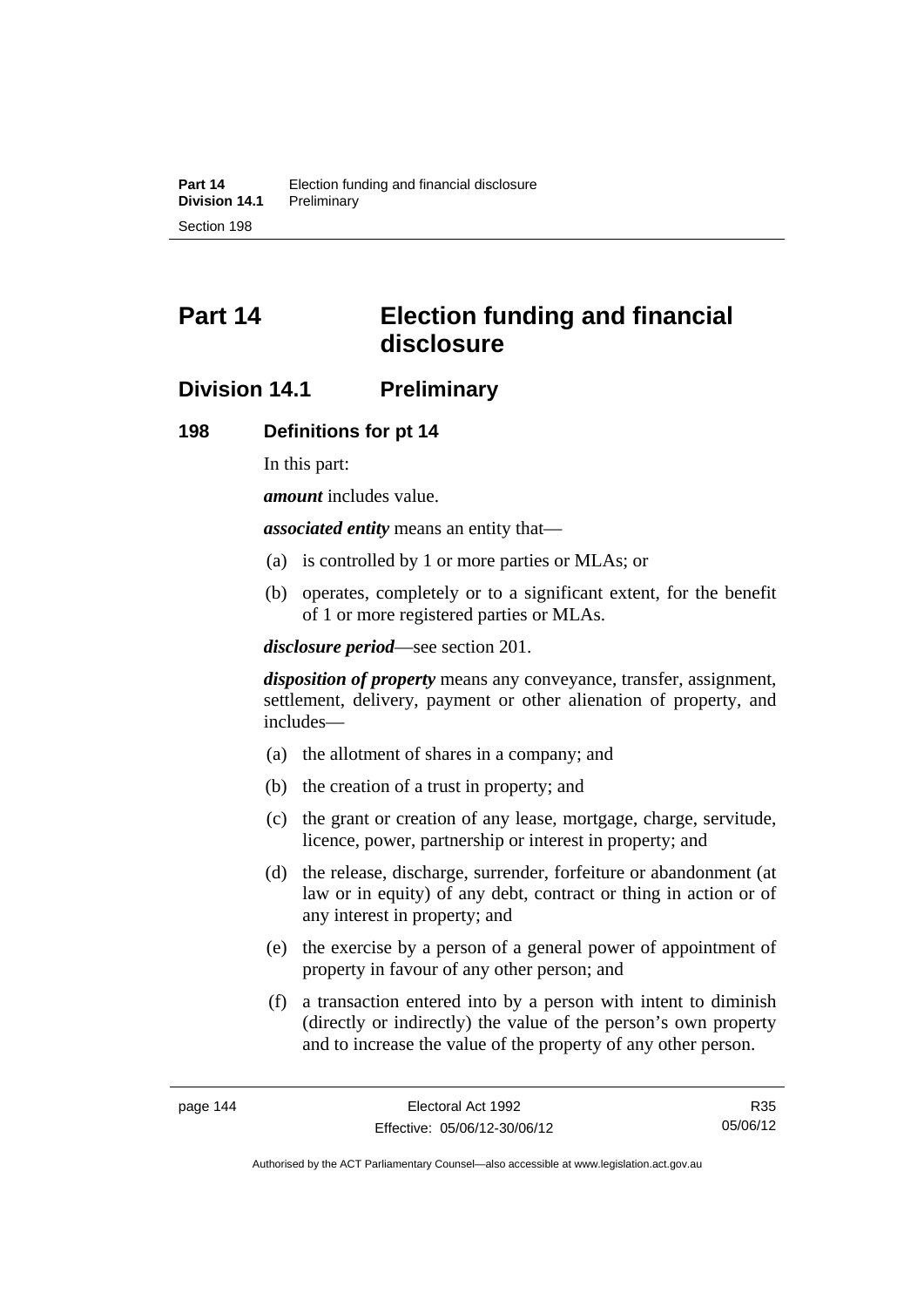# Part 14 Election funding and financial disclosure

## Division 14.1 Preliminary

### 198 Definitions for pt 14

In this part:

***amount*** includes value.

***associated entity*** means an entity that—

(a) is controlled by 1 or more parties or MLAs; or

(b) operates, completely or to a significant extent, for the benefit of 1 or more registered parties or MLAs.

***disclosure period***—see section 201.

***disposition of property*** means any conveyance, transfer, assignment, settlement, delivery, payment or other alienation of property, and includes—

(a) the allotment of shares in a company; and

(b) the creation of a trust in property; and

(c) the grant or creation of any lease, mortgage, charge, servitude, licence, power, partnership or interest in property; and

(d) the release, discharge, surrender, forfeiture or abandonment (at law or in equity) of any debt, contract or thing in action or of any interest in property; and

(e) the exercise by a person of a general power of appointment of property in favour of any other person; and

(f) a transaction entered into by a person with intent to diminish (directly or indirectly) the value of the person's own property and to increase the value of the property of any other person.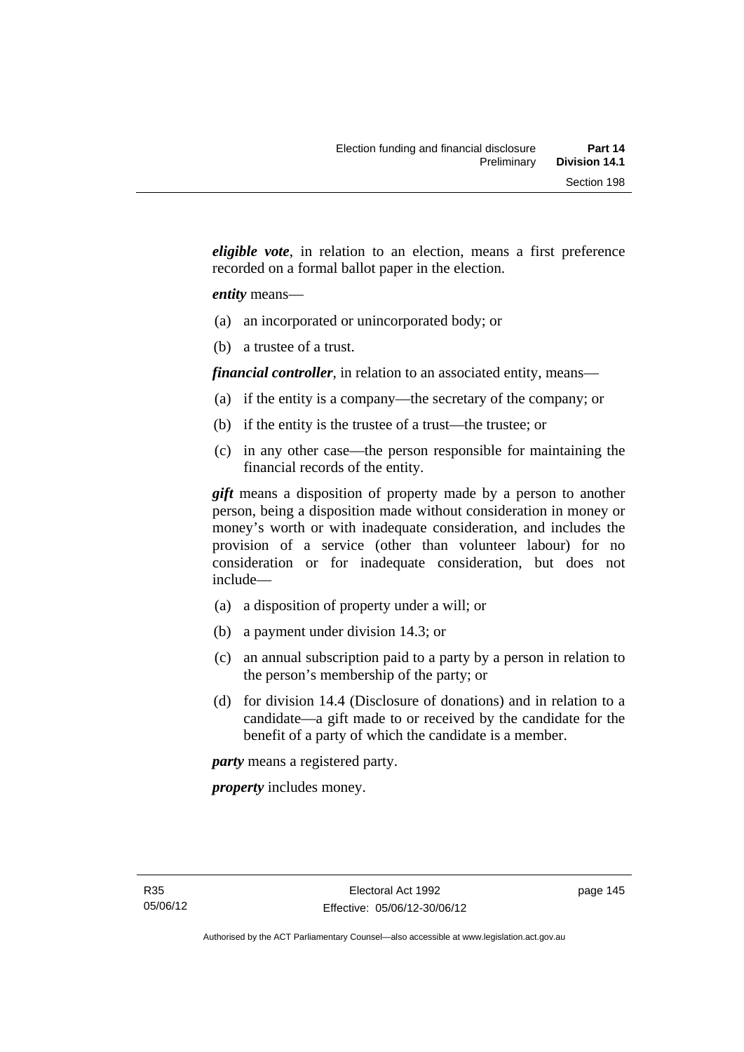***eligible vote***, in relation to an election, means a first preference recorded on a formal ballot paper in the election.

***entity*** means—

(a) an incorporated or unincorporated body; or

(b) a trustee of a trust.

***financial controller***, in relation to an associated entity, means—

(a) if the entity is a company—the secretary of the company; or

(b) if the entity is the trustee of a trust—the trustee; or

(c) in any other case—the person responsible for maintaining the financial records of the entity.

***gift*** means a disposition of property made by a person to another person, being a disposition made without consideration in money or money's worth or with inadequate consideration, and includes the provision of a service (other than volunteer labour) for no consideration or for inadequate consideration, but does not include—

(a) a disposition of property under a will; or

(b) a payment under division 14.3; or

(c) an annual subscription paid to a party by a person in relation to the person's membership of the party; or

(d) for division 14.4 (Disclosure of donations) and in relation to a candidate—a gift made to or received by the candidate for the benefit of a party of which the candidate is a member.

***party*** means a registered party.

***property*** includes money.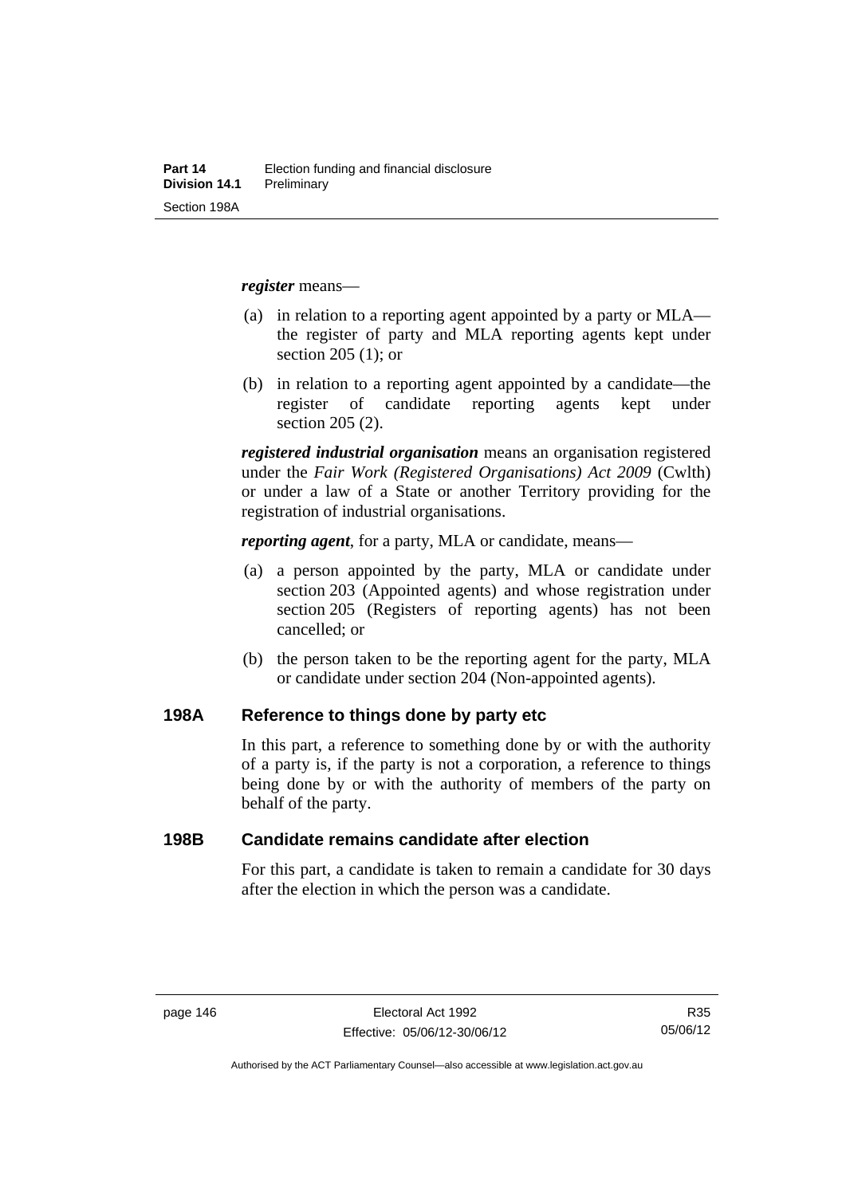***register*** means—

(a) in relation to a reporting agent appointed by a party or MLA—the register of party and MLA reporting agents kept under section 205 (1); or

(b) in relation to a reporting agent appointed by a candidate—the register of candidate reporting agents kept under section 205 (2).

***registered industrial organisation*** means an organisation registered under the *Fair Work (Registered Organisations) Act 2009* (Cwlth) or under a law of a State or another Territory providing for the registration of industrial organisations.

***reporting agent***, for a party, MLA or candidate, means—

(a) a person appointed by the party, MLA or candidate under section 203 (Appointed agents) and whose registration under section 205 (Registers of reporting agents) has not been cancelled; or

(b) the person taken to be the reporting agent for the party, MLA or candidate under section 204 (Non-appointed agents).

## 198A Reference to things done by party etc

In this part, a reference to something done by or with the authority of a party is, if the party is not a corporation, a reference to things being done by or with the authority of members of the party on behalf of the party.

## 198B Candidate remains candidate after election

For this part, a candidate is taken to remain a candidate for 30 days after the election in which the person was a candidate.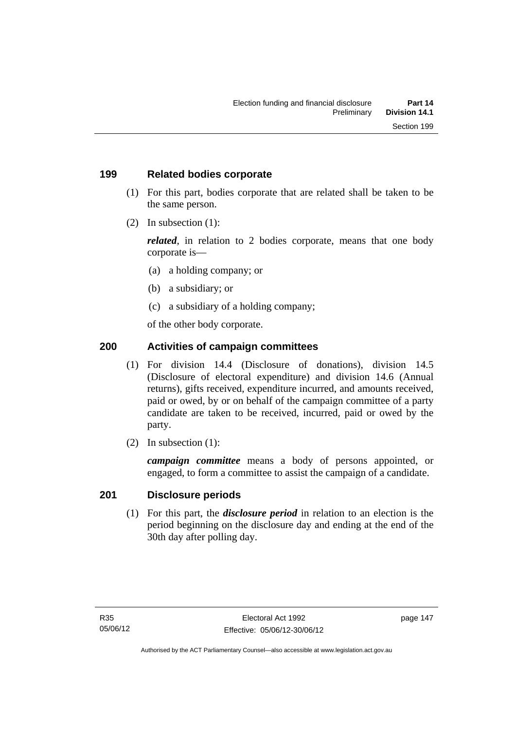## 199 Related bodies corporate

(1) For this part, bodies corporate that are related shall be taken to be the same person.

(2) In subsection (1):

***related***, in relation to 2 bodies corporate, means that one body corporate is—

(a) a holding company; or

(b) a subsidiary; or

(c) a subsidiary of a holding company;

of the other body corporate.

## 200 Activities of campaign committees

(1) For division 14.4 (Disclosure of donations), division 14.5 (Disclosure of electoral expenditure) and division 14.6 (Annual returns), gifts received, expenditure incurred, and amounts received, paid or owed, by or on behalf of the campaign committee of a party candidate are taken to be received, incurred, paid or owed by the party.

(2) In subsection (1):

***campaign committee*** means a body of persons appointed, or engaged, to form a committee to assist the campaign of a candidate.

## 201 Disclosure periods

(1) For this part, the ***disclosure period*** in relation to an election is the period beginning on the disclosure day and ending at the end of the 30th day after polling day.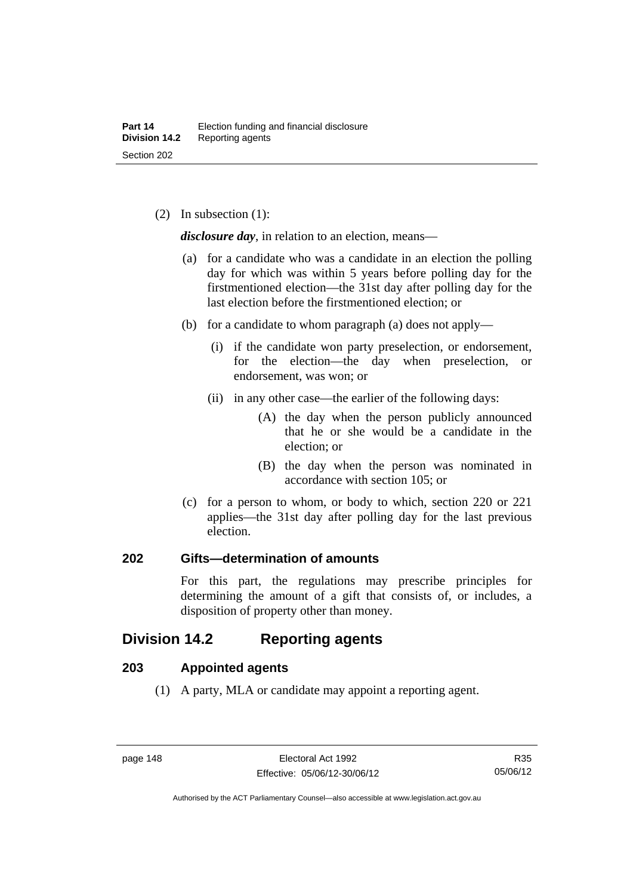(2) In subsection (1):

***disclosure day***, in relation to an election, means—

(a) for a candidate who was a candidate in an election the polling day for which was within 5 years before polling day for the firstmentioned election—the 31st day after polling day for the last election before the firstmentioned election; or

(b) for a candidate to whom paragraph (a) does not apply—

(i) if the candidate won party preselection, or endorsement, for the election—the day when preselection, or endorsement, was won; or

(ii) in any other case—the earlier of the following days:

(A) the day when the person publicly announced that he or she would be a candidate in the election; or

(B) the day when the person was nominated in accordance with section 105; or

(c) for a person to whom, or body to which, section 220 or 221 applies—the 31st day after polling day for the last previous election.

### 202 Gifts—determination of amounts

For this part, the regulations may prescribe principles for determining the amount of a gift that consists of, or includes, a disposition of property other than money.

## Division 14.2 Reporting agents

### 203 Appointed agents

(1) A party, MLA or candidate may appoint a reporting agent.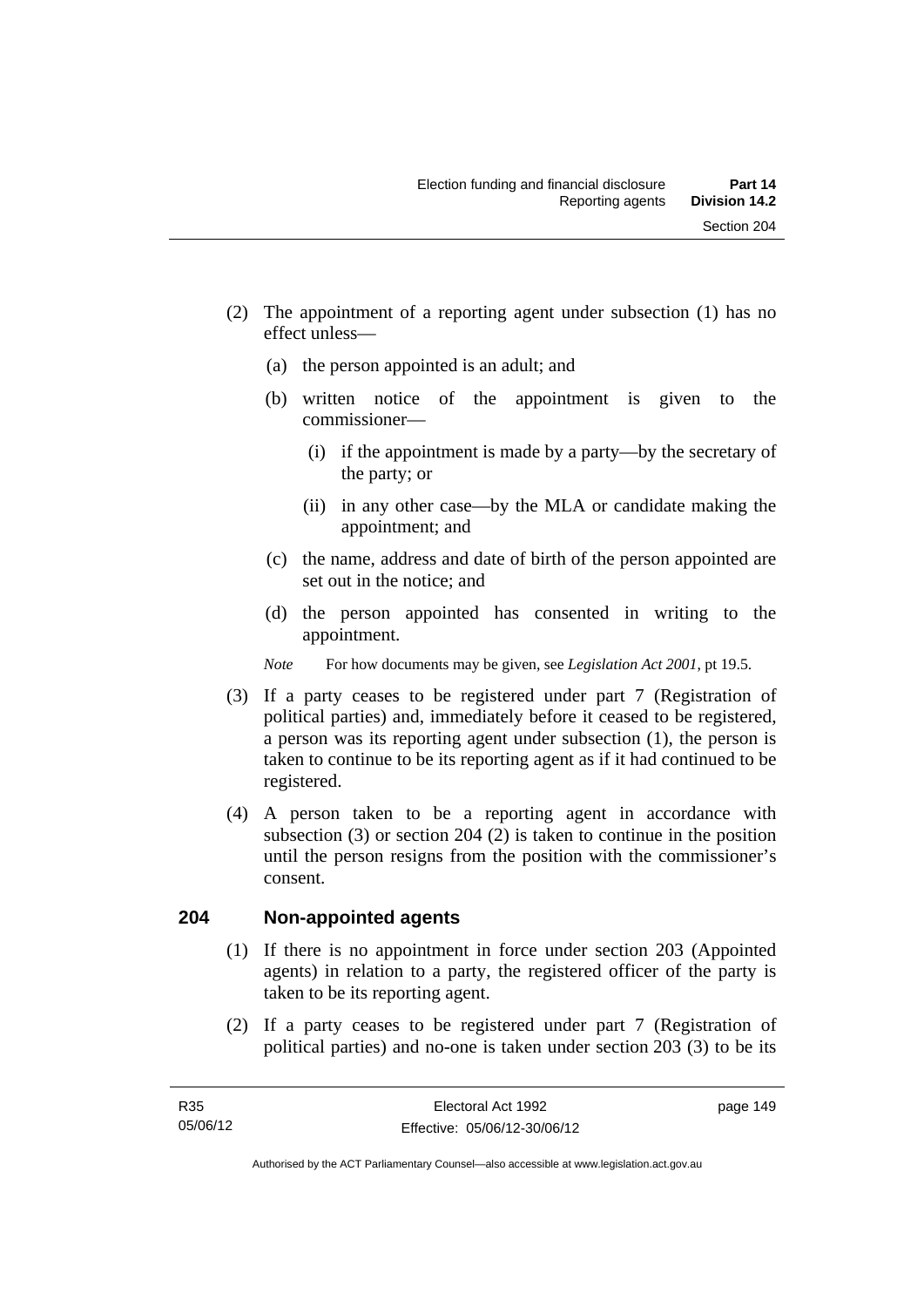(2) The appointment of a reporting agent under subsection (1) has no effect unless—

(a) the person appointed is an adult; and

(b) written notice of the appointment is given to the commissioner—

(i) if the appointment is made by a party—by the secretary of the party; or

(ii) in any other case—by the MLA or candidate making the appointment; and

(c) the name, address and date of birth of the person appointed are set out in the notice; and

(d) the person appointed has consented in writing to the appointment.

*Note* For how documents may be given, see *Legislation Act 2001*, pt 19.5.

(3) If a party ceases to be registered under part 7 (Registration of political parties) and, immediately before it ceased to be registered, a person was its reporting agent under subsection (1), the person is taken to continue to be its reporting agent as if it had continued to be registered.

(4) A person taken to be a reporting agent in accordance with subsection (3) or section 204 (2) is taken to continue in the position until the person resigns from the position with the commissioner's consent.

## 204 Non-appointed agents

(1) If there is no appointment in force under section 203 (Appointed agents) in relation to a party, the registered officer of the party is taken to be its reporting agent.

(2) If a party ceases to be registered under part 7 (Registration of political parties) and no-one is taken under section 203 (3) to be its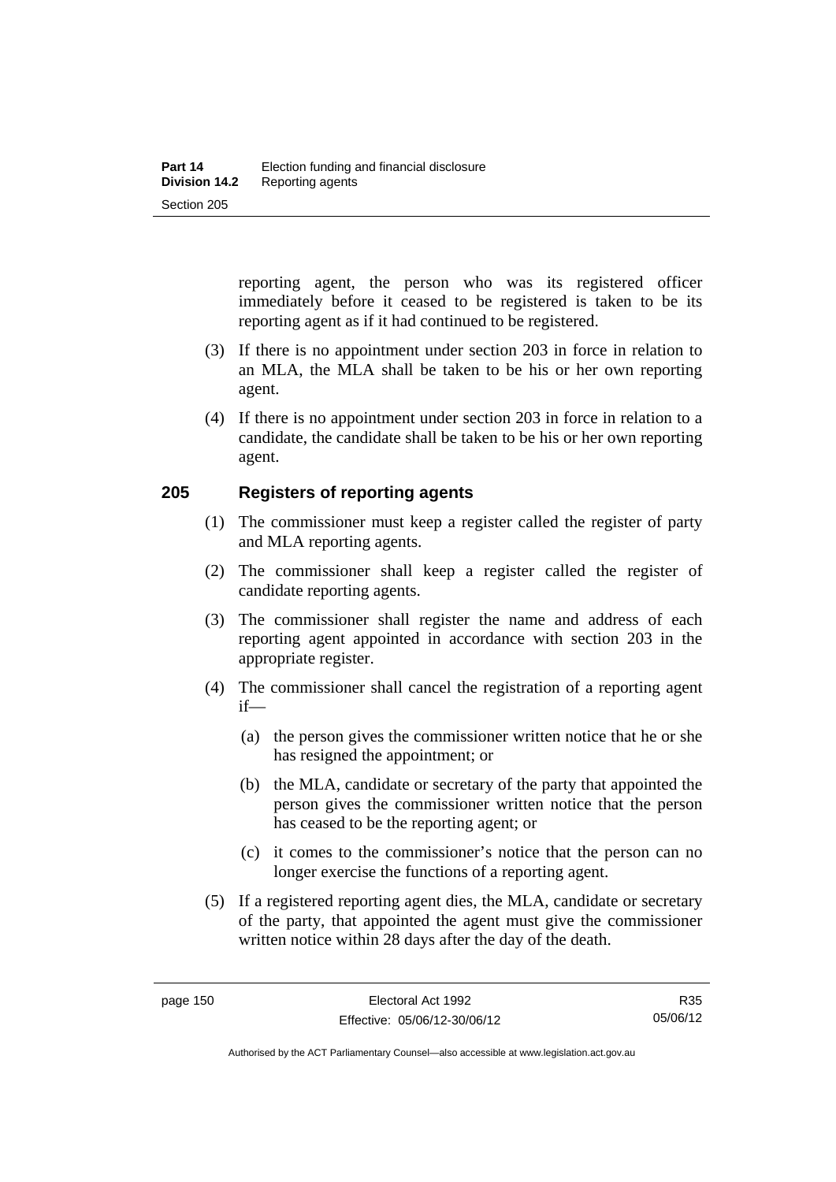reporting agent, the person who was its registered officer immediately before it ceased to be registered is taken to be its reporting agent as if it had continued to be registered.

(3) If there is no appointment under section 203 in force in relation to an MLA, the MLA shall be taken to be his or her own reporting agent.

(4) If there is no appointment under section 203 in force in relation to a candidate, the candidate shall be taken to be his or her own reporting agent.

## 205 Registers of reporting agents

(1) The commissioner must keep a register called the register of party and MLA reporting agents.

(2) The commissioner shall keep a register called the register of candidate reporting agents.

(3) The commissioner shall register the name and address of each reporting agent appointed in accordance with section 203 in the appropriate register.

(4) The commissioner shall cancel the registration of a reporting agent if—

(a) the person gives the commissioner written notice that he or she has resigned the appointment; or

(b) the MLA, candidate or secretary of the party that appointed the person gives the commissioner written notice that the person has ceased to be the reporting agent; or

(c) it comes to the commissioner's notice that the person can no longer exercise the functions of a reporting agent.

(5) If a registered reporting agent dies, the MLA, candidate or secretary of the party, that appointed the agent must give the commissioner written notice within 28 days after the day of the death.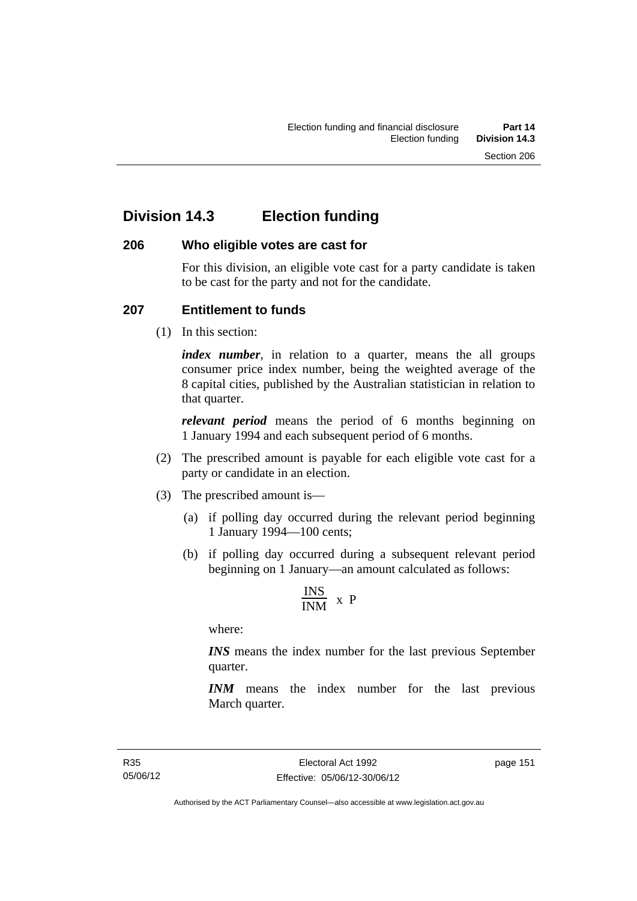# Division 14.3 Election funding

## 206 Who eligible votes are cast for

For this division, an eligible vote cast for a party candidate is taken to be cast for the party and not for the candidate.

## 207 Entitlement to funds

(1) In this section:

***index number***, in relation to a quarter, means the all groups consumer price index number, being the weighted average of the 8 capital cities, published by the Australian statistician in relation to that quarter.

***relevant period*** means the period of 6 months beginning on 1 January 1994 and each subsequent period of 6 months.

(2) The prescribed amount is payable for each eligible vote cast for a party or candidate in an election.

(3) The prescribed amount is—

(a) if polling day occurred during the relevant period beginning 1 January 1994—100 cents;

(b) if polling day occurred during a subsequent relevant period beginning on 1 January—an amount calculated as follows:

$$\frac{INS}{INM} \times P$$

where:

***INS*** means the index number for the last previous September quarter.

***INM*** means the index number for the last previous March quarter.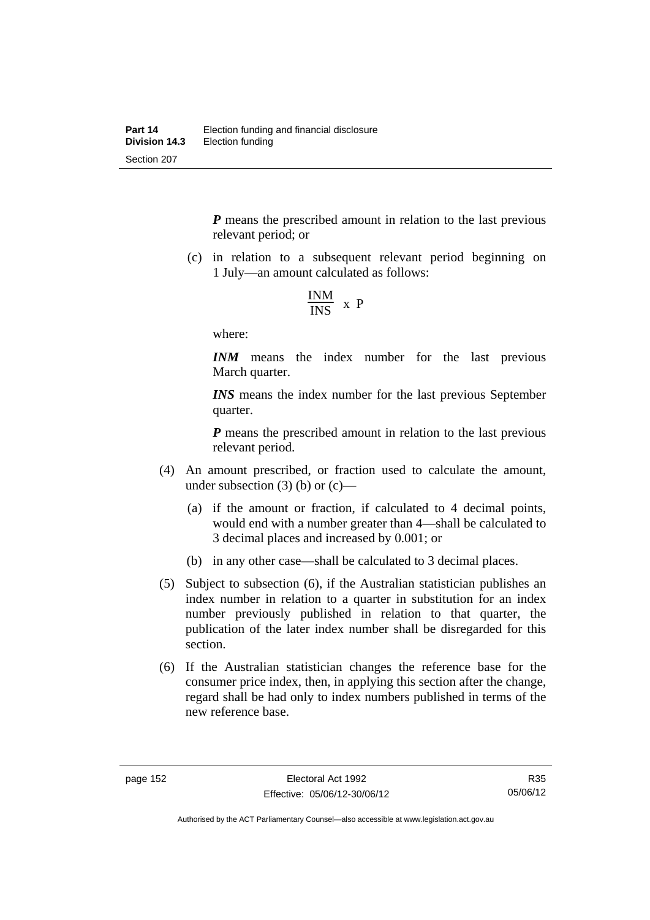***P*** means the prescribed amount in relation to the last previous relevant period; or

(c) in relation to a subsequent relevant period beginning on 1 July—an amount calculated as follows:

$$\frac{INM}{INS} \times P$$

where:

***INM*** means the index number for the last previous March quarter.

***INS*** means the index number for the last previous September quarter.

***P*** means the prescribed amount in relation to the last previous relevant period.

(4) An amount prescribed, or fraction used to calculate the amount, under subsection (3) (b) or (c)—

(a) if the amount or fraction, if calculated to 4 decimal points, would end with a number greater than 4—shall be calculated to 3 decimal places and increased by 0.001; or

(b) in any other case—shall be calculated to 3 decimal places.

(5) Subject to subsection (6), if the Australian statistician publishes an index number in relation to a quarter in substitution for an index number previously published in relation to that quarter, the publication of the later index number shall be disregarded for this section.

(6) If the Australian statistician changes the reference base for the consumer price index, then, in applying this section after the change, regard shall be had only to index numbers published in terms of the new reference base.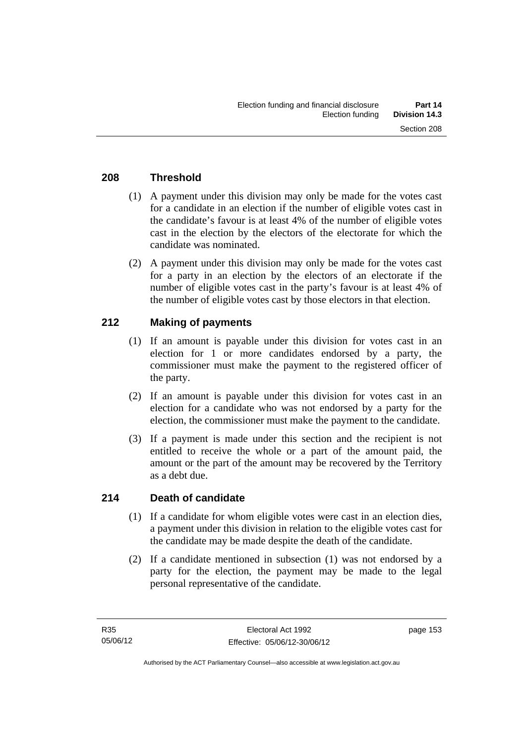## 208 Threshold

(1) A payment under this division may only be made for the votes cast for a candidate in an election if the number of eligible votes cast in the candidate's favour is at least 4% of the number of eligible votes cast in the election by the electors of the electorate for which the candidate was nominated.

(2) A payment under this division may only be made for the votes cast for a party in an election by the electors of an electorate if the number of eligible votes cast in the party's favour is at least 4% of the number of eligible votes cast by those electors in that election.

## 212 Making of payments

(1) If an amount is payable under this division for votes cast in an election for 1 or more candidates endorsed by a party, the commissioner must make the payment to the registered officer of the party.

(2) If an amount is payable under this division for votes cast in an election for a candidate who was not endorsed by a party for the election, the commissioner must make the payment to the candidate.

(3) If a payment is made under this section and the recipient is not entitled to receive the whole or a part of the amount paid, the amount or the part of the amount may be recovered by the Territory as a debt due.

## 214 Death of candidate

(1) If a candidate for whom eligible votes were cast in an election dies, a payment under this division in relation to the eligible votes cast for the candidate may be made despite the death of the candidate.

(2) If a candidate mentioned in subsection (1) was not endorsed by a party for the election, the payment may be made to the legal personal representative of the candidate.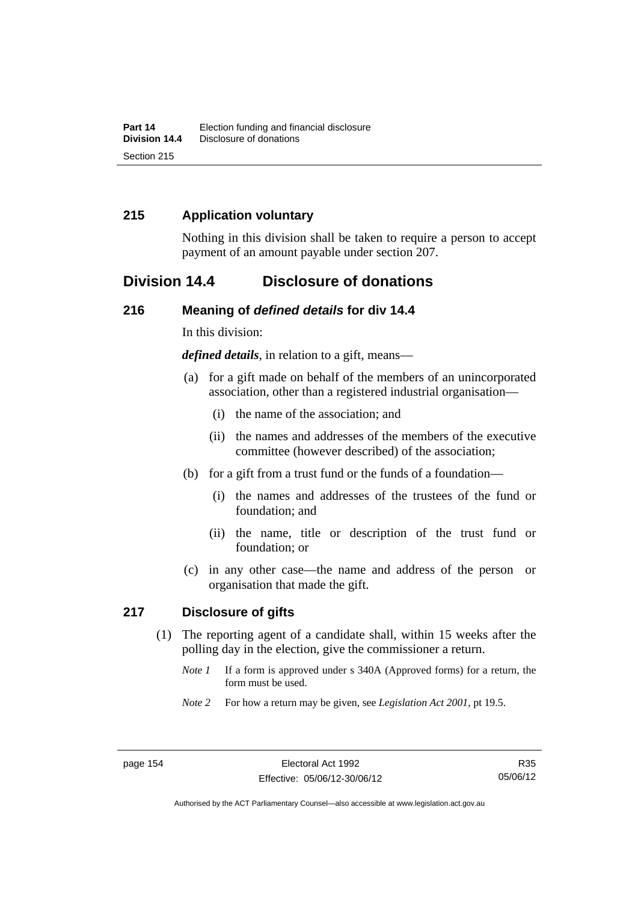### 215 Application voluntary

Nothing in this division shall be taken to require a person to accept payment of an amount payable under section 207.

## Division 14.4 Disclosure of donations

### 216 Meaning of *defined details* for div 14.4

In this division:

***defined details***, in relation to a gift, means—

(a) for a gift made on behalf of the members of an unincorporated association, other than a registered industrial organisation—

(i) the name of the association; and

(ii) the names and addresses of the members of the executive committee (however described) of the association;

(b) for a gift from a trust fund or the funds of a foundation—

(i) the names and addresses of the trustees of the fund or foundation; and

(ii) the name, title or description of the trust fund or foundation; or

(c) in any other case—the name and address of the person or organisation that made the gift.

### 217 Disclosure of gifts

(1) The reporting agent of a candidate shall, within 15 weeks after the polling day in the election, give the commissioner a return.

*Note 1* If a form is approved under s 340A (Approved forms) for a return, the form must be used.

*Note 2* For how a return may be given, see *Legislation Act 2001*, pt 19.5.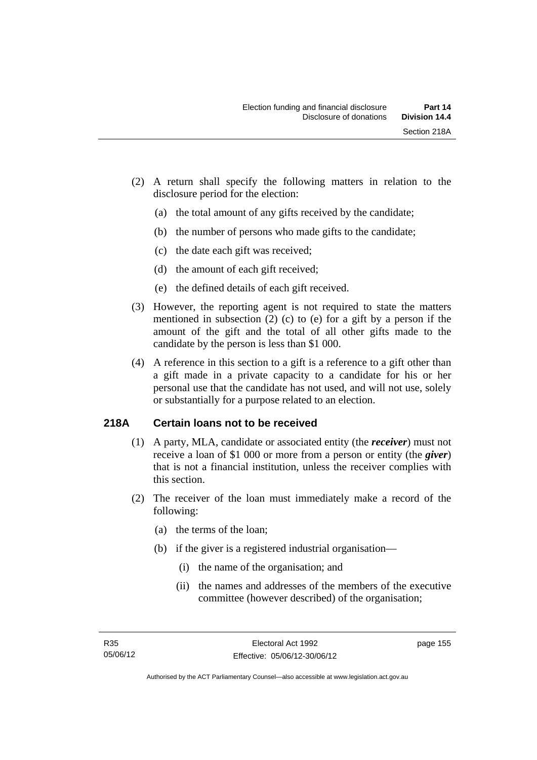(2) A return shall specify the following matters in relation to the disclosure period for the election:

   (a) the total amount of any gifts received by the candidate;

   (b) the number of persons who made gifts to the candidate;

   (c) the date each gift was received;

   (d) the amount of each gift received;

   (e) the defined details of each gift received.

(3) However, the reporting agent is not required to state the matters mentioned in subsection (2) (c) to (e) for a gift by a person if the amount of the gift and the total of all other gifts made to the candidate by the person is less than $1 000.

(4) A reference in this section to a gift is a reference to a gift other than a gift made in a private capacity to a candidate for his or her personal use that the candidate has not used, and will not use, solely or substantially for a purpose related to an election.

## 218A Certain loans not to be received

(1) A party, MLA, candidate or associated entity (the ***receiver***) must not receive a loan of $1 000 or more from a person or entity (the ***giver***) that is not a financial institution, unless the receiver complies with this section.

(2) The receiver of the loan must immediately make a record of the following:

   (a) the terms of the loan;

   (b) if the giver is a registered industrial organisation—

      (i) the name of the organisation; and

      (ii) the names and addresses of the members of the executive committee (however described) of the organisation;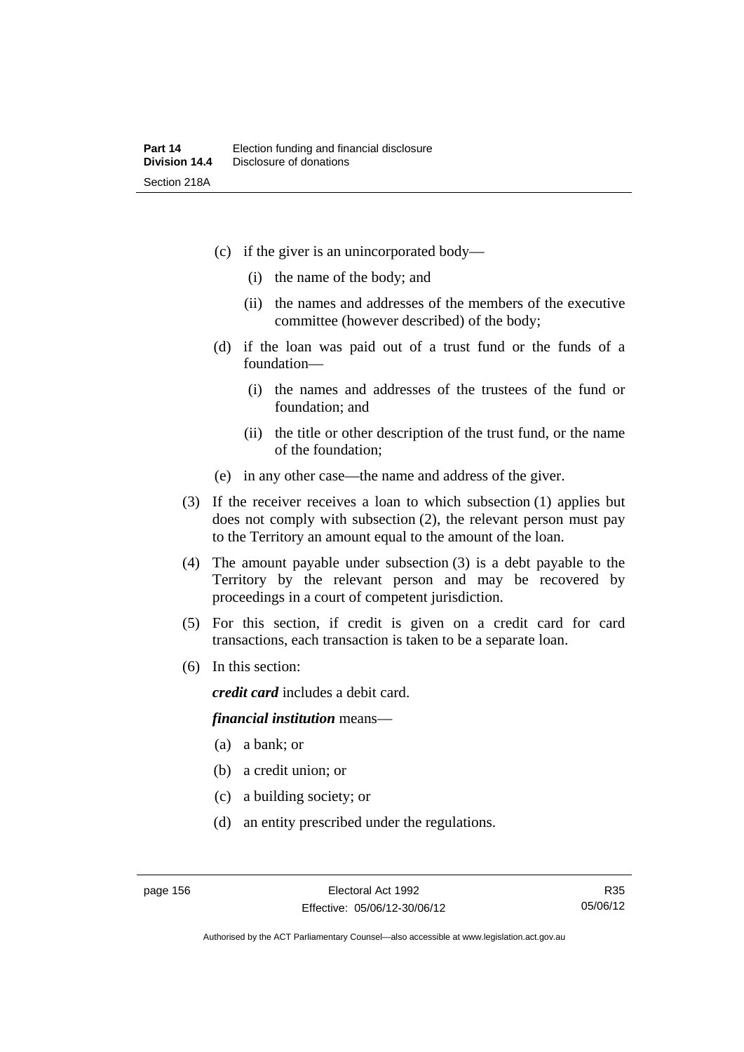(c) if the giver is an unincorporated body—

(i) the name of the body; and

(ii) the names and addresses of the members of the executive committee (however described) of the body;

(d) if the loan was paid out of a trust fund or the funds of a foundation—

(i) the names and addresses of the trustees of the fund or foundation; and

(ii) the title or other description of the trust fund, or the name of the foundation;

(e) in any other case—the name and address of the giver.

(3) If the receiver receives a loan to which subsection (1) applies but does not comply with subsection (2), the relevant person must pay to the Territory an amount equal to the amount of the loan.

(4) The amount payable under subsection (3) is a debt payable to the Territory by the relevant person and may be recovered by proceedings in a court of competent jurisdiction.

(5) For this section, if credit is given on a credit card for card transactions, each transaction is taken to be a separate loan.

(6) In this section:

***credit card*** includes a debit card.

***financial institution*** means—

(a) a bank; or

(b) a credit union; or

(c) a building society; or

(d) an entity prescribed under the regulations.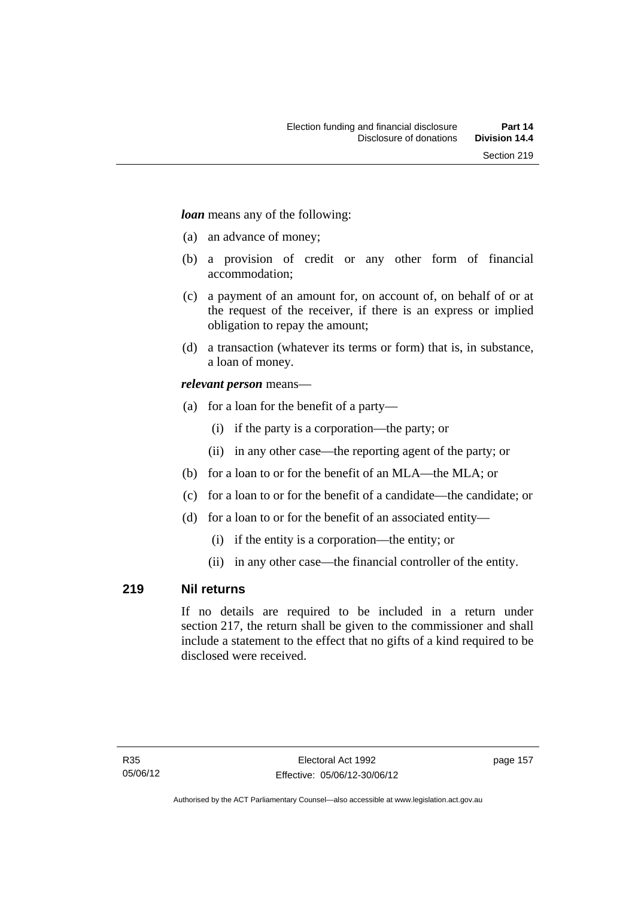***loan*** means any of the following:

(a) an advance of money;

(b) a provision of credit or any other form of financial accommodation;

(c) a payment of an amount for, on account of, on behalf of or at the request of the receiver, if there is an express or implied obligation to repay the amount;

(d) a transaction (whatever its terms or form) that is, in substance, a loan of money.

***relevant person*** means—

(a) for a loan for the benefit of a party—

  (i) if the party is a corporation—the party; or

  (ii) in any other case—the reporting agent of the party; or

(b) for a loan to or for the benefit of an MLA—the MLA; or

(c) for a loan to or for the benefit of a candidate—the candidate; or

(d) for a loan to or for the benefit of an associated entity—

  (i) if the entity is a corporation—the entity; or

  (ii) in any other case—the financial controller of the entity.

## 219 Nil returns

If no details are required to be included in a return under section 217, the return shall be given to the commissioner and shall include a statement to the effect that no gifts of a kind required to be disclosed were received.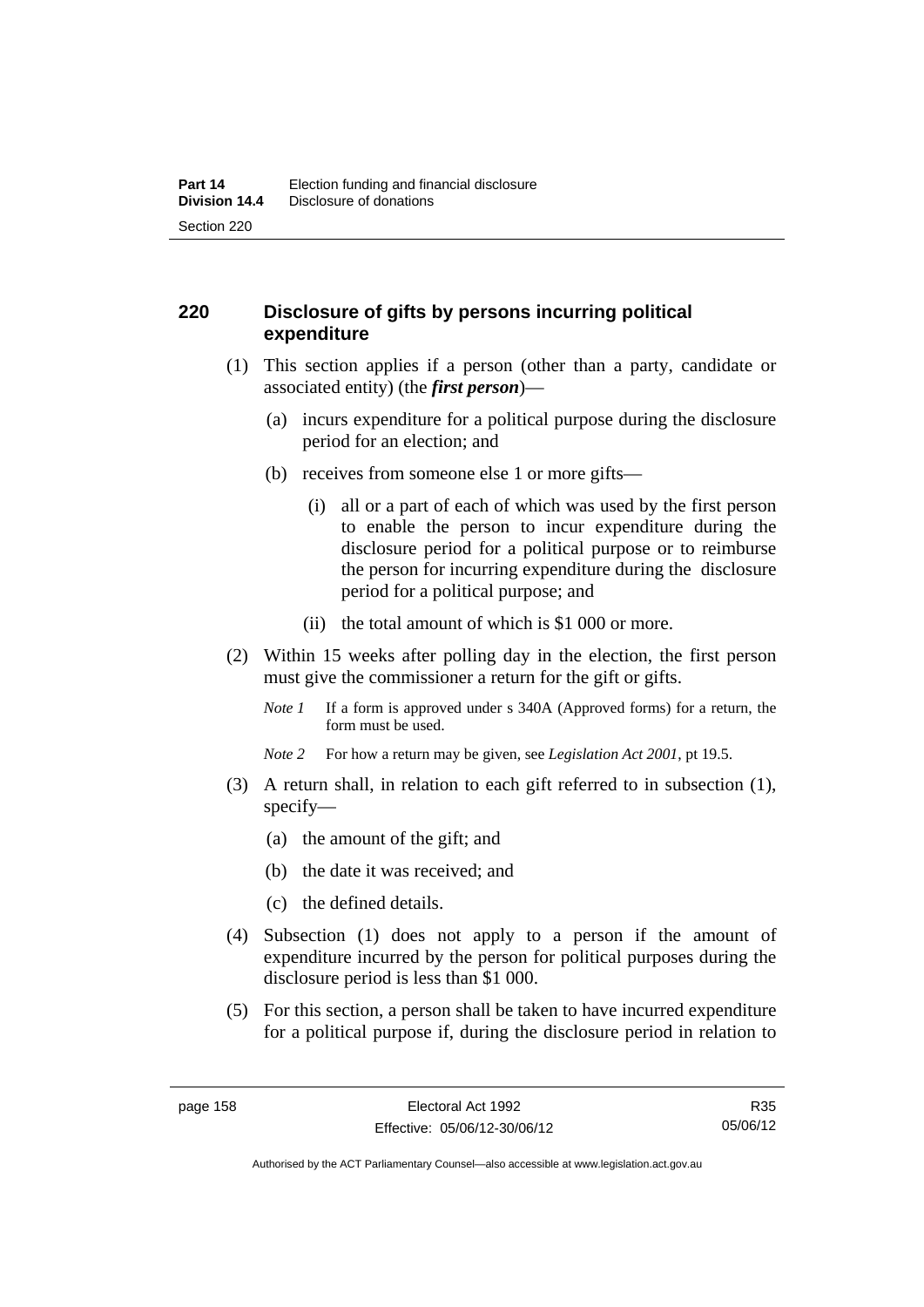## 220 Disclosure of gifts by persons incurring political expenditure

(1) This section applies if a person (other than a party, candidate or associated entity) (the ***first person***)—

(a) incurs expenditure for a political purpose during the disclosure period for an election; and

(b) receives from someone else 1 or more gifts—

(i) all or a part of each of which was used by the first person to enable the person to incur expenditure during the disclosure period for a political purpose or to reimburse the person for incurring expenditure during the disclosure period for a political purpose; and

(ii) the total amount of which is $1 000 or more.

(2) Within 15 weeks after polling day in the election, the first person must give the commissioner a return for the gift or gifts.

*Note 1* If a form is approved under s 340A (Approved forms) for a return, the form must be used.

*Note 2* For how a return may be given, see *Legislation Act 2001*, pt 19.5.

(3) A return shall, in relation to each gift referred to in subsection (1), specify—

(a) the amount of the gift; and

(b) the date it was received; and

(c) the defined details.

(4) Subsection (1) does not apply to a person if the amount of expenditure incurred by the person for political purposes during the disclosure period is less than $1 000.

(5) For this section, a person shall be taken to have incurred expenditure for a political purpose if, during the disclosure period in relation to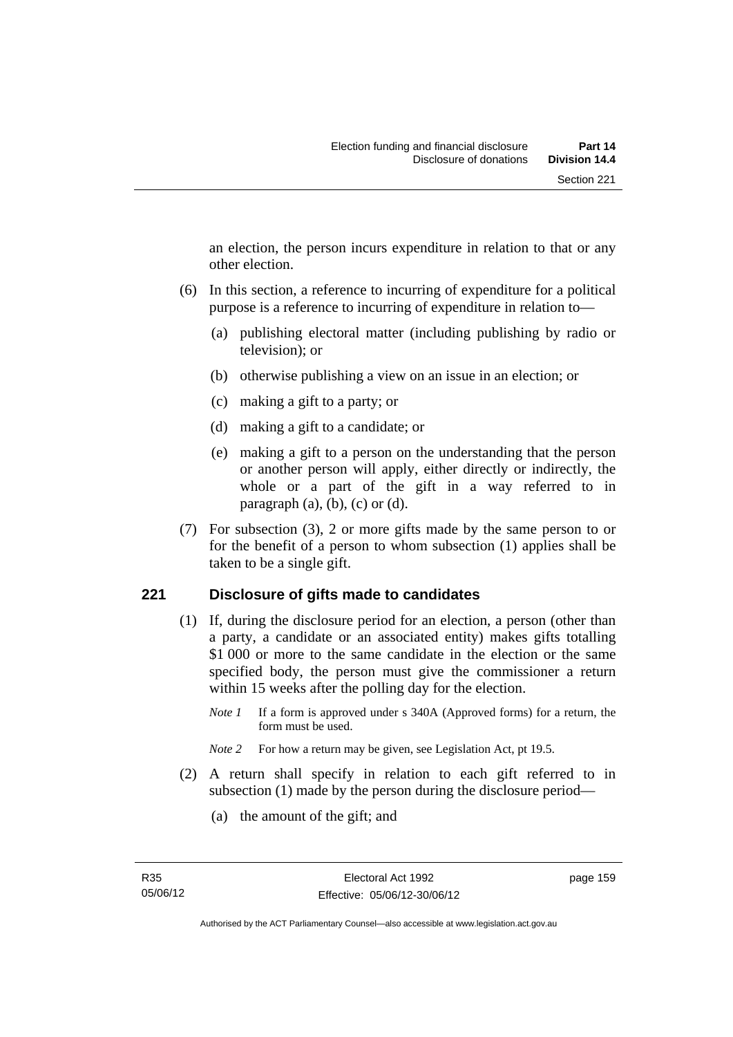an election, the person incurs expenditure in relation to that or any other election.

(6) In this section, a reference to incurring of expenditure for a political purpose is a reference to incurring of expenditure in relation to—

(a) publishing electoral matter (including publishing by radio or television); or

(b) otherwise publishing a view on an issue in an election; or

(c) making a gift to a party; or

(d) making a gift to a candidate; or

(e) making a gift to a person on the understanding that the person or another person will apply, either directly or indirectly, the whole or a part of the gift in a way referred to in paragraph (a), (b), (c) or (d).

(7) For subsection (3), 2 or more gifts made by the same person to or for the benefit of a person to whom subsection (1) applies shall be taken to be a single gift.

## 221 Disclosure of gifts made to candidates

(1) If, during the disclosure period for an election, a person (other than a party, a candidate or an associated entity) makes gifts totalling $1 000 or more to the same candidate in the election or the same specified body, the person must give the commissioner a return within 15 weeks after the polling day for the election.

*Note 1* If a form is approved under s 340A (Approved forms) for a return, the form must be used.

*Note 2* For how a return may be given, see Legislation Act, pt 19.5.

(2) A return shall specify in relation to each gift referred to in subsection (1) made by the person during the disclosure period—

(a) the amount of the gift; and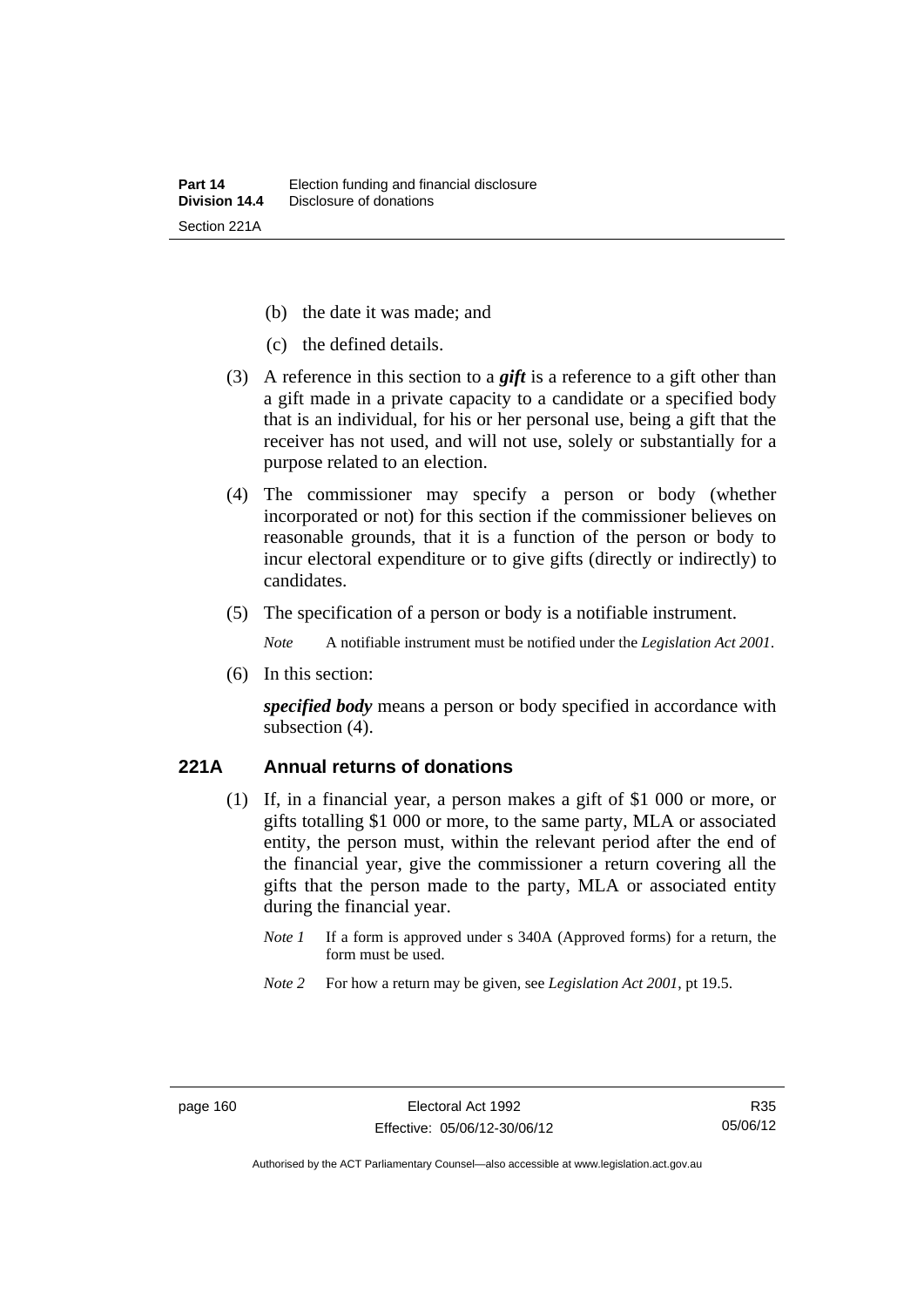(b) the date it was made; and

(c) the defined details.

(3) A reference in this section to a ***gift*** is a reference to a gift other than a gift made in a private capacity to a candidate or a specified body that is an individual, for his or her personal use, being a gift that the receiver has not used, and will not use, solely or substantially for a purpose related to an election.

(4) The commissioner may specify a person or body (whether incorporated or not) for this section if the commissioner believes on reasonable grounds, that it is a function of the person or body to incur electoral expenditure or to give gifts (directly or indirectly) to candidates.

(5) The specification of a person or body is a notifiable instrument.

*Note* A notifiable instrument must be notified under the *Legislation Act 2001*.

(6) In this section:

***specified body*** means a person or body specified in accordance with subsection (4).

### 221A Annual returns of donations

(1) If, in a financial year, a person makes a gift of $1 000 or more, or gifts totalling $1 000 or more, to the same party, MLA or associated entity, the person must, within the relevant period after the end of the financial year, give the commissioner a return covering all the gifts that the person made to the party, MLA or associated entity during the financial year.

*Note 1* If a form is approved under s 340A (Approved forms) for a return, the form must be used.

*Note 2* For how a return may be given, see *Legislation Act 2001*, pt 19.5.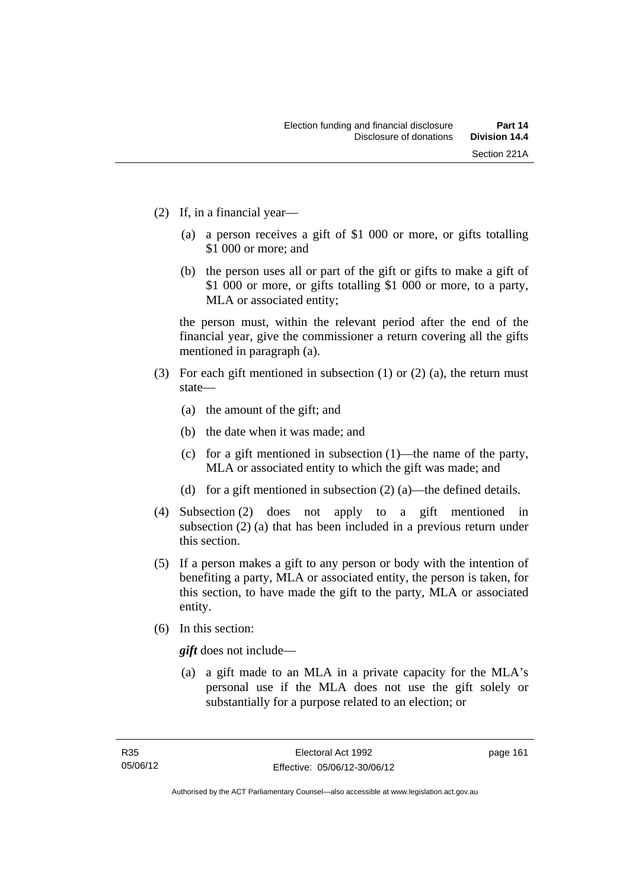(2) If, in a financial year—

   (a) a person receives a gift of $1 000 or more, or gifts totalling $1 000 or more; and

   (b) the person uses all or part of the gift or gifts to make a gift of $1 000 or more, or gifts totalling $1 000 or more, to a party, MLA or associated entity;

   the person must, within the relevant period after the end of the financial year, give the commissioner a return covering all the gifts mentioned in paragraph (a).

(3) For each gift mentioned in subsection (1) or (2) (a), the return must state—

   (a) the amount of the gift; and

   (b) the date when it was made; and

   (c) for a gift mentioned in subsection (1)—the name of the party, MLA or associated entity to which the gift was made; and

   (d) for a gift mentioned in subsection (2) (a)—the defined details.

(4) Subsection (2) does not apply to a gift mentioned in subsection (2) (a) that has been included in a previous return under this section.

(5) If a person makes a gift to any person or body with the intention of benefiting a party, MLA or associated entity, the person is taken, for this section, to have made the gift to the party, MLA or associated entity.

(6) In this section:

   ***gift*** does not include—

   (a) a gift made to an MLA in a private capacity for the MLA's personal use if the MLA does not use the gift solely or substantially for a purpose related to an election; or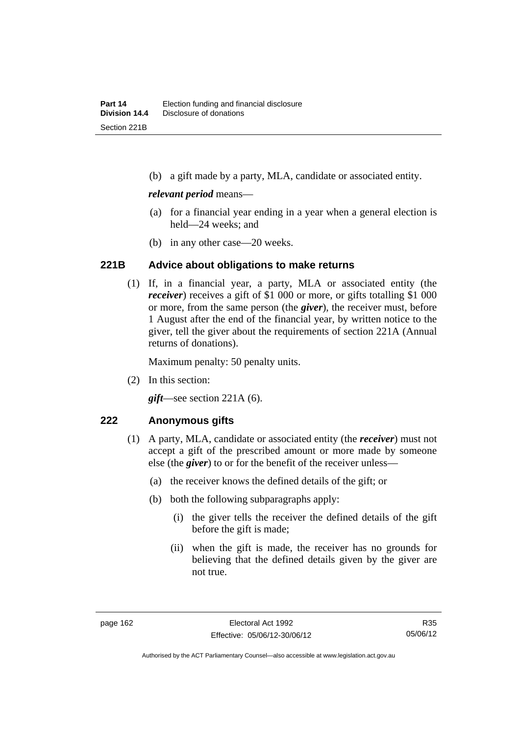(b) a gift made by a party, MLA, candidate or associated entity.

***relevant period*** means—

(a) for a financial year ending in a year when a general election is held—24 weeks; and

(b) in any other case—20 weeks.

### 221B Advice about obligations to make returns

(1) If, in a financial year, a party, MLA or associated entity (the ***receiver***) receives a gift of $1 000 or more, or gifts totalling $1 000 or more, from the same person (the ***giver***), the receiver must, before 1 August after the end of the financial year, by written notice to the giver, tell the giver about the requirements of section 221A (Annual returns of donations).

Maximum penalty: 50 penalty units.

(2) In this section:

***gift***—see section 221A (6).

### 222 Anonymous gifts

(1) A party, MLA, candidate or associated entity (the ***receiver***) must not accept a gift of the prescribed amount or more made by someone else (the ***giver***) to or for the benefit of the receiver unless—

(a) the receiver knows the defined details of the gift; or

(b) both the following subparagraphs apply:

(i) the giver tells the receiver the defined details of the gift before the gift is made;

(ii) when the gift is made, the receiver has no grounds for believing that the defined details given by the giver are not true.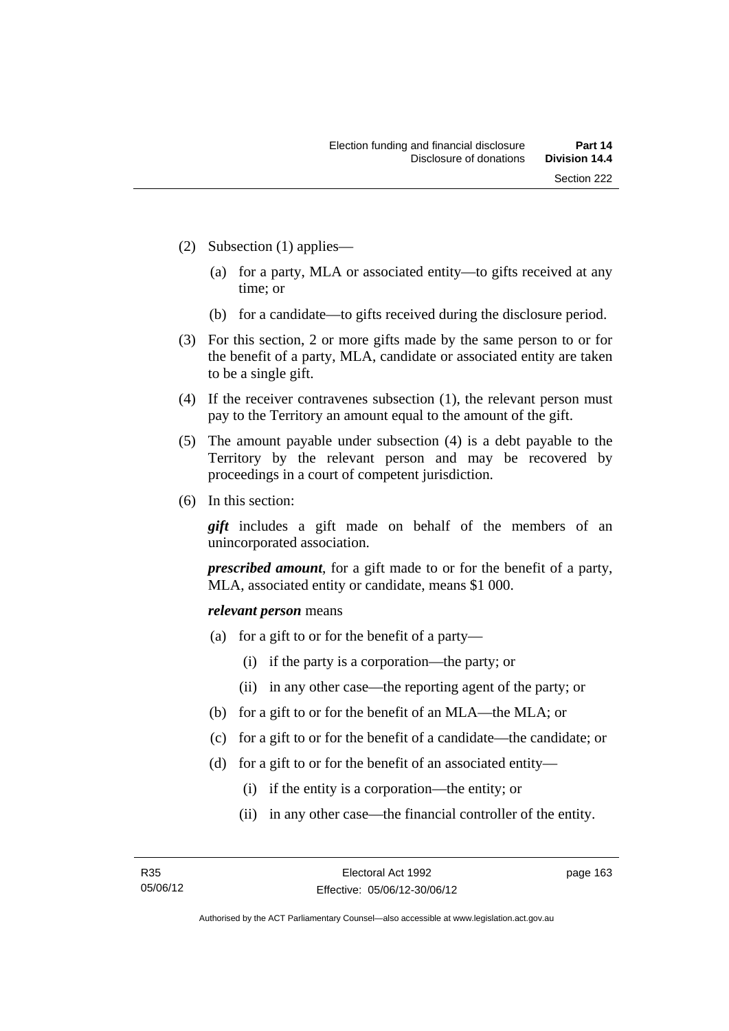(2) Subsection (1) applies—

  (a) for a party, MLA or associated entity—to gifts received at any time; or

  (b) for a candidate—to gifts received during the disclosure period.

(3) For this section, 2 or more gifts made by the same person to or for the benefit of a party, MLA, candidate or associated entity are taken to be a single gift.

(4) If the receiver contravenes subsection (1), the relevant person must pay to the Territory an amount equal to the amount of the gift.

(5) The amount payable under subsection (4) is a debt payable to the Territory by the relevant person and may be recovered by proceedings in a court of competent jurisdiction.

(6) In this section:

***gift*** includes a gift made on behalf of the members of an unincorporated association.

***prescribed amount***, for a gift made to or for the benefit of a party, MLA, associated entity or candidate, means $1 000.

***relevant person*** means

  (a) for a gift to or for the benefit of a party—

    (i) if the party is a corporation—the party; or

    (ii) in any other case—the reporting agent of the party; or

  (b) for a gift to or for the benefit of an MLA—the MLA; or

  (c) for a gift to or for the benefit of a candidate—the candidate; or

  (d) for a gift to or for the benefit of an associated entity—

    (i) if the entity is a corporation—the entity; or

    (ii) in any other case—the financial controller of the entity.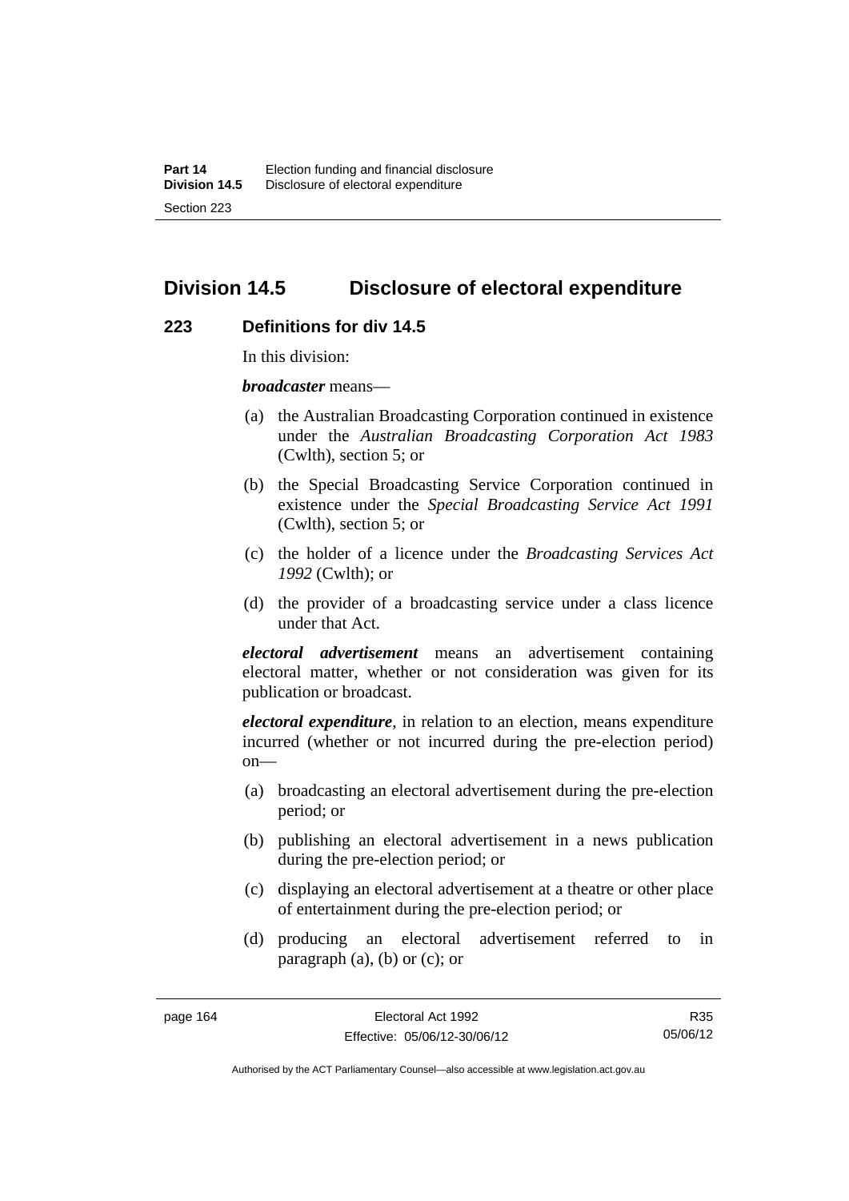## Division 14.5 Disclosure of electoral expenditure

### 223 Definitions for div 14.5

In this division:

***broadcaster*** means—

(a) the Australian Broadcasting Corporation continued in existence under the *Australian Broadcasting Corporation Act 1983* (Cwlth), section 5; or

(b) the Special Broadcasting Service Corporation continued in existence under the *Special Broadcasting Service Act 1991* (Cwlth), section 5; or

(c) the holder of a licence under the *Broadcasting Services Act 1992* (Cwlth); or

(d) the provider of a broadcasting service under a class licence under that Act.

***electoral advertisement*** means an advertisement containing electoral matter, whether or not consideration was given for its publication or broadcast.

***electoral expenditure***, in relation to an election, means expenditure incurred (whether or not incurred during the pre-election period) on—

(a) broadcasting an electoral advertisement during the pre-election period; or

(b) publishing an electoral advertisement in a news publication during the pre-election period; or

(c) displaying an electoral advertisement at a theatre or other place of entertainment during the pre-election period; or

(d) producing an electoral advertisement referred to in paragraph (a), (b) or (c); or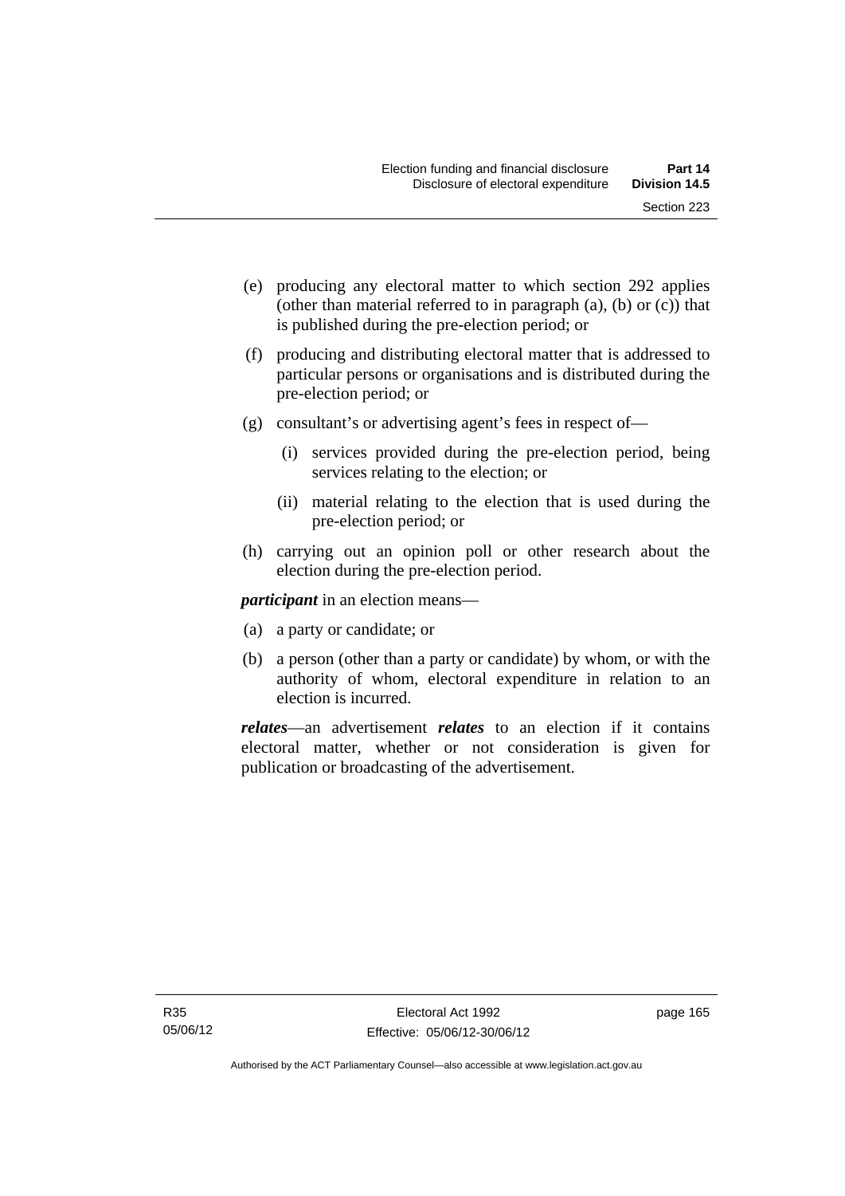(e) producing any electoral matter to which section 292 applies (other than material referred to in paragraph (a), (b) or (c)) that is published during the pre-election period; or

(f) producing and distributing electoral matter that is addressed to particular persons or organisations and is distributed during the pre-election period; or

(g) consultant's or advertising agent's fees in respect of—

   (i) services provided during the pre-election period, being services relating to the election; or

   (ii) material relating to the election that is used during the pre-election period; or

(h) carrying out an opinion poll or other research about the election during the pre-election period.

***participant*** in an election means—

(a) a party or candidate; or

(b) a person (other than a party or candidate) by whom, or with the authority of whom, electoral expenditure in relation to an election is incurred.

***relates***—an advertisement ***relates*** to an election if it contains electoral matter, whether or not consideration is given for publication or broadcasting of the advertisement.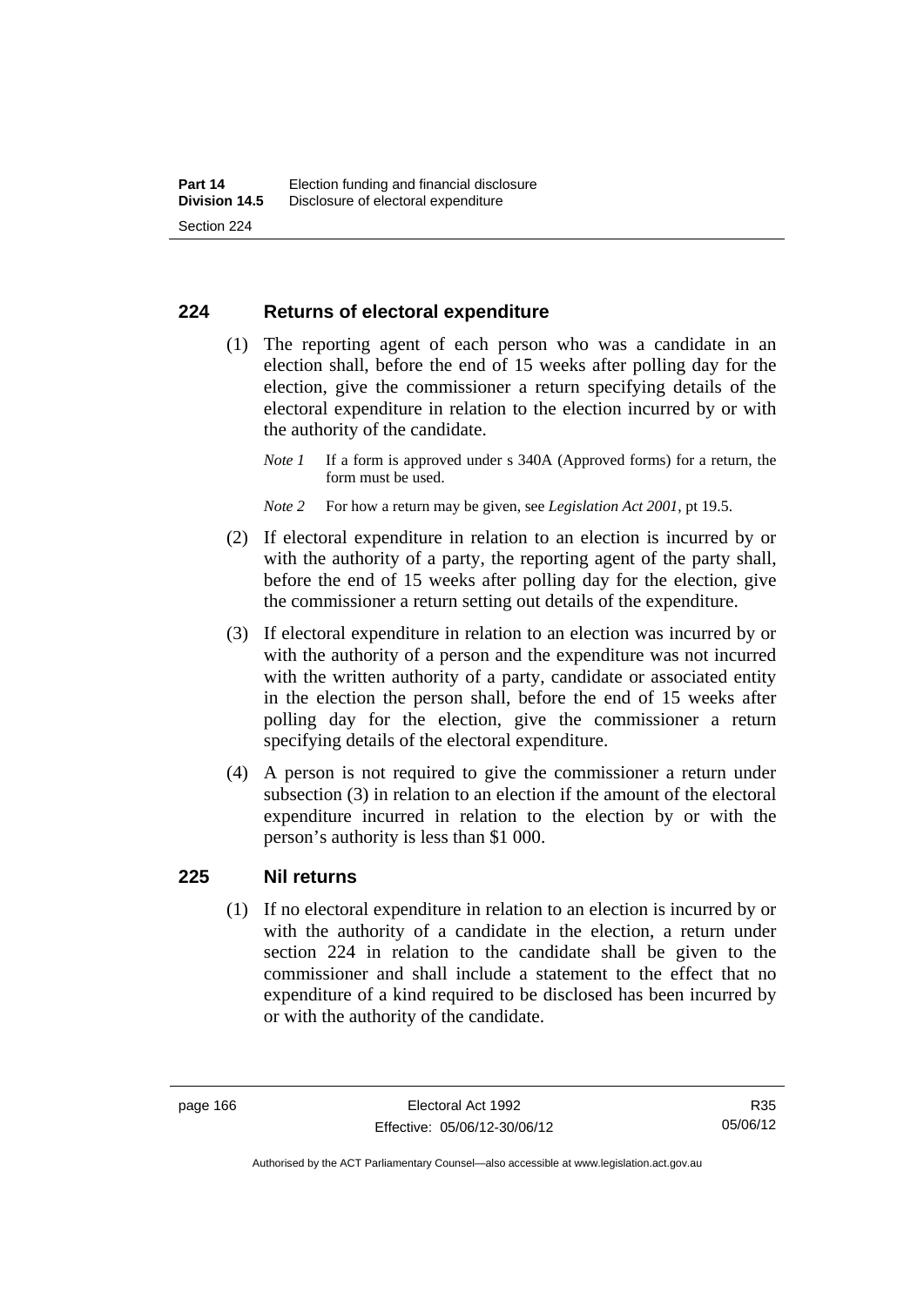## 224 Returns of electoral expenditure

(1) The reporting agent of each person who was a candidate in an election shall, before the end of 15 weeks after polling day for the election, give the commissioner a return specifying details of the electoral expenditure in relation to the election incurred by or with the authority of the candidate.

*Note 1* If a form is approved under s 340A (Approved forms) for a return, the form must be used.

*Note 2* For how a return may be given, see *Legislation Act 2001*, pt 19.5.

(2) If electoral expenditure in relation to an election is incurred by or with the authority of a party, the reporting agent of the party shall, before the end of 15 weeks after polling day for the election, give the commissioner a return setting out details of the expenditure.

(3) If electoral expenditure in relation to an election was incurred by or with the authority of a person and the expenditure was not incurred with the written authority of a party, candidate or associated entity in the election the person shall, before the end of 15 weeks after polling day for the election, give the commissioner a return specifying details of the electoral expenditure.

(4) A person is not required to give the commissioner a return under subsection (3) in relation to an election if the amount of the electoral expenditure incurred in relation to the election by or with the person's authority is less than $1 000.

## 225 Nil returns

(1) If no electoral expenditure in relation to an election is incurred by or with the authority of a candidate in the election, a return under section 224 in relation to the candidate shall be given to the commissioner and shall include a statement to the effect that no expenditure of a kind required to be disclosed has been incurred by or with the authority of the candidate.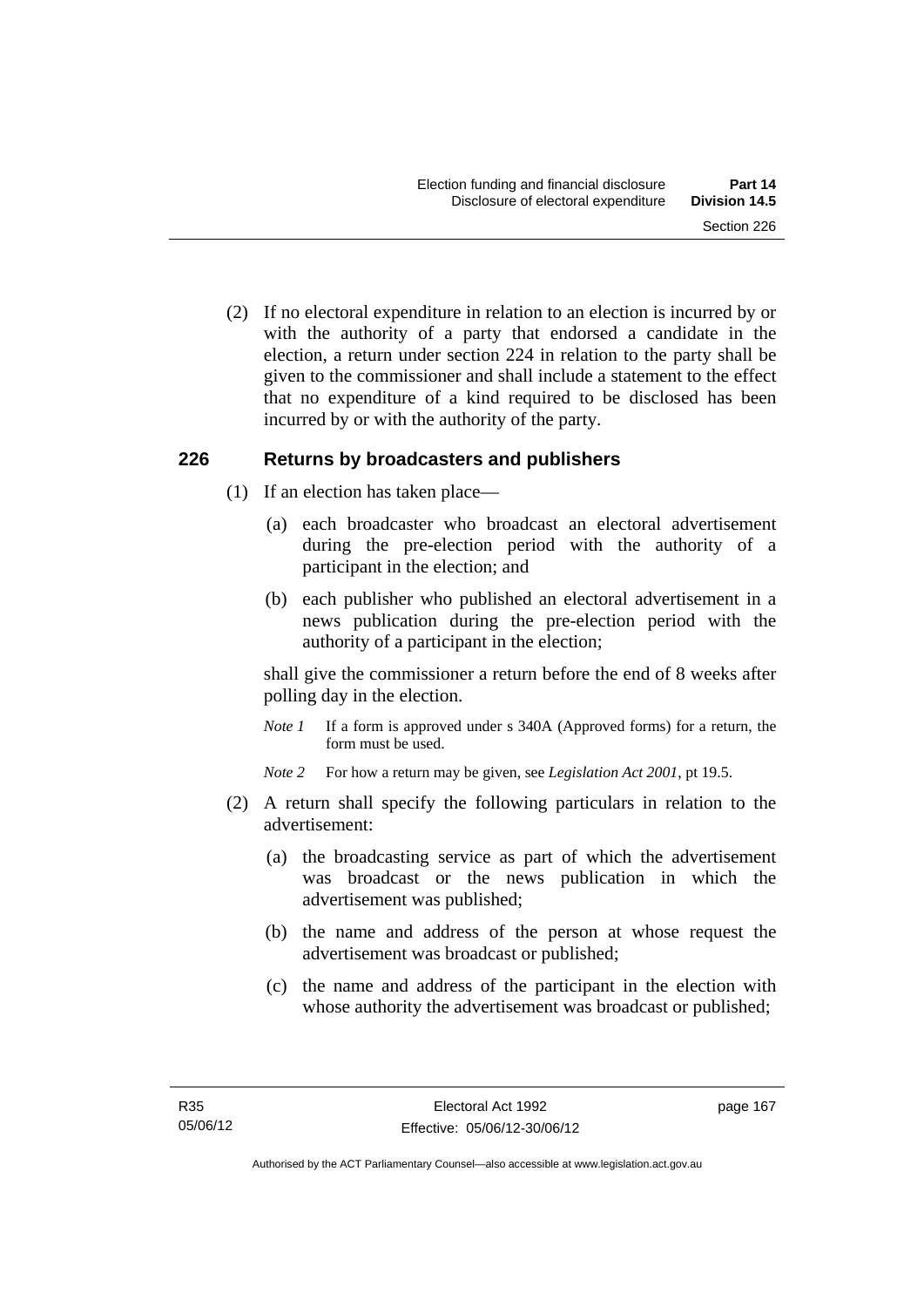(2) If no electoral expenditure in relation to an election is incurred by or with the authority of a party that endorsed a candidate in the election, a return under section 224 in relation to the party shall be given to the commissioner and shall include a statement to the effect that no expenditure of a kind required to be disclosed has been incurred by or with the authority of the party.

## 226 Returns by broadcasters and publishers

(1) If an election has taken place—

(a) each broadcaster who broadcast an electoral advertisement during the pre-election period with the authority of a participant in the election; and

(b) each publisher who published an electoral advertisement in a news publication during the pre-election period with the authority of a participant in the election;

shall give the commissioner a return before the end of 8 weeks after polling day in the election.

*Note 1* If a form is approved under s 340A (Approved forms) for a return, the form must be used.

*Note 2* For how a return may be given, see *Legislation Act 2001*, pt 19.5.

(2) A return shall specify the following particulars in relation to the advertisement:

(a) the broadcasting service as part of which the advertisement was broadcast or the news publication in which the advertisement was published;

(b) the name and address of the person at whose request the advertisement was broadcast or published;

(c) the name and address of the participant in the election with whose authority the advertisement was broadcast or published;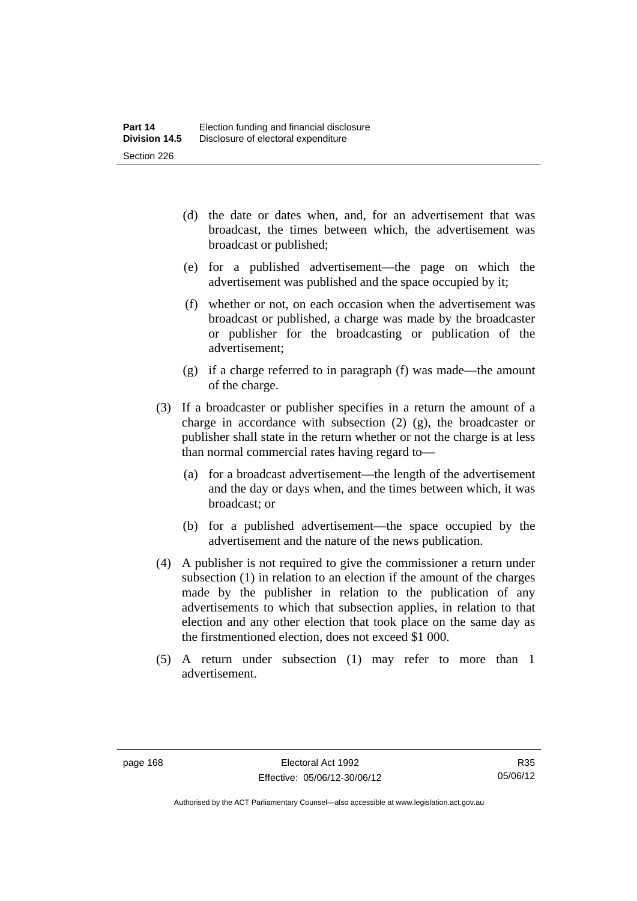(d) the date or dates when, and, for an advertisement that was broadcast, the times between which, the advertisement was broadcast or published;

(e) for a published advertisement—the page on which the advertisement was published and the space occupied by it;

(f) whether or not, on each occasion when the advertisement was broadcast or published, a charge was made by the broadcaster or publisher for the broadcasting or publication of the advertisement;

(g) if a charge referred to in paragraph (f) was made—the amount of the charge.

(3) If a broadcaster or publisher specifies in a return the amount of a charge in accordance with subsection (2) (g), the broadcaster or publisher shall state in the return whether or not the charge is at less than normal commercial rates having regard to—

(a) for a broadcast advertisement—the length of the advertisement and the day or days when, and the times between which, it was broadcast; or

(b) for a published advertisement—the space occupied by the advertisement and the nature of the news publication.

(4) A publisher is not required to give the commissioner a return under subsection (1) in relation to an election if the amount of the charges made by the publisher in relation to the publication of any advertisements to which that subsection applies, in relation to that election and any other election that took place on the same day as the firstmentioned election, does not exceed $1 000.

(5) A return under subsection (1) may refer to more than 1 advertisement.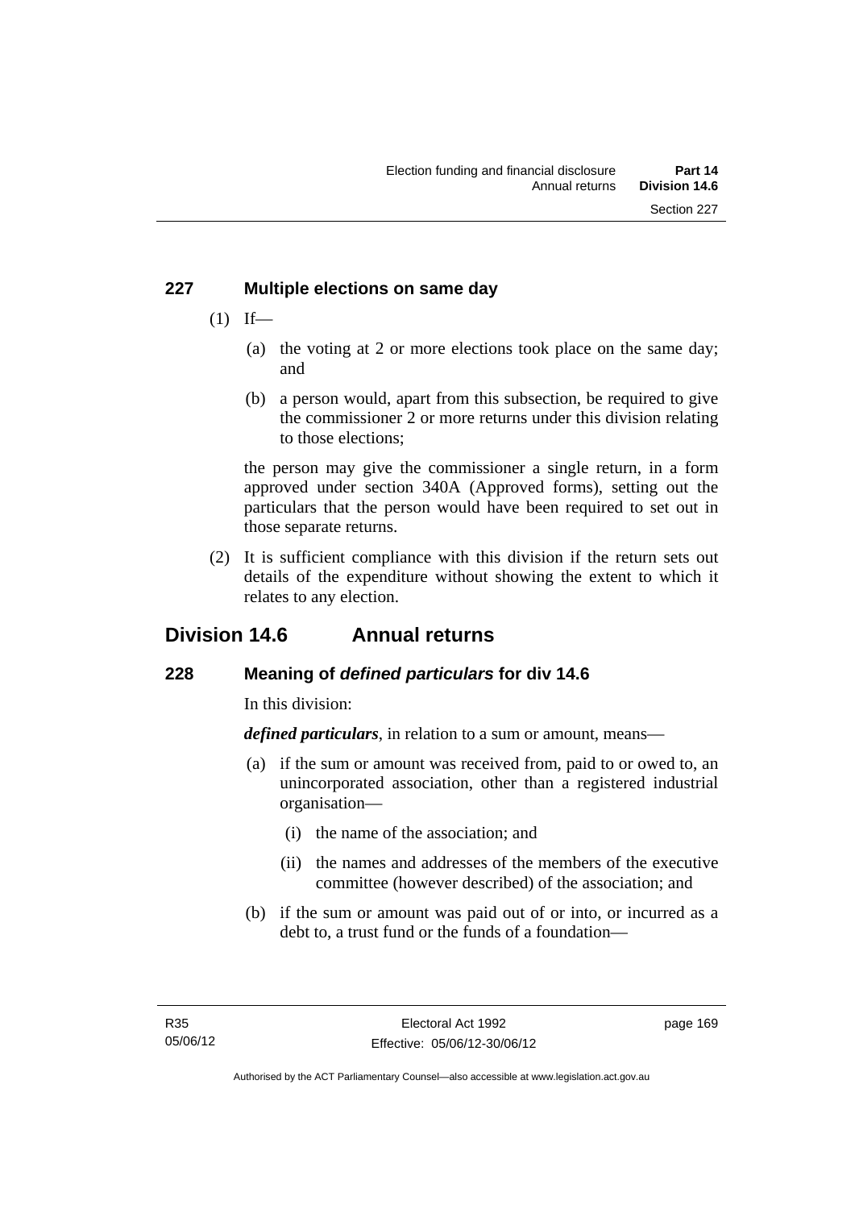### 227 Multiple elections on same day

(1) If—

(a) the voting at 2 or more elections took place on the same day; and

(b) a person would, apart from this subsection, be required to give the commissioner 2 or more returns under this division relating to those elections;

the person may give the commissioner a single return, in a form approved under section 340A (Approved forms), setting out the particulars that the person would have been required to set out in those separate returns.

(2) It is sufficient compliance with this division if the return sets out details of the expenditure without showing the extent to which it relates to any election.

## Division 14.6 Annual returns

### 228 Meaning of *defined particulars* for div 14.6

In this division:

***defined particulars***, in relation to a sum or amount, means—

(a) if the sum or amount was received from, paid to or owed to, an unincorporated association, other than a registered industrial organisation—

(i) the name of the association; and

(ii) the names and addresses of the members of the executive committee (however described) of the association; and

(b) if the sum or amount was paid out of or into, or incurred as a debt to, a trust fund or the funds of a foundation—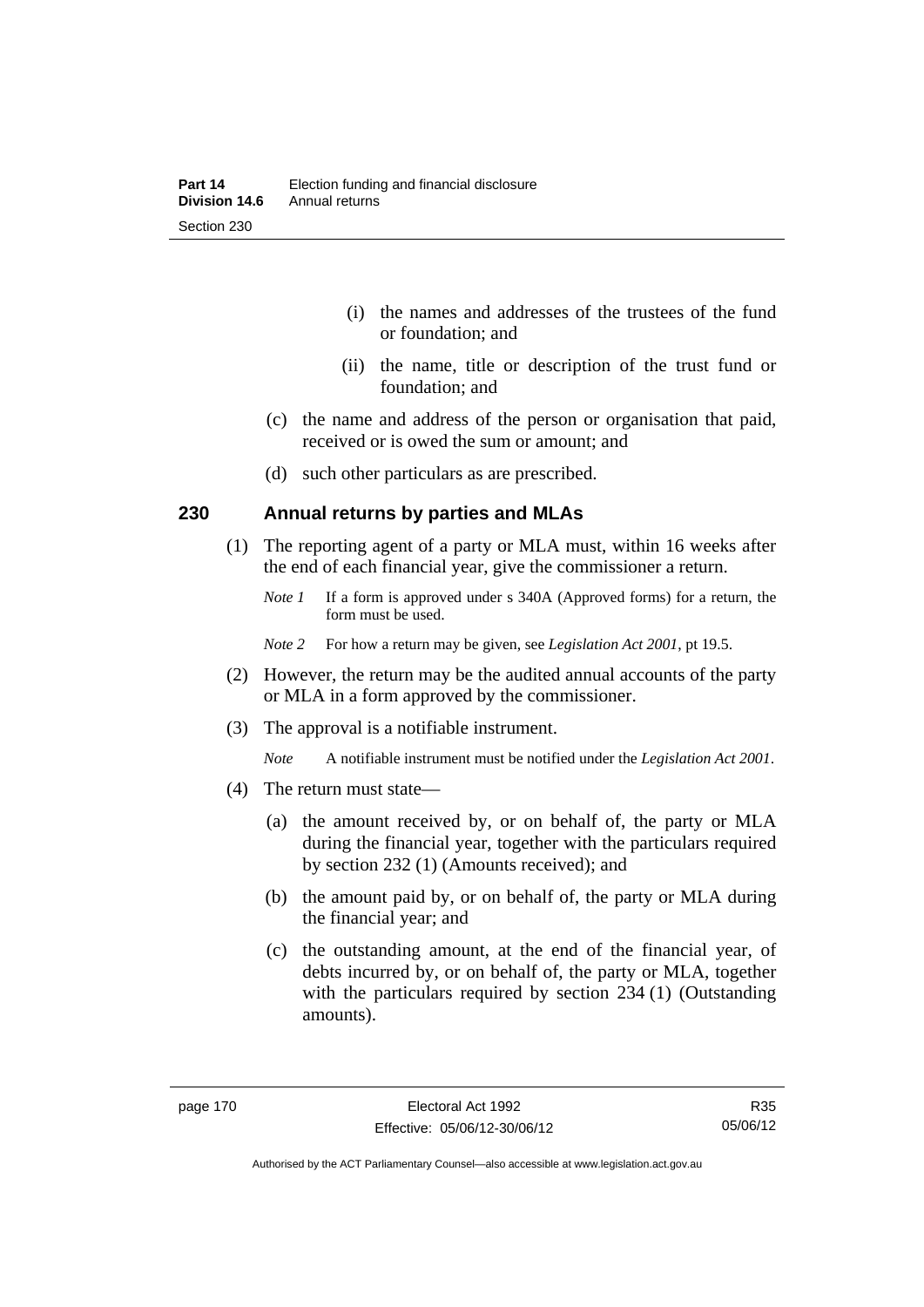(i) the names and addresses of the trustees of the fund or foundation; and

(ii) the name, title or description of the trust fund or foundation; and

(c) the name and address of the person or organisation that paid, received or is owed the sum or amount; and

(d) such other particulars as are prescribed.

### 230 Annual returns by parties and MLAs

(1) The reporting agent of a party or MLA must, within 16 weeks after the end of each financial year, give the commissioner a return.

*Note 1* If a form is approved under s 340A (Approved forms) for a return, the form must be used.

*Note 2* For how a return may be given, see *Legislation Act 2001*, pt 19.5.

(2) However, the return may be the audited annual accounts of the party or MLA in a form approved by the commissioner.

(3) The approval is a notifiable instrument.

*Note* A notifiable instrument must be notified under the *Legislation Act 2001*.

(4) The return must state—

(a) the amount received by, or on behalf of, the party or MLA during the financial year, together with the particulars required by section 232 (1) (Amounts received); and

(b) the amount paid by, or on behalf of, the party or MLA during the financial year; and

(c) the outstanding amount, at the end of the financial year, of debts incurred by, or on behalf of, the party or MLA, together with the particulars required by section 234 (1) (Outstanding amounts).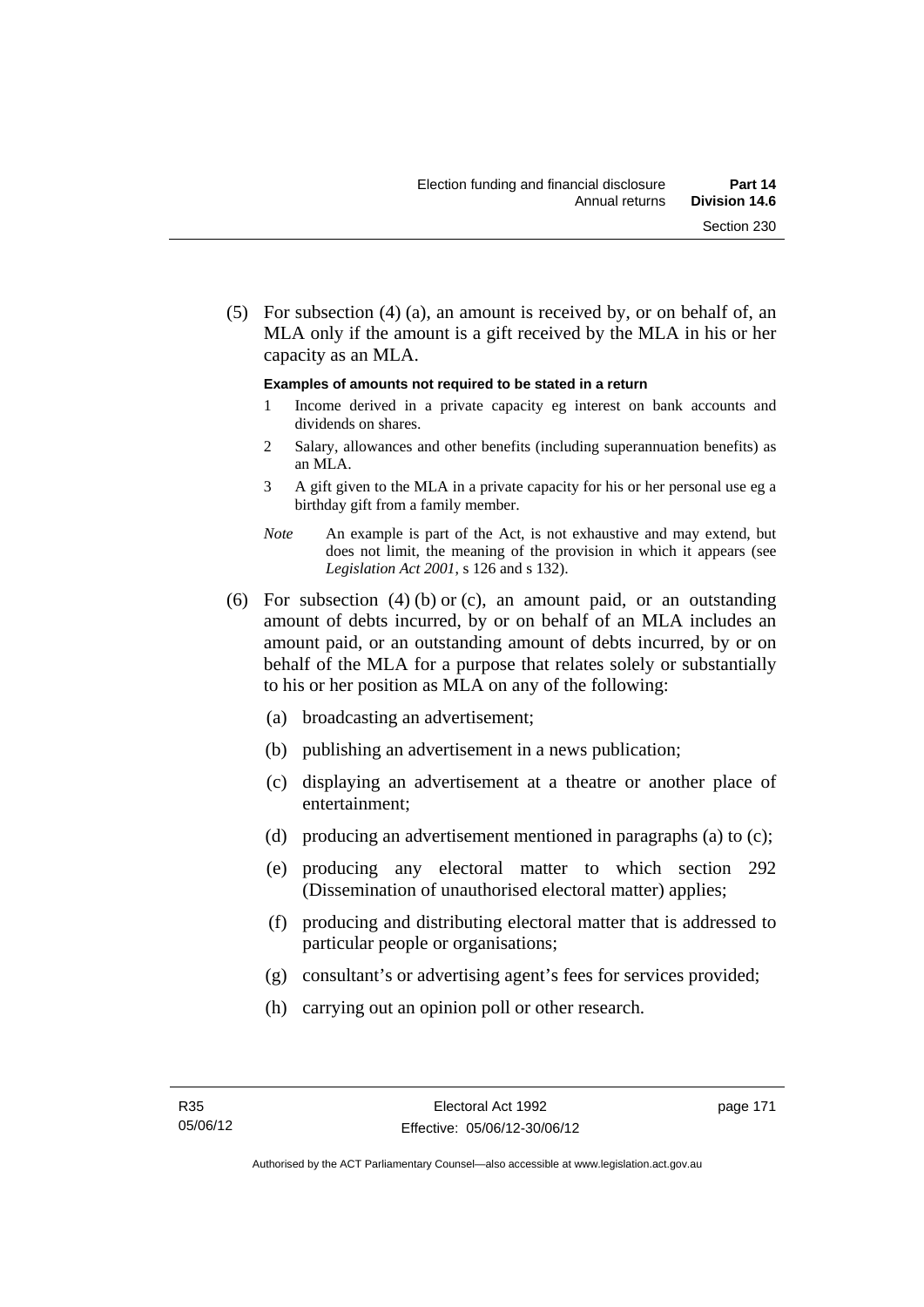(5) For subsection (4) (a), an amount is received by, or on behalf of, an MLA only if the amount is a gift received by the MLA in his or her capacity as an MLA.

**Examples of amounts not required to be stated in a return**

1 Income derived in a private capacity eg interest on bank accounts and dividends on shares.

2 Salary, allowances and other benefits (including superannuation benefits) as an MLA.

3 A gift given to the MLA in a private capacity for his or her personal use eg a birthday gift from a family member.

*Note* An example is part of the Act, is not exhaustive and may extend, but does not limit, the meaning of the provision in which it appears (see *Legislation Act 2001*, s 126 and s 132).

(6) For subsection (4) (b) or (c), an amount paid, or an outstanding amount of debts incurred, by or on behalf of an MLA includes an amount paid, or an outstanding amount of debts incurred, by or on behalf of the MLA for a purpose that relates solely or substantially to his or her position as MLA on any of the following:

(a) broadcasting an advertisement;

(b) publishing an advertisement in a news publication;

(c) displaying an advertisement at a theatre or another place of entertainment;

(d) producing an advertisement mentioned in paragraphs (a) to (c);

(e) producing any electoral matter to which section 292 (Dissemination of unauthorised electoral matter) applies;

(f) producing and distributing electoral matter that is addressed to particular people or organisations;

(g) consultant's or advertising agent's fees for services provided;

(h) carrying out an opinion poll or other research.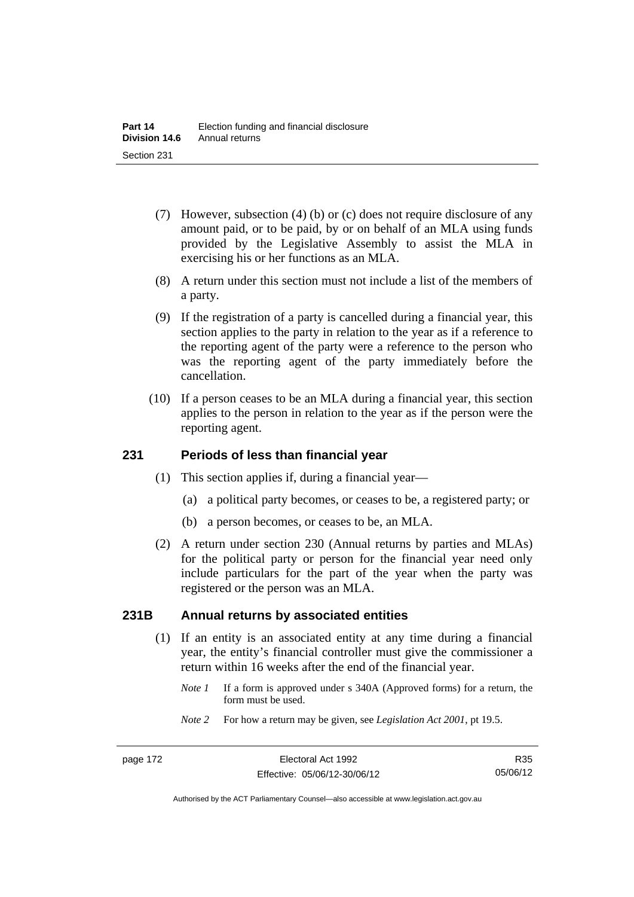(7) However, subsection (4) (b) or (c) does not require disclosure of any amount paid, or to be paid, by or on behalf of an MLA using funds provided by the Legislative Assembly to assist the MLA in exercising his or her functions as an MLA.

(8) A return under this section must not include a list of the members of a party.

(9) If the registration of a party is cancelled during a financial year, this section applies to the party in relation to the year as if a reference to the reporting agent of the party were a reference to the person who was the reporting agent of the party immediately before the cancellation.

(10) If a person ceases to be an MLA during a financial year, this section applies to the person in relation to the year as if the person were the reporting agent.

## 231 Periods of less than financial year

(1) This section applies if, during a financial year—

(a) a political party becomes, or ceases to be, a registered party; or

(b) a person becomes, or ceases to be, an MLA.

(2) A return under section 230 (Annual returns by parties and MLAs) for the political party or person for the financial year need only include particulars for the part of the year when the party was registered or the person was an MLA.

## 231B Annual returns by associated entities

(1) If an entity is an associated entity at any time during a financial year, the entity's financial controller must give the commissioner a return within 16 weeks after the end of the financial year.

*Note 1* If a form is approved under s 340A (Approved forms) for a return, the form must be used.

*Note 2* For how a return may be given, see *Legislation Act 2001*, pt 19.5.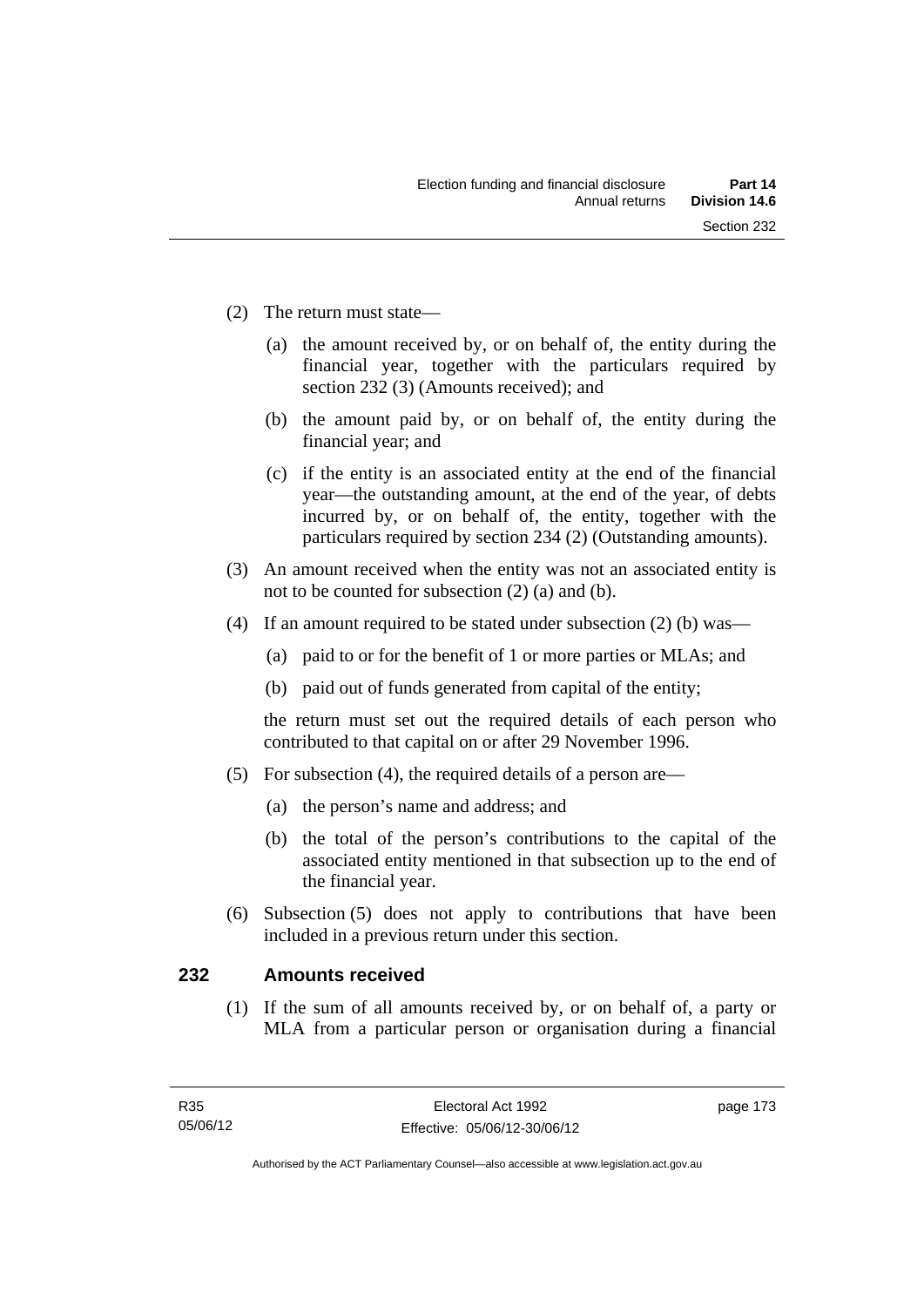(2) The return must state—

(a) the amount received by, or on behalf of, the entity during the financial year, together with the particulars required by section 232 (3) (Amounts received); and

(b) the amount paid by, or on behalf of, the entity during the financial year; and

(c) if the entity is an associated entity at the end of the financial year—the outstanding amount, at the end of the year, of debts incurred by, or on behalf of, the entity, together with the particulars required by section 234 (2) (Outstanding amounts).

(3) An amount received when the entity was not an associated entity is not to be counted for subsection (2) (a) and (b).

(4) If an amount required to be stated under subsection (2) (b) was—

(a) paid to or for the benefit of 1 or more parties or MLAs; and

(b) paid out of funds generated from capital of the entity;

the return must set out the required details of each person who contributed to that capital on or after 29 November 1996.

(5) For subsection (4), the required details of a person are—

(a) the person's name and address; and

(b) the total of the person's contributions to the capital of the associated entity mentioned in that subsection up to the end of the financial year.

(6) Subsection (5) does not apply to contributions that have been included in a previous return under this section.

## 232 Amounts received

(1) If the sum of all amounts received by, or on behalf of, a party or MLA from a particular person or organisation during a financial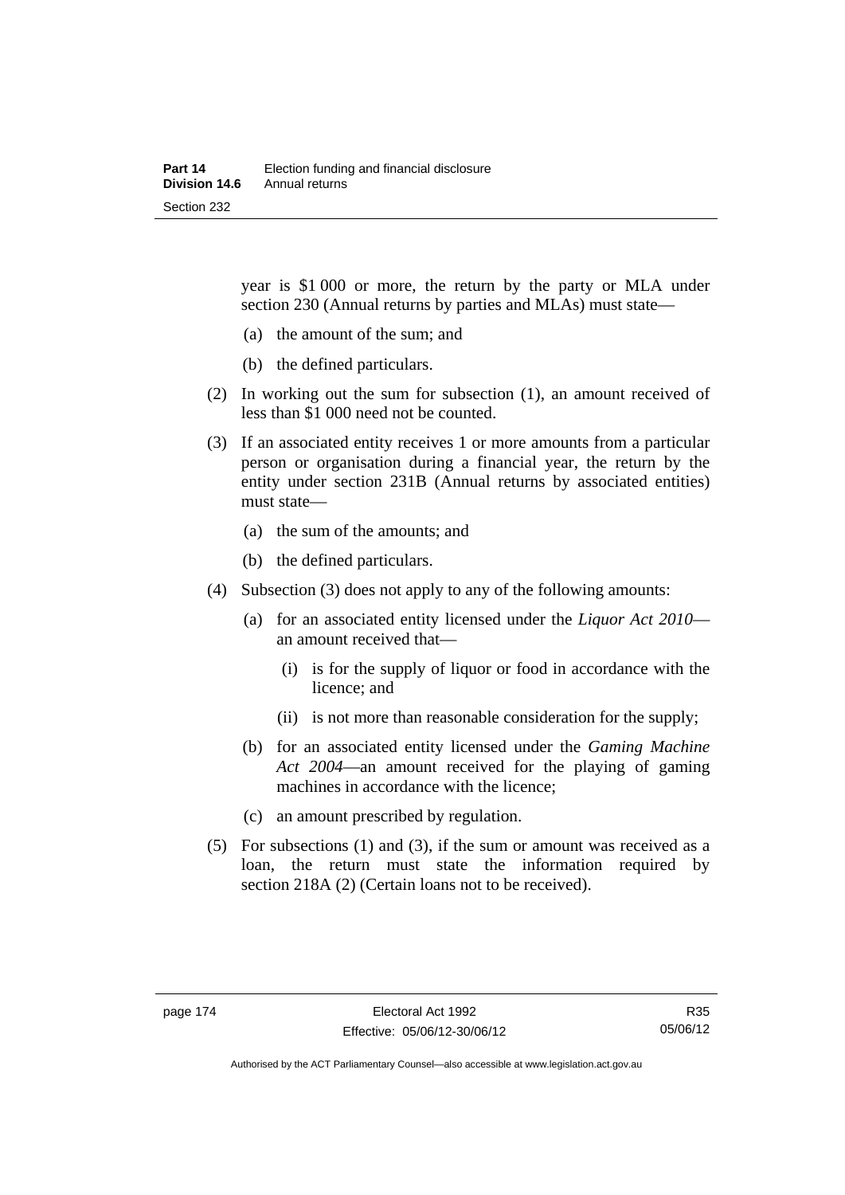year is $1 000 or more, the return by the party or MLA under section 230 (Annual returns by parties and MLAs) must state—

(a) the amount of the sum; and

(b) the defined particulars.

(2) In working out the sum for subsection (1), an amount received of less than $1 000 need not be counted.

(3) If an associated entity receives 1 or more amounts from a particular person or organisation during a financial year, the return by the entity under section 231B (Annual returns by associated entities) must state—

(a) the sum of the amounts; and

(b) the defined particulars.

(4) Subsection (3) does not apply to any of the following amounts:

(a) for an associated entity licensed under the *Liquor Act 2010*—an amount received that—

(i) is for the supply of liquor or food in accordance with the licence; and

(ii) is not more than reasonable consideration for the supply;

(b) for an associated entity licensed under the *Gaming Machine Act 2004*—an amount received for the playing of gaming machines in accordance with the licence;

(c) an amount prescribed by regulation.

(5) For subsections (1) and (3), if the sum or amount was received as a loan, the return must state the information required by section 218A (2) (Certain loans not to be received).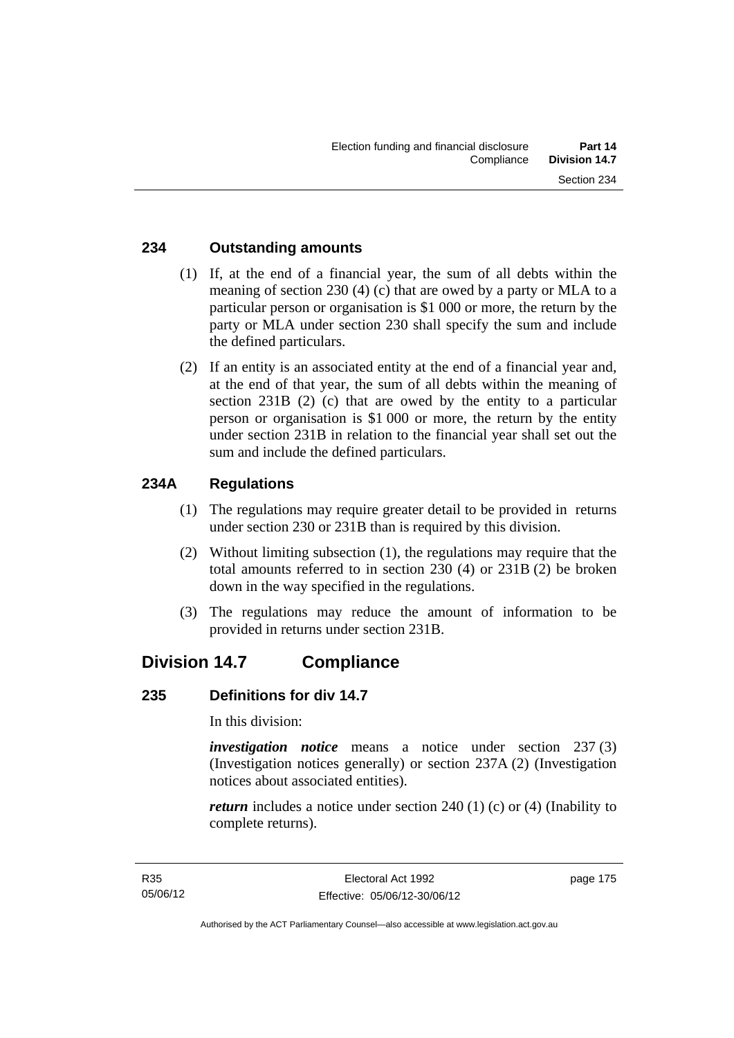### 234 Outstanding amounts

(1) If, at the end of a financial year, the sum of all debts within the meaning of section 230 (4) (c) that are owed by a party or MLA to a particular person or organisation is $1 000 or more, the return by the party or MLA under section 230 shall specify the sum and include the defined particulars.

(2) If an entity is an associated entity at the end of a financial year and, at the end of that year, the sum of all debts within the meaning of section 231B (2) (c) that are owed by the entity to a particular person or organisation is $1 000 or more, the return by the entity under section 231B in relation to the financial year shall set out the sum and include the defined particulars.

### 234A Regulations

(1) The regulations may require greater detail to be provided in returns under section 230 or 231B than is required by this division.

(2) Without limiting subsection (1), the regulations may require that the total amounts referred to in section 230 (4) or 231B (2) be broken down in the way specified in the regulations.

(3) The regulations may reduce the amount of information to be provided in returns under section 231B.

## Division 14.7 Compliance

### 235 Definitions for div 14.7

In this division:

***investigation notice*** means a notice under section 237 (3) (Investigation notices generally) or section 237A (2) (Investigation notices about associated entities).

***return*** includes a notice under section 240 (1) (c) or (4) (Inability to complete returns).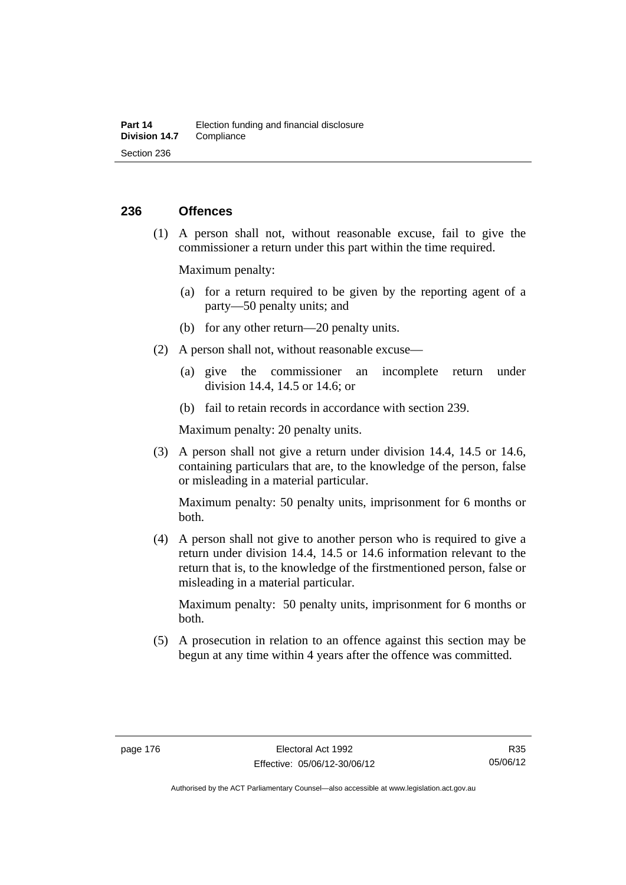## 236 Offences

(1) A person shall not, without reasonable excuse, fail to give the commissioner a return under this part within the time required.

Maximum penalty:

(a) for a return required to be given by the reporting agent of a party—50 penalty units; and

(b) for any other return—20 penalty units.

(2) A person shall not, without reasonable excuse—

(a) give the commissioner an incomplete return under division 14.4, 14.5 or 14.6; or

(b) fail to retain records in accordance with section 239.

Maximum penalty: 20 penalty units.

(3) A person shall not give a return under division 14.4, 14.5 or 14.6, containing particulars that are, to the knowledge of the person, false or misleading in a material particular.

Maximum penalty: 50 penalty units, imprisonment for 6 months or both.

(4) A person shall not give to another person who is required to give a return under division 14.4, 14.5 or 14.6 information relevant to the return that is, to the knowledge of the firstmentioned person, false or misleading in a material particular.

Maximum penalty: 50 penalty units, imprisonment for 6 months or both.

(5) A prosecution in relation to an offence against this section may be begun at any time within 4 years after the offence was committed.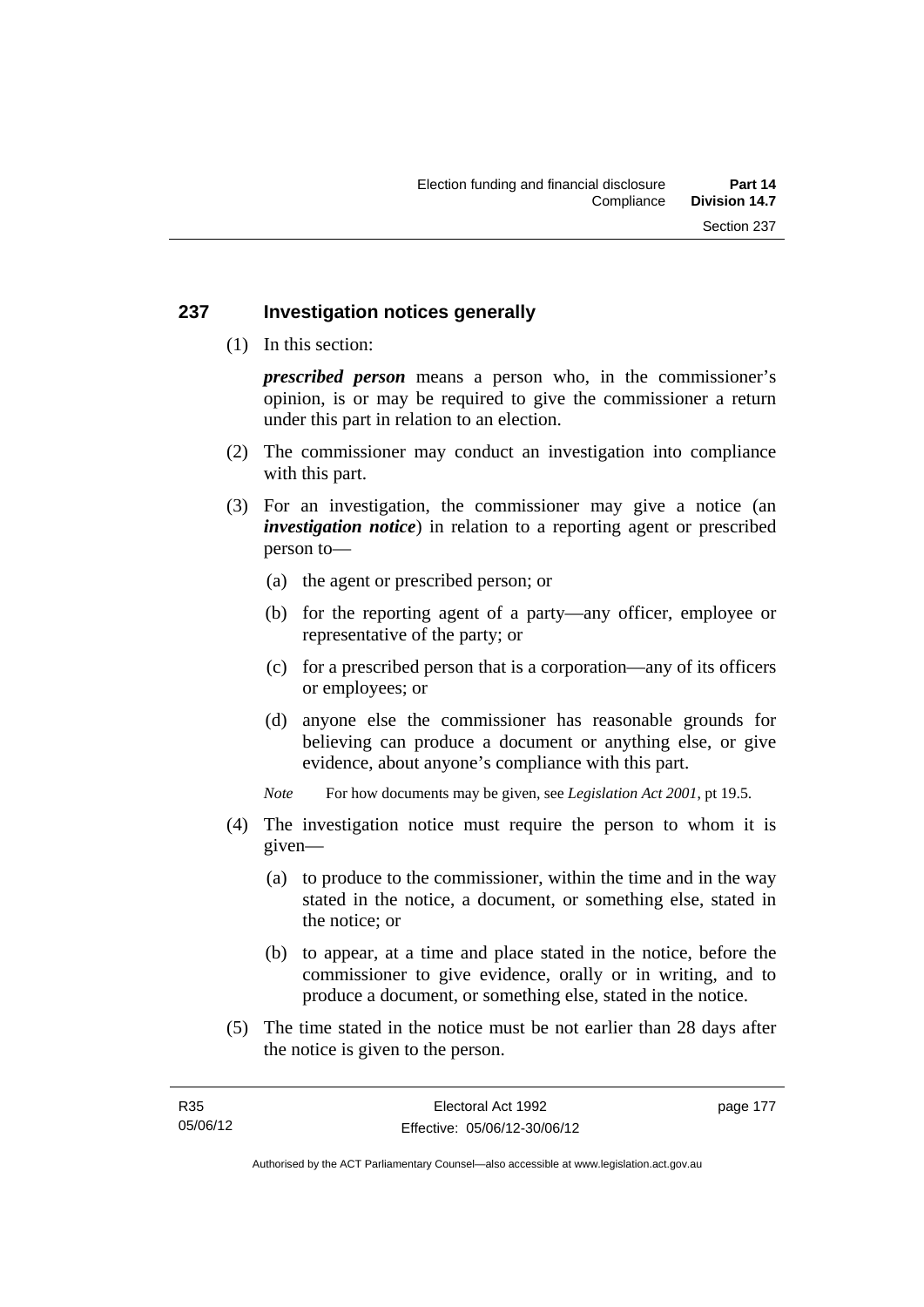## 237 Investigation notices generally

(1) In this section:

***prescribed person*** means a person who, in the commissioner's opinion, is or may be required to give the commissioner a return under this part in relation to an election.

(2) The commissioner may conduct an investigation into compliance with this part.

(3) For an investigation, the commissioner may give a notice (an ***investigation notice***) in relation to a reporting agent or prescribed person to—

(a) the agent or prescribed person; or

(b) for the reporting agent of a party—any officer, employee or representative of the party; or

(c) for a prescribed person that is a corporation—any of its officers or employees; or

(d) anyone else the commissioner has reasonable grounds for believing can produce a document or anything else, or give evidence, about anyone's compliance with this part.

*Note* For how documents may be given, see *Legislation Act 2001*, pt 19.5.

(4) The investigation notice must require the person to whom it is given—

(a) to produce to the commissioner, within the time and in the way stated in the notice, a document, or something else, stated in the notice; or

(b) to appear, at a time and place stated in the notice, before the commissioner to give evidence, orally or in writing, and to produce a document, or something else, stated in the notice.

(5) The time stated in the notice must be not earlier than 28 days after the notice is given to the person.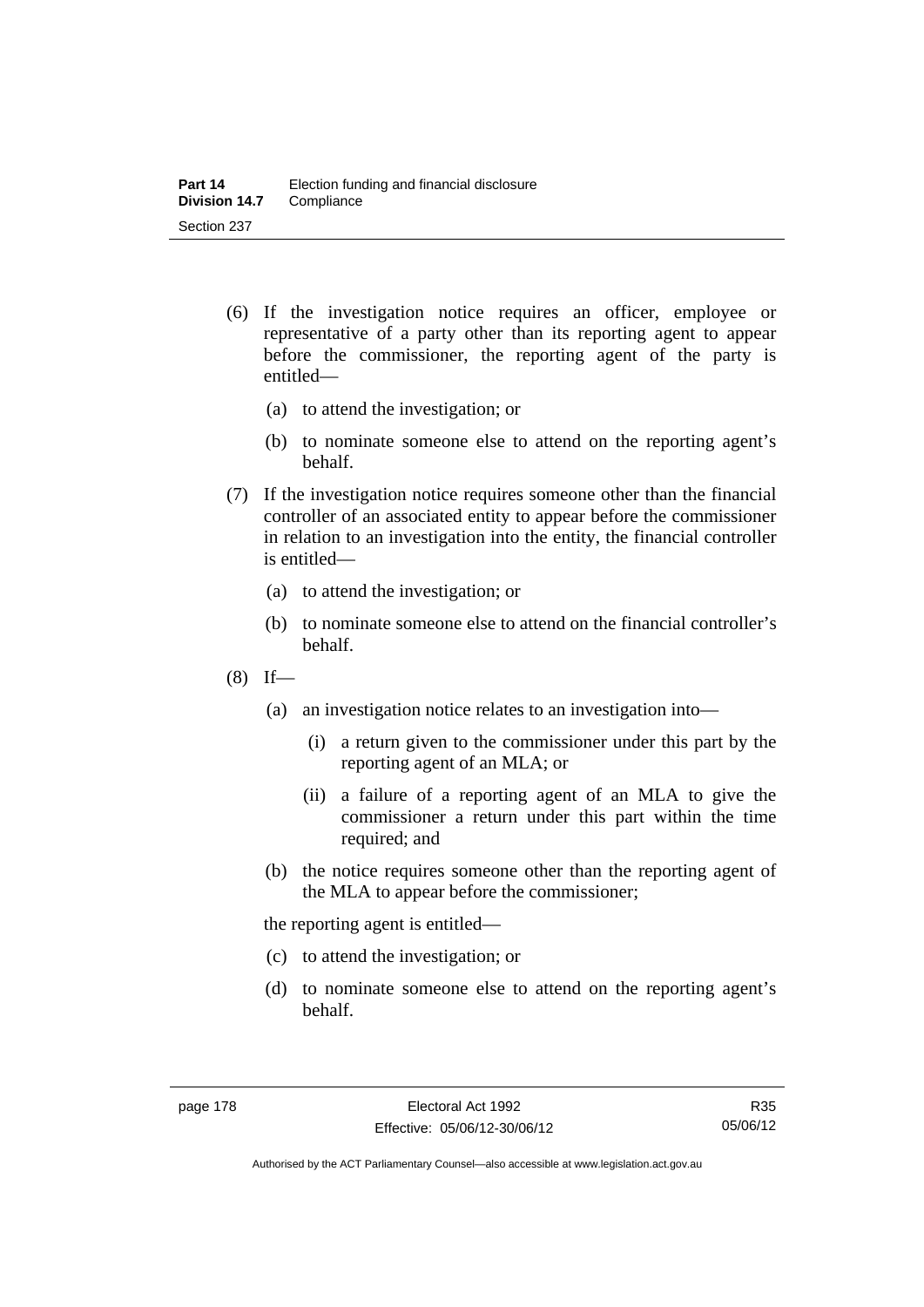(6) If the investigation notice requires an officer, employee or representative of a party other than its reporting agent to appear before the commissioner, the reporting agent of the party is entitled—

(a) to attend the investigation; or

(b) to nominate someone else to attend on the reporting agent's behalf.

(7) If the investigation notice requires someone other than the financial controller of an associated entity to appear before the commissioner in relation to an investigation into the entity, the financial controller is entitled—

(a) to attend the investigation; or

(b) to nominate someone else to attend on the financial controller's behalf.

(8) If—

(a) an investigation notice relates to an investigation into—

(i) a return given to the commissioner under this part by the reporting agent of an MLA; or

(ii) a failure of a reporting agent of an MLA to give the commissioner a return under this part within the time required; and

(b) the notice requires someone other than the reporting agent of the MLA to appear before the commissioner;

the reporting agent is entitled—

(c) to attend the investigation; or

(d) to nominate someone else to attend on the reporting agent's behalf.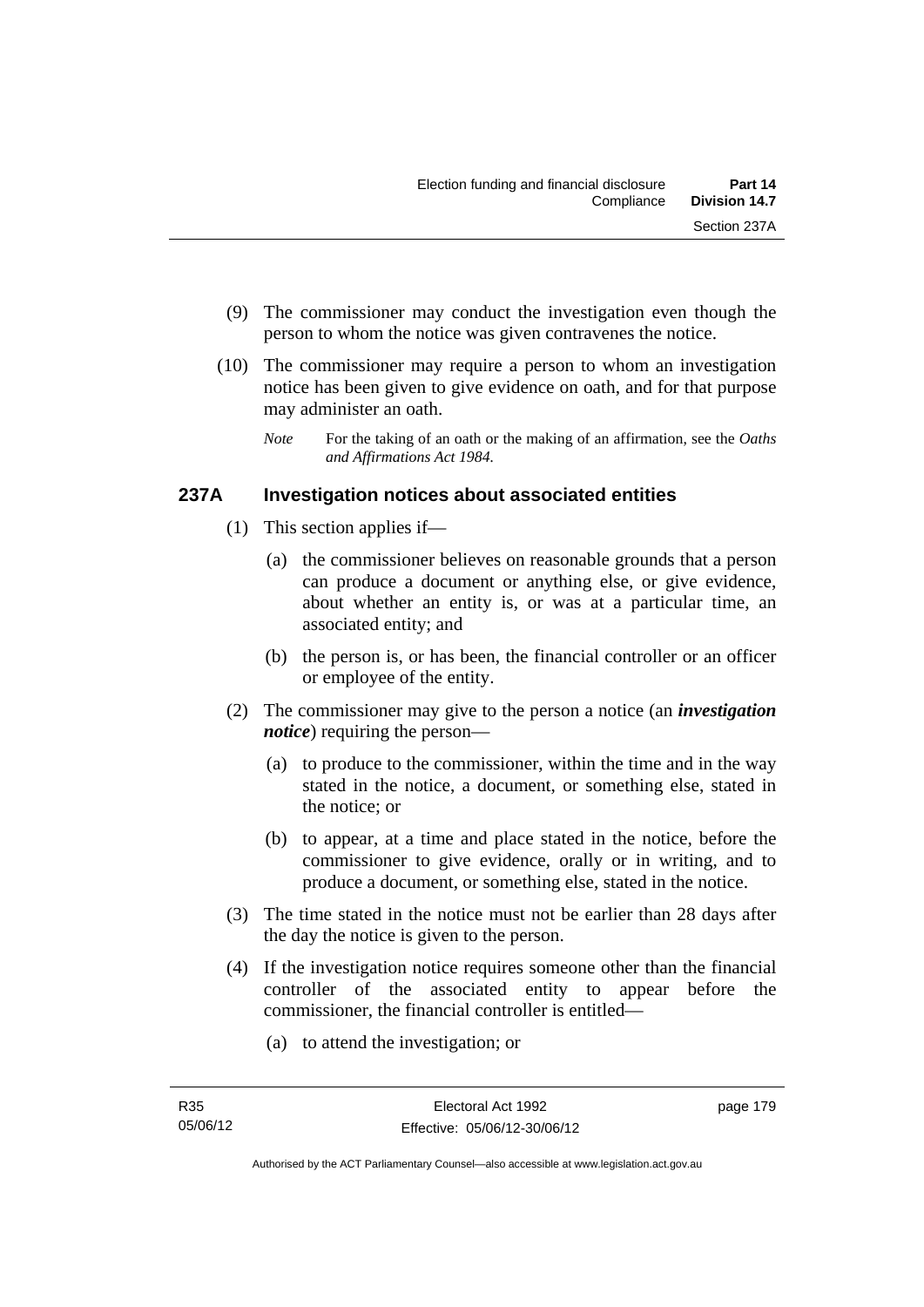(9) The commissioner may conduct the investigation even though the person to whom the notice was given contravenes the notice.

(10) The commissioner may require a person to whom an investigation notice has been given to give evidence on oath, and for that purpose may administer an oath.

*Note* For the taking of an oath or the making of an affirmation, see the *Oaths and Affirmations Act 1984*.

### 237A Investigation notices about associated entities

(1) This section applies if—

(a) the commissioner believes on reasonable grounds that a person can produce a document or anything else, or give evidence, about whether an entity is, or was at a particular time, an associated entity; and

(b) the person is, or has been, the financial controller or an officer or employee of the entity.

(2) The commissioner may give to the person a notice (an ***investigation notice***) requiring the person—

(a) to produce to the commissioner, within the time and in the way stated in the notice, a document, or something else, stated in the notice; or

(b) to appear, at a time and place stated in the notice, before the commissioner to give evidence, orally or in writing, and to produce a document, or something else, stated in the notice.

(3) The time stated in the notice must not be earlier than 28 days after the day the notice is given to the person.

(4) If the investigation notice requires someone other than the financial controller of the associated entity to appear before the commissioner, the financial controller is entitled—

(a) to attend the investigation; or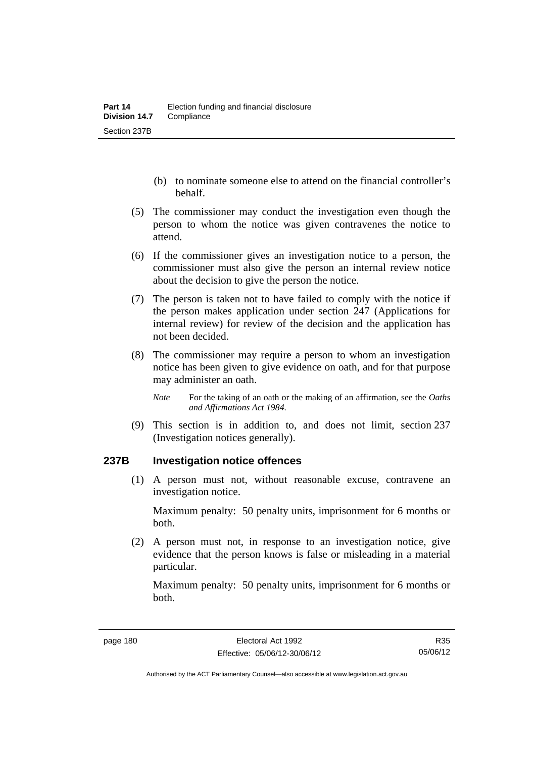(b) to nominate someone else to attend on the financial controller's behalf.

(5) The commissioner may conduct the investigation even though the person to whom the notice was given contravenes the notice to attend.

(6) If the commissioner gives an investigation notice to a person, the commissioner must also give the person an internal review notice about the decision to give the person the notice.

(7) The person is taken not to have failed to comply with the notice if the person makes application under section 247 (Applications for internal review) for review of the decision and the application has not been decided.

(8) The commissioner may require a person to whom an investigation notice has been given to give evidence on oath, and for that purpose may administer an oath.

*Note* For the taking of an oath or the making of an affirmation, see the *Oaths and Affirmations Act 1984.*

(9) This section is in addition to, and does not limit, section 237 (Investigation notices generally).

### 237B Investigation notice offences

(1) A person must not, without reasonable excuse, contravene an investigation notice.

Maximum penalty: 50 penalty units, imprisonment for 6 months or both.

(2) A person must not, in response to an investigation notice, give evidence that the person knows is false or misleading in a material particular.

Maximum penalty: 50 penalty units, imprisonment for 6 months or both.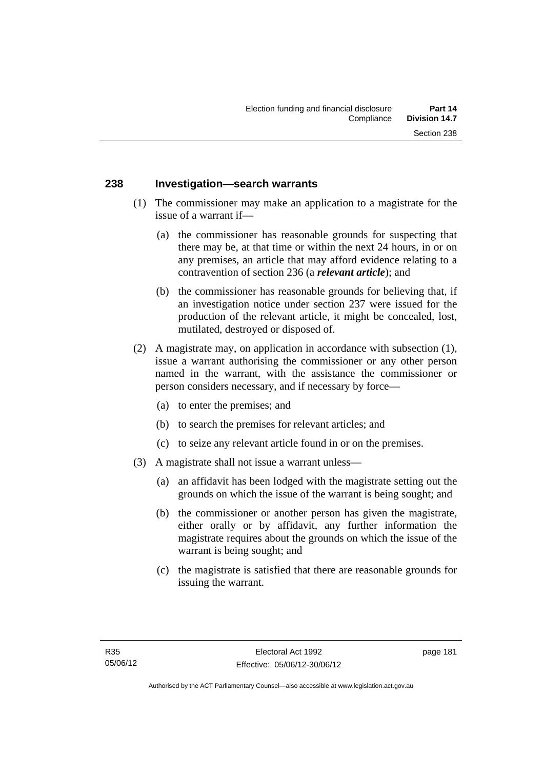## 238 Investigation—search warrants

(1) The commissioner may make an application to a magistrate for the issue of a warrant if—

(a) the commissioner has reasonable grounds for suspecting that there may be, at that time or within the next 24 hours, in or on any premises, an article that may afford evidence relating to a contravention of section 236 (a ***relevant article***); and

(b) the commissioner has reasonable grounds for believing that, if an investigation notice under section 237 were issued for the production of the relevant article, it might be concealed, lost, mutilated, destroyed or disposed of.

(2) A magistrate may, on application in accordance with subsection (1), issue a warrant authorising the commissioner or any other person named in the warrant, with the assistance the commissioner or person considers necessary, and if necessary by force—

(a) to enter the premises; and

(b) to search the premises for relevant articles; and

(c) to seize any relevant article found in or on the premises.

(3) A magistrate shall not issue a warrant unless—

(a) an affidavit has been lodged with the magistrate setting out the grounds on which the issue of the warrant is being sought; and

(b) the commissioner or another person has given the magistrate, either orally or by affidavit, any further information the magistrate requires about the grounds on which the issue of the warrant is being sought; and

(c) the magistrate is satisfied that there are reasonable grounds for issuing the warrant.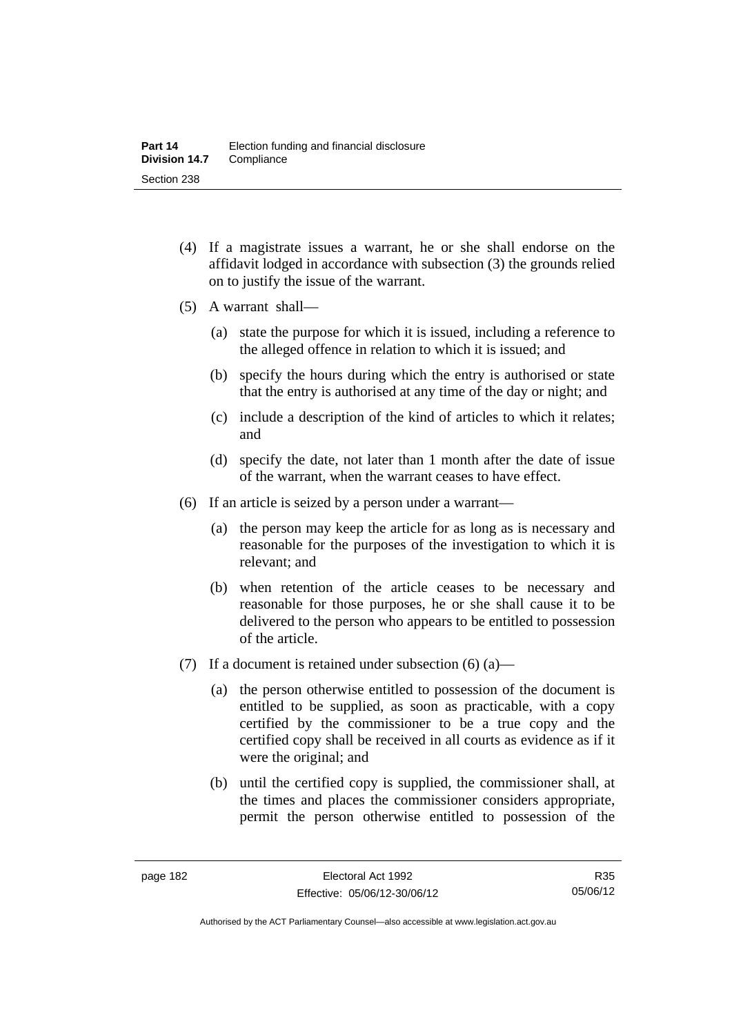(4) If a magistrate issues a warrant, he or she shall endorse on the affidavit lodged in accordance with subsection (3) the grounds relied on to justify the issue of the warrant.

(5) A warrant shall—

(a) state the purpose for which it is issued, including a reference to the alleged offence in relation to which it is issued; and

(b) specify the hours during which the entry is authorised or state that the entry is authorised at any time of the day or night; and

(c) include a description of the kind of articles to which it relates; and

(d) specify the date, not later than 1 month after the date of issue of the warrant, when the warrant ceases to have effect.

(6) If an article is seized by a person under a warrant—

(a) the person may keep the article for as long as is necessary and reasonable for the purposes of the investigation to which it is relevant; and

(b) when retention of the article ceases to be necessary and reasonable for those purposes, he or she shall cause it to be delivered to the person who appears to be entitled to possession of the article.

(7) If a document is retained under subsection (6) (a)—

(a) the person otherwise entitled to possession of the document is entitled to be supplied, as soon as practicable, with a copy certified by the commissioner to be a true copy and the certified copy shall be received in all courts as evidence as if it were the original; and

(b) until the certified copy is supplied, the commissioner shall, at the times and places the commissioner considers appropriate, permit the person otherwise entitled to possession of the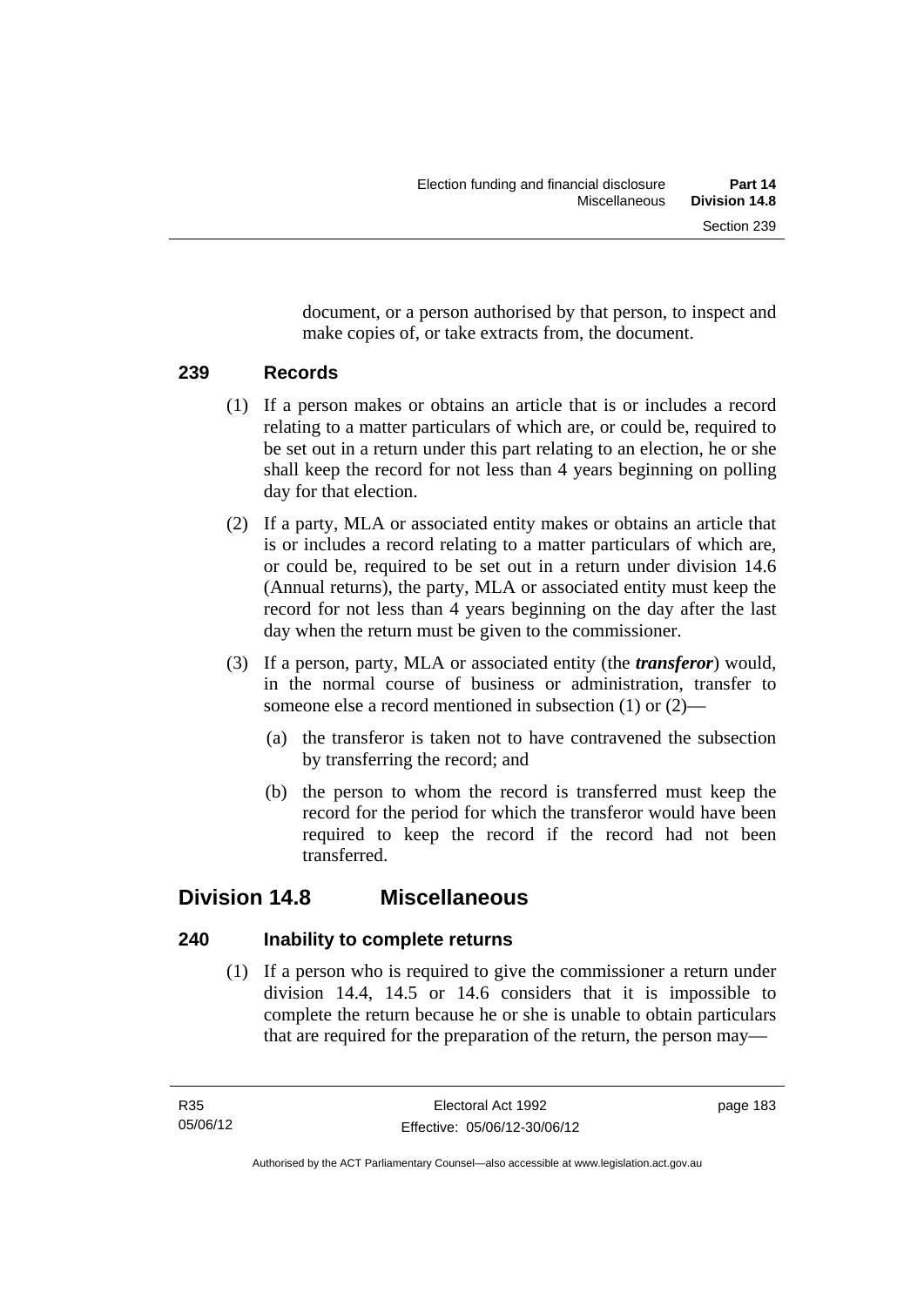document, or a person authorised by that person, to inspect and make copies of, or take extracts from, the document.

### 239 Records

(1) If a person makes or obtains an article that is or includes a record relating to a matter particulars of which are, or could be, required to be set out in a return under this part relating to an election, he or she shall keep the record for not less than 4 years beginning on polling day for that election.

(2) If a party, MLA or associated entity makes or obtains an article that is or includes a record relating to a matter particulars of which are, or could be, required to be set out in a return under division 14.6 (Annual returns), the party, MLA or associated entity must keep the record for not less than 4 years beginning on the day after the last day when the return must be given to the commissioner.

(3) If a person, party, MLA or associated entity (the ***transferor***) would, in the normal course of business or administration, transfer to someone else a record mentioned in subsection (1) or (2)—

(a) the transferor is taken not to have contravened the subsection by transferring the record; and

(b) the person to whom the record is transferred must keep the record for the period for which the transferor would have been required to keep the record if the record had not been transferred.

## Division 14.8 Miscellaneous

### 240 Inability to complete returns

(1) If a person who is required to give the commissioner a return under division 14.4, 14.5 or 14.6 considers that it is impossible to complete the return because he or she is unable to obtain particulars that are required for the preparation of the return, the person may—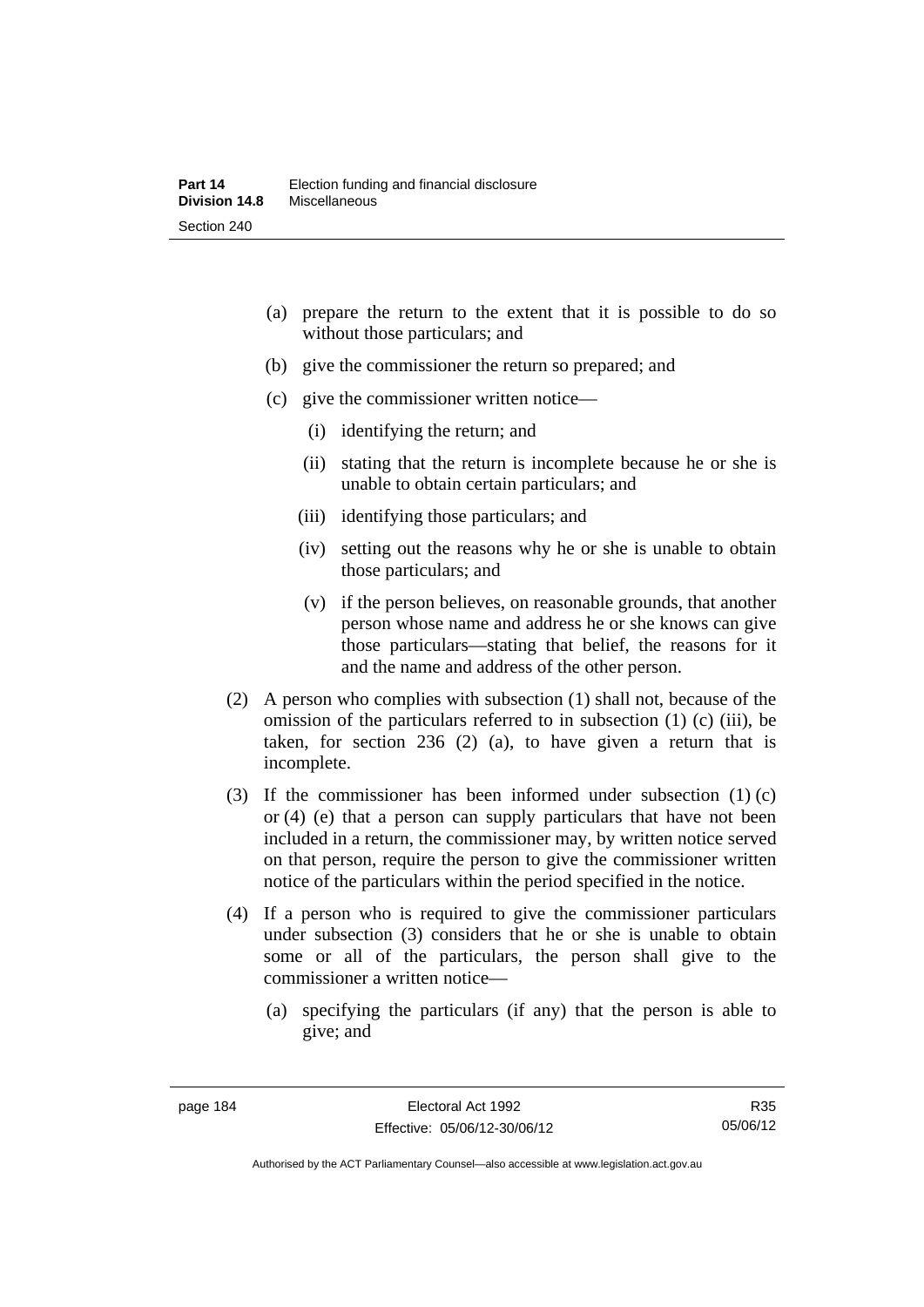(a) prepare the return to the extent that it is possible to do so without those particulars; and

(b) give the commissioner the return so prepared; and

(c) give the commissioner written notice—

  (i) identifying the return; and

  (ii) stating that the return is incomplete because he or she is unable to obtain certain particulars; and

  (iii) identifying those particulars; and

  (iv) setting out the reasons why he or she is unable to obtain those particulars; and

  (v) if the person believes, on reasonable grounds, that another person whose name and address he or she knows can give those particulars—stating that belief, the reasons for it and the name and address of the other person.

(2) A person who complies with subsection (1) shall not, because of the omission of the particulars referred to in subsection (1) (c) (iii), be taken, for section 236 (2) (a), to have given a return that is incomplete.

(3) If the commissioner has been informed under subsection (1) (c) or (4) (e) that a person can supply particulars that have not been included in a return, the commissioner may, by written notice served on that person, require the person to give the commissioner written notice of the particulars within the period specified in the notice.

(4) If a person who is required to give the commissioner particulars under subsection (3) considers that he or she is unable to obtain some or all of the particulars, the person shall give to the commissioner a written notice—

  (a) specifying the particulars (if any) that the person is able to give; and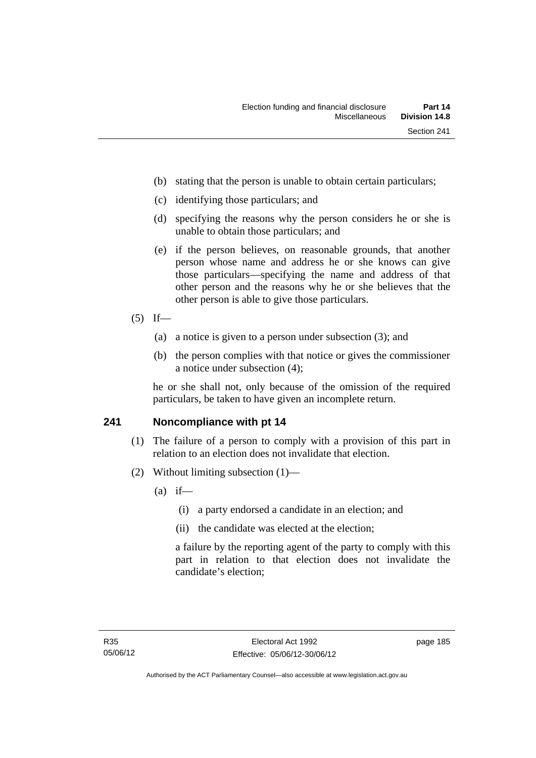(b) stating that the person is unable to obtain certain particulars;

(c) identifying those particulars; and

(d) specifying the reasons why the person considers he or she is unable to obtain those particulars; and

(e) if the person believes, on reasonable grounds, that another person whose name and address he or she knows can give those particulars—specifying the name and address of that other person and the reasons why he or she believes that the other person is able to give those particulars.

(5) If—

(a) a notice is given to a person under subsection (3); and

(b) the person complies with that notice or gives the commissioner a notice under subsection (4);

he or she shall not, only because of the omission of the required particulars, be taken to have given an incomplete return.

## 241 Noncompliance with pt 14

(1) The failure of a person to comply with a provision of this part in relation to an election does not invalidate that election.

(2) Without limiting subsection (1)—

(a) if—

(i) a party endorsed a candidate in an election; and

(ii) the candidate was elected at the election;

a failure by the reporting agent of the party to comply with this part in relation to that election does not invalidate the candidate's election;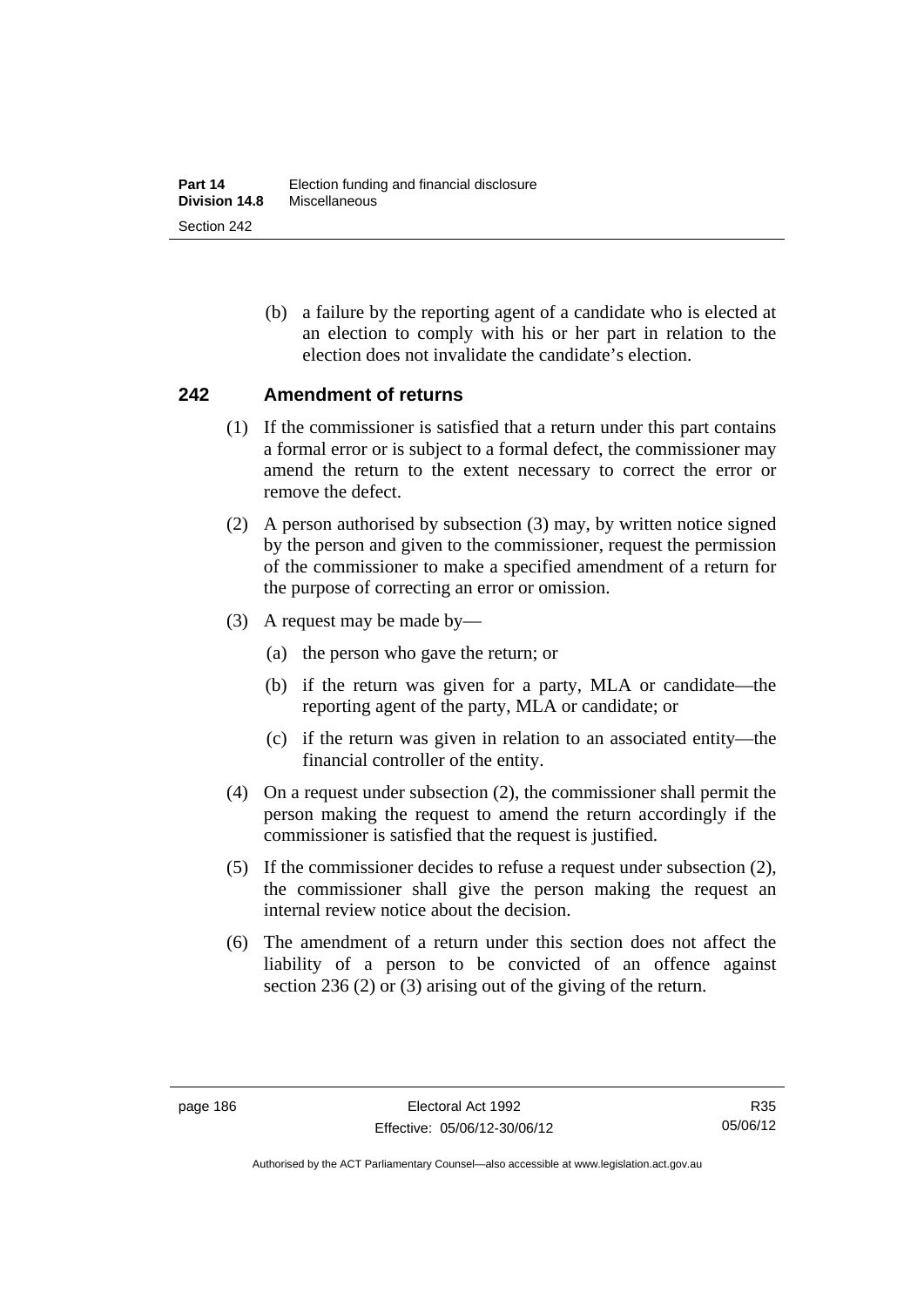(b) a failure by the reporting agent of a candidate who is elected at an election to comply with his or her part in relation to the election does not invalidate the candidate's election.

## 242 Amendment of returns

(1) If the commissioner is satisfied that a return under this part contains a formal error or is subject to a formal defect, the commissioner may amend the return to the extent necessary to correct the error or remove the defect.

(2) A person authorised by subsection (3) may, by written notice signed by the person and given to the commissioner, request the permission of the commissioner to make a specified amendment of a return for the purpose of correcting an error or omission.

(3) A request may be made by—

(a) the person who gave the return; or

(b) if the return was given for a party, MLA or candidate—the reporting agent of the party, MLA or candidate; or

(c) if the return was given in relation to an associated entity—the financial controller of the entity.

(4) On a request under subsection (2), the commissioner shall permit the person making the request to amend the return accordingly if the commissioner is satisfied that the request is justified.

(5) If the commissioner decides to refuse a request under subsection (2), the commissioner shall give the person making the request an internal review notice about the decision.

(6) The amendment of a return under this section does not affect the liability of a person to be convicted of an offence against section 236 (2) or (3) arising out of the giving of the return.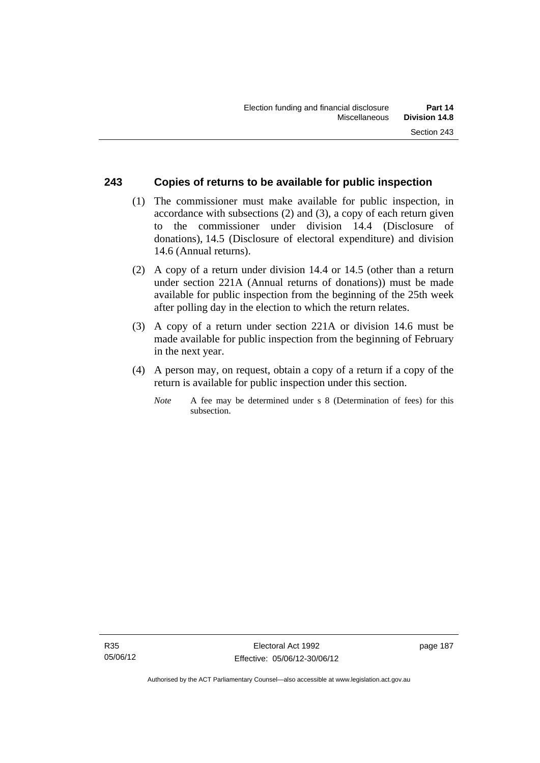## 243 Copies of returns to be available for public inspection

(1) The commissioner must make available for public inspection, in accordance with subsections (2) and (3), a copy of each return given to the commissioner under division 14.4 (Disclosure of donations), 14.5 (Disclosure of electoral expenditure) and division 14.6 (Annual returns).

(2) A copy of a return under division 14.4 or 14.5 (other than a return under section 221A (Annual returns of donations)) must be made available for public inspection from the beginning of the 25th week after polling day in the election to which the return relates.

(3) A copy of a return under section 221A or division 14.6 must be made available for public inspection from the beginning of February in the next year.

(4) A person may, on request, obtain a copy of a return if a copy of the return is available for public inspection under this section.

*Note* A fee may be determined under s 8 (Determination of fees) for this subsection.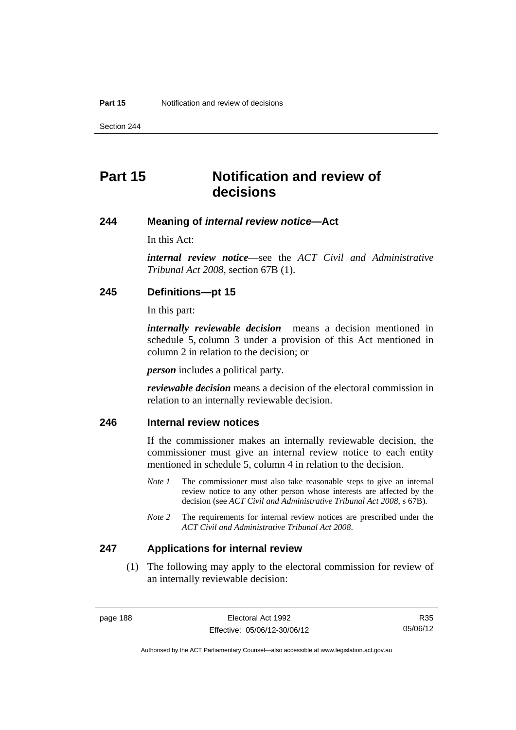# Part 15 Notification and review of decisions

## 244 Meaning of *internal review notice*—Act

In this Act:

***internal review notice***—see the *ACT Civil and Administrative Tribunal Act 2008*, section 67B (1).

## 245 Definitions—pt 15

In this part:

***internally reviewable decision*** means a decision mentioned in schedule 5, column 3 under a provision of this Act mentioned in column 2 in relation to the decision; or

***person*** includes a political party.

***reviewable decision*** means a decision of the electoral commission in relation to an internally reviewable decision.

## 246 Internal review notices

If the commissioner makes an internally reviewable decision, the commissioner must give an internal review notice to each entity mentioned in schedule 5, column 4 in relation to the decision.

*Note 1* The commissioner must also take reasonable steps to give an internal review notice to any other person whose interests are affected by the decision (see *ACT Civil and Administrative Tribunal Act 2008*, s 67B).

*Note 2* The requirements for internal review notices are prescribed under the *ACT Civil and Administrative Tribunal Act 2008*.

## 247 Applications for internal review

(1) The following may apply to the electoral commission for review of an internally reviewable decision: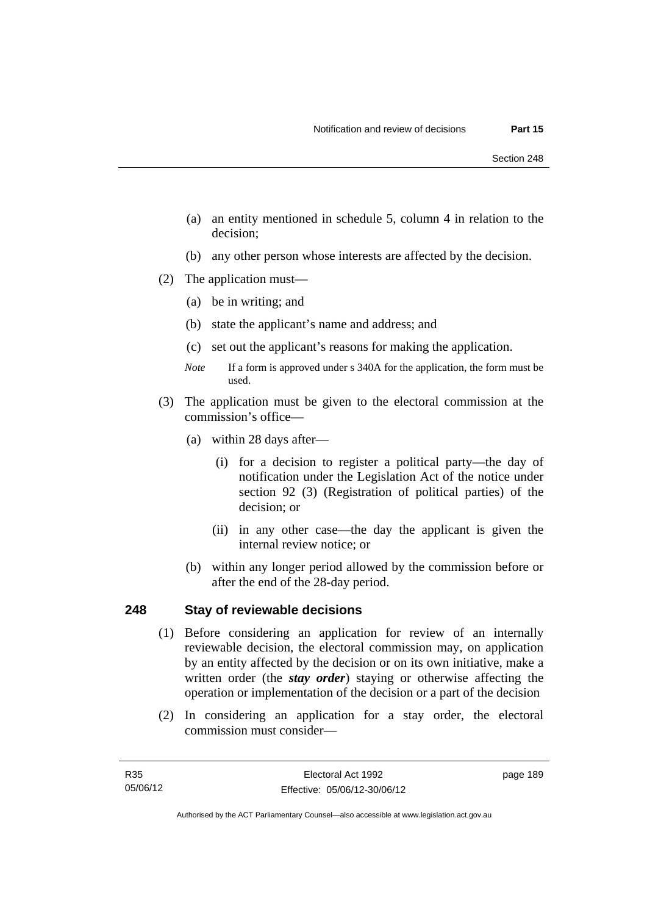(a) an entity mentioned in schedule 5, column 4 in relation to the decision;

(b) any other person whose interests are affected by the decision.

(2) The application must—

(a) be in writing; and

(b) state the applicant's name and address; and

(c) set out the applicant's reasons for making the application.

*Note* If a form is approved under s 340A for the application, the form must be used.

(3) The application must be given to the electoral commission at the commission's office—

(a) within 28 days after—

(i) for a decision to register a political party—the day of notification under the Legislation Act of the notice under section 92 (3) (Registration of political parties) of the decision; or

(ii) in any other case—the day the applicant is given the internal review notice; or

(b) within any longer period allowed by the commission before or after the end of the 28-day period.

## 248 Stay of reviewable decisions

(1) Before considering an application for review of an internally reviewable decision, the electoral commission may, on application by an entity affected by the decision or on its own initiative, make a written order (the ***stay order***) staying or otherwise affecting the operation or implementation of the decision or a part of the decision

(2) In considering an application for a stay order, the electoral commission must consider—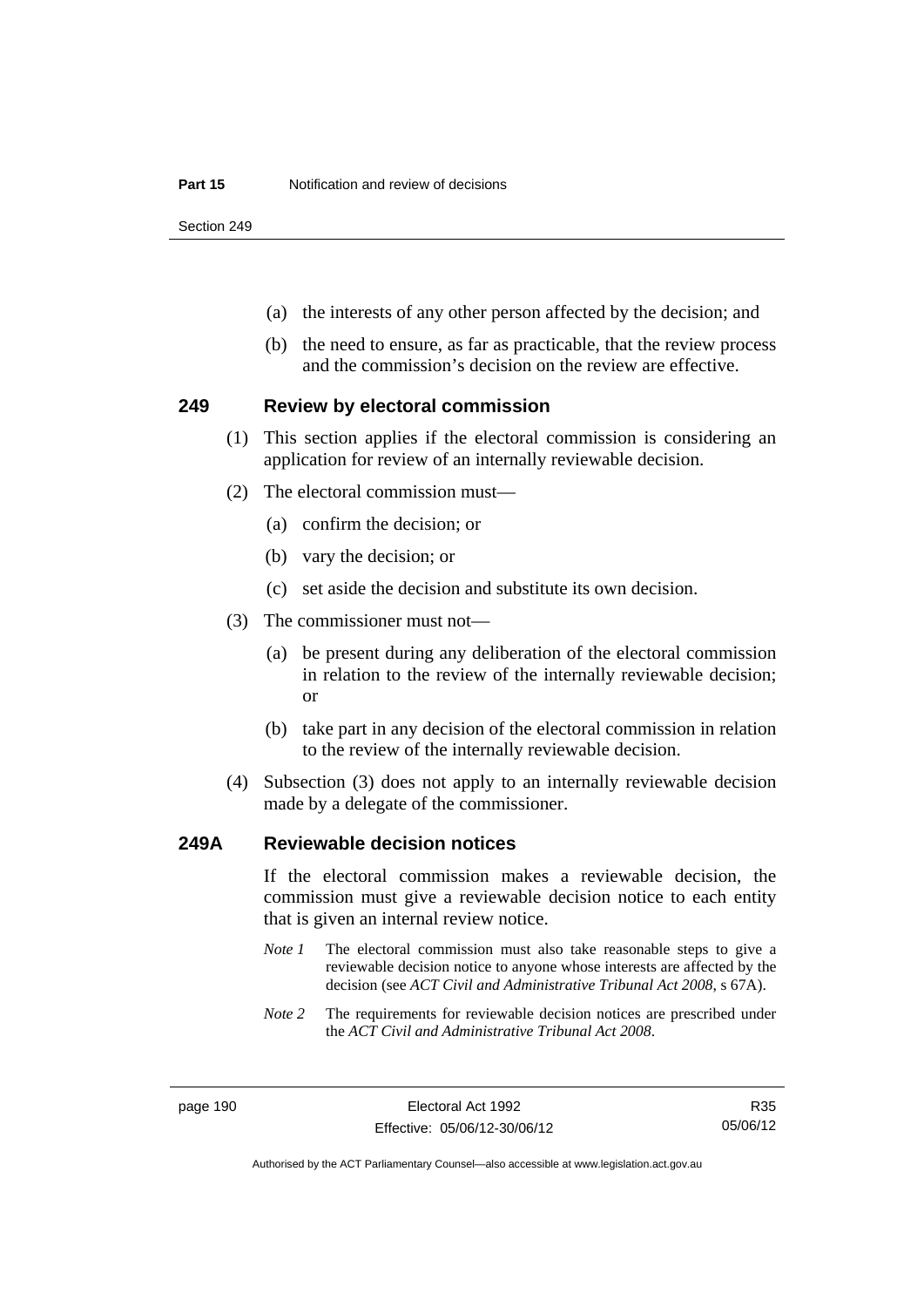(a) the interests of any other person affected by the decision; and

(b) the need to ensure, as far as practicable, that the review process and the commission's decision on the review are effective.

## 249 Review by electoral commission

(1) This section applies if the electoral commission is considering an application for review of an internally reviewable decision.

(2) The electoral commission must—

(a) confirm the decision; or

(b) vary the decision; or

(c) set aside the decision and substitute its own decision.

(3) The commissioner must not—

(a) be present during any deliberation of the electoral commission in relation to the review of the internally reviewable decision; or

(b) take part in any decision of the electoral commission in relation to the review of the internally reviewable decision.

(4) Subsection (3) does not apply to an internally reviewable decision made by a delegate of the commissioner.

## 249A Reviewable decision notices

If the electoral commission makes a reviewable decision, the commission must give a reviewable decision notice to each entity that is given an internal review notice.

*Note 1* The electoral commission must also take reasonable steps to give a reviewable decision notice to anyone whose interests are affected by the decision (see *ACT Civil and Administrative Tribunal Act 2008*, s 67A).

*Note 2* The requirements for reviewable decision notices are prescribed under the *ACT Civil and Administrative Tribunal Act 2008*.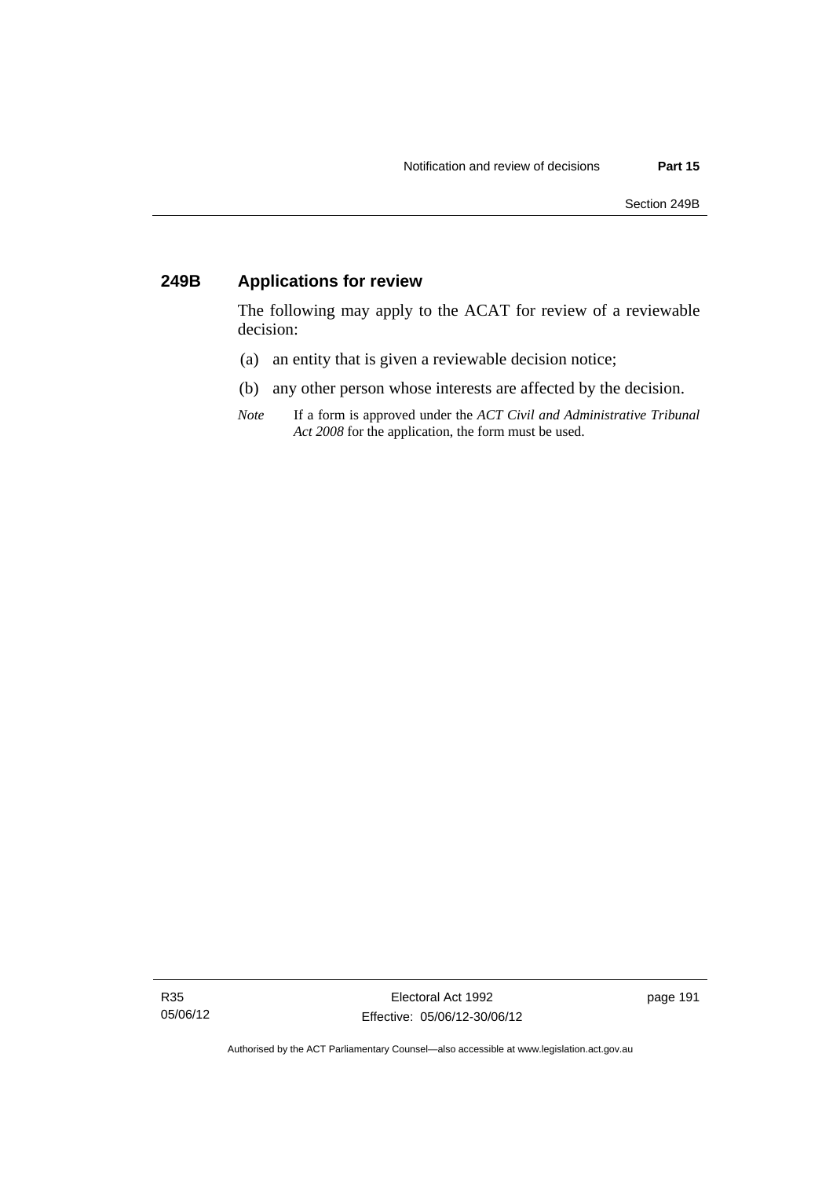## 249B Applications for review

The following may apply to the ACAT for review of a reviewable decision:

(a) an entity that is given a reviewable decision notice;

(b) any other person whose interests are affected by the decision.

*Note* If a form is approved under the *ACT Civil and Administrative Tribunal Act 2008* for the application, the form must be used.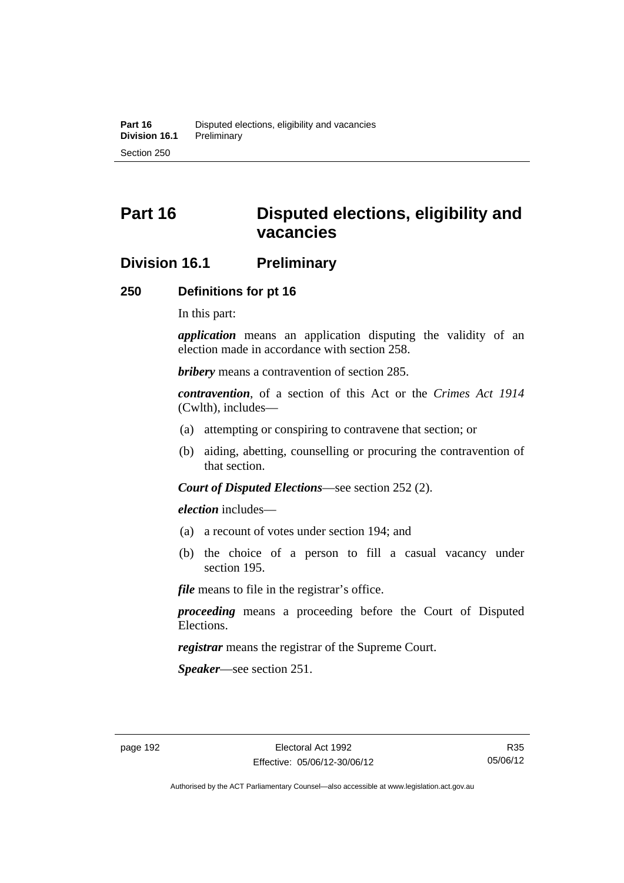# Part 16 Disputed elections, eligibility and vacancies

## Division 16.1 Preliminary

### 250 Definitions for pt 16

In this part:

***application*** means an application disputing the validity of an election made in accordance with section 258.

***bribery*** means a contravention of section 285.

***contravention***, of a section of this Act or the *Crimes Act 1914* (Cwlth), includes—

(a) attempting or conspiring to contravene that section; or

(b) aiding, abetting, counselling or procuring the contravention of that section.

***Court of Disputed Elections***—see section 252 (2).

***election*** includes—

(a) a recount of votes under section 194; and

(b) the choice of a person to fill a casual vacancy under section 195.

***file*** means to file in the registrar's office.

***proceeding*** means a proceeding before the Court of Disputed Elections.

***registrar*** means the registrar of the Supreme Court.

***Speaker***—see section 251.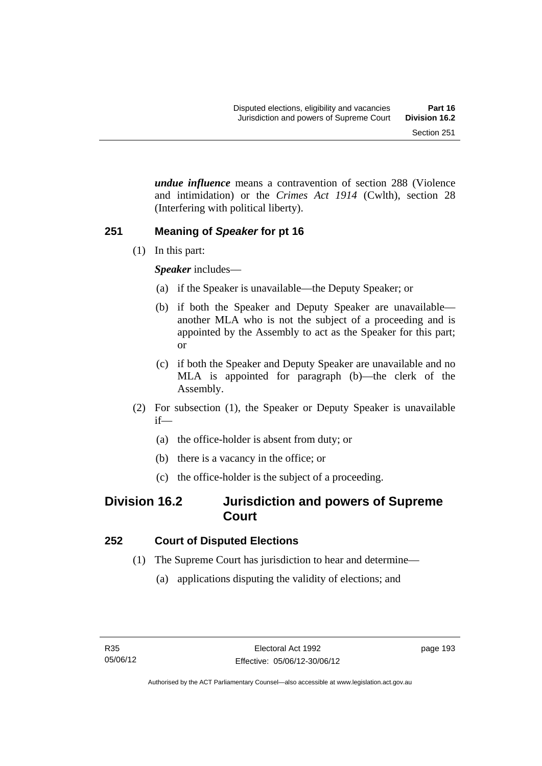***undue influence*** means a contravention of section 288 (Violence and intimidation) or the *Crimes Act 1914* (Cwlth), section 28 (Interfering with political liberty).

### 251 Meaning of *Speaker* for pt 16

(1) In this part:

***Speaker*** includes—

(a) if the Speaker is unavailable—the Deputy Speaker; or

(b) if both the Speaker and Deputy Speaker are unavailable—another MLA who is not the subject of a proceeding and is appointed by the Assembly to act as the Speaker for this part; or

(c) if both the Speaker and Deputy Speaker are unavailable and no MLA is appointed for paragraph (b)—the clerk of the Assembly.

(2) For subsection (1), the Speaker or Deputy Speaker is unavailable if—

(a) the office-holder is absent from duty; or

(b) there is a vacancy in the office; or

(c) the office-holder is the subject of a proceeding.

## Division 16.2 Jurisdiction and powers of Supreme Court

### 252 Court of Disputed Elections

(1) The Supreme Court has jurisdiction to hear and determine—

(a) applications disputing the validity of elections; and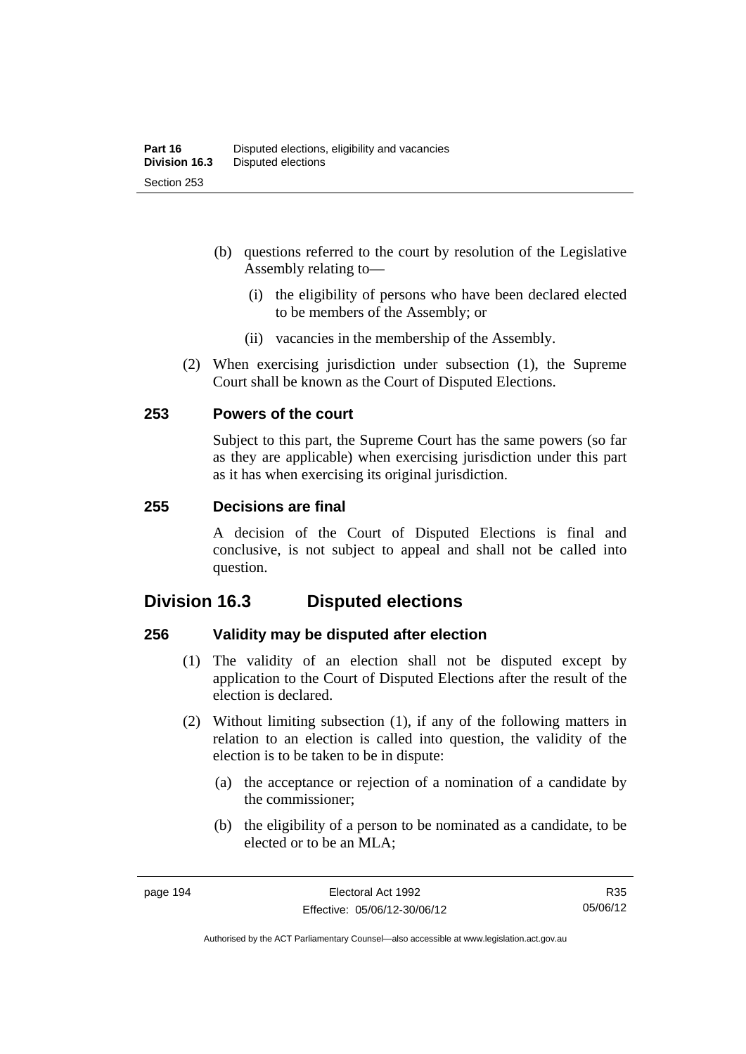(b) questions referred to the court by resolution of the Legislative Assembly relating to—

   (i) the eligibility of persons who have been declared elected to be members of the Assembly; or

   (ii) vacancies in the membership of the Assembly.

(2) When exercising jurisdiction under subsection (1), the Supreme Court shall be known as the Court of Disputed Elections.

### 253 Powers of the court

Subject to this part, the Supreme Court has the same powers (so far as they are applicable) when exercising jurisdiction under this part as it has when exercising its original jurisdiction.

### 255 Decisions are final

A decision of the Court of Disputed Elections is final and conclusive, is not subject to appeal and shall not be called into question.

## Division 16.3 Disputed elections

### 256 Validity may be disputed after election

(1) The validity of an election shall not be disputed except by application to the Court of Disputed Elections after the result of the election is declared.

(2) Without limiting subsection (1), if any of the following matters in relation to an election is called into question, the validity of the election is to be taken to be in dispute:

   (a) the acceptance or rejection of a nomination of a candidate by the commissioner;

   (b) the eligibility of a person to be nominated as a candidate, to be elected or to be an MLA;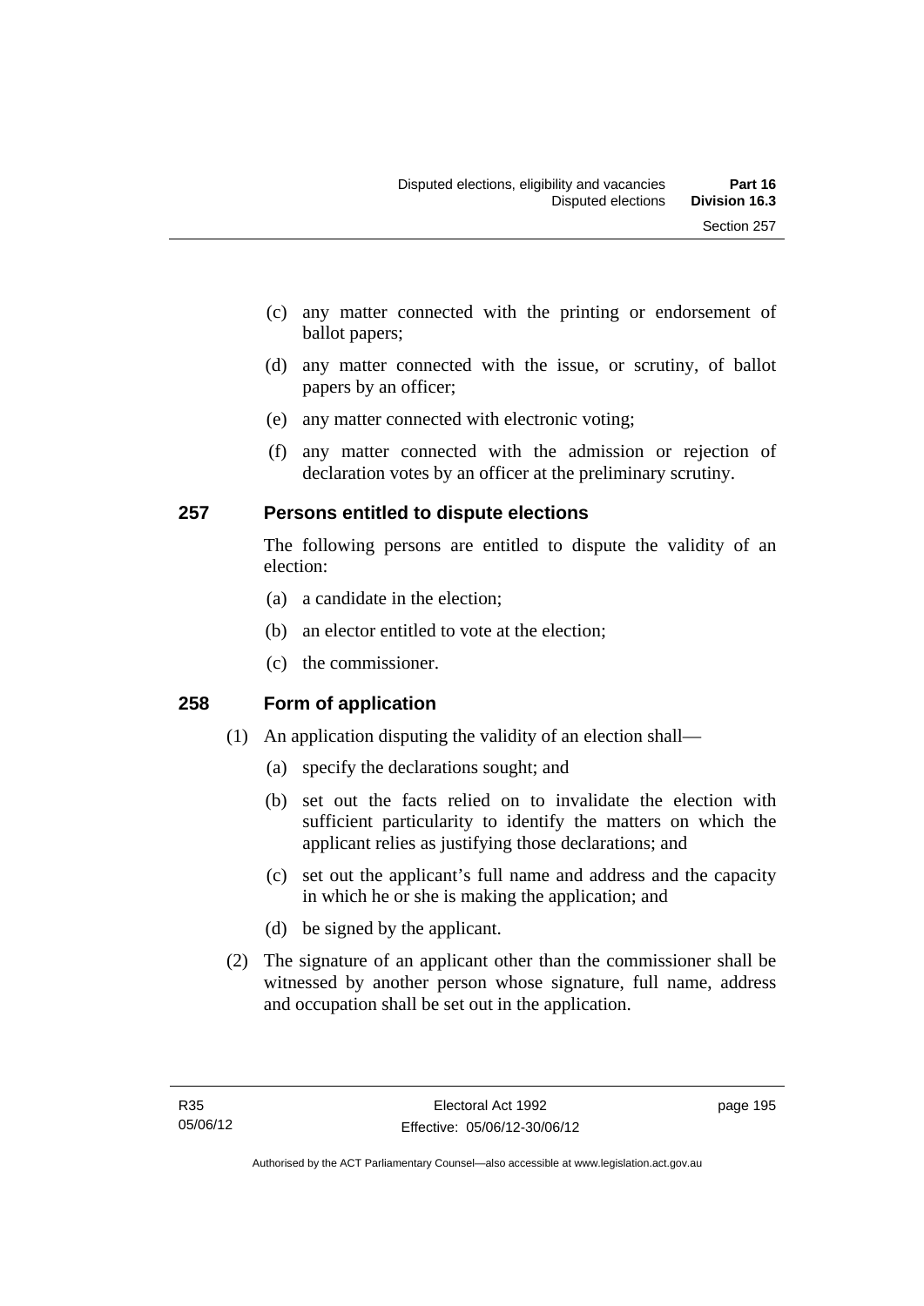(c) any matter connected with the printing or endorsement of ballot papers;

(d) any matter connected with the issue, or scrutiny, of ballot papers by an officer;

(e) any matter connected with electronic voting;

(f) any matter connected with the admission or rejection of declaration votes by an officer at the preliminary scrutiny.

## 257 Persons entitled to dispute elections

The following persons are entitled to dispute the validity of an election:

(a) a candidate in the election;

(b) an elector entitled to vote at the election;

(c) the commissioner.

## 258 Form of application

(1) An application disputing the validity of an election shall—

(a) specify the declarations sought; and

(b) set out the facts relied on to invalidate the election with sufficient particularity to identify the matters on which the applicant relies as justifying those declarations; and

(c) set out the applicant's full name and address and the capacity in which he or she is making the application; and

(d) be signed by the applicant.

(2) The signature of an applicant other than the commissioner shall be witnessed by another person whose signature, full name, address and occupation shall be set out in the application.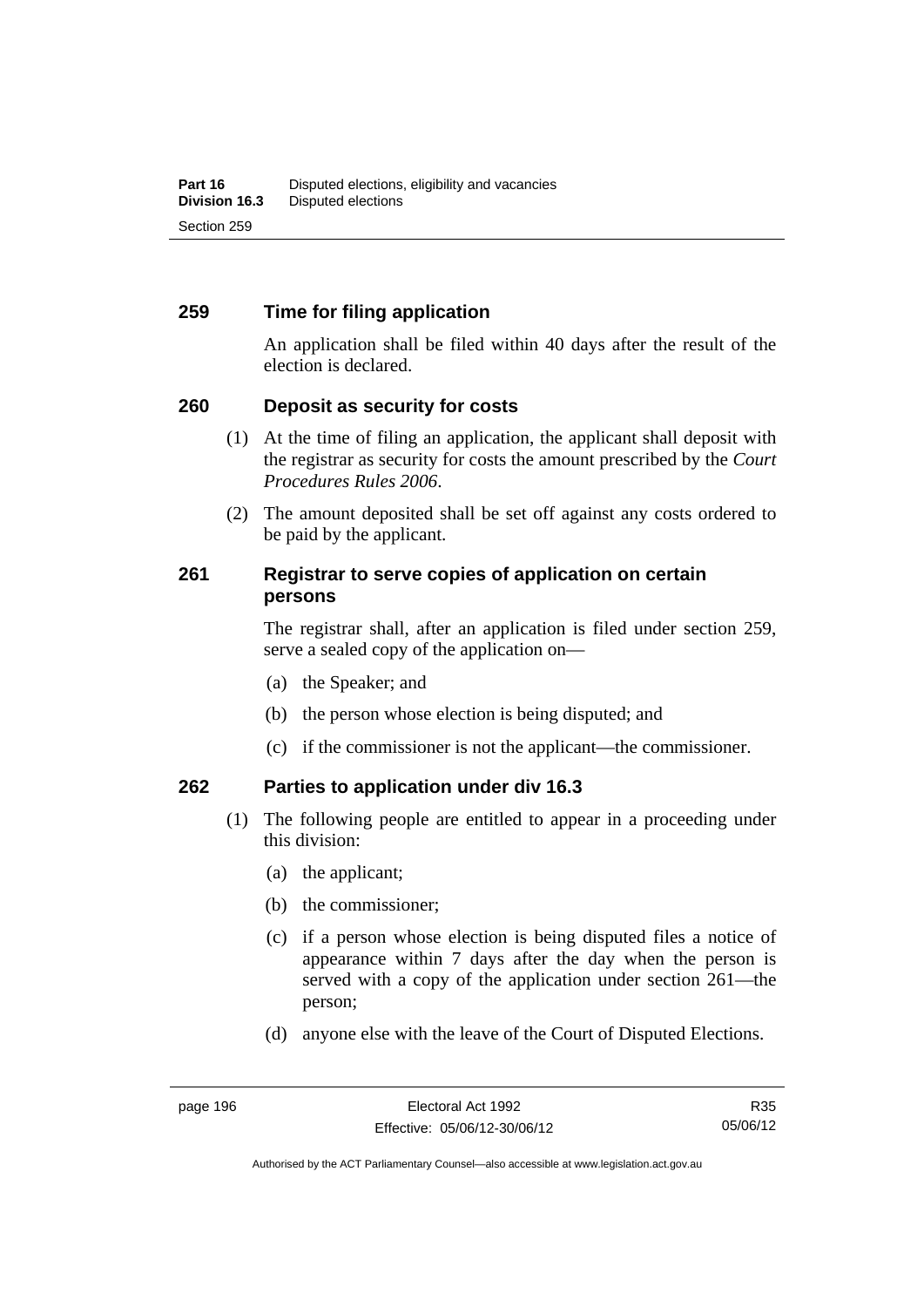## 259 Time for filing application

An application shall be filed within 40 days after the result of the election is declared.

## 260 Deposit as security for costs

(1) At the time of filing an application, the applicant shall deposit with the registrar as security for costs the amount prescribed by the *Court Procedures Rules 2006*.

(2) The amount deposited shall be set off against any costs ordered to be paid by the applicant.

## 261 Registrar to serve copies of application on certain persons

The registrar shall, after an application is filed under section 259, serve a sealed copy of the application on—

(a) the Speaker; and

(b) the person whose election is being disputed; and

(c) if the commissioner is not the applicant—the commissioner.

## 262 Parties to application under div 16.3

(1) The following people are entitled to appear in a proceeding under this division:

(a) the applicant;

(b) the commissioner;

(c) if a person whose election is being disputed files a notice of appearance within 7 days after the day when the person is served with a copy of the application under section 261—the person;

(d) anyone else with the leave of the Court of Disputed Elections.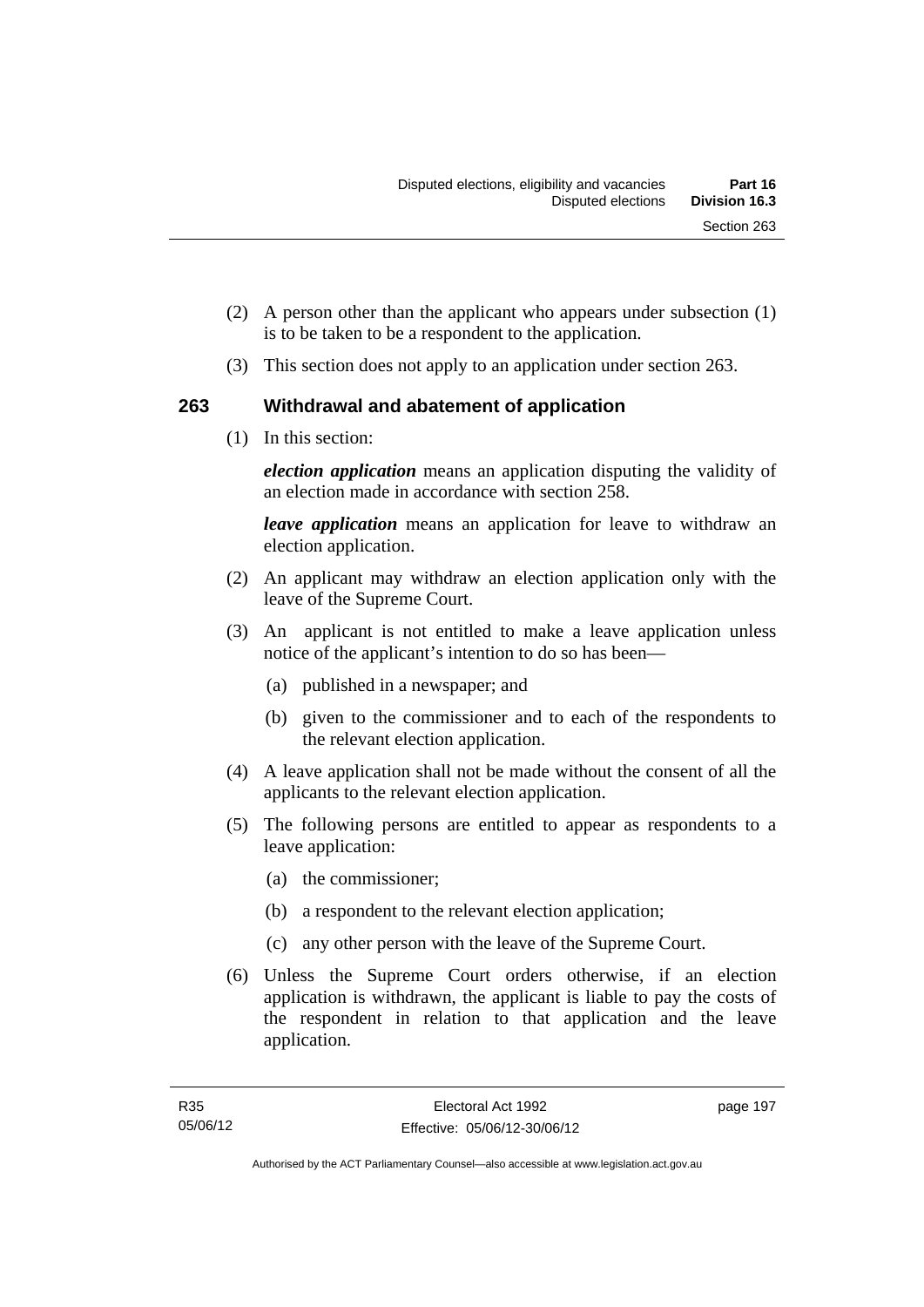(2) A person other than the applicant who appears under subsection (1) is to be taken to be a respondent to the application.

(3) This section does not apply to an application under section 263.

## 263 Withdrawal and abatement of application

(1) In this section:

***election application*** means an application disputing the validity of an election made in accordance with section 258.

***leave application*** means an application for leave to withdraw an election application.

(2) An applicant may withdraw an election application only with the leave of the Supreme Court.

(3) An applicant is not entitled to make a leave application unless notice of the applicant's intention to do so has been—

(a) published in a newspaper; and

(b) given to the commissioner and to each of the respondents to the relevant election application.

(4) A leave application shall not be made without the consent of all the applicants to the relevant election application.

(5) The following persons are entitled to appear as respondents to a leave application:

(a) the commissioner;

(b) a respondent to the relevant election application;

(c) any other person with the leave of the Supreme Court.

(6) Unless the Supreme Court orders otherwise, if an election application is withdrawn, the applicant is liable to pay the costs of the respondent in relation to that application and the leave application.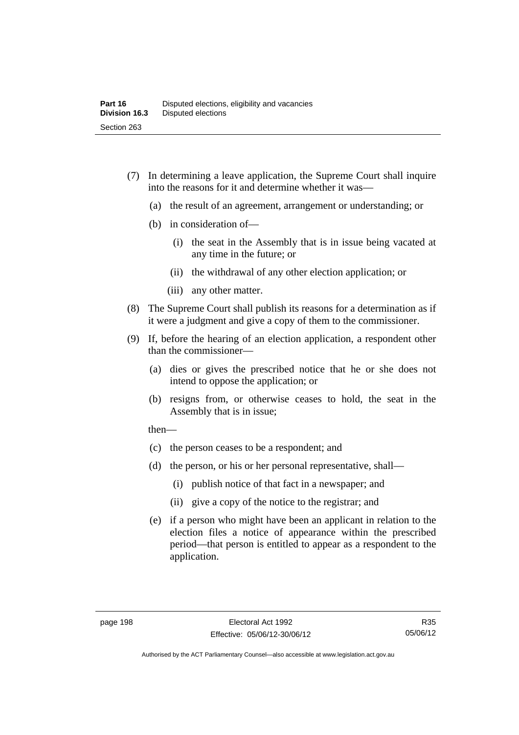(7) In determining a leave application, the Supreme Court shall inquire into the reasons for it and determine whether it was—

  (a) the result of an agreement, arrangement or understanding; or

  (b) in consideration of—

    (i) the seat in the Assembly that is in issue being vacated at any time in the future; or

    (ii) the withdrawal of any other election application; or

    (iii) any other matter.

(8) The Supreme Court shall publish its reasons for a determination as if it were a judgment and give a copy of them to the commissioner.

(9) If, before the hearing of an election application, a respondent other than the commissioner—

  (a) dies or gives the prescribed notice that he or she does not intend to oppose the application; or

  (b) resigns from, or otherwise ceases to hold, the seat in the Assembly that is in issue;

  then—

  (c) the person ceases to be a respondent; and

  (d) the person, or his or her personal representative, shall—

    (i) publish notice of that fact in a newspaper; and

    (ii) give a copy of the notice to the registrar; and

  (e) if a person who might have been an applicant in relation to the election files a notice of appearance within the prescribed period—that person is entitled to appear as a respondent to the application.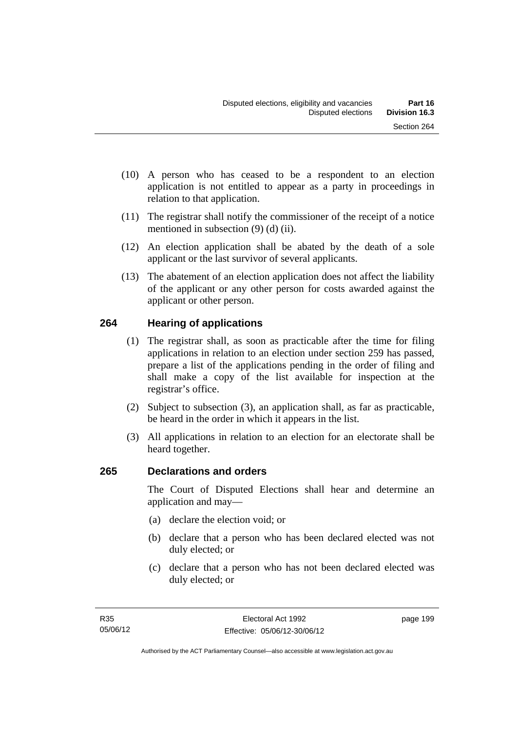(10) A person who has ceased to be a respondent to an election application is not entitled to appear as a party in proceedings in relation to that application.

(11) The registrar shall notify the commissioner of the receipt of a notice mentioned in subsection (9) (d) (ii).

(12) An election application shall be abated by the death of a sole applicant or the last survivor of several applicants.

(13) The abatement of an election application does not affect the liability of the applicant or any other person for costs awarded against the applicant or other person.

## 264 Hearing of applications

(1) The registrar shall, as soon as practicable after the time for filing applications in relation to an election under section 259 has passed, prepare a list of the applications pending in the order of filing and shall make a copy of the list available for inspection at the registrar's office.

(2) Subject to subsection (3), an application shall, as far as practicable, be heard in the order in which it appears in the list.

(3) All applications in relation to an election for an electorate shall be heard together.

## 265 Declarations and orders

The Court of Disputed Elections shall hear and determine an application and may—

(a) declare the election void; or

(b) declare that a person who has been declared elected was not duly elected; or

(c) declare that a person who has not been declared elected was duly elected; or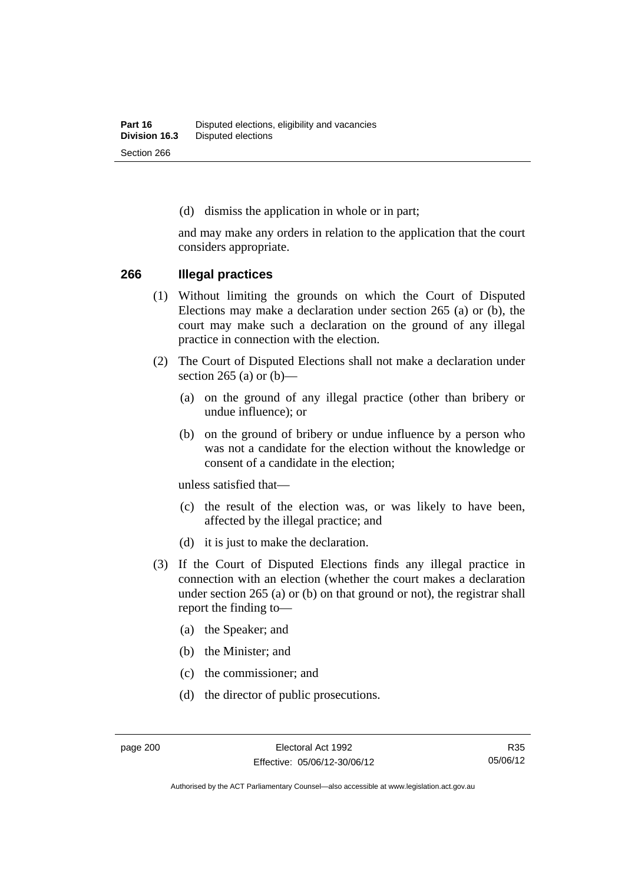(d) dismiss the application in whole or in part;

and may make any orders in relation to the application that the court considers appropriate.

## 266 Illegal practices

(1) Without limiting the grounds on which the Court of Disputed Elections may make a declaration under section 265 (a) or (b), the court may make such a declaration on the ground of any illegal practice in connection with the election.

(2) The Court of Disputed Elections shall not make a declaration under section 265 (a) or (b)—

(a) on the ground of any illegal practice (other than bribery or undue influence); or

(b) on the ground of bribery or undue influence by a person who was not a candidate for the election without the knowledge or consent of a candidate in the election;

unless satisfied that—

(c) the result of the election was, or was likely to have been, affected by the illegal practice; and

(d) it is just to make the declaration.

(3) If the Court of Disputed Elections finds any illegal practice in connection with an election (whether the court makes a declaration under section 265 (a) or (b) on that ground or not), the registrar shall report the finding to—

(a) the Speaker; and

(b) the Minister; and

(c) the commissioner; and

(d) the director of public prosecutions.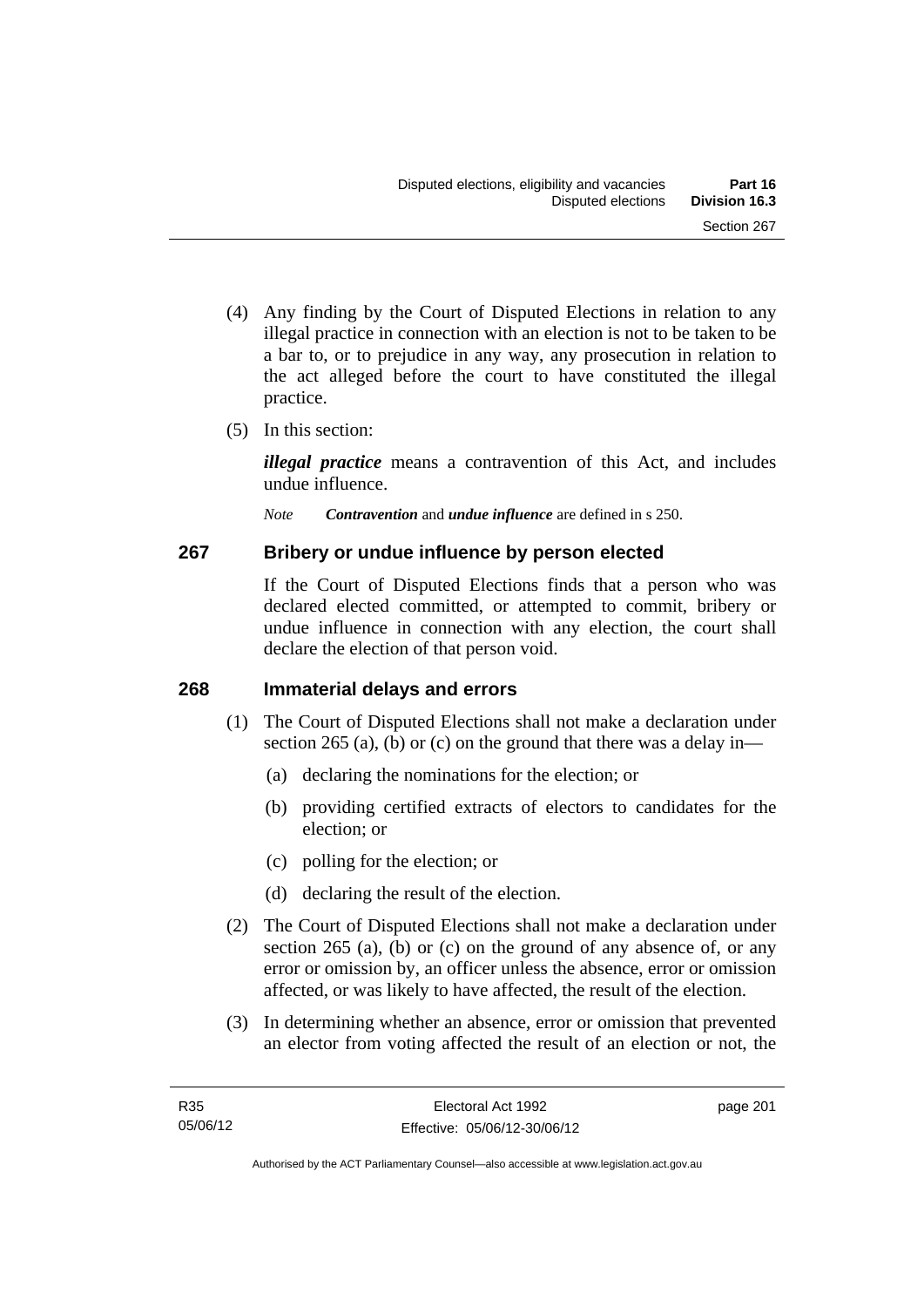(4) Any finding by the Court of Disputed Elections in relation to any illegal practice in connection with an election is not to be taken to be a bar to, or to prejudice in any way, any prosecution in relation to the act alleged before the court to have constituted the illegal practice.

(5) In this section:

***illegal practice*** means a contravention of this Act, and includes undue influence.

*Note* ***Contravention*** and ***undue influence*** are defined in s 250.

## 267 Bribery or undue influence by person elected

If the Court of Disputed Elections finds that a person who was declared elected committed, or attempted to commit, bribery or undue influence in connection with any election, the court shall declare the election of that person void.

## 268 Immaterial delays and errors

(1) The Court of Disputed Elections shall not make a declaration under section 265 (a), (b) or (c) on the ground that there was a delay in—

(a) declaring the nominations for the election; or

(b) providing certified extracts of electors to candidates for the election; or

(c) polling for the election; or

(d) declaring the result of the election.

(2) The Court of Disputed Elections shall not make a declaration under section 265 (a), (b) or (c) on the ground of any absence of, or any error or omission by, an officer unless the absence, error or omission affected, or was likely to have affected, the result of the election.

(3) In determining whether an absence, error or omission that prevented an elector from voting affected the result of an election or not, the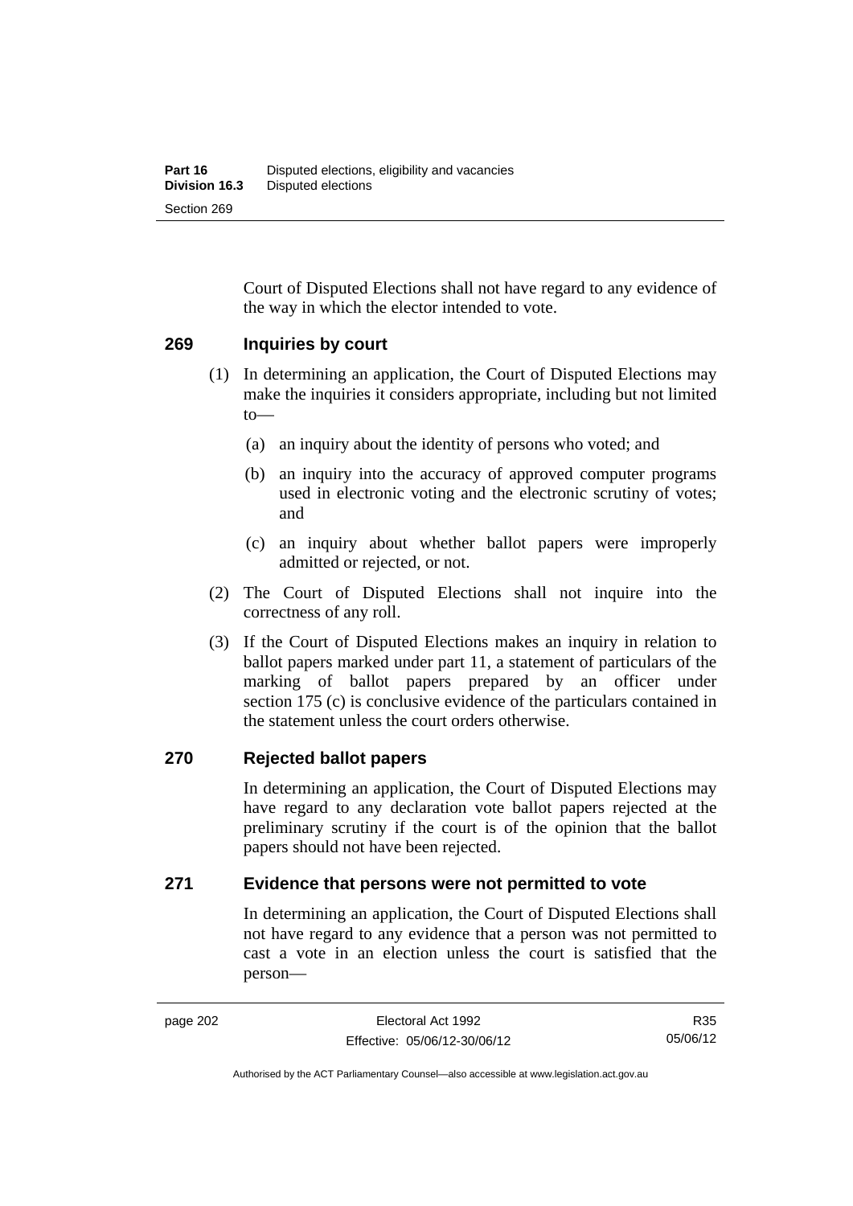Court of Disputed Elections shall not have regard to any evidence of the way in which the elector intended to vote.

### 269 Inquiries by court

(1) In determining an application, the Court of Disputed Elections may make the inquiries it considers appropriate, including but not limited to—

(a) an inquiry about the identity of persons who voted; and

(b) an inquiry into the accuracy of approved computer programs used in electronic voting and the electronic scrutiny of votes; and

(c) an inquiry about whether ballot papers were improperly admitted or rejected, or not.

(2) The Court of Disputed Elections shall not inquire into the correctness of any roll.

(3) If the Court of Disputed Elections makes an inquiry in relation to ballot papers marked under part 11, a statement of particulars of the marking of ballot papers prepared by an officer under section 175 (c) is conclusive evidence of the particulars contained in the statement unless the court orders otherwise.

### 270 Rejected ballot papers

In determining an application, the Court of Disputed Elections may have regard to any declaration vote ballot papers rejected at the preliminary scrutiny if the court is of the opinion that the ballot papers should not have been rejected.

### 271 Evidence that persons were not permitted to vote

In determining an application, the Court of Disputed Elections shall not have regard to any evidence that a person was not permitted to cast a vote in an election unless the court is satisfied that the person—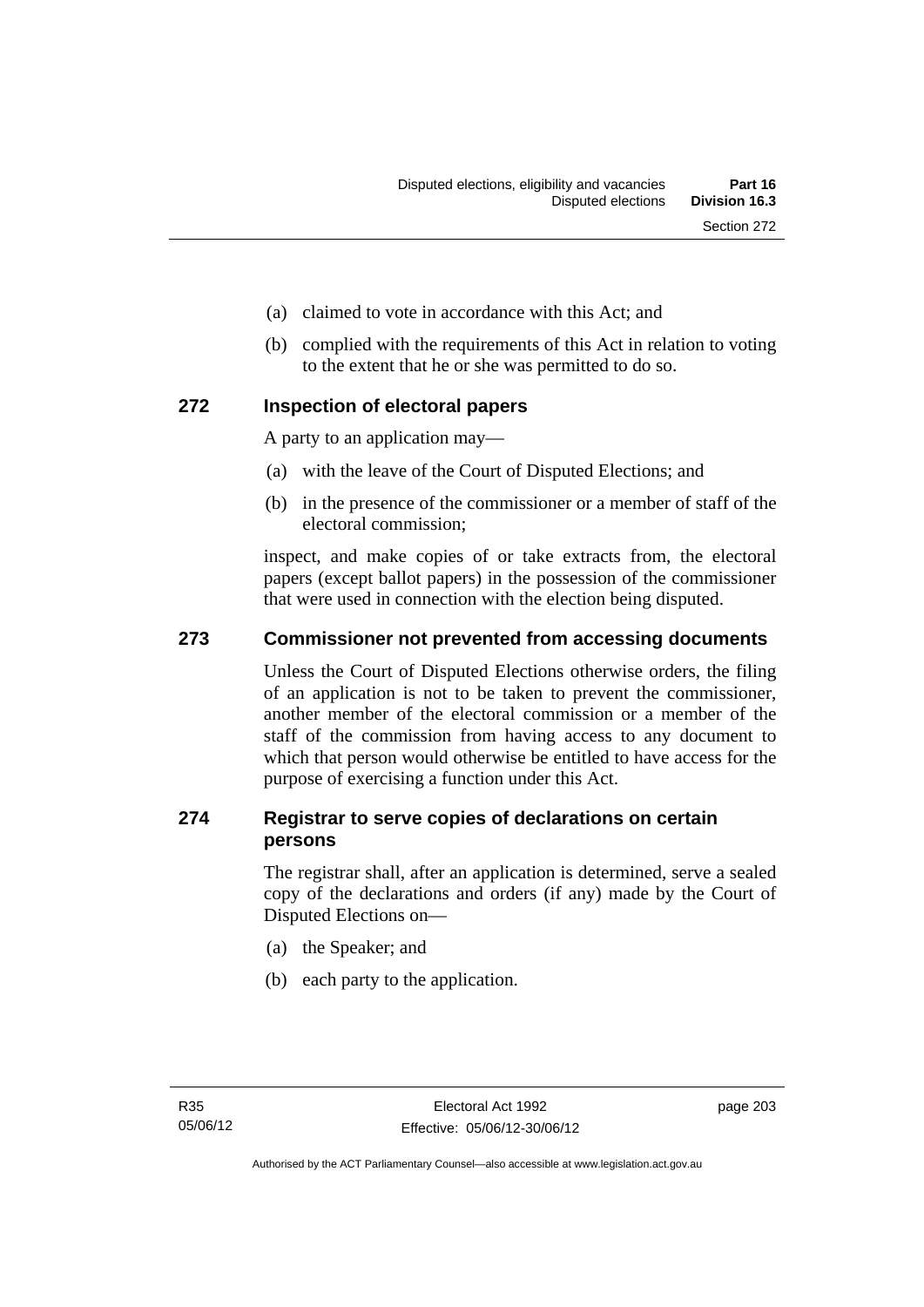(a) claimed to vote in accordance with this Act; and

(b) complied with the requirements of this Act in relation to voting to the extent that he or she was permitted to do so.

### 272 Inspection of electoral papers

A party to an application may—

(a) with the leave of the Court of Disputed Elections; and

(b) in the presence of the commissioner or a member of staff of the electoral commission;

inspect, and make copies of or take extracts from, the electoral papers (except ballot papers) in the possession of the commissioner that were used in connection with the election being disputed.

### 273 Commissioner not prevented from accessing documents

Unless the Court of Disputed Elections otherwise orders, the filing of an application is not to be taken to prevent the commissioner, another member of the electoral commission or a member of the staff of the commission from having access to any document to which that person would otherwise be entitled to have access for the purpose of exercising a function under this Act.

### 274 Registrar to serve copies of declarations on certain persons

The registrar shall, after an application is determined, serve a sealed copy of the declarations and orders (if any) made by the Court of Disputed Elections on—

(a) the Speaker; and

(b) each party to the application.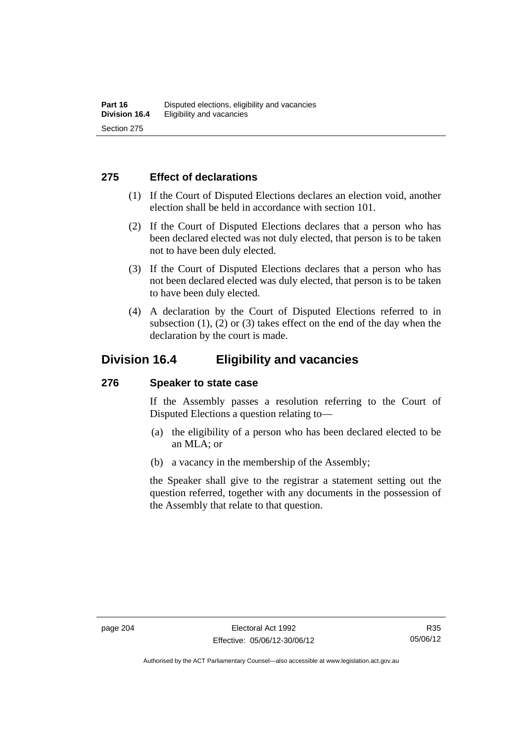### 275 Effect of declarations

(1) If the Court of Disputed Elections declares an election void, another election shall be held in accordance with section 101.

(2) If the Court of Disputed Elections declares that a person who has been declared elected was not duly elected, that person is to be taken not to have been duly elected.

(3) If the Court of Disputed Elections declares that a person who has not been declared elected was duly elected, that person is to be taken to have been duly elected.

(4) A declaration by the Court of Disputed Elections referred to in subsection (1), (2) or (3) takes effect on the end of the day when the declaration by the court is made.

## Division 16.4 Eligibility and vacancies

### 276 Speaker to state case

If the Assembly passes a resolution referring to the Court of Disputed Elections a question relating to—

(a) the eligibility of a person who has been declared elected to be an MLA; or

(b) a vacancy in the membership of the Assembly;

the Speaker shall give to the registrar a statement setting out the question referred, together with any documents in the possession of the Assembly that relate to that question.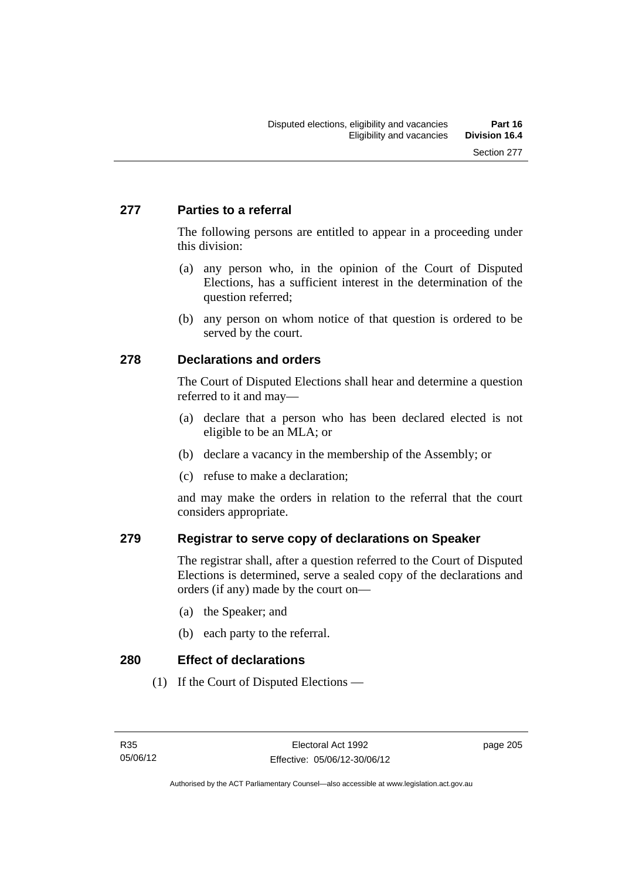## 277 Parties to a referral

The following persons are entitled to appear in a proceeding under this division:

(a) any person who, in the opinion of the Court of Disputed Elections, has a sufficient interest in the determination of the question referred;

(b) any person on whom notice of that question is ordered to be served by the court.

## 278 Declarations and orders

The Court of Disputed Elections shall hear and determine a question referred to it and may—

(a) declare that a person who has been declared elected is not eligible to be an MLA; or

(b) declare a vacancy in the membership of the Assembly; or

(c) refuse to make a declaration;

and may make the orders in relation to the referral that the court considers appropriate.

## 279 Registrar to serve copy of declarations on Speaker

The registrar shall, after a question referred to the Court of Disputed Elections is determined, serve a sealed copy of the declarations and orders (if any) made by the court on—

(a) the Speaker; and

(b) each party to the referral.

## 280 Effect of declarations

(1) If the Court of Disputed Elections —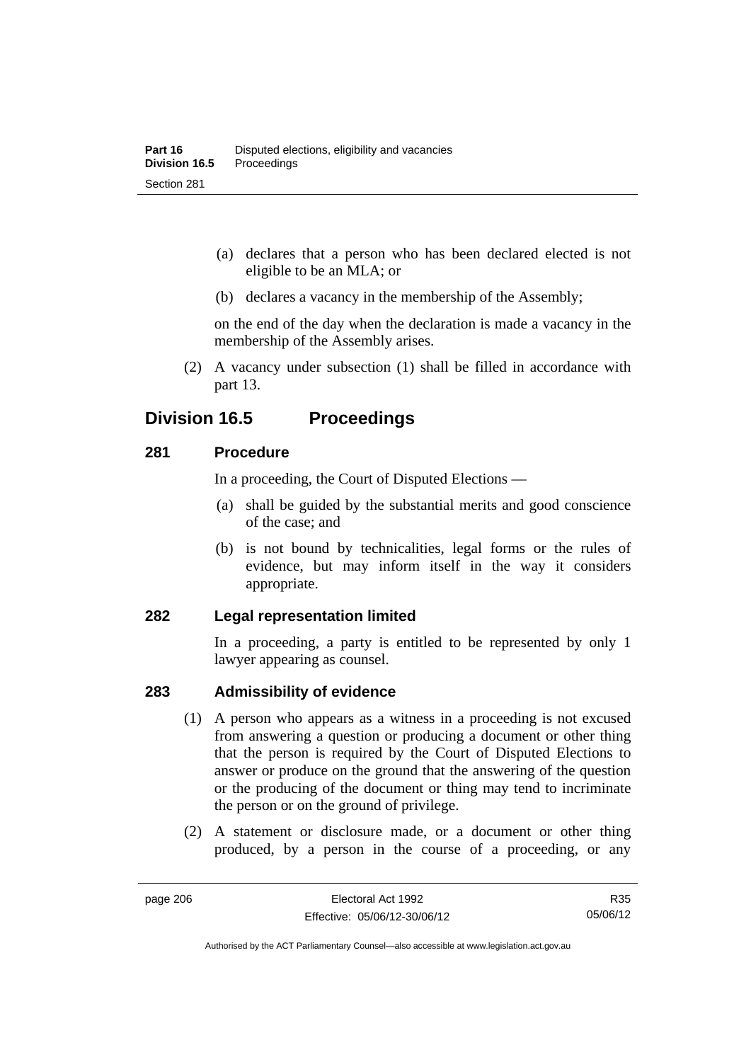(a) declares that a person who has been declared elected is not eligible to be an MLA; or

(b) declares a vacancy in the membership of the Assembly;

on the end of the day when the declaration is made a vacancy in the membership of the Assembly arises.

(2) A vacancy under subsection (1) shall be filled in accordance with part 13.

## Division 16.5 Proceedings

### 281 Procedure

In a proceeding, the Court of Disputed Elections —

(a) shall be guided by the substantial merits and good conscience of the case; and

(b) is not bound by technicalities, legal forms or the rules of evidence, but may inform itself in the way it considers appropriate.

### 282 Legal representation limited

In a proceeding, a party is entitled to be represented by only 1 lawyer appearing as counsel.

### 283 Admissibility of evidence

(1) A person who appears as a witness in a proceeding is not excused from answering a question or producing a document or other thing that the person is required by the Court of Disputed Elections to answer or produce on the ground that the answering of the question or the producing of the document or thing may tend to incriminate the person or on the ground of privilege.

(2) A statement or disclosure made, or a document or other thing produced, by a person in the course of a proceeding, or any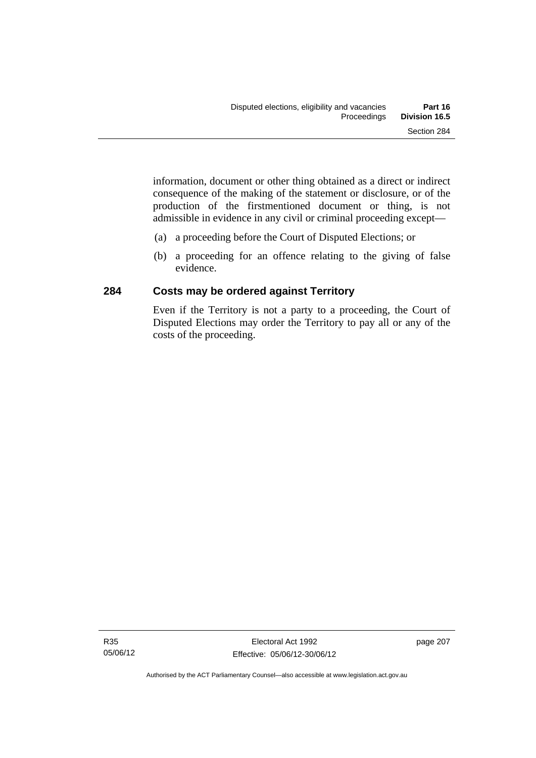information, document or other thing obtained as a direct or indirect consequence of the making of the statement or disclosure, or of the production of the firstmentioned document or thing, is not admissible in evidence in any civil or criminal proceeding except—

(a) a proceeding before the Court of Disputed Elections; or

(b) a proceeding for an offence relating to the giving of false evidence.

## 284 Costs may be ordered against Territory

Even if the Territory is not a party to a proceeding, the Court of Disputed Elections may order the Territory to pay all or any of the costs of the proceeding.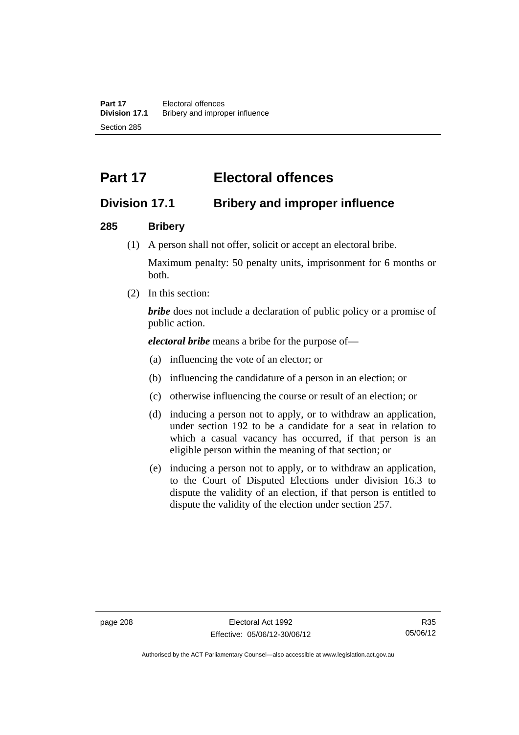# Part 17 Electoral offences

## Division 17.1 Bribery and improper influence

### 285 Bribery

(1) A person shall not offer, solicit or accept an electoral bribe.

Maximum penalty: 50 penalty units, imprisonment for 6 months or both.

(2) In this section:

***bribe*** does not include a declaration of public policy or a promise of public action.

***electoral bribe*** means a bribe for the purpose of—

(a) influencing the vote of an elector; or

(b) influencing the candidature of a person in an election; or

(c) otherwise influencing the course or result of an election; or

(d) inducing a person not to apply, or to withdraw an application, under section 192 to be a candidate for a seat in relation to which a casual vacancy has occurred, if that person is an eligible person within the meaning of that section; or

(e) inducing a person not to apply, or to withdraw an application, to the Court of Disputed Elections under division 16.3 to dispute the validity of an election, if that person is entitled to dispute the validity of the election under section 257.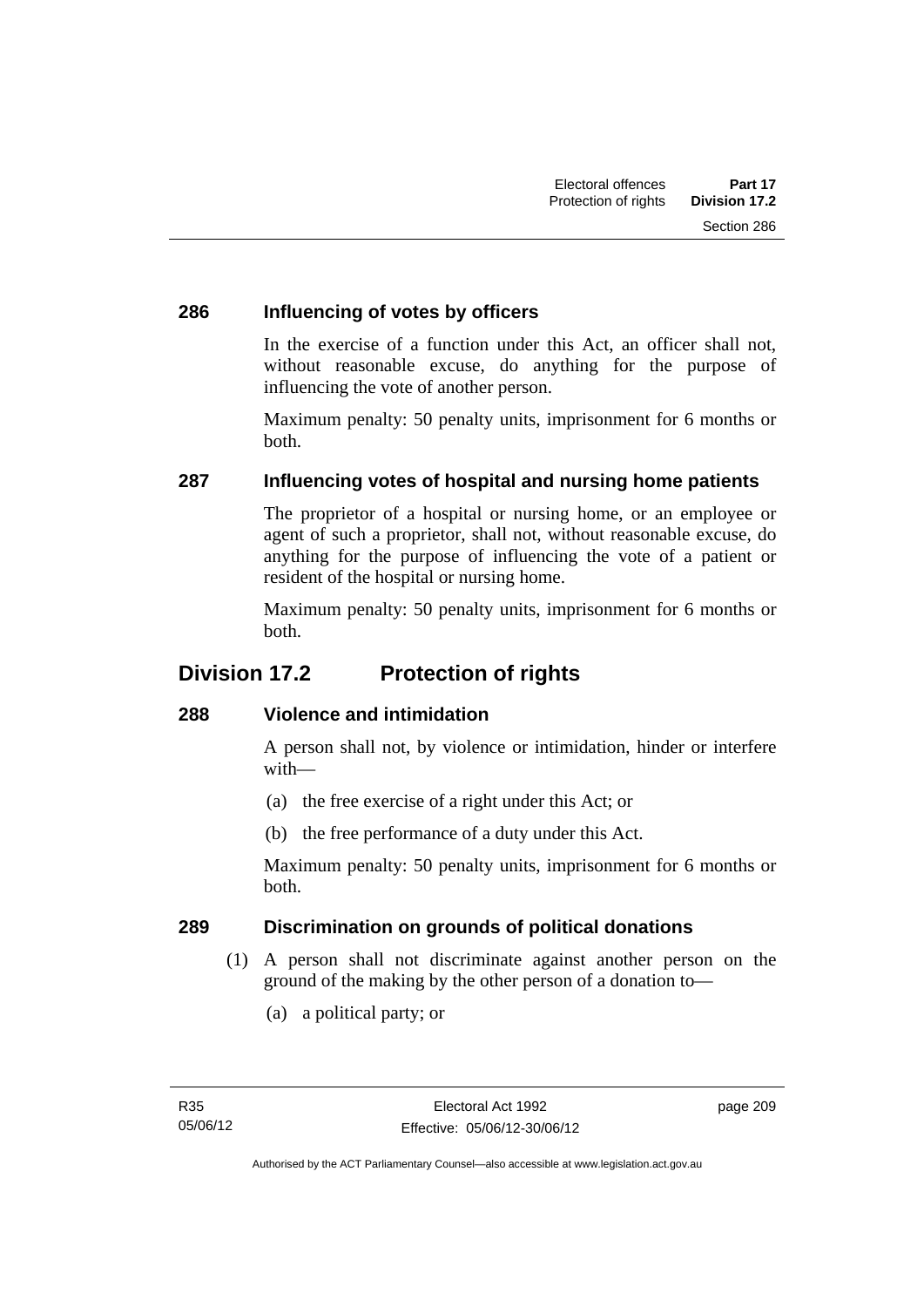### 286 Influencing of votes by officers

In the exercise of a function under this Act, an officer shall not, without reasonable excuse, do anything for the purpose of influencing the vote of another person.

Maximum penalty: 50 penalty units, imprisonment for 6 months or both.

### 287 Influencing votes of hospital and nursing home patients

The proprietor of a hospital or nursing home, or an employee or agent of such a proprietor, shall not, without reasonable excuse, do anything for the purpose of influencing the vote of a patient or resident of the hospital or nursing home.

Maximum penalty: 50 penalty units, imprisonment for 6 months or both.

## Division 17.2 Protection of rights

### 288 Violence and intimidation

A person shall not, by violence or intimidation, hinder or interfere with—

(a) the free exercise of a right under this Act; or

(b) the free performance of a duty under this Act.

Maximum penalty: 50 penalty units, imprisonment for 6 months or both.

### 289 Discrimination on grounds of political donations

(1) A person shall not discriminate against another person on the ground of the making by the other person of a donation to—

(a) a political party; or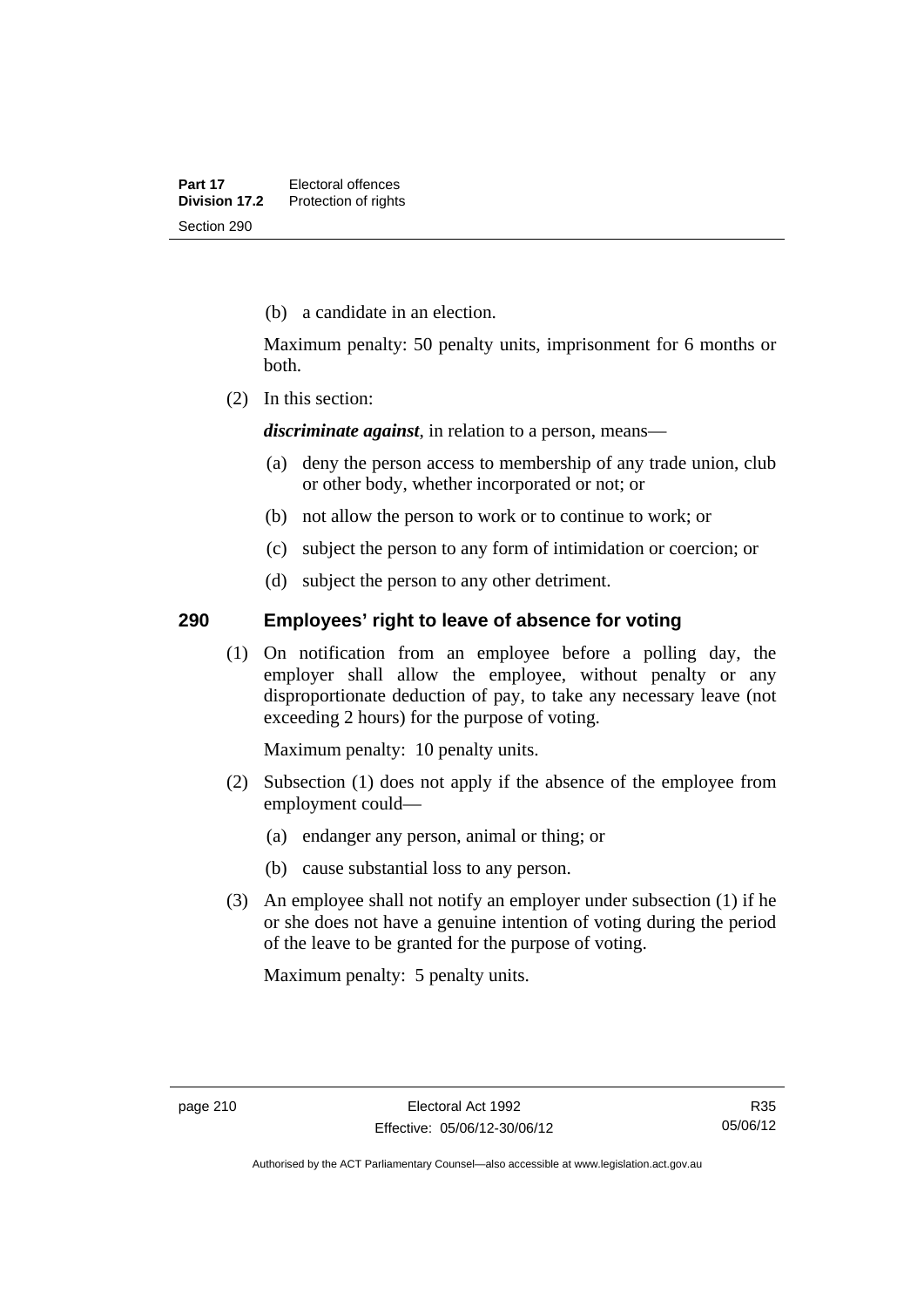(b) a candidate in an election.

Maximum penalty: 50 penalty units, imprisonment for 6 months or both.

(2) In this section:

***discriminate against***, in relation to a person, means—

(a) deny the person access to membership of any trade union, club or other body, whether incorporated or not; or

(b) not allow the person to work or to continue to work; or

(c) subject the person to any form of intimidation or coercion; or

(d) subject the person to any other detriment.

## 290 Employees' right to leave of absence for voting

(1) On notification from an employee before a polling day, the employer shall allow the employee, without penalty or any disproportionate deduction of pay, to take any necessary leave (not exceeding 2 hours) for the purpose of voting.

Maximum penalty: 10 penalty units.

(2) Subsection (1) does not apply if the absence of the employee from employment could—

(a) endanger any person, animal or thing; or

(b) cause substantial loss to any person.

(3) An employee shall not notify an employer under subsection (1) if he or she does not have a genuine intention of voting during the period of the leave to be granted for the purpose of voting.

Maximum penalty: 5 penalty units.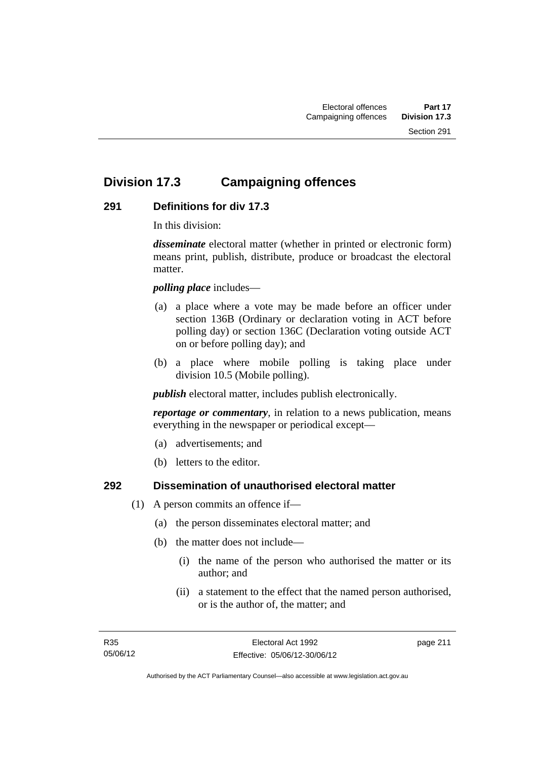# Division 17.3 Campaigning offences

## 291 Definitions for div 17.3

In this division:

***disseminate*** electoral matter (whether in printed or electronic form) means print, publish, distribute, produce or broadcast the electoral matter.

***polling place*** includes—

(a) a place where a vote may be made before an officer under section 136B (Ordinary or declaration voting in ACT before polling day) or section 136C (Declaration voting outside ACT on or before polling day); and

(b) a place where mobile polling is taking place under division 10.5 (Mobile polling).

***publish*** electoral matter, includes publish electronically.

***reportage or commentary***, in relation to a news publication, means everything in the newspaper or periodical except—

(a) advertisements; and

(b) letters to the editor.

## 292 Dissemination of unauthorised electoral matter

(1) A person commits an offence if—

(a) the person disseminates electoral matter; and

(b) the matter does not include—

(i) the name of the person who authorised the matter or its author; and

(ii) a statement to the effect that the named person authorised, or is the author of, the matter; and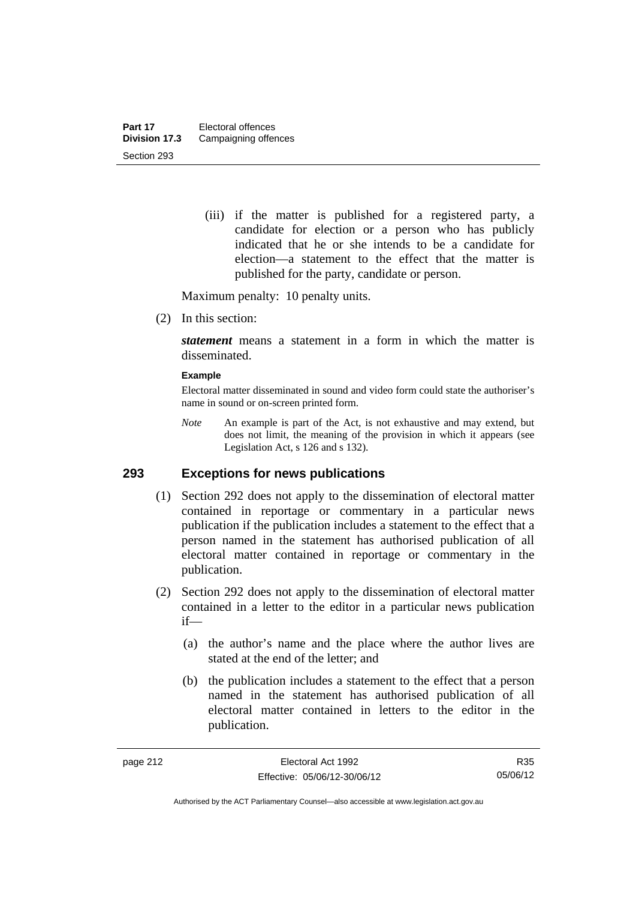(iii) if the matter is published for a registered party, a candidate for election or a person who has publicly indicated that he or she intends to be a candidate for election—a statement to the effect that the matter is published for the party, candidate or person.

Maximum penalty: 10 penalty units.

(2) In this section:

***statement*** means a statement in a form in which the matter is disseminated.

**Example**

Electoral matter disseminated in sound and video form could state the authoriser's name in sound or on-screen printed form.

*Note* An example is part of the Act, is not exhaustive and may extend, but does not limit, the meaning of the provision in which it appears (see Legislation Act, s 126 and s 132).

## 293 Exceptions for news publications

(1) Section 292 does not apply to the dissemination of electoral matter contained in reportage or commentary in a particular news publication if the publication includes a statement to the effect that a person named in the statement has authorised publication of all electoral matter contained in reportage or commentary in the publication.

(2) Section 292 does not apply to the dissemination of electoral matter contained in a letter to the editor in a particular news publication if—

(a) the author's name and the place where the author lives are stated at the end of the letter; and

(b) the publication includes a statement to the effect that a person named in the statement has authorised publication of all electoral matter contained in letters to the editor in the publication.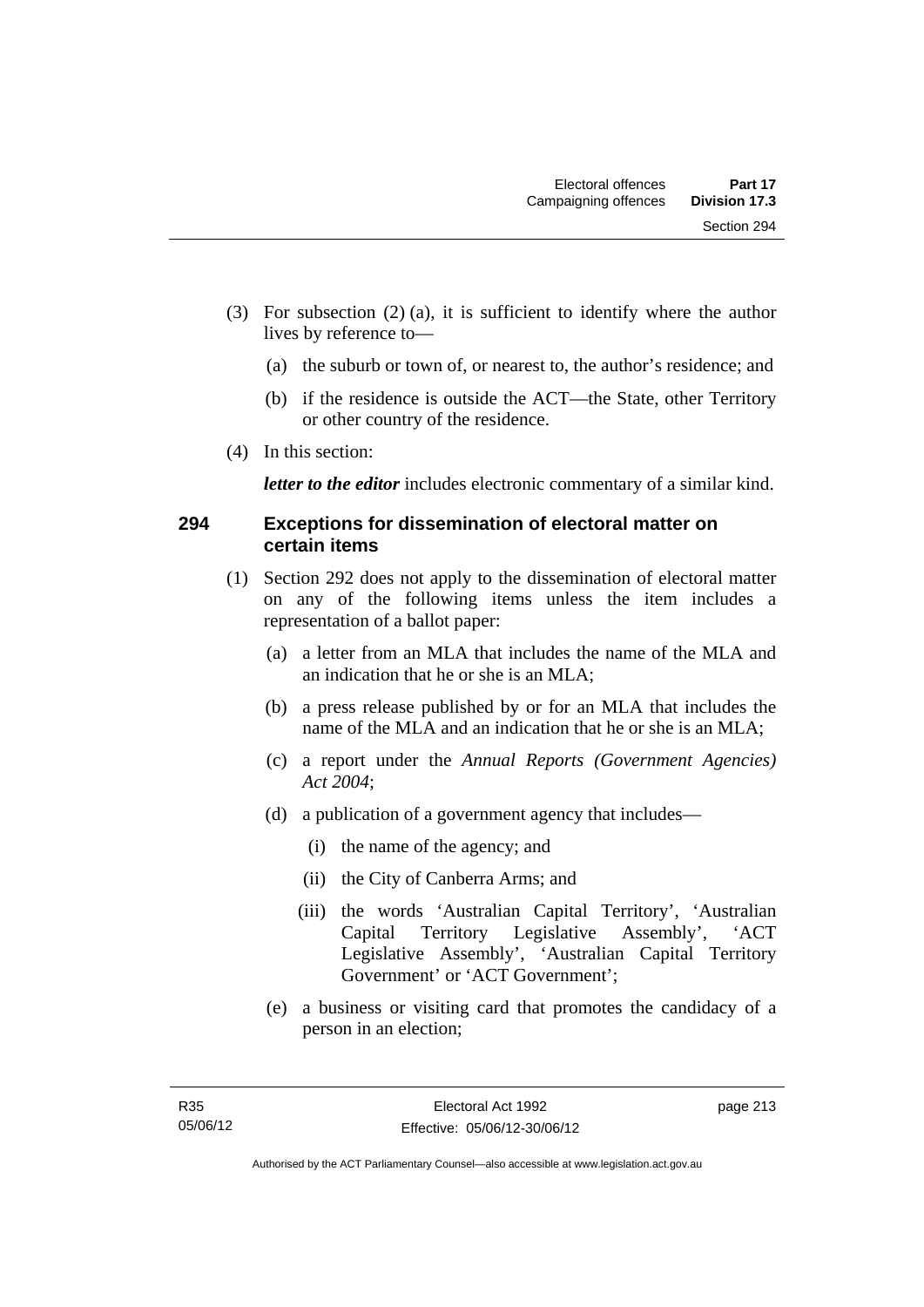(3) For subsection (2) (a), it is sufficient to identify where the author lives by reference to—

(a) the suburb or town of, or nearest to, the author's residence; and

(b) if the residence is outside the ACT—the State, other Territory or other country of the residence.

(4) In this section:

***letter to the editor*** includes electronic commentary of a similar kind.

### 294 Exceptions for dissemination of electoral matter on certain items

(1) Section 292 does not apply to the dissemination of electoral matter on any of the following items unless the item includes a representation of a ballot paper:

(a) a letter from an MLA that includes the name of the MLA and an indication that he or she is an MLA;

(b) a press release published by or for an MLA that includes the name of the MLA and an indication that he or she is an MLA;

(c) a report under the *Annual Reports (Government Agencies) Act 2004*;

(d) a publication of a government agency that includes—

(i) the name of the agency; and

(ii) the City of Canberra Arms; and

(iii) the words 'Australian Capital Territory', 'Australian Capital Territory Legislative Assembly', 'ACT Legislative Assembly', 'Australian Capital Territory Government' or 'ACT Government';

(e) a business or visiting card that promotes the candidacy of a person in an election;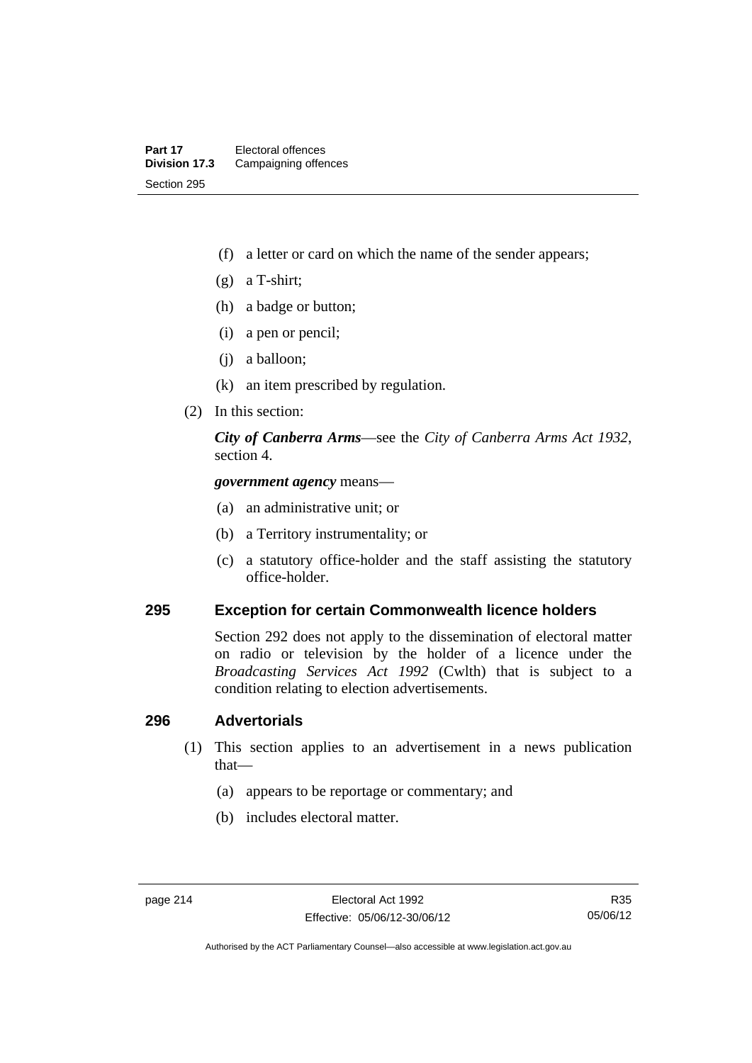(f) a letter or card on which the name of the sender appears;

(g) a T-shirt;

(h) a badge or button;

(i) a pen or pencil;

(j) a balloon;

(k) an item prescribed by regulation.

(2) In this section:

***City of Canberra Arms***—see the *City of Canberra Arms Act 1932*, section 4.

***government agency*** means—

(a) an administrative unit; or

(b) a Territory instrumentality; or

(c) a statutory office-holder and the staff assisting the statutory office-holder.

## 295 Exception for certain Commonwealth licence holders

Section 292 does not apply to the dissemination of electoral matter on radio or television by the holder of a licence under the *Broadcasting Services Act 1992* (Cwlth) that is subject to a condition relating to election advertisements.

## 296 Advertorials

(1) This section applies to an advertisement in a news publication that—

(a) appears to be reportage or commentary; and

(b) includes electoral matter.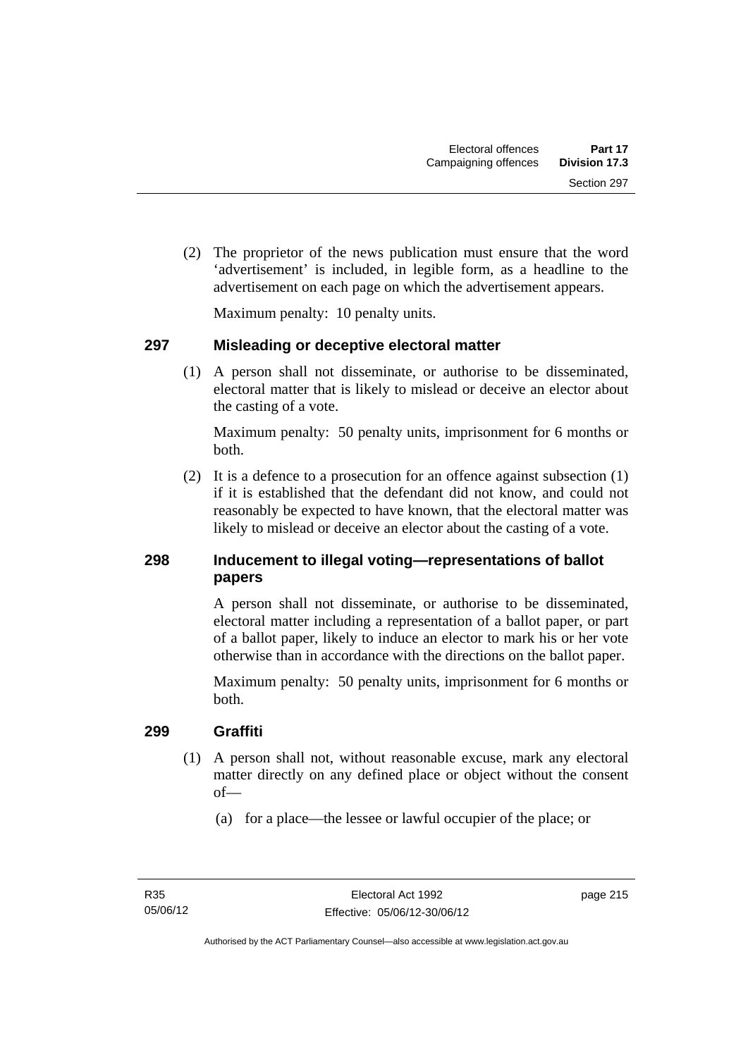(2) The proprietor of the news publication must ensure that the word 'advertisement' is included, in legible form, as a headline to the advertisement on each page on which the advertisement appears.

Maximum penalty: 10 penalty units.

## 297 Misleading or deceptive electoral matter

(1) A person shall not disseminate, or authorise to be disseminated, electoral matter that is likely to mislead or deceive an elector about the casting of a vote.

Maximum penalty: 50 penalty units, imprisonment for 6 months or both.

(2) It is a defence to a prosecution for an offence against subsection (1) if it is established that the defendant did not know, and could not reasonably be expected to have known, that the electoral matter was likely to mislead or deceive an elector about the casting of a vote.

## 298 Inducement to illegal voting—representations of ballot papers

A person shall not disseminate, or authorise to be disseminated, electoral matter including a representation of a ballot paper, or part of a ballot paper, likely to induce an elector to mark his or her vote otherwise than in accordance with the directions on the ballot paper.

Maximum penalty: 50 penalty units, imprisonment for 6 months or both.

## 299 Graffiti

(1) A person shall not, without reasonable excuse, mark any electoral matter directly on any defined place or object without the consent of—

(a) for a place—the lessee or lawful occupier of the place; or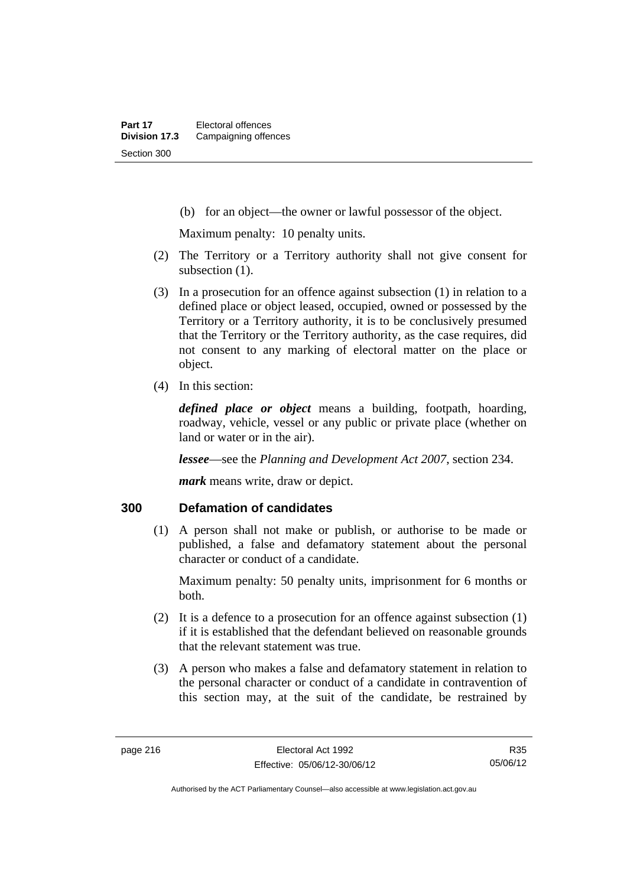(b) for an object—the owner or lawful possessor of the object.

Maximum penalty: 10 penalty units.

(2) The Territory or a Territory authority shall not give consent for subsection (1).

(3) In a prosecution for an offence against subsection (1) in relation to a defined place or object leased, occupied, owned or possessed by the Territory or a Territory authority, it is to be conclusively presumed that the Territory or the Territory authority, as the case requires, did not consent to any marking of electoral matter on the place or object.

(4) In this section:

***defined place or object*** means a building, footpath, hoarding, roadway, vehicle, vessel or any public or private place (whether on land or water or in the air).

***lessee***—see the *Planning and Development Act 2007*, section 234.

***mark*** means write, draw or depict.

## 300 Defamation of candidates

(1) A person shall not make or publish, or authorise to be made or published, a false and defamatory statement about the personal character or conduct of a candidate.

Maximum penalty: 50 penalty units, imprisonment for 6 months or both.

(2) It is a defence to a prosecution for an offence against subsection (1) if it is established that the defendant believed on reasonable grounds that the relevant statement was true.

(3) A person who makes a false and defamatory statement in relation to the personal character or conduct of a candidate in contravention of this section may, at the suit of the candidate, be restrained by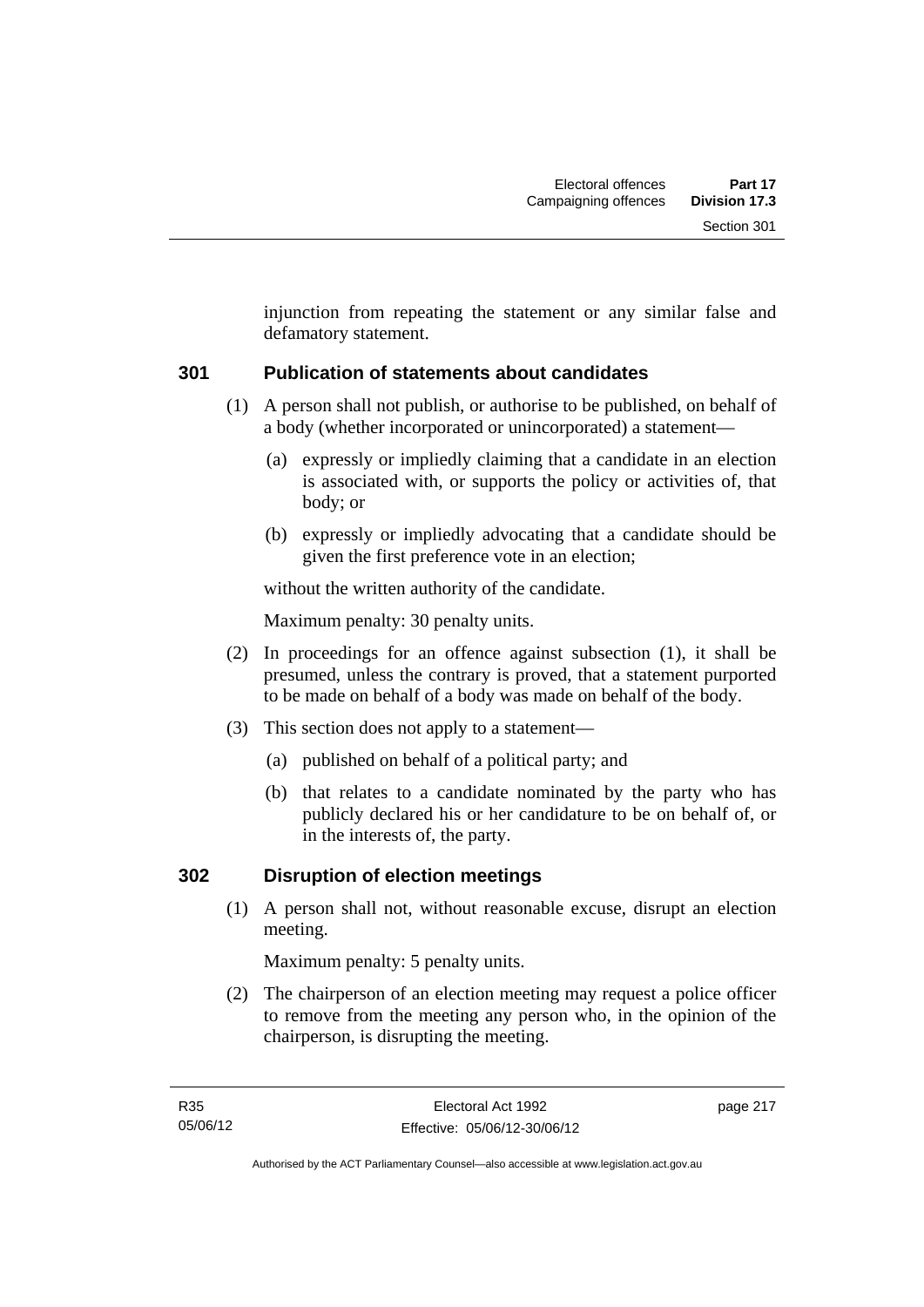injunction from repeating the statement or any similar false and defamatory statement.

### 301 Publication of statements about candidates

(1) A person shall not publish, or authorise to be published, on behalf of a body (whether incorporated or unincorporated) a statement—

(a) expressly or impliedly claiming that a candidate in an election is associated with, or supports the policy or activities of, that body; or

(b) expressly or impliedly advocating that a candidate should be given the first preference vote in an election;

without the written authority of the candidate.

Maximum penalty: 30 penalty units.

(2) In proceedings for an offence against subsection (1), it shall be presumed, unless the contrary is proved, that a statement purported to be made on behalf of a body was made on behalf of the body.

(3) This section does not apply to a statement—

(a) published on behalf of a political party; and

(b) that relates to a candidate nominated by the party who has publicly declared his or her candidature to be on behalf of, or in the interests of, the party.

### 302 Disruption of election meetings

(1) A person shall not, without reasonable excuse, disrupt an election meeting.

Maximum penalty: 5 penalty units.

(2) The chairperson of an election meeting may request a police officer to remove from the meeting any person who, in the opinion of the chairperson, is disrupting the meeting.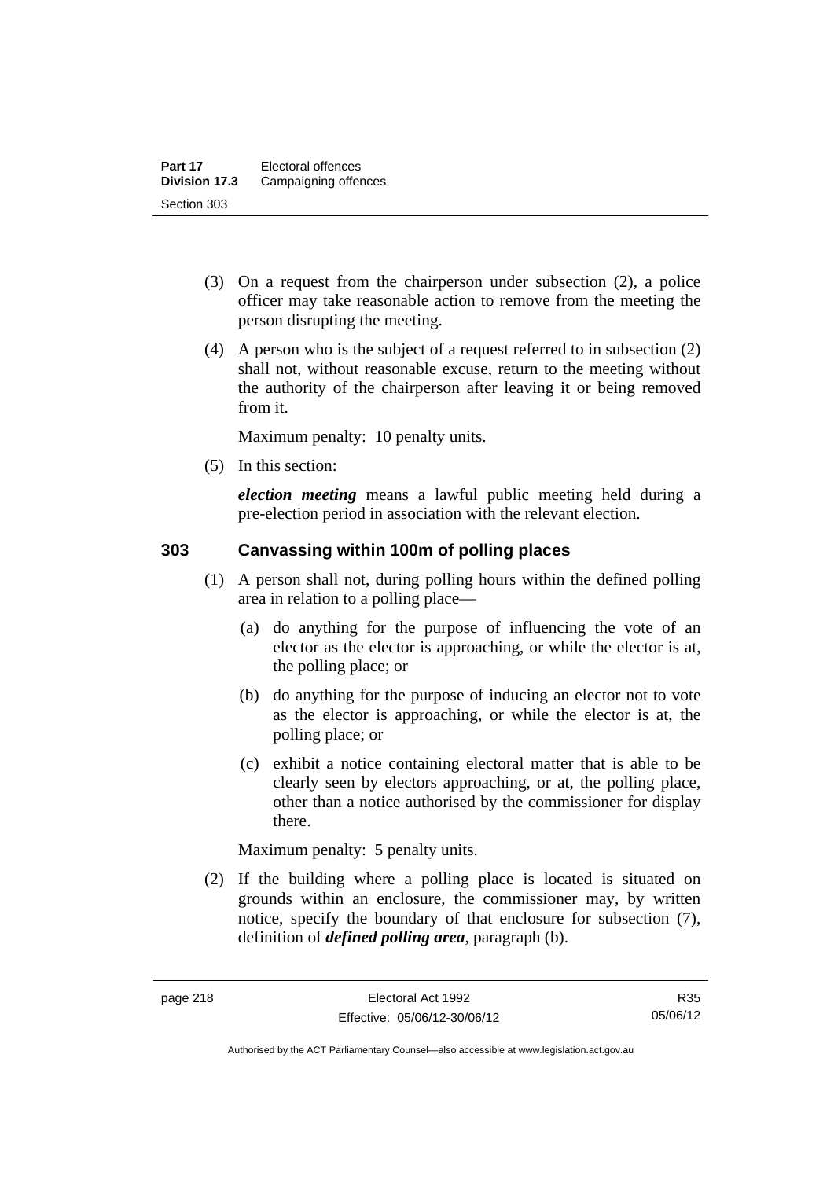(3) On a request from the chairperson under subsection (2), a police officer may take reasonable action to remove from the meeting the person disrupting the meeting.

(4) A person who is the subject of a request referred to in subsection (2) shall not, without reasonable excuse, return to the meeting without the authority of the chairperson after leaving it or being removed from it.

Maximum penalty: 10 penalty units.

(5) In this section:

***election meeting*** means a lawful public meeting held during a pre-election period in association with the relevant election.

## 303 Canvassing within 100m of polling places

(1) A person shall not, during polling hours within the defined polling area in relation to a polling place—

(a) do anything for the purpose of influencing the vote of an elector as the elector is approaching, or while the elector is at, the polling place; or

(b) do anything for the purpose of inducing an elector not to vote as the elector is approaching, or while the elector is at, the polling place; or

(c) exhibit a notice containing electoral matter that is able to be clearly seen by electors approaching, or at, the polling place, other than a notice authorised by the commissioner for display there.

Maximum penalty: 5 penalty units.

(2) If the building where a polling place is located is situated on grounds within an enclosure, the commissioner may, by written notice, specify the boundary of that enclosure for subsection (7), definition of ***defined polling area***, paragraph (b).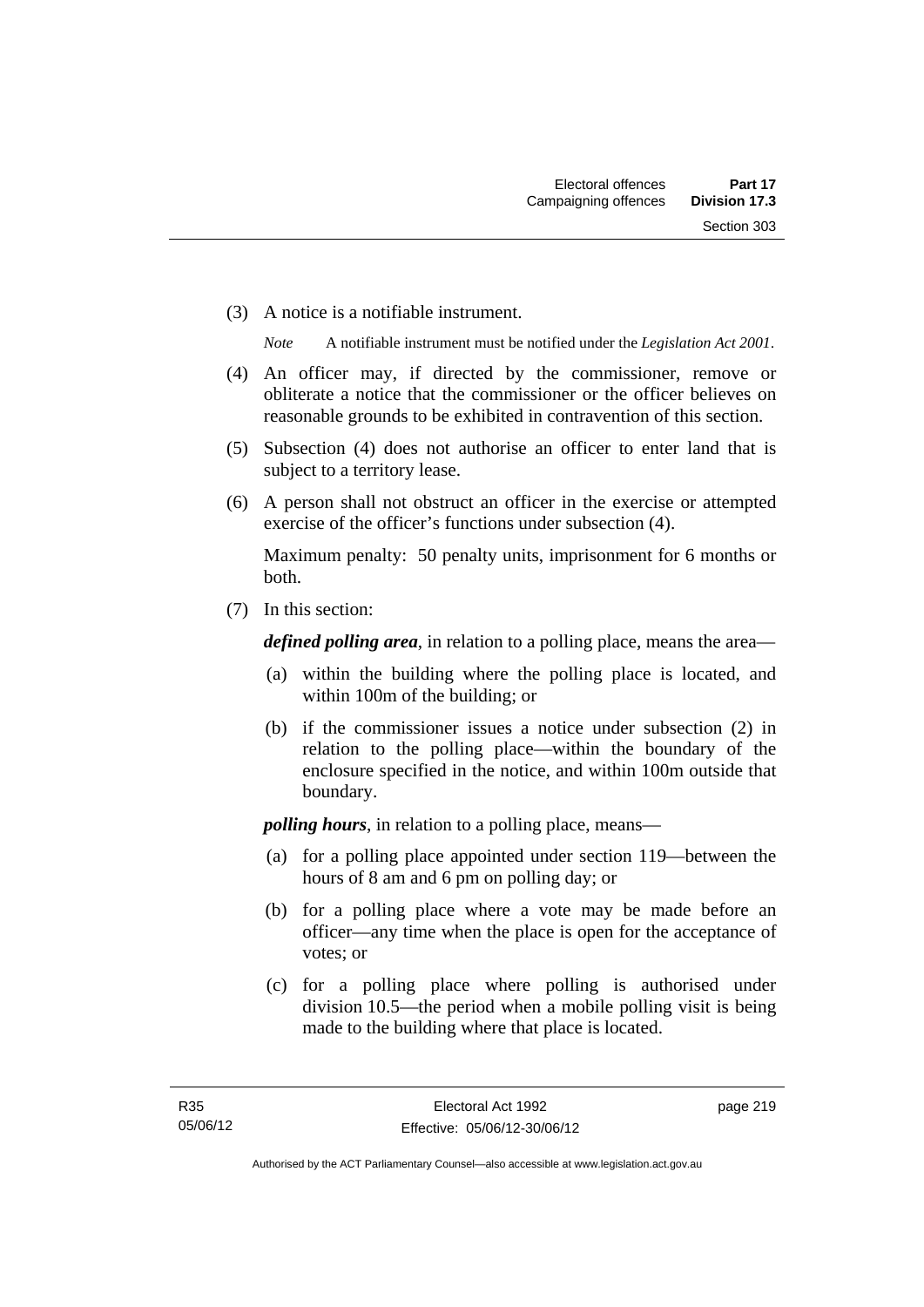(3) A notice is a notifiable instrument.

*Note* A notifiable instrument must be notified under the *Legislation Act 2001*.

(4) An officer may, if directed by the commissioner, remove or obliterate a notice that the commissioner or the officer believes on reasonable grounds to be exhibited in contravention of this section.

(5) Subsection (4) does not authorise an officer to enter land that is subject to a territory lease.

(6) A person shall not obstruct an officer in the exercise or attempted exercise of the officer's functions under subsection (4).

Maximum penalty: 50 penalty units, imprisonment for 6 months or both.

(7) In this section:

***defined polling area***, in relation to a polling place, means the area—

(a) within the building where the polling place is located, and within 100m of the building; or

(b) if the commissioner issues a notice under subsection (2) in relation to the polling place—within the boundary of the enclosure specified in the notice, and within 100m outside that boundary.

***polling hours***, in relation to a polling place, means—

(a) for a polling place appointed under section 119—between the hours of 8 am and 6 pm on polling day; or

(b) for a polling place where a vote may be made before an officer—any time when the place is open for the acceptance of votes; or

(c) for a polling place where polling is authorised under division 10.5—the period when a mobile polling visit is being made to the building where that place is located.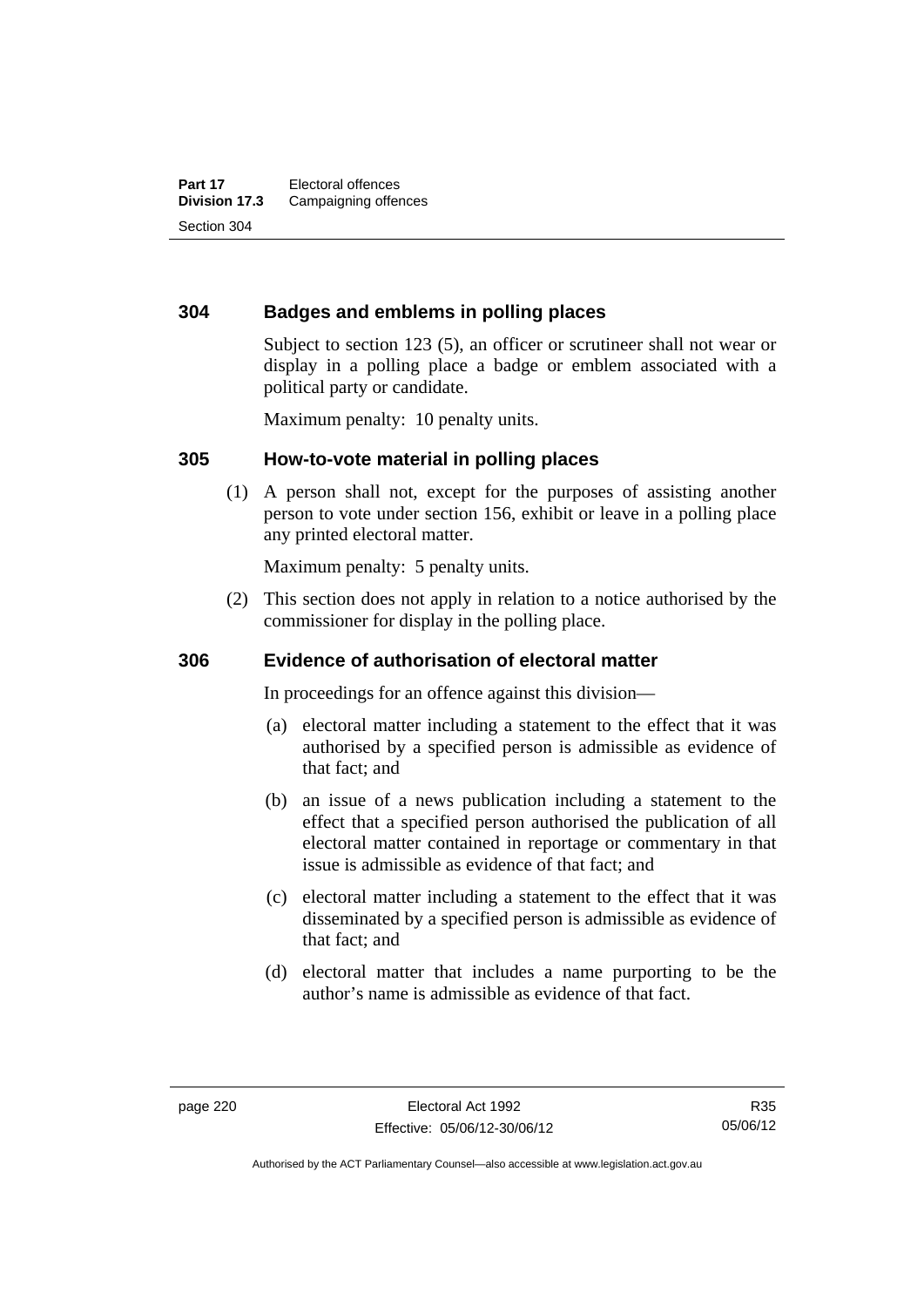## 304 Badges and emblems in polling places

Subject to section 123 (5), an officer or scrutineer shall not wear or display in a polling place a badge or emblem associated with a political party or candidate.

Maximum penalty: 10 penalty units.

## 305 How-to-vote material in polling places

(1) A person shall not, except for the purposes of assisting another person to vote under section 156, exhibit or leave in a polling place any printed electoral matter.

Maximum penalty: 5 penalty units.

(2) This section does not apply in relation to a notice authorised by the commissioner for display in the polling place.

## 306 Evidence of authorisation of electoral matter

In proceedings for an offence against this division—

(a) electoral matter including a statement to the effect that it was authorised by a specified person is admissible as evidence of that fact; and

(b) an issue of a news publication including a statement to the effect that a specified person authorised the publication of all electoral matter contained in reportage or commentary in that issue is admissible as evidence of that fact; and

(c) electoral matter including a statement to the effect that it was disseminated by a specified person is admissible as evidence of that fact; and

(d) electoral matter that includes a name purporting to be the author's name is admissible as evidence of that fact.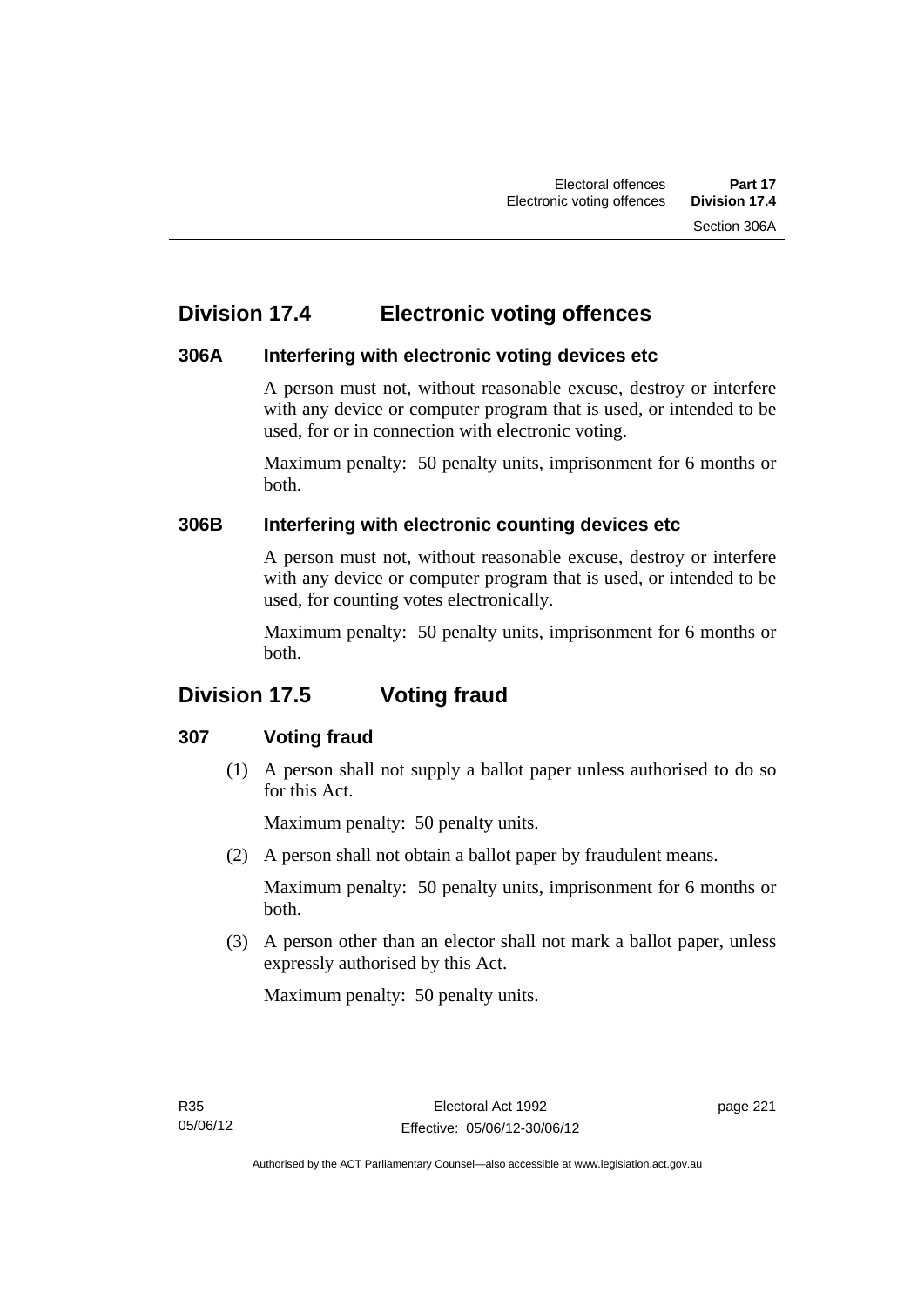## Division 17.4 Electronic voting offences

### 306A Interfering with electronic voting devices etc

A person must not, without reasonable excuse, destroy or interfere with any device or computer program that is used, or intended to be used, for or in connection with electronic voting.

Maximum penalty: 50 penalty units, imprisonment for 6 months or both.

### 306B Interfering with electronic counting devices etc

A person must not, without reasonable excuse, destroy or interfere with any device or computer program that is used, or intended to be used, for counting votes electronically.

Maximum penalty: 50 penalty units, imprisonment for 6 months or both.

## Division 17.5 Voting fraud

### 307 Voting fraud

(1) A person shall not supply a ballot paper unless authorised to do so for this Act.

Maximum penalty: 50 penalty units.

(2) A person shall not obtain a ballot paper by fraudulent means.

Maximum penalty: 50 penalty units, imprisonment for 6 months or both.

(3) A person other than an elector shall not mark a ballot paper, unless expressly authorised by this Act.

Maximum penalty: 50 penalty units.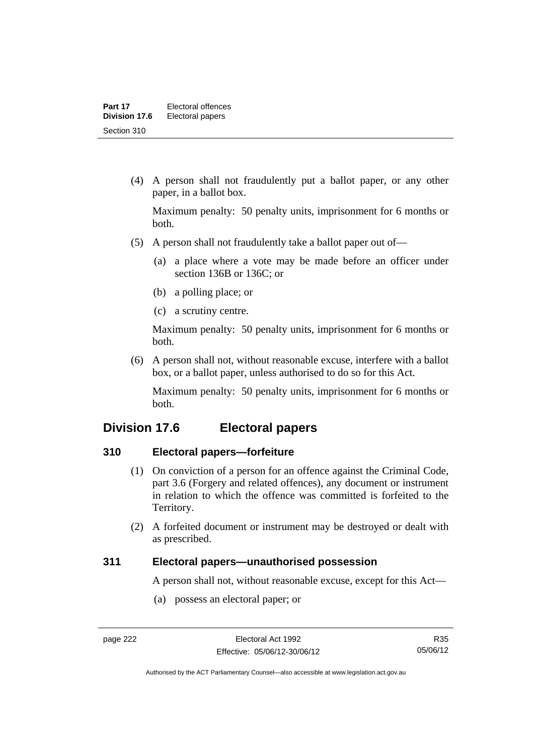(4) A person shall not fraudulently put a ballot paper, or any other paper, in a ballot box.

Maximum penalty: 50 penalty units, imprisonment for 6 months or both.

(5) A person shall not fraudulently take a ballot paper out of—

(a) a place where a vote may be made before an officer under section 136B or 136C; or

(b) a polling place; or

(c) a scrutiny centre.

Maximum penalty: 50 penalty units, imprisonment for 6 months or both.

(6) A person shall not, without reasonable excuse, interfere with a ballot box, or a ballot paper, unless authorised to do so for this Act.

Maximum penalty: 50 penalty units, imprisonment for 6 months or both.

## Division 17.6 Electoral papers

### 310 Electoral papers—forfeiture

(1) On conviction of a person for an offence against the Criminal Code, part 3.6 (Forgery and related offences), any document or instrument in relation to which the offence was committed is forfeited to the Territory.

(2) A forfeited document or instrument may be destroyed or dealt with as prescribed.

### 311 Electoral papers—unauthorised possession

A person shall not, without reasonable excuse, except for this Act—

(a) possess an electoral paper; or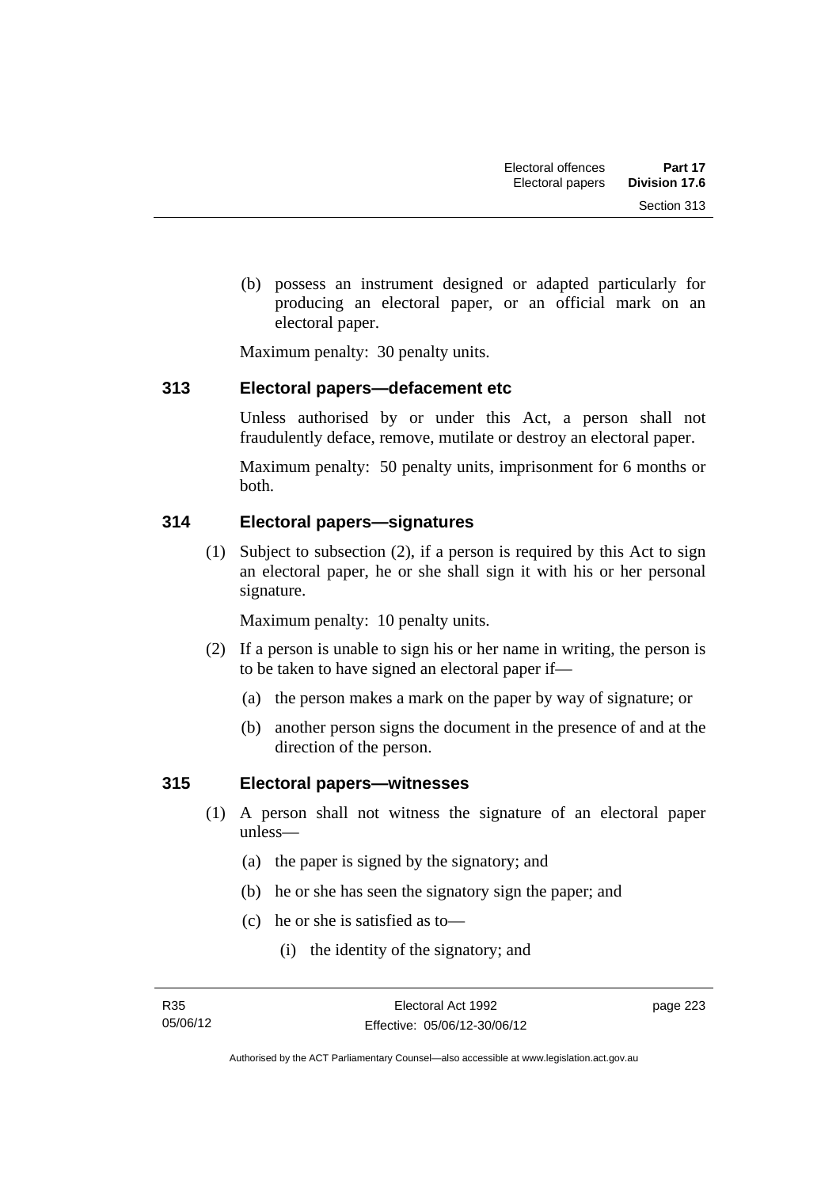(b) possess an instrument designed or adapted particularly for producing an electoral paper, or an official mark on an electoral paper.

Maximum penalty: 30 penalty units.

### 313 Electoral papers—defacement etc

Unless authorised by or under this Act, a person shall not fraudulently deface, remove, mutilate or destroy an electoral paper.

Maximum penalty: 50 penalty units, imprisonment for 6 months or both.

### 314 Electoral papers—signatures

(1) Subject to subsection (2), if a person is required by this Act to sign an electoral paper, he or she shall sign it with his or her personal signature.

Maximum penalty: 10 penalty units.

(2) If a person is unable to sign his or her name in writing, the person is to be taken to have signed an electoral paper if—

(a) the person makes a mark on the paper by way of signature; or

(b) another person signs the document in the presence of and at the direction of the person.

### 315 Electoral papers—witnesses

(1) A person shall not witness the signature of an electoral paper unless—

(a) the paper is signed by the signatory; and

(b) he or she has seen the signatory sign the paper; and

(c) he or she is satisfied as to—

(i) the identity of the signatory; and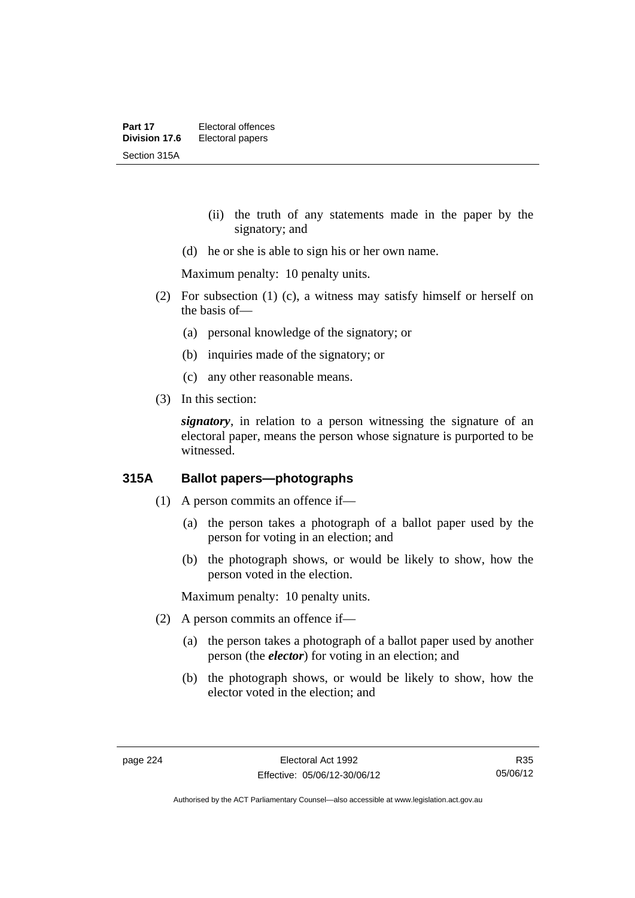(ii) the truth of any statements made in the paper by the signatory; and

(d) he or she is able to sign his or her own name.

Maximum penalty: 10 penalty units.

(2) For subsection (1) (c), a witness may satisfy himself or herself on the basis of—

(a) personal knowledge of the signatory; or

(b) inquiries made of the signatory; or

(c) any other reasonable means.

(3) In this section:

***signatory***, in relation to a person witnessing the signature of an electoral paper, means the person whose signature is purported to be witnessed.

## 315A Ballot papers—photographs

(1) A person commits an offence if—

(a) the person takes a photograph of a ballot paper used by the person for voting in an election; and

(b) the photograph shows, or would be likely to show, how the person voted in the election.

Maximum penalty: 10 penalty units.

(2) A person commits an offence if—

(a) the person takes a photograph of a ballot paper used by another person (the ***elector***) for voting in an election; and

(b) the photograph shows, or would be likely to show, how the elector voted in the election; and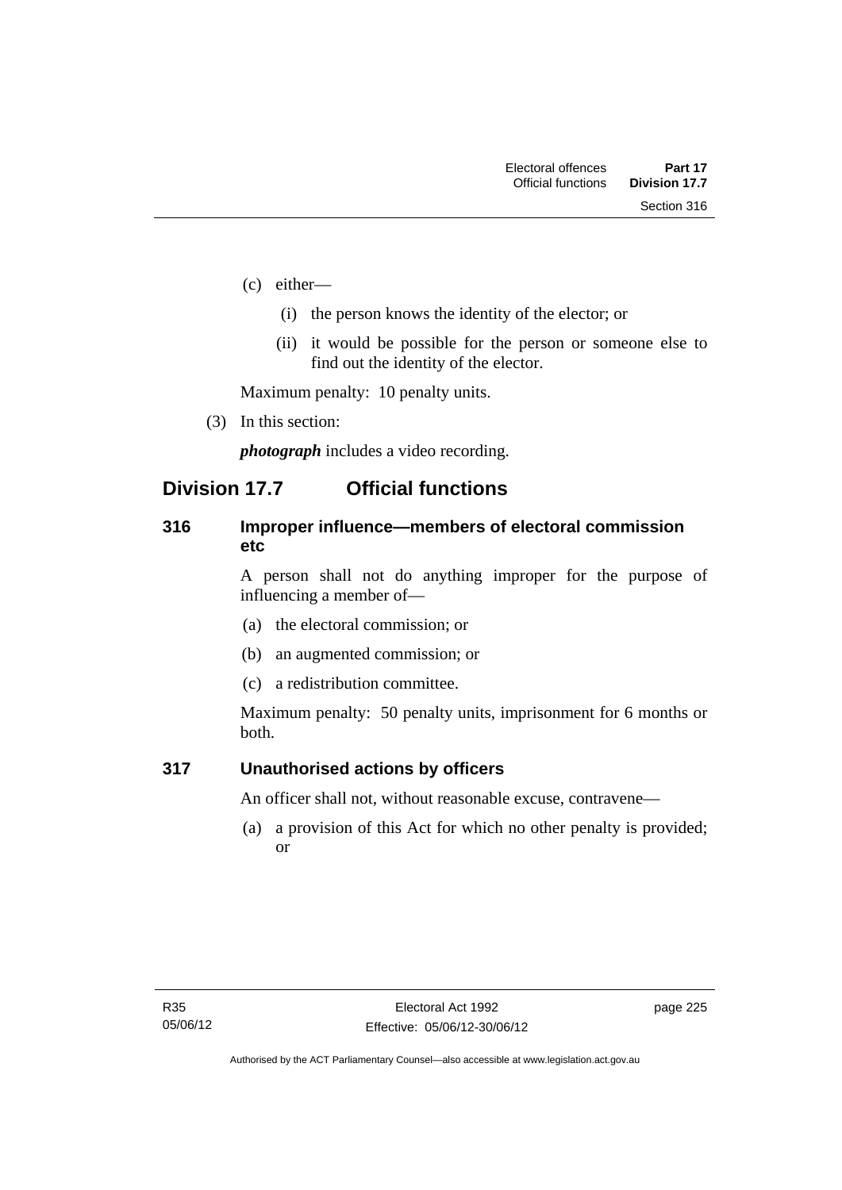(c) either—

(i) the person knows the identity of the elector; or

(ii) it would be possible for the person or someone else to find out the identity of the elector.

Maximum penalty: 10 penalty units.

(3) In this section:

***photograph*** includes a video recording.

## Division 17.7 Official functions

### 316 Improper influence—members of electoral commission etc

A person shall not do anything improper for the purpose of influencing a member of—

(a) the electoral commission; or

(b) an augmented commission; or

(c) a redistribution committee.

Maximum penalty: 50 penalty units, imprisonment for 6 months or both.

### 317 Unauthorised actions by officers

An officer shall not, without reasonable excuse, contravene—

(a) a provision of this Act for which no other penalty is provided; or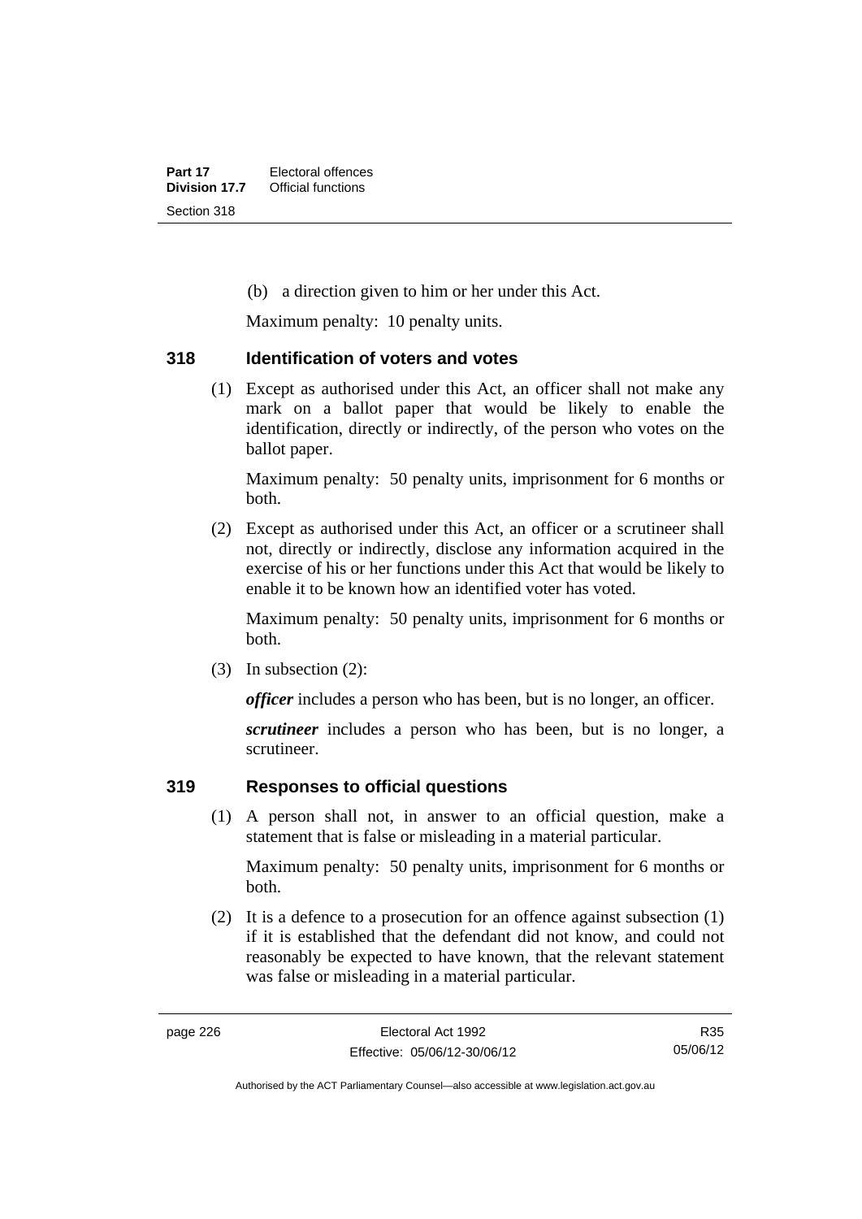(b) a direction given to him or her under this Act.

Maximum penalty: 10 penalty units.

### 318 Identification of voters and votes

(1) Except as authorised under this Act, an officer shall not make any mark on a ballot paper that would be likely to enable the identification, directly or indirectly, of the person who votes on the ballot paper.

Maximum penalty: 50 penalty units, imprisonment for 6 months or both.

(2) Except as authorised under this Act, an officer or a scrutineer shall not, directly or indirectly, disclose any information acquired in the exercise of his or her functions under this Act that would be likely to enable it to be known how an identified voter has voted.

Maximum penalty: 50 penalty units, imprisonment for 6 months or both.

(3) In subsection (2):

***officer*** includes a person who has been, but is no longer, an officer.

***scrutineer*** includes a person who has been, but is no longer, a scrutineer.

### 319 Responses to official questions

(1) A person shall not, in answer to an official question, make a statement that is false or misleading in a material particular.

Maximum penalty: 50 penalty units, imprisonment for 6 months or both.

(2) It is a defence to a prosecution for an offence against subsection (1) if it is established that the defendant did not know, and could not reasonably be expected to have known, that the relevant statement was false or misleading in a material particular.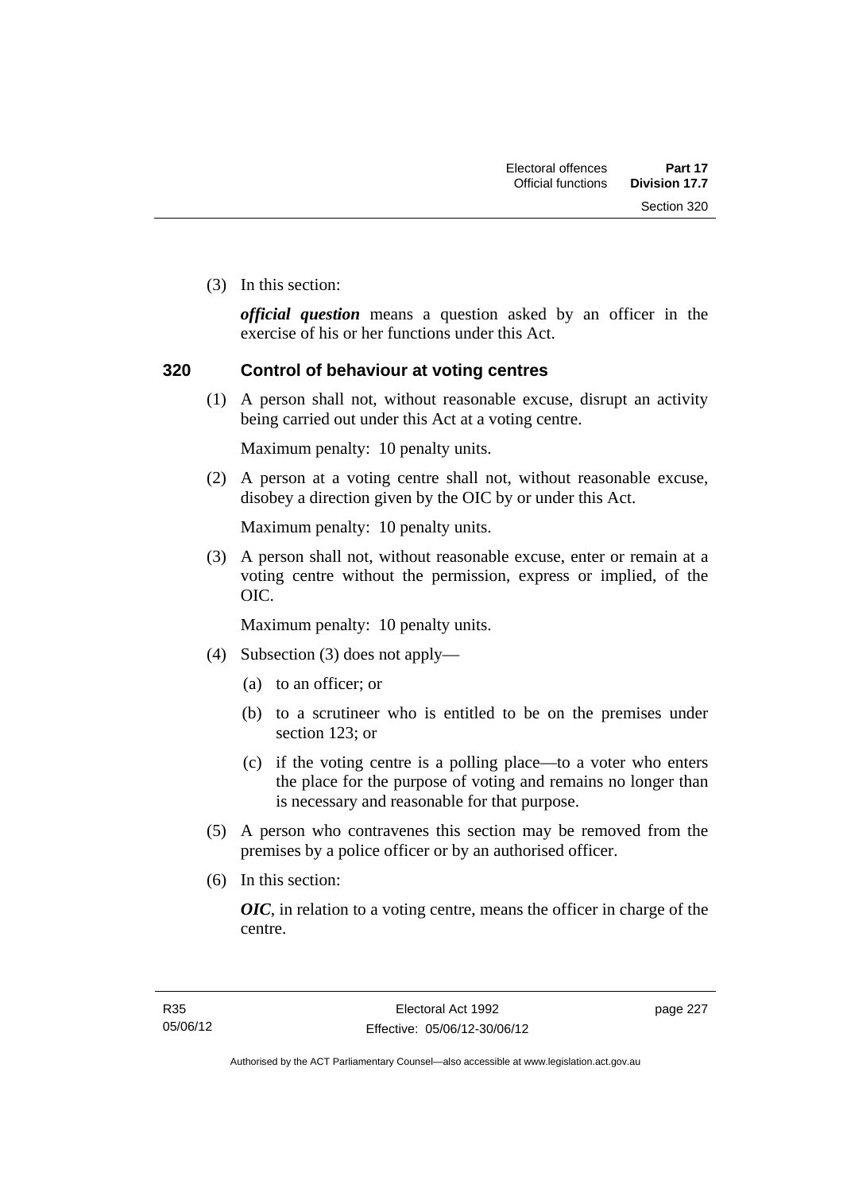(3) In this section:

***official question*** means a question asked by an officer in the exercise of his or her functions under this Act.

## 320 Control of behaviour at voting centres

(1) A person shall not, without reasonable excuse, disrupt an activity being carried out under this Act at a voting centre.

Maximum penalty: 10 penalty units.

(2) A person at a voting centre shall not, without reasonable excuse, disobey a direction given by the OIC by or under this Act.

Maximum penalty: 10 penalty units.

(3) A person shall not, without reasonable excuse, enter or remain at a voting centre without the permission, express or implied, of the OIC.

Maximum penalty: 10 penalty units.

(4) Subsection (3) does not apply—

(a) to an officer; or

(b) to a scrutineer who is entitled to be on the premises under section 123; or

(c) if the voting centre is a polling place—to a voter who enters the place for the purpose of voting and remains no longer than is necessary and reasonable for that purpose.

(5) A person who contravenes this section may be removed from the premises by a police officer or by an authorised officer.

(6) In this section:

***OIC***, in relation to a voting centre, means the officer in charge of the centre.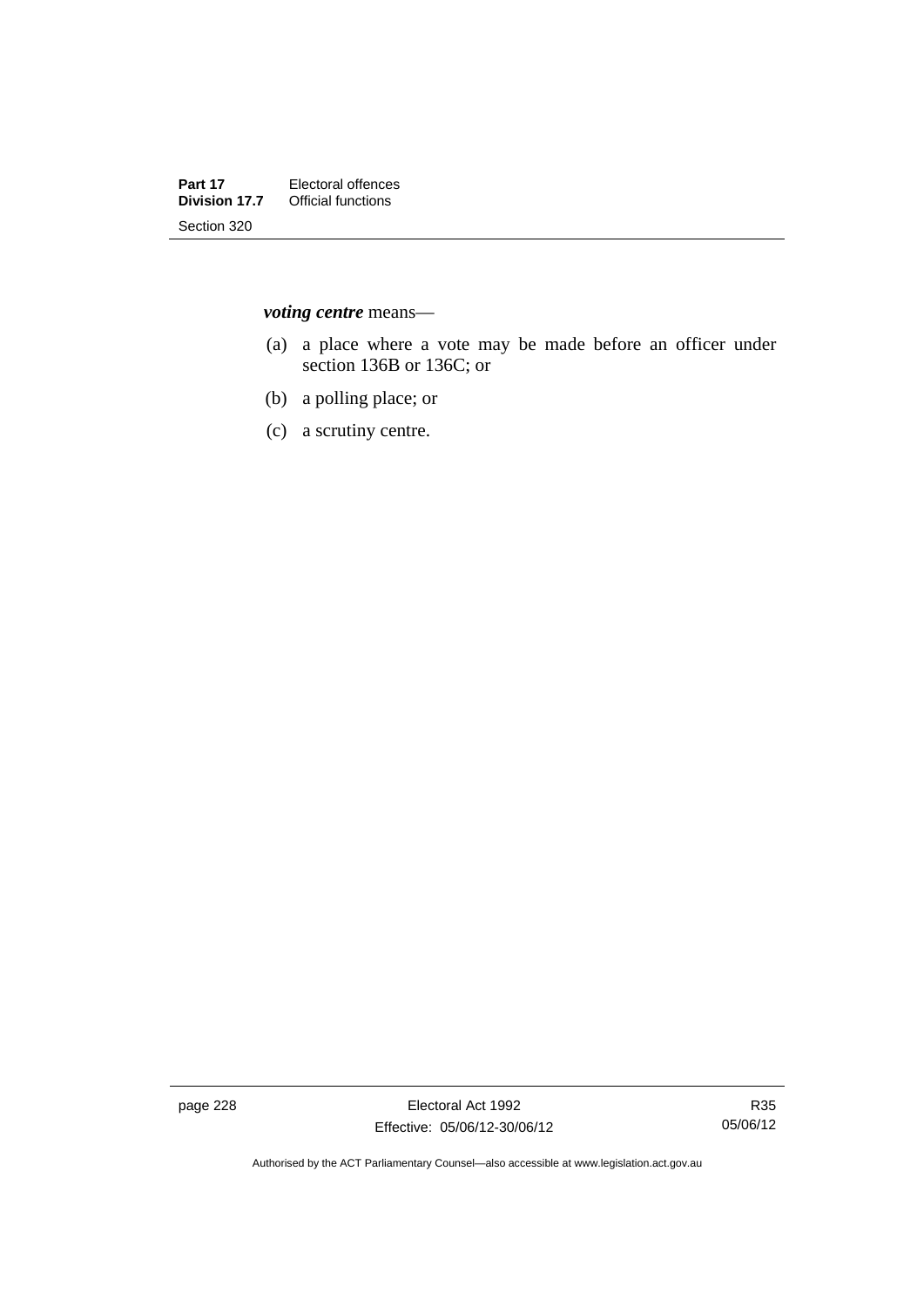***voting centre*** means—

(a) a place where a vote may be made before an officer under section 136B or 136C; or

(b) a polling place; or

(c) a scrutiny centre.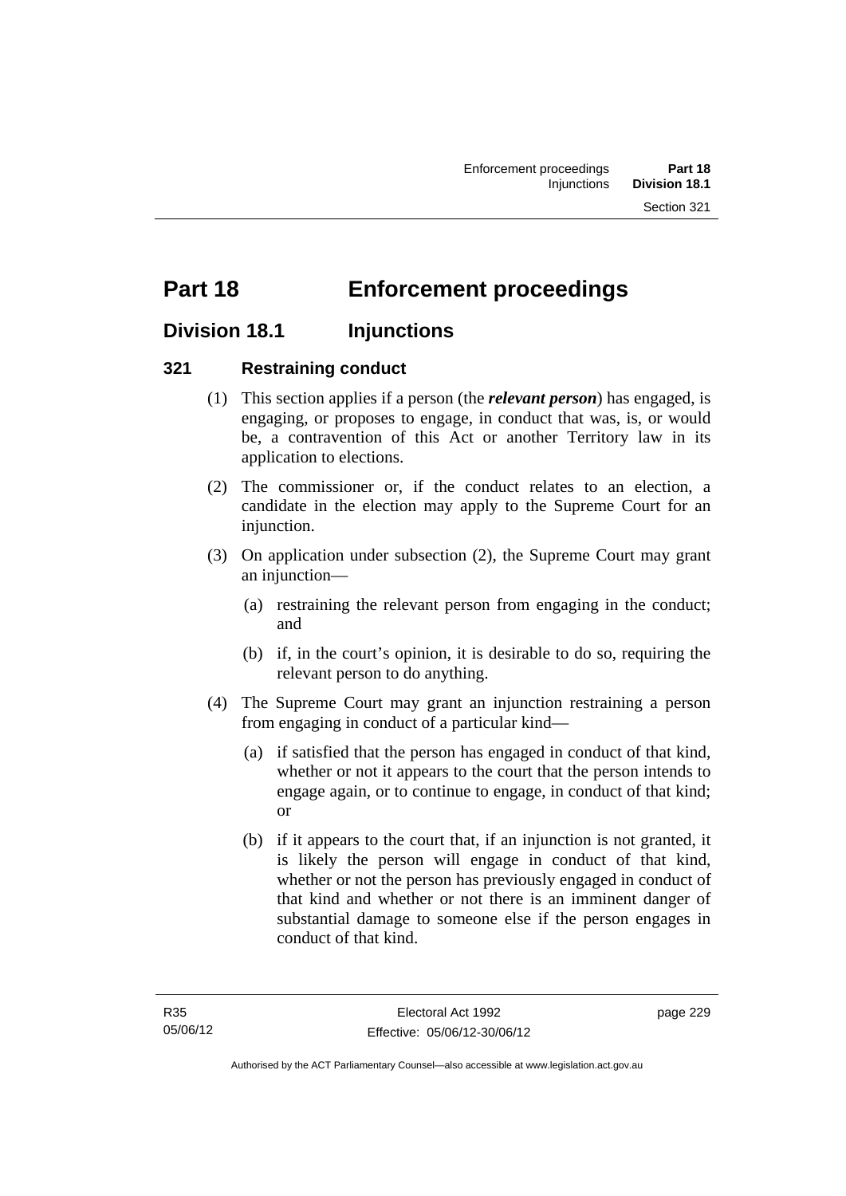# Part 18 Enforcement proceedings

## Division 18.1 Injunctions

### 321 Restraining conduct

(1) This section applies if a person (the ***relevant person***) has engaged, is engaging, or proposes to engage, in conduct that was, is, or would be, a contravention of this Act or another Territory law in its application to elections.

(2) The commissioner or, if the conduct relates to an election, a candidate in the election may apply to the Supreme Court for an injunction.

(3) On application under subsection (2), the Supreme Court may grant an injunction—

(a) restraining the relevant person from engaging in the conduct; and

(b) if, in the court's opinion, it is desirable to do so, requiring the relevant person to do anything.

(4) The Supreme Court may grant an injunction restraining a person from engaging in conduct of a particular kind—

(a) if satisfied that the person has engaged in conduct of that kind, whether or not it appears to the court that the person intends to engage again, or to continue to engage, in conduct of that kind; or

(b) if it appears to the court that, if an injunction is not granted, it is likely the person will engage in conduct of that kind, whether or not the person has previously engaged in conduct of that kind and whether or not there is an imminent danger of substantial damage to someone else if the person engages in conduct of that kind.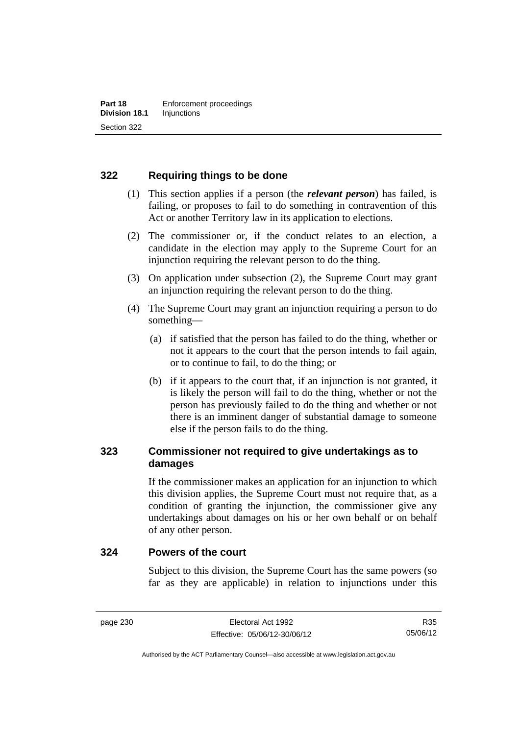## 322 Requiring things to be done

(1) This section applies if a person (the ***relevant person***) has failed, is failing, or proposes to fail to do something in contravention of this Act or another Territory law in its application to elections.

(2) The commissioner or, if the conduct relates to an election, a candidate in the election may apply to the Supreme Court for an injunction requiring the relevant person to do the thing.

(3) On application under subsection (2), the Supreme Court may grant an injunction requiring the relevant person to do the thing.

(4) The Supreme Court may grant an injunction requiring a person to do something—

(a) if satisfied that the person has failed to do the thing, whether or not it appears to the court that the person intends to fail again, or to continue to fail, to do the thing; or

(b) if it appears to the court that, if an injunction is not granted, it is likely the person will fail to do the thing, whether or not the person has previously failed to do the thing and whether or not there is an imminent danger of substantial damage to someone else if the person fails to do the thing.

## 323 Commissioner not required to give undertakings as to damages

If the commissioner makes an application for an injunction to which this division applies, the Supreme Court must not require that, as a condition of granting the injunction, the commissioner give any undertakings about damages on his or her own behalf or on behalf of any other person.

## 324 Powers of the court

Subject to this division, the Supreme Court has the same powers (so far as they are applicable) in relation to injunctions under this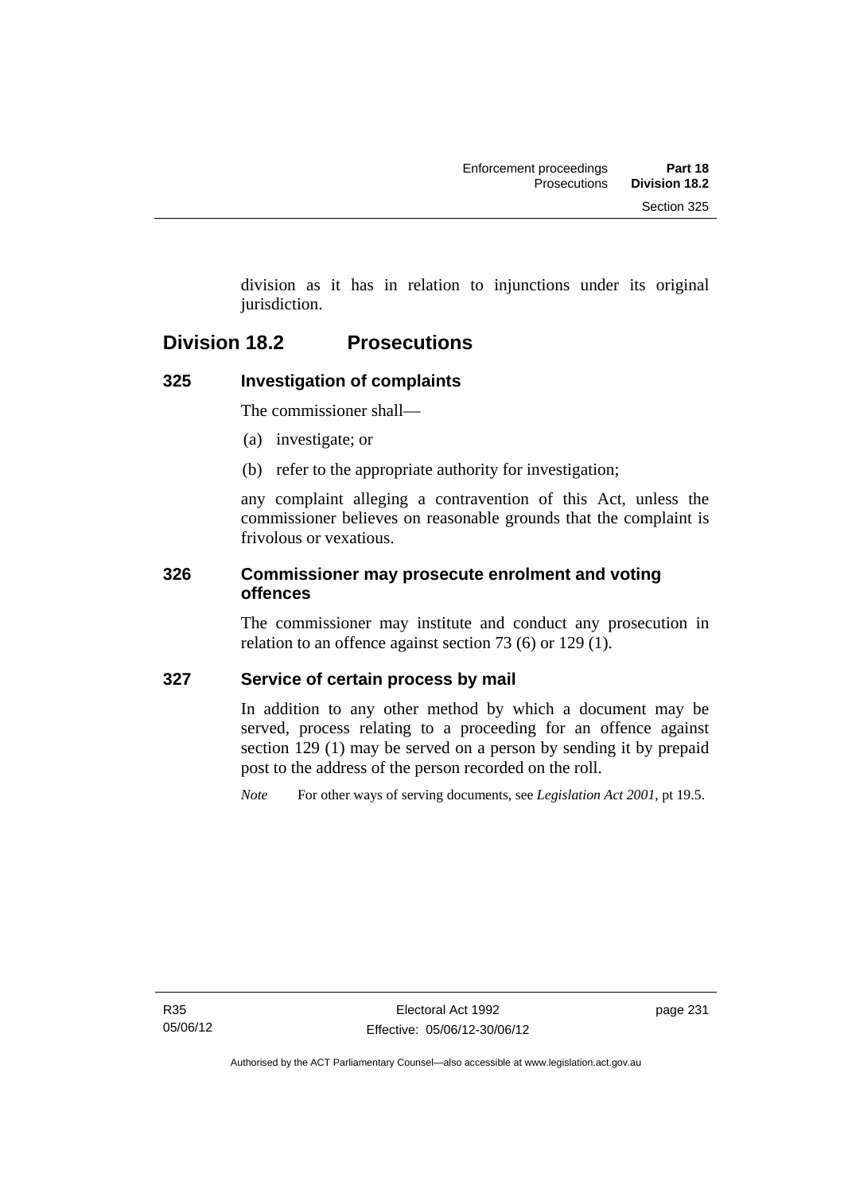division as it has in relation to injunctions under its original jurisdiction.

## Division 18.2 Prosecutions

### 325 Investigation of complaints

The commissioner shall—

(a) investigate; or

(b) refer to the appropriate authority for investigation;

any complaint alleging a contravention of this Act, unless the commissioner believes on reasonable grounds that the complaint is frivolous or vexatious.

### 326 Commissioner may prosecute enrolment and voting offences

The commissioner may institute and conduct any prosecution in relation to an offence against section 73 (6) or 129 (1).

### 327 Service of certain process by mail

In addition to any other method by which a document may be served, process relating to a proceeding for an offence against section 129 (1) may be served on a person by sending it by prepaid post to the address of the person recorded on the roll.

*Note* For other ways of serving documents, see *Legislation Act 2001*, pt 19.5.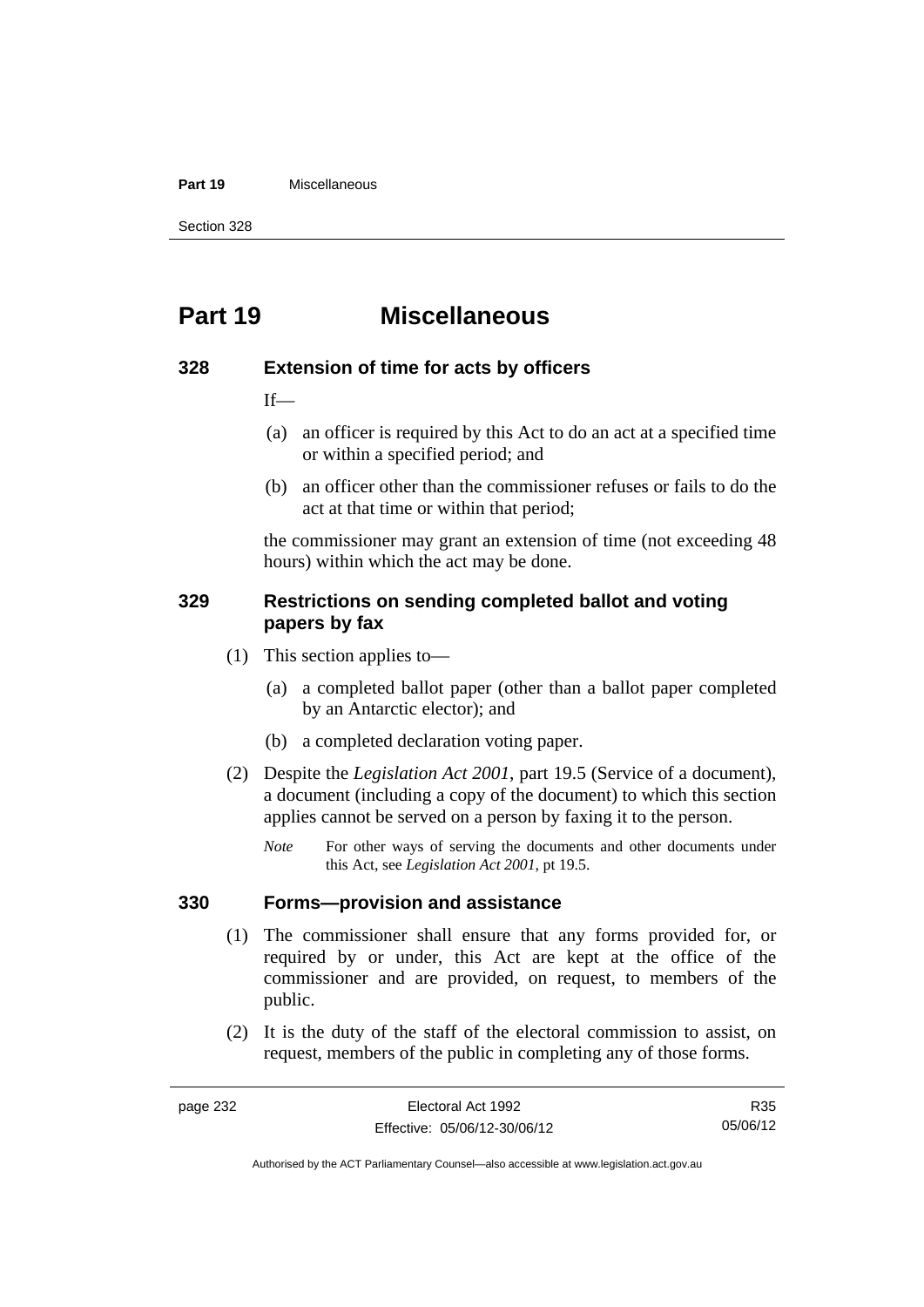# Part 19 Miscellaneous

## 328 Extension of time for acts by officers

If—

(a) an officer is required by this Act to do an act at a specified time or within a specified period; and

(b) an officer other than the commissioner refuses or fails to do the act at that time or within that period;

the commissioner may grant an extension of time (not exceeding 48 hours) within which the act may be done.

## 329 Restrictions on sending completed ballot and voting papers by fax

(1) This section applies to—

(a) a completed ballot paper (other than a ballot paper completed by an Antarctic elector); and

(b) a completed declaration voting paper.

(2) Despite the *Legislation Act 2001*, part 19.5 (Service of a document), a document (including a copy of the document) to which this section applies cannot be served on a person by faxing it to the person.

*Note* For other ways of serving the documents and other documents under this Act, see *Legislation Act 2001*, pt 19.5.

## 330 Forms—provision and assistance

(1) The commissioner shall ensure that any forms provided for, or required by or under, this Act are kept at the office of the commissioner and are provided, on request, to members of the public.

(2) It is the duty of the staff of the electoral commission to assist, on request, members of the public in completing any of those forms.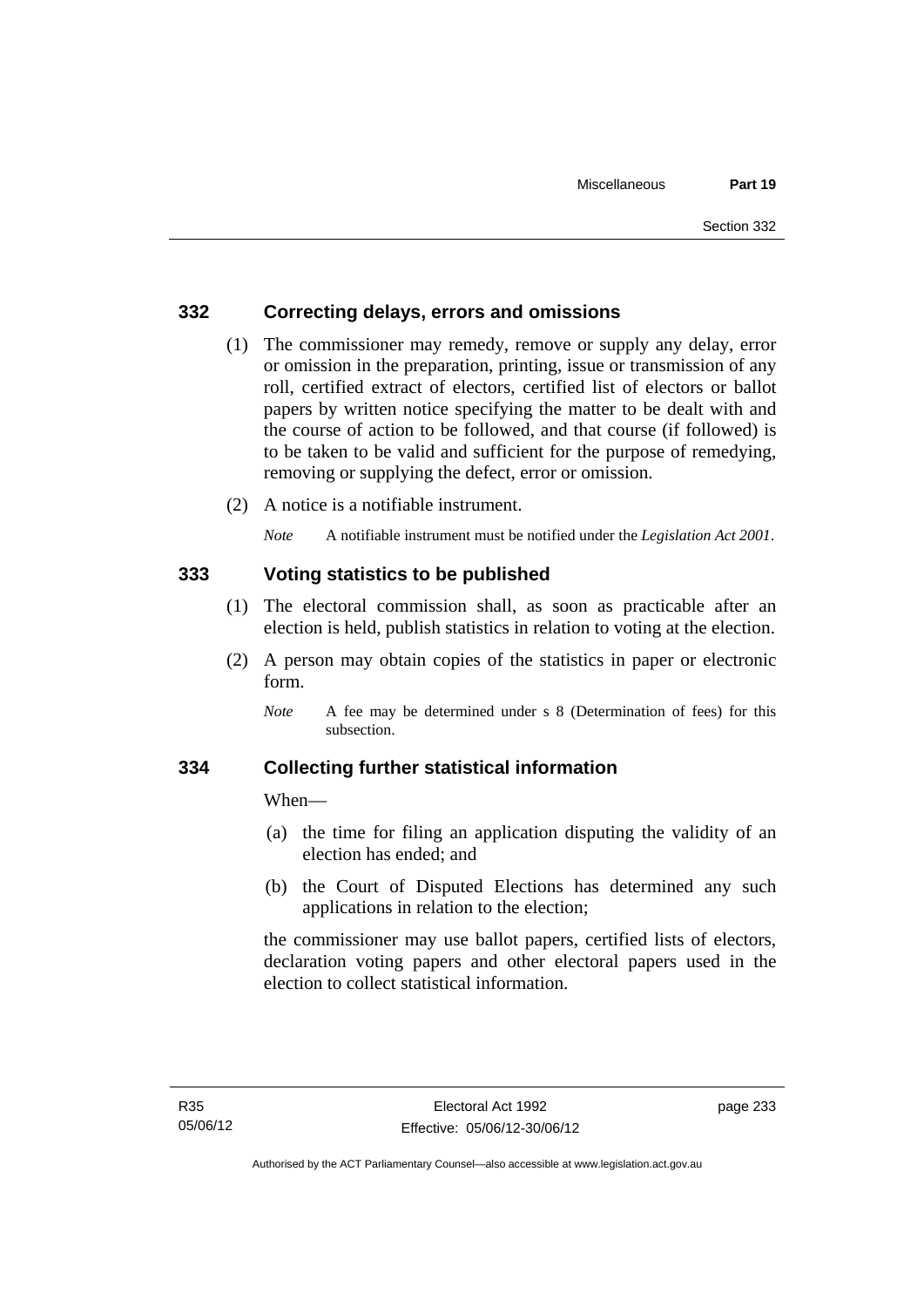## 332 Correcting delays, errors and omissions

(1) The commissioner may remedy, remove or supply any delay, error or omission in the preparation, printing, issue or transmission of any roll, certified extract of electors, certified list of electors or ballot papers by written notice specifying the matter to be dealt with and the course of action to be followed, and that course (if followed) is to be taken to be valid and sufficient for the purpose of remedying, removing or supplying the defect, error or omission.

(2) A notice is a notifiable instrument.

*Note* A notifiable instrument must be notified under the *Legislation Act 2001*.

## 333 Voting statistics to be published

(1) The electoral commission shall, as soon as practicable after an election is held, publish statistics in relation to voting at the election.

(2) A person may obtain copies of the statistics in paper or electronic form.

*Note* A fee may be determined under s 8 (Determination of fees) for this subsection.

## 334 Collecting further statistical information

When—

(a) the time for filing an application disputing the validity of an election has ended; and

(b) the Court of Disputed Elections has determined any such applications in relation to the election;

the commissioner may use ballot papers, certified lists of electors, declaration voting papers and other electoral papers used in the election to collect statistical information.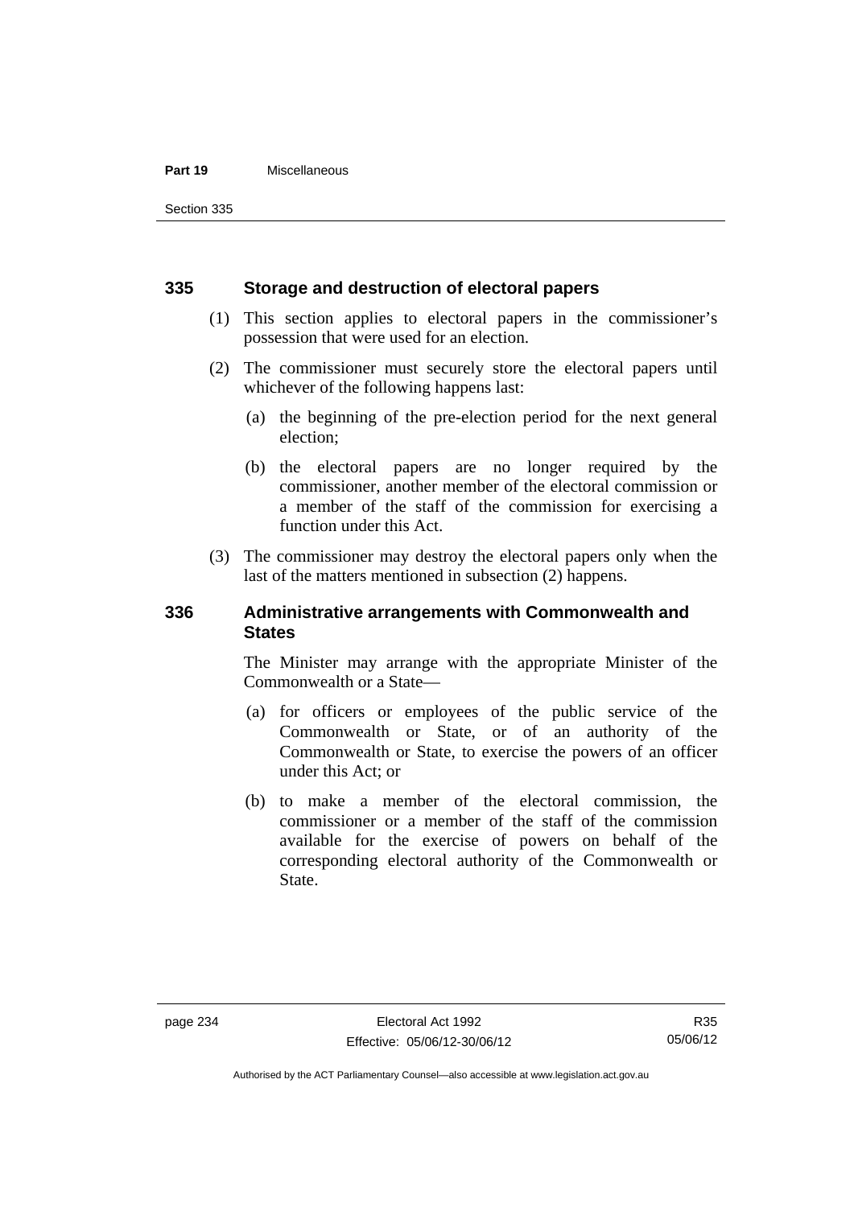## 335 Storage and destruction of electoral papers

(1) This section applies to electoral papers in the commissioner's possession that were used for an election.

(2) The commissioner must securely store the electoral papers until whichever of the following happens last:

(a) the beginning of the pre-election period for the next general election;

(b) the electoral papers are no longer required by the commissioner, another member of the electoral commission or a member of the staff of the commission for exercising a function under this Act.

(3) The commissioner may destroy the electoral papers only when the last of the matters mentioned in subsection (2) happens.

## 336 Administrative arrangements with Commonwealth and States

The Minister may arrange with the appropriate Minister of the Commonwealth or a State—

(a) for officers or employees of the public service of the Commonwealth or State, or of an authority of the Commonwealth or State, to exercise the powers of an officer under this Act; or

(b) to make a member of the electoral commission, the commissioner or a member of the staff of the commission available for the exercise of powers on behalf of the corresponding electoral authority of the Commonwealth or State.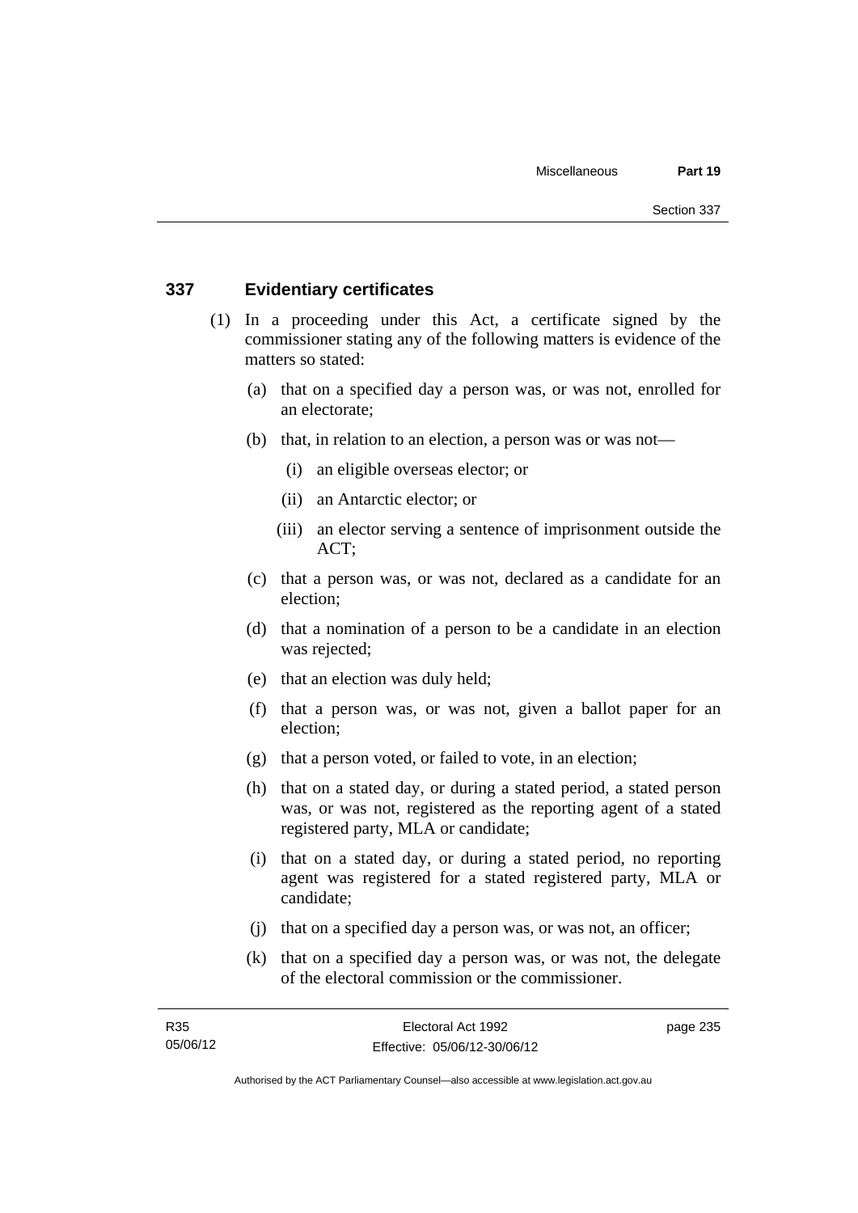### 337 Evidentiary certificates

(1) In a proceeding under this Act, a certificate signed by the commissioner stating any of the following matters is evidence of the matters so stated:

(a) that on a specified day a person was, or was not, enrolled for an electorate;

(b) that, in relation to an election, a person was or was not—

(i) an eligible overseas elector; or

(ii) an Antarctic elector; or

(iii) an elector serving a sentence of imprisonment outside the ACT;

(c) that a person was, or was not, declared as a candidate for an election;

(d) that a nomination of a person to be a candidate in an election was rejected;

(e) that an election was duly held;

(f) that a person was, or was not, given a ballot paper for an election;

(g) that a person voted, or failed to vote, in an election;

(h) that on a stated day, or during a stated period, a stated person was, or was not, registered as the reporting agent of a stated registered party, MLA or candidate;

(i) that on a stated day, or during a stated period, no reporting agent was registered for a stated registered party, MLA or candidate;

(j) that on a specified day a person was, or was not, an officer;

(k) that on a specified day a person was, or was not, the delegate of the electoral commission or the commissioner.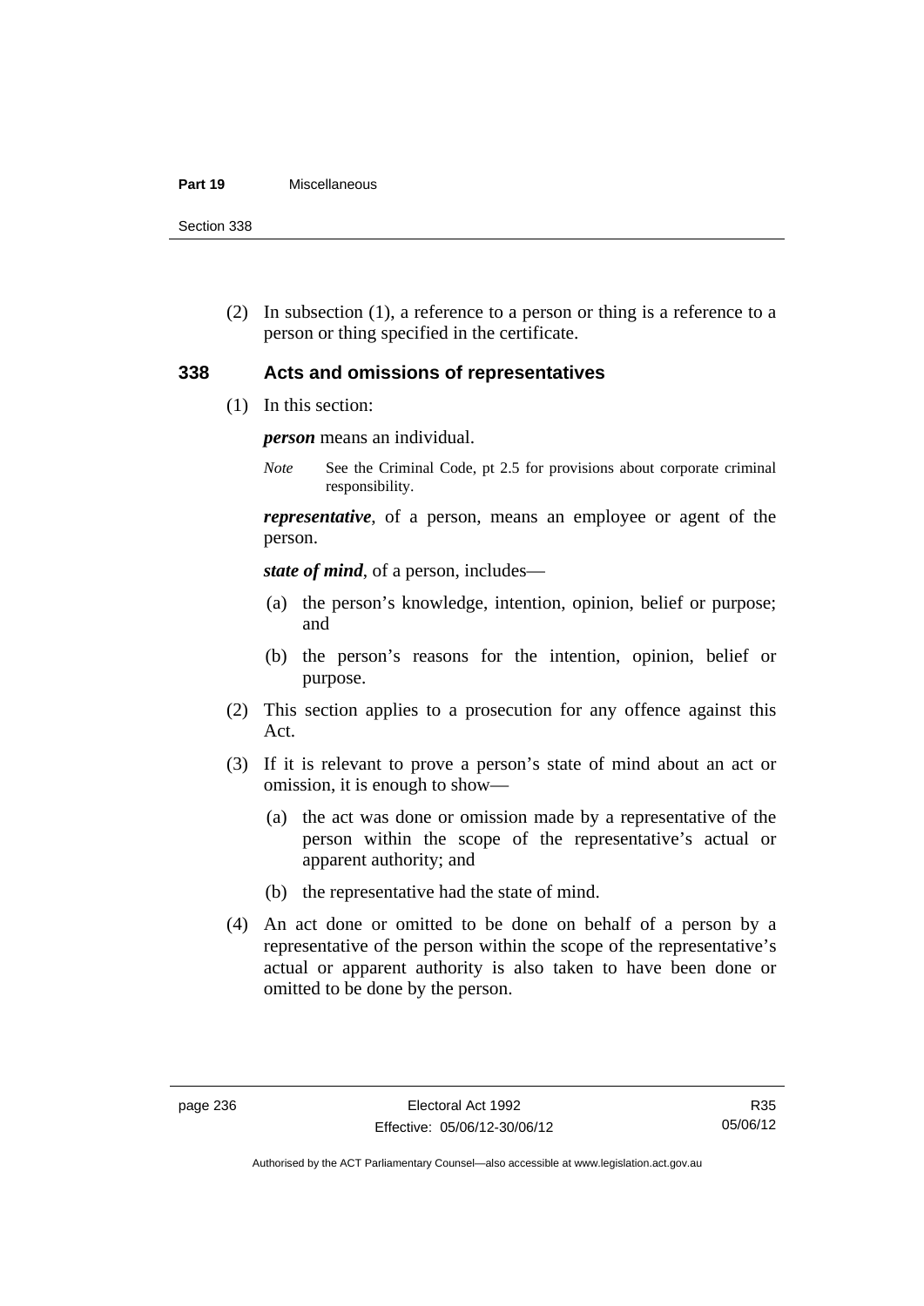(2) In subsection (1), a reference to a person or thing is a reference to a person or thing specified in the certificate.

### 338 Acts and omissions of representatives

(1) In this section:

***person*** means an individual.

*Note* See the Criminal Code, pt 2.5 for provisions about corporate criminal responsibility.

***representative***, of a person, means an employee or agent of the person.

***state of mind***, of a person, includes—

(a) the person's knowledge, intention, opinion, belief or purpose; and

(b) the person's reasons for the intention, opinion, belief or purpose.

(2) This section applies to a prosecution for any offence against this Act.

(3) If it is relevant to prove a person's state of mind about an act or omission, it is enough to show—

(a) the act was done or omission made by a representative of the person within the scope of the representative's actual or apparent authority; and

(b) the representative had the state of mind.

(4) An act done or omitted to be done on behalf of a person by a representative of the person within the scope of the representative's actual or apparent authority is also taken to have been done or omitted to be done by the person.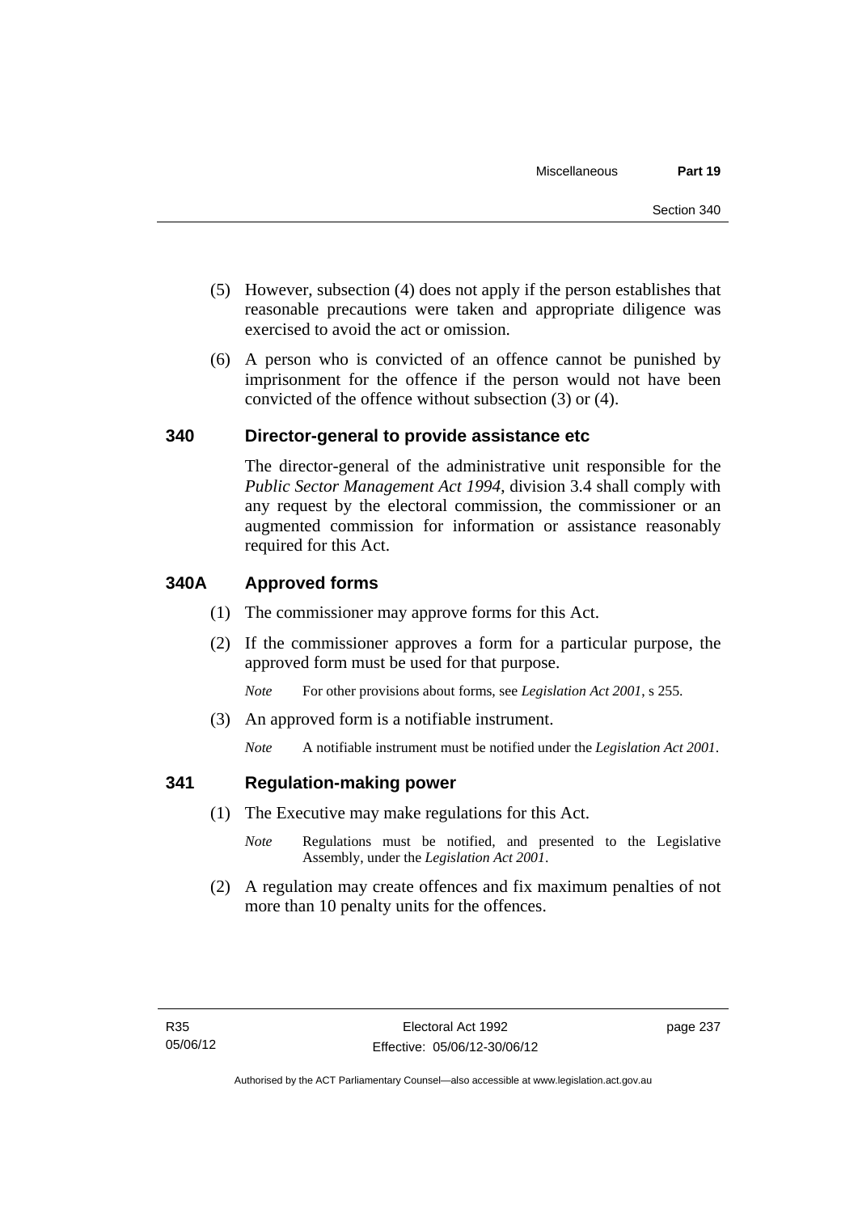(5) However, subsection (4) does not apply if the person establishes that reasonable precautions were taken and appropriate diligence was exercised to avoid the act or omission.

(6) A person who is convicted of an offence cannot be punished by imprisonment for the offence if the person would not have been convicted of the offence without subsection (3) or (4).

### 340 Director-general to provide assistance etc

The director-general of the administrative unit responsible for the *Public Sector Management Act 1994*, division 3.4 shall comply with any request by the electoral commission, the commissioner or an augmented commission for information or assistance reasonably required for this Act.

### 340A Approved forms

(1) The commissioner may approve forms for this Act.

(2) If the commissioner approves a form for a particular purpose, the approved form must be used for that purpose.

*Note* For other provisions about forms, see *Legislation Act 2001*, s 255.

(3) An approved form is a notifiable instrument.

*Note* A notifiable instrument must be notified under the *Legislation Act 2001*.

### 341 Regulation-making power

(1) The Executive may make regulations for this Act.

*Note* Regulations must be notified, and presented to the Legislative Assembly, under the *Legislation Act 2001*.

(2) A regulation may create offences and fix maximum penalties of not more than 10 penalty units for the offences.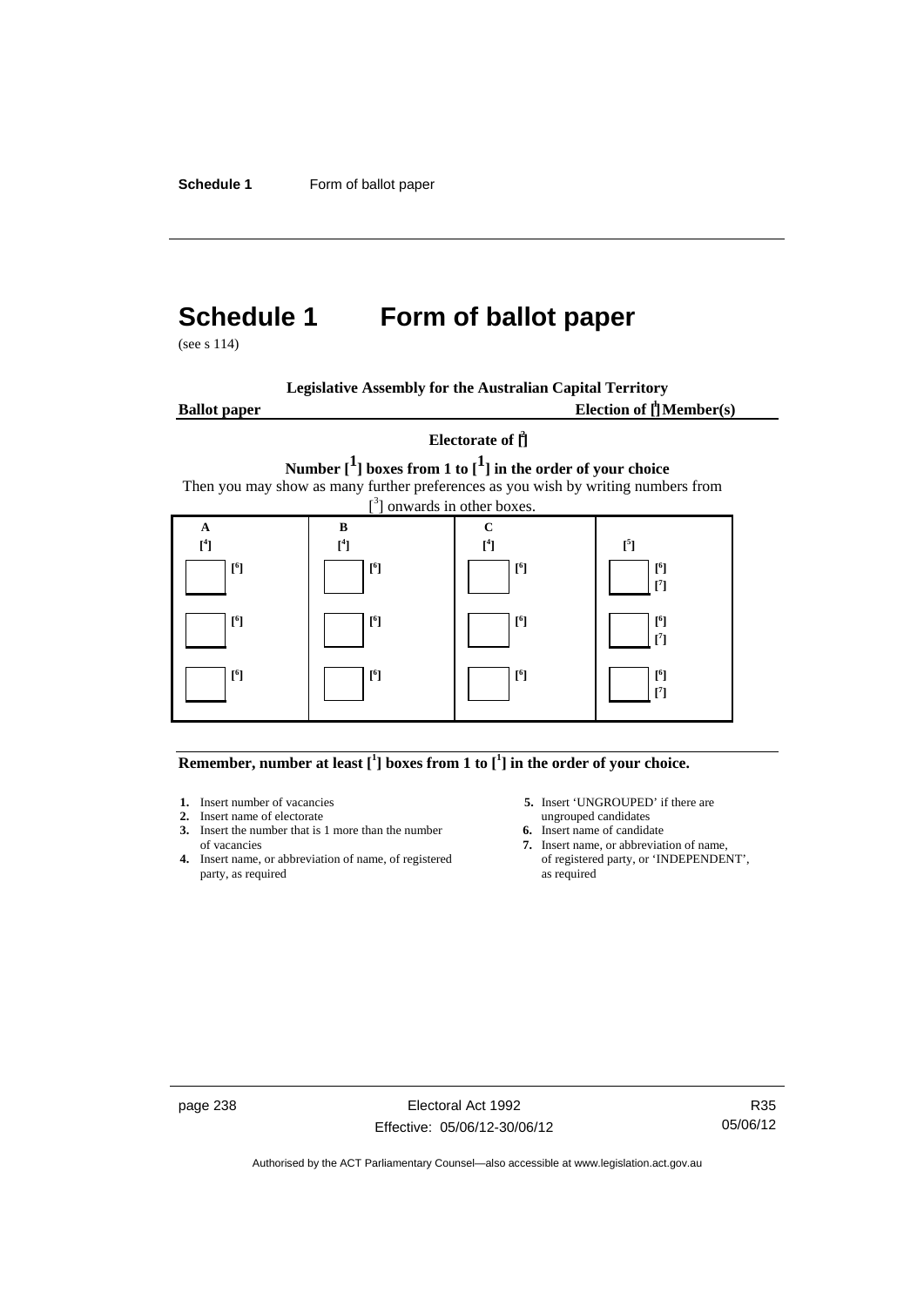# Schedule 1 Form of ballot paper

(see s 114)

**Legislative Assembly for the Australian Capital Territory**

**Ballot paper** **Election of [1] Member(s)**

**Electorate of [2]**

**Number [1] boxes from 1 to [1] in the order of your choice**

Then you may show as many further preferences as you wish by writing numbers from [3] onwards in other boxes.

| A [4] | B [4] | C [4] | [5] |
|---|---|---|---|
| ☐ [6] | ☐ [6] | ☐ [6] | ☐ [6] [7] |
| ☐ [6] | ☐ [6] | ☐ [6] | ☐ [6] [7] |
| ☐ [6] | ☐ [6] | ☐ [6] | ☐ [6] [7] |

**Remember, number at least [1] boxes from 1 to [1] in the order of your choice.**

1. Insert number of vacancies
2. Insert name of electorate
3. Insert the number that is 1 more than the number of vacancies
4. Insert name, or abbreviation of name, of registered party, as required
5. Insert 'UNGROUPED' if there are ungrouped candidates
6. Insert name of candidate
7. Insert name, or abbreviation of name, of registered party, or 'INDEPENDENT', as required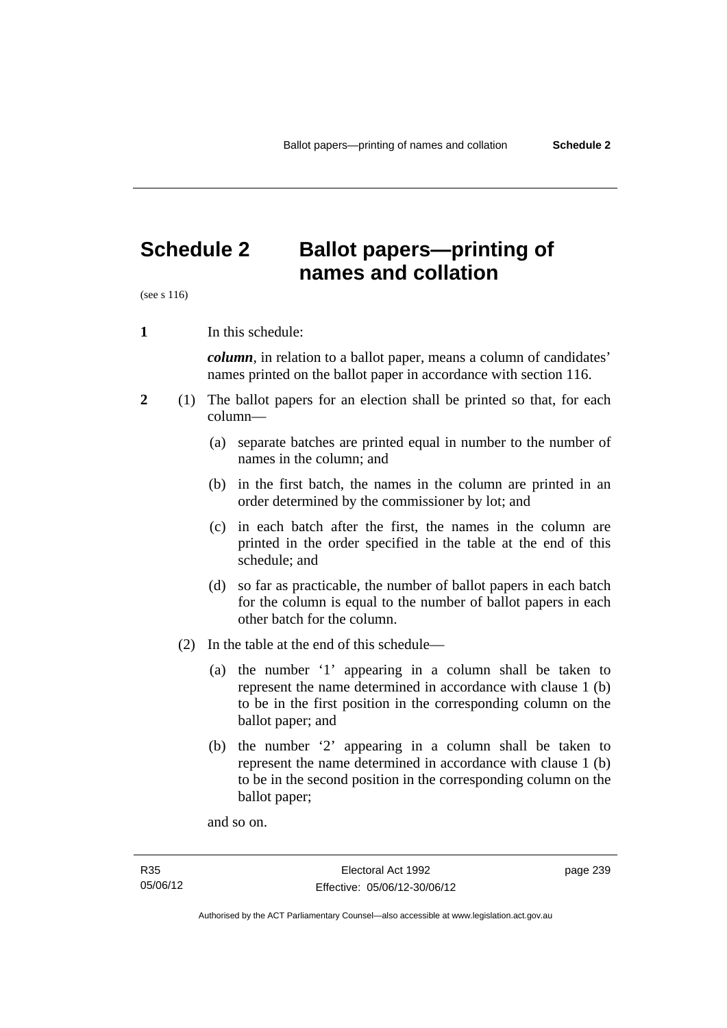# Schedule 2 Ballot papers—printing of names and collation

(see s 116)

**1** In this schedule:

***column***, in relation to a ballot paper, means a column of candidates' names printed on the ballot paper in accordance with section 116.

**2** (1) The ballot papers for an election shall be printed so that, for each column—

(a) separate batches are printed equal in number to the number of names in the column; and

(b) in the first batch, the names in the column are printed in an order determined by the commissioner by lot; and

(c) in each batch after the first, the names in the column are printed in the order specified in the table at the end of this schedule; and

(d) so far as practicable, the number of ballot papers in each batch for the column is equal to the number of ballot papers in each other batch for the column.

(2) In the table at the end of this schedule—

(a) the number '1' appearing in a column shall be taken to represent the name determined in accordance with clause 1 (b) to be in the first position in the corresponding column on the ballot paper; and

(b) the number '2' appearing in a column shall be taken to represent the name determined in accordance with clause 1 (b) to be in the second position in the corresponding column on the ballot paper;

and so on.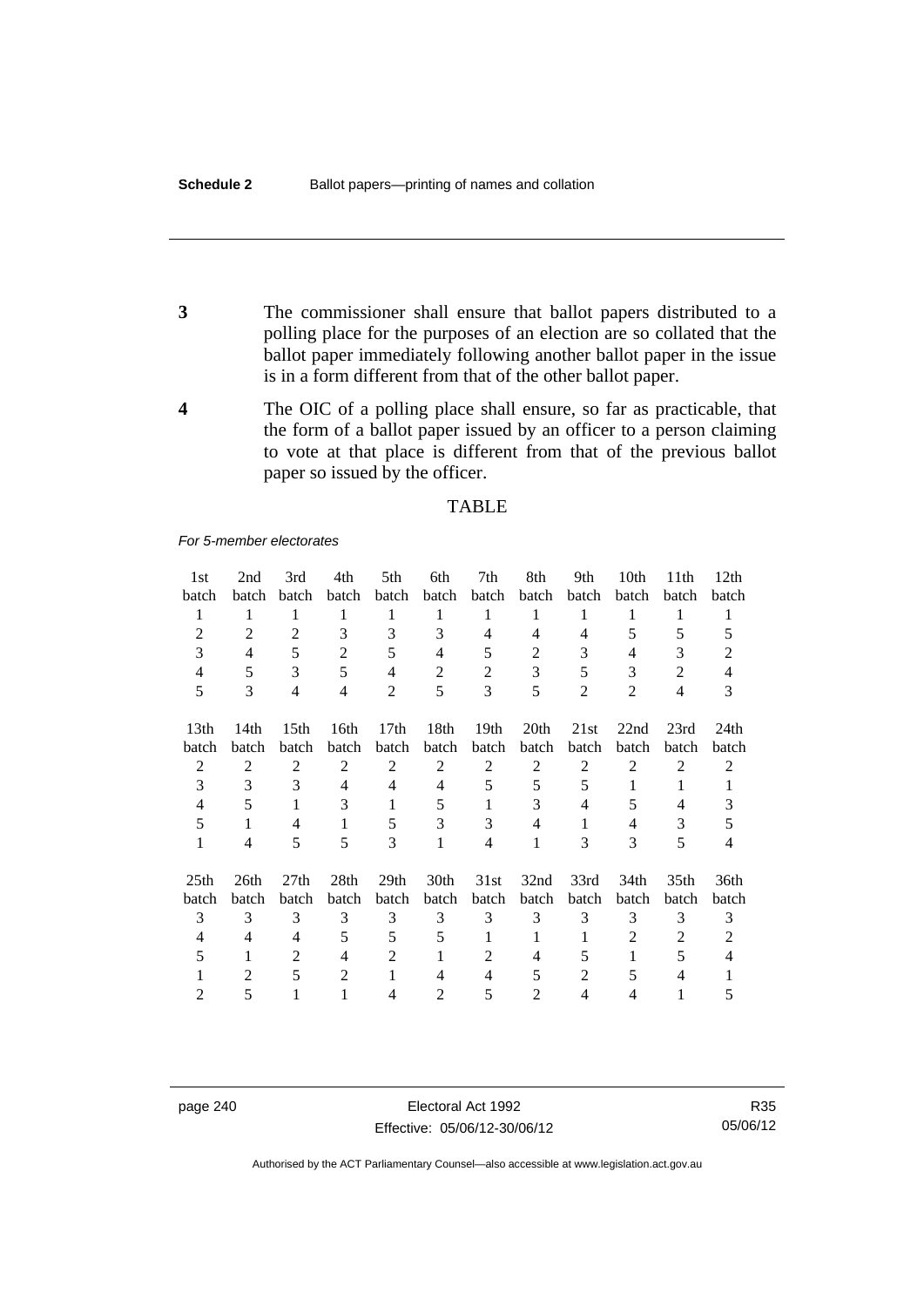**3** The commissioner shall ensure that ballot papers distributed to a polling place for the purposes of an election are so collated that the ballot paper immediately following another ballot paper in the issue is in a form different from that of the other ballot paper.

**4** The OIC of a polling place shall ensure, so far as practicable, that the form of a ballot paper issued by an officer to a person claiming to vote at that place is different from that of the previous ballot paper so issued by the officer.

TABLE

*For 5-member electorates*

| 1st batch | 2nd batch | 3rd batch | 4th batch | 5th batch | 6th batch | 7th batch | 8th batch | 9th batch | 10th batch | 11th batch | 12th batch |
|---|---|---|---|---|---|---|---|---|---|---|---|
| 1 | 1 | 1 | 1 | 1 | 1 | 1 | 1 | 1 | 1 | 1 | 1 |
| 2 | 2 | 2 | 3 | 3 | 3 | 4 | 4 | 4 | 5 | 5 | 5 |
| 3 | 4 | 5 | 2 | 5 | 4 | 5 | 2 | 3 | 4 | 3 | 2 |
| 4 | 5 | 3 | 5 | 4 | 2 | 2 | 3 | 5 | 3 | 2 | 4 |
| 5 | 3 | 4 | 4 | 2 | 5 | 3 | 5 | 2 | 2 | 4 | 3 |

| 13th batch | 14th batch | 15th batch | 16th batch | 17th batch | 18th batch | 19th batch | 20th batch | 21st batch | 22nd batch | 23rd batch | 24th batch |
|---|---|---|---|---|---|---|---|---|---|---|---|
| 2 | 2 | 2 | 2 | 2 | 2 | 2 | 2 | 2 | 2 | 2 | 2 |
| 3 | 3 | 3 | 4 | 4 | 4 | 5 | 5 | 5 | 1 | 1 | 1 |
| 4 | 5 | 1 | 3 | 1 | 5 | 1 | 3 | 4 | 5 | 4 | 3 |
| 5 | 1 | 4 | 1 | 5 | 3 | 3 | 4 | 1 | 4 | 3 | 5 |
| 1 | 4 | 5 | 5 | 3 | 1 | 4 | 1 | 3 | 3 | 5 | 4 |

| 25th batch | 26th batch | 27th batch | 28th batch | 29th batch | 30th batch | 31st batch | 32nd batch | 33rd batch | 34th batch | 35th batch | 36th batch |
|---|---|---|---|---|---|---|---|---|---|---|---|
| 3 | 3 | 3 | 3 | 3 | 3 | 3 | 3 | 3 | 3 | 3 | 3 |
| 4 | 4 | 4 | 5 | 5 | 5 | 1 | 1 | 1 | 2 | 2 | 2 |
| 5 | 1 | 2 | 4 | 2 | 1 | 2 | 4 | 5 | 1 | 5 | 4 |
| 1 | 2 | 5 | 2 | 1 | 4 | 4 | 5 | 2 | 5 | 4 | 1 |
| 2 | 5 | 1 | 1 | 4 | 2 | 5 | 2 | 4 | 4 | 1 | 5 |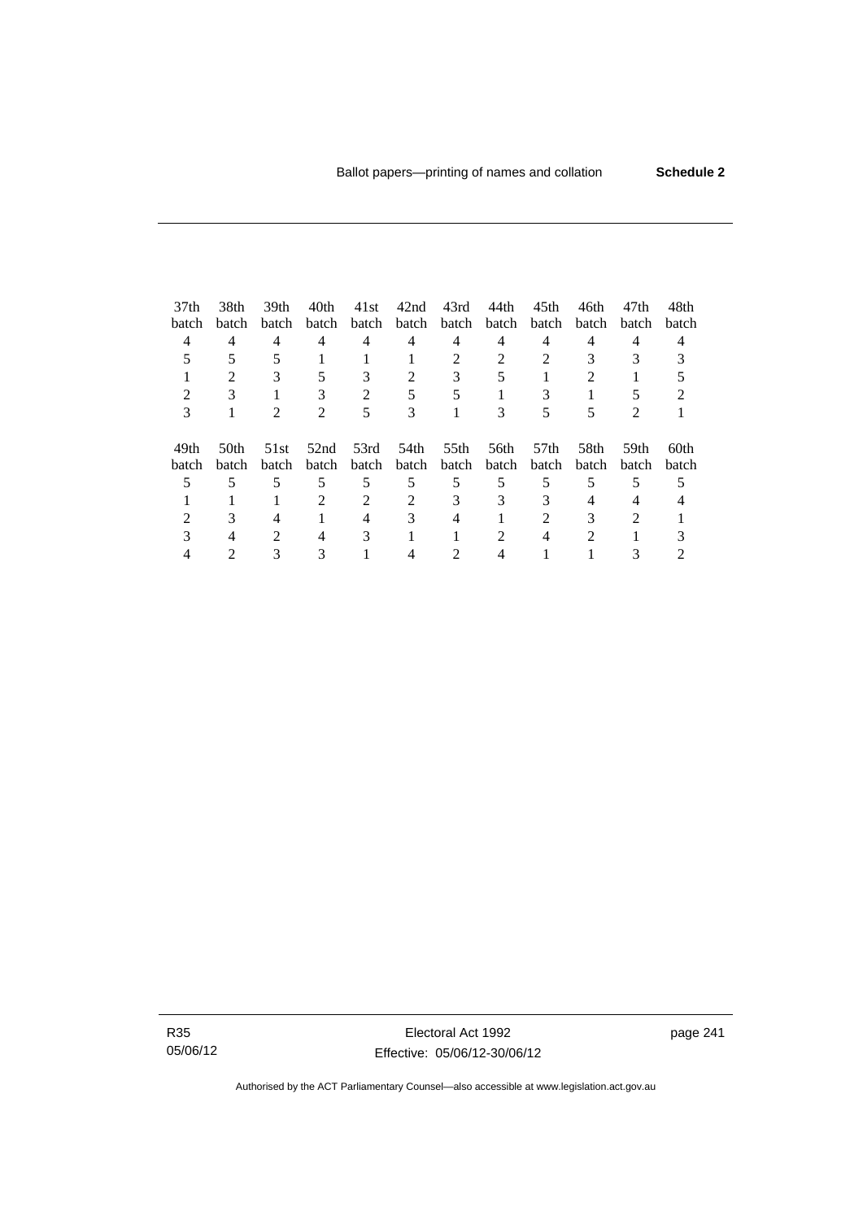| 37th batch | 38th batch | 39th batch | 40th batch | 41st batch | 42nd batch | 43rd batch | 44th batch | 45th batch | 46th batch | 47th batch | 48th batch |
|---|---|---|---|---|---|---|---|---|---|---|---|
| 4 | 4 | 4 | 4 | 4 | 4 | 4 | 4 | 4 | 4 | 4 | 4 |
| 5 | 5 | 5 | 1 | 1 | 1 | 2 | 2 | 2 | 3 | 3 | 3 |
| 1 | 2 | 3 | 5 | 3 | 2 | 3 | 5 | 1 | 2 | 1 | 5 |
| 2 | 3 | 1 | 3 | 2 | 5 | 5 | 1 | 3 | 1 | 5 | 2 |
| 3 | 1 | 2 | 2 | 5 | 3 | 1 | 3 | 5 | 5 | 2 | 1 |

| 49th batch | 50th batch | 51st batch | 52nd batch | 53rd batch | 54th batch | 55th batch | 56th batch | 57th batch | 58th batch | 59th batch | 60th batch |
|---|---|---|---|---|---|---|---|---|---|---|---|
| 5 | 5 | 5 | 5 | 5 | 5 | 5 | 5 | 5 | 5 | 5 | 5 |
| 1 | 1 | 1 | 2 | 2 | 2 | 3 | 3 | 3 | 4 | 4 | 4 |
| 2 | 3 | 4 | 1 | 4 | 3 | 4 | 1 | 2 | 3 | 2 | 1 |
| 3 | 4 | 2 | 4 | 3 | 1 | 1 | 2 | 4 | 2 | 1 | 3 |
| 4 | 2 | 3 | 3 | 1 | 4 | 2 | 4 | 1 | 1 | 3 | 2 |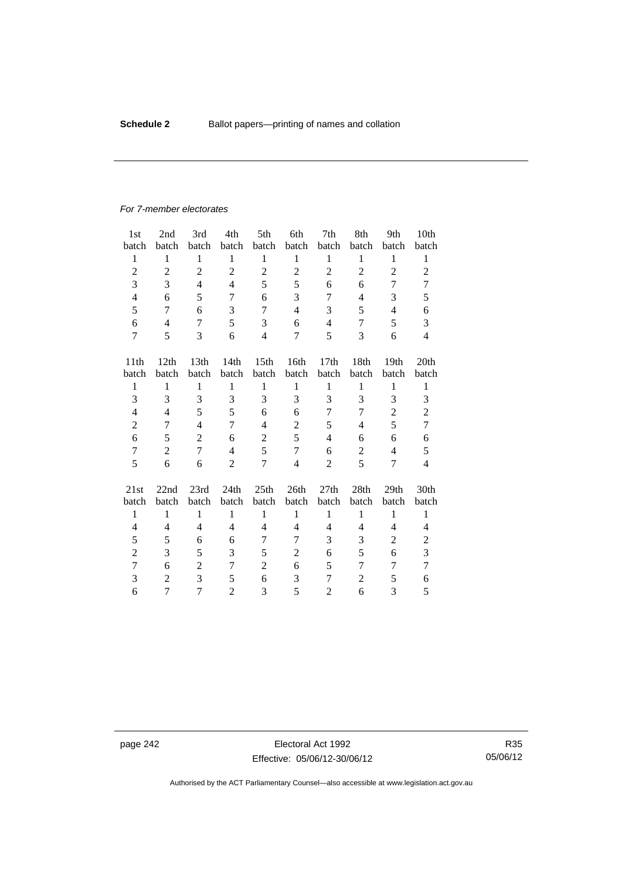*For 7-member electorates*

| 1st batch | 2nd batch | 3rd batch | 4th batch | 5th batch | 6th batch | 7th batch | 8th batch | 9th batch | 10th batch |
|---|---|---|---|---|---|---|---|---|---|
| 1 | 1 | 1 | 1 | 1 | 1 | 1 | 1 | 1 | 1 |
| 2 | 2 | 2 | 2 | 2 | 2 | 2 | 2 | 2 | 2 |
| 3 | 3 | 4 | 4 | 5 | 5 | 6 | 6 | 7 | 7 |
| 4 | 6 | 5 | 7 | 6 | 3 | 7 | 4 | 3 | 5 |
| 5 | 7 | 6 | 3 | 7 | 4 | 3 | 5 | 4 | 6 |
| 6 | 4 | 7 | 5 | 3 | 6 | 4 | 7 | 5 | 3 |
| 7 | 5 | 3 | 6 | 4 | 7 | 5 | 3 | 6 | 4 |

| 11th batch | 12th batch | 13th batch | 14th batch | 15th batch | 16th batch | 17th batch | 18th batch | 19th batch | 20th batch |
|---|---|---|---|---|---|---|---|---|---|
| 1 | 1 | 1 | 1 | 1 | 1 | 1 | 1 | 1 | 1 |
| 3 | 3 | 3 | 3 | 3 | 3 | 3 | 3 | 3 | 3 |
| 4 | 4 | 5 | 5 | 6 | 6 | 7 | 7 | 2 | 2 |
| 2 | 7 | 4 | 7 | 4 | 2 | 5 | 4 | 5 | 7 |
| 6 | 5 | 2 | 6 | 2 | 5 | 4 | 6 | 6 | 6 |
| 7 | 2 | 7 | 4 | 5 | 7 | 6 | 2 | 4 | 5 |
| 5 | 6 | 6 | 2 | 7 | 4 | 2 | 5 | 7 | 4 |

| 21st batch | 22nd batch | 23rd batch | 24th batch | 25th batch | 26th batch | 27th batch | 28th batch | 29th batch | 30th batch |
|---|---|---|---|---|---|---|---|---|---|
| 1 | 1 | 1 | 1 | 1 | 1 | 1 | 1 | 1 | 1 |
| 4 | 4 | 4 | 4 | 4 | 4 | 4 | 4 | 4 | 4 |
| 5 | 5 | 6 | 6 | 7 | 7 | 3 | 3 | 2 | 2 |
| 2 | 3 | 5 | 3 | 5 | 2 | 6 | 5 | 6 | 3 |
| 7 | 6 | 2 | 7 | 2 | 6 | 5 | 7 | 7 | 7 |
| 3 | 2 | 3 | 5 | 6 | 3 | 7 | 2 | 5 | 6 |
| 6 | 7 | 7 | 2 | 3 | 5 | 2 | 6 | 3 | 5 |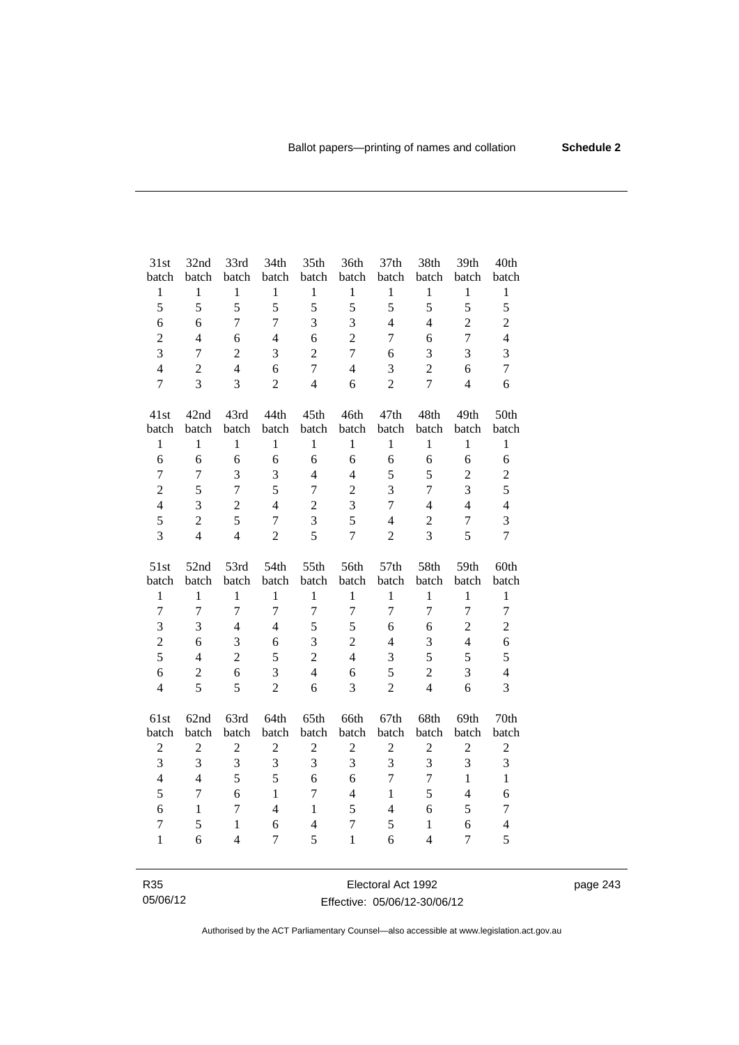| 31st batch | 32nd batch | 33rd batch | 34th batch | 35th batch | 36th batch | 37th batch | 38th batch | 39th batch | 40th batch |
|---|---|---|---|---|---|---|---|---|---|
| 1 | 1 | 1 | 1 | 1 | 1 | 1 | 1 | 1 | 1 |
| 5 | 5 | 5 | 5 | 5 | 5 | 5 | 5 | 5 | 5 |
| 6 | 6 | 7 | 7 | 3 | 3 | 4 | 4 | 2 | 2 |
| 2 | 4 | 6 | 4 | 6 | 2 | 7 | 6 | 7 | 4 |
| 3 | 7 | 2 | 3 | 2 | 7 | 6 | 3 | 3 | 3 |
| 4 | 2 | 4 | 6 | 7 | 4 | 3 | 2 | 6 | 7 |
| 7 | 3 | 3 | 2 | 4 | 6 | 2 | 7 | 4 | 6 |

| 41st batch | 42nd batch | 43rd batch | 44th batch | 45th batch | 46th batch | 47th batch | 48th batch | 49th batch | 50th batch |
|---|---|---|---|---|---|---|---|---|---|
| 1 | 1 | 1 | 1 | 1 | 1 | 1 | 1 | 1 | 1 |
| 6 | 6 | 6 | 6 | 6 | 6 | 6 | 6 | 6 | 6 |
| 7 | 7 | 3 | 3 | 4 | 4 | 5 | 5 | 2 | 2 |
| 2 | 5 | 7 | 5 | 7 | 2 | 3 | 7 | 3 | 5 |
| 4 | 3 | 2 | 4 | 2 | 3 | 7 | 4 | 4 | 4 |
| 5 | 2 | 5 | 7 | 3 | 5 | 4 | 2 | 7 | 3 |
| 3 | 4 | 4 | 2 | 5 | 7 | 2 | 3 | 5 | 7 |

| 51st batch | 52nd batch | 53rd batch | 54th batch | 55th batch | 56th batch | 57th batch | 58th batch | 59th batch | 60th batch |
|---|---|---|---|---|---|---|---|---|---|
| 1 | 1 | 1 | 1 | 1 | 1 | 1 | 1 | 1 | 1 |
| 7 | 7 | 7 | 7 | 7 | 7 | 7 | 7 | 7 | 7 |
| 3 | 3 | 4 | 4 | 5 | 5 | 6 | 6 | 2 | 2 |
| 2 | 6 | 3 | 6 | 3 | 2 | 4 | 3 | 4 | 6 |
| 5 | 4 | 2 | 5 | 2 | 4 | 3 | 5 | 5 | 5 |
| 6 | 2 | 6 | 3 | 4 | 6 | 5 | 2 | 3 | 4 |
| 4 | 5 | 5 | 2 | 6 | 3 | 2 | 4 | 6 | 3 |

| 61st batch | 62nd batch | 63rd batch | 64th batch | 65th batch | 66th batch | 67th batch | 68th batch | 69th batch | 70th batch |
|---|---|---|---|---|---|---|---|---|---|
| 2 | 2 | 2 | 2 | 2 | 2 | 2 | 2 | 2 | 2 |
| 3 | 3 | 3 | 3 | 3 | 3 | 3 | 3 | 3 | 3 |
| 4 | 4 | 5 | 5 | 6 | 6 | 7 | 7 | 1 | 1 |
| 5 | 7 | 6 | 1 | 7 | 4 | 1 | 5 | 4 | 6 |
| 6 | 1 | 7 | 4 | 1 | 5 | 4 | 6 | 5 | 7 |
| 7 | 5 | 1 | 6 | 4 | 7 | 5 | 1 | 6 | 4 |
| 1 | 6 | 4 | 7 | 5 | 1 | 6 | 4 | 7 | 5 |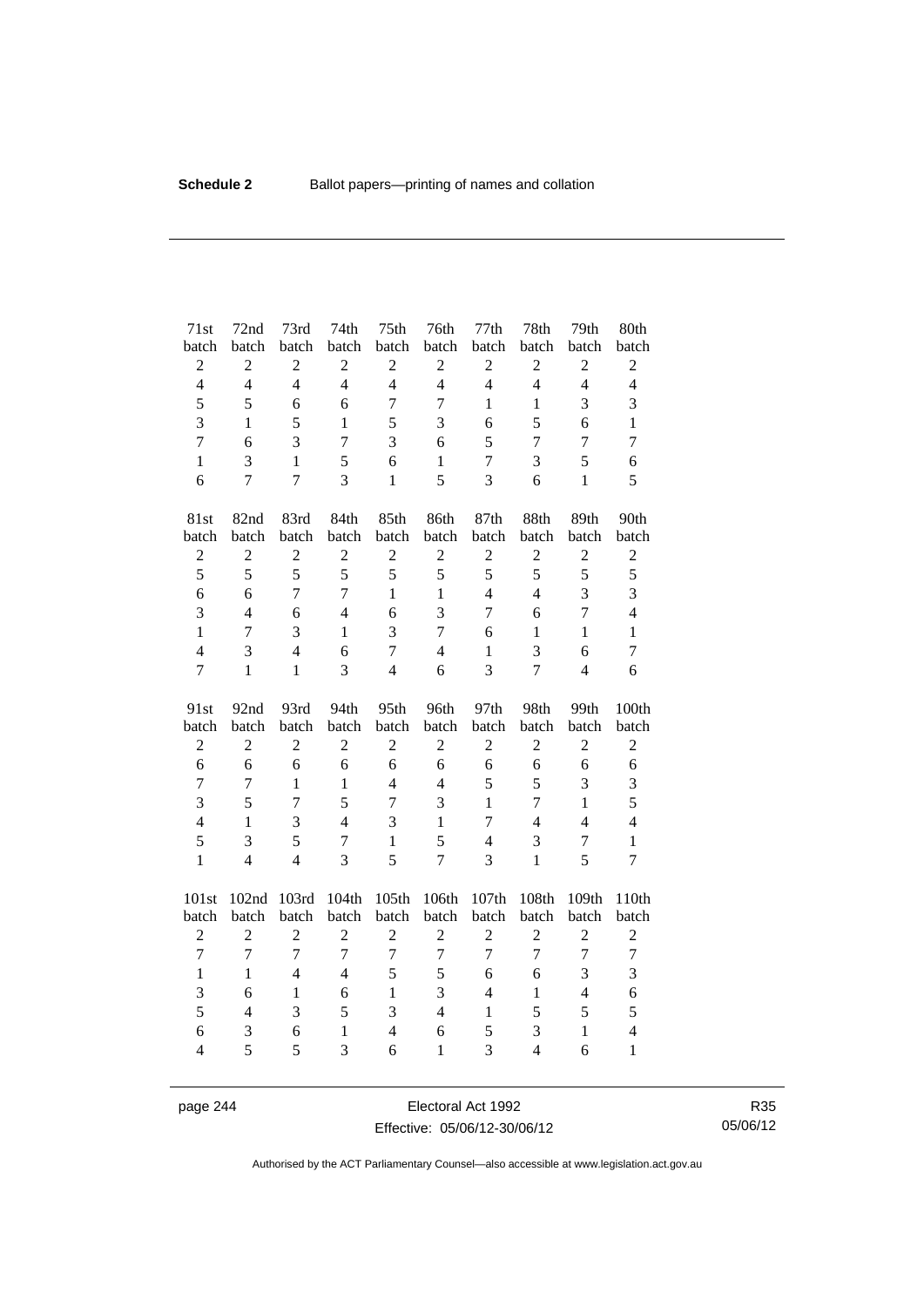| 71st batch | 72nd batch | 73rd batch | 74th batch | 75th batch | 76th batch | 77th batch | 78th batch | 79th batch | 80th batch |
|---|---|---|---|---|---|---|---|---|---|
| 2 | 2 | 2 | 2 | 2 | 2 | 2 | 2 | 2 | 2 |
| 4 | 4 | 4 | 4 | 4 | 4 | 4 | 4 | 4 | 4 |
| 5 | 5 | 6 | 6 | 7 | 7 | 1 | 1 | 3 | 3 |
| 3 | 1 | 5 | 1 | 5 | 3 | 6 | 5 | 6 | 1 |
| 7 | 6 | 3 | 7 | 3 | 6 | 5 | 7 | 7 | 7 |
| 1 | 3 | 1 | 5 | 6 | 1 | 7 | 3 | 5 | 6 |
| 6 | 7 | 7 | 3 | 1 | 5 | 3 | 6 | 1 | 5 |

| 81st batch | 82nd batch | 83rd batch | 84th batch | 85th batch | 86th batch | 87th batch | 88th batch | 89th batch | 90th batch |
|---|---|---|---|---|---|---|---|---|---|
| 2 | 2 | 2 | 2 | 2 | 2 | 2 | 2 | 2 | 2 |
| 5 | 5 | 5 | 5 | 5 | 5 | 5 | 5 | 5 | 5 |
| 6 | 6 | 7 | 7 | 1 | 1 | 4 | 4 | 3 | 3 |
| 3 | 4 | 6 | 4 | 6 | 3 | 7 | 6 | 7 | 4 |
| 1 | 7 | 3 | 1 | 3 | 7 | 6 | 1 | 1 | 1 |
| 4 | 3 | 4 | 6 | 7 | 4 | 1 | 3 | 6 | 7 |
| 7 | 1 | 1 | 3 | 4 | 6 | 3 | 7 | 4 | 6 |

| 91st batch | 92nd batch | 93rd batch | 94th batch | 95th batch | 96th batch | 97th batch | 98th batch | 99th batch | 100th batch |
|---|---|---|---|---|---|---|---|---|---|
| 2 | 2 | 2 | 2 | 2 | 2 | 2 | 2 | 2 | 2 |
| 6 | 6 | 6 | 6 | 6 | 6 | 6 | 6 | 6 | 6 |
| 7 | 7 | 1 | 1 | 4 | 4 | 5 | 5 | 3 | 3 |
| 3 | 5 | 7 | 5 | 7 | 3 | 1 | 7 | 1 | 5 |
| 4 | 1 | 3 | 4 | 3 | 1 | 7 | 4 | 4 | 4 |
| 5 | 3 | 5 | 7 | 1 | 5 | 4 | 3 | 7 | 1 |
| 1 | 4 | 4 | 3 | 5 | 7 | 3 | 1 | 5 | 7 |

| 101st batch | 102nd batch | 103rd batch | 104th batch | 105th batch | 106th batch | 107th batch | 108th batch | 109th batch | 110th batch |
|---|---|---|---|---|---|---|---|---|---|
| 2 | 2 | 2 | 2 | 2 | 2 | 2 | 2 | 2 | 2 |
| 7 | 7 | 7 | 7 | 7 | 7 | 7 | 7 | 7 | 7 |
| 1 | 1 | 4 | 4 | 5 | 5 | 6 | 6 | 3 | 3 |
| 3 | 6 | 1 | 6 | 1 | 3 | 4 | 1 | 4 | 6 |
| 5 | 4 | 3 | 5 | 3 | 4 | 1 | 5 | 5 | 5 |
| 6 | 3 | 6 | 1 | 4 | 6 | 5 | 3 | 1 | 4 |
| 4 | 5 | 5 | 3 | 6 | 1 | 3 | 4 | 6 | 1 |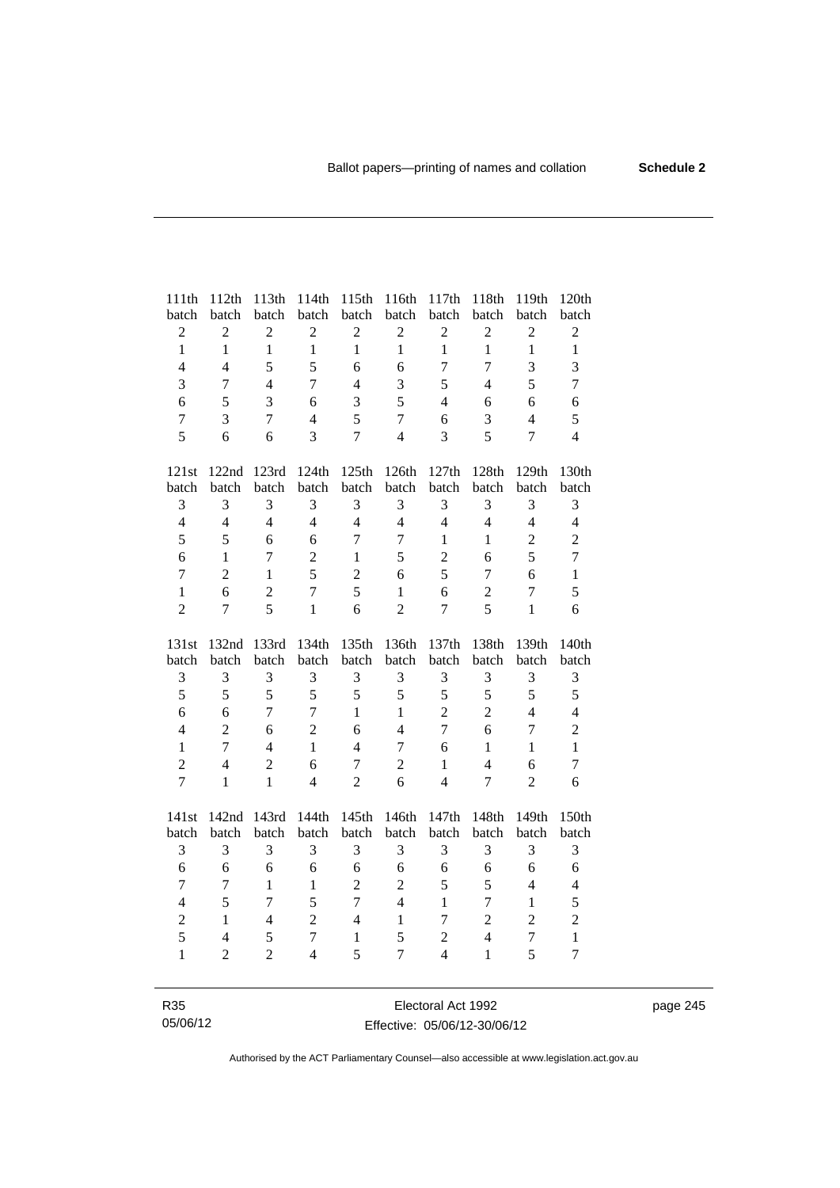| 111th batch | 112th batch | 113th batch | 114th batch | 115th batch | 116th batch | 117th batch | 118th batch | 119th batch | 120th batch |
|---|---|---|---|---|---|---|---|---|---|
| 2 | 2 | 2 | 2 | 2 | 2 | 2 | 2 | 2 | 2 |
| 1 | 1 | 1 | 1 | 1 | 1 | 1 | 1 | 1 | 1 |
| 4 | 4 | 5 | 5 | 6 | 6 | 7 | 7 | 3 | 3 |
| 3 | 7 | 4 | 7 | 4 | 3 | 5 | 4 | 5 | 7 |
| 6 | 5 | 3 | 6 | 3 | 5 | 4 | 6 | 6 | 6 |
| 7 | 3 | 7 | 4 | 5 | 7 | 6 | 3 | 4 | 5 |
| 5 | 6 | 6 | 3 | 7 | 4 | 3 | 5 | 7 | 4 |

| 121st batch | 122nd batch | 123rd batch | 124th batch | 125th batch | 126th batch | 127th batch | 128th batch | 129th batch | 130th batch |
|---|---|---|---|---|---|---|---|---|---|
| 3 | 3 | 3 | 3 | 3 | 3 | 3 | 3 | 3 | 3 |
| 4 | 4 | 4 | 4 | 4 | 4 | 4 | 4 | 4 | 4 |
| 5 | 5 | 6 | 6 | 7 | 7 | 1 | 1 | 2 | 2 |
| 6 | 1 | 7 | 2 | 1 | 5 | 2 | 6 | 5 | 7 |
| 7 | 2 | 1 | 5 | 2 | 6 | 5 | 7 | 6 | 1 |
| 1 | 6 | 2 | 7 | 5 | 1 | 6 | 2 | 7 | 5 |
| 2 | 7 | 5 | 1 | 6 | 2 | 7 | 5 | 1 | 6 |

| 131st batch | 132nd batch | 133rd batch | 134th batch | 135th batch | 136th batch | 137th batch | 138th batch | 139th batch | 140th batch |
|---|---|---|---|---|---|---|---|---|---|
| 3 | 3 | 3 | 3 | 3 | 3 | 3 | 3 | 3 | 3 |
| 5 | 5 | 5 | 5 | 5 | 5 | 5 | 5 | 5 | 5 |
| 6 | 6 | 7 | 7 | 1 | 1 | 2 | 2 | 4 | 4 |
| 4 | 2 | 6 | 2 | 6 | 4 | 7 | 6 | 7 | 2 |
| 1 | 7 | 4 | 1 | 4 | 7 | 6 | 1 | 1 | 1 |
| 2 | 4 | 2 | 6 | 7 | 2 | 1 | 4 | 6 | 7 |
| 7 | 1 | 1 | 4 | 2 | 6 | 4 | 7 | 2 | 6 |

| 141st batch | 142nd batch | 143rd batch | 144th batch | 145th batch | 146th batch | 147th batch | 148th batch | 149th batch | 150th batch |
|---|---|---|---|---|---|---|---|---|---|
| 3 | 3 | 3 | 3 | 3 | 3 | 3 | 3 | 3 | 3 |
| 6 | 6 | 6 | 6 | 6 | 6 | 6 | 6 | 6 | 6 |
| 7 | 7 | 1 | 1 | 2 | 2 | 5 | 5 | 4 | 4 |
| 4 | 5 | 7 | 5 | 7 | 4 | 1 | 7 | 1 | 5 |
| 2 | 1 | 4 | 2 | 4 | 1 | 7 | 2 | 2 | 2 |
| 5 | 4 | 5 | 7 | 1 | 5 | 2 | 4 | 7 | 1 |
| 1 | 2 | 2 | 4 | 5 | 7 | 4 | 1 | 5 | 7 |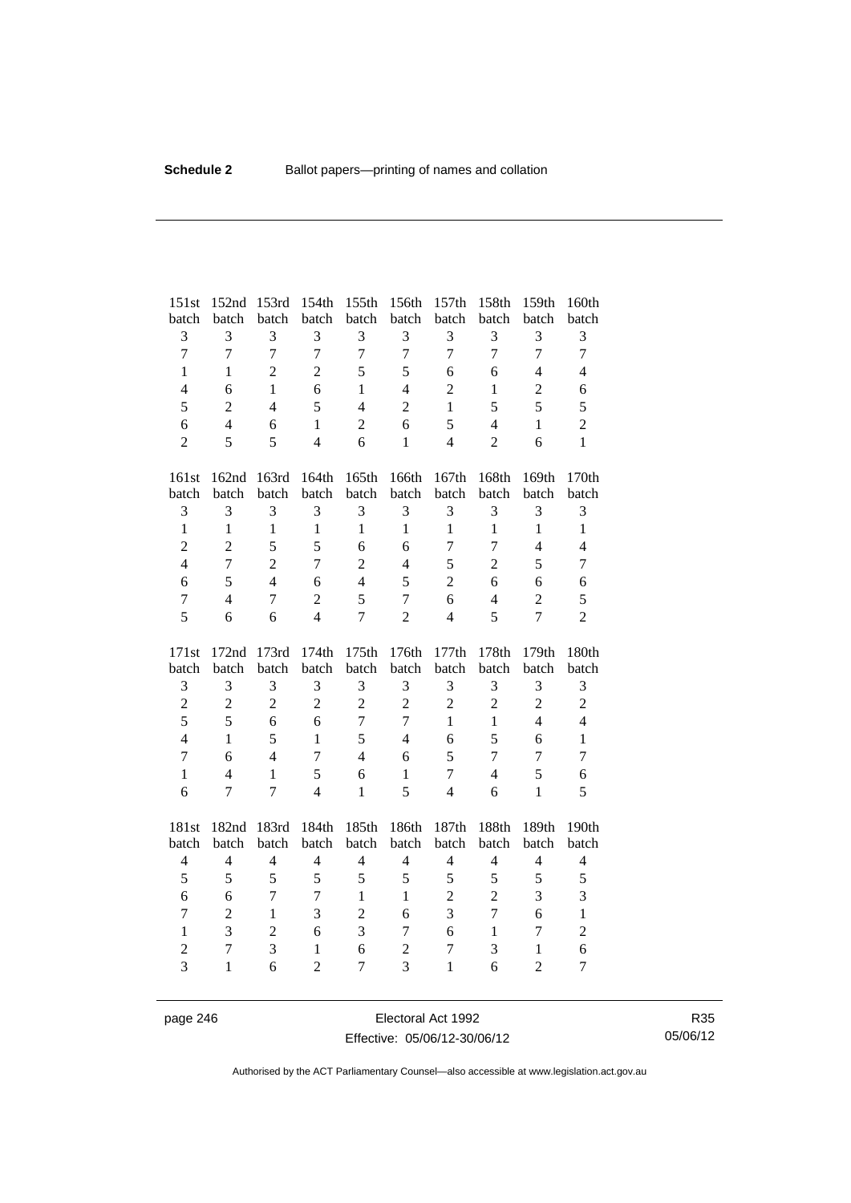| 151st batch | 152nd batch | 153rd batch | 154th batch | 155th batch | 156th batch | 157th batch | 158th batch | 159th batch | 160th batch |
|---|---|---|---|---|---|---|---|---|---|
| 3 | 3 | 3 | 3 | 3 | 3 | 3 | 3 | 3 | 3 |
| 7 | 7 | 7 | 7 | 7 | 7 | 7 | 7 | 7 | 7 |
| 1 | 1 | 2 | 2 | 5 | 5 | 6 | 6 | 4 | 4 |
| 4 | 6 | 1 | 6 | 1 | 4 | 2 | 1 | 2 | 6 |
| 5 | 2 | 4 | 5 | 4 | 2 | 1 | 5 | 5 | 5 |
| 6 | 4 | 6 | 1 | 2 | 6 | 5 | 4 | 1 | 2 |
| 2 | 5 | 5 | 4 | 6 | 1 | 4 | 2 | 6 | 1 |

| 161st batch | 162nd batch | 163rd batch | 164th batch | 165th batch | 166th batch | 167th batch | 168th batch | 169th batch | 170th batch |
|---|---|---|---|---|---|---|---|---|---|
| 3 | 3 | 3 | 3 | 3 | 3 | 3 | 3 | 3 | 3 |
| 1 | 1 | 1 | 1 | 1 | 1 | 1 | 1 | 1 | 1 |
| 2 | 2 | 5 | 5 | 6 | 6 | 7 | 7 | 4 | 4 |
| 4 | 7 | 2 | 7 | 2 | 4 | 5 | 2 | 5 | 7 |
| 6 | 5 | 4 | 6 | 4 | 5 | 2 | 6 | 6 | 6 |
| 7 | 4 | 7 | 2 | 5 | 7 | 6 | 4 | 2 | 5 |
| 5 | 6 | 6 | 4 | 7 | 2 | 4 | 5 | 7 | 2 |

| 171st batch | 172nd batch | 173rd batch | 174th batch | 175th batch | 176th batch | 177th batch | 178th batch | 179th batch | 180th batch |
|---|---|---|---|---|---|---|---|---|---|
| 3 | 3 | 3 | 3 | 3 | 3 | 3 | 3 | 3 | 3 |
| 2 | 2 | 2 | 2 | 2 | 2 | 2 | 2 | 2 | 2 |
| 5 | 5 | 6 | 6 | 7 | 7 | 1 | 1 | 4 | 4 |
| 4 | 1 | 5 | 1 | 5 | 4 | 6 | 5 | 6 | 1 |
| 7 | 6 | 4 | 7 | 4 | 6 | 5 | 7 | 7 | 7 |
| 1 | 4 | 1 | 5 | 6 | 1 | 7 | 4 | 5 | 6 |
| 6 | 7 | 7 | 4 | 1 | 5 | 4 | 6 | 1 | 5 |

| 181st batch | 182nd batch | 183rd batch | 184th batch | 185th batch | 186th batch | 187th batch | 188th batch | 189th batch | 190th batch |
|---|---|---|---|---|---|---|---|---|---|
| 4 | 4 | 4 | 4 | 4 | 4 | 4 | 4 | 4 | 4 |
| 5 | 5 | 5 | 5 | 5 | 5 | 5 | 5 | 5 | 5 |
| 6 | 6 | 7 | 7 | 1 | 1 | 2 | 2 | 3 | 3 |
| 7 | 2 | 1 | 3 | 2 | 6 | 3 | 7 | 6 | 1 |
| 1 | 3 | 2 | 6 | 3 | 7 | 6 | 1 | 7 | 2 |
| 2 | 7 | 3 | 1 | 6 | 2 | 7 | 3 | 1 | 6 |
| 3 | 1 | 6 | 2 | 7 | 3 | 1 | 6 | 2 | 7 |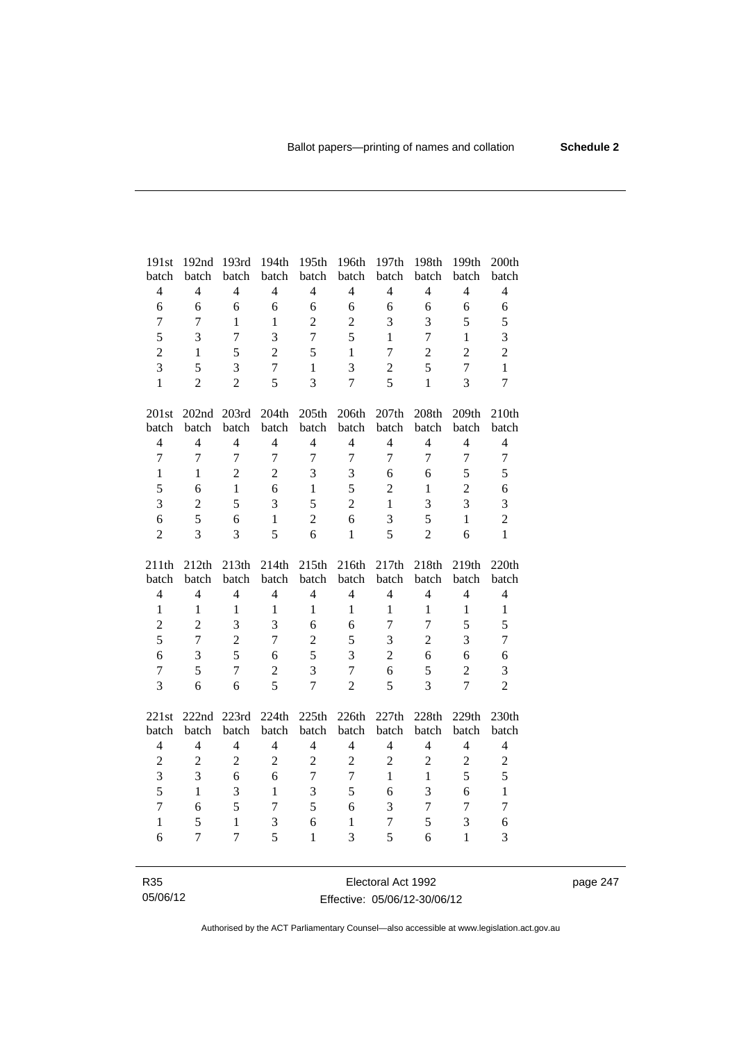| 191st batch | 192nd batch | 193rd batch | 194th batch | 195th batch | 196th batch | 197th batch | 198th batch | 199th batch | 200th batch |
|---|---|---|---|---|---|---|---|---|---|
| 4 | 4 | 4 | 4 | 4 | 4 | 4 | 4 | 4 | 4 |
| 6 | 6 | 6 | 6 | 6 | 6 | 6 | 6 | 6 | 6 |
| 7 | 7 | 1 | 1 | 2 | 2 | 3 | 3 | 5 | 5 |
| 5 | 3 | 7 | 3 | 7 | 5 | 1 | 7 | 1 | 3 |
| 2 | 1 | 5 | 2 | 5 | 1 | 7 | 2 | 2 | 2 |
| 3 | 5 | 3 | 7 | 1 | 3 | 2 | 5 | 7 | 1 |
| 1 | 2 | 2 | 5 | 3 | 7 | 5 | 1 | 3 | 7 |

| 201st batch | 202nd batch | 203rd batch | 204th batch | 205th batch | 206th batch | 207th batch | 208th batch | 209th batch | 210th batch |
|---|---|---|---|---|---|---|---|---|---|
| 4 | 4 | 4 | 4 | 4 | 4 | 4 | 4 | 4 | 4 |
| 7 | 7 | 7 | 7 | 7 | 7 | 7 | 7 | 7 | 7 |
| 1 | 1 | 2 | 2 | 3 | 3 | 6 | 6 | 5 | 5 |
| 5 | 6 | 1 | 6 | 1 | 5 | 2 | 1 | 2 | 6 |
| 3 | 2 | 5 | 3 | 5 | 2 | 1 | 3 | 3 | 3 |
| 6 | 5 | 6 | 1 | 2 | 6 | 3 | 5 | 1 | 2 |
| 2 | 3 | 3 | 5 | 6 | 1 | 5 | 2 | 6 | 1 |

| 211th batch | 212th batch | 213th batch | 214th batch | 215th batch | 216th batch | 217th batch | 218th batch | 219th batch | 220th batch |
|---|---|---|---|---|---|---|---|---|---|
| 4 | 4 | 4 | 4 | 4 | 4 | 4 | 4 | 4 | 4 |
| 1 | 1 | 1 | 1 | 1 | 1 | 1 | 1 | 1 | 1 |
| 2 | 2 | 3 | 3 | 6 | 6 | 7 | 7 | 5 | 5 |
| 5 | 7 | 2 | 7 | 2 | 5 | 3 | 2 | 3 | 7 |
| 6 | 3 | 5 | 6 | 5 | 3 | 2 | 6 | 6 | 6 |
| 7 | 5 | 7 | 2 | 3 | 7 | 6 | 5 | 2 | 3 |
| 3 | 6 | 6 | 5 | 7 | 2 | 5 | 3 | 7 | 2 |

| 221st batch | 222nd batch | 223rd batch | 224th batch | 225th batch | 226th batch | 227th batch | 228th batch | 229th batch | 230th batch |
|---|---|---|---|---|---|---|---|---|---|
| 4 | 4 | 4 | 4 | 4 | 4 | 4 | 4 | 4 | 4 |
| 2 | 2 | 2 | 2 | 2 | 2 | 2 | 2 | 2 | 2 |
| 3 | 3 | 6 | 6 | 7 | 7 | 1 | 1 | 5 | 5 |
| 5 | 1 | 3 | 1 | 3 | 5 | 6 | 3 | 6 | 1 |
| 7 | 6 | 5 | 7 | 5 | 6 | 3 | 7 | 7 | 7 |
| 1 | 5 | 1 | 3 | 6 | 1 | 7 | 5 | 3 | 6 |
| 6 | 7 | 7 | 5 | 1 | 3 | 5 | 6 | 1 | 3 |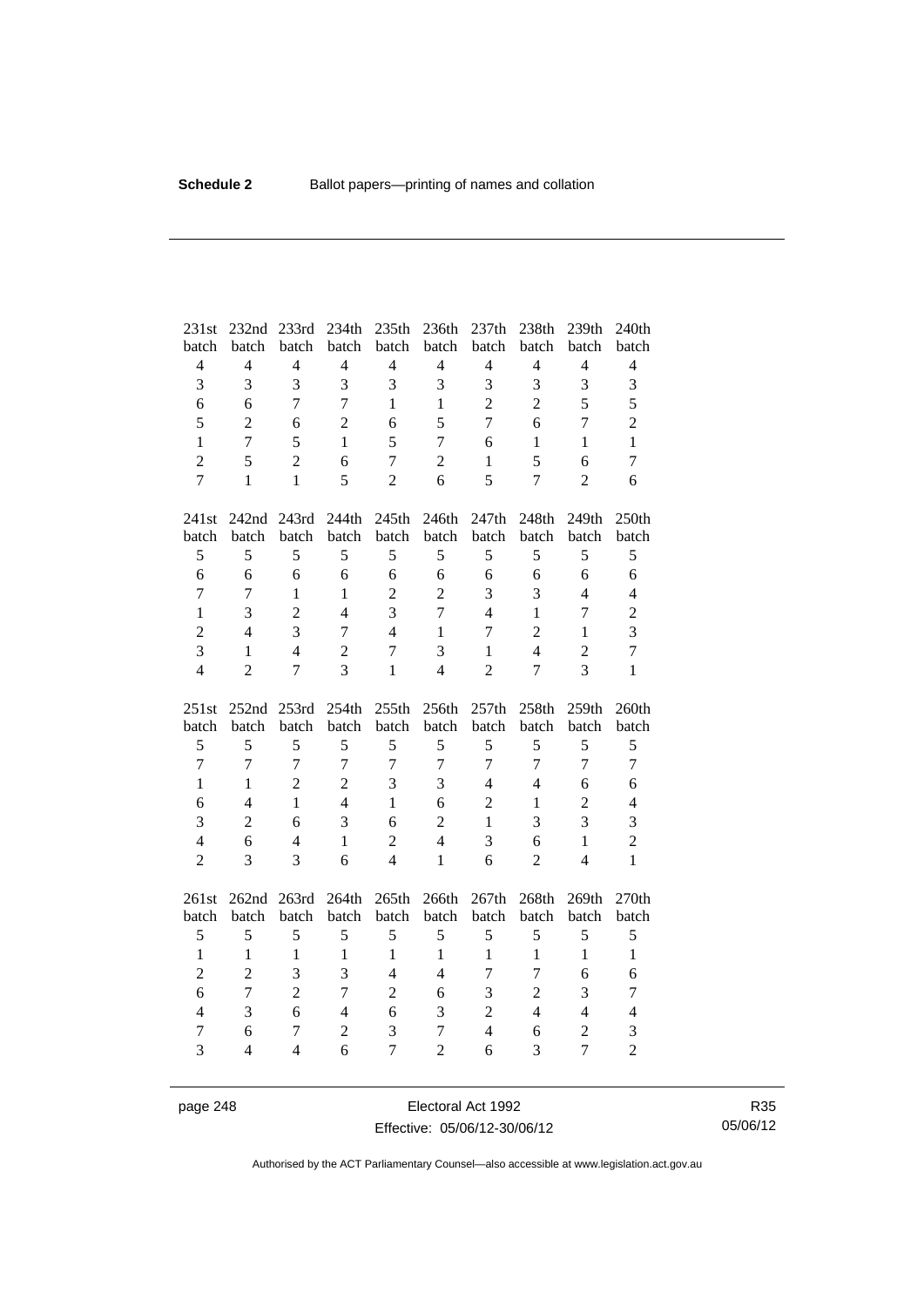| 231st batch | 232nd batch | 233rd batch | 234th batch | 235th batch | 236th batch | 237th batch | 238th batch | 239th batch | 240th batch |
|---|---|---|---|---|---|---|---|---|---|
| 4 | 4 | 4 | 4 | 4 | 4 | 4 | 4 | 4 | 4 |
| 3 | 3 | 3 | 3 | 3 | 3 | 3 | 3 | 3 | 3 |
| 6 | 6 | 7 | 7 | 1 | 1 | 2 | 2 | 5 | 5 |
| 5 | 2 | 6 | 2 | 6 | 5 | 7 | 6 | 7 | 2 |
| 1 | 7 | 5 | 1 | 5 | 7 | 6 | 1 | 1 | 1 |
| 2 | 5 | 2 | 6 | 7 | 2 | 1 | 5 | 6 | 7 |
| 7 | 1 | 1 | 5 | 2 | 6 | 5 | 7 | 2 | 6 |

| 241st batch | 242nd batch | 243rd batch | 244th batch | 245th batch | 246th batch | 247th batch | 248th batch | 249th batch | 250th batch |
|---|---|---|---|---|---|---|---|---|---|
| 5 | 5 | 5 | 5 | 5 | 5 | 5 | 5 | 5 | 5 |
| 6 | 6 | 6 | 6 | 6 | 6 | 6 | 6 | 6 | 6 |
| 7 | 7 | 1 | 1 | 2 | 2 | 3 | 3 | 4 | 4 |
| 1 | 3 | 2 | 4 | 3 | 7 | 4 | 1 | 7 | 2 |
| 2 | 4 | 3 | 7 | 4 | 1 | 7 | 2 | 1 | 3 |
| 3 | 1 | 4 | 2 | 7 | 3 | 1 | 4 | 2 | 7 |
| 4 | 2 | 7 | 3 | 1 | 4 | 2 | 7 | 3 | 1 |

| 251st batch | 252nd batch | 253rd batch | 254th batch | 255th batch | 256th batch | 257th batch | 258th batch | 259th batch | 260th batch |
|---|---|---|---|---|---|---|---|---|---|
| 5 | 5 | 5 | 5 | 5 | 5 | 5 | 5 | 5 | 5 |
| 7 | 7 | 7 | 7 | 7 | 7 | 7 | 7 | 7 | 7 |
| 1 | 1 | 2 | 2 | 3 | 3 | 4 | 4 | 6 | 6 |
| 6 | 4 | 1 | 4 | 1 | 6 | 2 | 1 | 2 | 4 |
| 3 | 2 | 6 | 3 | 6 | 2 | 1 | 3 | 3 | 3 |
| 4 | 6 | 4 | 1 | 2 | 4 | 3 | 6 | 1 | 2 |
| 2 | 3 | 3 | 6 | 4 | 1 | 6 | 2 | 4 | 1 |

| 261st batch | 262nd batch | 263rd batch | 264th batch | 265th batch | 266th batch | 267th batch | 268th batch | 269th batch | 270th batch |
|---|---|---|---|---|---|---|---|---|---|
| 5 | 5 | 5 | 5 | 5 | 5 | 5 | 5 | 5 | 5 |
| 1 | 1 | 1 | 1 | 1 | 1 | 1 | 1 | 1 | 1 |
| 2 | 2 | 3 | 3 | 4 | 4 | 7 | 7 | 6 | 6 |
| 6 | 7 | 2 | 7 | 2 | 6 | 3 | 2 | 3 | 7 |
| 4 | 3 | 6 | 4 | 6 | 3 | 2 | 4 | 4 | 4 |
| 7 | 6 | 7 | 2 | 3 | 7 | 4 | 6 | 2 | 3 |
| 3 | 4 | 4 | 6 | 7 | 2 | 6 | 3 | 7 | 2 |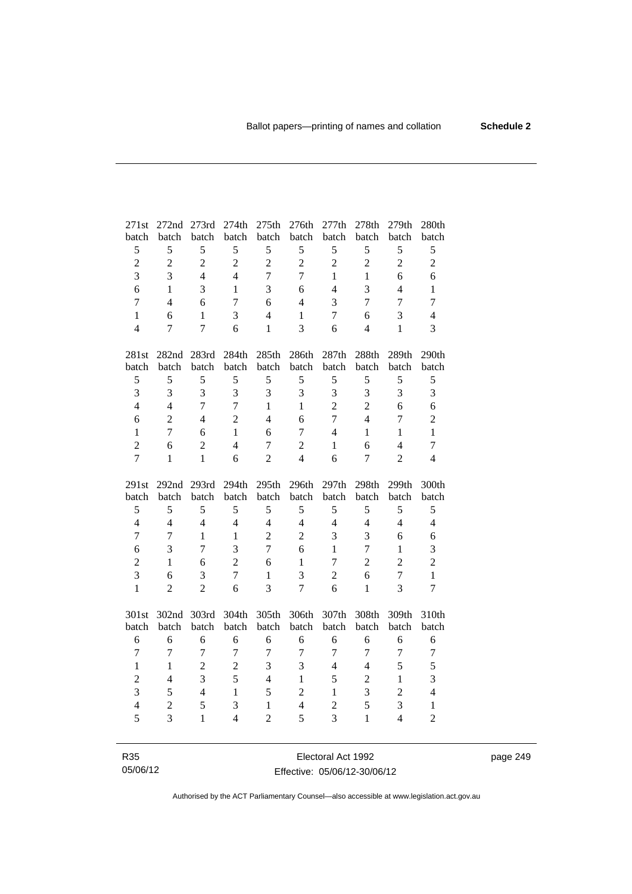| 271st batch | 272nd batch | 273rd batch | 274th batch | 275th batch | 276th batch | 277th batch | 278th batch | 279th batch | 280th batch |
|---|---|---|---|---|---|---|---|---|---|
| 5 | 5 | 5 | 5 | 5 | 5 | 5 | 5 | 5 | 5 |
| 2 | 2 | 2 | 2 | 2 | 2 | 2 | 2 | 2 | 2 |
| 3 | 3 | 4 | 4 | 7 | 7 | 1 | 1 | 6 | 6 |
| 6 | 1 | 3 | 1 | 3 | 6 | 4 | 3 | 4 | 1 |
| 7 | 4 | 6 | 7 | 6 | 4 | 3 | 7 | 7 | 7 |
| 1 | 6 | 1 | 3 | 4 | 1 | 7 | 6 | 3 | 4 |
| 4 | 7 | 7 | 6 | 1 | 3 | 6 | 4 | 1 | 3 |

| 281st batch | 282nd batch | 283rd batch | 284th batch | 285th batch | 286th batch | 287th batch | 288th batch | 289th batch | 290th batch |
|---|---|---|---|---|---|---|---|---|---|
| 5 | 5 | 5 | 5 | 5 | 5 | 5 | 5 | 5 | 5 |
| 3 | 3 | 3 | 3 | 3 | 3 | 3 | 3 | 3 | 3 |
| 4 | 4 | 7 | 7 | 1 | 1 | 2 | 2 | 6 | 6 |
| 6 | 2 | 4 | 2 | 4 | 6 | 7 | 4 | 7 | 2 |
| 1 | 7 | 6 | 1 | 6 | 7 | 4 | 1 | 1 | 1 |
| 2 | 6 | 2 | 4 | 7 | 2 | 1 | 6 | 4 | 7 |
| 7 | 1 | 1 | 6 | 2 | 4 | 6 | 7 | 2 | 4 |

| 291st batch | 292nd batch | 293rd batch | 294th batch | 295th batch | 296th batch | 297th batch | 298th batch | 299th batch | 300th batch |
|---|---|---|---|---|---|---|---|---|---|
| 5 | 5 | 5 | 5 | 5 | 5 | 5 | 5 | 5 | 5 |
| 4 | 4 | 4 | 4 | 4 | 4 | 4 | 4 | 4 | 4 |
| 7 | 7 | 1 | 1 | 2 | 2 | 3 | 3 | 6 | 6 |
| 6 | 3 | 7 | 3 | 7 | 6 | 1 | 7 | 1 | 3 |
| 2 | 1 | 6 | 2 | 6 | 1 | 7 | 2 | 2 | 2 |
| 3 | 6 | 3 | 7 | 1 | 3 | 2 | 6 | 7 | 1 |
| 1 | 2 | 2 | 6 | 3 | 7 | 6 | 1 | 3 | 7 |

| 301st batch | 302nd batch | 303rd batch | 304th batch | 305th batch | 306th batch | 307th batch | 308th batch | 309th batch | 310th batch |
|---|---|---|---|---|---|---|---|---|---|
| 6 | 6 | 6 | 6 | 6 | 6 | 6 | 6 | 6 | 6 |
| 7 | 7 | 7 | 7 | 7 | 7 | 7 | 7 | 7 | 7 |
| 1 | 1 | 2 | 2 | 3 | 3 | 4 | 4 | 5 | 5 |
| 2 | 4 | 3 | 5 | 4 | 1 | 5 | 2 | 1 | 3 |
| 3 | 5 | 4 | 1 | 5 | 2 | 1 | 3 | 2 | 4 |
| 4 | 2 | 5 | 3 | 1 | 4 | 2 | 5 | 3 | 1 |
| 5 | 3 | 1 | 4 | 2 | 5 | 3 | 1 | 4 | 2 |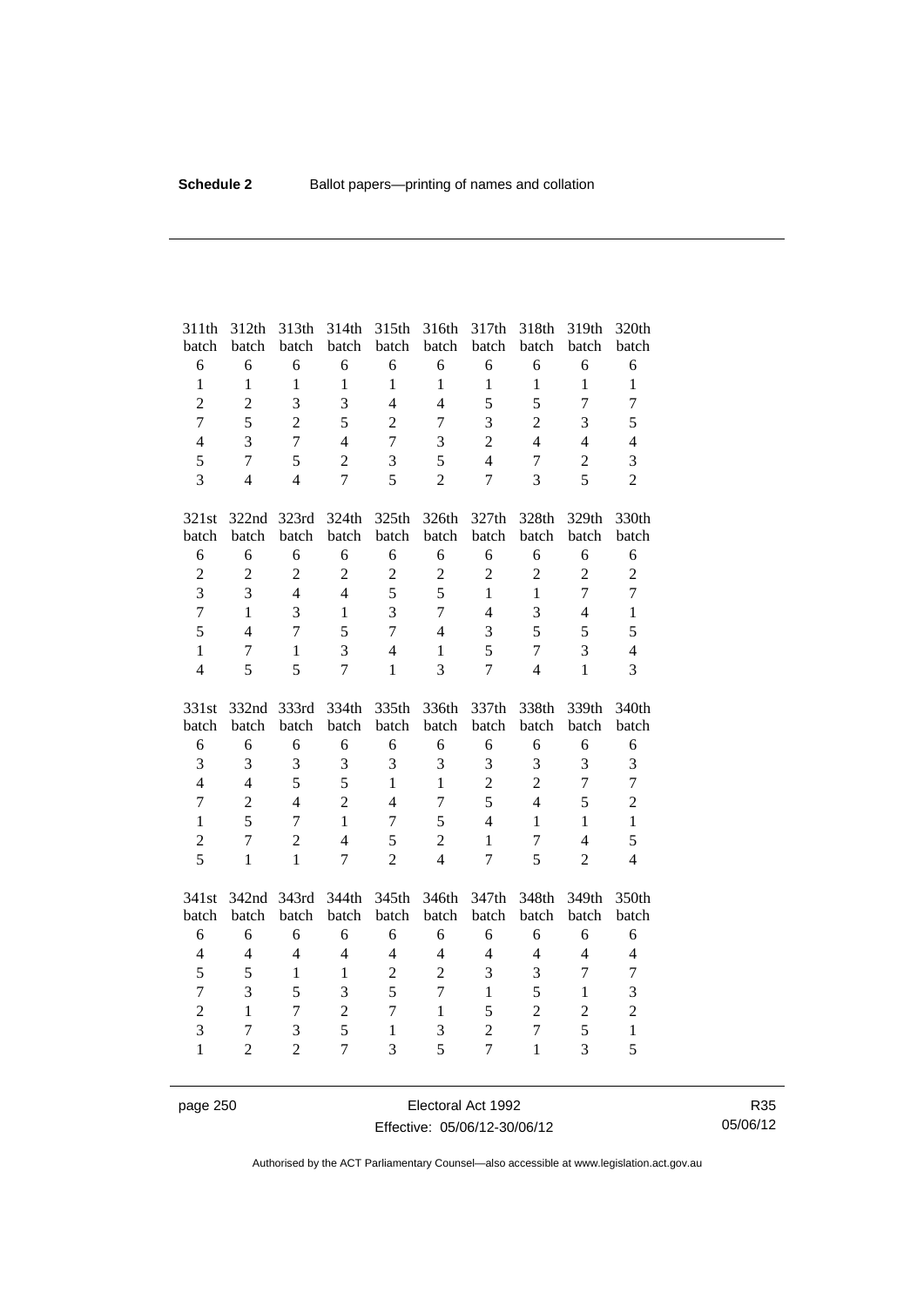| 311th batch | 312th batch | 313th batch | 314th batch | 315th batch | 316th batch | 317th batch | 318th batch | 319th batch | 320th batch |
|---|---|---|---|---|---|---|---|---|---|
| 6 | 6 | 6 | 6 | 6 | 6 | 6 | 6 | 6 | 6 |
| 1 | 1 | 1 | 1 | 1 | 1 | 1 | 1 | 1 | 1 |
| 2 | 2 | 3 | 3 | 4 | 4 | 5 | 5 | 7 | 7 |
| 7 | 5 | 2 | 5 | 2 | 7 | 3 | 2 | 3 | 5 |
| 4 | 3 | 7 | 4 | 7 | 3 | 2 | 4 | 4 | 4 |
| 5 | 7 | 5 | 2 | 3 | 5 | 4 | 7 | 2 | 3 |
| 3 | 4 | 4 | 7 | 5 | 2 | 7 | 3 | 5 | 2 |

| 321st batch | 322nd batch | 323rd batch | 324th batch | 325th batch | 326th batch | 327th batch | 328th batch | 329th batch | 330th batch |
|---|---|---|---|---|---|---|---|---|---|
| 6 | 6 | 6 | 6 | 6 | 6 | 6 | 6 | 6 | 6 |
| 2 | 2 | 2 | 2 | 2 | 2 | 2 | 2 | 2 | 2 |
| 3 | 3 | 4 | 4 | 5 | 5 | 1 | 1 | 7 | 7 |
| 7 | 1 | 3 | 1 | 3 | 7 | 4 | 3 | 4 | 1 |
| 5 | 4 | 7 | 5 | 7 | 4 | 3 | 5 | 5 | 5 |
| 1 | 7 | 1 | 3 | 4 | 1 | 5 | 7 | 3 | 4 |
| 4 | 5 | 5 | 7 | 1 | 3 | 7 | 4 | 1 | 3 |

| 331st batch | 332nd batch | 333rd batch | 334th batch | 335th batch | 336th batch | 337th batch | 338th batch | 339th batch | 340th batch |
|---|---|---|---|---|---|---|---|---|---|
| 6 | 6 | 6 | 6 | 6 | 6 | 6 | 6 | 6 | 6 |
| 3 | 3 | 3 | 3 | 3 | 3 | 3 | 3 | 3 | 3 |
| 4 | 4 | 5 | 5 | 1 | 1 | 2 | 2 | 7 | 7 |
| 7 | 2 | 4 | 2 | 4 | 7 | 5 | 4 | 5 | 2 |
| 1 | 5 | 7 | 1 | 7 | 5 | 4 | 1 | 1 | 1 |
| 2 | 7 | 2 | 4 | 5 | 2 | 1 | 7 | 4 | 5 |
| 5 | 1 | 1 | 7 | 2 | 4 | 7 | 5 | 2 | 4 |

| 341st batch | 342nd batch | 343rd batch | 344th batch | 345th batch | 346th batch | 347th batch | 348th batch | 349th batch | 350th batch |
|---|---|---|---|---|---|---|---|---|---|
| 6 | 6 | 6 | 6 | 6 | 6 | 6 | 6 | 6 | 6 |
| 4 | 4 | 4 | 4 | 4 | 4 | 4 | 4 | 4 | 4 |
| 5 | 5 | 1 | 1 | 2 | 2 | 3 | 3 | 7 | 7 |
| 7 | 3 | 5 | 3 | 5 | 7 | 1 | 5 | 1 | 3 |
| 2 | 1 | 7 | 2 | 7 | 1 | 5 | 2 | 2 | 2 |
| 3 | 7 | 3 | 5 | 1 | 3 | 2 | 7 | 5 | 1 |
| 1 | 2 | 2 | 7 | 3 | 5 | 7 | 1 | 3 | 5 |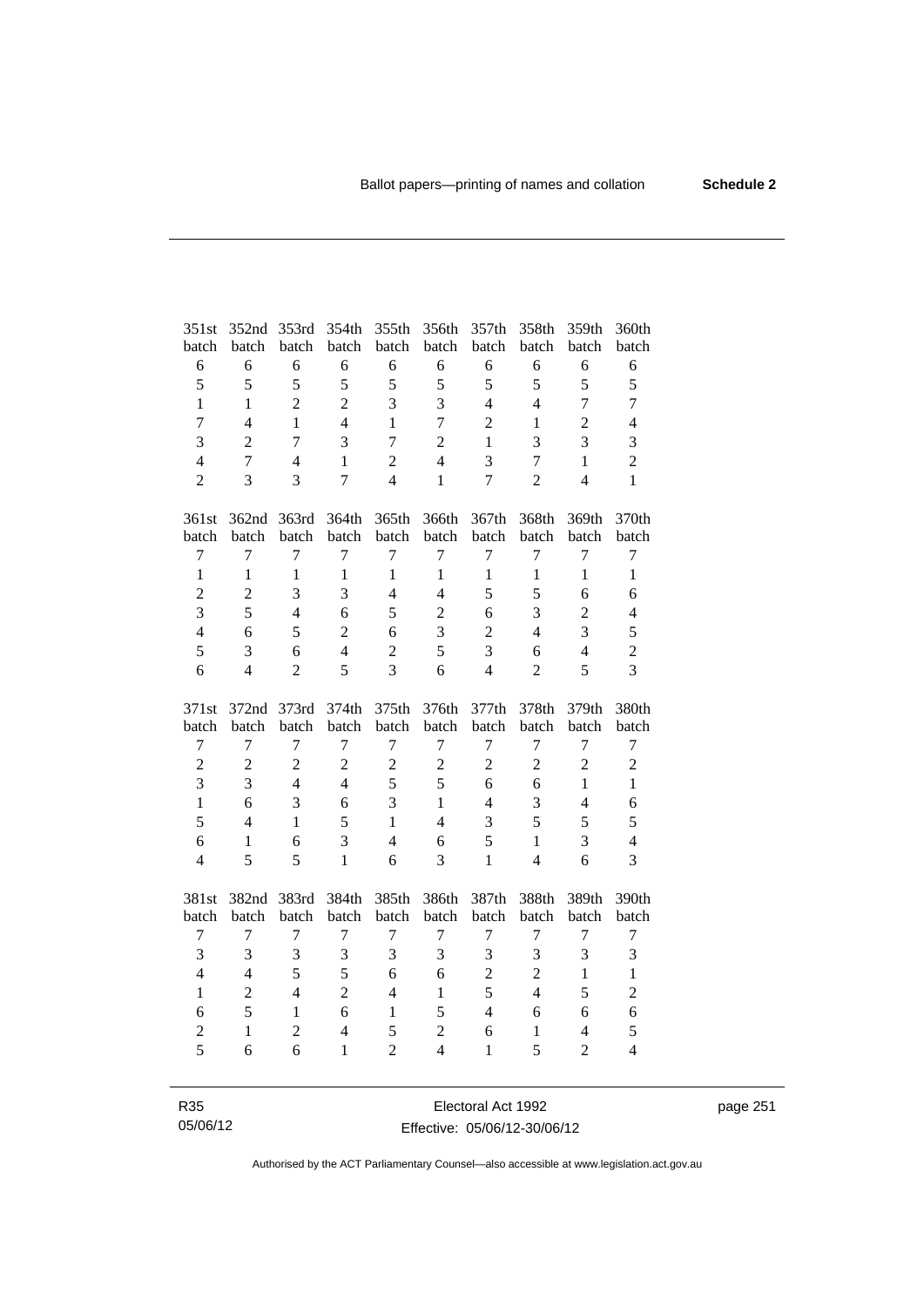| 351st batch | 352nd batch | 353rd batch | 354th batch | 355th batch | 356th batch | 357th batch | 358th batch | 359th batch | 360th batch |
|---|---|---|---|---|---|---|---|---|---|
| 6 | 6 | 6 | 6 | 6 | 6 | 6 | 6 | 6 | 6 |
| 5 | 5 | 5 | 5 | 5 | 5 | 5 | 5 | 5 | 5 |
| 1 | 1 | 2 | 2 | 3 | 3 | 4 | 4 | 7 | 7 |
| 7 | 4 | 1 | 4 | 1 | 7 | 2 | 1 | 2 | 4 |
| 3 | 2 | 7 | 3 | 7 | 2 | 1 | 3 | 3 | 3 |
| 4 | 7 | 4 | 1 | 2 | 4 | 3 | 7 | 1 | 2 |
| 2 | 3 | 3 | 7 | 4 | 1 | 7 | 2 | 4 | 1 |

| 361st batch | 362nd batch | 363rd batch | 364th batch | 365th batch | 366th batch | 367th batch | 368th batch | 369th batch | 370th batch |
|---|---|---|---|---|---|---|---|---|---|
| 7 | 7 | 7 | 7 | 7 | 7 | 7 | 7 | 7 | 7 |
| 1 | 1 | 1 | 1 | 1 | 1 | 1 | 1 | 1 | 1 |
| 2 | 2 | 3 | 3 | 4 | 4 | 5 | 5 | 6 | 6 |
| 3 | 5 | 4 | 6 | 5 | 2 | 6 | 3 | 2 | 4 |
| 4 | 6 | 5 | 2 | 6 | 3 | 2 | 4 | 3 | 5 |
| 5 | 3 | 6 | 4 | 2 | 5 | 3 | 6 | 4 | 2 |
| 6 | 4 | 2 | 5 | 3 | 6 | 4 | 2 | 5 | 3 |

| 371st batch | 372nd batch | 373rd batch | 374th batch | 375th batch | 376th batch | 377th batch | 378th batch | 379th batch | 380th batch |
|---|---|---|---|---|---|---|---|---|---|
| 7 | 7 | 7 | 7 | 7 | 7 | 7 | 7 | 7 | 7 |
| 2 | 2 | 2 | 2 | 2 | 2 | 2 | 2 | 2 | 2 |
| 3 | 3 | 4 | 4 | 5 | 5 | 6 | 6 | 1 | 1 |
| 1 | 6 | 3 | 6 | 3 | 1 | 4 | 3 | 4 | 6 |
| 5 | 4 | 1 | 5 | 1 | 4 | 3 | 5 | 5 | 5 |
| 6 | 1 | 6 | 3 | 4 | 6 | 5 | 1 | 3 | 4 |
| 4 | 5 | 5 | 1 | 6 | 3 | 1 | 4 | 6 | 3 |

| 381st batch | 382nd batch | 383rd batch | 384th batch | 385th batch | 386th batch | 387th batch | 388th batch | 389th batch | 390th batch |
|---|---|---|---|---|---|---|---|---|---|
| 7 | 7 | 7 | 7 | 7 | 7 | 7 | 7 | 7 | 7 |
| 3 | 3 | 3 | 3 | 3 | 3 | 3 | 3 | 3 | 3 |
| 4 | 4 | 5 | 5 | 6 | 6 | 2 | 2 | 1 | 1 |
| 1 | 2 | 4 | 2 | 4 | 1 | 5 | 4 | 5 | 2 |
| 6 | 5 | 1 | 6 | 1 | 5 | 4 | 6 | 6 | 6 |
| 2 | 1 | 2 | 4 | 5 | 2 | 6 | 1 | 4 | 5 |
| 5 | 6 | 6 | 1 | 2 | 4 | 1 | 5 | 2 | 4 |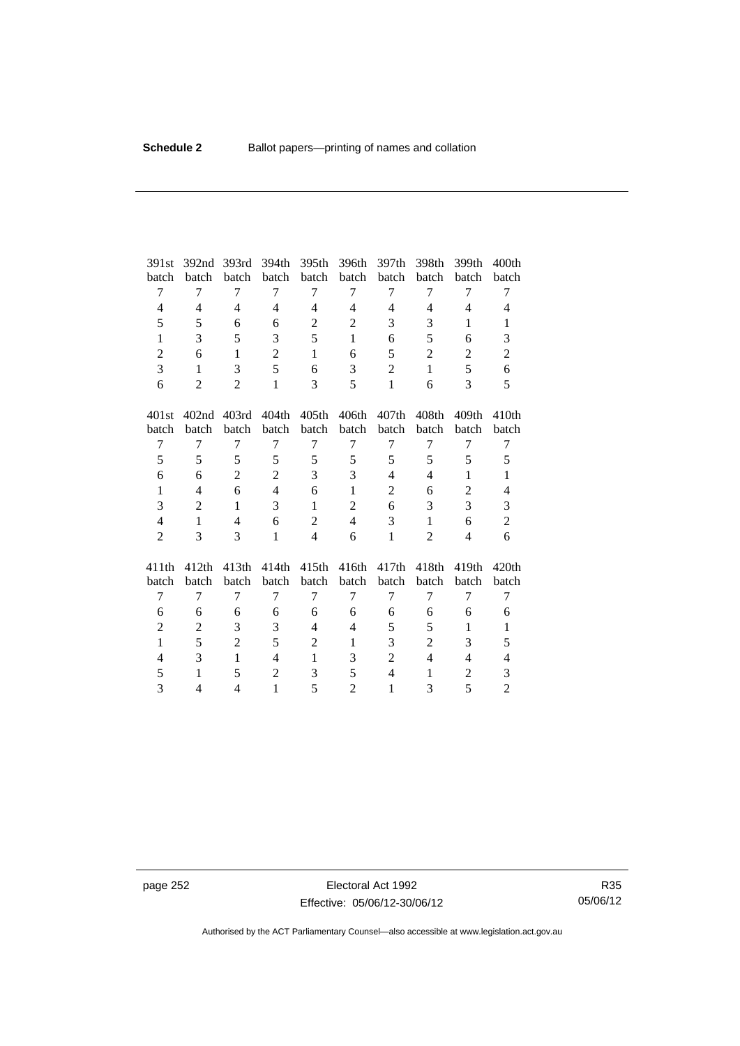| 391st batch | 392nd batch | 393rd batch | 394th batch | 395th batch | 396th batch | 397th batch | 398th batch | 399th batch | 400th batch |
|---|---|---|---|---|---|---|---|---|---|
| 7 | 7 | 7 | 7 | 7 | 7 | 7 | 7 | 7 | 7 |
| 4 | 4 | 4 | 4 | 4 | 4 | 4 | 4 | 4 | 4 |
| 5 | 5 | 6 | 6 | 2 | 2 | 3 | 3 | 1 | 1 |
| 1 | 3 | 5 | 3 | 5 | 1 | 6 | 5 | 6 | 3 |
| 2 | 6 | 1 | 2 | 1 | 6 | 5 | 2 | 2 | 2 |
| 3 | 1 | 3 | 5 | 6 | 3 | 2 | 1 | 5 | 6 |
| 6 | 2 | 2 | 1 | 3 | 5 | 1 | 6 | 3 | 5 |

| 401st batch | 402nd batch | 403rd batch | 404th batch | 405th batch | 406th batch | 407th batch | 408th batch | 409th batch | 410th batch |
|---|---|---|---|---|---|---|---|---|---|
| 7 | 7 | 7 | 7 | 7 | 7 | 7 | 7 | 7 | 7 |
| 5 | 5 | 5 | 5 | 5 | 5 | 5 | 5 | 5 | 5 |
| 6 | 6 | 2 | 2 | 3 | 3 | 4 | 4 | 1 | 1 |
| 1 | 4 | 6 | 4 | 6 | 1 | 2 | 6 | 2 | 4 |
| 3 | 2 | 1 | 3 | 1 | 2 | 6 | 3 | 3 | 3 |
| 4 | 1 | 4 | 6 | 2 | 4 | 3 | 1 | 6 | 2 |
| 2 | 3 | 3 | 1 | 4 | 6 | 1 | 2 | 4 | 6 |

| 411th batch | 412th batch | 413th batch | 414th batch | 415th batch | 416th batch | 417th batch | 418th batch | 419th batch | 420th batch |
|---|---|---|---|---|---|---|---|---|---|
| 7 | 7 | 7 | 7 | 7 | 7 | 7 | 7 | 7 | 7 |
| 6 | 6 | 6 | 6 | 6 | 6 | 6 | 6 | 6 | 6 |
| 2 | 2 | 3 | 3 | 4 | 4 | 5 | 5 | 1 | 1 |
| 1 | 5 | 2 | 5 | 2 | 1 | 3 | 2 | 3 | 5 |
| 4 | 3 | 1 | 4 | 1 | 3 | 2 | 4 | 4 | 4 |
| 5 | 1 | 5 | 2 | 3 | 5 | 4 | 1 | 2 | 3 |
| 3 | 4 | 4 | 1 | 5 | 2 | 1 | 3 | 5 | 2 |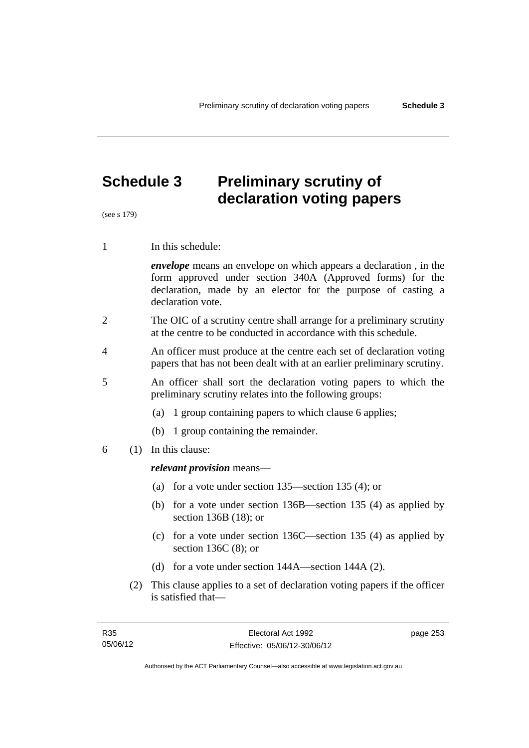# Schedule 3 Preliminary scrutiny of declaration voting papers

(see s 179)

1 In this schedule:

***envelope*** means an envelope on which appears a declaration , in the form approved under section 340A (Approved forms) for the declaration, made by an elector for the purpose of casting a declaration vote.

2 The OIC of a scrutiny centre shall arrange for a preliminary scrutiny at the centre to be conducted in accordance with this schedule.

4 An officer must produce at the centre each set of declaration voting papers that has not been dealt with at an earlier preliminary scrutiny.

5 An officer shall sort the declaration voting papers to which the preliminary scrutiny relates into the following groups:

(a) 1 group containing papers to which clause 6 applies;

(b) 1 group containing the remainder.

6 (1) In this clause:

***relevant provision*** means—

(a) for a vote under section 135—section 135 (4); or

(b) for a vote under section 136B—section 135 (4) as applied by section 136B (18); or

(c) for a vote under section 136C—section 135 (4) as applied by section 136C (8); or

(d) for a vote under section 144A—section 144A (2).

(2) This clause applies to a set of declaration voting papers if the officer is satisfied that—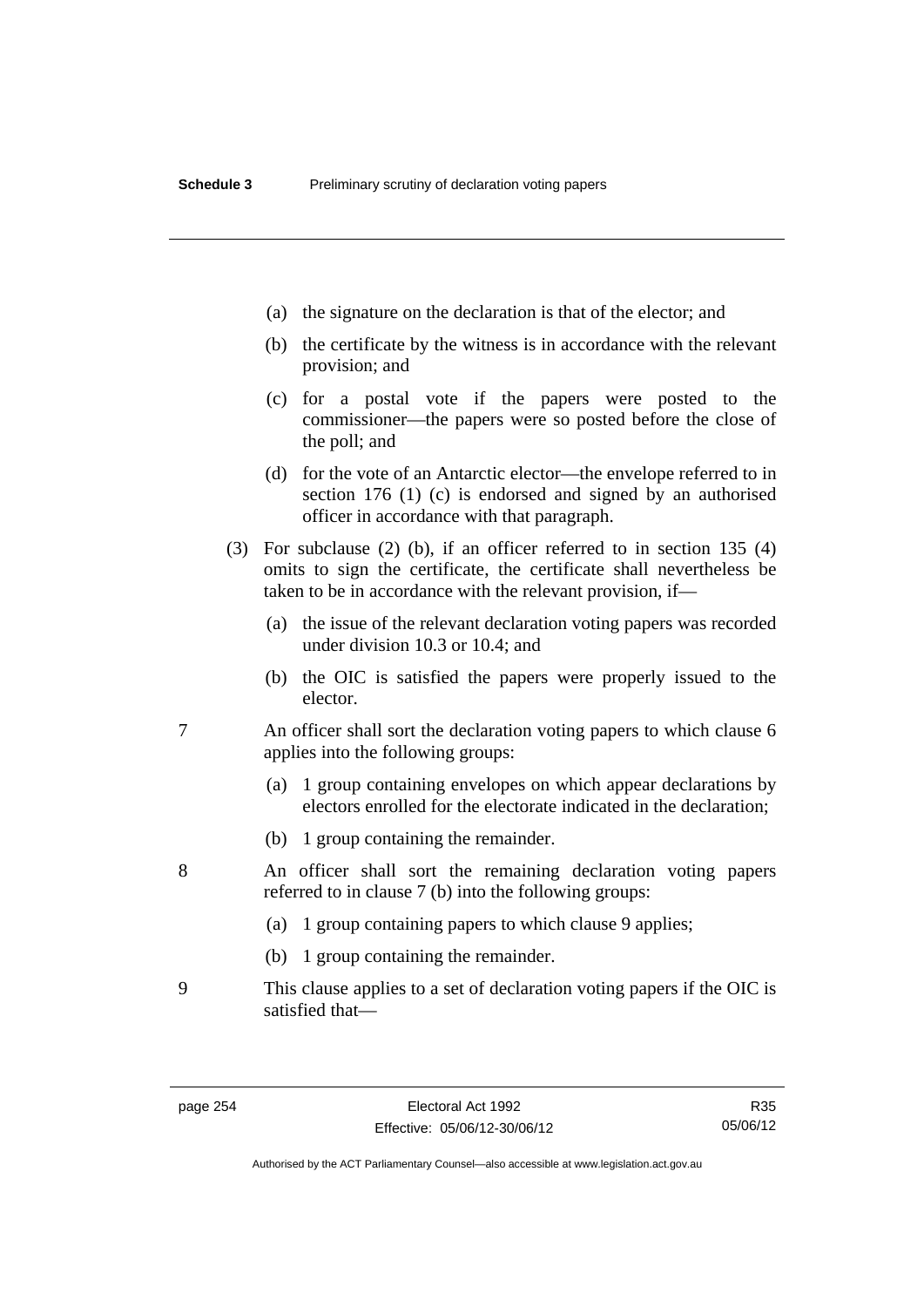(a) the signature on the declaration is that of the elector; and

(b) the certificate by the witness is in accordance with the relevant provision; and

(c) for a postal vote if the papers were posted to the commissioner—the papers were so posted before the close of the poll; and

(d) for the vote of an Antarctic elector—the envelope referred to in section 176 (1) (c) is endorsed and signed by an authorised officer in accordance with that paragraph.

(3) For subclause (2) (b), if an officer referred to in section 135 (4) omits to sign the certificate, the certificate shall nevertheless be taken to be in accordance with the relevant provision, if—

(a) the issue of the relevant declaration voting papers was recorded under division 10.3 or 10.4; and

(b) the OIC is satisfied the papers were properly issued to the elector.

7 An officer shall sort the declaration voting papers to which clause 6 applies into the following groups:

(a) 1 group containing envelopes on which appear declarations by electors enrolled for the electorate indicated in the declaration;

(b) 1 group containing the remainder.

8 An officer shall sort the remaining declaration voting papers referred to in clause 7 (b) into the following groups:

(a) 1 group containing papers to which clause 9 applies;

(b) 1 group containing the remainder.

9 This clause applies to a set of declaration voting papers if the OIC is satisfied that—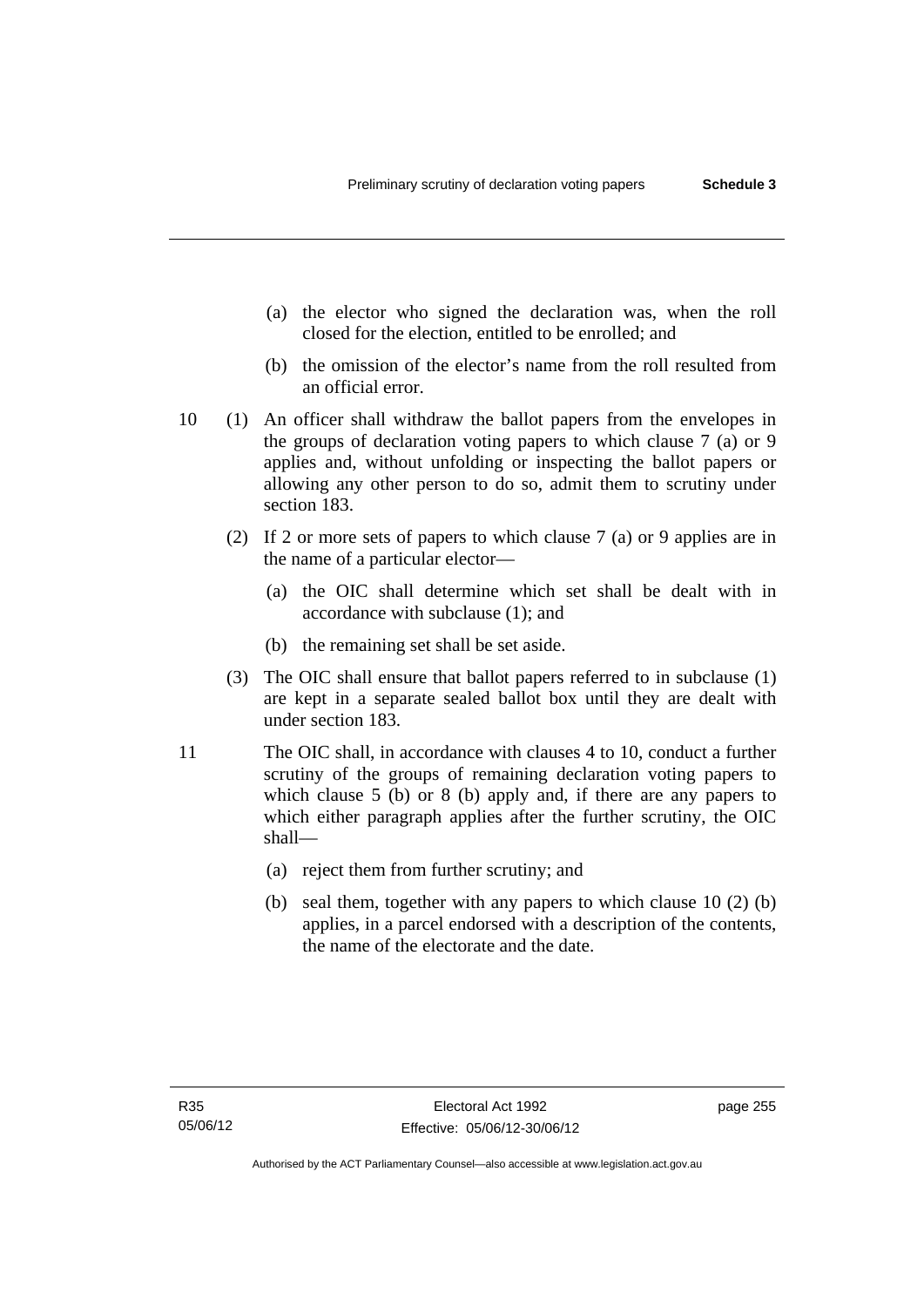(a) the elector who signed the declaration was, when the roll closed for the election, entitled to be enrolled; and

(b) the omission of the elector's name from the roll resulted from an official error.

10 (1) An officer shall withdraw the ballot papers from the envelopes in the groups of declaration voting papers to which clause 7 (a) or 9 applies and, without unfolding or inspecting the ballot papers or allowing any other person to do so, admit them to scrutiny under section 183.

(2) If 2 or more sets of papers to which clause 7 (a) or 9 applies are in the name of a particular elector—

(a) the OIC shall determine which set shall be dealt with in accordance with subclause (1); and

(b) the remaining set shall be set aside.

(3) The OIC shall ensure that ballot papers referred to in subclause (1) are kept in a separate sealed ballot box until they are dealt with under section 183.

11 The OIC shall, in accordance with clauses 4 to 10, conduct a further scrutiny of the groups of remaining declaration voting papers to which clause 5 (b) or 8 (b) apply and, if there are any papers to which either paragraph applies after the further scrutiny, the OIC shall—

(a) reject them from further scrutiny; and

(b) seal them, together with any papers to which clause 10 (2) (b) applies, in a parcel endorsed with a description of the contents, the name of the electorate and the date.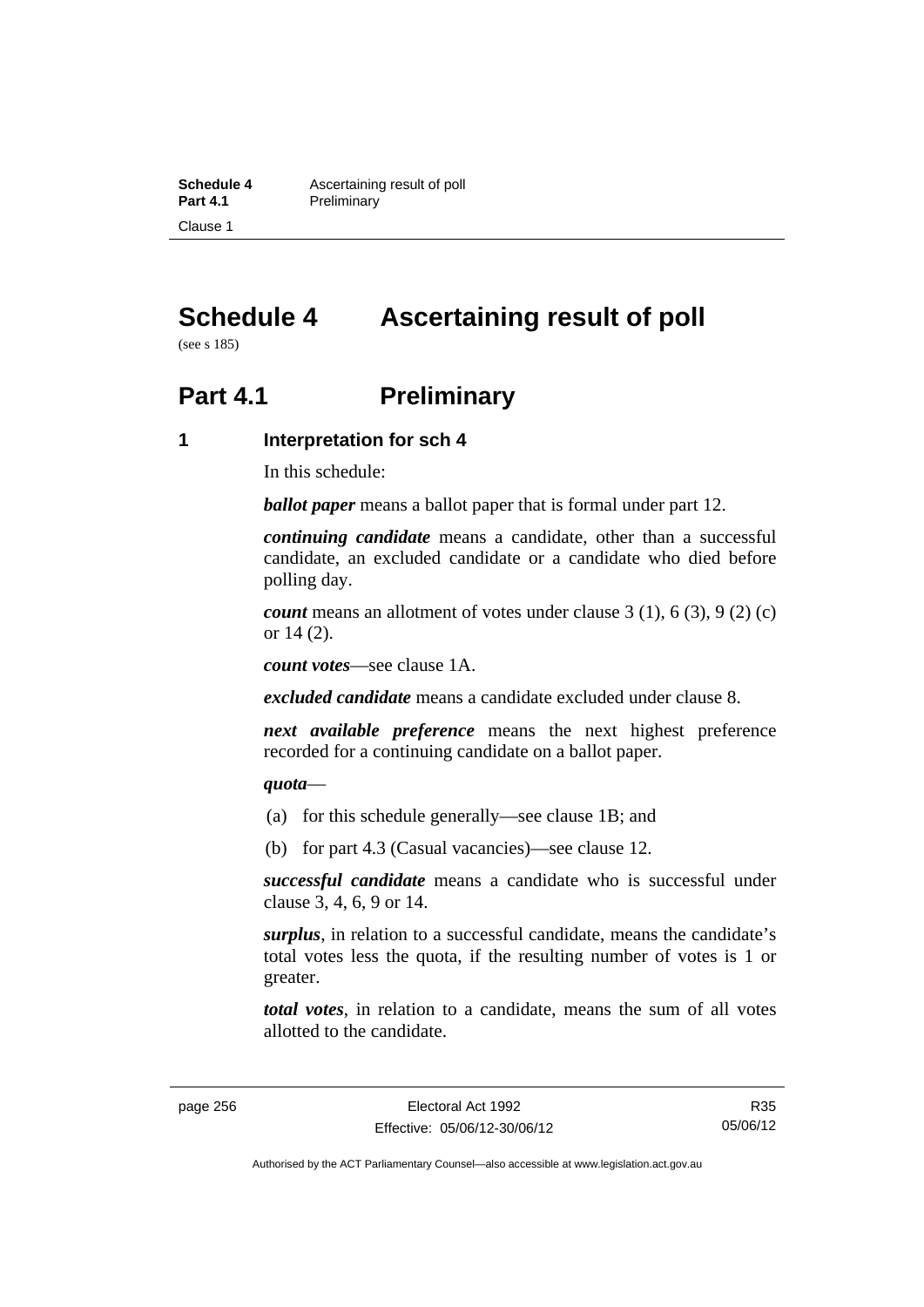# Schedule 4 Ascertaining result of poll

(see s 185)

## Part 4.1 Preliminary

### 1 Interpretation for sch 4

In this schedule:

***ballot paper*** means a ballot paper that is formal under part 12.

***continuing candidate*** means a candidate, other than a successful candidate, an excluded candidate or a candidate who died before polling day.

***count*** means an allotment of votes under clause 3 (1), 6 (3), 9 (2) (c) or 14 (2).

***count votes***—see clause 1A.

***excluded candidate*** means a candidate excluded under clause 8.

***next available preference*** means the next highest preference recorded for a continuing candidate on a ballot paper.

***quota***—

(a) for this schedule generally—see clause 1B; and

(b) for part 4.3 (Casual vacancies)—see clause 12.

***successful candidate*** means a candidate who is successful under clause 3, 4, 6, 9 or 14.

***surplus***, in relation to a successful candidate, means the candidate's total votes less the quota, if the resulting number of votes is 1 or greater.

***total votes***, in relation to a candidate, means the sum of all votes allotted to the candidate.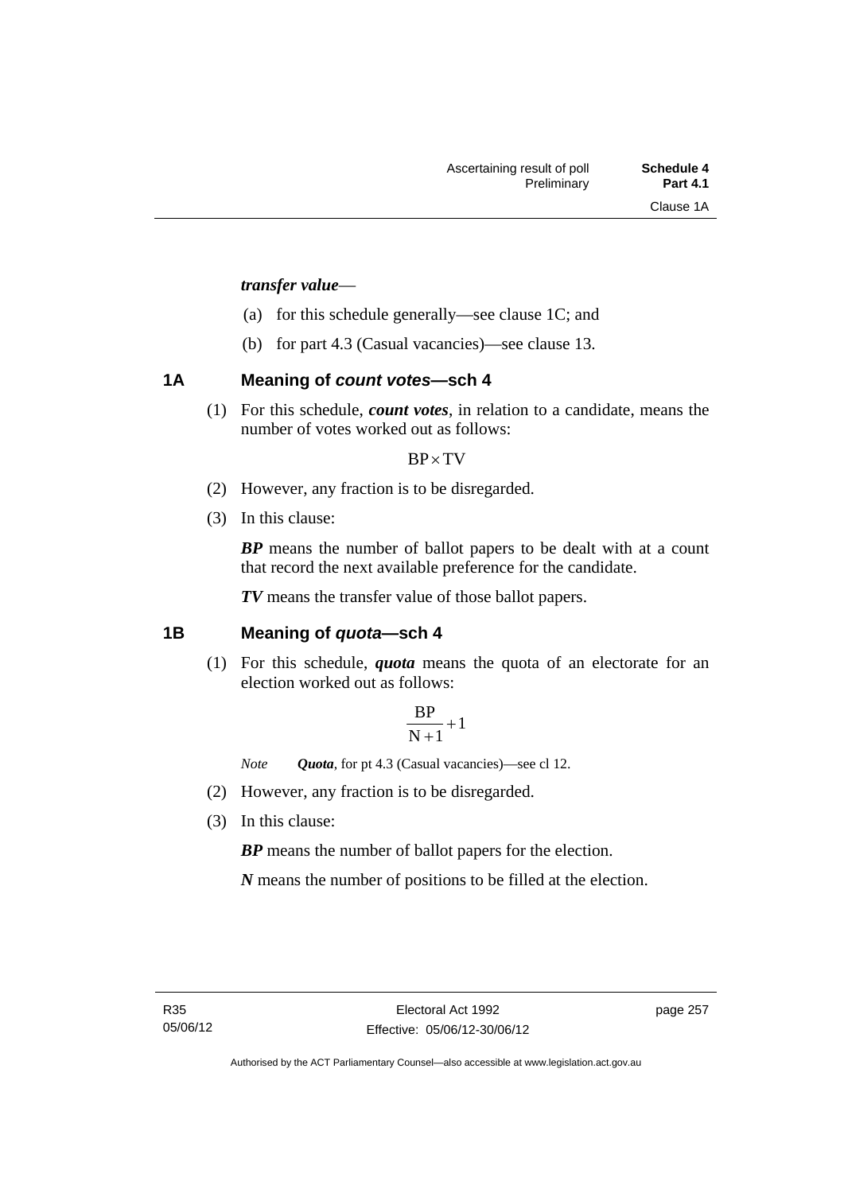***transfer value***—

(a) for this schedule generally—see clause 1C; and

(b) for part 4.3 (Casual vacancies)—see clause 13.

## 1A Meaning of *count votes*—sch 4

(1) For this schedule, ***count votes***, in relation to a candidate, means the number of votes worked out as follows:

$$BP \times TV$$

(2) However, any fraction is to be disregarded.

(3) In this clause:

***BP*** means the number of ballot papers to be dealt with at a count that record the next available preference for the candidate.

***TV*** means the transfer value of those ballot papers.

## 1B Meaning of *quota*—sch 4

(1) For this schedule, ***quota*** means the quota of an electorate for an election worked out as follows:

$$\frac{BP}{N+1}+1$$

*Note* ***Quota***, for pt 4.3 (Casual vacancies)—see cl 12.

(2) However, any fraction is to be disregarded.

(3) In this clause:

***BP*** means the number of ballot papers for the election.

***N*** means the number of positions to be filled at the election.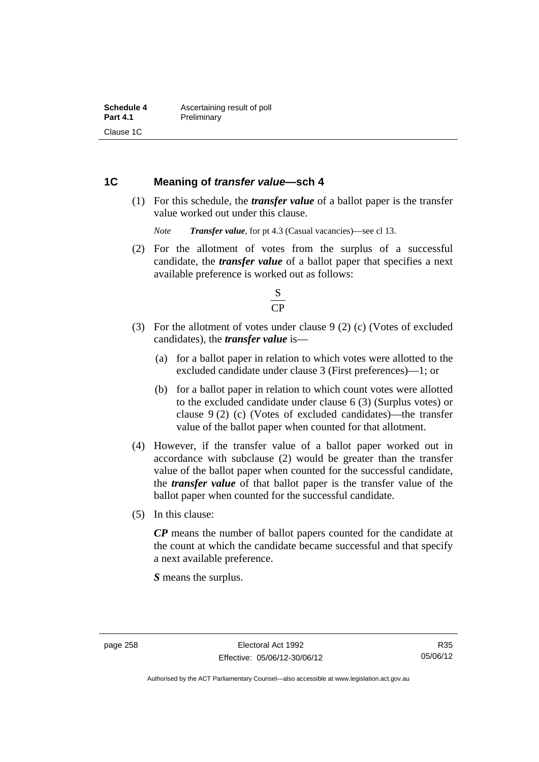## 1C Meaning of *transfer value*—sch 4

(1) For this schedule, the ***transfer value*** of a ballot paper is the transfer value worked out under this clause.

*Note* ***Transfer value***, for pt 4.3 (Casual vacancies)—see cl 13.

(2) For the allotment of votes from the surplus of a successful candidate, the ***transfer value*** of a ballot paper that specifies a next available preference is worked out as follows:

$$\frac{S}{CP}$$

(3) For the allotment of votes under clause 9 (2) (c) (Votes of excluded candidates), the ***transfer value*** is—

(a) for a ballot paper in relation to which votes were allotted to the excluded candidate under clause 3 (First preferences)—1; or

(b) for a ballot paper in relation to which count votes were allotted to the excluded candidate under clause 6 (3) (Surplus votes) or clause 9 (2) (c) (Votes of excluded candidates)—the transfer value of the ballot paper when counted for that allotment.

(4) However, if the transfer value of a ballot paper worked out in accordance with subclause (2) would be greater than the transfer value of the ballot paper when counted for the successful candidate, the ***transfer value*** of that ballot paper is the transfer value of the ballot paper when counted for the successful candidate.

(5) In this clause:

***CP*** means the number of ballot papers counted for the candidate at the count at which the candidate became successful and that specify a next available preference.

***S*** means the surplus.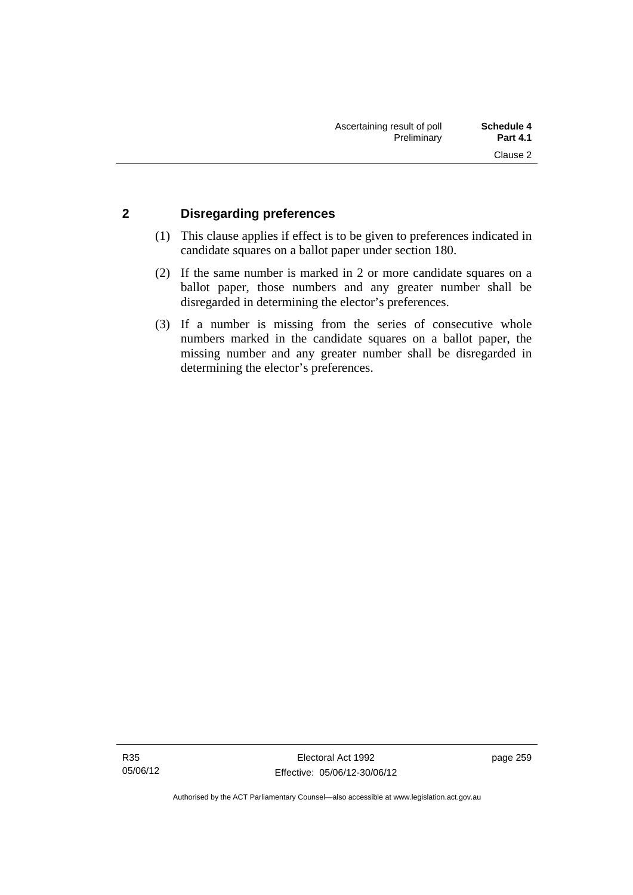## 2 Disregarding preferences

(1) This clause applies if effect is to be given to preferences indicated in candidate squares on a ballot paper under section 180.

(2) If the same number is marked in 2 or more candidate squares on a ballot paper, those numbers and any greater number shall be disregarded in determining the elector's preferences.

(3) If a number is missing from the series of consecutive whole numbers marked in the candidate squares on a ballot paper, the missing number and any greater number shall be disregarded in determining the elector's preferences.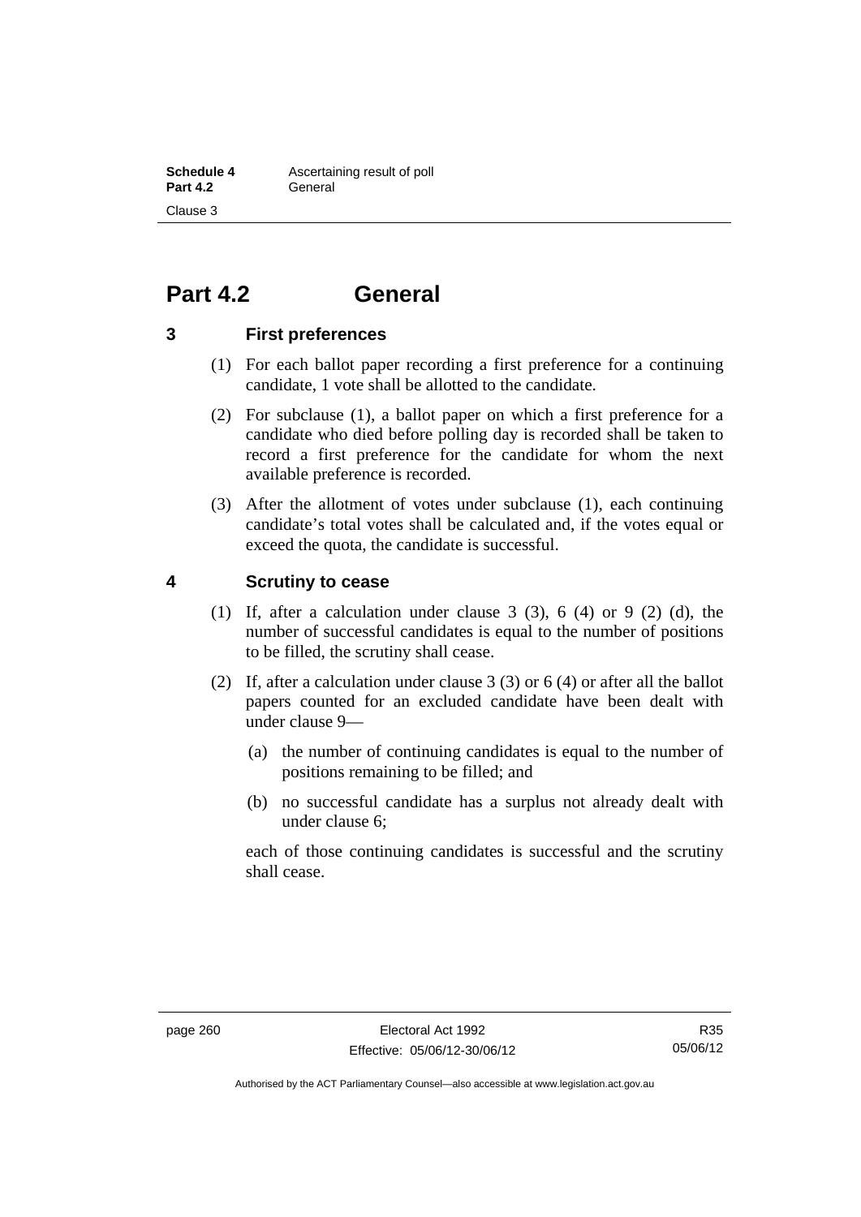# Part 4.2 General

## 3 First preferences

(1) For each ballot paper recording a first preference for a continuing candidate, 1 vote shall be allotted to the candidate.

(2) For subclause (1), a ballot paper on which a first preference for a candidate who died before polling day is recorded shall be taken to record a first preference for the candidate for whom the next available preference is recorded.

(3) After the allotment of votes under subclause (1), each continuing candidate's total votes shall be calculated and, if the votes equal or exceed the quota, the candidate is successful.

## 4 Scrutiny to cease

(1) If, after a calculation under clause 3 (3), 6 (4) or 9 (2) (d), the number of successful candidates is equal to the number of positions to be filled, the scrutiny shall cease.

(2) If, after a calculation under clause 3 (3) or 6 (4) or after all the ballot papers counted for an excluded candidate have been dealt with under clause 9—

(a) the number of continuing candidates is equal to the number of positions remaining to be filled; and

(b) no successful candidate has a surplus not already dealt with under clause 6;

each of those continuing candidates is successful and the scrutiny shall cease.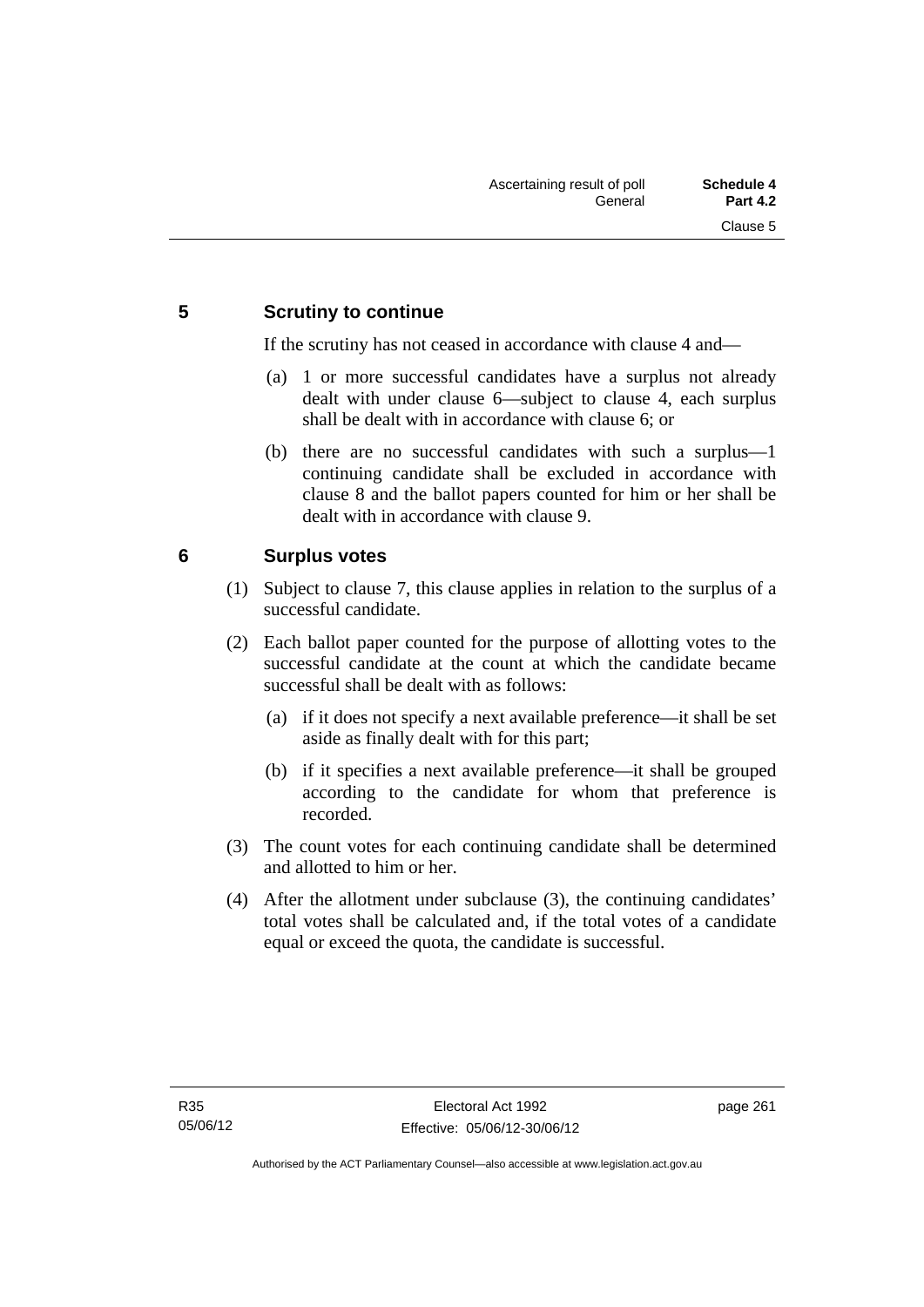## 5 Scrutiny to continue

If the scrutiny has not ceased in accordance with clause 4 and—

(a) 1 or more successful candidates have a surplus not already dealt with under clause 6—subject to clause 4, each surplus shall be dealt with in accordance with clause 6; or

(b) there are no successful candidates with such a surplus—1 continuing candidate shall be excluded in accordance with clause 8 and the ballot papers counted for him or her shall be dealt with in accordance with clause 9.

## 6 Surplus votes

(1) Subject to clause 7, this clause applies in relation to the surplus of a successful candidate.

(2) Each ballot paper counted for the purpose of allotting votes to the successful candidate at the count at which the candidate became successful shall be dealt with as follows:

(a) if it does not specify a next available preference—it shall be set aside as finally dealt with for this part;

(b) if it specifies a next available preference—it shall be grouped according to the candidate for whom that preference is recorded.

(3) The count votes for each continuing candidate shall be determined and allotted to him or her.

(4) After the allotment under subclause (3), the continuing candidates' total votes shall be calculated and, if the total votes of a candidate equal or exceed the quota, the candidate is successful.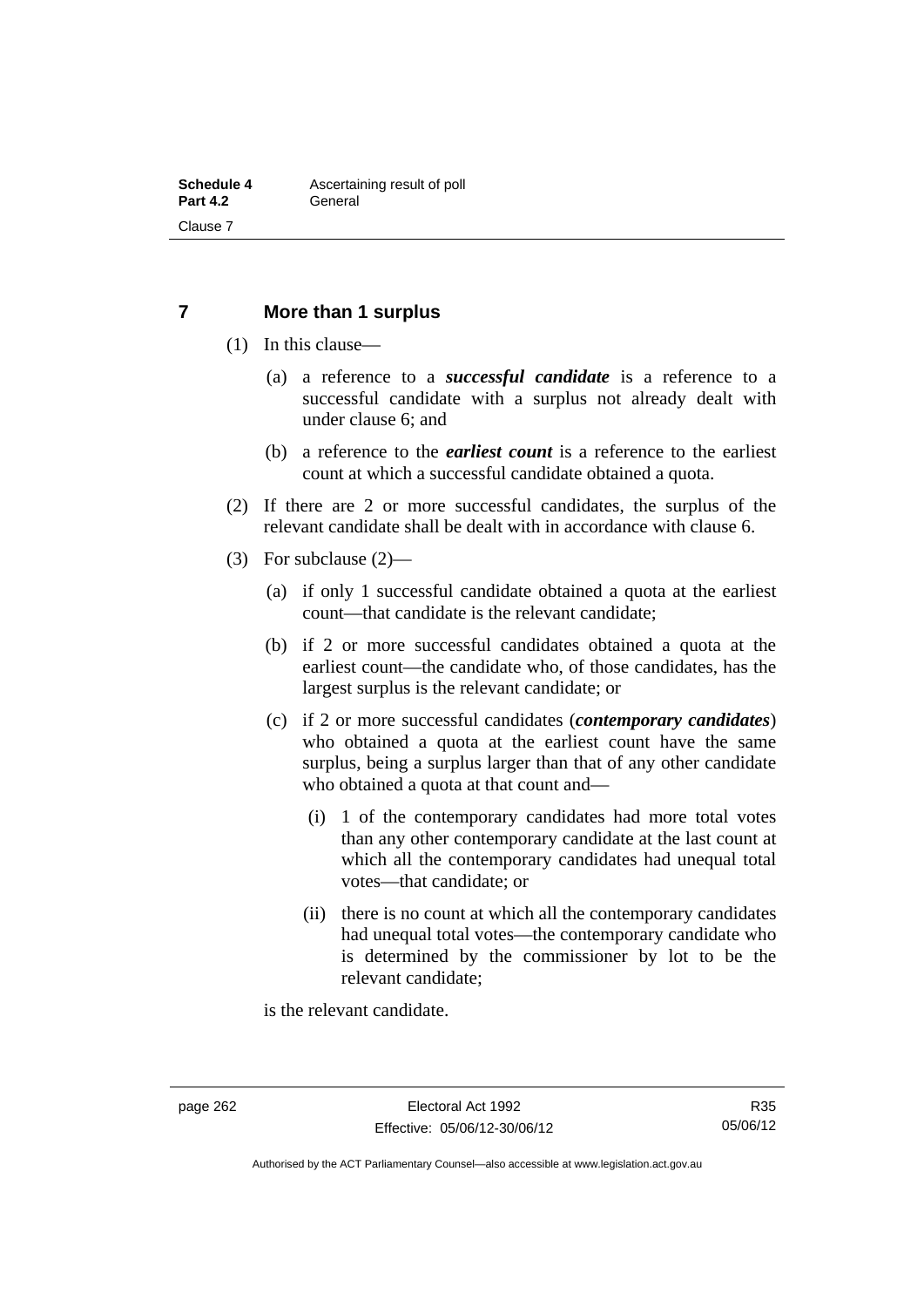## 7 More than 1 surplus

(1) In this clause—

(a) a reference to a ***successful candidate*** is a reference to a successful candidate with a surplus not already dealt with under clause 6; and

(b) a reference to the ***earliest count*** is a reference to the earliest count at which a successful candidate obtained a quota.

(2) If there are 2 or more successful candidates, the surplus of the relevant candidate shall be dealt with in accordance with clause 6.

(3) For subclause (2)—

(a) if only 1 successful candidate obtained a quota at the earliest count—that candidate is the relevant candidate;

(b) if 2 or more successful candidates obtained a quota at the earliest count—the candidate who, of those candidates, has the largest surplus is the relevant candidate; or

(c) if 2 or more successful candidates (***contemporary candidates***) who obtained a quota at the earliest count have the same surplus, being a surplus larger than that of any other candidate who obtained a quota at that count and—

(i) 1 of the contemporary candidates had more total votes than any other contemporary candidate at the last count at which all the contemporary candidates had unequal total votes—that candidate; or

(ii) there is no count at which all the contemporary candidates had unequal total votes—the contemporary candidate who is determined by the commissioner by lot to be the relevant candidate;

is the relevant candidate.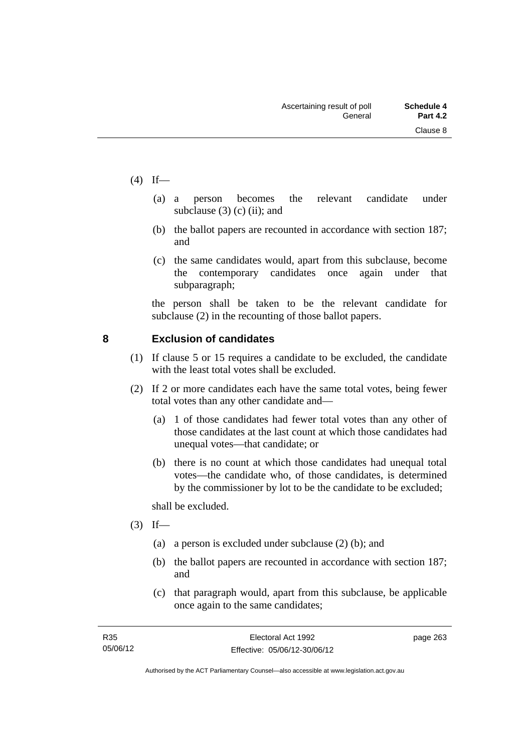(4) If—

(a) a person becomes the relevant candidate under subclause (3) (c) (ii); and

(b) the ballot papers are recounted in accordance with section 187; and

(c) the same candidates would, apart from this subclause, become the contemporary candidates once again under that subparagraph;

the person shall be taken to be the relevant candidate for subclause (2) in the recounting of those ballot papers.

## 8 Exclusion of candidates

(1) If clause 5 or 15 requires a candidate to be excluded, the candidate with the least total votes shall be excluded.

(2) If 2 or more candidates each have the same total votes, being fewer total votes than any other candidate and—

(a) 1 of those candidates had fewer total votes than any other of those candidates at the last count at which those candidates had unequal votes—that candidate; or

(b) there is no count at which those candidates had unequal total votes—the candidate who, of those candidates, is determined by the commissioner by lot to be the candidate to be excluded;

shall be excluded.

(3) If—

(a) a person is excluded under subclause (2) (b); and

(b) the ballot papers are recounted in accordance with section 187; and

(c) that paragraph would, apart from this subclause, be applicable once again to the same candidates;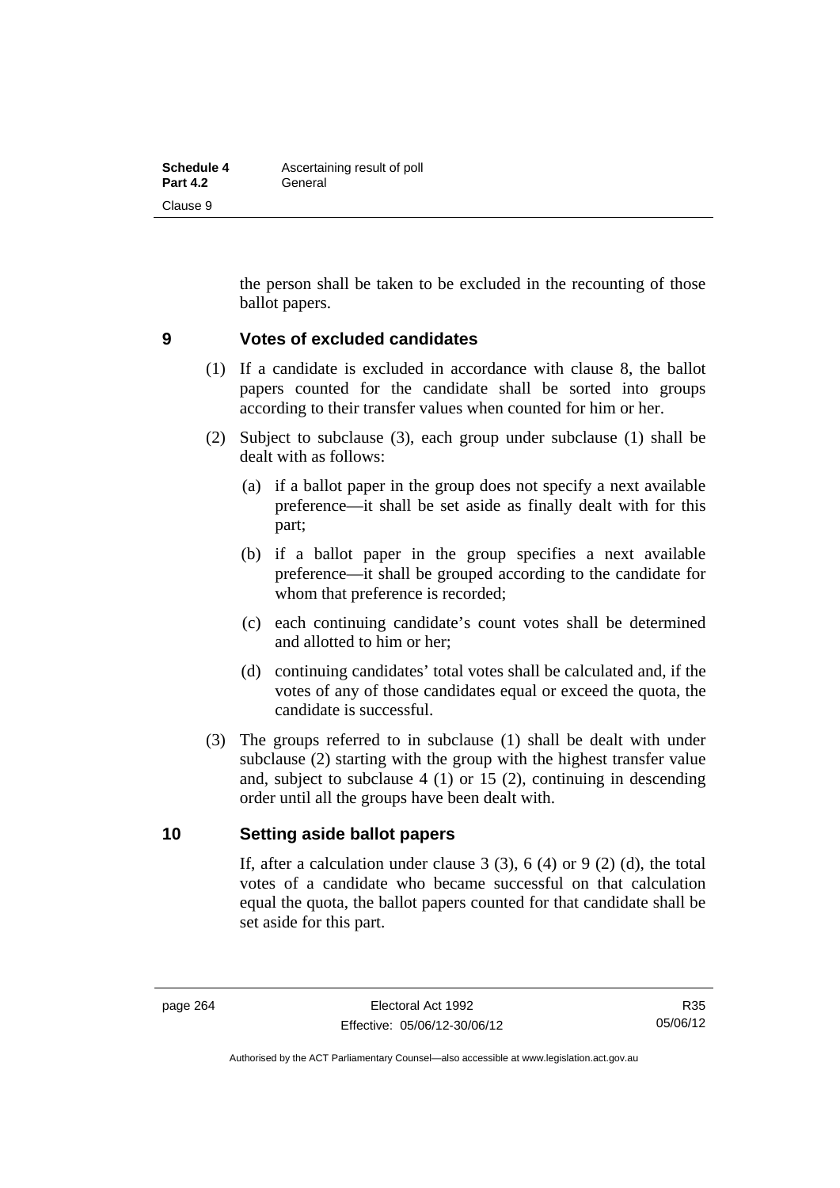the person shall be taken to be excluded in the recounting of those ballot papers.

## 9 Votes of excluded candidates

(1) If a candidate is excluded in accordance with clause 8, the ballot papers counted for the candidate shall be sorted into groups according to their transfer values when counted for him or her.

(2) Subject to subclause (3), each group under subclause (1) shall be dealt with as follows:

(a) if a ballot paper in the group does not specify a next available preference—it shall be set aside as finally dealt with for this part;

(b) if a ballot paper in the group specifies a next available preference—it shall be grouped according to the candidate for whom that preference is recorded;

(c) each continuing candidate's count votes shall be determined and allotted to him or her;

(d) continuing candidates' total votes shall be calculated and, if the votes of any of those candidates equal or exceed the quota, the candidate is successful.

(3) The groups referred to in subclause (1) shall be dealt with under subclause (2) starting with the group with the highest transfer value and, subject to subclause 4 (1) or 15 (2), continuing in descending order until all the groups have been dealt with.

## 10 Setting aside ballot papers

If, after a calculation under clause 3 (3), 6 (4) or 9 (2) (d), the total votes of a candidate who became successful on that calculation equal the quota, the ballot papers counted for that candidate shall be set aside for this part.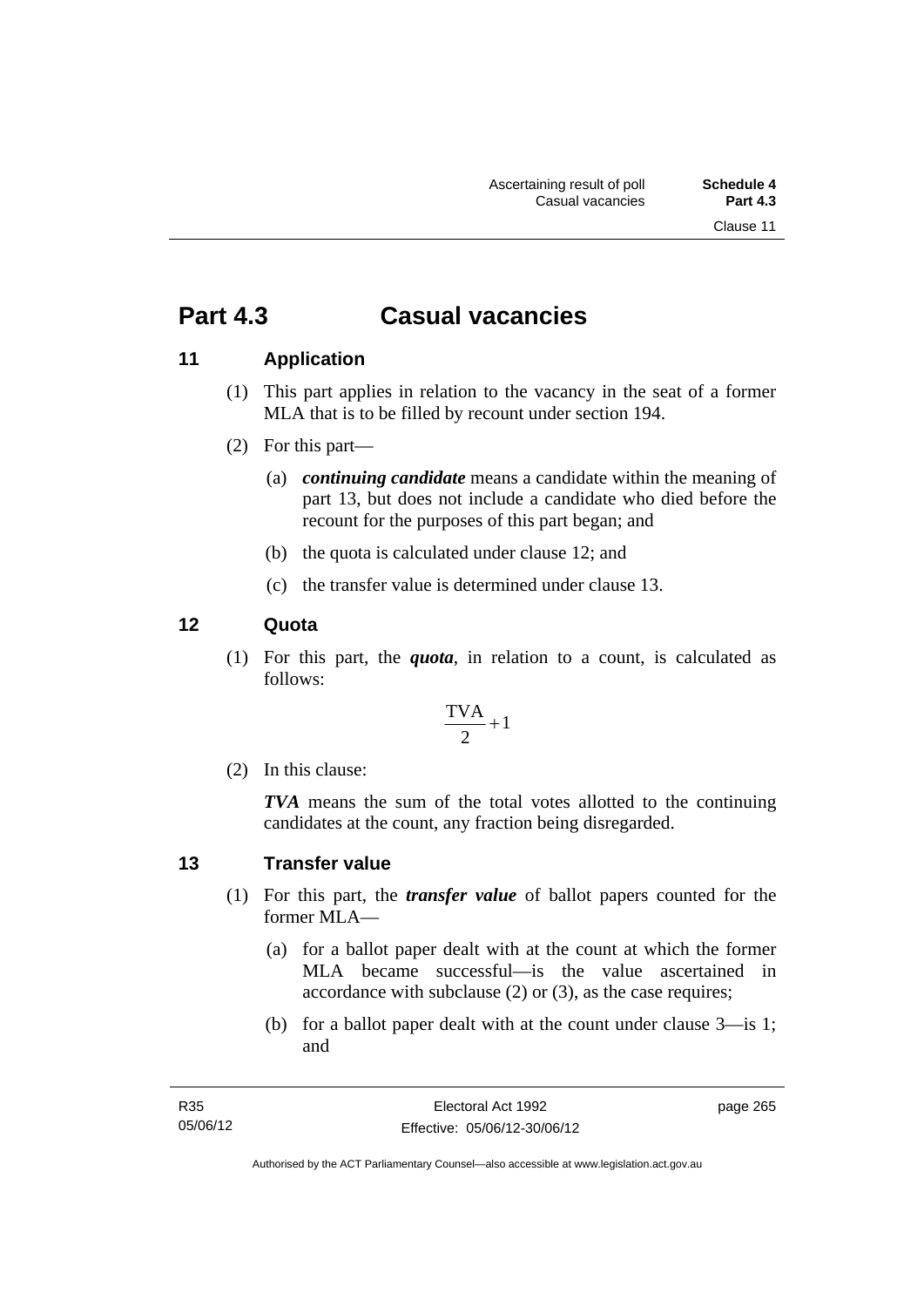# Part 4.3 Casual vacancies

## 11 Application

(1) This part applies in relation to the vacancy in the seat of a former MLA that is to be filled by recount under section 194.

(2) For this part—

(a) ***continuing candidate*** means a candidate within the meaning of part 13, but does not include a candidate who died before the recount for the purposes of this part began; and

(b) the quota is calculated under clause 12; and

(c) the transfer value is determined under clause 13.

## 12 Quota

(1) For this part, the ***quota***, in relation to a count, is calculated as follows:

$$\frac{\text{TVA}}{2} + 1$$

(2) In this clause:

***TVA*** means the sum of the total votes allotted to the continuing candidates at the count, any fraction being disregarded.

## 13 Transfer value

(1) For this part, the ***transfer value*** of ballot papers counted for the former MLA—

(a) for a ballot paper dealt with at the count at which the former MLA became successful—is the value ascertained in accordance with subclause (2) or (3), as the case requires;

(b) for a ballot paper dealt with at the count under clause 3—is 1; and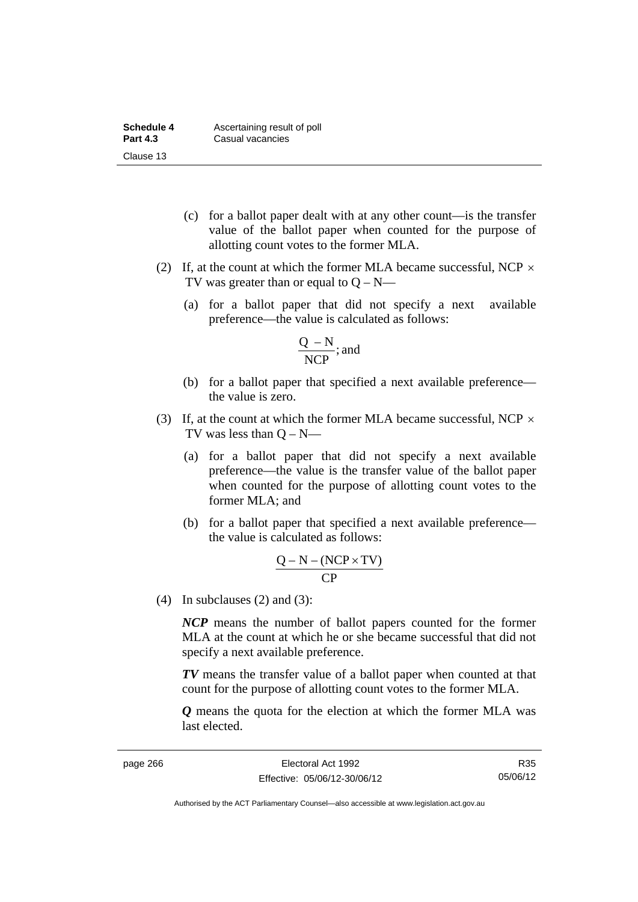(c) for a ballot paper dealt with at any other count—is the transfer value of the ballot paper when counted for the purpose of allotting count votes to the former MLA.

(2) If, at the count at which the former MLA became successful, $NCP \times TV$ was greater than or equal to $Q – N$—

(a) for a ballot paper that did not specify a next available preference—the value is calculated as follows:

$$\frac{Q - N}{NCP}; \text{ and}$$

(b) for a ballot paper that specified a next available preference—the value is zero.

(3) If, at the count at which the former MLA became successful, $NCP \times TV$ was less than $Q – N$—

(a) for a ballot paper that did not specify a next available preference—the value is the transfer value of the ballot paper when counted for the purpose of allotting count votes to the former MLA; and

(b) for a ballot paper that specified a next available preference—the value is calculated as follows:

$$\frac{Q - N - (NCP \times TV)}{CP}$$

(4) In subclauses (2) and (3):

***NCP*** means the number of ballot papers counted for the former MLA at the count at which he or she became successful that did not specify a next available preference.

***TV*** means the transfer value of a ballot paper when counted at that count for the purpose of allotting count votes to the former MLA.

***Q*** means the quota for the election at which the former MLA was last elected.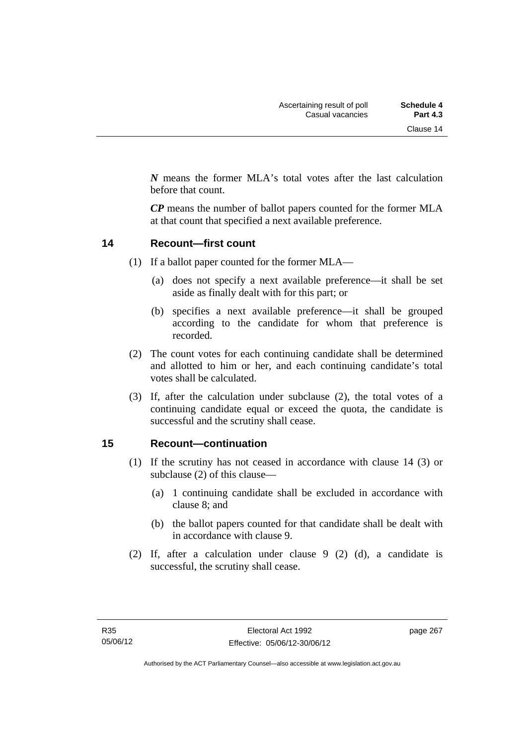***N*** means the former MLA's total votes after the last calculation before that count.

***CP*** means the number of ballot papers counted for the former MLA at that count that specified a next available preference.

## 14 Recount—first count

(1) If a ballot paper counted for the former MLA—

(a) does not specify a next available preference—it shall be set aside as finally dealt with for this part; or

(b) specifies a next available preference—it shall be grouped according to the candidate for whom that preference is recorded.

(2) The count votes for each continuing candidate shall be determined and allotted to him or her, and each continuing candidate's total votes shall be calculated.

(3) If, after the calculation under subclause (2), the total votes of a continuing candidate equal or exceed the quota, the candidate is successful and the scrutiny shall cease.

## 15 Recount—continuation

(1) If the scrutiny has not ceased in accordance with clause 14 (3) or subclause (2) of this clause—

(a) 1 continuing candidate shall be excluded in accordance with clause 8; and

(b) the ballot papers counted for that candidate shall be dealt with in accordance with clause 9.

(2) If, after a calculation under clause 9 (2) (d), a candidate is successful, the scrutiny shall cease.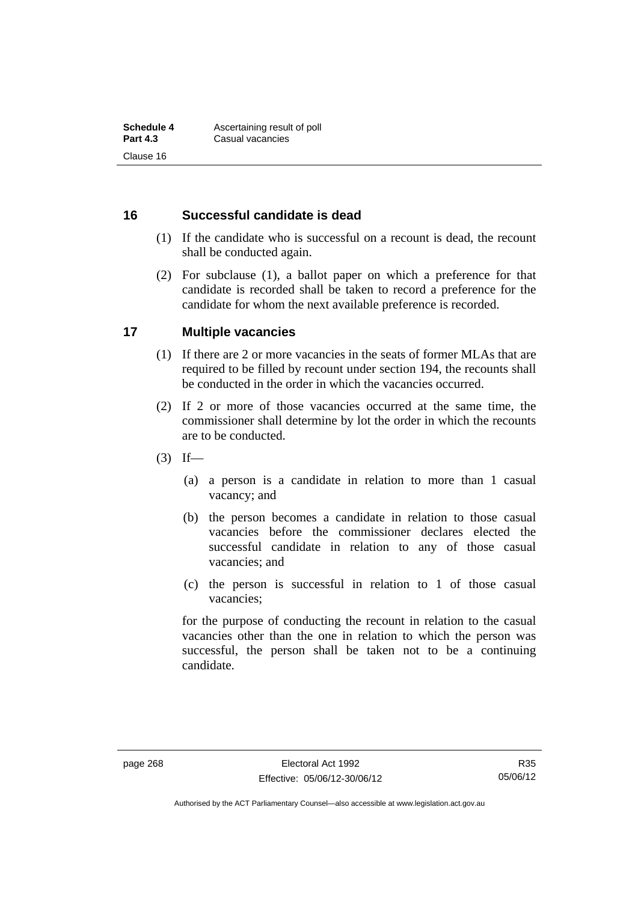## 16 Successful candidate is dead

(1) If the candidate who is successful on a recount is dead, the recount shall be conducted again.

(2) For subclause (1), a ballot paper on which a preference for that candidate is recorded shall be taken to record a preference for the candidate for whom the next available preference is recorded.

## 17 Multiple vacancies

(1) If there are 2 or more vacancies in the seats of former MLAs that are required to be filled by recount under section 194, the recounts shall be conducted in the order in which the vacancies occurred.

(2) If 2 or more of those vacancies occurred at the same time, the commissioner shall determine by lot the order in which the recounts are to be conducted.

(3) If—

(a) a person is a candidate in relation to more than 1 casual vacancy; and

(b) the person becomes a candidate in relation to those casual vacancies before the commissioner declares elected the successful candidate in relation to any of those casual vacancies; and

(c) the person is successful in relation to 1 of those casual vacancies;

for the purpose of conducting the recount in relation to the casual vacancies other than the one in relation to which the person was successful, the person shall be taken not to be a continuing candidate.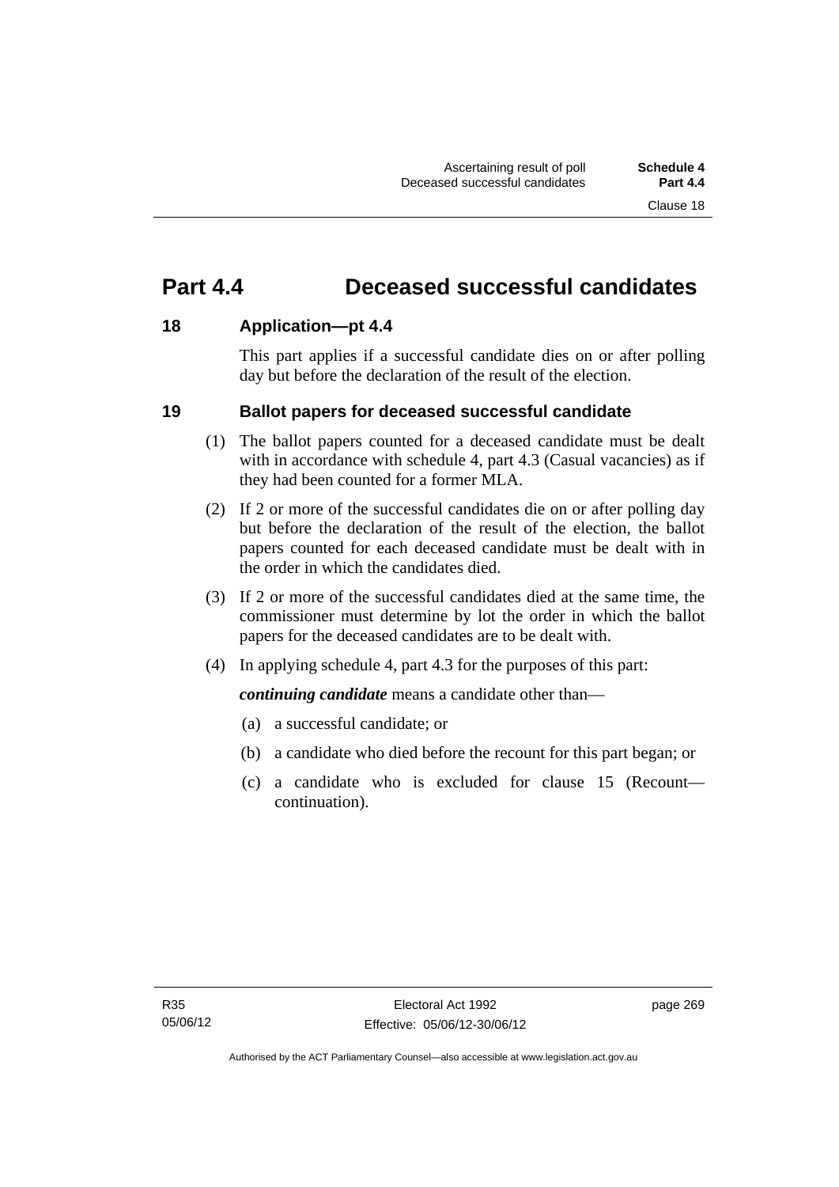## Part 4.4 Deceased successful candidates

### 18 Application—pt 4.4

This part applies if a successful candidate dies on or after polling day but before the declaration of the result of the election.

### 19 Ballot papers for deceased successful candidate

(1) The ballot papers counted for a deceased candidate must be dealt with in accordance with schedule 4, part 4.3 (Casual vacancies) as if they had been counted for a former MLA.

(2) If 2 or more of the successful candidates die on or after polling day but before the declaration of the result of the election, the ballot papers counted for each deceased candidate must be dealt with in the order in which the candidates died.

(3) If 2 or more of the successful candidates died at the same time, the commissioner must determine by lot the order in which the ballot papers for the deceased candidates are to be dealt with.

(4) In applying schedule 4, part 4.3 for the purposes of this part:

***continuing candidate*** means a candidate other than—

(a) a successful candidate; or

(b) a candidate who died before the recount for this part began; or

(c) a candidate who is excluded for clause 15 (Recount—continuation).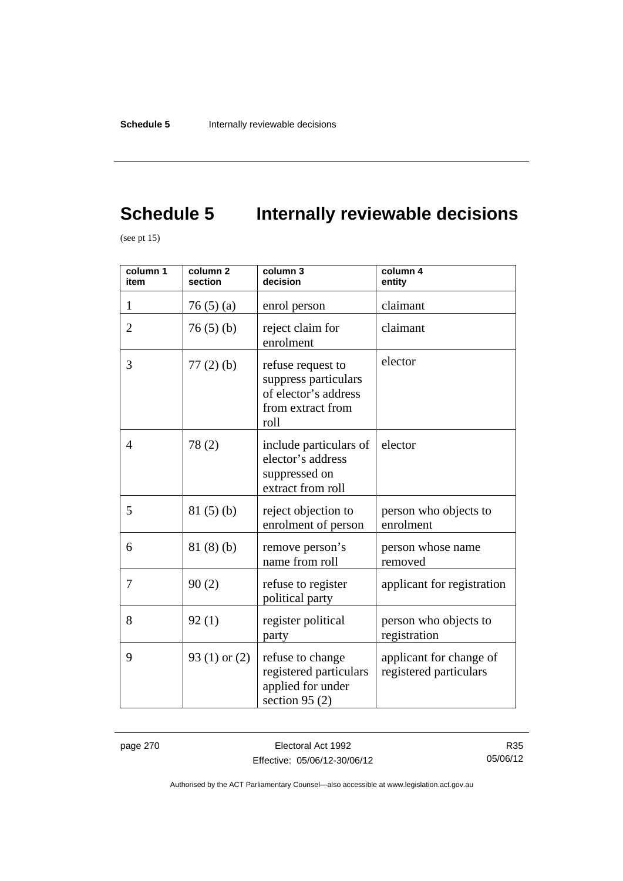# Schedule 5 Internally reviewable decisions

(see pt 15)

| column 1 item | column 2 section | column 3 decision | column 4 entity |
|---|---|---|---|
| 1 | 76 (5) (a) | enrol person | claimant |
| 2 | 76 (5) (b) | reject claim for enrolment | claimant |
| 3 | 77 (2) (b) | refuse request to suppress particulars of elector's address from extract from roll | elector |
| 4 | 78 (2) | include particulars of elector's address suppressed on extract from roll | elector |
| 5 | 81 (5) (b) | reject objection to enrolment of person | person who objects to enrolment |
| 6 | 81 (8) (b) | remove person's name from roll | person whose name removed |
| 7 | 90 (2) | refuse to register political party | applicant for registration |
| 8 | 92 (1) | register political party | person who objects to registration |
| 9 | 93 (1) or (2) | refuse to change registered particulars applied for under section 95 (2) | applicant for change of registered particulars |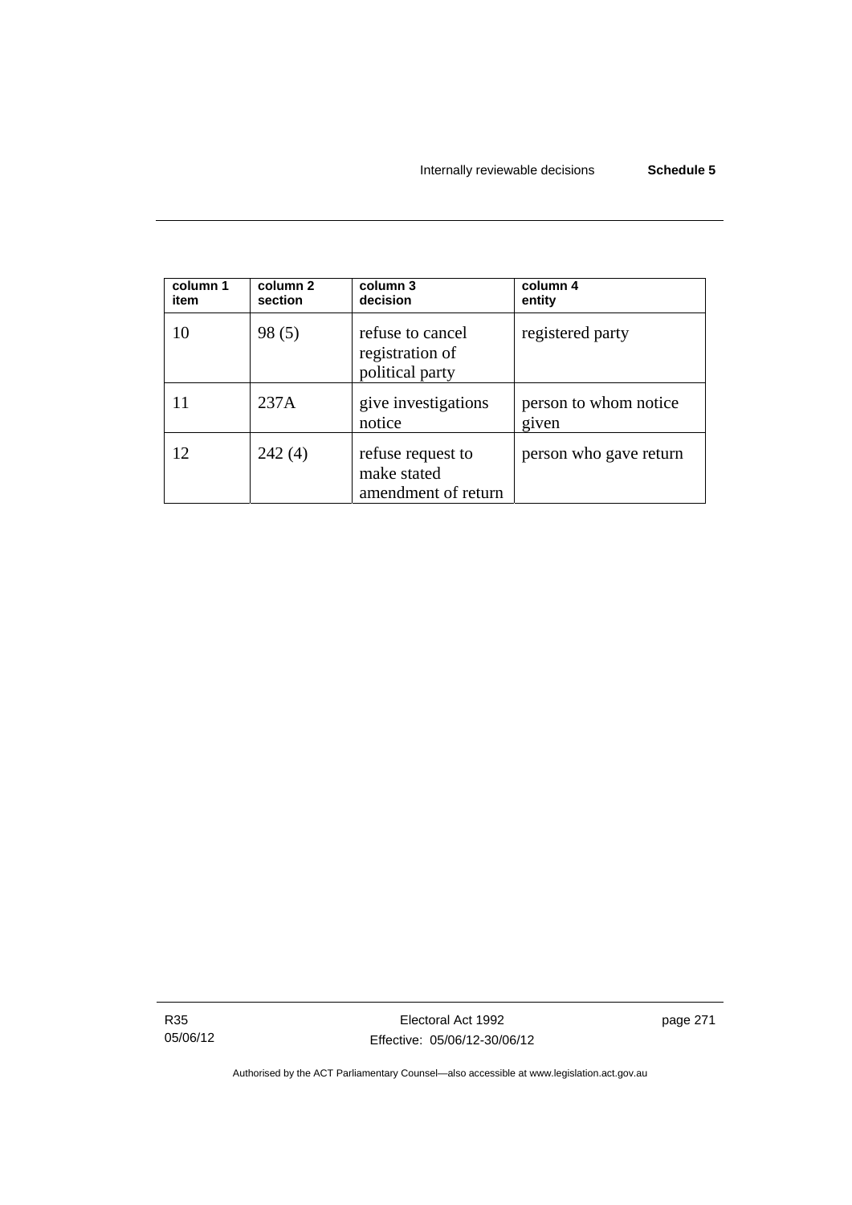| column 1 item | column 2 section | column 3 decision | column 4 entity |
|---|---|---|---|
| 10 | 98 (5) | refuse to cancel registration of political party | registered party |
| 11 | 237A | give investigations notice | person to whom notice given |
| 12 | 242 (4) | refuse request to make stated amendment of return | person who gave return |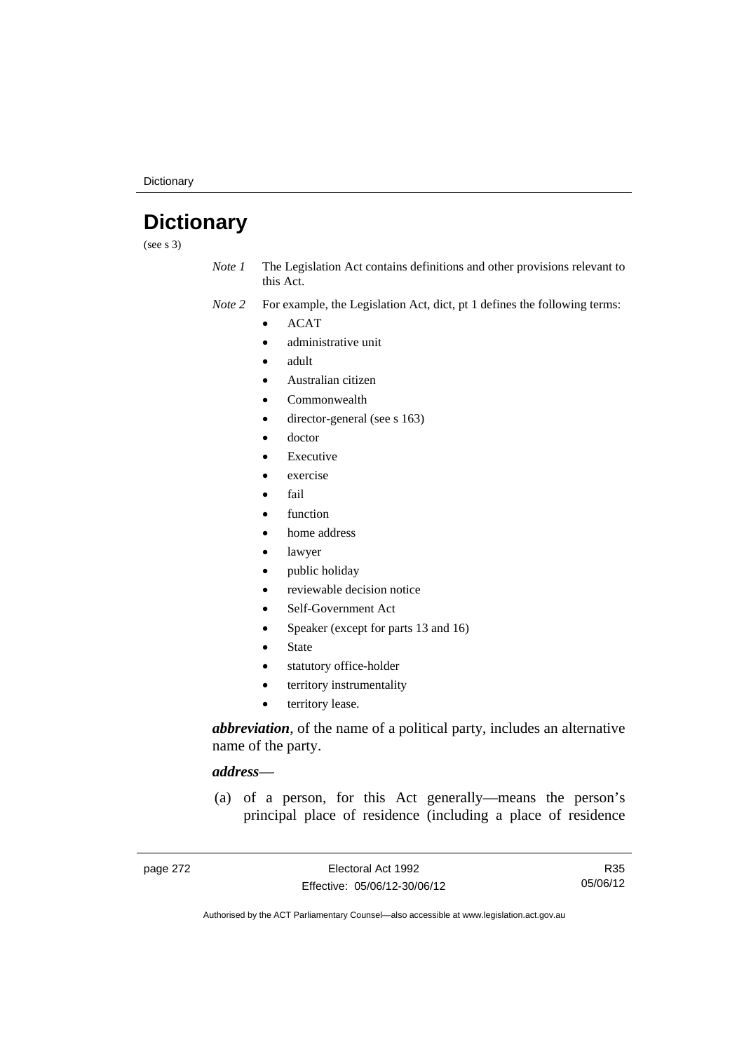# Dictionary

(see s 3)

*Note 1* The Legislation Act contains definitions and other provisions relevant to this Act.

*Note 2* For example, the Legislation Act, dict, pt 1 defines the following terms:

- ACAT
- administrative unit
- adult
- Australian citizen
- Commonwealth
- director-general (see s 163)
- doctor
- Executive
- exercise
- fail
- function
- home address
- lawyer
- public holiday
- reviewable decision notice
- Self-Government Act
- Speaker (except for parts 13 and 16)
- State
- statutory office-holder
- territory instrumentality
- territory lease.

***abbreviation***, of the name of a political party, includes an alternative name of the party.

***address***—

(a) of a person, for this Act generally—means the person's principal place of residence (including a place of residence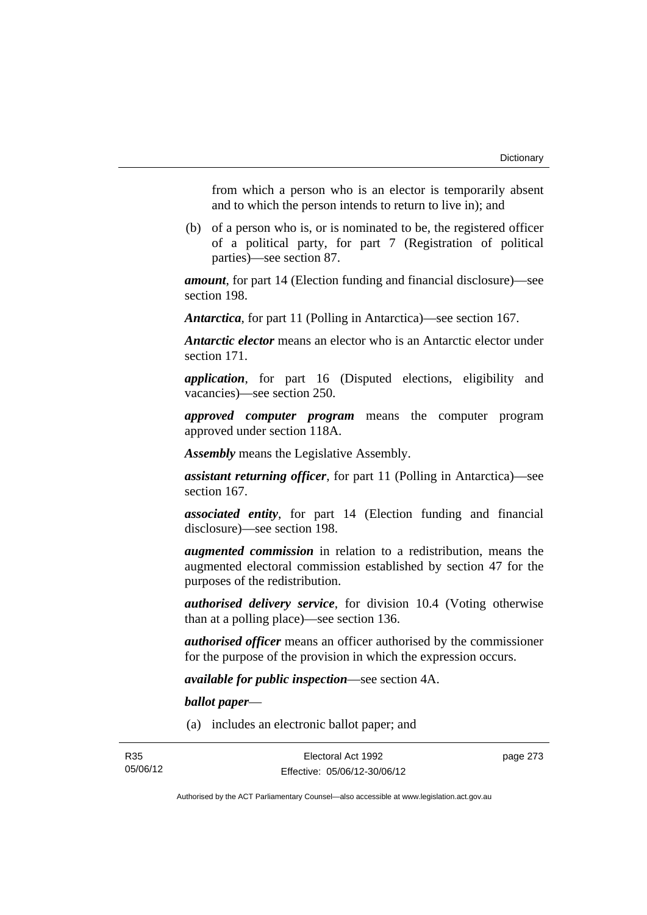from which a person who is an elector is temporarily absent and to which the person intends to return to live in); and

(b) of a person who is, or is nominated to be, the registered officer of a political party, for part 7 (Registration of political parties)—see section 87.

***amount***, for part 14 (Election funding and financial disclosure)—see section 198.

***Antarctica***, for part 11 (Polling in Antarctica)—see section 167.

***Antarctic elector*** means an elector who is an Antarctic elector under section 171.

***application***, for part 16 (Disputed elections, eligibility and vacancies)—see section 250.

***approved computer program*** means the computer program approved under section 118A.

***Assembly*** means the Legislative Assembly.

***assistant returning officer***, for part 11 (Polling in Antarctica)—see section 167.

***associated entity***, for part 14 (Election funding and financial disclosure)—see section 198.

***augmented commission*** in relation to a redistribution, means the augmented electoral commission established by section 47 for the purposes of the redistribution.

***authorised delivery service***, for division 10.4 (Voting otherwise than at a polling place)—see section 136.

***authorised officer*** means an officer authorised by the commissioner for the purpose of the provision in which the expression occurs.

***available for public inspection***—see section 4A.

***ballot paper***—

(a) includes an electronic ballot paper; and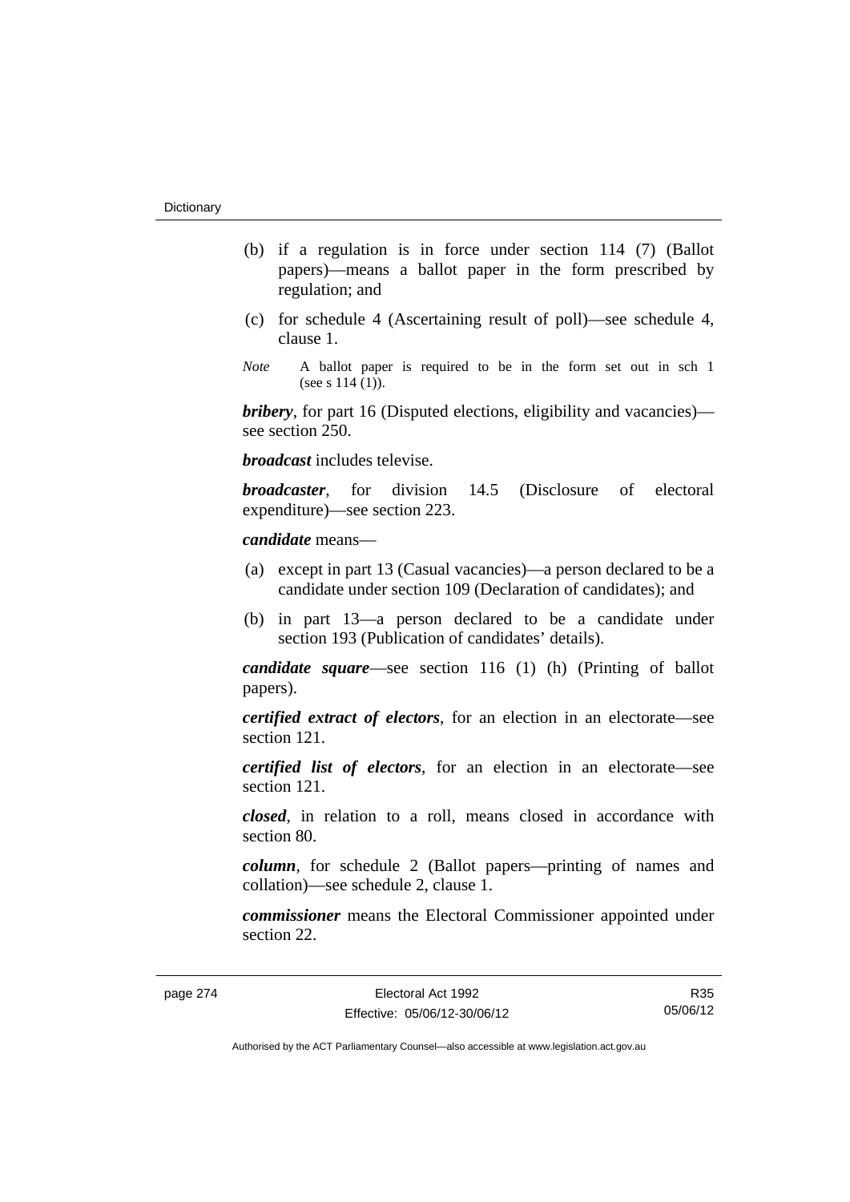(b) if a regulation is in force under section 114 (7) (Ballot papers)—means a ballot paper in the form prescribed by regulation; and

(c) for schedule 4 (Ascertaining result of poll)—see schedule 4, clause 1.

*Note* A ballot paper is required to be in the form set out in sch 1 (see s 114 (1)).

***bribery***, for part 16 (Disputed elections, eligibility and vacancies)—see section 250.

***broadcast*** includes televise.

***broadcaster***, for division 14.5 (Disclosure of electoral expenditure)—see section 223.

***candidate*** means—

(a) except in part 13 (Casual vacancies)—a person declared to be a candidate under section 109 (Declaration of candidates); and

(b) in part 13—a person declared to be a candidate under section 193 (Publication of candidates' details).

***candidate square***—see section 116 (1) (h) (Printing of ballot papers).

***certified extract of electors***, for an election in an electorate—see section 121.

***certified list of electors***, for an election in an electorate—see section 121.

***closed***, in relation to a roll, means closed in accordance with section 80.

***column***, for schedule 2 (Ballot papers—printing of names and collation)—see schedule 2, clause 1.

***commissioner*** means the Electoral Commissioner appointed under section 22.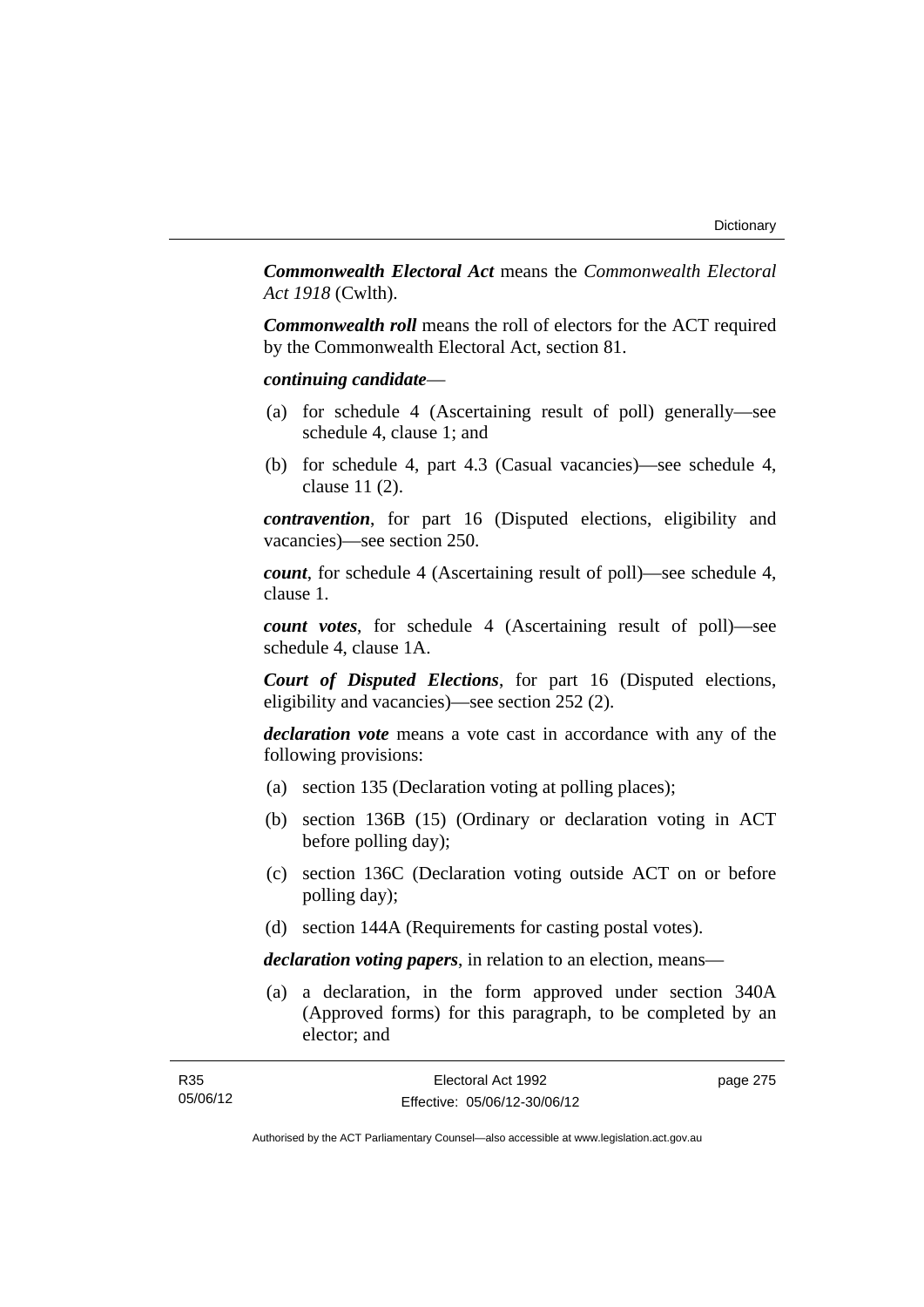***Commonwealth Electoral Act*** means the *Commonwealth Electoral Act 1918* (Cwlth).

***Commonwealth roll*** means the roll of electors for the ACT required by the Commonwealth Electoral Act, section 81.

***continuing candidate***—

(a) for schedule 4 (Ascertaining result of poll) generally—see schedule 4, clause 1; and

(b) for schedule 4, part 4.3 (Casual vacancies)—see schedule 4, clause 11 (2).

***contravention***, for part 16 (Disputed elections, eligibility and vacancies)—see section 250.

***count***, for schedule 4 (Ascertaining result of poll)—see schedule 4, clause 1.

***count votes***, for schedule 4 (Ascertaining result of poll)—see schedule 4, clause 1A.

***Court of Disputed Elections***, for part 16 (Disputed elections, eligibility and vacancies)—see section 252 (2).

***declaration vote*** means a vote cast in accordance with any of the following provisions:

(a) section 135 (Declaration voting at polling places);

(b) section 136B (15) (Ordinary or declaration voting in ACT before polling day);

(c) section 136C (Declaration voting outside ACT on or before polling day);

(d) section 144A (Requirements for casting postal votes).

***declaration voting papers***, in relation to an election, means—

(a) a declaration, in the form approved under section 340A (Approved forms) for this paragraph, to be completed by an elector; and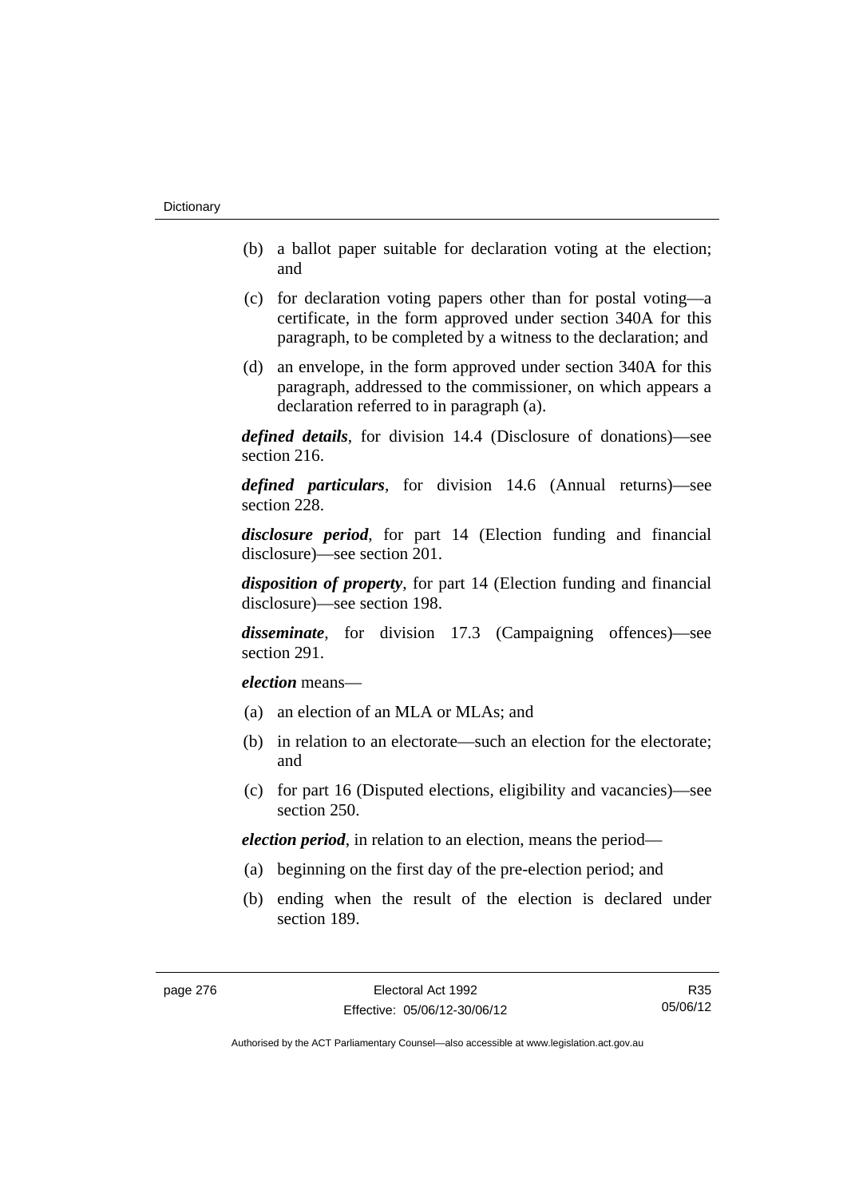- (b) a ballot paper suitable for declaration voting at the election; and
- (c) for declaration voting papers other than for postal voting—a certificate, in the form approved under section 340A for this paragraph, to be completed by a witness to the declaration; and
- (d) an envelope, in the form approved under section 340A for this paragraph, addressed to the commissioner, on which appears a declaration referred to in paragraph (a).

***defined details***, for division 14.4 (Disclosure of donations)—see section 216.

***defined particulars***, for division 14.6 (Annual returns)—see section 228.

***disclosure period***, for part 14 (Election funding and financial disclosure)—see section 201.

***disposition of property***, for part 14 (Election funding and financial disclosure)—see section 198.

***disseminate***, for division 17.3 (Campaigning offences)—see section 291.

***election*** means—

- (a) an election of an MLA or MLAs; and
- (b) in relation to an electorate—such an election for the electorate; and
- (c) for part 16 (Disputed elections, eligibility and vacancies)—see section 250.

***election period***, in relation to an election, means the period—

- (a) beginning on the first day of the pre-election period; and
- (b) ending when the result of the election is declared under section 189.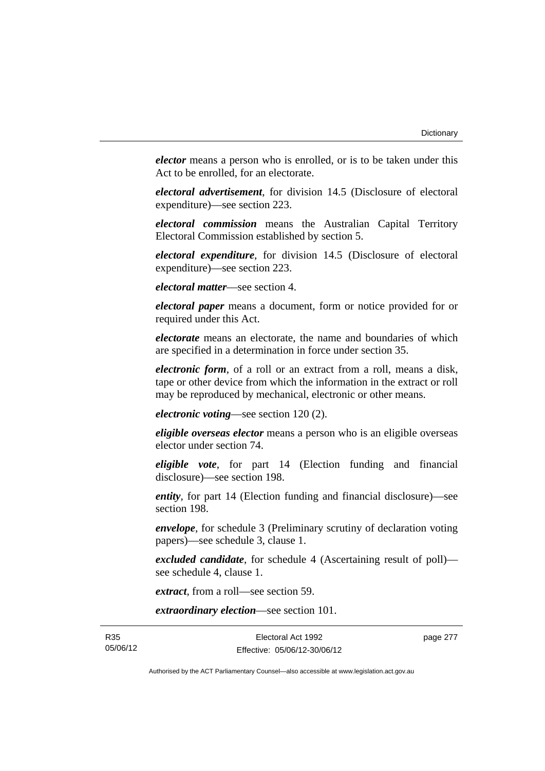***elector*** means a person who is enrolled, or is to be taken under this Act to be enrolled, for an electorate.

***electoral advertisement***, for division 14.5 (Disclosure of electoral expenditure)—see section 223.

***electoral commission*** means the Australian Capital Territory Electoral Commission established by section 5.

***electoral expenditure***, for division 14.5 (Disclosure of electoral expenditure)—see section 223.

***electoral matter***—see section 4.

***electoral paper*** means a document, form or notice provided for or required under this Act.

***electorate*** means an electorate, the name and boundaries of which are specified in a determination in force under section 35.

***electronic form***, of a roll or an extract from a roll, means a disk, tape or other device from which the information in the extract or roll may be reproduced by mechanical, electronic or other means.

***electronic voting***—see section 120 (2).

***eligible overseas elector*** means a person who is an eligible overseas elector under section 74.

***eligible vote***, for part 14 (Election funding and financial disclosure)—see section 198.

***entity***, for part 14 (Election funding and financial disclosure)—see section 198.

***envelope***, for schedule 3 (Preliminary scrutiny of declaration voting papers)—see schedule 3, clause 1.

***excluded candidate***, for schedule 4 (Ascertaining result of poll)—see schedule 4, clause 1.

***extract***, from a roll—see section 59.

***extraordinary election***—see section 101.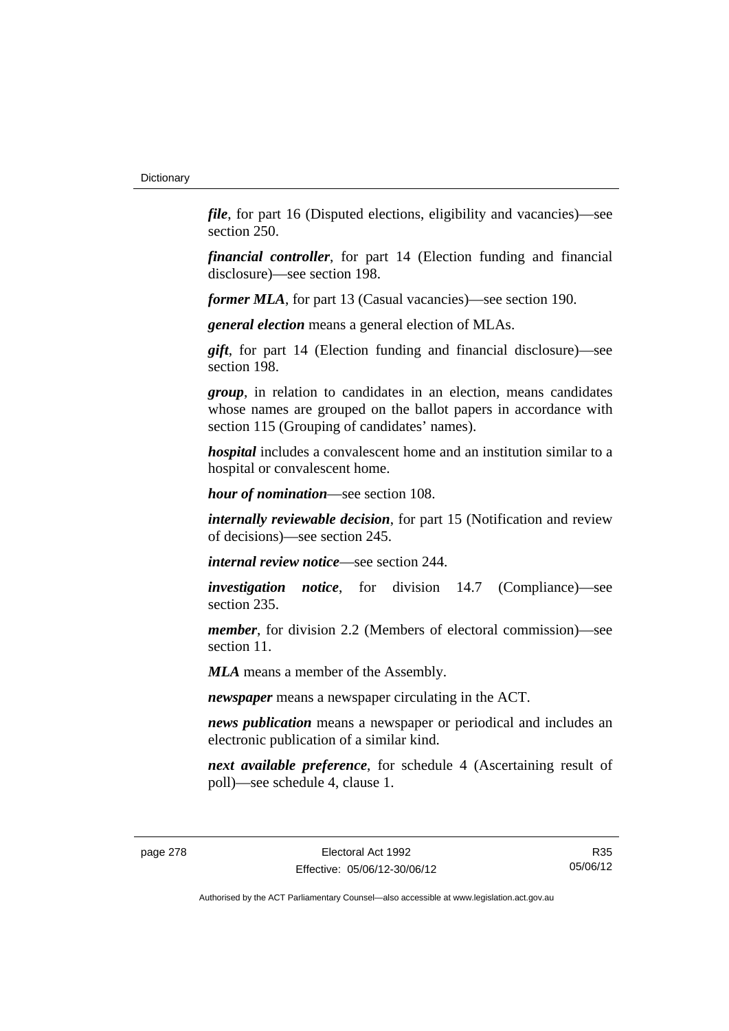***file***, for part 16 (Disputed elections, eligibility and vacancies)—see section 250.

***financial controller***, for part 14 (Election funding and financial disclosure)—see section 198.

***former MLA***, for part 13 (Casual vacancies)—see section 190.

***general election*** means a general election of MLAs.

***gift***, for part 14 (Election funding and financial disclosure)—see section 198.

***group***, in relation to candidates in an election, means candidates whose names are grouped on the ballot papers in accordance with section 115 (Grouping of candidates' names).

***hospital*** includes a convalescent home and an institution similar to a hospital or convalescent home.

***hour of nomination***—see section 108.

***internally reviewable decision***, for part 15 (Notification and review of decisions)—see section 245.

***internal review notice***—see section 244.

***investigation notice***, for division 14.7 (Compliance)—see section 235.

***member***, for division 2.2 (Members of electoral commission)—see section 11.

***MLA*** means a member of the Assembly.

***newspaper*** means a newspaper circulating in the ACT.

***news publication*** means a newspaper or periodical and includes an electronic publication of a similar kind.

***next available preference***, for schedule 4 (Ascertaining result of poll)—see schedule 4, clause 1.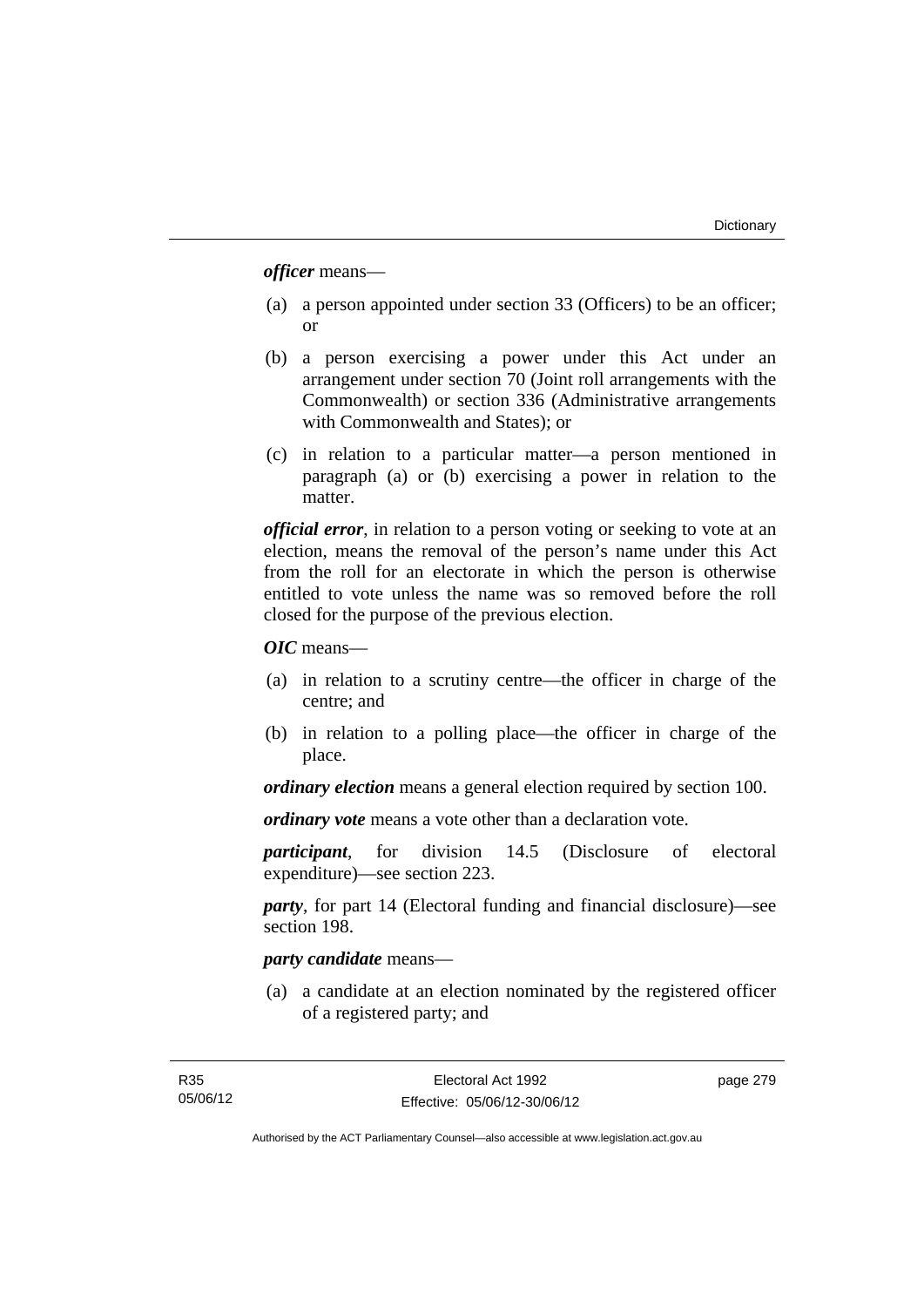***officer*** means—

(a) a person appointed under section 33 (Officers) to be an officer; or

(b) a person exercising a power under this Act under an arrangement under section 70 (Joint roll arrangements with the Commonwealth) or section 336 (Administrative arrangements with Commonwealth and States); or

(c) in relation to a particular matter—a person mentioned in paragraph (a) or (b) exercising a power in relation to the matter.

***official error***, in relation to a person voting or seeking to vote at an election, means the removal of the person's name under this Act from the roll for an electorate in which the person is otherwise entitled to vote unless the name was so removed before the roll closed for the purpose of the previous election.

***OIC*** means—

(a) in relation to a scrutiny centre—the officer in charge of the centre; and

(b) in relation to a polling place—the officer in charge of the place.

***ordinary election*** means a general election required by section 100.

***ordinary vote*** means a vote other than a declaration vote.

***participant***, for division 14.5 (Disclosure of electoral expenditure)—see section 223.

***party***, for part 14 (Electoral funding and financial disclosure)—see section 198.

***party candidate*** means—

(a) a candidate at an election nominated by the registered officer of a registered party; and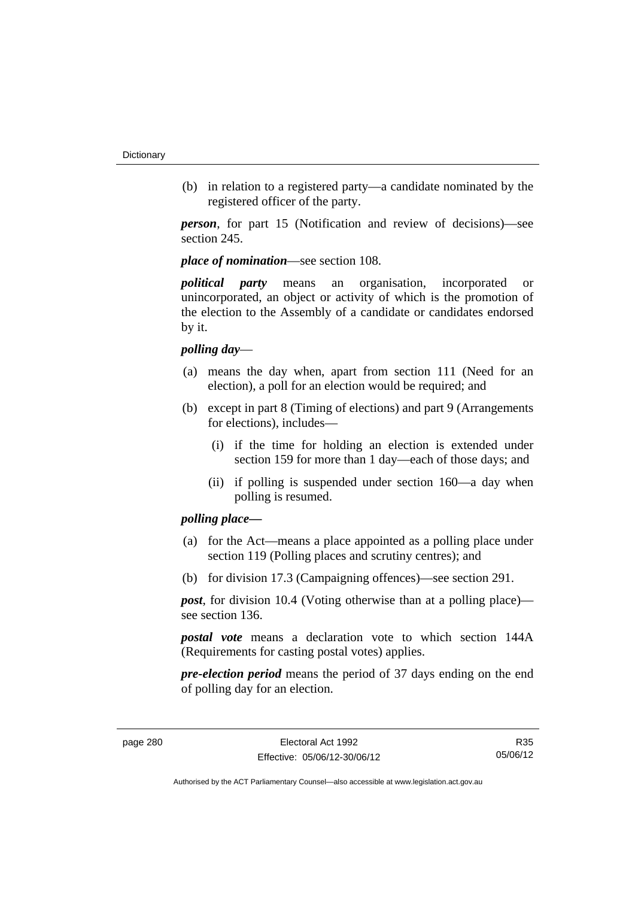(b) in relation to a registered party—a candidate nominated by the registered officer of the party.

***person***, for part 15 (Notification and review of decisions)—see section 245.

***place of nomination***—see section 108.

***political party*** means an organisation, incorporated or unincorporated, an object or activity of which is the promotion of the election to the Assembly of a candidate or candidates endorsed by it.

***polling day***—

(a) means the day when, apart from section 111 (Need for an election), a poll for an election would be required; and

(b) except in part 8 (Timing of elections) and part 9 (Arrangements for elections), includes—

  (i) if the time for holding an election is extended under section 159 for more than 1 day—each of those days; and

  (ii) if polling is suspended under section 160—a day when polling is resumed.

***polling place—***

(a) for the Act—means a place appointed as a polling place under section 119 (Polling places and scrutiny centres); and

(b) for division 17.3 (Campaigning offences)—see section 291.

***post***, for division 10.4 (Voting otherwise than at a polling place)—see section 136.

***postal vote*** means a declaration vote to which section 144A (Requirements for casting postal votes) applies.

***pre-election period*** means the period of 37 days ending on the end of polling day for an election.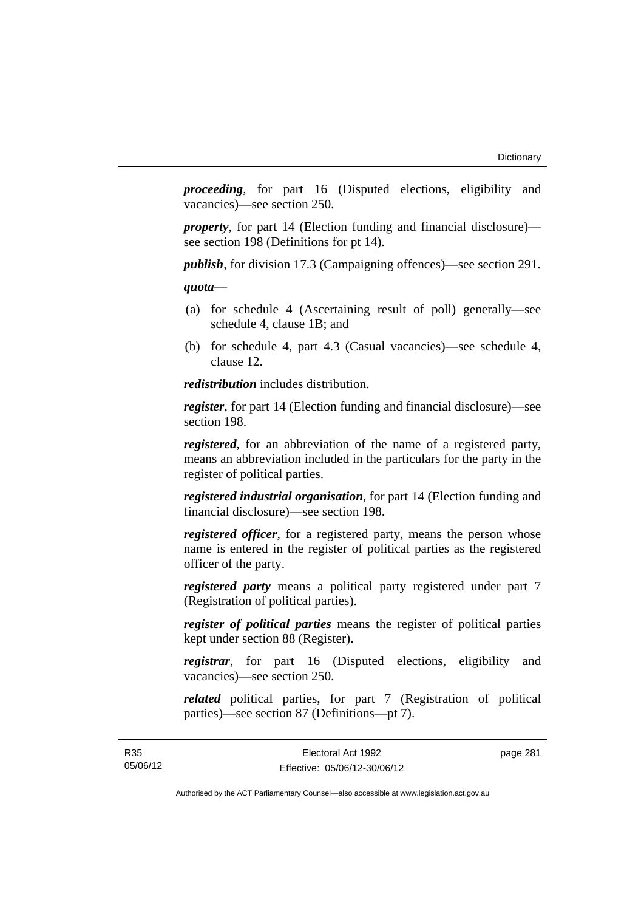***proceeding***, for part 16 (Disputed elections, eligibility and vacancies)—see section 250.

***property***, for part 14 (Election funding and financial disclosure)—see section 198 (Definitions for pt 14).

***publish***, for division 17.3 (Campaigning offences)—see section 291.

***quota***—

(a) for schedule 4 (Ascertaining result of poll) generally—see schedule 4, clause 1B; and

(b) for schedule 4, part 4.3 (Casual vacancies)—see schedule 4, clause 12.

***redistribution*** includes distribution.

***register***, for part 14 (Election funding and financial disclosure)—see section 198.

***registered***, for an abbreviation of the name of a registered party, means an abbreviation included in the particulars for the party in the register of political parties.

***registered industrial organisation***, for part 14 (Election funding and financial disclosure)—see section 198.

***registered officer***, for a registered party, means the person whose name is entered in the register of political parties as the registered officer of the party.

***registered party*** means a political party registered under part 7 (Registration of political parties).

***register of political parties*** means the register of political parties kept under section 88 (Register).

***registrar***, for part 16 (Disputed elections, eligibility and vacancies)—see section 250.

***related*** political parties, for part 7 (Registration of political parties)—see section 87 (Definitions—pt 7).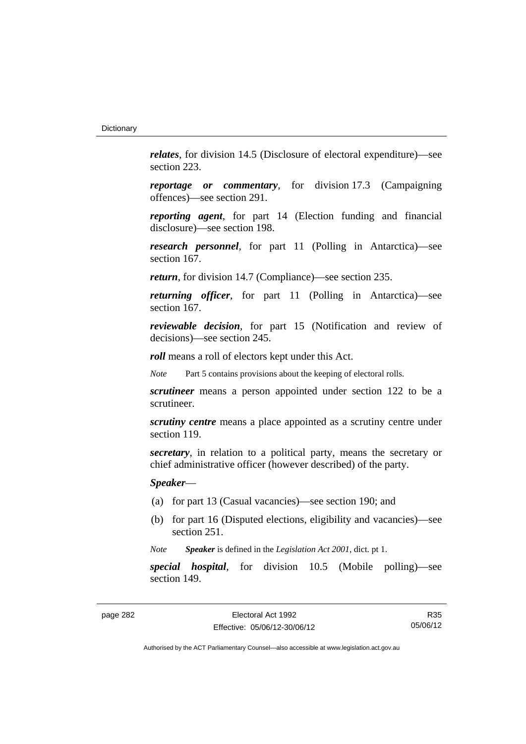***relates***, for division 14.5 (Disclosure of electoral expenditure)—see section 223.

***reportage or commentary***, for division 17.3 (Campaigning offences)—see section 291.

***reporting agent***, for part 14 (Election funding and financial disclosure)—see section 198.

***research personnel***, for part 11 (Polling in Antarctica)—see section 167.

***return***, for division 14.7 (Compliance)—see section 235.

***returning officer***, for part 11 (Polling in Antarctica)—see section 167.

***reviewable decision***, for part 15 (Notification and review of decisions)—see section 245.

***roll*** means a roll of electors kept under this Act.

*Note* Part 5 contains provisions about the keeping of electoral rolls.

***scrutineer*** means a person appointed under section 122 to be a scrutineer.

***scrutiny centre*** means a place appointed as a scrutiny centre under section 119.

***secretary***, in relation to a political party, means the secretary or chief administrative officer (however described) of the party.

***Speaker***—

(a) for part 13 (Casual vacancies)—see section 190; and

(b) for part 16 (Disputed elections, eligibility and vacancies)—see section 251.

*Note* ***Speaker*** is defined in the *Legislation Act 2001*, dict. pt 1.

***special hospital***, for division 10.5 (Mobile polling)—see section 149.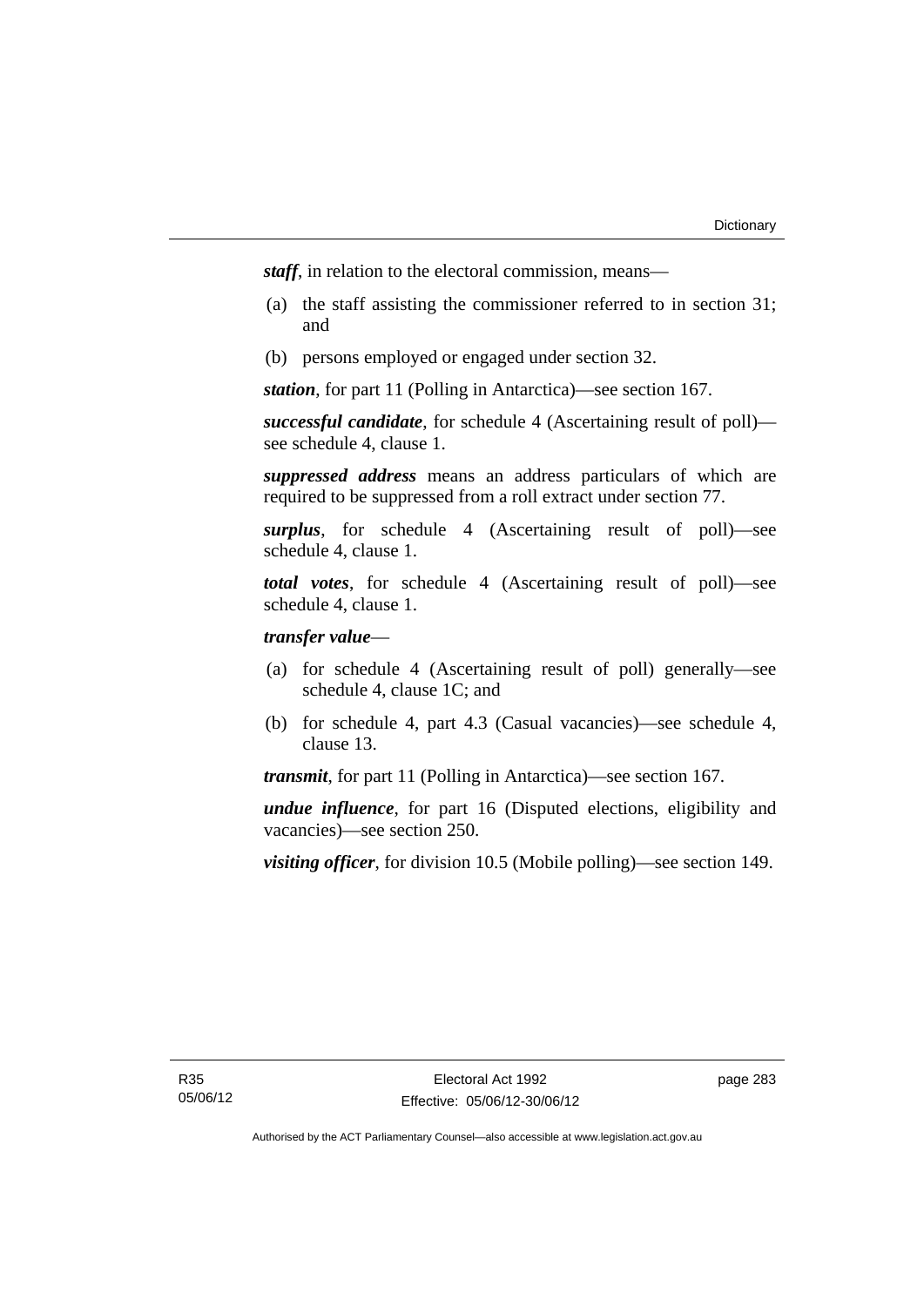***staff***, in relation to the electoral commission, means—

(a) the staff assisting the commissioner referred to in section 31; and

(b) persons employed or engaged under section 32.

***station***, for part 11 (Polling in Antarctica)—see section 167.

***successful candidate***, for schedule 4 (Ascertaining result of poll)—see schedule 4, clause 1.

***suppressed address*** means an address particulars of which are required to be suppressed from a roll extract under section 77.

***surplus***, for schedule 4 (Ascertaining result of poll)—see schedule 4, clause 1.

***total votes***, for schedule 4 (Ascertaining result of poll)—see schedule 4, clause 1.

***transfer value***—

(a) for schedule 4 (Ascertaining result of poll) generally—see schedule 4, clause 1C; and

(b) for schedule 4, part 4.3 (Casual vacancies)—see schedule 4, clause 13.

***transmit***, for part 11 (Polling in Antarctica)—see section 167.

***undue influence***, for part 16 (Disputed elections, eligibility and vacancies)—see section 250.

***visiting officer***, for division 10.5 (Mobile polling)—see section 149.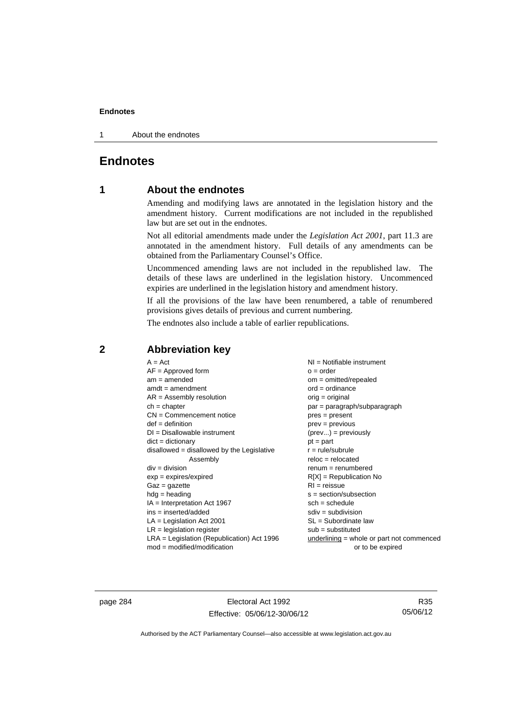# Endnotes

## 1 About the endnotes

Amending and modifying laws are annotated in the legislation history and the amendment history. Current modifications are not included in the republished law but are set out in the endnotes.

Not all editorial amendments made under the *Legislation Act 2001*, part 11.3 are annotated in the amendment history. Full details of any amendments can be obtained from the Parliamentary Counsel's Office.

Uncommenced amending laws are not included in the republished law. The details of these laws are underlined in the legislation history. Uncommenced expiries are underlined in the legislation history and amendment history.

If all the provisions of the law have been renumbered, a table of renumbered provisions gives details of previous and current numbering.

The endnotes also include a table of earlier republications.

## 2 Abbreviation key

A = Act
AF = Approved form
am = amended
amdt = amendment
AR = Assembly resolution
ch = chapter
CN = Commencement notice
def = definition
DI = Disallowable instrument
dict = dictionary
disallowed = disallowed by the Legislative Assembly
div = division
exp = expires/expired
Gaz = gazette
hdg = heading
IA = Interpretation Act 1967
ins = inserted/added
LA = Legislation Act 2001
LR = legislation register
LRA = Legislation (Republication) Act 1996
mod = modified/modification
NI = Notifiable instrument
o = order
om = omitted/repealed
ord = ordinance
orig = original
par = paragraph/subparagraph
pres = present
prev = previous
(prev...) = previously
pt = part
r = rule/subrule
reloc = relocated
renum = renumbered
R[X] = Republication No
RI = reissue
s = section/subsection
sch = schedule
sdiv = subdivision
SL = Subordinate law
sub = substituted
underlining = whole or part not commenced or to be expired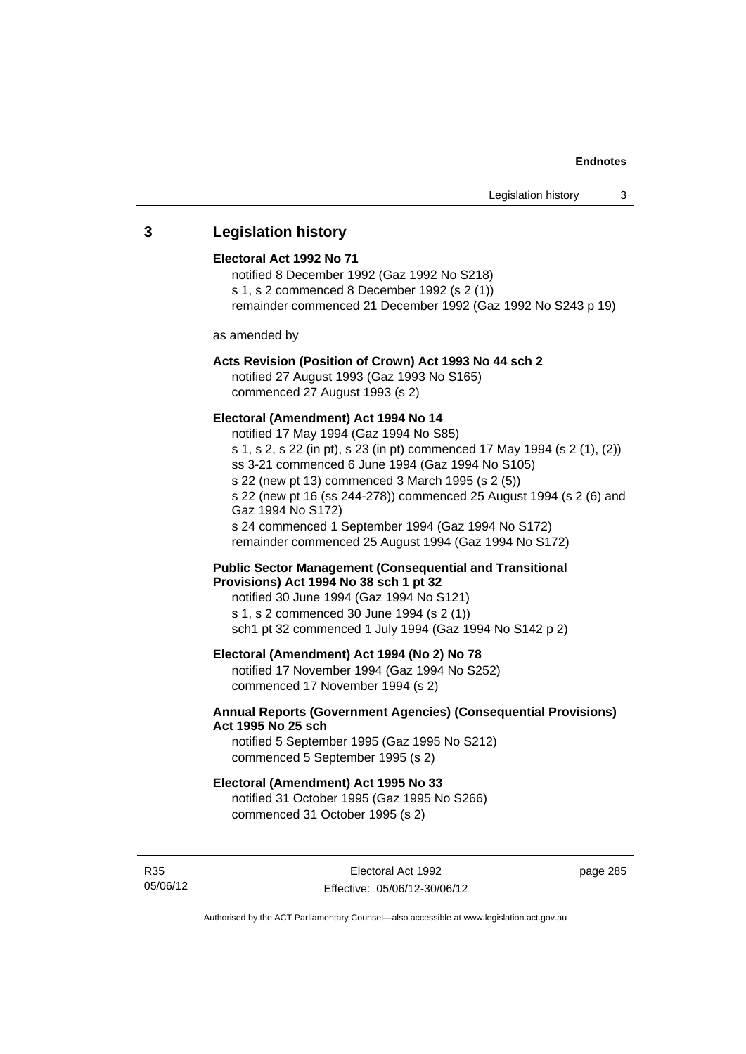## 3 Legislation history

**Electoral Act 1992 No 71**

notified 8 December 1992 (Gaz 1992 No S218)
s 1, s 2 commenced 8 December 1992 (s 2 (1))
remainder commenced 21 December 1992 (Gaz 1992 No S243 p 19)

as amended by

**Acts Revision (Position of Crown) Act 1993 No 44 sch 2**

notified 27 August 1993 (Gaz 1993 No S165)
commenced 27 August 1993 (s 2)

**Electoral (Amendment) Act 1994 No 14**

notified 17 May 1994 (Gaz 1994 No S85)
s 1, s 2, s 22 (in pt), s 23 (in pt) commenced 17 May 1994 (s 2 (1), (2))
ss 3-21 commenced 6 June 1994 (Gaz 1994 No S105)
s 22 (new pt 13) commenced 3 March 1995 (s 2 (5))
s 22 (new pt 16 (ss 244-278)) commenced 25 August 1994 (s 2 (6) and Gaz 1994 No S172)
s 24 commenced 1 September 1994 (Gaz 1994 No S172)
remainder commenced 25 August 1994 (Gaz 1994 No S172)

**Public Sector Management (Consequential and Transitional Provisions) Act 1994 No 38 sch 1 pt 32**

notified 30 June 1994 (Gaz 1994 No S121)
s 1, s 2 commenced 30 June 1994 (s 2 (1))
sch1 pt 32 commenced 1 July 1994 (Gaz 1994 No S142 p 2)

**Electoral (Amendment) Act 1994 (No 2) No 78**

notified 17 November 1994 (Gaz 1994 No S252)
commenced 17 November 1994 (s 2)

**Annual Reports (Government Agencies) (Consequential Provisions) Act 1995 No 25 sch**

notified 5 September 1995 (Gaz 1995 No S212)
commenced 5 September 1995 (s 2)

**Electoral (Amendment) Act 1995 No 33**

notified 31 October 1995 (Gaz 1995 No S266)
commenced 31 October 1995 (s 2)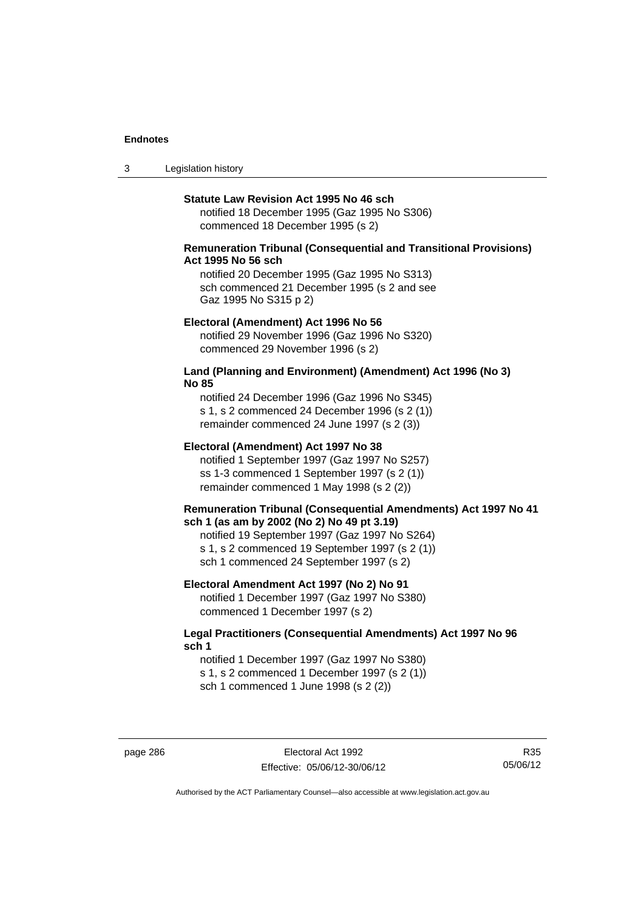**Statute Law Revision Act 1995 No 46 sch**
notified 18 December 1995 (Gaz 1995 No S306)
commenced 18 December 1995 (s 2)

**Remuneration Tribunal (Consequential and Transitional Provisions) Act 1995 No 56 sch**
notified 20 December 1995 (Gaz 1995 No S313)
sch commenced 21 December 1995 (s 2 and see Gaz 1995 No S315 p 2)

**Electoral (Amendment) Act 1996 No 56**
notified 29 November 1996 (Gaz 1996 No S320)
commenced 29 November 1996 (s 2)

**Land (Planning and Environment) (Amendment) Act 1996 (No 3) No 85**
notified 24 December 1996 (Gaz 1996 No S345)
s 1, s 2 commenced 24 December 1996 (s 2 (1))
remainder commenced 24 June 1997 (s 2 (3))

**Electoral (Amendment) Act 1997 No 38**
notified 1 September 1997 (Gaz 1997 No S257)
ss 1-3 commenced 1 September 1997 (s 2 (1))
remainder commenced 1 May 1998 (s 2 (2))

**Remuneration Tribunal (Consequential Amendments) Act 1997 No 41 sch 1 (as am by 2002 (No 2) No 49 pt 3.19)**
notified 19 September 1997 (Gaz 1997 No S264)
s 1, s 2 commenced 19 September 1997 (s 2 (1))
sch 1 commenced 24 September 1997 (s 2)

**Electoral Amendment Act 1997 (No 2) No 91**
notified 1 December 1997 (Gaz 1997 No S380)
commenced 1 December 1997 (s 2)

**Legal Practitioners (Consequential Amendments) Act 1997 No 96 sch 1**
notified 1 December 1997 (Gaz 1997 No S380)
s 1, s 2 commenced 1 December 1997 (s 2 (1))
sch 1 commenced 1 June 1998 (s 2 (2))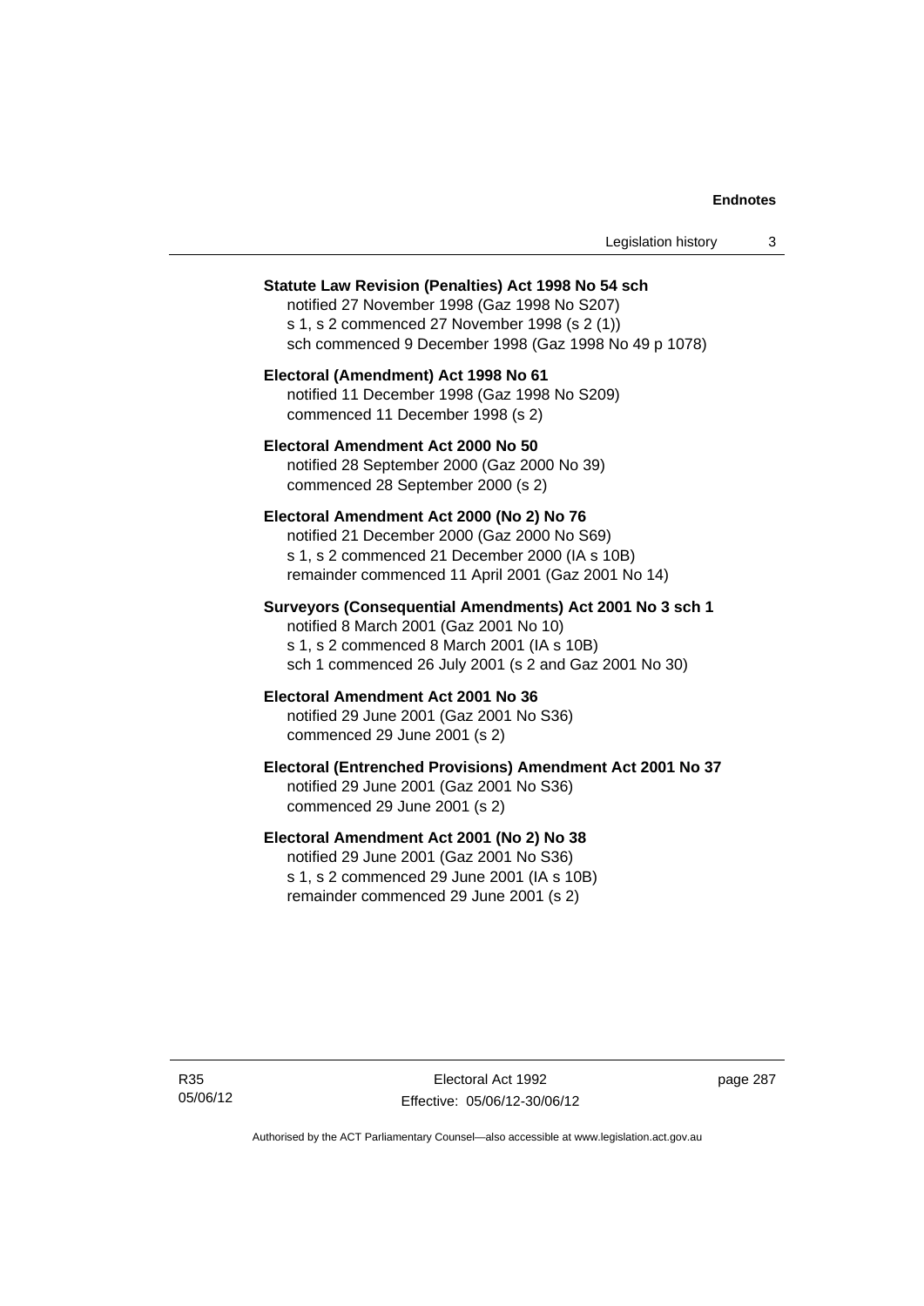**Statute Law Revision (Penalties) Act 1998 No 54 sch**
notified 27 November 1998 (Gaz 1998 No S207)
s 1, s 2 commenced 27 November 1998 (s 2 (1))
sch commenced 9 December 1998 (Gaz 1998 No 49 p 1078)

**Electoral (Amendment) Act 1998 No 61**
notified 11 December 1998 (Gaz 1998 No S209)
commenced 11 December 1998 (s 2)

**Electoral Amendment Act 2000 No 50**
notified 28 September 2000 (Gaz 2000 No 39)
commenced 28 September 2000 (s 2)

**Electoral Amendment Act 2000 (No 2) No 76**
notified 21 December 2000 (Gaz 2000 No S69)
s 1, s 2 commenced 21 December 2000 (IA s 10B)
remainder commenced 11 April 2001 (Gaz 2001 No 14)

**Surveyors (Consequential Amendments) Act 2001 No 3 sch 1**
notified 8 March 2001 (Gaz 2001 No 10)
s 1, s 2 commenced 8 March 2001 (IA s 10B)
sch 1 commenced 26 July 2001 (s 2 and Gaz 2001 No 30)

**Electoral Amendment Act 2001 No 36**
notified 29 June 2001 (Gaz 2001 No S36)
commenced 29 June 2001 (s 2)

**Electoral (Entrenched Provisions) Amendment Act 2001 No 37**
notified 29 June 2001 (Gaz 2001 No S36)
commenced 29 June 2001 (s 2)

**Electoral Amendment Act 2001 (No 2) No 38**
notified 29 June 2001 (Gaz 2001 No S36)
s 1, s 2 commenced 29 June 2001 (IA s 10B)
remainder commenced 29 June 2001 (s 2)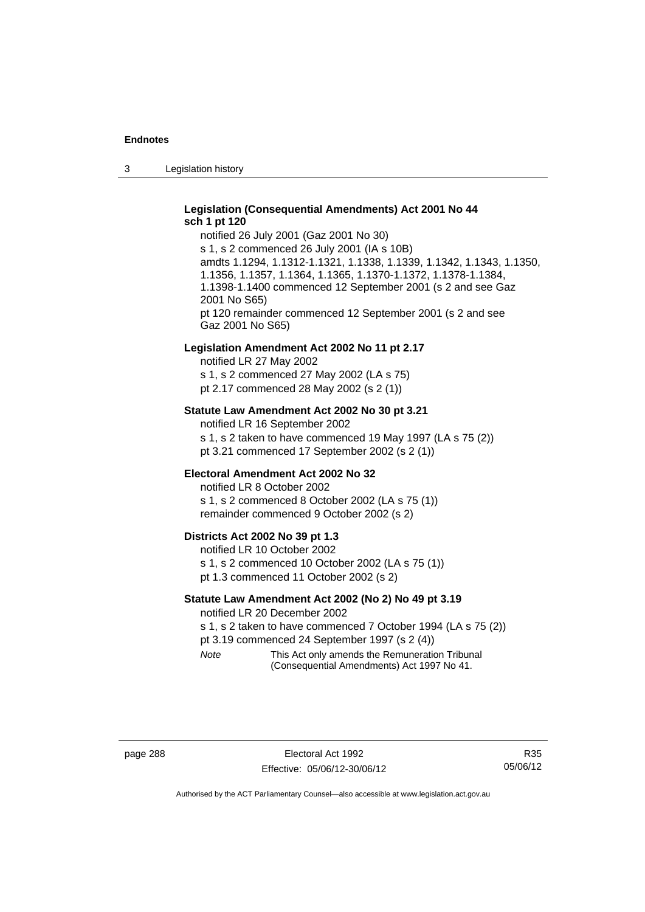**Legislation (Consequential Amendments) Act 2001 No 44 sch 1 pt 120**

notified 26 July 2001 (Gaz 2001 No 30)

s 1, s 2 commenced 26 July 2001 (IA s 10B)

amdts 1.1294, 1.1312-1.1321, 1.1338, 1.1339, 1.1342, 1.1343, 1.1350, 1.1356, 1.1357, 1.1364, 1.1365, 1.1370-1.1372, 1.1378-1.1384, 1.1398-1.1400 commenced 12 September 2001 (s 2 and see Gaz 2001 No S65)

pt 120 remainder commenced 12 September 2001 (s 2 and see Gaz 2001 No S65)

**Legislation Amendment Act 2002 No 11 pt 2.17**

notified LR 27 May 2002

s 1, s 2 commenced 27 May 2002 (LA s 75)

pt 2.17 commenced 28 May 2002 (s 2 (1))

**Statute Law Amendment Act 2002 No 30 pt 3.21**

notified LR 16 September 2002

s 1, s 2 taken to have commenced 19 May 1997 (LA s 75 (2))

pt 3.21 commenced 17 September 2002 (s 2 (1))

**Electoral Amendment Act 2002 No 32**

notified LR 8 October 2002

s 1, s 2 commenced 8 October 2002 (LA s 75 (1))

remainder commenced 9 October 2002 (s 2)

**Districts Act 2002 No 39 pt 1.3**

notified LR 10 October 2002

s 1, s 2 commenced 10 October 2002 (LA s 75 (1))

pt 1.3 commenced 11 October 2002 (s 2)

**Statute Law Amendment Act 2002 (No 2) No 49 pt 3.19**

notified LR 20 December 2002

s 1, s 2 taken to have commenced 7 October 1994 (LA s 75 (2))

pt 3.19 commenced 24 September 1997 (s 2 (4))

*Note* This Act only amends the Remuneration Tribunal (Consequential Amendments) Act 1997 No 41.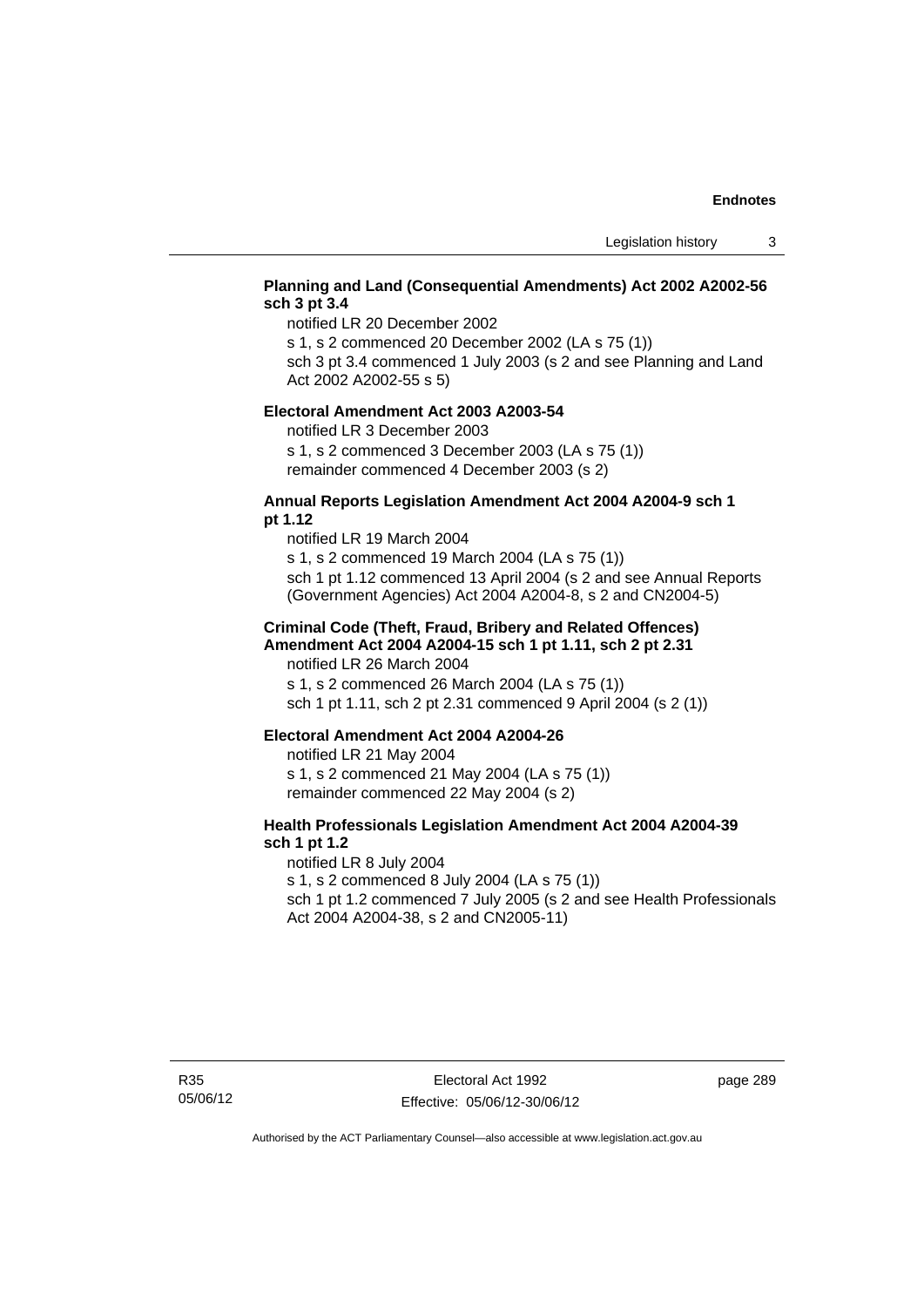**Planning and Land (Consequential Amendments) Act 2002 A2002-56 sch 3 pt 3.4**

notified LR 20 December 2002

s 1, s 2 commenced 20 December 2002 (LA s 75 (1))

sch 3 pt 3.4 commenced 1 July 2003 (s 2 and see Planning and Land Act 2002 A2002-55 s 5)

**Electoral Amendment Act 2003 A2003-54**

notified LR 3 December 2003

s 1, s 2 commenced 3 December 2003 (LA s 75 (1))

remainder commenced 4 December 2003 (s 2)

**Annual Reports Legislation Amendment Act 2004 A2004-9 sch 1 pt 1.12**

notified LR 19 March 2004

s 1, s 2 commenced 19 March 2004 (LA s 75 (1))

sch 1 pt 1.12 commenced 13 April 2004 (s 2 and see Annual Reports (Government Agencies) Act 2004 A2004-8, s 2 and CN2004-5)

**Criminal Code (Theft, Fraud, Bribery and Related Offences) Amendment Act 2004 A2004-15 sch 1 pt 1.11, sch 2 pt 2.31**

notified LR 26 March 2004

s 1, s 2 commenced 26 March 2004 (LA s 75 (1))

sch 1 pt 1.11, sch 2 pt 2.31 commenced 9 April 2004 (s 2 (1))

**Electoral Amendment Act 2004 A2004-26**

notified LR 21 May 2004

s 1, s 2 commenced 21 May 2004 (LA s 75 (1))

remainder commenced 22 May 2004 (s 2)

**Health Professionals Legislation Amendment Act 2004 A2004-39 sch 1 pt 1.2**

notified LR 8 July 2004

s 1, s 2 commenced 8 July 2004 (LA s 75 (1))

sch 1 pt 1.2 commenced 7 July 2005 (s 2 and see Health Professionals Act 2004 A2004-38, s 2 and CN2005-11)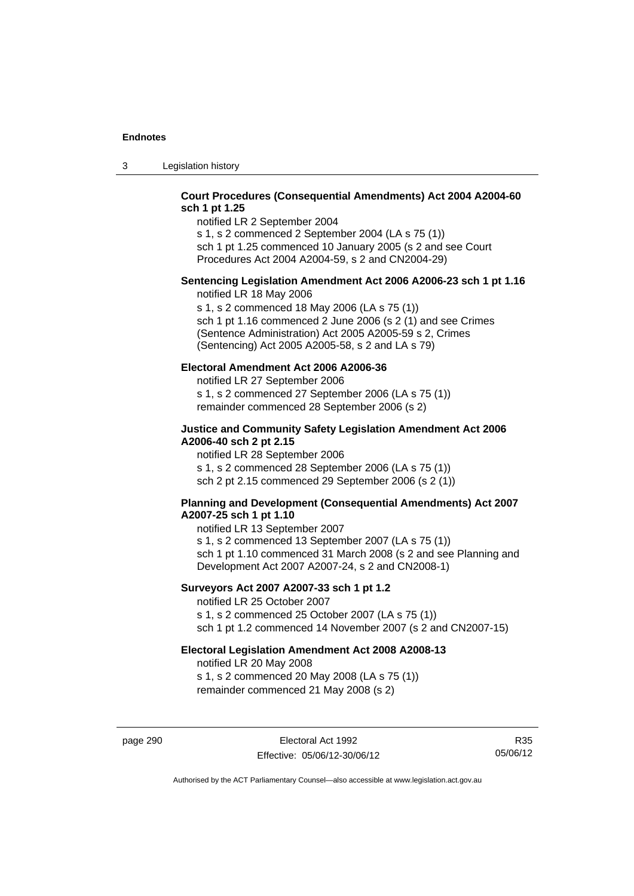**Court Procedures (Consequential Amendments) Act 2004 A2004-60 sch 1 pt 1.25**

notified LR 2 September 2004
s 1, s 2 commenced 2 September 2004 (LA s 75 (1))
sch 1 pt 1.25 commenced 10 January 2005 (s 2 and see Court Procedures Act 2004 A2004-59, s 2 and CN2004-29)

**Sentencing Legislation Amendment Act 2006 A2006-23 sch 1 pt 1.16**

notified LR 18 May 2006
s 1, s 2 commenced 18 May 2006 (LA s 75 (1))
sch 1 pt 1.16 commenced 2 June 2006 (s 2 (1) and see Crimes (Sentence Administration) Act 2005 A2005-59 s 2, Crimes (Sentencing) Act 2005 A2005-58, s 2 and LA s 79)

**Electoral Amendment Act 2006 A2006-36**

notified LR 27 September 2006
s 1, s 2 commenced 27 September 2006 (LA s 75 (1))
remainder commenced 28 September 2006 (s 2)

**Justice and Community Safety Legislation Amendment Act 2006 A2006-40 sch 2 pt 2.15**

notified LR 28 September 2006
s 1, s 2 commenced 28 September 2006 (LA s 75 (1))
sch 2 pt 2.15 commenced 29 September 2006 (s 2 (1))

**Planning and Development (Consequential Amendments) Act 2007 A2007-25 sch 1 pt 1.10**

notified LR 13 September 2007
s 1, s 2 commenced 13 September 2007 (LA s 75 (1))
sch 1 pt 1.10 commenced 31 March 2008 (s 2 and see Planning and Development Act 2007 A2007-24, s 2 and CN2008-1)

**Surveyors Act 2007 A2007-33 sch 1 pt 1.2**

notified LR 25 October 2007
s 1, s 2 commenced 25 October 2007 (LA s 75 (1))
sch 1 pt 1.2 commenced 14 November 2007 (s 2 and CN2007-15)

**Electoral Legislation Amendment Act 2008 A2008-13**

notified LR 20 May 2008
s 1, s 2 commenced 20 May 2008 (LA s 75 (1))
remainder commenced 21 May 2008 (s 2)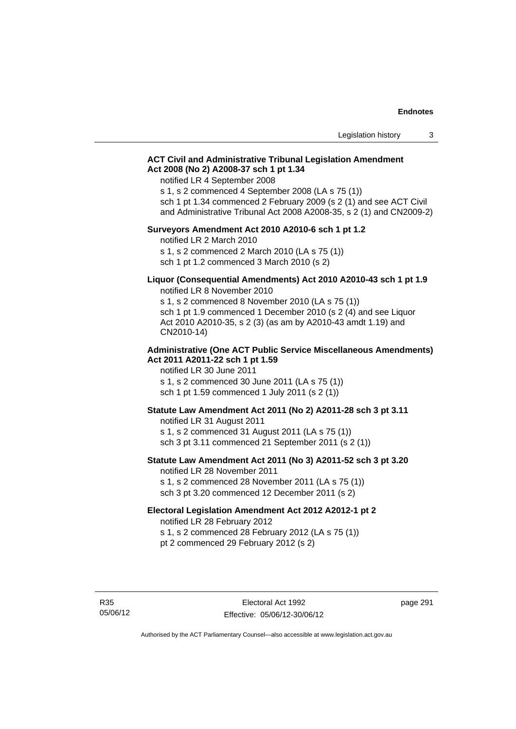**ACT Civil and Administrative Tribunal Legislation Amendment Act 2008 (No 2) A2008-37 sch 1 pt 1.34**

notified LR 4 September 2008

s 1, s 2 commenced 4 September 2008 (LA s 75 (1))

sch 1 pt 1.34 commenced 2 February 2009 (s 2 (1) and see ACT Civil and Administrative Tribunal Act 2008 A2008-35, s 2 (1) and CN2009-2)

**Surveyors Amendment Act 2010 A2010-6 sch 1 pt 1.2**

notified LR 2 March 2010

s 1, s 2 commenced 2 March 2010 (LA s 75 (1))

sch 1 pt 1.2 commenced 3 March 2010 (s 2)

**Liquor (Consequential Amendments) Act 2010 A2010-43 sch 1 pt 1.9**

notified LR 8 November 2010

s 1, s 2 commenced 8 November 2010 (LA s 75 (1))

sch 1 pt 1.9 commenced 1 December 2010 (s 2 (4) and see Liquor Act 2010 A2010-35, s 2 (3) (as am by A2010-43 amdt 1.19) and CN2010-14)

**Administrative (One ACT Public Service Miscellaneous Amendments) Act 2011 A2011-22 sch 1 pt 1.59**

notified LR 30 June 2011

s 1, s 2 commenced 30 June 2011 (LA s 75 (1))

sch 1 pt 1.59 commenced 1 July 2011 (s 2 (1))

**Statute Law Amendment Act 2011 (No 2) A2011-28 sch 3 pt 3.11**

notified LR 31 August 2011

s 1, s 2 commenced 31 August 2011 (LA s 75 (1))

sch 3 pt 3.11 commenced 21 September 2011 (s 2 (1))

**Statute Law Amendment Act 2011 (No 3) A2011-52 sch 3 pt 3.20**

notified LR 28 November 2011

s 1, s 2 commenced 28 November 2011 (LA s 75 (1))

sch 3 pt 3.20 commenced 12 December 2011 (s 2)

**Electoral Legislation Amendment Act 2012 A2012-1 pt 2**

notified LR 28 February 2012

s 1, s 2 commenced 28 February 2012 (LA s 75 (1))

pt 2 commenced 29 February 2012 (s 2)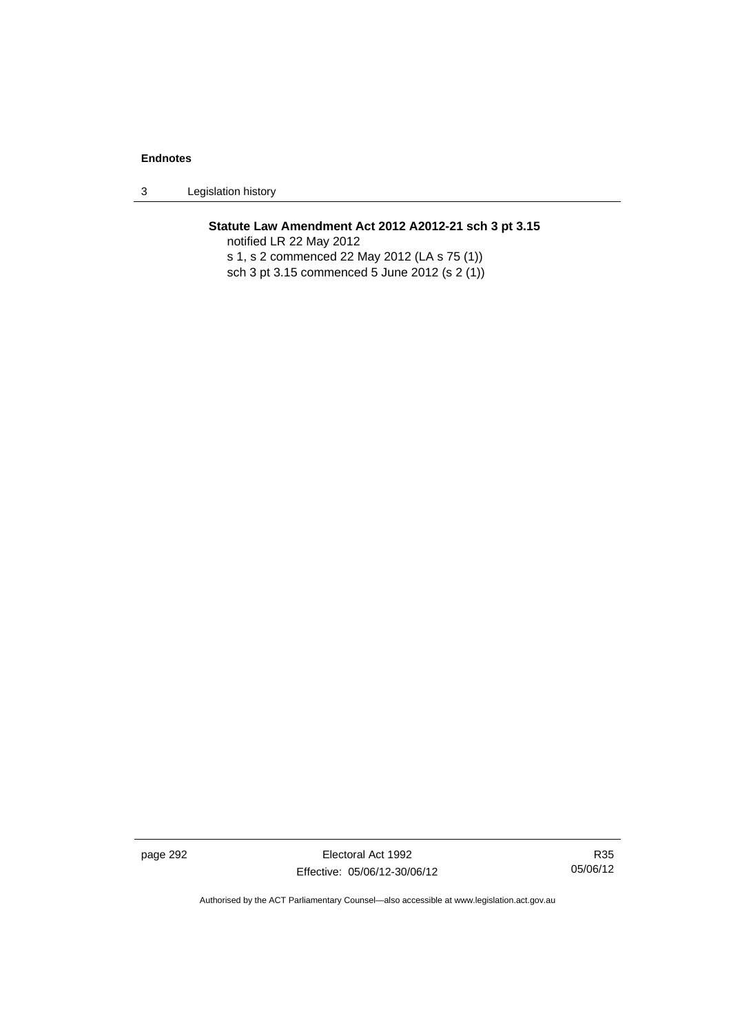**Statute Law Amendment Act 2012 A2012-21 sch 3 pt 3.15**

notified LR 22 May 2012

s 1, s 2 commenced 22 May 2012 (LA s 75 (1))

sch 3 pt 3.15 commenced 5 June 2012 (s 2 (1))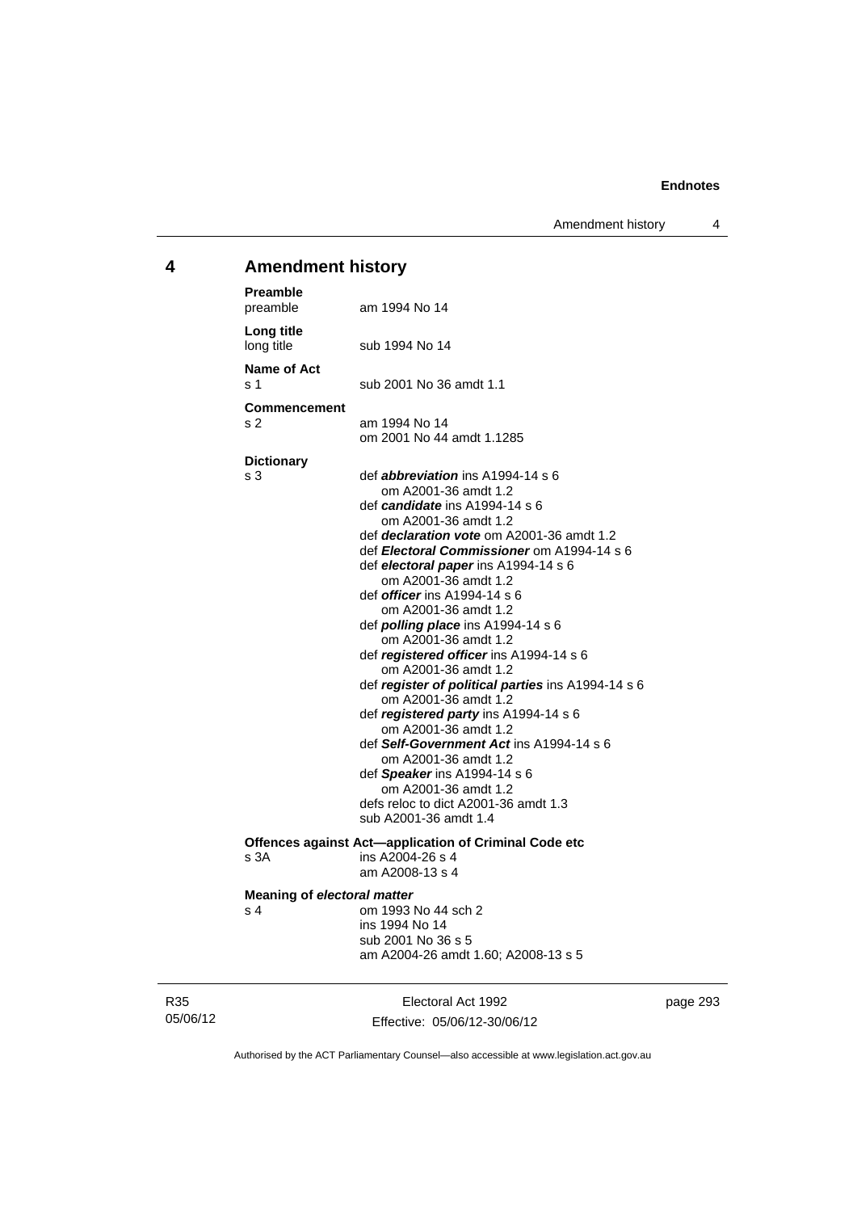## 4 Amendment history

**Preamble**

preamble am 1994 No 14

**Long title**

long title sub 1994 No 14

**Name of Act**

s 1 sub 2001 No 36 amdt 1.1

**Commencement**

s 2 am 1994 No 14
om 2001 No 44 amdt 1.1285

**Dictionary**

s 3 def ***abbreviation*** ins A1994-14 s 6
om A2001-36 amdt 1.2
def ***candidate*** ins A1994-14 s 6
om A2001-36 amdt 1.2
def ***declaration vote*** om A2001-36 amdt 1.2
def ***Electoral Commissioner*** om A1994-14 s 6
def ***electoral paper*** ins A1994-14 s 6
om A2001-36 amdt 1.2
def ***officer*** ins A1994-14 s 6
om A2001-36 amdt 1.2
def ***polling place*** ins A1994-14 s 6
om A2001-36 amdt 1.2
def ***registered officer*** ins A1994-14 s 6
om A2001-36 amdt 1.2
def ***register of political parties*** ins A1994-14 s 6
om A2001-36 amdt 1.2
def ***registered party*** ins A1994-14 s 6
om A2001-36 amdt 1.2
def ***Self-Government Act*** ins A1994-14 s 6
om A2001-36 amdt 1.2
def ***Speaker*** ins A1994-14 s 6
om A2001-36 amdt 1.2
defs reloc to dict A2001-36 amdt 1.3
sub A2001-36 amdt 1.4

**Offences against Act—application of Criminal Code etc**

s 3A ins A2004-26 s 4
am A2008-13 s 4

**Meaning of *electoral matter***

s 4 om 1993 No 44 sch 2
ins 1994 No 14
sub 2001 No 36 s 5
am A2004-26 amdt 1.60; A2008-13 s 5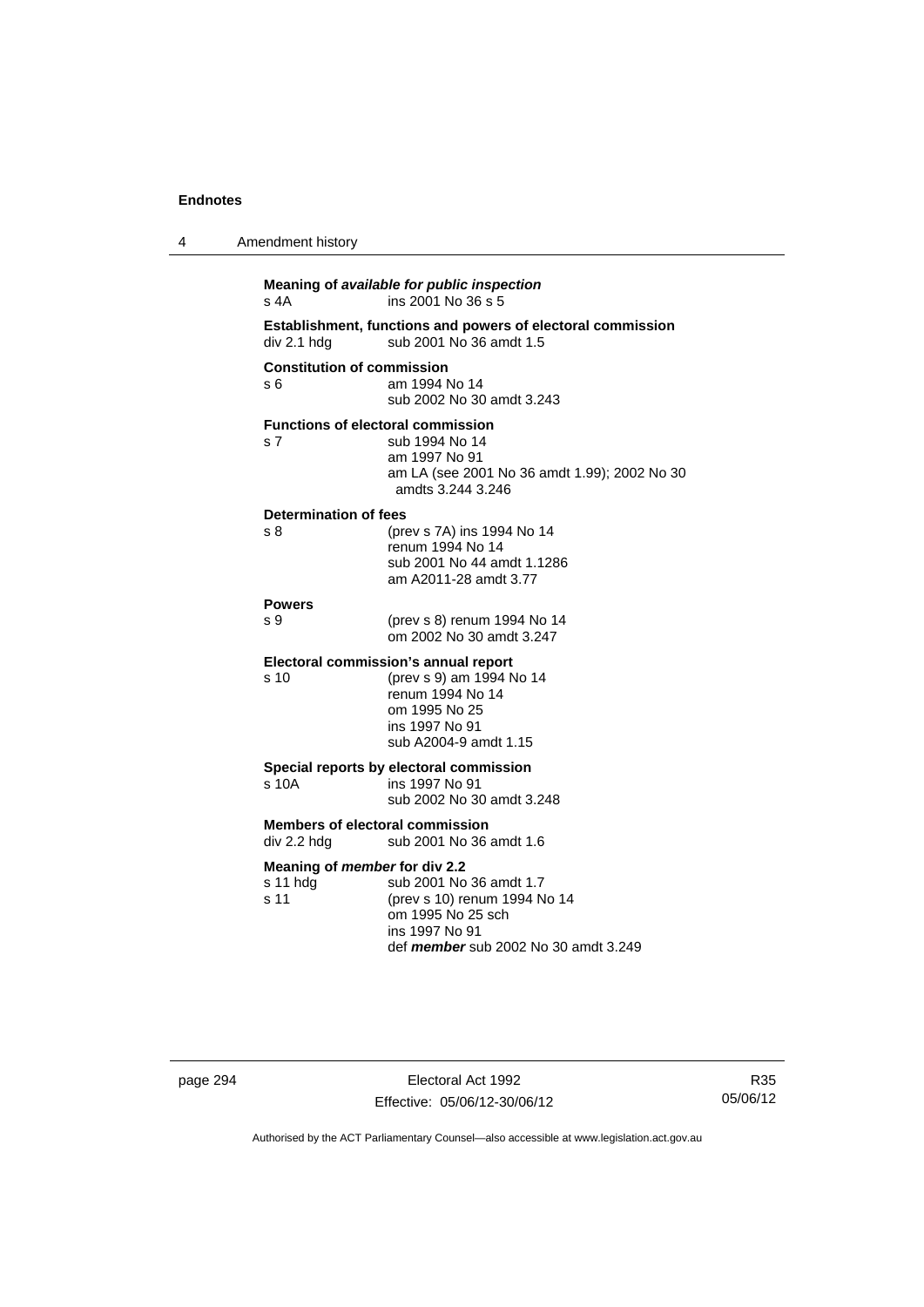**Meaning of *available for public inspection***

s 4A — ins 2001 No 36 s 5

**Establishment, functions and powers of electoral commission**

div 2.1 hdg — sub 2001 No 36 amdt 1.5

**Constitution of commission**

s 6 — am 1994 No 14
sub 2002 No 30 amdt 3.243

**Functions of electoral commission**

s 7 — sub 1994 No 14
am 1997 No 91
am LA (see 2001 No 36 amdt 1.99); 2002 No 30 amdts 3.244 3.246

**Determination of fees**

s 8 — (prev s 7A) ins 1994 No 14
renum 1994 No 14
sub 2001 No 44 amdt 1.1286
am A2011-28 amdt 3.77

**Powers**

s 9 — (prev s 8) renum 1994 No 14
om 2002 No 30 amdt 3.247

**Electoral commission's annual report**

s 10 — (prev s 9) am 1994 No 14
renum 1994 No 14
om 1995 No 25
ins 1997 No 91
sub A2004-9 amdt 1.15

**Special reports by electoral commission**

s 10A — ins 1997 No 91
sub 2002 No 30 amdt 3.248

**Members of electoral commission**

div 2.2 hdg — sub 2001 No 36 amdt 1.6

**Meaning of *member* for div 2.2**

s 11 hdg — sub 2001 No 36 amdt 1.7

s 11 — (prev s 10) renum 1994 No 14
om 1995 No 25 sch
ins 1997 No 91
def ***member*** sub 2002 No 30 amdt 3.249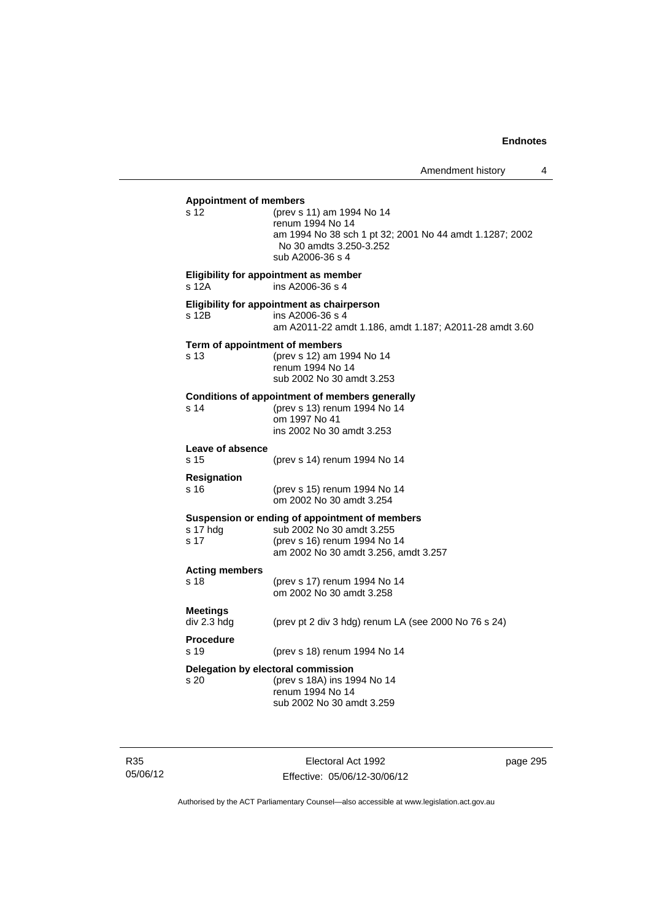**Appointment of members**

s 12 (prev s 11) am 1994 No 14
renum 1994 No 14
am 1994 No 38 sch 1 pt 32; 2001 No 44 amdt 1.1287; 2002 No 30 amdts 3.250-3.252
sub A2006-36 s 4

**Eligibility for appointment as member**

s 12A ins A2006-36 s 4

**Eligibility for appointment as chairperson**

s 12B ins A2006-36 s 4
am A2011-22 amdt 1.186, amdt 1.187; A2011-28 amdt 3.60

**Term of appointment of members**

s 13 (prev s 12) am 1994 No 14
renum 1994 No 14
sub 2002 No 30 amdt 3.253

**Conditions of appointment of members generally**

s 14 (prev s 13) renum 1994 No 14
om 1997 No 41
ins 2002 No 30 amdt 3.253

**Leave of absence**

s 15 (prev s 14) renum 1994 No 14

**Resignation**

s 16 (prev s 15) renum 1994 No 14
om 2002 No 30 amdt 3.254

**Suspension or ending of appointment of members**

s 17 hdg sub 2002 No 30 amdt 3.255
s 17 (prev s 16) renum 1994 No 14
am 2002 No 30 amdt 3.256, amdt 3.257

**Acting members**

s 18 (prev s 17) renum 1994 No 14
om 2002 No 30 amdt 3.258

**Meetings**

div 2.3 hdg (prev pt 2 div 3 hdg) renum LA (see 2000 No 76 s 24)

**Procedure**

s 19 (prev s 18) renum 1994 No 14

**Delegation by electoral commission**

s 20 (prev s 18A) ins 1994 No 14
renum 1994 No 14
sub 2002 No 30 amdt 3.259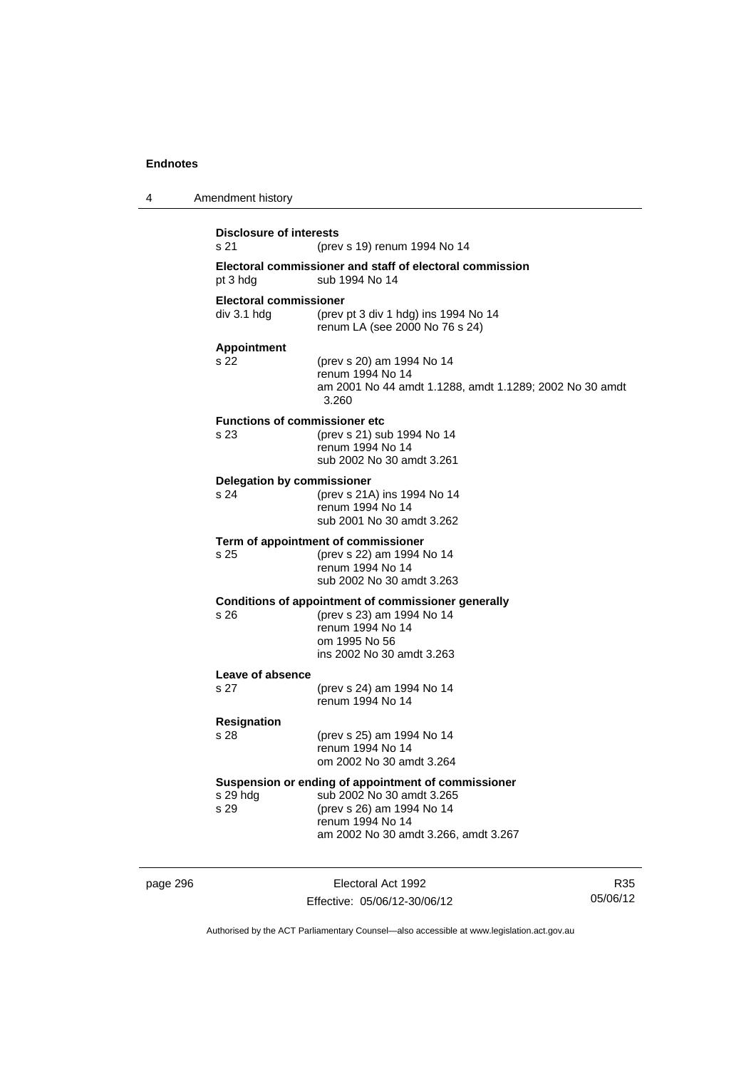**Disclosure of interests**
s 21 (prev s 19) renum 1994 No 14

**Electoral commissioner and staff of electoral commission**
pt 3 hdg sub 1994 No 14

**Electoral commissioner**
div 3.1 hdg (prev pt 3 div 1 hdg) ins 1994 No 14
renum LA (see 2000 No 76 s 24)

**Appointment**
s 22 (prev s 20) am 1994 No 14
renum 1994 No 14
am 2001 No 44 amdt 1.1288, amdt 1.1289; 2002 No 30 amdt 3.260

**Functions of commissioner etc**
s 23 (prev s 21) sub 1994 No 14
renum 1994 No 14
sub 2002 No 30 amdt 3.261

**Delegation by commissioner**
s 24 (prev s 21A) ins 1994 No 14
renum 1994 No 14
sub 2001 No 30 amdt 3.262

**Term of appointment of commissioner**
s 25 (prev s 22) am 1994 No 14
renum 1994 No 14
sub 2002 No 30 amdt 3.263

**Conditions of appointment of commissioner generally**
s 26 (prev s 23) am 1994 No 14
renum 1994 No 14
om 1995 No 56
ins 2002 No 30 amdt 3.263

**Leave of absence**
s 27 (prev s 24) am 1994 No 14
renum 1994 No 14

**Resignation**
s 28 (prev s 25) am 1994 No 14
renum 1994 No 14
om 2002 No 30 amdt 3.264

**Suspension or ending of appointment of commissioner**
s 29 hdg sub 2002 No 30 amdt 3.265
s 29 (prev s 26) am 1994 No 14
renum 1994 No 14
am 2002 No 30 amdt 3.266, amdt 3.267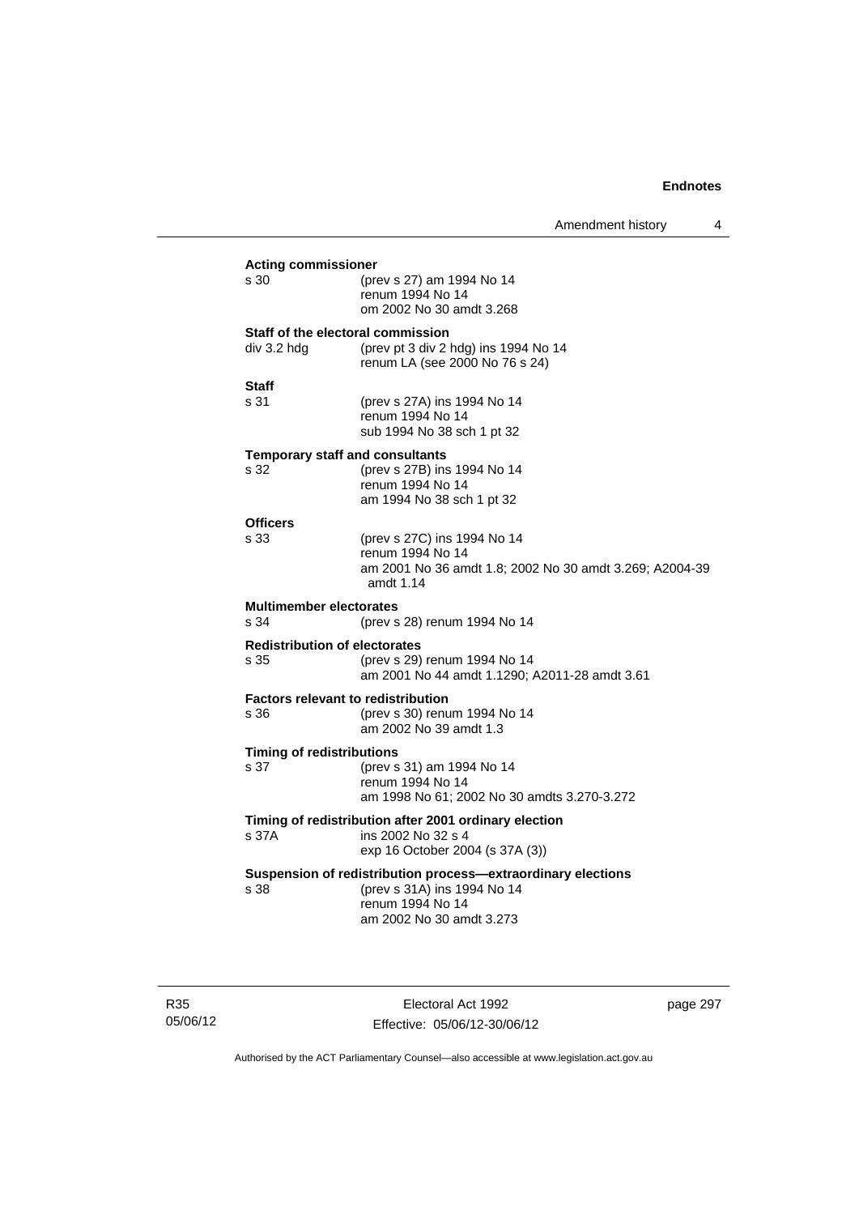**Acting commissioner**

s 30 (prev s 27) am 1994 No 14
renum 1994 No 14
om 2002 No 30 amdt 3.268

**Staff of the electoral commission**

div 3.2 hdg (prev pt 3 div 2 hdg) ins 1994 No 14
renum LA (see 2000 No 76 s 24)

**Staff**

s 31 (prev s 27A) ins 1994 No 14
renum 1994 No 14
sub 1994 No 38 sch 1 pt 32

**Temporary staff and consultants**

s 32 (prev s 27B) ins 1994 No 14
renum 1994 No 14
am 1994 No 38 sch 1 pt 32

**Officers**

s 33 (prev s 27C) ins 1994 No 14
renum 1994 No 14
am 2001 No 36 amdt 1.8; 2002 No 30 amdt 3.269; A2004-39 amdt 1.14

**Multimember electorates**

s 34 (prev s 28) renum 1994 No 14

**Redistribution of electorates**

s 35 (prev s 29) renum 1994 No 14
am 2001 No 44 amdt 1.1290; A2011-28 amdt 3.61

**Factors relevant to redistribution**

s 36 (prev s 30) renum 1994 No 14
am 2002 No 39 amdt 1.3

**Timing of redistributions**

s 37 (prev s 31) am 1994 No 14
renum 1994 No 14
am 1998 No 61; 2002 No 30 amdts 3.270-3.272

**Timing of redistribution after 2001 ordinary election**

s 37A ins 2002 No 32 s 4
exp 16 October 2004 (s 37A (3))

**Suspension of redistribution process—extraordinary elections**

s 38 (prev s 31A) ins 1994 No 14
renum 1994 No 14
am 2002 No 30 amdt 3.273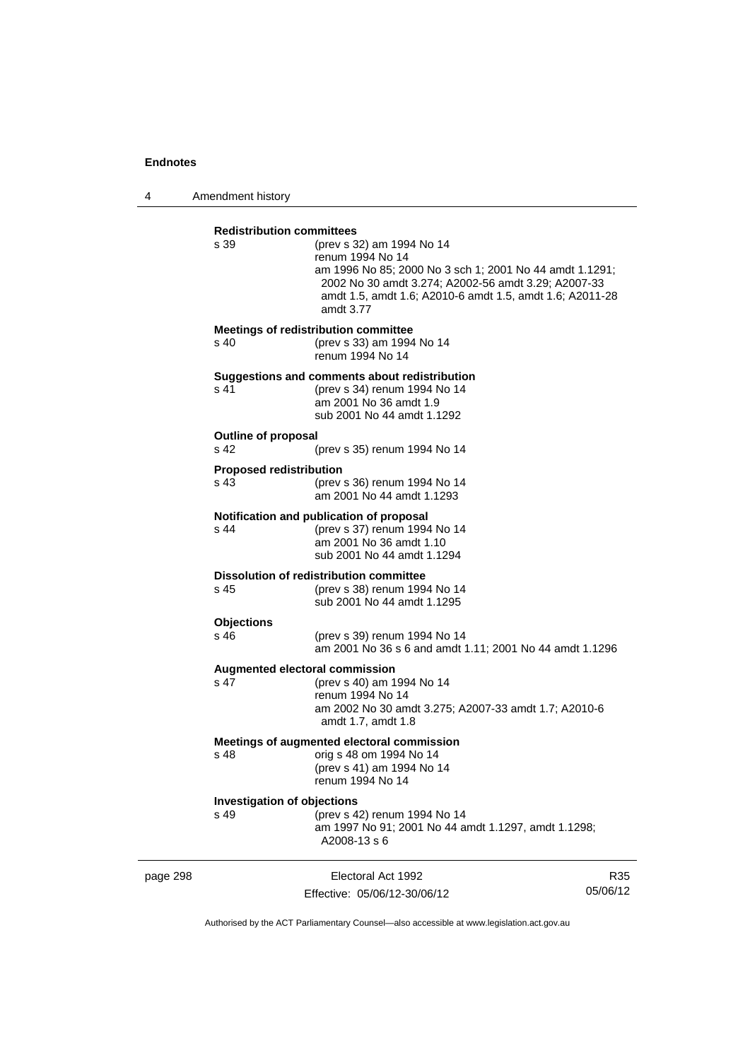**Redistribution committees**

s 39 (prev s 32) am 1994 No 14
renum 1994 No 14
am 1996 No 85; 2000 No 3 sch 1; 2001 No 44 amdt 1.1291; 2002 No 30 amdt 3.274; A2002-56 amdt 3.29; A2007-33 amdt 1.5, amdt 1.6; A2010-6 amdt 1.5, amdt 1.6; A2011-28 amdt 3.77

**Meetings of redistribution committee**

s 40 (prev s 33) am 1994 No 14
renum 1994 No 14

**Suggestions and comments about redistribution**

s 41 (prev s 34) renum 1994 No 14
am 2001 No 36 amdt 1.9
sub 2001 No 44 amdt 1.1292

**Outline of proposal**

s 42 (prev s 35) renum 1994 No 14

**Proposed redistribution**

s 43 (prev s 36) renum 1994 No 14
am 2001 No 44 amdt 1.1293

**Notification and publication of proposal**

s 44 (prev s 37) renum 1994 No 14
am 2001 No 36 amdt 1.10
sub 2001 No 44 amdt 1.1294

**Dissolution of redistribution committee**

s 45 (prev s 38) renum 1994 No 14
sub 2001 No 44 amdt 1.1295

**Objections**

s 46 (prev s 39) renum 1994 No 14
am 2001 No 36 s 6 and amdt 1.11; 2001 No 44 amdt 1.1296

**Augmented electoral commission**

s 47 (prev s 40) am 1994 No 14
renum 1994 No 14
am 2002 No 30 amdt 3.275; A2007-33 amdt 1.7; A2010-6 amdt 1.7, amdt 1.8

**Meetings of augmented electoral commission**

s 48 orig s 48 om 1994 No 14
(prev s 41) am 1994 No 14
renum 1994 No 14

**Investigation of objections**

s 49 (prev s 42) renum 1994 No 14
am 1997 No 91; 2001 No 44 amdt 1.1297, amdt 1.1298; A2008-13 s 6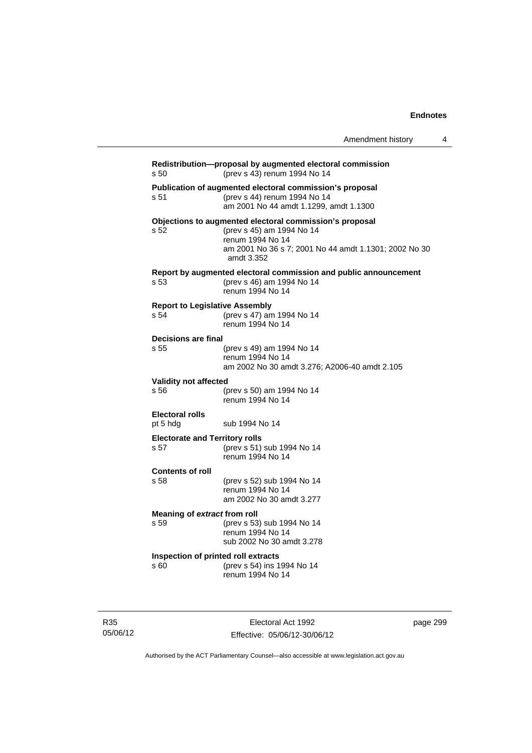**Redistribution—proposal by augmented electoral commission**
s 50 (prev s 43) renum 1994 No 14

**Publication of augmented electoral commission's proposal**
s 51 (prev s 44) renum 1994 No 14
am 2001 No 44 amdt 1.1299, amdt 1.1300

**Objections to augmented electoral commission's proposal**
s 52 (prev s 45) am 1994 No 14
renum 1994 No 14
am 2001 No 36 s 7; 2001 No 44 amdt 1.1301; 2002 No 30 amdt 3.352

**Report by augmented electoral commission and public announcement**
s 53 (prev s 46) am 1994 No 14
renum 1994 No 14

**Report to Legislative Assembly**
s 54 (prev s 47) am 1994 No 14
renum 1994 No 14

**Decisions are final**
s 55 (prev s 49) am 1994 No 14
renum 1994 No 14
am 2002 No 30 amdt 3.276; A2006-40 amdt 2.105

**Validity not affected**
s 56 (prev s 50) am 1994 No 14
renum 1994 No 14

**Electoral rolls**
pt 5 hdg sub 1994 No 14

**Electorate and Territory rolls**
s 57 (prev s 51) sub 1994 No 14
renum 1994 No 14

**Contents of roll**
s 58 (prev s 52) sub 1994 No 14
renum 1994 No 14
am 2002 No 30 amdt 3.277

**Meaning of *extract* from roll**
s 59 (prev s 53) sub 1994 No 14
renum 1994 No 14
sub 2002 No 30 amdt 3.278

**Inspection of printed roll extracts**
s 60 (prev s 54) ins 1994 No 14
renum 1994 No 14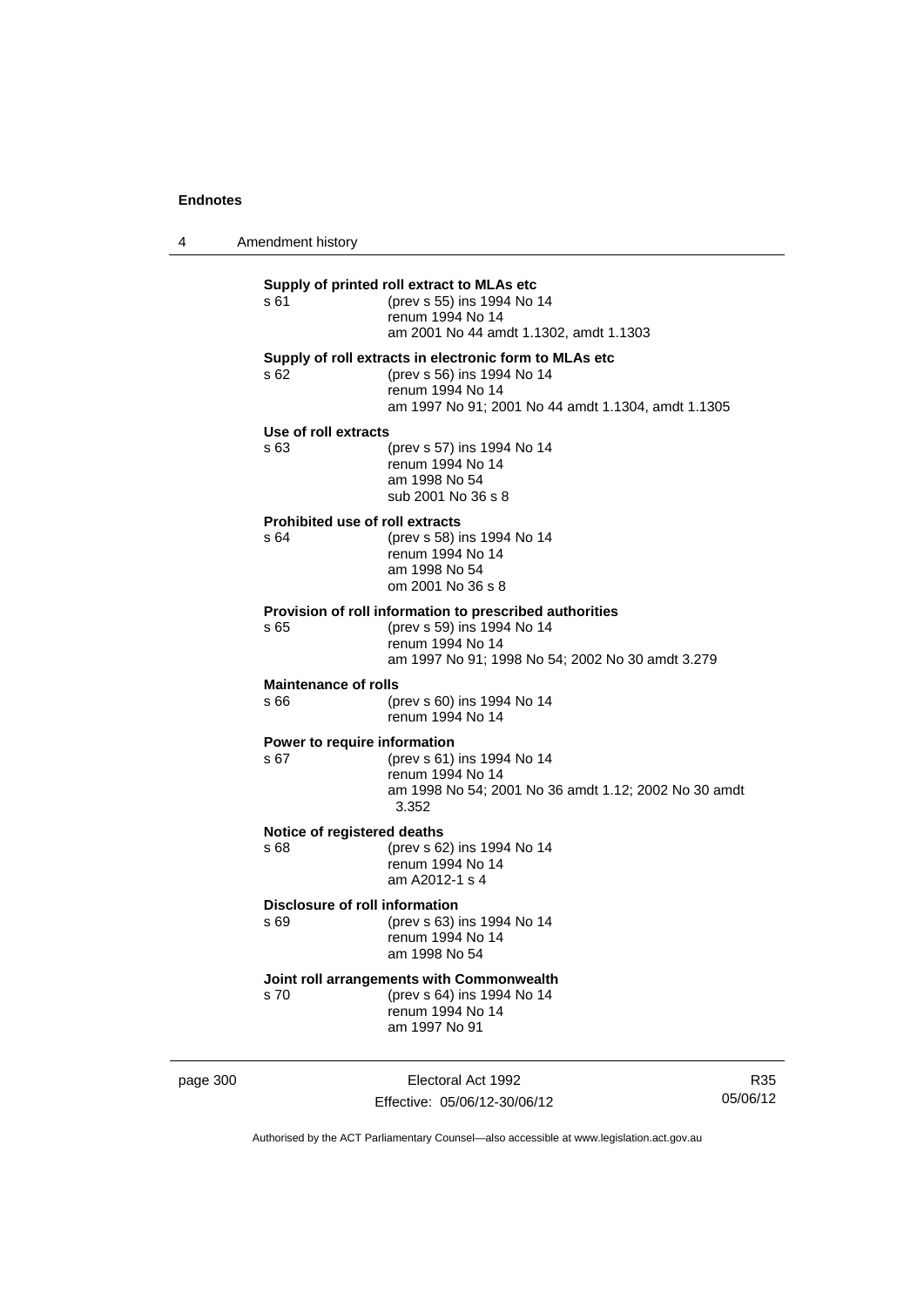**Supply of printed roll extract to MLAs etc**

s 61 (prev s 55) ins 1994 No 14
renum 1994 No 14
am 2001 No 44 amdt 1.1302, amdt 1.1303

**Supply of roll extracts in electronic form to MLAs etc**

s 62 (prev s 56) ins 1994 No 14
renum 1994 No 14
am 1997 No 91; 2001 No 44 amdt 1.1304, amdt 1.1305

**Use of roll extracts**

s 63 (prev s 57) ins 1994 No 14
renum 1994 No 14
am 1998 No 54
sub 2001 No 36 s 8

**Prohibited use of roll extracts**

s 64 (prev s 58) ins 1994 No 14
renum 1994 No 14
am 1998 No 54
om 2001 No 36 s 8

**Provision of roll information to prescribed authorities**

s 65 (prev s 59) ins 1994 No 14
renum 1994 No 14
am 1997 No 91; 1998 No 54; 2002 No 30 amdt 3.279

**Maintenance of rolls**

s 66 (prev s 60) ins 1994 No 14
renum 1994 No 14

**Power to require information**

s 67 (prev s 61) ins 1994 No 14
renum 1994 No 14
am 1998 No 54; 2001 No 36 amdt 1.12; 2002 No 30 amdt 3.352

**Notice of registered deaths**

s 68 (prev s 62) ins 1994 No 14
renum 1994 No 14
am A2012-1 s 4

**Disclosure of roll information**

s 69 (prev s 63) ins 1994 No 14
renum 1994 No 14
am 1998 No 54

**Joint roll arrangements with Commonwealth**

s 70 (prev s 64) ins 1994 No 14
renum 1994 No 14
am 1997 No 91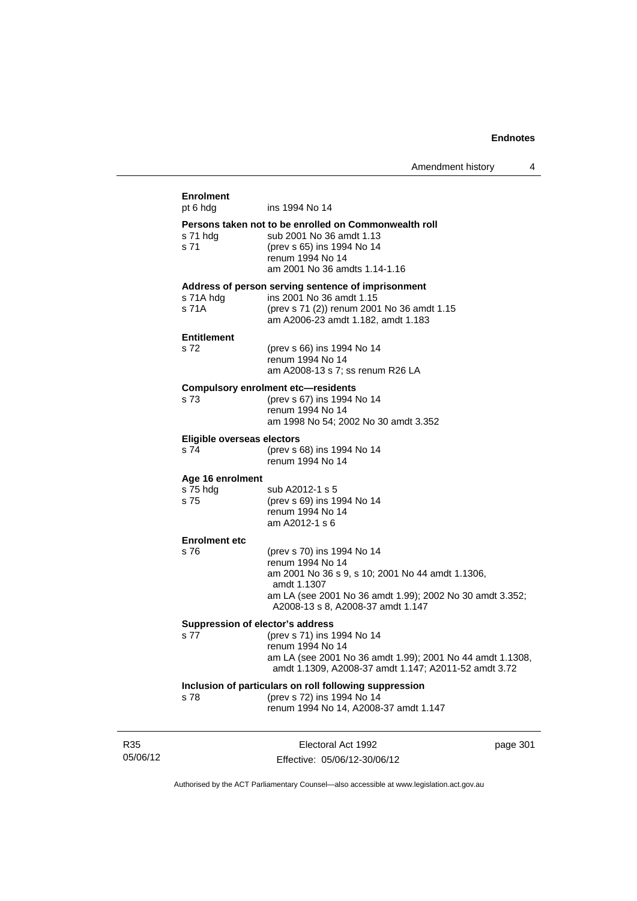**Enrolment**

pt 6 hdg ins 1994 No 14

**Persons taken not to be enrolled on Commonwealth roll**

s 71 hdg sub 2001 No 36 amdt 1.13
s 71 (prev s 65) ins 1994 No 14
renum 1994 No 14
am 2001 No 36 amdts 1.14-1.16

**Address of person serving sentence of imprisonment**

s 71A hdg ins 2001 No 36 amdt 1.15
s 71A (prev s 71 (2)) renum 2001 No 36 amdt 1.15
am A2006-23 amdt 1.182, amdt 1.183

**Entitlement**

s 72 (prev s 66) ins 1994 No 14
renum 1994 No 14
am A2008-13 s 7; ss renum R26 LA

**Compulsory enrolment etc—residents**

s 73 (prev s 67) ins 1994 No 14
renum 1994 No 14
am 1998 No 54; 2002 No 30 amdt 3.352

**Eligible overseas electors**

s 74 (prev s 68) ins 1994 No 14
renum 1994 No 14

**Age 16 enrolment**

s 75 hdg sub A2012-1 s 5
s 75 (prev s 69) ins 1994 No 14
renum 1994 No 14
am A2012-1 s 6

**Enrolment etc**

s 76 (prev s 70) ins 1994 No 14
renum 1994 No 14
am 2001 No 36 s 9, s 10; 2001 No 44 amdt 1.1306, amdt 1.1307
am LA (see 2001 No 36 amdt 1.99); 2002 No 30 amdt 3.352; A2008-13 s 8, A2008-37 amdt 1.147

**Suppression of elector's address**

s 77 (prev s 71) ins 1994 No 14
renum 1994 No 14
am LA (see 2001 No 36 amdt 1.99); 2001 No 44 amdt 1.1308, amdt 1.1309, A2008-37 amdt 1.147; A2011-52 amdt 3.72

**Inclusion of particulars on roll following suppression**

s 78 (prev s 72) ins 1994 No 14
renum 1994 No 14, A2008-37 amdt 1.147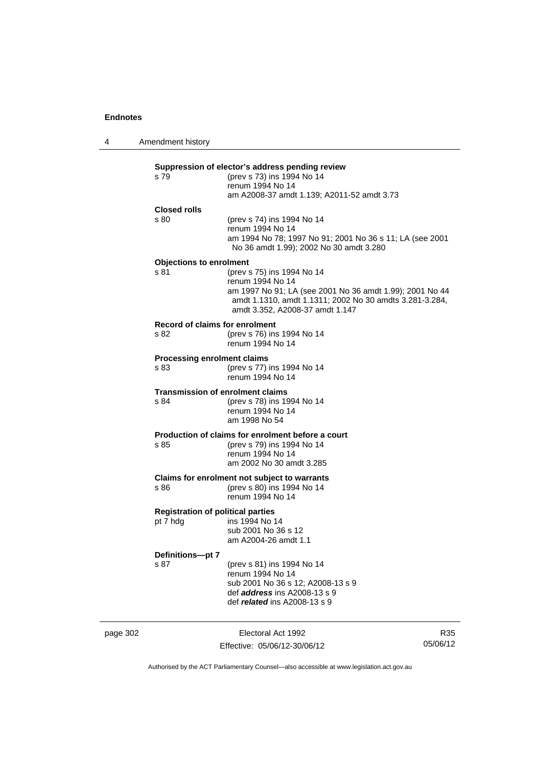**Suppression of elector's address pending review**

s 79 — (prev s 73) ins 1994 No 14
renum 1994 No 14
am A2008-37 amdt 1.139; A2011-52 amdt 3.73

**Closed rolls**

s 80 — (prev s 74) ins 1994 No 14
renum 1994 No 14
am 1994 No 78; 1997 No 91; 2001 No 36 s 11; LA (see 2001 No 36 amdt 1.99); 2002 No 30 amdt 3.280

**Objections to enrolment**

s 81 — (prev s 75) ins 1994 No 14
renum 1994 No 14
am 1997 No 91; LA (see 2001 No 36 amdt 1.99); 2001 No 44 amdt 1.1310, amdt 1.1311; 2002 No 30 amdts 3.281-3.284, amdt 3.352, A2008-37 amdt 1.147

**Record of claims for enrolment**

s 82 — (prev s 76) ins 1994 No 14
renum 1994 No 14

**Processing enrolment claims**

s 83 — (prev s 77) ins 1994 No 14
renum 1994 No 14

**Transmission of enrolment claims**

s 84 — (prev s 78) ins 1994 No 14
renum 1994 No 14
am 1998 No 54

**Production of claims for enrolment before a court**

s 85 — (prev s 79) ins 1994 No 14
renum 1994 No 14
am 2002 No 30 amdt 3.285

**Claims for enrolment not subject to warrants**

s 86 — (prev s 80) ins 1994 No 14
renum 1994 No 14

**Registration of political parties**

pt 7 hdg — ins 1994 No 14
sub 2001 No 36 s 12
am A2004-26 amdt 1.1

**Definitions—pt 7**

s 87 — (prev s 81) ins 1994 No 14
renum 1994 No 14
sub 2001 No 36 s 12; A2008-13 s 9
def ***address*** ins A2008-13 s 9
def ***related*** ins A2008-13 s 9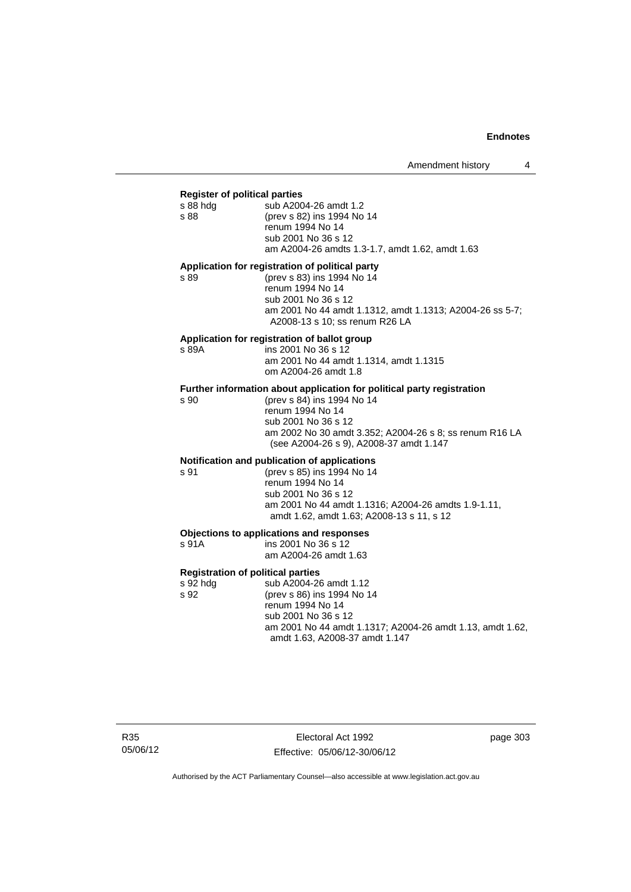**Register of political parties**

s 88 hdg — sub A2004-26 amdt 1.2

s 88 — (prev s 82) ins 1994 No 14
renum 1994 No 14
sub 2001 No 36 s 12
am A2004-26 amdts 1.3-1.7, amdt 1.62, amdt 1.63

**Application for registration of political party**

s 89 — (prev s 83) ins 1994 No 14
renum 1994 No 14
sub 2001 No 36 s 12
am 2001 No 44 amdt 1.1312, amdt 1.1313; A2004-26 ss 5-7; A2008-13 s 10; ss renum R26 LA

**Application for registration of ballot group**

s 89A — ins 2001 No 36 s 12
am 2001 No 44 amdt 1.1314, amdt 1.1315
om A2004-26 amdt 1.8

**Further information about application for political party registration**

s 90 — (prev s 84) ins 1994 No 14
renum 1994 No 14
sub 2001 No 36 s 12
am 2002 No 30 amdt 3.352; A2004-26 s 8; ss renum R16 LA (see A2004-26 s 9), A2008-37 amdt 1.147

**Notification and publication of applications**

s 91 — (prev s 85) ins 1994 No 14
renum 1994 No 14
sub 2001 No 36 s 12
am 2001 No 44 amdt 1.1316; A2004-26 amdts 1.9-1.11, amdt 1.62, amdt 1.63; A2008-13 s 11, s 12

**Objections to applications and responses**

s 91A — ins 2001 No 36 s 12
am A2004-26 amdt 1.63

**Registration of political parties**

s 92 hdg — sub A2004-26 amdt 1.12

s 92 — (prev s 86) ins 1994 No 14
renum 1994 No 14
sub 2001 No 36 s 12
am 2001 No 44 amdt 1.1317; A2004-26 amdt 1.13, amdt 1.62, amdt 1.63, A2008-37 amdt 1.147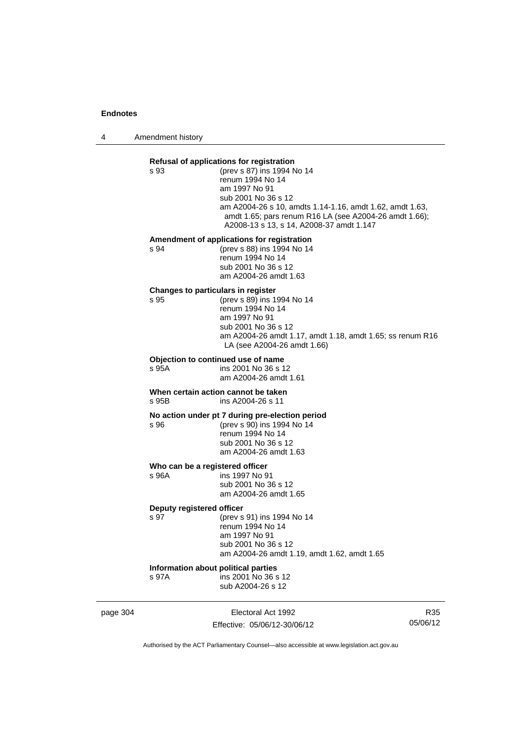**Refusal of applications for registration**

s 93 (prev s 87) ins 1994 No 14
renum 1994 No 14
am 1997 No 91
sub 2001 No 36 s 12
am A2004-26 s 10, amdts 1.14-1.16, amdt 1.62, amdt 1.63, amdt 1.65; pars renum R16 LA (see A2004-26 amdt 1.66); A2008-13 s 13, s 14, A2008-37 amdt 1.147

**Amendment of applications for registration**

s 94 (prev s 88) ins 1994 No 14
renum 1994 No 14
sub 2001 No 36 s 12
am A2004-26 amdt 1.63

**Changes to particulars in register**

s 95 (prev s 89) ins 1994 No 14
renum 1994 No 14
am 1997 No 91
sub 2001 No 36 s 12
am A2004-26 amdt 1.17, amdt 1.18, amdt 1.65; ss renum R16 LA (see A2004-26 amdt 1.66)

**Objection to continued use of name**

s 95A ins 2001 No 36 s 12
am A2004-26 amdt 1.61

**When certain action cannot be taken**

s 95B ins A2004-26 s 11

**No action under pt 7 during pre-election period**

s 96 (prev s 90) ins 1994 No 14
renum 1994 No 14
sub 2001 No 36 s 12
am A2004-26 amdt 1.63

**Who can be a registered officer**

s 96A ins 1997 No 91
sub 2001 No 36 s 12
am A2004-26 amdt 1.65

**Deputy registered officer**

s 97 (prev s 91) ins 1994 No 14
renum 1994 No 14
am 1997 No 91
sub 2001 No 36 s 12
am A2004-26 amdt 1.19, amdt 1.62, amdt 1.65

**Information about political parties**

s 97A ins 2001 No 36 s 12
sub A2004-26 s 12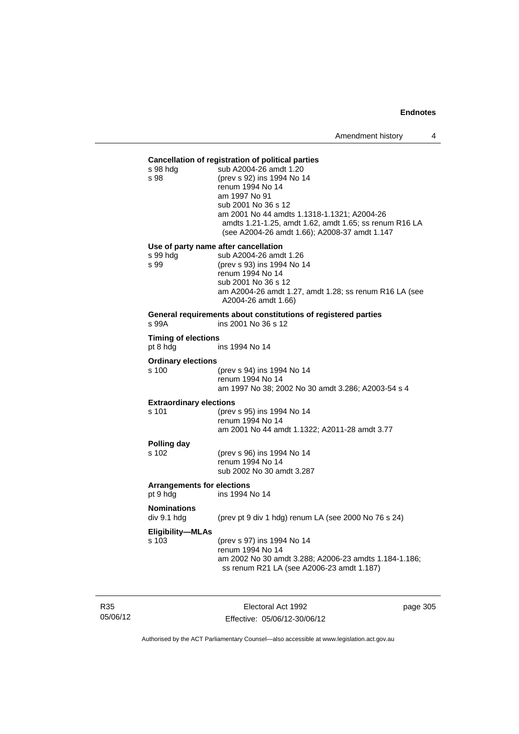**Cancellation of registration of political parties**

s 98 hdg — sub A2004-26 amdt 1.20

s 98 — (prev s 92) ins 1994 No 14
renum 1994 No 14
am 1997 No 91
sub 2001 No 36 s 12
am 2001 No 44 amdts 1.1318-1.1321; A2004-26 amdts 1.21-1.25, amdt 1.62, amdt 1.65; ss renum R16 LA (see A2004-26 amdt 1.66); A2008-37 amdt 1.147

**Use of party name after cancellation**

s 99 hdg — sub A2004-26 amdt 1.26

s 99 — (prev s 93) ins 1994 No 14
renum 1994 No 14
sub 2001 No 36 s 12
am A2004-26 amdt 1.27, amdt 1.28; ss renum R16 LA (see A2004-26 amdt 1.66)

**General requirements about constitutions of registered parties**

s 99A — ins 2001 No 36 s 12

**Timing of elections**

pt 8 hdg — ins 1994 No 14

**Ordinary elections**

s 100 — (prev s 94) ins 1994 No 14
renum 1994 No 14
am 1997 No 38; 2002 No 30 amdt 3.286; A2003-54 s 4

**Extraordinary elections**

s 101 — (prev s 95) ins 1994 No 14
renum 1994 No 14
am 2001 No 44 amdt 1.1322; A2011-28 amdt 3.77

**Polling day**

s 102 — (prev s 96) ins 1994 No 14
renum 1994 No 14
sub 2002 No 30 amdt 3.287

**Arrangements for elections**

pt 9 hdg — ins 1994 No 14

**Nominations**

div 9.1 hdg — (prev pt 9 div 1 hdg) renum LA (see 2000 No 76 s 24)

**Eligibility—MLAs**

s 103 — (prev s 97) ins 1994 No 14
renum 1994 No 14
am 2002 No 30 amdt 3.288; A2006-23 amdts 1.184-1.186; ss renum R21 LA (see A2006-23 amdt 1.187)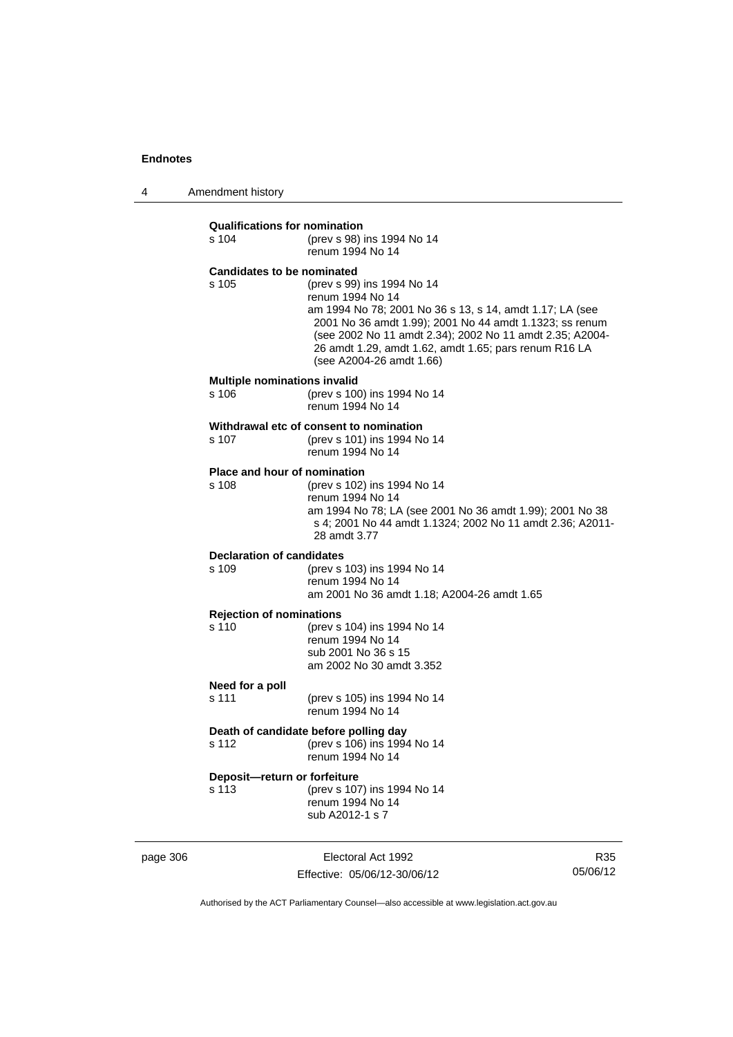**Qualifications for nomination**
s 104 (prev s 98) ins 1994 No 14
renum 1994 No 14

**Candidates to be nominated**
s 105 (prev s 99) ins 1994 No 14
renum 1994 No 14
am 1994 No 78; 2001 No 36 s 13, s 14, amdt 1.17; LA (see 2001 No 36 amdt 1.99); 2001 No 44 amdt 1.1323; ss renum (see 2002 No 11 amdt 2.34); 2002 No 11 amdt 2.35; A2004-26 amdt 1.29, amdt 1.62, amdt 1.65; pars renum R16 LA (see A2004-26 amdt 1.66)

**Multiple nominations invalid**
s 106 (prev s 100) ins 1994 No 14
renum 1994 No 14

**Withdrawal etc of consent to nomination**
s 107 (prev s 101) ins 1994 No 14
renum 1994 No 14

**Place and hour of nomination**
s 108 (prev s 102) ins 1994 No 14
renum 1994 No 14
am 1994 No 78; LA (see 2001 No 36 amdt 1.99); 2001 No 38 s 4; 2001 No 44 amdt 1.1324; 2002 No 11 amdt 2.36; A2011-28 amdt 3.77

**Declaration of candidates**
s 109 (prev s 103) ins 1994 No 14
renum 1994 No 14
am 2001 No 36 amdt 1.18; A2004-26 amdt 1.65

**Rejection of nominations**
s 110 (prev s 104) ins 1994 No 14
renum 1994 No 14
sub 2001 No 36 s 15
am 2002 No 30 amdt 3.352

**Need for a poll**
s 111 (prev s 105) ins 1994 No 14
renum 1994 No 14

**Death of candidate before polling day**
s 112 (prev s 106) ins 1994 No 14
renum 1994 No 14

**Deposit—return or forfeiture**
s 113 (prev s 107) ins 1994 No 14
renum 1994 No 14
sub A2012-1 s 7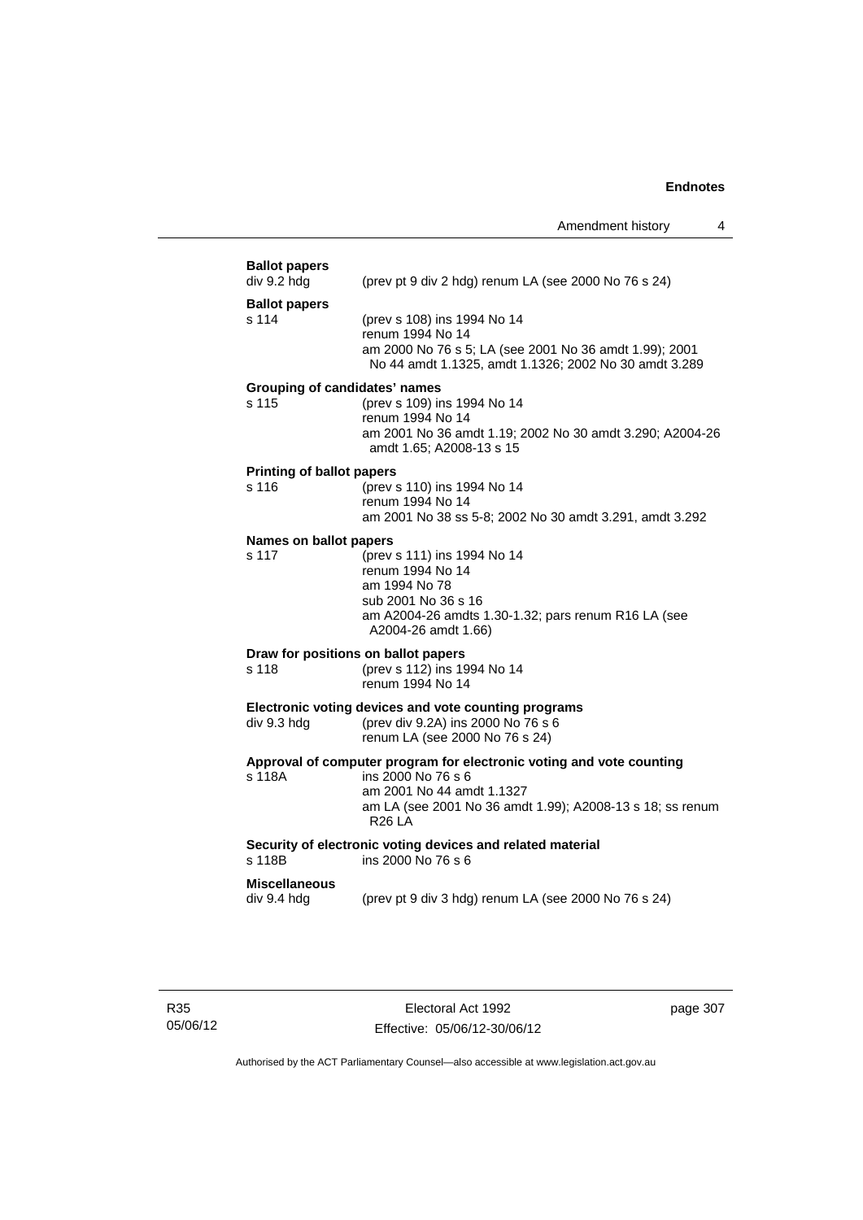**Ballot papers**
div 9.2 hdg (prev pt 9 div 2 hdg) renum LA (see 2000 No 76 s 24)

**Ballot papers**
s 114 (prev s 108) ins 1994 No 14
renum 1994 No 14
am 2000 No 76 s 5; LA (see 2001 No 36 amdt 1.99); 2001 No 44 amdt 1.1325, amdt 1.1326; 2002 No 30 amdt 3.289

**Grouping of candidates' names**
s 115 (prev s 109) ins 1994 No 14
renum 1994 No 14
am 2001 No 36 amdt 1.19; 2002 No 30 amdt 3.290; A2004-26 amdt 1.65; A2008-13 s 15

**Printing of ballot papers**
s 116 (prev s 110) ins 1994 No 14
renum 1994 No 14
am 2001 No 38 ss 5-8; 2002 No 30 amdt 3.291, amdt 3.292

**Names on ballot papers**
s 117 (prev s 111) ins 1994 No 14
renum 1994 No 14
am 1994 No 78
sub 2001 No 36 s 16
am A2004-26 amdts 1.30-1.32; pars renum R16 LA (see A2004-26 amdt 1.66)

**Draw for positions on ballot papers**
s 118 (prev s 112) ins 1994 No 14
renum 1994 No 14

**Electronic voting devices and vote counting programs**
div 9.3 hdg (prev div 9.2A) ins 2000 No 76 s 6
renum LA (see 2000 No 76 s 24)

**Approval of computer program for electronic voting and vote counting**
s 118A ins 2000 No 76 s 6
am 2001 No 44 amdt 1.1327
am LA (see 2001 No 36 amdt 1.99); A2008-13 s 18; ss renum R26 LA

**Security of electronic voting devices and related material**
s 118B ins 2000 No 76 s 6

**Miscellaneous**
div 9.4 hdg (prev pt 9 div 3 hdg) renum LA (see 2000 No 76 s 24)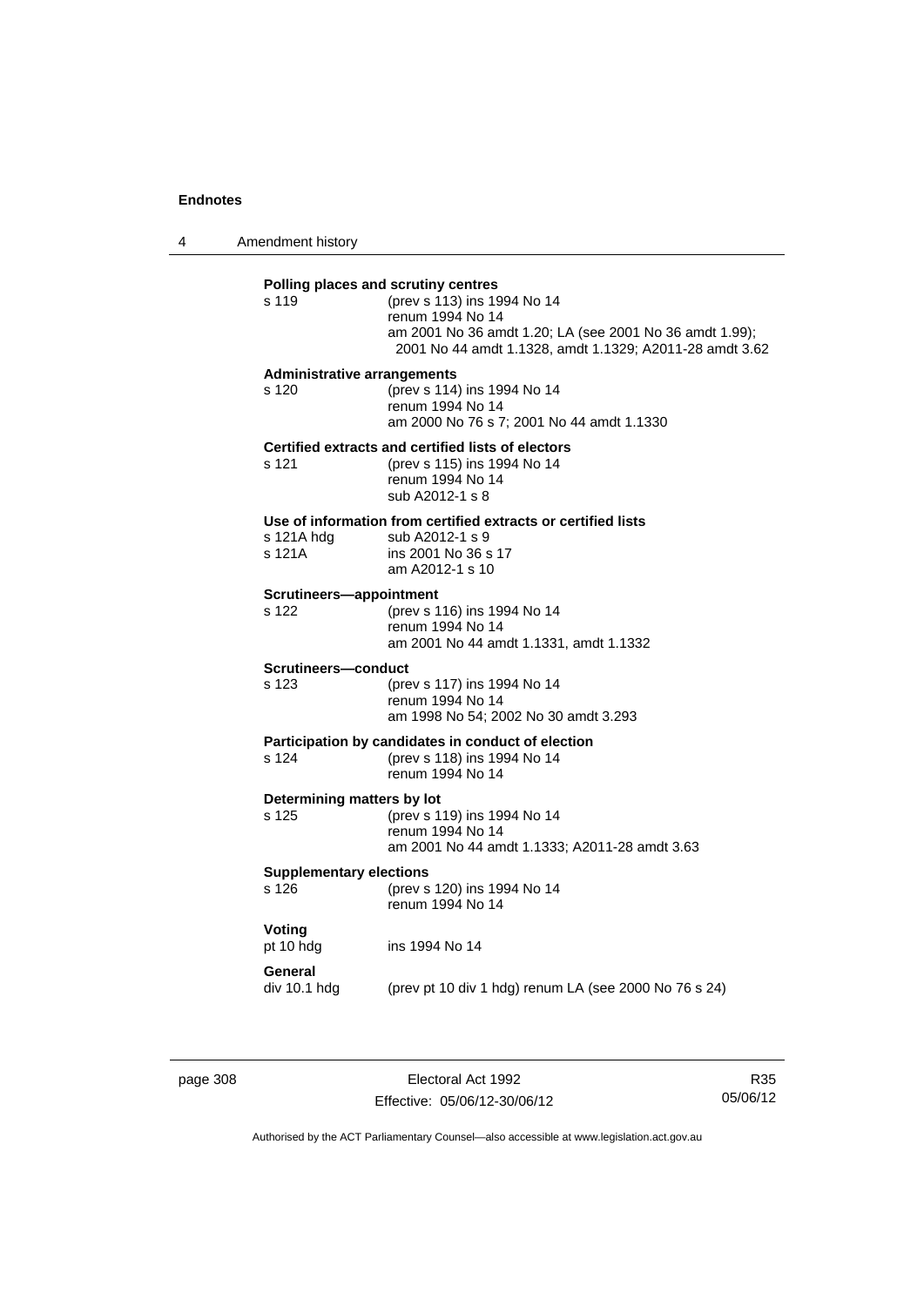**Polling places and scrutiny centres**

| | |
|---|---|
| s 119 | (prev s 113) ins 1994 No 14<br>renum 1994 No 14<br>am 2001 No 36 amdt 1.20; LA (see 2001 No 36 amdt 1.99); 2001 No 44 amdt 1.1328, amdt 1.1329; A2011-28 amdt 3.62 |

**Administrative arrangements**

| | |
|---|---|
| s 120 | (prev s 114) ins 1994 No 14<br>renum 1994 No 14<br>am 2000 No 76 s 7; 2001 No 44 amdt 1.1330 |

**Certified extracts and certified lists of electors**

| | |
|---|---|
| s 121 | (prev s 115) ins 1994 No 14<br>renum 1994 No 14<br>sub A2012-1 s 8 |

**Use of information from certified extracts or certified lists**

| | |
|---|---|
| s 121A hdg | sub A2012-1 s 9 |
| s 121A | ins 2001 No 36 s 17<br>am A2012-1 s 10 |

**Scrutineers—appointment**

| | |
|---|---|
| s 122 | (prev s 116) ins 1994 No 14<br>renum 1994 No 14<br>am 2001 No 44 amdt 1.1331, amdt 1.1332 |

**Scrutineers—conduct**

| | |
|---|---|
| s 123 | (prev s 117) ins 1994 No 14<br>renum 1994 No 14<br>am 1998 No 54; 2002 No 30 amdt 3.293 |

**Participation by candidates in conduct of election**

| | |
|---|---|
| s 124 | (prev s 118) ins 1994 No 14<br>renum 1994 No 14 |

**Determining matters by lot**

| | |
|---|---|
| s 125 | (prev s 119) ins 1994 No 14<br>renum 1994 No 14<br>am 2001 No 44 amdt 1.1333; A2011-28 amdt 3.63 |

**Supplementary elections**

| | |
|---|---|
| s 126 | (prev s 120) ins 1994 No 14<br>renum 1994 No 14 |

**Voting**

| | |
|---|---|
| pt 10 hdg | ins 1994 No 14 |

**General**

| | |
|---|---|
| div 10.1 hdg | (prev pt 10 div 1 hdg) renum LA (see 2000 No 76 s 24) |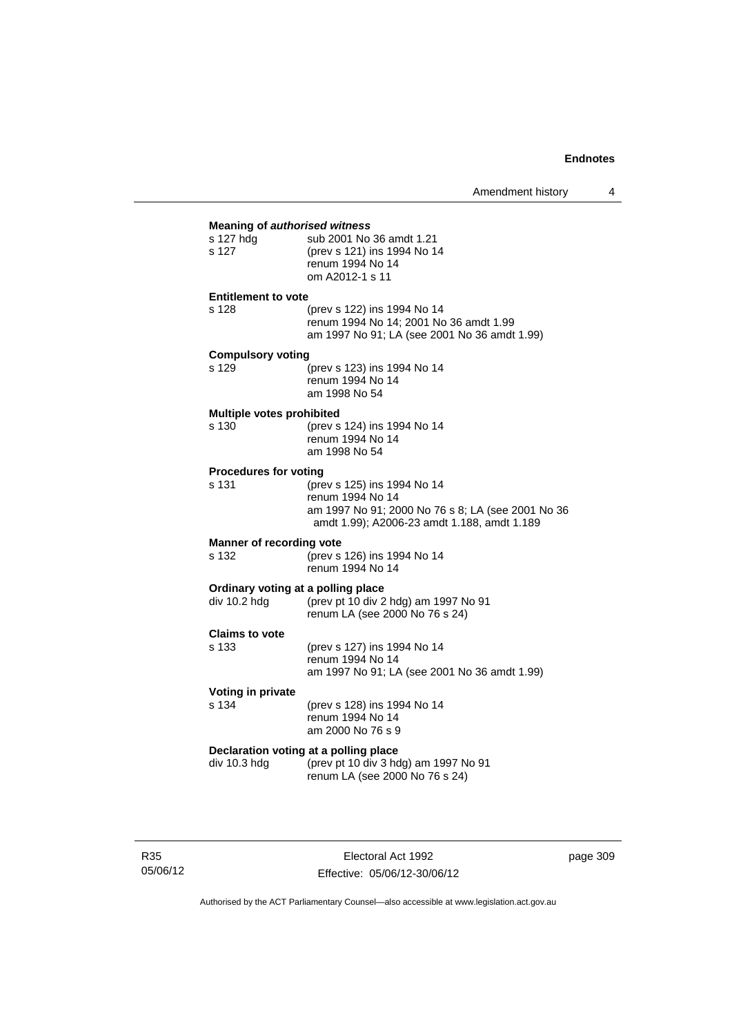**Meaning of *authorised witness***

s 127 hdg — sub 2001 No 36 amdt 1.21
s 127 — (prev s 121) ins 1994 No 14
renum 1994 No 14
om A2012-1 s 11

**Entitlement to vote**

s 128 — (prev s 122) ins 1994 No 14
renum 1994 No 14; 2001 No 36 amdt 1.99
am 1997 No 91; LA (see 2001 No 36 amdt 1.99)

**Compulsory voting**

s 129 — (prev s 123) ins 1994 No 14
renum 1994 No 14
am 1998 No 54

**Multiple votes prohibited**

s 130 — (prev s 124) ins 1994 No 14
renum 1994 No 14
am 1998 No 54

**Procedures for voting**

s 131 — (prev s 125) ins 1994 No 14
renum 1994 No 14
am 1997 No 91; 2000 No 76 s 8; LA (see 2001 No 36 amdt 1.99); A2006-23 amdt 1.188, amdt 1.189

**Manner of recording vote**

s 132 — (prev s 126) ins 1994 No 14
renum 1994 No 14

**Ordinary voting at a polling place**

div 10.2 hdg — (prev pt 10 div 2 hdg) am 1997 No 91
renum LA (see 2000 No 76 s 24)

**Claims to vote**

s 133 — (prev s 127) ins 1994 No 14
renum 1994 No 14
am 1997 No 91; LA (see 2001 No 36 amdt 1.99)

**Voting in private**

s 134 — (prev s 128) ins 1994 No 14
renum 1994 No 14
am 2000 No 76 s 9

**Declaration voting at a polling place**

div 10.3 hdg — (prev pt 10 div 3 hdg) am 1997 No 91
renum LA (see 2000 No 76 s 24)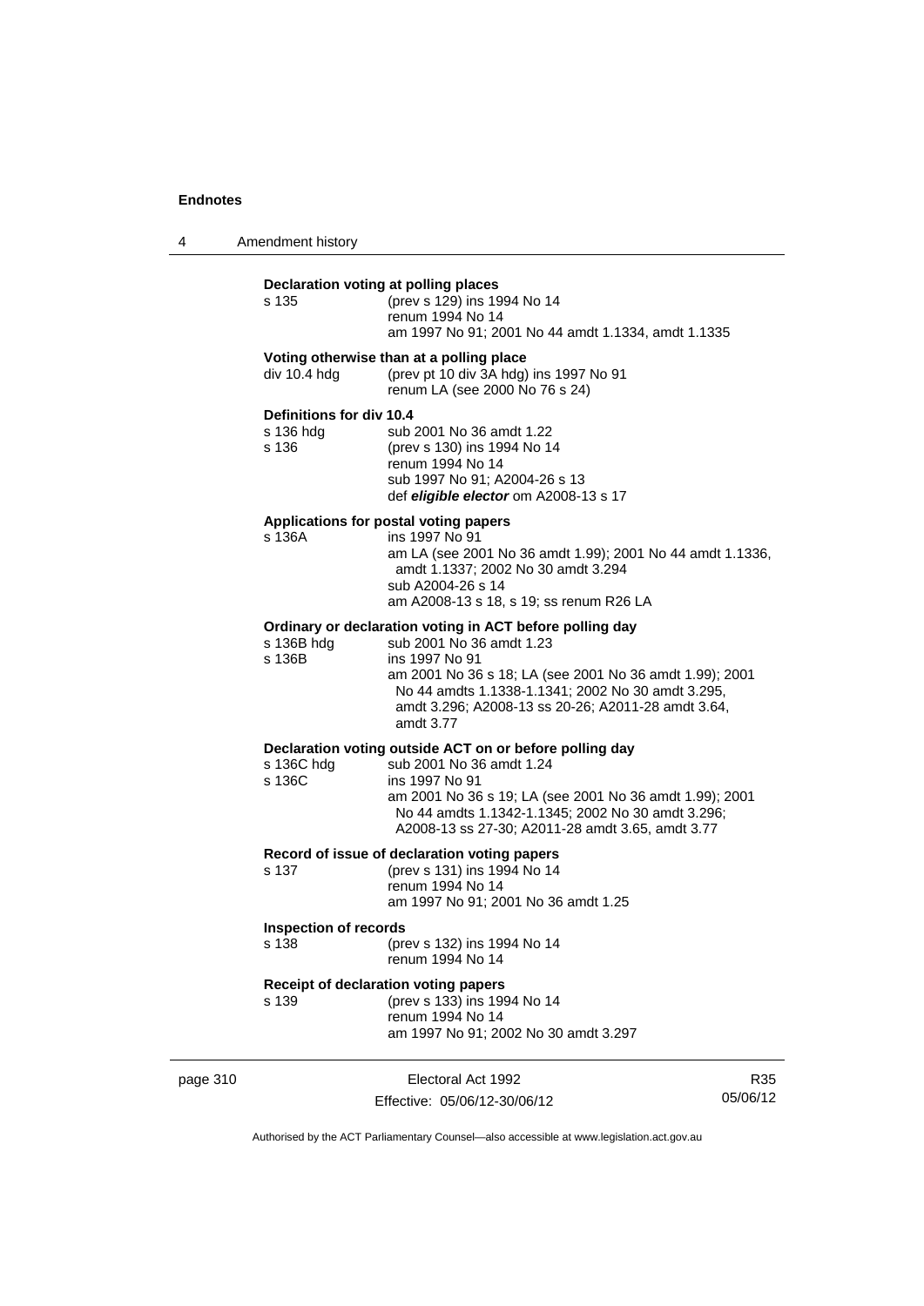**Declaration voting at polling places**

s 135 (prev s 129) ins 1994 No 14
renum 1994 No 14
am 1997 No 91; 2001 No 44 amdt 1.1334, amdt 1.1335

**Voting otherwise than at a polling place**

div 10.4 hdg (prev pt 10 div 3A hdg) ins 1997 No 91
renum LA (see 2000 No 76 s 24)

**Definitions for div 10.4**

s 136 hdg sub 2001 No 36 amdt 1.22
s 136 (prev s 130) ins 1994 No 14
renum 1994 No 14
sub 1997 No 91; A2004-26 s 13
def ***eligible elector*** om A2008-13 s 17

**Applications for postal voting papers**

s 136A ins 1997 No 91
am LA (see 2001 No 36 amdt 1.99); 2001 No 44 amdt 1.1336, amdt 1.1337; 2002 No 30 amdt 3.294
sub A2004-26 s 14
am A2008-13 s 18, s 19; ss renum R26 LA

**Ordinary or declaration voting in ACT before polling day**

s 136B hdg sub 2001 No 36 amdt 1.23
s 136B ins 1997 No 91
am 2001 No 36 s 18; LA (see 2001 No 36 amdt 1.99); 2001 No 44 amdts 1.1338-1.1341; 2002 No 30 amdt 3.295, amdt 3.296; A2008-13 ss 20-26; A2011-28 amdt 3.64, amdt 3.77

**Declaration voting outside ACT on or before polling day**

s 136C hdg sub 2001 No 36 amdt 1.24
s 136C ins 1997 No 91
am 2001 No 36 s 19; LA (see 2001 No 36 amdt 1.99); 2001 No 44 amdts 1.1342-1.1345; 2002 No 30 amdt 3.296; A2008-13 ss 27-30; A2011-28 amdt 3.65, amdt 3.77

**Record of issue of declaration voting papers**

s 137 (prev s 131) ins 1994 No 14
renum 1994 No 14
am 1997 No 91; 2001 No 36 amdt 1.25

**Inspection of records**

s 138 (prev s 132) ins 1994 No 14
renum 1994 No 14

**Receipt of declaration voting papers**

s 139 (prev s 133) ins 1994 No 14
renum 1994 No 14
am 1997 No 91; 2002 No 30 amdt 3.297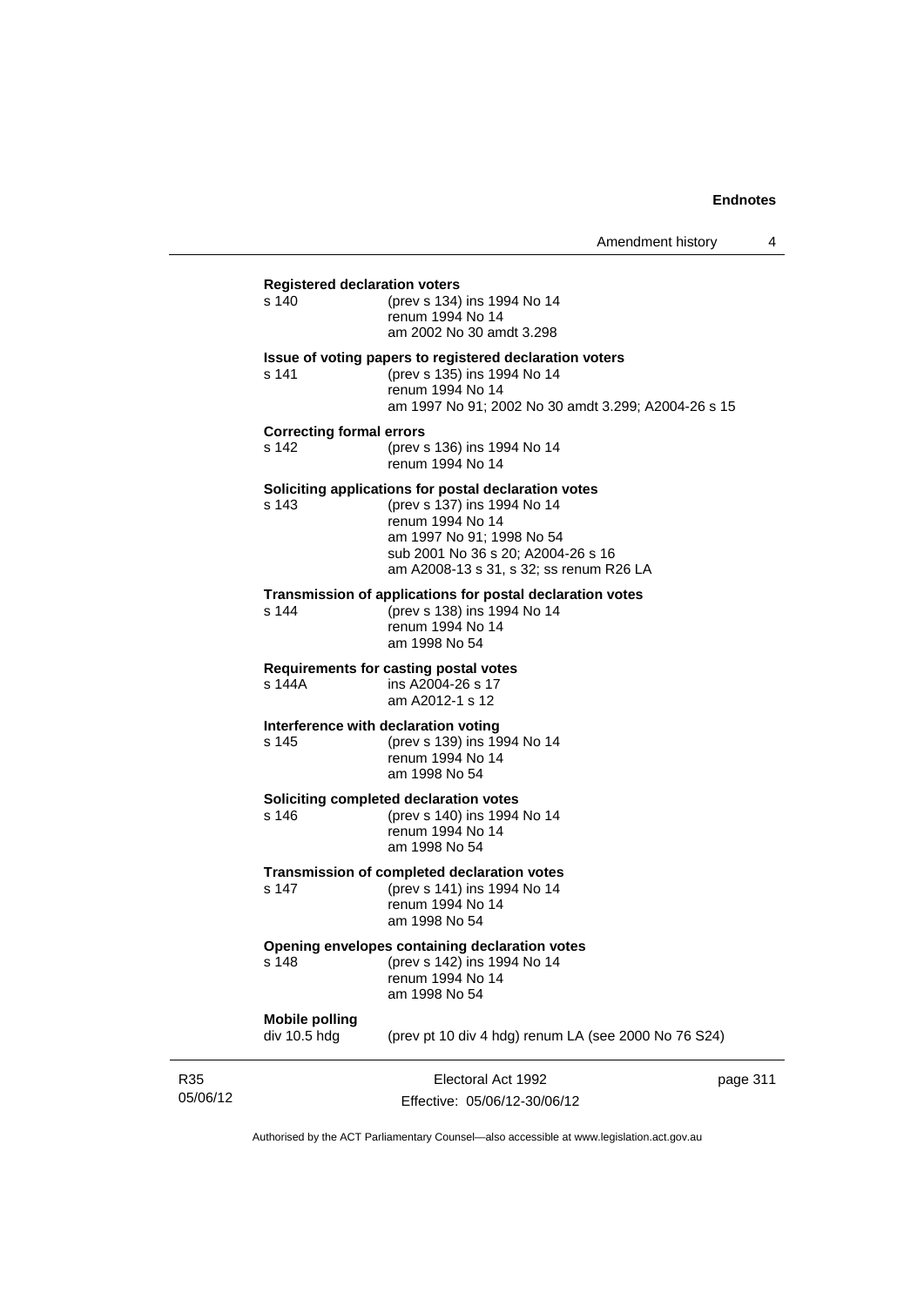**Registered declaration voters**

s 140 (prev s 134) ins 1994 No 14
renum 1994 No 14
am 2002 No 30 amdt 3.298

**Issue of voting papers to registered declaration voters**

s 141 (prev s 135) ins 1994 No 14
renum 1994 No 14
am 1997 No 91; 2002 No 30 amdt 3.299; A2004-26 s 15

**Correcting formal errors**

s 142 (prev s 136) ins 1994 No 14
renum 1994 No 14

**Soliciting applications for postal declaration votes**

s 143 (prev s 137) ins 1994 No 14
renum 1994 No 14
am 1997 No 91; 1998 No 54
sub 2001 No 36 s 20; A2004-26 s 16
am A2008-13 s 31, s 32; ss renum R26 LA

**Transmission of applications for postal declaration votes**

s 144 (prev s 138) ins 1994 No 14
renum 1994 No 14
am 1998 No 54

**Requirements for casting postal votes**

s 144A ins A2004-26 s 17
am A2012-1 s 12

**Interference with declaration voting**

s 145 (prev s 139) ins 1994 No 14
renum 1994 No 14
am 1998 No 54

**Soliciting completed declaration votes**

s 146 (prev s 140) ins 1994 No 14
renum 1994 No 14
am 1998 No 54

**Transmission of completed declaration votes**

s 147 (prev s 141) ins 1994 No 14
renum 1994 No 14
am 1998 No 54

**Opening envelopes containing declaration votes**

s 148 (prev s 142) ins 1994 No 14
renum 1994 No 14
am 1998 No 54

**Mobile polling**

div 10.5 hdg (prev pt 10 div 4 hdg) renum LA (see 2000 No 76 S24)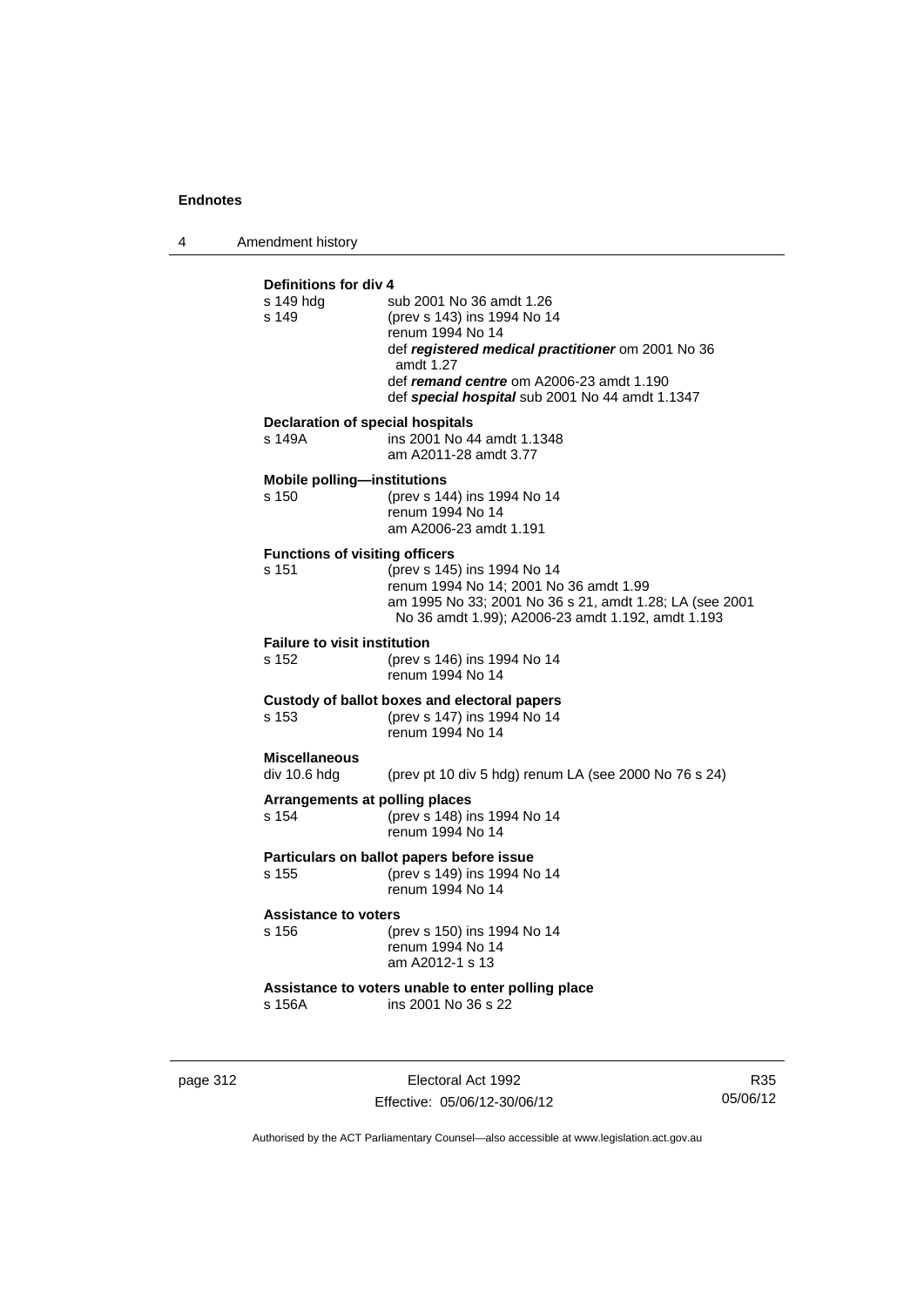**Definitions for div 4**

| | |
|---|---|
| s 149 hdg | sub 2001 No 36 amdt 1.26 |
| s 149 | (prev s 143) ins 1994 No 14<br>renum 1994 No 14<br>def ***registered medical practitioner*** om 2001 No 36 amdt 1.27<br>def ***remand centre*** om A2006-23 amdt 1.190<br>def ***special hospital*** sub 2001 No 44 amdt 1.1347 |

**Declaration of special hospitals**

| | |
|---|---|
| s 149A | ins 2001 No 44 amdt 1.1348<br>am A2011-28 amdt 3.77 |

**Mobile polling—institutions**

| | |
|---|---|
| s 150 | (prev s 144) ins 1994 No 14<br>renum 1994 No 14<br>am A2006-23 amdt 1.191 |

**Functions of visiting officers**

| | |
|---|---|
| s 151 | (prev s 145) ins 1994 No 14<br>renum 1994 No 14; 2001 No 36 amdt 1.99<br>am 1995 No 33; 2001 No 36 s 21, amdt 1.28; LA (see 2001 No 36 amdt 1.99); A2006-23 amdt 1.192, amdt 1.193 |

**Failure to visit institution**

| | |
|---|---|
| s 152 | (prev s 146) ins 1994 No 14<br>renum 1994 No 14 |

**Custody of ballot boxes and electoral papers**

| | |
|---|---|
| s 153 | (prev s 147) ins 1994 No 14<br>renum 1994 No 14 |

**Miscellaneous**

| | |
|---|---|
| div 10.6 hdg | (prev pt 10 div 5 hdg) renum LA (see 2000 No 76 s 24) |

**Arrangements at polling places**

| | |
|---|---|
| s 154 | (prev s 148) ins 1994 No 14<br>renum 1994 No 14 |

**Particulars on ballot papers before issue**

| | |
|---|---|
| s 155 | (prev s 149) ins 1994 No 14<br>renum 1994 No 14 |

**Assistance to voters**

| | |
|---|---|
| s 156 | (prev s 150) ins 1994 No 14<br>renum 1994 No 14<br>am A2012-1 s 13 |

**Assistance to voters unable to enter polling place**

| | |
|---|---|
| s 156A | ins 2001 No 36 s 22 |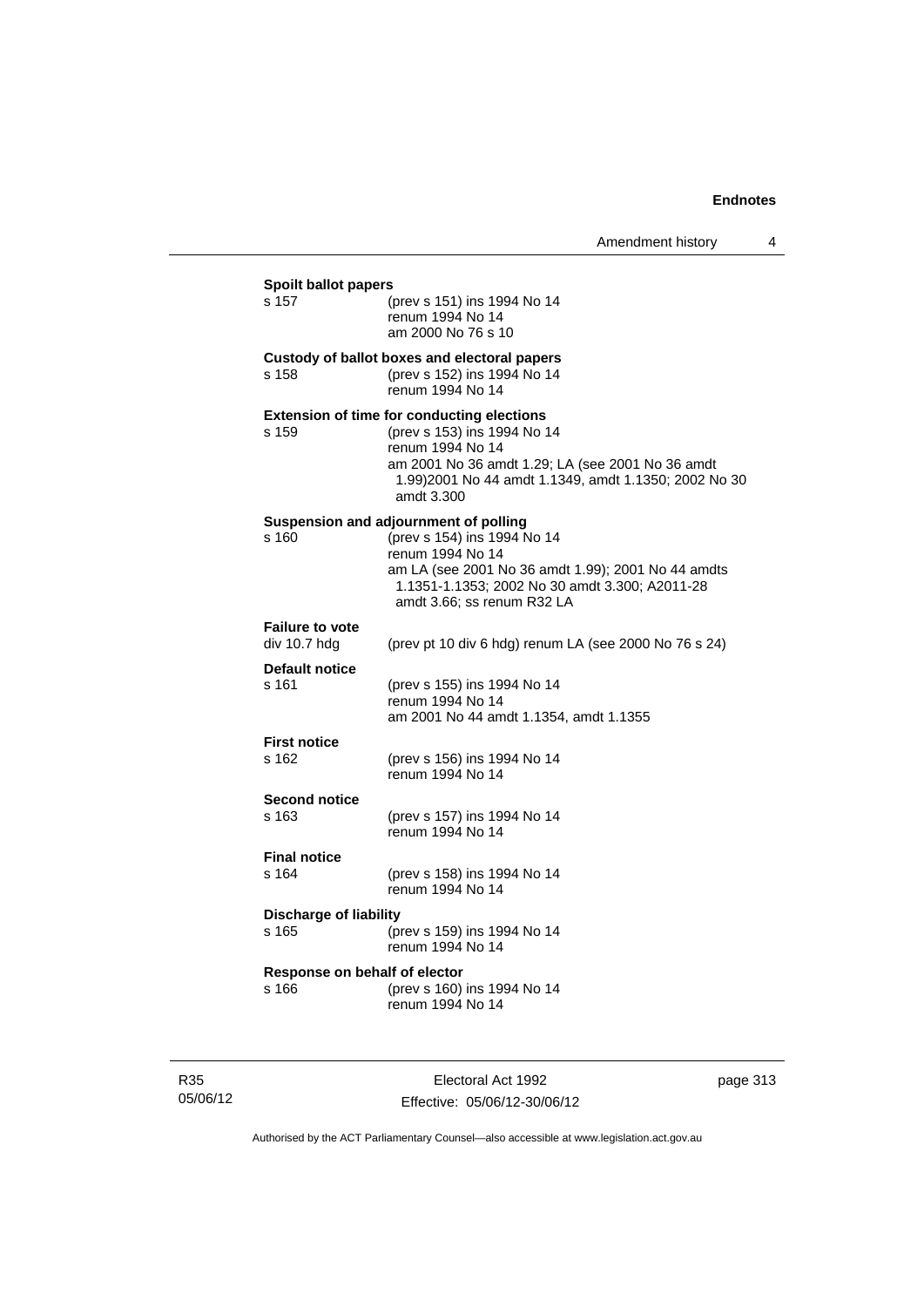**Spoilt ballot papers**

s 157 (prev s 151) ins 1994 No 14
renum 1994 No 14
am 2000 No 76 s 10

**Custody of ballot boxes and electoral papers**

s 158 (prev s 152) ins 1994 No 14
renum 1994 No 14

**Extension of time for conducting elections**

s 159 (prev s 153) ins 1994 No 14
renum 1994 No 14
am 2001 No 36 amdt 1.29; LA (see 2001 No 36 amdt 1.99)2001 No 44 amdt 1.1349, amdt 1.1350; 2002 No 30 amdt 3.300

**Suspension and adjournment of polling**

s 160 (prev s 154) ins 1994 No 14
renum 1994 No 14
am LA (see 2001 No 36 amdt 1.99); 2001 No 44 amdts 1.1351-1.1353; 2002 No 30 amdt 3.300; A2011-28 amdt 3.66; ss renum R32 LA

**Failure to vote**

div 10.7 hdg (prev pt 10 div 6 hdg) renum LA (see 2000 No 76 s 24)

**Default notice**

s 161 (prev s 155) ins 1994 No 14
renum 1994 No 14
am 2001 No 44 amdt 1.1354, amdt 1.1355

**First notice**

s 162 (prev s 156) ins 1994 No 14
renum 1994 No 14

**Second notice**

s 163 (prev s 157) ins 1994 No 14
renum 1994 No 14

**Final notice**

s 164 (prev s 158) ins 1994 No 14
renum 1994 No 14

**Discharge of liability**

s 165 (prev s 159) ins 1994 No 14
renum 1994 No 14

**Response on behalf of elector**

s 166 (prev s 160) ins 1994 No 14
renum 1994 No 14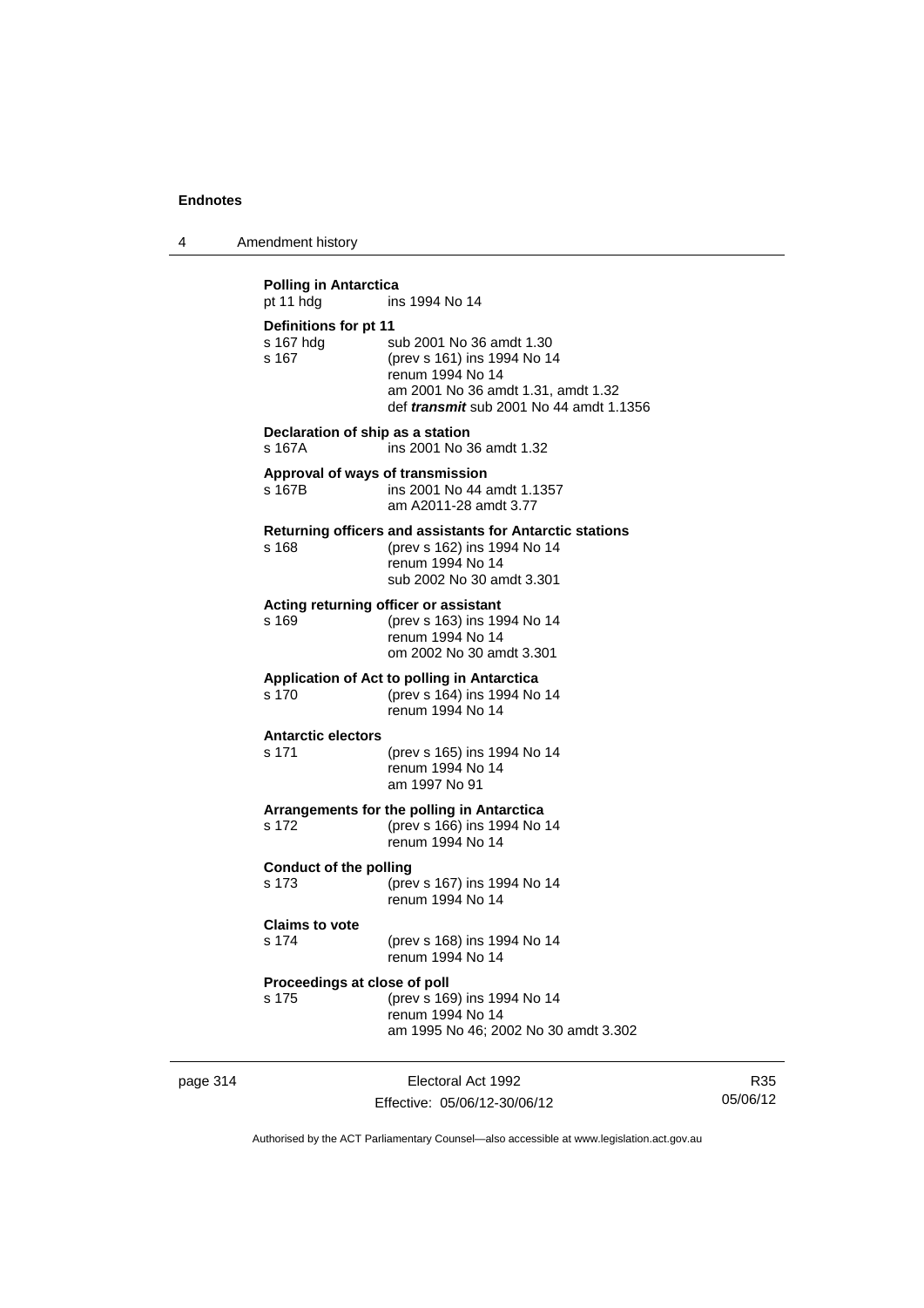**Polling in Antarctica**
pt 11 hdg ins 1994 No 14

**Definitions for pt 11**
s 167 hdg sub 2001 No 36 amdt 1.30
s 167 (prev s 161) ins 1994 No 14
renum 1994 No 14
am 2001 No 36 amdt 1.31, amdt 1.32
def ***transmit*** sub 2001 No 44 amdt 1.1356

**Declaration of ship as a station**
s 167A ins 2001 No 36 amdt 1.32

**Approval of ways of transmission**
s 167B ins 2001 No 44 amdt 1.1357
am A2011-28 amdt 3.77

**Returning officers and assistants for Antarctic stations**
s 168 (prev s 162) ins 1994 No 14
renum 1994 No 14
sub 2002 No 30 amdt 3.301

**Acting returning officer or assistant**
s 169 (prev s 163) ins 1994 No 14
renum 1994 No 14
om 2002 No 30 amdt 3.301

**Application of Act to polling in Antarctica**
s 170 (prev s 164) ins 1994 No 14
renum 1994 No 14

**Antarctic electors**
s 171 (prev s 165) ins 1994 No 14
renum 1994 No 14
am 1997 No 91

**Arrangements for the polling in Antarctica**
s 172 (prev s 166) ins 1994 No 14
renum 1994 No 14

**Conduct of the polling**
s 173 (prev s 167) ins 1994 No 14
renum 1994 No 14

**Claims to vote**
s 174 (prev s 168) ins 1994 No 14
renum 1994 No 14

**Proceedings at close of poll**
s 175 (prev s 169) ins 1994 No 14
renum 1994 No 14
am 1995 No 46; 2002 No 30 amdt 3.302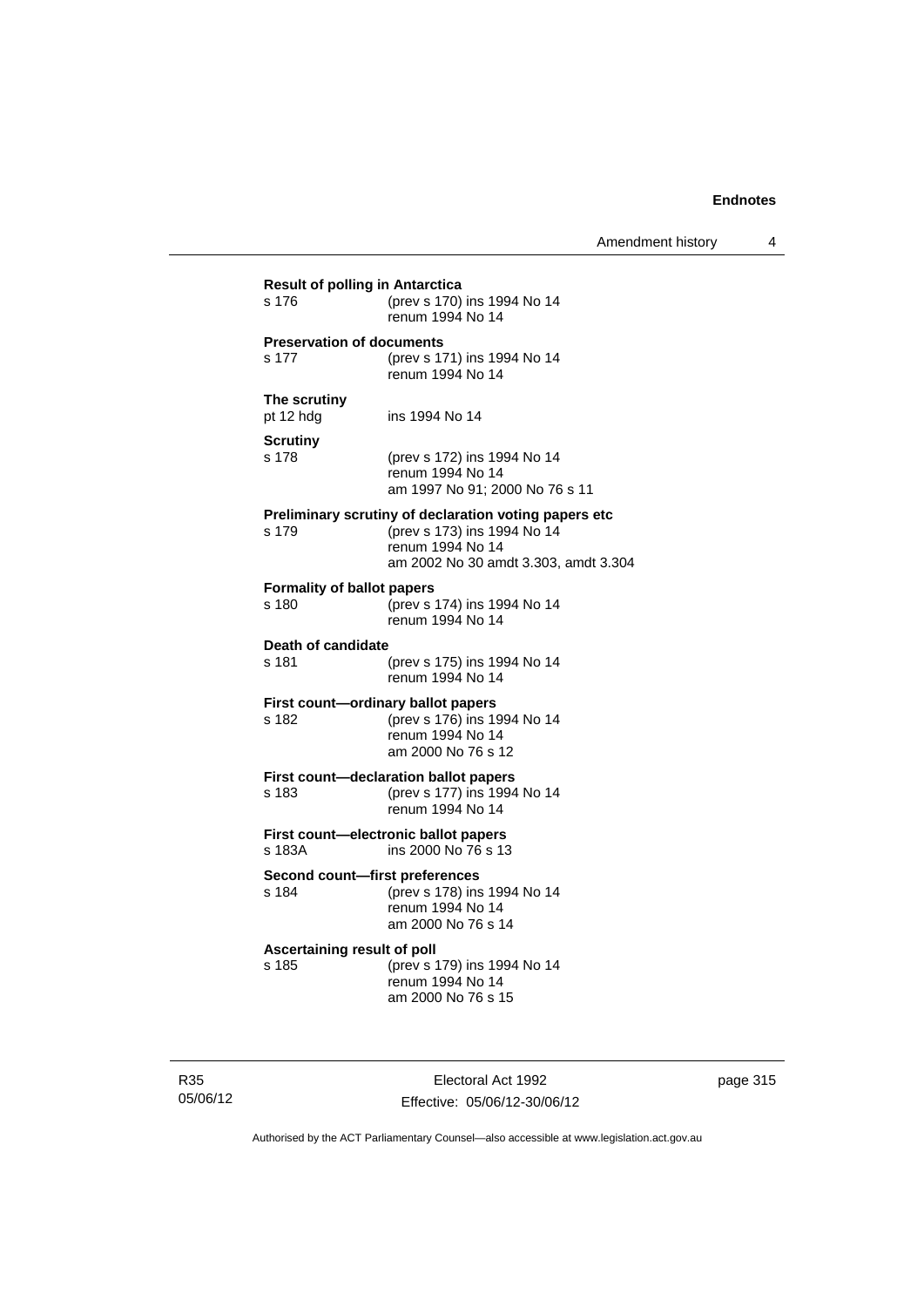**Result of polling in Antarctica**
s 176 (prev s 170) ins 1994 No 14
renum 1994 No 14

**Preservation of documents**
s 177 (prev s 171) ins 1994 No 14
renum 1994 No 14

**The scrutiny**
pt 12 hdg ins 1994 No 14

**Scrutiny**
s 178 (prev s 172) ins 1994 No 14
renum 1994 No 14
am 1997 No 91; 2000 No 76 s 11

**Preliminary scrutiny of declaration voting papers etc**
s 179 (prev s 173) ins 1994 No 14
renum 1994 No 14
am 2002 No 30 amdt 3.303, amdt 3.304

**Formality of ballot papers**
s 180 (prev s 174) ins 1994 No 14
renum 1994 No 14

**Death of candidate**
s 181 (prev s 175) ins 1994 No 14
renum 1994 No 14

**First count—ordinary ballot papers**
s 182 (prev s 176) ins 1994 No 14
renum 1994 No 14
am 2000 No 76 s 12

**First count—declaration ballot papers**
s 183 (prev s 177) ins 1994 No 14
renum 1994 No 14

**First count—electronic ballot papers**
s 183A ins 2000 No 76 s 13

**Second count—first preferences**
s 184 (prev s 178) ins 1994 No 14
renum 1994 No 14
am 2000 No 76 s 14

**Ascertaining result of poll**
s 185 (prev s 179) ins 1994 No 14
renum 1994 No 14
am 2000 No 76 s 15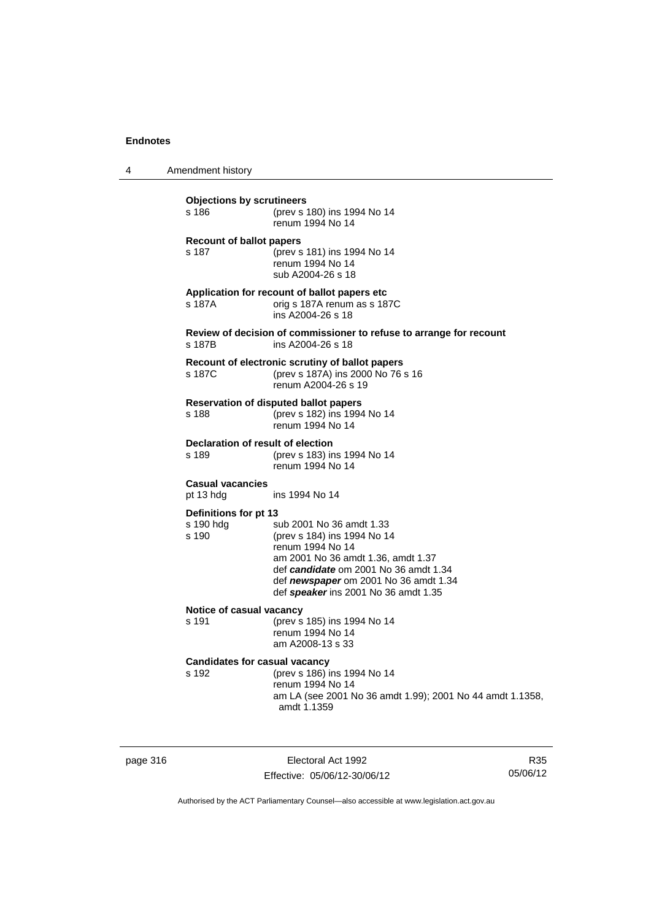**Objections by scrutineers**

s 186 (prev s 180) ins 1994 No 14
renum 1994 No 14

**Recount of ballot papers**

s 187 (prev s 181) ins 1994 No 14
renum 1994 No 14
sub A2004-26 s 18

**Application for recount of ballot papers etc**

s 187A orig s 187A renum as s 187C
ins A2004-26 s 18

**Review of decision of commissioner to refuse to arrange for recount**

s 187B ins A2004-26 s 18

**Recount of electronic scrutiny of ballot papers**

s 187C (prev s 187A) ins 2000 No 76 s 16
renum A2004-26 s 19

**Reservation of disputed ballot papers**

s 188 (prev s 182) ins 1994 No 14
renum 1994 No 14

**Declaration of result of election**

s 189 (prev s 183) ins 1994 No 14
renum 1994 No 14

**Casual vacancies**

pt 13 hdg ins 1994 No 14

**Definitions for pt 13**

s 190 hdg sub 2001 No 36 amdt 1.33
s 190 (prev s 184) ins 1994 No 14
renum 1994 No 14
am 2001 No 36 amdt 1.36, amdt 1.37
def ***candidate*** om 2001 No 36 amdt 1.34
def ***newspaper*** om 2001 No 36 amdt 1.34
def ***speaker*** ins 2001 No 36 amdt 1.35

**Notice of casual vacancy**

s 191 (prev s 185) ins 1994 No 14
renum 1994 No 14
am A2008-13 s 33

**Candidates for casual vacancy**

s 192 (prev s 186) ins 1994 No 14
renum 1994 No 14
am LA (see 2001 No 36 amdt 1.99); 2001 No 44 amdt 1.1358, amdt 1.1359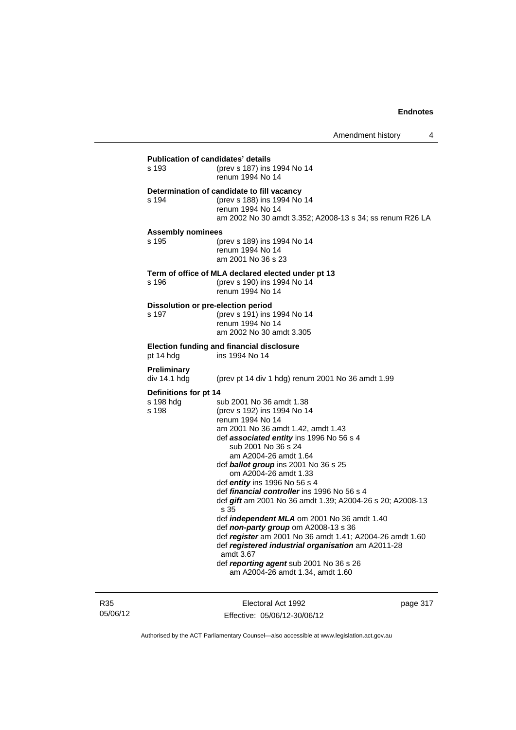**Publication of candidates' details**

s 193 (prev s 187) ins 1994 No 14
renum 1994 No 14

**Determination of candidate to fill vacancy**

s 194 (prev s 188) ins 1994 No 14
renum 1994 No 14
am 2002 No 30 amdt 3.352; A2008-13 s 34; ss renum R26 LA

**Assembly nominees**

s 195 (prev s 189) ins 1994 No 14
renum 1994 No 14
am 2001 No 36 s 23

**Term of office of MLA declared elected under pt 13**

s 196 (prev s 190) ins 1994 No 14
renum 1994 No 14

**Dissolution or pre-election period**

s 197 (prev s 191) ins 1994 No 14
renum 1994 No 14
am 2002 No 30 amdt 3.305

**Election funding and financial disclosure**

pt 14 hdg ins 1994 No 14

**Preliminary**

div 14.1 hdg (prev pt 14 div 1 hdg) renum 2001 No 36 amdt 1.99

**Definitions for pt 14**

s 198 hdg sub 2001 No 36 amdt 1.38
s 198 (prev s 192) ins 1994 No 14
renum 1994 No 14
am 2001 No 36 amdt 1.42, amdt 1.43
def ***associated entity*** ins 1996 No 56 s 4
sub 2001 No 36 s 24
am A2004-26 amdt 1.64
def ***ballot group*** ins 2001 No 36 s 25
om A2004-26 amdt 1.33
def ***entity*** ins 1996 No 56 s 4
def ***financial controller*** ins 1996 No 56 s 4
def ***gift*** am 2001 No 36 amdt 1.39; A2004-26 s 20; A2008-13 s 35
def ***independent MLA*** om 2001 No 36 amdt 1.40
def ***non-party group*** om A2008-13 s 36
def ***register*** am 2001 No 36 amdt 1.41; A2004-26 amdt 1.60
def ***registered industrial organisation*** am A2011-28 amdt 3.67
def ***reporting agent*** sub 2001 No 36 s 26
am A2004-26 amdt 1.34, amdt 1.60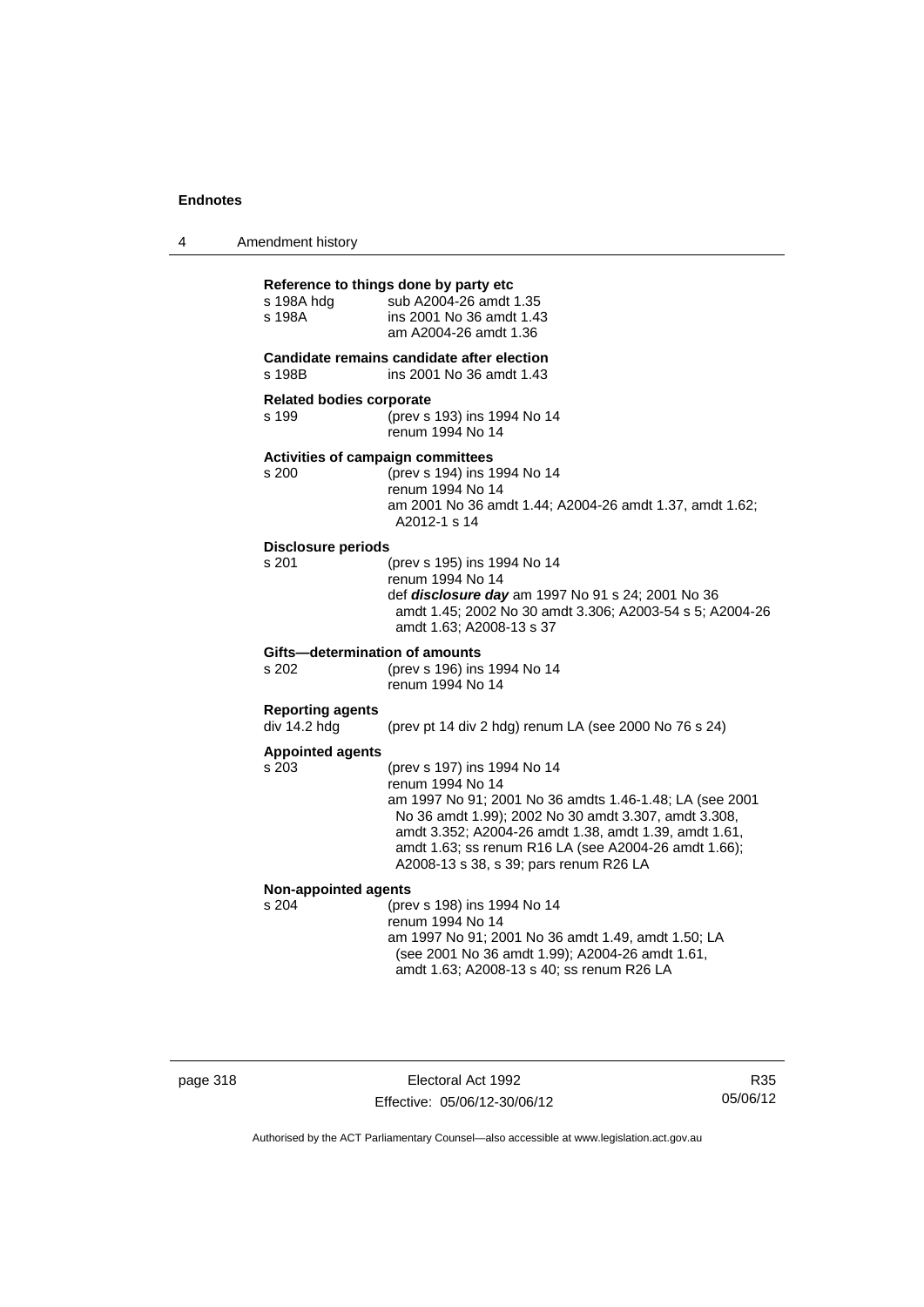**Reference to things done by party etc**

s 198A hdg sub A2004-26 amdt 1.35
s 198A ins 2001 No 36 amdt 1.43
am A2004-26 amdt 1.36

**Candidate remains candidate after election**

s 198B ins 2001 No 36 amdt 1.43

**Related bodies corporate**

s 199 (prev s 193) ins 1994 No 14
renum 1994 No 14

**Activities of campaign committees**

s 200 (prev s 194) ins 1994 No 14
renum 1994 No 14
am 2001 No 36 amdt 1.44; A2004-26 amdt 1.37, amdt 1.62; A2012-1 s 14

**Disclosure periods**

s 201 (prev s 195) ins 1994 No 14
renum 1994 No 14
def ***disclosure day*** am 1997 No 91 s 24; 2001 No 36 amdt 1.45; 2002 No 30 amdt 3.306; A2003-54 s 5; A2004-26 amdt 1.63; A2008-13 s 37

**Gifts—determination of amounts**

s 202 (prev s 196) ins 1994 No 14
renum 1994 No 14

**Reporting agents**

div 14.2 hdg (prev pt 14 div 2 hdg) renum LA (see 2000 No 76 s 24)

**Appointed agents**

s 203 (prev s 197) ins 1994 No 14
renum 1994 No 14
am 1997 No 91; 2001 No 36 amdts 1.46-1.48; LA (see 2001 No 36 amdt 1.99); 2002 No 30 amdt 3.307, amdt 3.308, amdt 3.352; A2004-26 amdt 1.38, amdt 1.39, amdt 1.61, amdt 1.63; ss renum R16 LA (see A2004-26 amdt 1.66); A2008-13 s 38, s 39; pars renum R26 LA

**Non-appointed agents**

s 204 (prev s 198) ins 1994 No 14
renum 1994 No 14
am 1997 No 91; 2001 No 36 amdt 1.49, amdt 1.50; LA (see 2001 No 36 amdt 1.99); A2004-26 amdt 1.61, amdt 1.63; A2008-13 s 40; ss renum R26 LA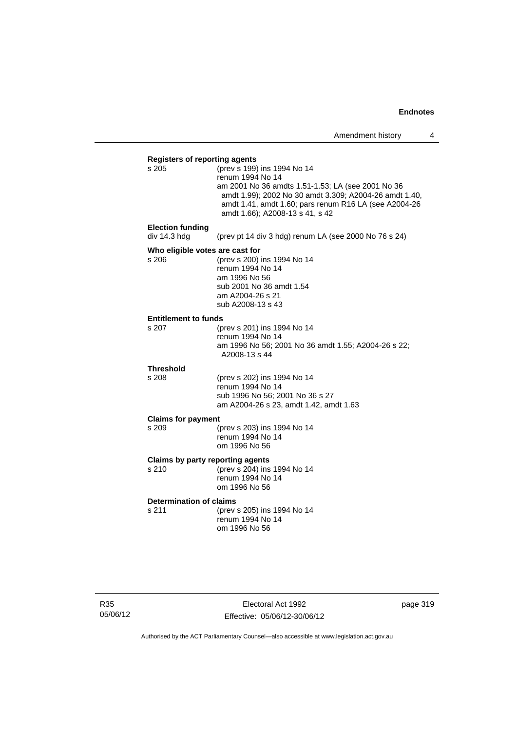**Registers of reporting agents**

s 205 (prev s 199) ins 1994 No 14
renum 1994 No 14
am 2001 No 36 amdts 1.51-1.53; LA (see 2001 No 36 amdt 1.99); 2002 No 30 amdt 3.309; A2004-26 amdt 1.40, amdt 1.41, amdt 1.60; pars renum R16 LA (see A2004-26 amdt 1.66); A2008-13 s 41, s 42

**Election funding**

div 14.3 hdg (prev pt 14 div 3 hdg) renum LA (see 2000 No 76 s 24)

**Who eligible votes are cast for**

s 206 (prev s 200) ins 1994 No 14
renum 1994 No 14
am 1996 No 56
sub 2001 No 36 amdt 1.54
am A2004-26 s 21
sub A2008-13 s 43

**Entitlement to funds**

s 207 (prev s 201) ins 1994 No 14
renum 1994 No 14
am 1996 No 56; 2001 No 36 amdt 1.55; A2004-26 s 22; A2008-13 s 44

**Threshold**

s 208 (prev s 202) ins 1994 No 14
renum 1994 No 14
sub 1996 No 56; 2001 No 36 s 27
am A2004-26 s 23, amdt 1.42, amdt 1.63

**Claims for payment**

s 209 (prev s 203) ins 1994 No 14
renum 1994 No 14
om 1996 No 56

**Claims by party reporting agents**

s 210 (prev s 204) ins 1994 No 14
renum 1994 No 14
om 1996 No 56

**Determination of claims**

s 211 (prev s 205) ins 1994 No 14
renum 1994 No 14
om 1996 No 56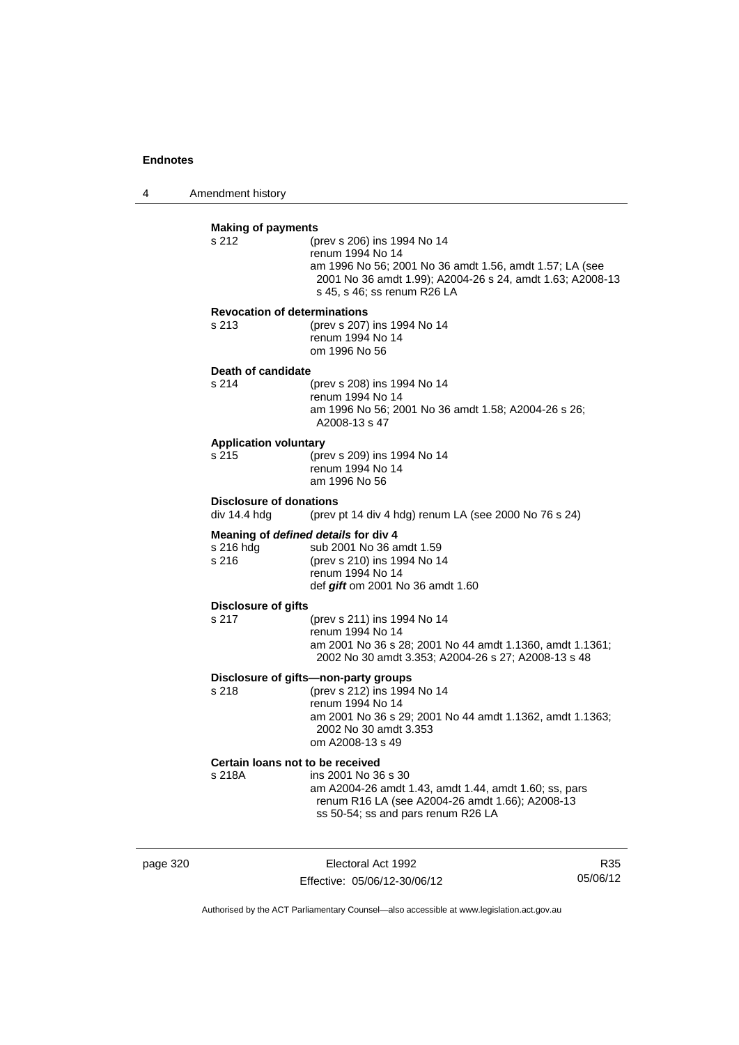**Making of payments**

s 212 (prev s 206) ins 1994 No 14
renum 1994 No 14
am 1996 No 56; 2001 No 36 amdt 1.56, amdt 1.57; LA (see 2001 No 36 amdt 1.99); A2004-26 s 24, amdt 1.63; A2008-13 s 45, s 46; ss renum R26 LA

**Revocation of determinations**

s 213 (prev s 207) ins 1994 No 14
renum 1994 No 14
om 1996 No 56

**Death of candidate**

s 214 (prev s 208) ins 1994 No 14
renum 1994 No 14
am 1996 No 56; 2001 No 36 amdt 1.58; A2004-26 s 26; A2008-13 s 47

**Application voluntary**

s 215 (prev s 209) ins 1994 No 14
renum 1994 No 14
am 1996 No 56

**Disclosure of donations**

div 14.4 hdg (prev pt 14 div 4 hdg) renum LA (see 2000 No 76 s 24)

**Meaning of *defined details* for div 4**

s 216 hdg sub 2001 No 36 amdt 1.59
s 216 (prev s 210) ins 1994 No 14
renum 1994 No 14
def ***gift*** om 2001 No 36 amdt 1.60

**Disclosure of gifts**

s 217 (prev s 211) ins 1994 No 14
renum 1994 No 14
am 2001 No 36 s 28; 2001 No 44 amdt 1.1360, amdt 1.1361; 2002 No 30 amdt 3.353; A2004-26 s 27; A2008-13 s 48

**Disclosure of gifts—non-party groups**

s 218 (prev s 212) ins 1994 No 14
renum 1994 No 14
am 2001 No 36 s 29; 2001 No 44 amdt 1.1362, amdt 1.1363; 2002 No 30 amdt 3.353
om A2008-13 s 49

**Certain loans not to be received**

s 218A ins 2001 No 36 s 30
am A2004-26 amdt 1.43, amdt 1.44, amdt 1.60; ss, pars renum R16 LA (see A2004-26 amdt 1.66); A2008-13 ss 50-54; ss and pars renum R26 LA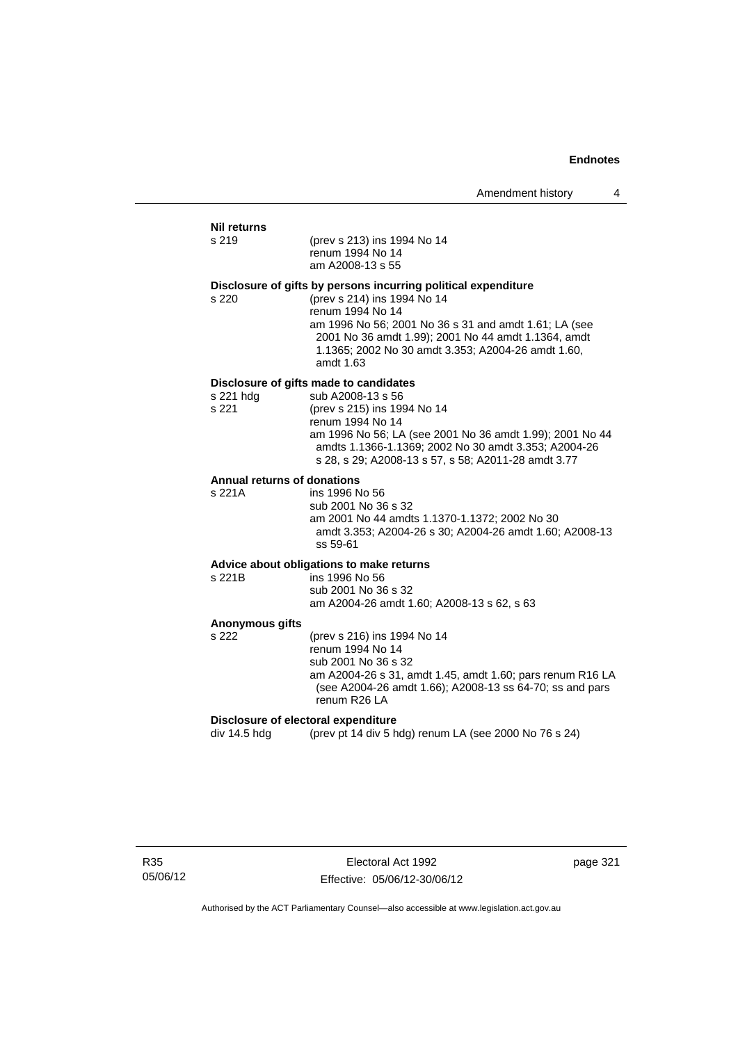**Nil returns**

s 219 (prev s 213) ins 1994 No 14
renum 1994 No 14
am A2008-13 s 55

**Disclosure of gifts by persons incurring political expenditure**

s 220 (prev s 214) ins 1994 No 14
renum 1994 No 14
am 1996 No 56; 2001 No 36 s 31 and amdt 1.61; LA (see 2001 No 36 amdt 1.99); 2001 No 44 amdt 1.1364, amdt 1.1365; 2002 No 30 amdt 3.353; A2004-26 amdt 1.60, amdt 1.63

**Disclosure of gifts made to candidates**

s 221 hdg sub A2008-13 s 56
s 221 (prev s 215) ins 1994 No 14
renum 1994 No 14
am 1996 No 56; LA (see 2001 No 36 amdt 1.99); 2001 No 44 amdts 1.1366-1.1369; 2002 No 30 amdt 3.353; A2004-26 s 28, s 29; A2008-13 s 57, s 58; A2011-28 amdt 3.77

**Annual returns of donations**

s 221A ins 1996 No 56
sub 2001 No 36 s 32
am 2001 No 44 amdts 1.1370-1.1372; 2002 No 30 amdt 3.353; A2004-26 s 30; A2004-26 amdt 1.60; A2008-13 ss 59-61

**Advice about obligations to make returns**

s 221B ins 1996 No 56
sub 2001 No 36 s 32
am A2004-26 amdt 1.60; A2008-13 s 62, s 63

**Anonymous gifts**

s 222 (prev s 216) ins 1994 No 14
renum 1994 No 14
sub 2001 No 36 s 32
am A2004-26 s 31, amdt 1.45, amdt 1.60; pars renum R16 LA (see A2004-26 amdt 1.66); A2008-13 ss 64-70; ss and pars renum R26 LA

**Disclosure of electoral expenditure**

div 14.5 hdg (prev pt 14 div 5 hdg) renum LA (see 2000 No 76 s 24)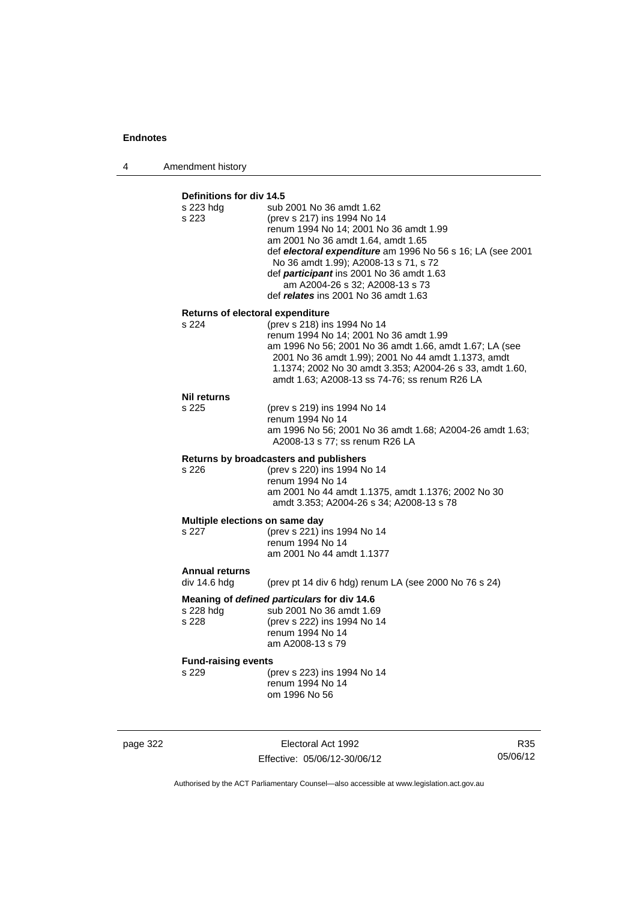**Definitions for div 14.5**

s 223 hdg sub 2001 No 36 amdt 1.62

s 223 (prev s 217) ins 1994 No 14
renum 1994 No 14; 2001 No 36 amdt 1.99
am 2001 No 36 amdt 1.64, amdt 1.65
def ***electoral expenditure*** am 1996 No 56 s 16; LA (see 2001 No 36 amdt 1.99); A2008-13 s 71, s 72
def ***participant*** ins 2001 No 36 amdt 1.63
am A2004-26 s 32; A2008-13 s 73
def ***relates*** ins 2001 No 36 amdt 1.63

**Returns of electoral expenditure**

s 224 (prev s 218) ins 1994 No 14
renum 1994 No 14; 2001 No 36 amdt 1.99
am 1996 No 56; 2001 No 36 amdt 1.66, amdt 1.67; LA (see 2001 No 36 amdt 1.99); 2001 No 44 amdt 1.1373, amdt 1.1374; 2002 No 30 amdt 3.353; A2004-26 s 33, amdt 1.60, amdt 1.63; A2008-13 ss 74-76; ss renum R26 LA

**Nil returns**

s 225 (prev s 219) ins 1994 No 14
renum 1994 No 14
am 1996 No 56; 2001 No 36 amdt 1.68; A2004-26 amdt 1.63; A2008-13 s 77; ss renum R26 LA

**Returns by broadcasters and publishers**

s 226 (prev s 220) ins 1994 No 14
renum 1994 No 14
am 2001 No 44 amdt 1.1375, amdt 1.1376; 2002 No 30 amdt 3.353; A2004-26 s 34; A2008-13 s 78

**Multiple elections on same day**

s 227 (prev s 221) ins 1994 No 14
renum 1994 No 14
am 2001 No 44 amdt 1.1377

**Annual returns**

div 14.6 hdg (prev pt 14 div 6 hdg) renum LA (see 2000 No 76 s 24)

**Meaning of *defined particulars* for div 14.6**

s 228 hdg sub 2001 No 36 amdt 1.69

s 228 (prev s 222) ins 1994 No 14
renum 1994 No 14
am A2008-13 s 79

**Fund-raising events**

s 229 (prev s 223) ins 1994 No 14
renum 1994 No 14
om 1996 No 56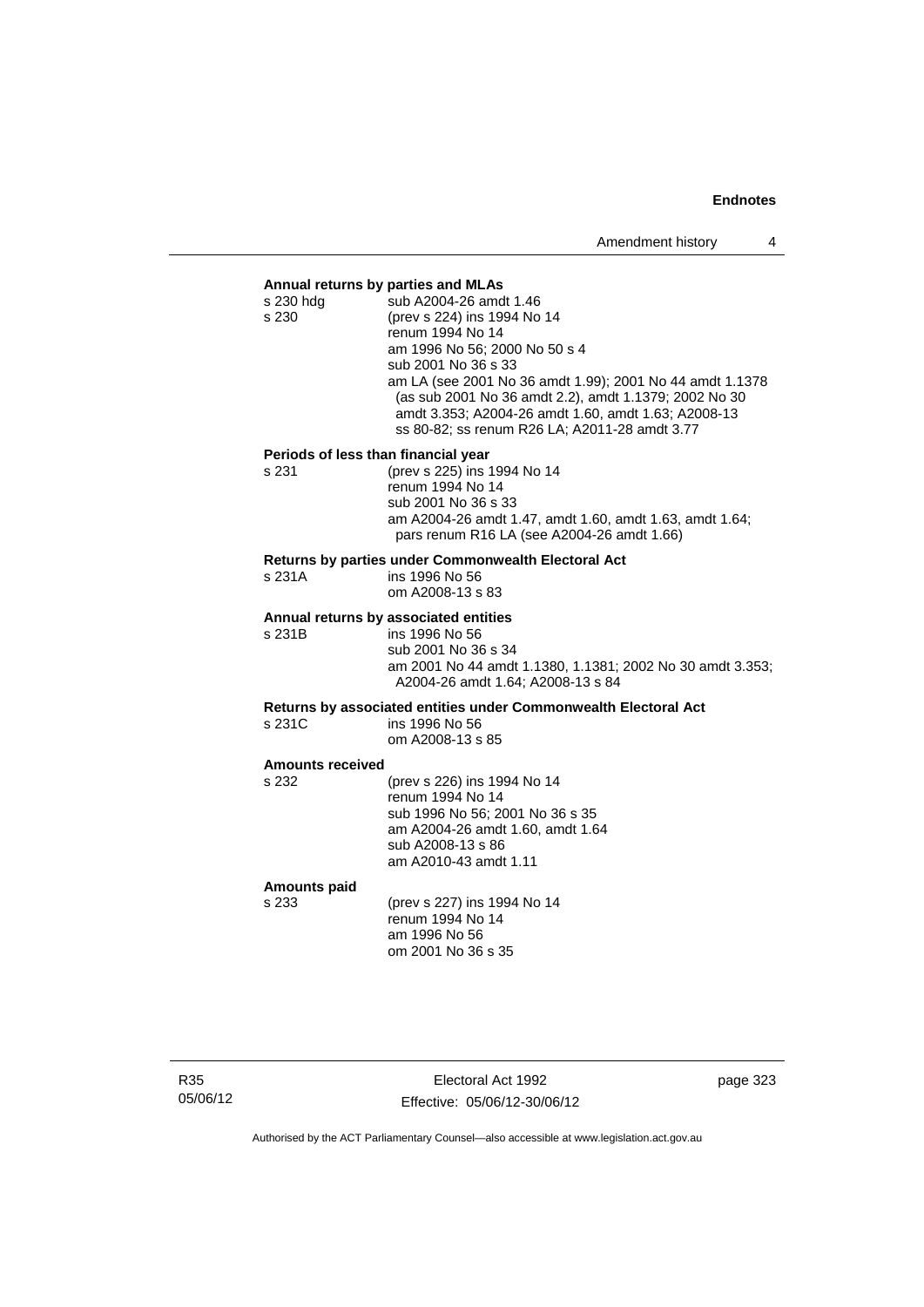**Annual returns by parties and MLAs**

s 230 hdg sub A2004-26 amdt 1.46

s 230 (prev s 224) ins 1994 No 14
renum 1994 No 14
am 1996 No 56; 2000 No 50 s 4
sub 2001 No 36 s 33
am LA (see 2001 No 36 amdt 1.99); 2001 No 44 amdt 1.1378 (as sub 2001 No 36 amdt 2.2), amdt 1.1379; 2002 No 30 amdt 3.353; A2004-26 amdt 1.60, amdt 1.63; A2008-13 ss 80-82; ss renum R26 LA; A2011-28 amdt 3.77

**Periods of less than financial year**

s 231 (prev s 225) ins 1994 No 14
renum 1994 No 14
sub 2001 No 36 s 33
am A2004-26 amdt 1.47, amdt 1.60, amdt 1.63, amdt 1.64; pars renum R16 LA (see A2004-26 amdt 1.66)

**Returns by parties under Commonwealth Electoral Act**

s 231A ins 1996 No 56
om A2008-13 s 83

**Annual returns by associated entities**

s 231B ins 1996 No 56
sub 2001 No 36 s 34
am 2001 No 44 amdt 1.1380, 1.1381; 2002 No 30 amdt 3.353; A2004-26 amdt 1.64; A2008-13 s 84

**Returns by associated entities under Commonwealth Electoral Act**

s 231C ins 1996 No 56
om A2008-13 s 85

**Amounts received**

s 232 (prev s 226) ins 1994 No 14
renum 1994 No 14
sub 1996 No 56; 2001 No 36 s 35
am A2004-26 amdt 1.60, amdt 1.64
sub A2008-13 s 86
am A2010-43 amdt 1.11

**Amounts paid**

s 233 (prev s 227) ins 1994 No 14
renum 1994 No 14
am 1996 No 56
om 2001 No 36 s 35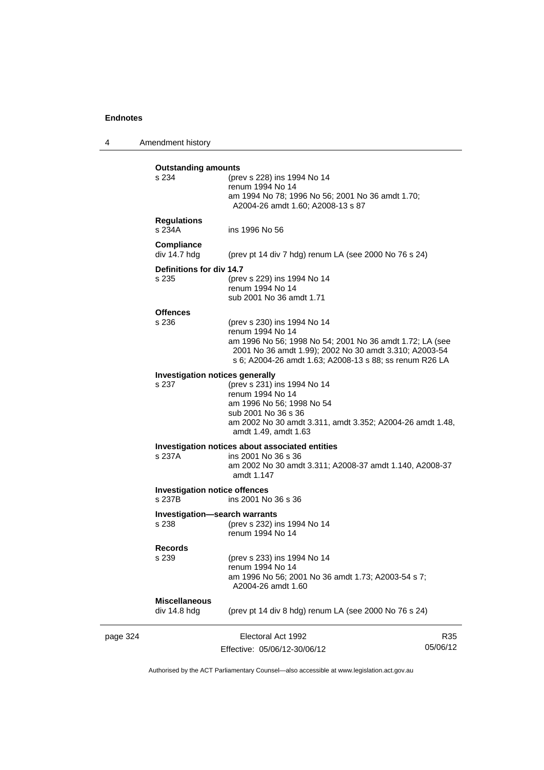**Outstanding amounts**

s 234 (prev s 228) ins 1994 No 14
renum 1994 No 14
am 1994 No 78; 1996 No 56; 2001 No 36 amdt 1.70; A2004-26 amdt 1.60; A2008-13 s 87

**Regulations**

s 234A ins 1996 No 56

**Compliance**

div 14.7 hdg (prev pt 14 div 7 hdg) renum LA (see 2000 No 76 s 24)

**Definitions for div 14.7**

s 235 (prev s 229) ins 1994 No 14
renum 1994 No 14
sub 2001 No 36 amdt 1.71

**Offences**

s 236 (prev s 230) ins 1994 No 14
renum 1994 No 14
am 1996 No 56; 1998 No 54; 2001 No 36 amdt 1.72; LA (see 2001 No 36 amdt 1.99); 2002 No 30 amdt 3.310; A2003-54 s 6; A2004-26 amdt 1.63; A2008-13 s 88; ss renum R26 LA

**Investigation notices generally**

s 237 (prev s 231) ins 1994 No 14
renum 1994 No 14
am 1996 No 56; 1998 No 54
sub 2001 No 36 s 36
am 2002 No 30 amdt 3.311, amdt 3.352; A2004-26 amdt 1.48, amdt 1.49, amdt 1.63

**Investigation notices about associated entities**

s 237A ins 2001 No 36 s 36
am 2002 No 30 amdt 3.311; A2008-37 amdt 1.140, A2008-37 amdt 1.147

**Investigation notice offences**

s 237B ins 2001 No 36 s 36

**Investigation—search warrants**

s 238 (prev s 232) ins 1994 No 14
renum 1994 No 14

**Records**

s 239 (prev s 233) ins 1994 No 14
renum 1994 No 14
am 1996 No 56; 2001 No 36 amdt 1.73; A2003-54 s 7; A2004-26 amdt 1.60

**Miscellaneous**

div 14.8 hdg (prev pt 14 div 8 hdg) renum LA (see 2000 No 76 s 24)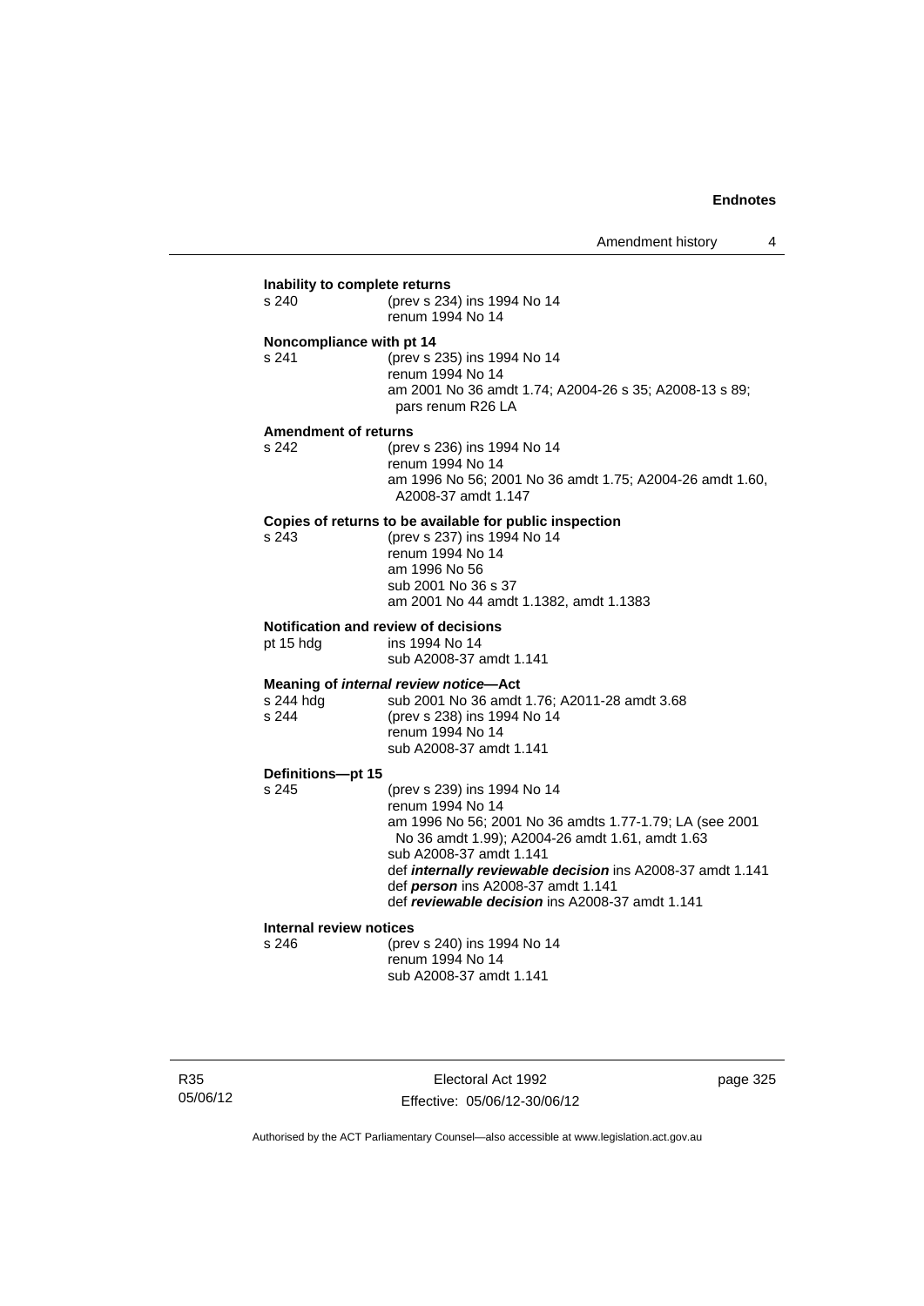**Inability to complete returns**

s 240 (prev s 234) ins 1994 No 14
renum 1994 No 14

**Noncompliance with pt 14**

s 241 (prev s 235) ins 1994 No 14
renum 1994 No 14
am 2001 No 36 amdt 1.74; A2004-26 s 35; A2008-13 s 89; pars renum R26 LA

**Amendment of returns**

s 242 (prev s 236) ins 1994 No 14
renum 1994 No 14
am 1996 No 56; 2001 No 36 amdt 1.75; A2004-26 amdt 1.60, A2008-37 amdt 1.147

**Copies of returns to be available for public inspection**

s 243 (prev s 237) ins 1994 No 14
renum 1994 No 14
am 1996 No 56
sub 2001 No 36 s 37
am 2001 No 44 amdt 1.1382, amdt 1.1383

**Notification and review of decisions**

pt 15 hdg ins 1994 No 14
sub A2008-37 amdt 1.141

**Meaning of *internal review notice*—Act**

s 244 hdg sub 2001 No 36 amdt 1.76; A2011-28 amdt 3.68
s 244 (prev s 238) ins 1994 No 14
renum 1994 No 14
sub A2008-37 amdt 1.141

**Definitions—pt 15**

s 245 (prev s 239) ins 1994 No 14
renum 1994 No 14
am 1996 No 56; 2001 No 36 amdts 1.77-1.79; LA (see 2001 No 36 amdt 1.99); A2004-26 amdt 1.61, amdt 1.63
sub A2008-37 amdt 1.141
def ***internally reviewable decision*** ins A2008-37 amdt 1.141
def ***person*** ins A2008-37 amdt 1.141
def ***reviewable decision*** ins A2008-37 amdt 1.141

**Internal review notices**

s 246 (prev s 240) ins 1994 No 14
renum 1994 No 14
sub A2008-37 amdt 1.141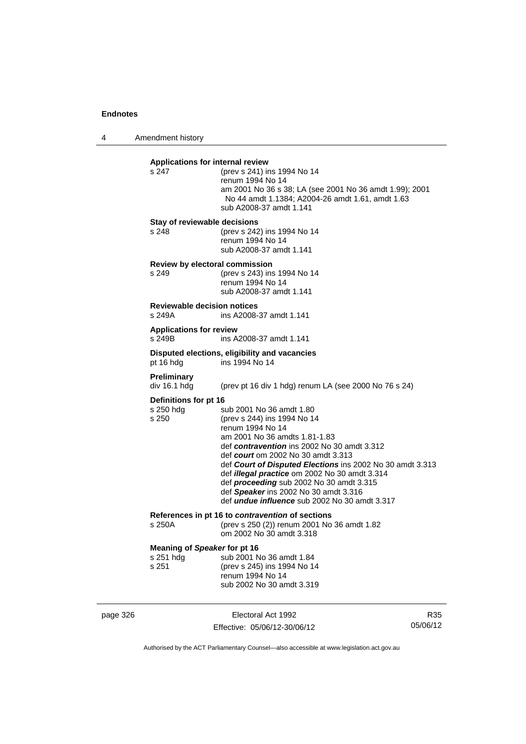**Applications for internal review**

s 247 (prev s 241) ins 1994 No 14
renum 1994 No 14
am 2001 No 36 s 38; LA (see 2001 No 36 amdt 1.99); 2001 No 44 amdt 1.1384; A2004-26 amdt 1.61, amdt 1.63
sub A2008-37 amdt 1.141

**Stay of reviewable decisions**

s 248 (prev s 242) ins 1994 No 14
renum 1994 No 14
sub A2008-37 amdt 1.141

**Review by electoral commission**

s 249 (prev s 243) ins 1994 No 14
renum 1994 No 14
sub A2008-37 amdt 1.141

**Reviewable decision notices**

s 249A ins A2008-37 amdt 1.141

**Applications for review**

s 249B ins A2008-37 amdt 1.141

**Disputed elections, eligibility and vacancies**

pt 16 hdg ins 1994 No 14

**Preliminary**

div 16.1 hdg (prev pt 16 div 1 hdg) renum LA (see 2000 No 76 s 24)

**Definitions for pt 16**

s 250 hdg sub 2001 No 36 amdt 1.80
s 250 (prev s 244) ins 1994 No 14
renum 1994 No 14
am 2001 No 36 amdts 1.81-1.83
def ***contravention*** ins 2002 No 30 amdt 3.312
def ***court*** om 2002 No 30 amdt 3.313
def ***Court of Disputed Elections*** ins 2002 No 30 amdt 3.313
def ***illegal practice*** om 2002 No 30 amdt 3.314
def ***proceeding*** sub 2002 No 30 amdt 3.315
def ***Speaker*** ins 2002 No 30 amdt 3.316
def ***undue influence*** sub 2002 No 30 amdt 3.317

**References in pt 16 to *contravention* of sections**

s 250A (prev s 250 (2)) renum 2001 No 36 amdt 1.82
om 2002 No 30 amdt 3.318

**Meaning of *Speaker* for pt 16**

s 251 hdg sub 2001 No 36 amdt 1.84
s 251 (prev s 245) ins 1994 No 14
renum 1994 No 14
sub 2002 No 30 amdt 3.319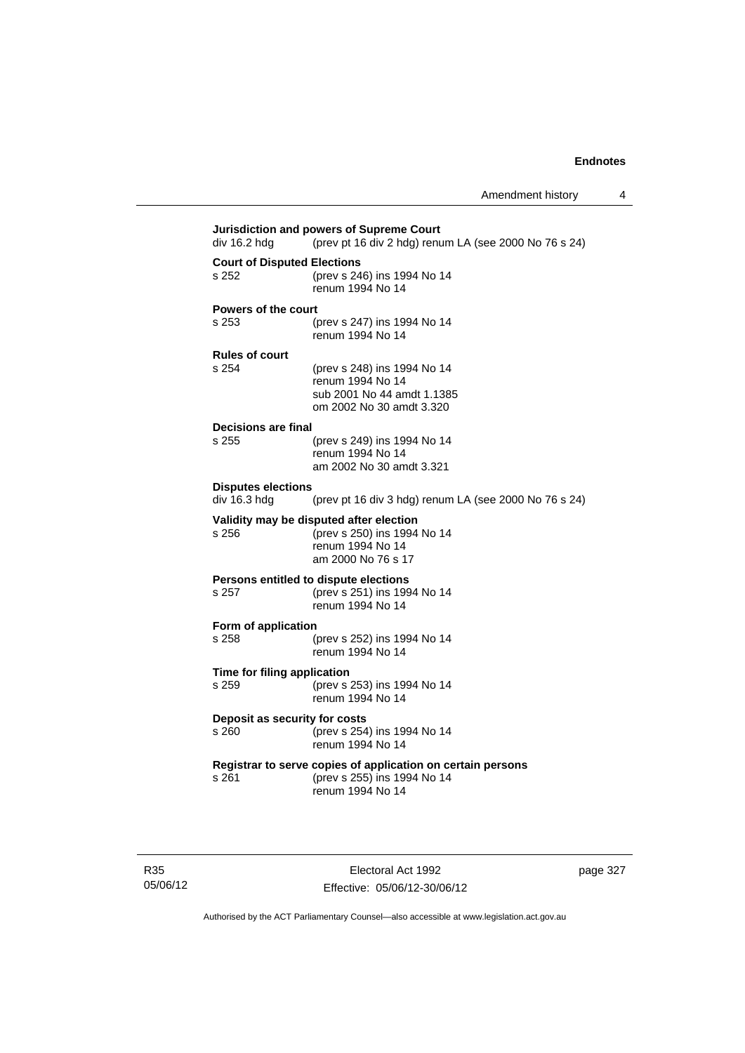**Jurisdiction and powers of Supreme Court**

div 16.2 hdg (prev pt 16 div 2 hdg) renum LA (see 2000 No 76 s 24)

**Court of Disputed Elections**

s 252 (prev s 246) ins 1994 No 14
renum 1994 No 14

**Powers of the court**

s 253 (prev s 247) ins 1994 No 14
renum 1994 No 14

**Rules of court**

s 254 (prev s 248) ins 1994 No 14
renum 1994 No 14
sub 2001 No 44 amdt 1.1385
om 2002 No 30 amdt 3.320

**Decisions are final**

s 255 (prev s 249) ins 1994 No 14
renum 1994 No 14
am 2002 No 30 amdt 3.321

**Disputes elections**

div 16.3 hdg (prev pt 16 div 3 hdg) renum LA (see 2000 No 76 s 24)

**Validity may be disputed after election**

s 256 (prev s 250) ins 1994 No 14
renum 1994 No 14
am 2000 No 76 s 17

**Persons entitled to dispute elections**

s 257 (prev s 251) ins 1994 No 14
renum 1994 No 14

**Form of application**

s 258 (prev s 252) ins 1994 No 14
renum 1994 No 14

**Time for filing application**

s 259 (prev s 253) ins 1994 No 14
renum 1994 No 14

**Deposit as security for costs**

s 260 (prev s 254) ins 1994 No 14
renum 1994 No 14

**Registrar to serve copies of application on certain persons**

s 261 (prev s 255) ins 1994 No 14
renum 1994 No 14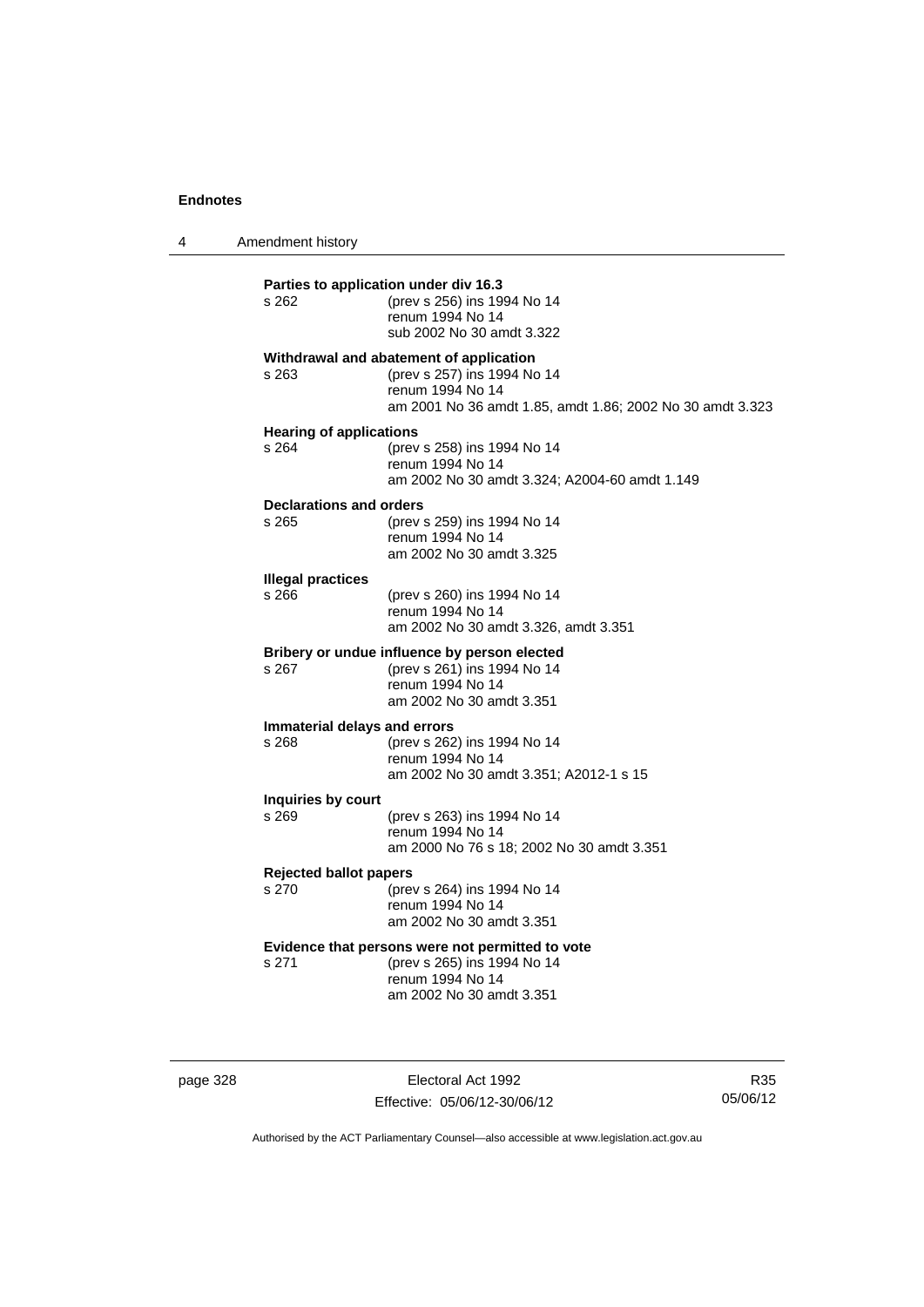**Parties to application under div 16.3**

s 262 — (prev s 256) ins 1994 No 14
renum 1994 No 14
sub 2002 No 30 amdt 3.322

**Withdrawal and abatement of application**

s 263 — (prev s 257) ins 1994 No 14
renum 1994 No 14
am 2001 No 36 amdt 1.85, amdt 1.86; 2002 No 30 amdt 3.323

**Hearing of applications**

s 264 — (prev s 258) ins 1994 No 14
renum 1994 No 14
am 2002 No 30 amdt 3.324; A2004-60 amdt 1.149

**Declarations and orders**

s 265 — (prev s 259) ins 1994 No 14
renum 1994 No 14
am 2002 No 30 amdt 3.325

**Illegal practices**

s 266 — (prev s 260) ins 1994 No 14
renum 1994 No 14
am 2002 No 30 amdt 3.326, amdt 3.351

**Bribery or undue influence by person elected**

s 267 — (prev s 261) ins 1994 No 14
renum 1994 No 14
am 2002 No 30 amdt 3.351

**Immaterial delays and errors**

s 268 — (prev s 262) ins 1994 No 14
renum 1994 No 14
am 2002 No 30 amdt 3.351; A2012-1 s 15

**Inquiries by court**

s 269 — (prev s 263) ins 1994 No 14
renum 1994 No 14
am 2000 No 76 s 18; 2002 No 30 amdt 3.351

**Rejected ballot papers**

s 270 — (prev s 264) ins 1994 No 14
renum 1994 No 14
am 2002 No 30 amdt 3.351

**Evidence that persons were not permitted to vote**

s 271 — (prev s 265) ins 1994 No 14
renum 1994 No 14
am 2002 No 30 amdt 3.351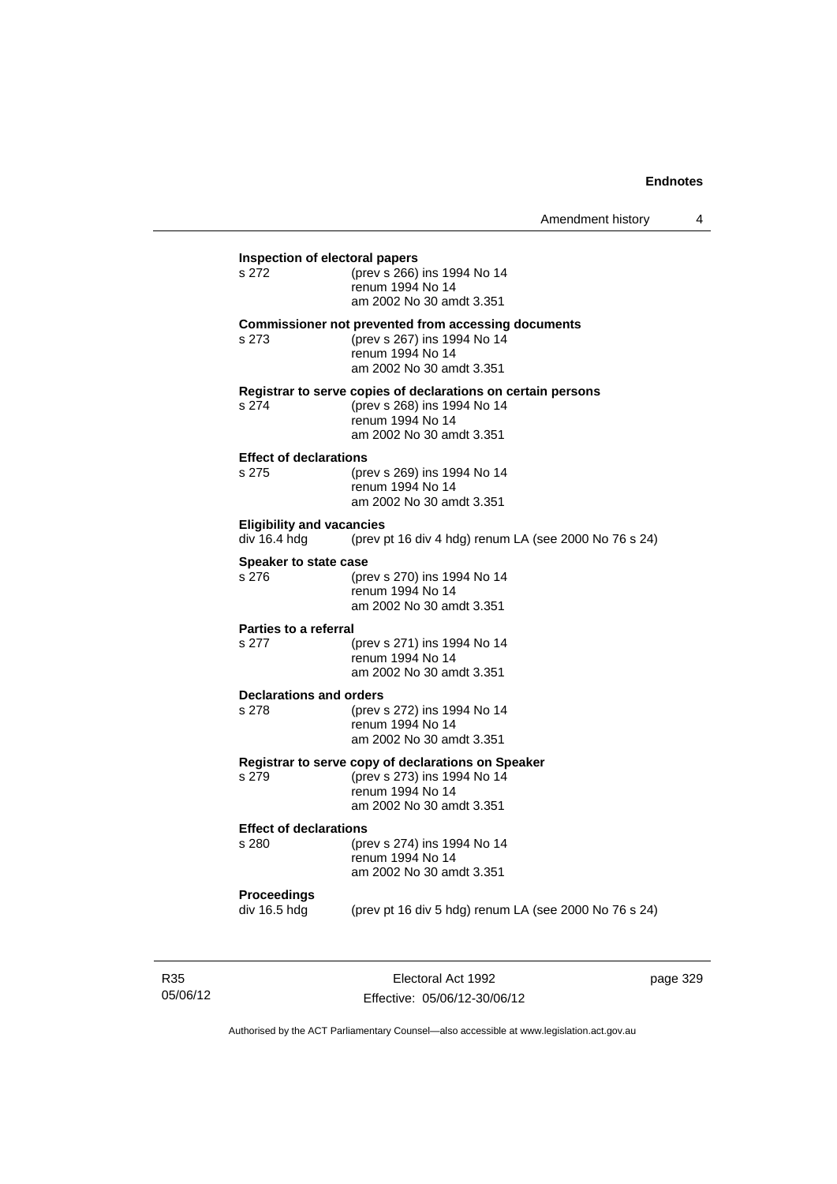**Inspection of electoral papers**
s 272 (prev s 266) ins 1994 No 14
renum 1994 No 14
am 2002 No 30 amdt 3.351

**Commissioner not prevented from accessing documents**
s 273 (prev s 267) ins 1994 No 14
renum 1994 No 14
am 2002 No 30 amdt 3.351

**Registrar to serve copies of declarations on certain persons**
s 274 (prev s 268) ins 1994 No 14
renum 1994 No 14
am 2002 No 30 amdt 3.351

**Effect of declarations**
s 275 (prev s 269) ins 1994 No 14
renum 1994 No 14
am 2002 No 30 amdt 3.351

**Eligibility and vacancies**
div 16.4 hdg (prev pt 16 div 4 hdg) renum LA (see 2000 No 76 s 24)

**Speaker to state case**
s 276 (prev s 270) ins 1994 No 14
renum 1994 No 14
am 2002 No 30 amdt 3.351

**Parties to a referral**
s 277 (prev s 271) ins 1994 No 14
renum 1994 No 14
am 2002 No 30 amdt 3.351

**Declarations and orders**
s 278 (prev s 272) ins 1994 No 14
renum 1994 No 14
am 2002 No 30 amdt 3.351

**Registrar to serve copy of declarations on Speaker**
s 279 (prev s 273) ins 1994 No 14
renum 1994 No 14
am 2002 No 30 amdt 3.351

**Effect of declarations**
s 280 (prev s 274) ins 1994 No 14
renum 1994 No 14
am 2002 No 30 amdt 3.351

**Proceedings**
div 16.5 hdg (prev pt 16 div 5 hdg) renum LA (see 2000 No 76 s 24)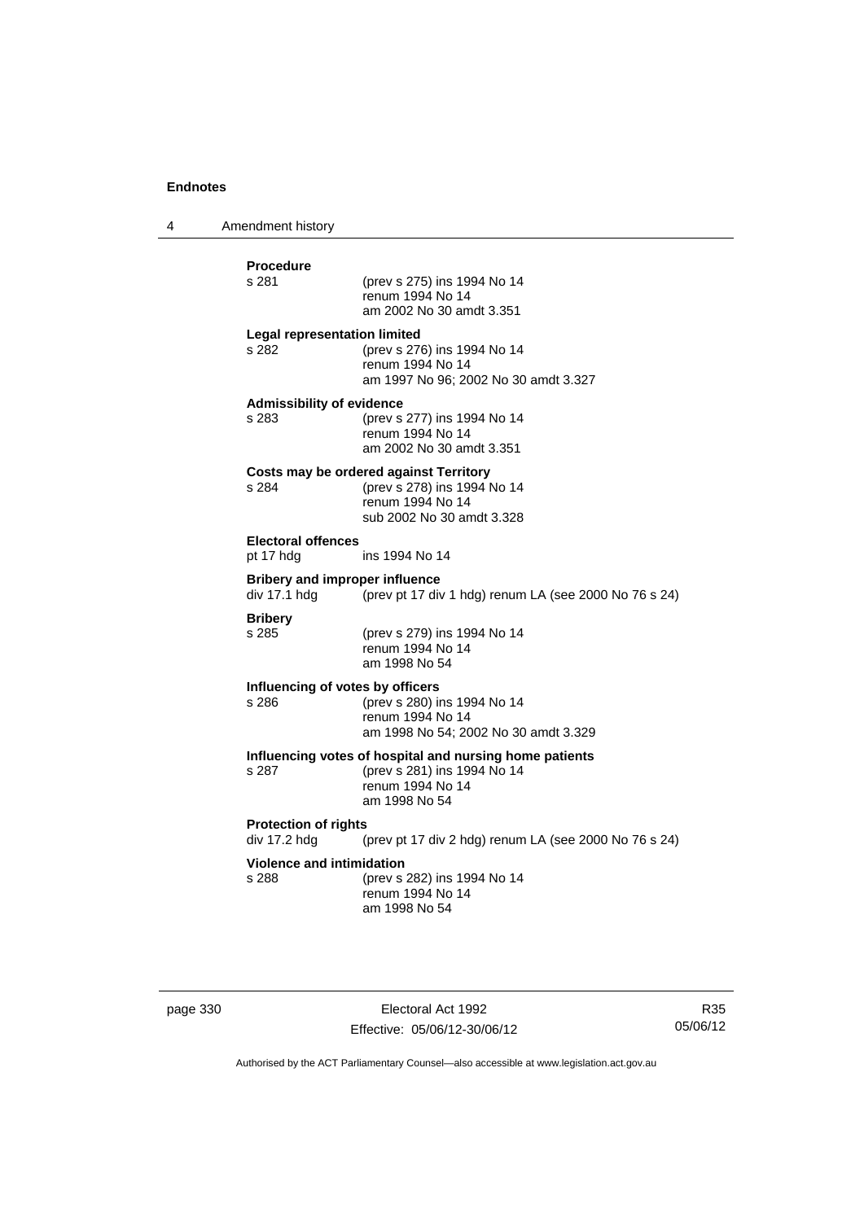**Procedure**

s 281 (prev s 275) ins 1994 No 14
renum 1994 No 14
am 2002 No 30 amdt 3.351

**Legal representation limited**

s 282 (prev s 276) ins 1994 No 14
renum 1994 No 14
am 1997 No 96; 2002 No 30 amdt 3.327

**Admissibility of evidence**

s 283 (prev s 277) ins 1994 No 14
renum 1994 No 14
am 2002 No 30 amdt 3.351

**Costs may be ordered against Territory**

s 284 (prev s 278) ins 1994 No 14
renum 1994 No 14
sub 2002 No 30 amdt 3.328

**Electoral offences**

pt 17 hdg ins 1994 No 14

**Bribery and improper influence**

div 17.1 hdg (prev pt 17 div 1 hdg) renum LA (see 2000 No 76 s 24)

**Bribery**

s 285 (prev s 279) ins 1994 No 14
renum 1994 No 14
am 1998 No 54

**Influencing of votes by officers**

s 286 (prev s 280) ins 1994 No 14
renum 1994 No 14
am 1998 No 54; 2002 No 30 amdt 3.329

**Influencing votes of hospital and nursing home patients**

s 287 (prev s 281) ins 1994 No 14
renum 1994 No 14
am 1998 No 54

**Protection of rights**

div 17.2 hdg (prev pt 17 div 2 hdg) renum LA (see 2000 No 76 s 24)

**Violence and intimidation**

s 288 (prev s 282) ins 1994 No 14
renum 1994 No 14
am 1998 No 54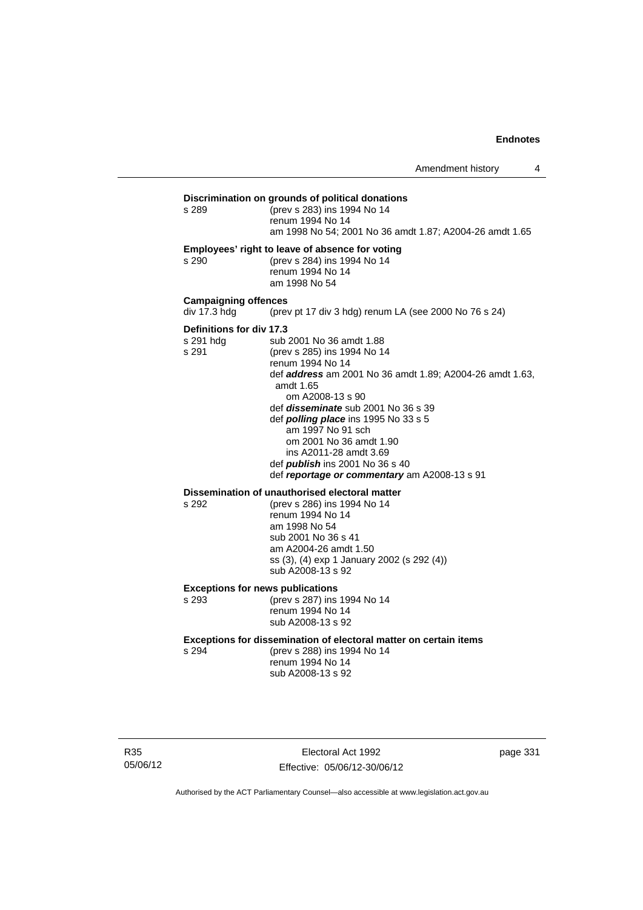**Discrimination on grounds of political donations**

s 289 (prev s 283) ins 1994 No 14
renum 1994 No 14
am 1998 No 54; 2001 No 36 amdt 1.87; A2004-26 amdt 1.65

**Employees' right to leave of absence for voting**

s 290 (prev s 284) ins 1994 No 14
renum 1994 No 14
am 1998 No 54

**Campaigning offences**

div 17.3 hdg (prev pt 17 div 3 hdg) renum LA (see 2000 No 76 s 24)

**Definitions for div 17.3**

s 291 hdg sub 2001 No 36 amdt 1.88

s 291 (prev s 285) ins 1994 No 14
renum 1994 No 14
def ***address*** am 2001 No 36 amdt 1.89; A2004-26 amdt 1.63, amdt 1.65
om A2008-13 s 90
def ***disseminate*** sub 2001 No 36 s 39
def ***polling place*** ins 1995 No 33 s 5
am 1997 No 91 sch
om 2001 No 36 amdt 1.90
ins A2011-28 amdt 3.69
def ***publish*** ins 2001 No 36 s 40
def ***reportage or commentary*** am A2008-13 s 91

**Dissemination of unauthorised electoral matter**

s 292 (prev s 286) ins 1994 No 14
renum 1994 No 14
am 1998 No 54
sub 2001 No 36 s 41
am A2004-26 amdt 1.50
ss (3), (4) exp 1 January 2002 (s 292 (4))
sub A2008-13 s 92

**Exceptions for news publications**

s 293 (prev s 287) ins 1994 No 14
renum 1994 No 14
sub A2008-13 s 92

**Exceptions for dissemination of electoral matter on certain items**

s 294 (prev s 288) ins 1994 No 14
renum 1994 No 14
sub A2008-13 s 92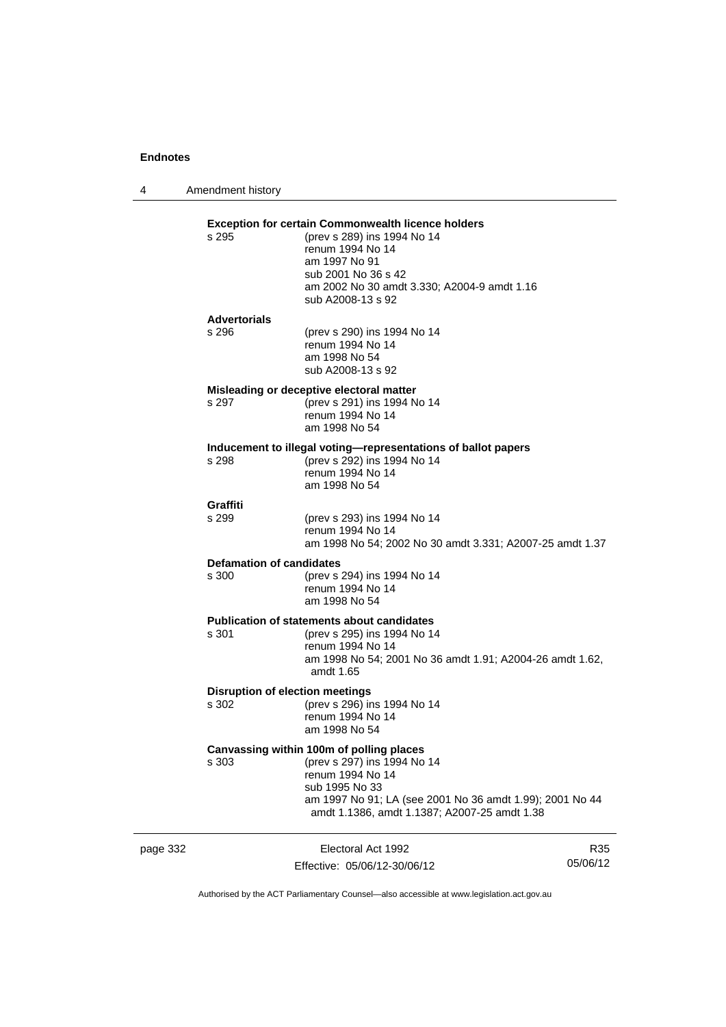**Exception for certain Commonwealth licence holders**

s 295 (prev s 289) ins 1994 No 14
renum 1994 No 14
am 1997 No 91
sub 2001 No 36 s 42
am 2002 No 30 amdt 3.330; A2004-9 amdt 1.16
sub A2008-13 s 92

**Advertorials**

s 296 (prev s 290) ins 1994 No 14
renum 1994 No 14
am 1998 No 54
sub A2008-13 s 92

**Misleading or deceptive electoral matter**

s 297 (prev s 291) ins 1994 No 14
renum 1994 No 14
am 1998 No 54

**Inducement to illegal voting—representations of ballot papers**

s 298 (prev s 292) ins 1994 No 14
renum 1994 No 14
am 1998 No 54

**Graffiti**

s 299 (prev s 293) ins 1994 No 14
renum 1994 No 14
am 1998 No 54; 2002 No 30 amdt 3.331; A2007-25 amdt 1.37

**Defamation of candidates**

s 300 (prev s 294) ins 1994 No 14
renum 1994 No 14
am 1998 No 54

**Publication of statements about candidates**

s 301 (prev s 295) ins 1994 No 14
renum 1994 No 14
am 1998 No 54; 2001 No 36 amdt 1.91; A2004-26 amdt 1.62, amdt 1.65

**Disruption of election meetings**

s 302 (prev s 296) ins 1994 No 14
renum 1994 No 14
am 1998 No 54

**Canvassing within 100m of polling places**

s 303 (prev s 297) ins 1994 No 14
renum 1994 No 14
sub 1995 No 33
am 1997 No 91; LA (see 2001 No 36 amdt 1.99); 2001 No 44 amdt 1.1386, amdt 1.1387; A2007-25 amdt 1.38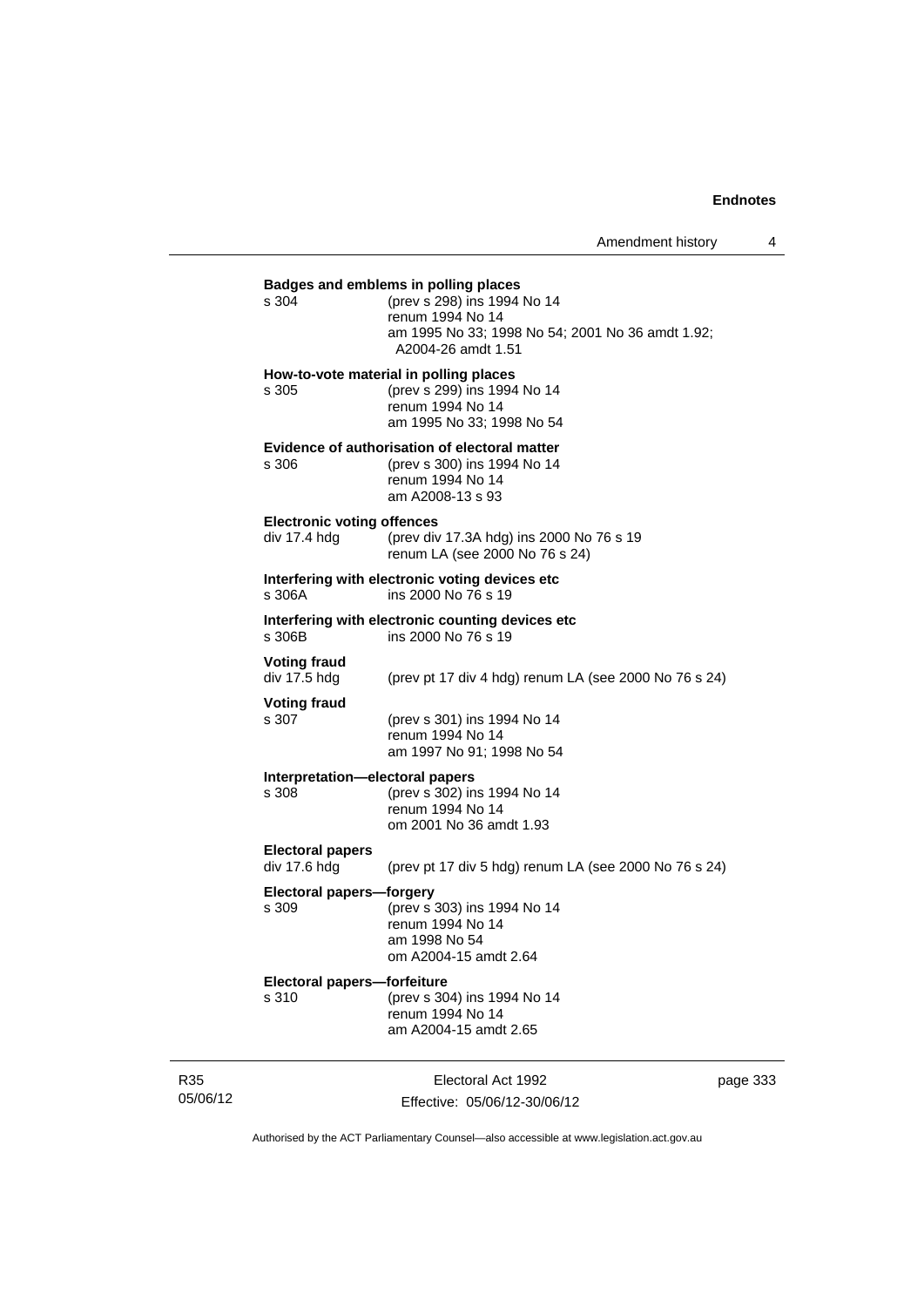**Badges and emblems in polling places**

s 304 (prev s 298) ins 1994 No 14
renum 1994 No 14
am 1995 No 33; 1998 No 54; 2001 No 36 amdt 1.92; A2004-26 amdt 1.51

**How-to-vote material in polling places**

s 305 (prev s 299) ins 1994 No 14
renum 1994 No 14
am 1995 No 33; 1998 No 54

**Evidence of authorisation of electoral matter**

s 306 (prev s 300) ins 1994 No 14
renum 1994 No 14
am A2008-13 s 93

**Electronic voting offences**

div 17.4 hdg (prev div 17.3A hdg) ins 2000 No 76 s 19
renum LA (see 2000 No 76 s 24)

**Interfering with electronic voting devices etc**

s 306A ins 2000 No 76 s 19

**Interfering with electronic counting devices etc**

s 306B ins 2000 No 76 s 19

**Voting fraud**

div 17.5 hdg (prev pt 17 div 4 hdg) renum LA (see 2000 No 76 s 24)

**Voting fraud**

s 307 (prev s 301) ins 1994 No 14
renum 1994 No 14
am 1997 No 91; 1998 No 54

**Interpretation—electoral papers**

s 308 (prev s 302) ins 1994 No 14
renum 1994 No 14
om 2001 No 36 amdt 1.93

**Electoral papers**

div 17.6 hdg (prev pt 17 div 5 hdg) renum LA (see 2000 No 76 s 24)

**Electoral papers—forgery**

s 309 (prev s 303) ins 1994 No 14
renum 1994 No 14
am 1998 No 54
om A2004-15 amdt 2.64

**Electoral papers—forfeiture**

s 310 (prev s 304) ins 1994 No 14
renum 1994 No 14
am A2004-15 amdt 2.65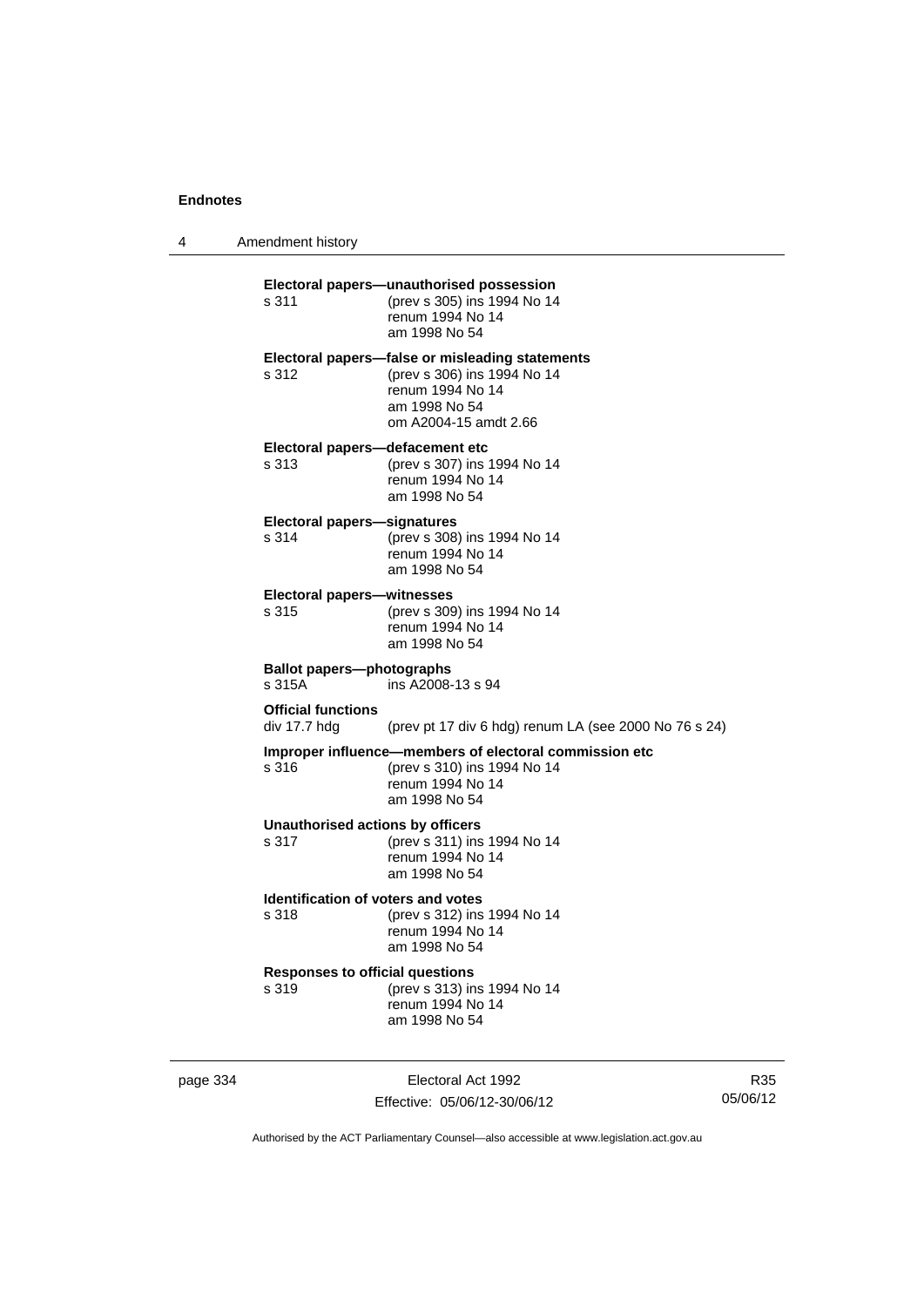**Electoral papers—unauthorised possession**

s 311 (prev s 305) ins 1994 No 14
renum 1994 No 14
am 1998 No 54

**Electoral papers—false or misleading statements**

s 312 (prev s 306) ins 1994 No 14
renum 1994 No 14
am 1998 No 54
om A2004-15 amdt 2.66

**Electoral papers—defacement etc**

s 313 (prev s 307) ins 1994 No 14
renum 1994 No 14
am 1998 No 54

**Electoral papers—signatures**

s 314 (prev s 308) ins 1994 No 14
renum 1994 No 14
am 1998 No 54

**Electoral papers—witnesses**

s 315 (prev s 309) ins 1994 No 14
renum 1994 No 14
am 1998 No 54

**Ballot papers—photographs**

s 315A ins A2008-13 s 94

**Official functions**

div 17.7 hdg (prev pt 17 div 6 hdg) renum LA (see 2000 No 76 s 24)

**Improper influence—members of electoral commission etc**

s 316 (prev s 310) ins 1994 No 14
renum 1994 No 14
am 1998 No 54

**Unauthorised actions by officers**

s 317 (prev s 311) ins 1994 No 14
renum 1994 No 14
am 1998 No 54

**Identification of voters and votes**

s 318 (prev s 312) ins 1994 No 14
renum 1994 No 14
am 1998 No 54

**Responses to official questions**

s 319 (prev s 313) ins 1994 No 14
renum 1994 No 14
am 1998 No 54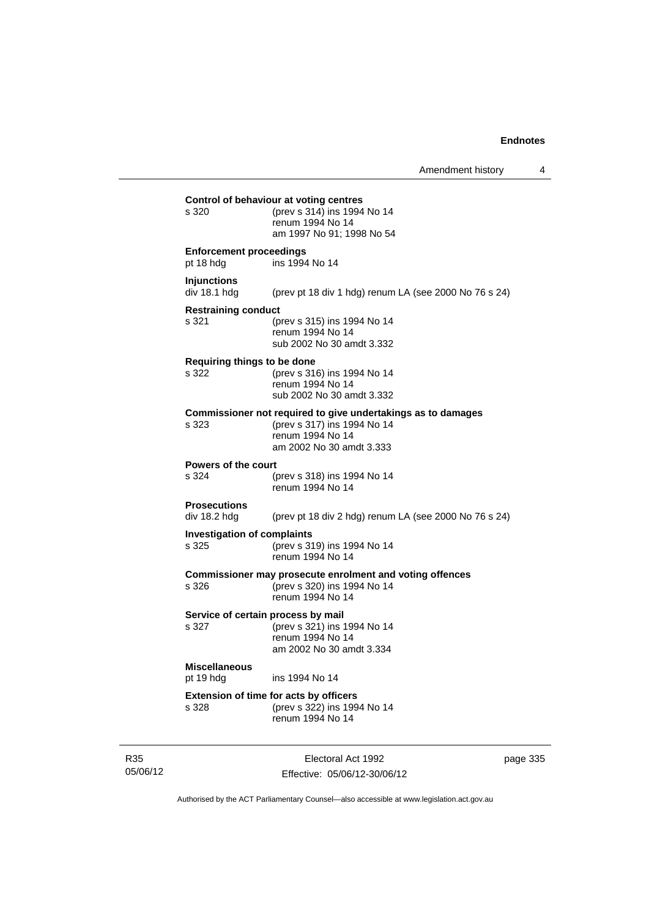**Control of behaviour at voting centres**

s 320 (prev s 314) ins 1994 No 14
renum 1994 No 14
am 1997 No 91; 1998 No 54

**Enforcement proceedings**

pt 18 hdg ins 1994 No 14

**Injunctions**

div 18.1 hdg (prev pt 18 div 1 hdg) renum LA (see 2000 No 76 s 24)

**Restraining conduct**

s 321 (prev s 315) ins 1994 No 14
renum 1994 No 14
sub 2002 No 30 amdt 3.332

**Requiring things to be done**

s 322 (prev s 316) ins 1994 No 14
renum 1994 No 14
sub 2002 No 30 amdt 3.332

**Commissioner not required to give undertakings as to damages**

s 323 (prev s 317) ins 1994 No 14
renum 1994 No 14
am 2002 No 30 amdt 3.333

**Powers of the court**

s 324 (prev s 318) ins 1994 No 14
renum 1994 No 14

**Prosecutions**

div 18.2 hdg (prev pt 18 div 2 hdg) renum LA (see 2000 No 76 s 24)

**Investigation of complaints**

s 325 (prev s 319) ins 1994 No 14
renum 1994 No 14

**Commissioner may prosecute enrolment and voting offences**

s 326 (prev s 320) ins 1994 No 14
renum 1994 No 14

**Service of certain process by mail**

s 327 (prev s 321) ins 1994 No 14
renum 1994 No 14
am 2002 No 30 amdt 3.334

**Miscellaneous**

pt 19 hdg ins 1994 No 14

**Extension of time for acts by officers**

s 328 (prev s 322) ins 1994 No 14
renum 1994 No 14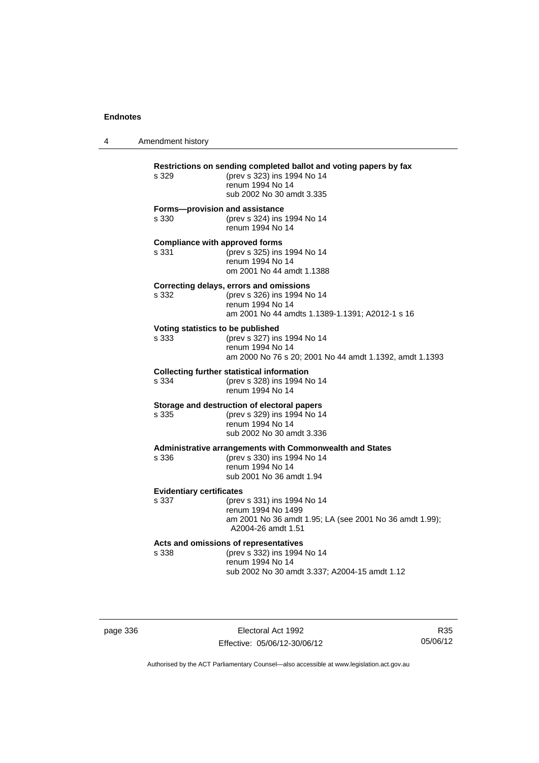**Restrictions on sending completed ballot and voting papers by fax**

s 329 (prev s 323) ins 1994 No 14
renum 1994 No 14
sub 2002 No 30 amdt 3.335

**Forms—provision and assistance**

s 330 (prev s 324) ins 1994 No 14
renum 1994 No 14

**Compliance with approved forms**

s 331 (prev s 325) ins 1994 No 14
renum 1994 No 14
om 2001 No 44 amdt 1.1388

**Correcting delays, errors and omissions**

s 332 (prev s 326) ins 1994 No 14
renum 1994 No 14
am 2001 No 44 amdts 1.1389-1.1391; A2012-1 s 16

**Voting statistics to be published**

s 333 (prev s 327) ins 1994 No 14
renum 1994 No 14
am 2000 No 76 s 20; 2001 No 44 amdt 1.1392, amdt 1.1393

**Collecting further statistical information**

s 334 (prev s 328) ins 1994 No 14
renum 1994 No 14

**Storage and destruction of electoral papers**

s 335 (prev s 329) ins 1994 No 14
renum 1994 No 14
sub 2002 No 30 amdt 3.336

**Administrative arrangements with Commonwealth and States**

s 336 (prev s 330) ins 1994 No 14
renum 1994 No 14
sub 2001 No 36 amdt 1.94

**Evidentiary certificates**

s 337 (prev s 331) ins 1994 No 14
renum 1994 No 1499
am 2001 No 36 amdt 1.95; LA (see 2001 No 36 amdt 1.99); A2004-26 amdt 1.51

**Acts and omissions of representatives**

s 338 (prev s 332) ins 1994 No 14
renum 1994 No 14
sub 2002 No 30 amdt 3.337; A2004-15 amdt 1.12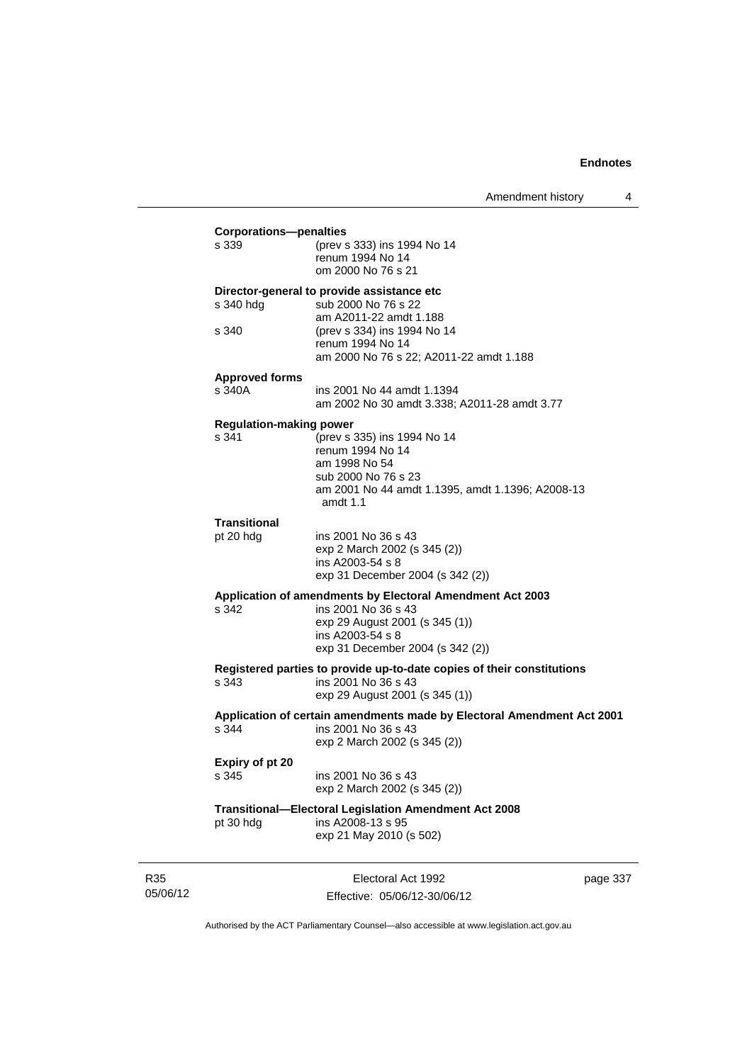**Corporations—penalties**

| | |
|---|---|
| s 339 | (prev s 333) ins 1994 No 14<br>renum 1994 No 14<br>om 2000 No 76 s 21 |

**Director-general to provide assistance etc**

| | |
|---|---|
| s 340 hdg | sub 2000 No 76 s 22<br>am A2011-22 amdt 1.188 |
| s 340 | (prev s 334) ins 1994 No 14<br>renum 1994 No 14<br>am 2000 No 76 s 22; A2011-22 amdt 1.188 |

**Approved forms**

| | |
|---|---|
| s 340A | ins 2001 No 44 amdt 1.1394<br>am 2002 No 30 amdt 3.338; A2011-28 amdt 3.77 |

**Regulation-making power**

| | |
|---|---|
| s 341 | (prev s 335) ins 1994 No 14<br>renum 1994 No 14<br>am 1998 No 54<br>sub 2000 No 76 s 23<br>am 2001 No 44 amdt 1.1395, amdt 1.1396; A2008-13 amdt 1.1 |

**Transitional**

| | |
|---|---|
| pt 20 hdg | ins 2001 No 36 s 43<br>exp 2 March 2002 (s 345 (2))<br>ins A2003-54 s 8<br>exp 31 December 2004 (s 342 (2)) |

**Application of amendments by Electoral Amendment Act 2003**

| | |
|---|---|
| s 342 | ins 2001 No 36 s 43<br>exp 29 August 2001 (s 345 (1))<br>ins A2003-54 s 8<br>exp 31 December 2004 (s 342 (2)) |

**Registered parties to provide up-to-date copies of their constitutions**

| | |
|---|---|
| s 343 | ins 2001 No 36 s 43<br>exp 29 August 2001 (s 345 (1)) |

**Application of certain amendments made by Electoral Amendment Act 2001**

| | |
|---|---|
| s 344 | ins 2001 No 36 s 43<br>exp 2 March 2002 (s 345 (2)) |

**Expiry of pt 20**

| | |
|---|---|
| s 345 | ins 2001 No 36 s 43<br>exp 2 March 2002 (s 345 (2)) |

**Transitional—Electoral Legislation Amendment Act 2008**

| | |
|---|---|
| pt 30 hdg | ins A2008-13 s 95<br>exp 21 May 2010 (s 502) |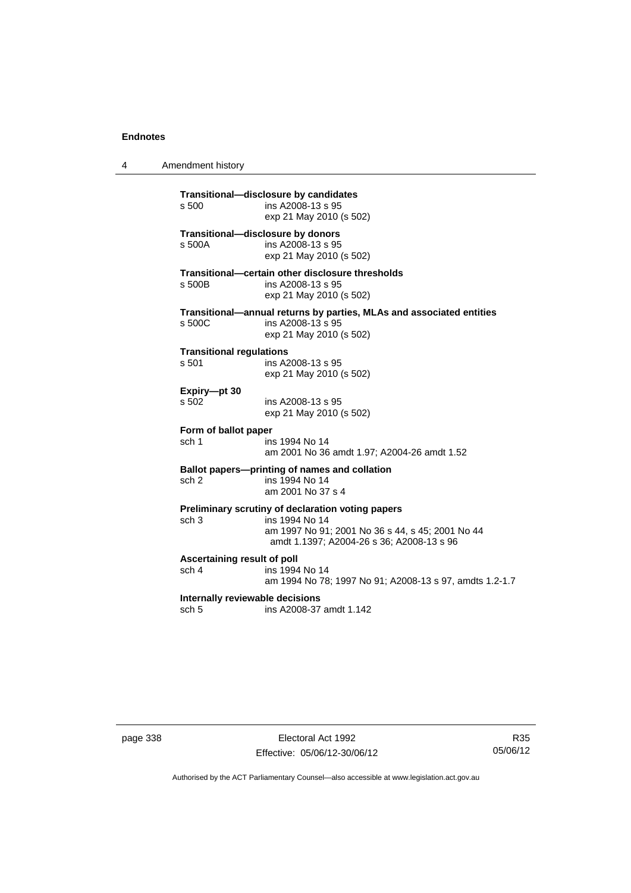**Transitional—disclosure by candidates**

s 500 ins A2008-13 s 95
exp 21 May 2010 (s 502)

**Transitional—disclosure by donors**

s 500A ins A2008-13 s 95
exp 21 May 2010 (s 502)

**Transitional—certain other disclosure thresholds**

s 500B ins A2008-13 s 95
exp 21 May 2010 (s 502)

**Transitional—annual returns by parties, MLAs and associated entities**

s 500C ins A2008-13 s 95
exp 21 May 2010 (s 502)

**Transitional regulations**

s 501 ins A2008-13 s 95
exp 21 May 2010 (s 502)

**Expiry—pt 30**

s 502 ins A2008-13 s 95
exp 21 May 2010 (s 502)

**Form of ballot paper**

sch 1 ins 1994 No 14
am 2001 No 36 amdt 1.97; A2004-26 amdt 1.52

**Ballot papers—printing of names and collation**

sch 2 ins 1994 No 14
am 2001 No 37 s 4

**Preliminary scrutiny of declaration voting papers**

sch 3 ins 1994 No 14
am 1997 No 91; 2001 No 36 s 44, s 45; 2001 No 44 amdt 1.1397; A2004-26 s 36; A2008-13 s 96

**Ascertaining result of poll**

sch 4 ins 1994 No 14
am 1994 No 78; 1997 No 91; A2008-13 s 97, amdts 1.2-1.7

**Internally reviewable decisions**

sch 5 ins A2008-37 amdt 1.142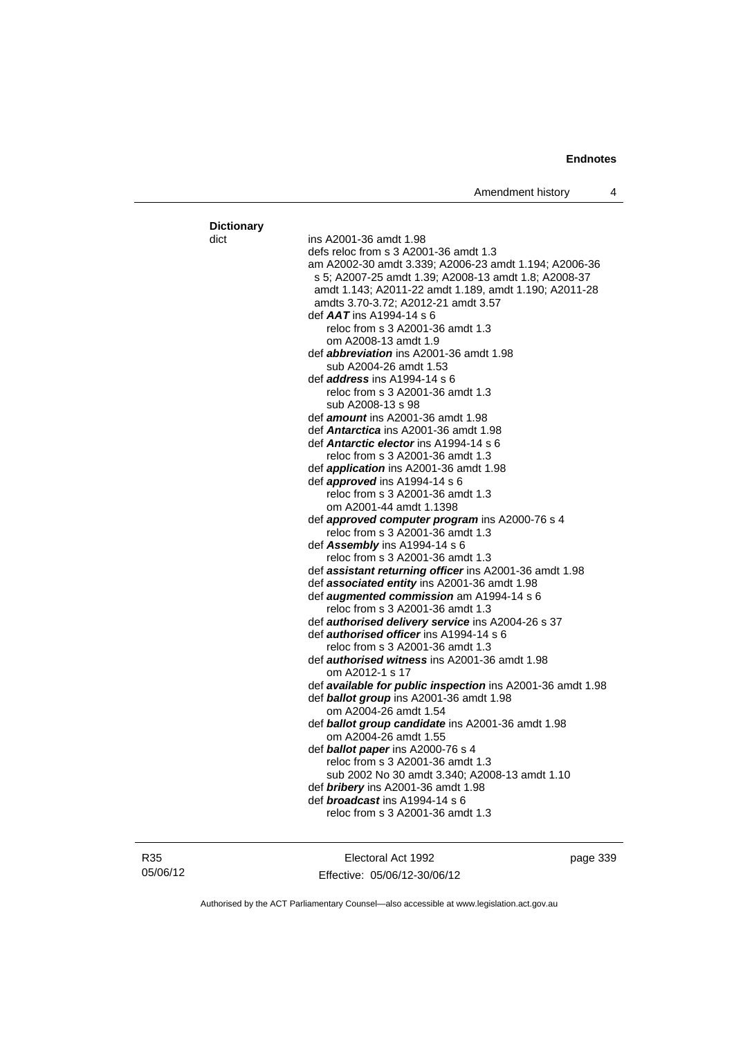**Dictionary**

dict
ins A2001-36 amdt 1.98
defs reloc from s 3 A2001-36 amdt 1.3
am A2002-30 amdt 3.339; A2006-23 amdt 1.194; A2006-36 s 5; A2007-25 amdt 1.39; A2008-13 amdt 1.8; A2008-37 amdt 1.143; A2011-22 amdt 1.189, amdt 1.190; A2011-28 amdts 3.70-3.72; A2012-21 amdt 3.57

def ***AAT*** ins A1994-14 s 6
reloc from s 3 A2001-36 amdt 1.3
om A2008-13 amdt 1.9

def ***abbreviation*** ins A2001-36 amdt 1.98
sub A2004-26 amdt 1.53

def ***address*** ins A1994-14 s 6
reloc from s 3 A2001-36 amdt 1.3
sub A2008-13 s 98

def ***amount*** ins A2001-36 amdt 1.98

def ***Antarctica*** ins A2001-36 amdt 1.98

def ***Antarctic elector*** ins A1994-14 s 6
reloc from s 3 A2001-36 amdt 1.3

def ***application*** ins A2001-36 amdt 1.98

def ***approved*** ins A1994-14 s 6
reloc from s 3 A2001-36 amdt 1.3
om A2001-44 amdt 1.1398

def ***approved computer program*** ins A2000-76 s 4
reloc from s 3 A2001-36 amdt 1.3

def ***Assembly*** ins A1994-14 s 6
reloc from s 3 A2001-36 amdt 1.3

def ***assistant returning officer*** ins A2001-36 amdt 1.98

def ***associated entity*** ins A2001-36 amdt 1.98

def ***augmented commission*** am A1994-14 s 6
reloc from s 3 A2001-36 amdt 1.3

def ***authorised delivery service*** ins A2004-26 s 37

def ***authorised officer*** ins A1994-14 s 6
reloc from s 3 A2001-36 amdt 1.3

def ***authorised witness*** ins A2001-36 amdt 1.98
om A2012-1 s 17

def ***available for public inspection*** ins A2001-36 amdt 1.98

def ***ballot group*** ins A2001-36 amdt 1.98
om A2004-26 amdt 1.54

def ***ballot group candidate*** ins A2001-36 amdt 1.98
om A2004-26 amdt 1.55

def ***ballot paper*** ins A2000-76 s 4
reloc from s 3 A2001-36 amdt 1.3
sub 2002 No 30 amdt 3.340; A2008-13 amdt 1.10

def ***bribery*** ins A2001-36 amdt 1.98

def ***broadcast*** ins A1994-14 s 6
reloc from s 3 A2001-36 amdt 1.3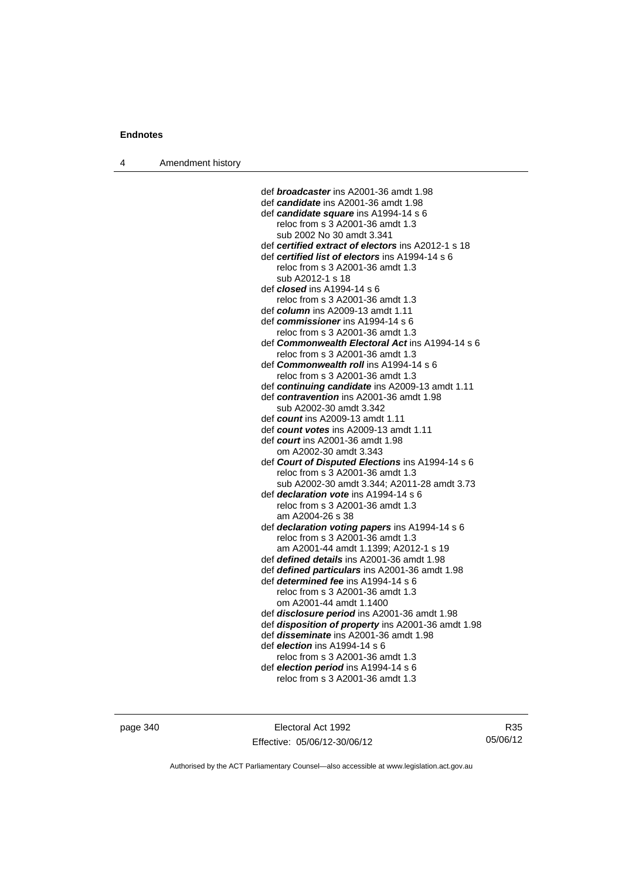def ***broadcaster*** ins A2001-36 amdt 1.98
def ***candidate*** ins A2001-36 amdt 1.98
def ***candidate square*** ins A1994-14 s 6
    reloc from s 3 A2001-36 amdt 1.3
    sub 2002 No 30 amdt 3.341
def ***certified extract of electors*** ins A2012-1 s 18
def ***certified list of electors*** ins A1994-14 s 6
    reloc from s 3 A2001-36 amdt 1.3
    sub A2012-1 s 18
def ***closed*** ins A1994-14 s 6
    reloc from s 3 A2001-36 amdt 1.3
def ***column*** ins A2009-13 amdt 1.11
def ***commissioner*** ins A1994-14 s 6
    reloc from s 3 A2001-36 amdt 1.3
def ***Commonwealth Electoral Act*** ins A1994-14 s 6
    reloc from s 3 A2001-36 amdt 1.3
def ***Commonwealth roll*** ins A1994-14 s 6
    reloc from s 3 A2001-36 amdt 1.3
def ***continuing candidate*** ins A2009-13 amdt 1.11
def ***contravention*** ins A2001-36 amdt 1.98
    sub A2002-30 amdt 3.342
def ***count*** ins A2009-13 amdt 1.11
def ***count votes*** ins A2009-13 amdt 1.11
def ***court*** ins A2001-36 amdt 1.98
    om A2002-30 amdt 3.343
def ***Court of Disputed Elections*** ins A1994-14 s 6
    reloc from s 3 A2001-36 amdt 1.3
    sub A2002-30 amdt 3.344; A2011-28 amdt 3.73
def ***declaration vote*** ins A1994-14 s 6
    reloc from s 3 A2001-36 amdt 1.3
    am A2004-26 s 38
def ***declaration voting papers*** ins A1994-14 s 6
    reloc from s 3 A2001-36 amdt 1.3
    am A2001-44 amdt 1.1399; A2012-1 s 19
def ***defined details*** ins A2001-36 amdt 1.98
def ***defined particulars*** ins A2001-36 amdt 1.98
def ***determined fee*** ins A1994-14 s 6
    reloc from s 3 A2001-36 amdt 1.3
    om A2001-44 amdt 1.1400
def ***disclosure period*** ins A2001-36 amdt 1.98
def ***disposition of property*** ins A2001-36 amdt 1.98
def ***disseminate*** ins A2001-36 amdt 1.98
def ***election*** ins A1994-14 s 6
    reloc from s 3 A2001-36 amdt 1.3
def ***election period*** ins A1994-14 s 6
    reloc from s 3 A2001-36 amdt 1.3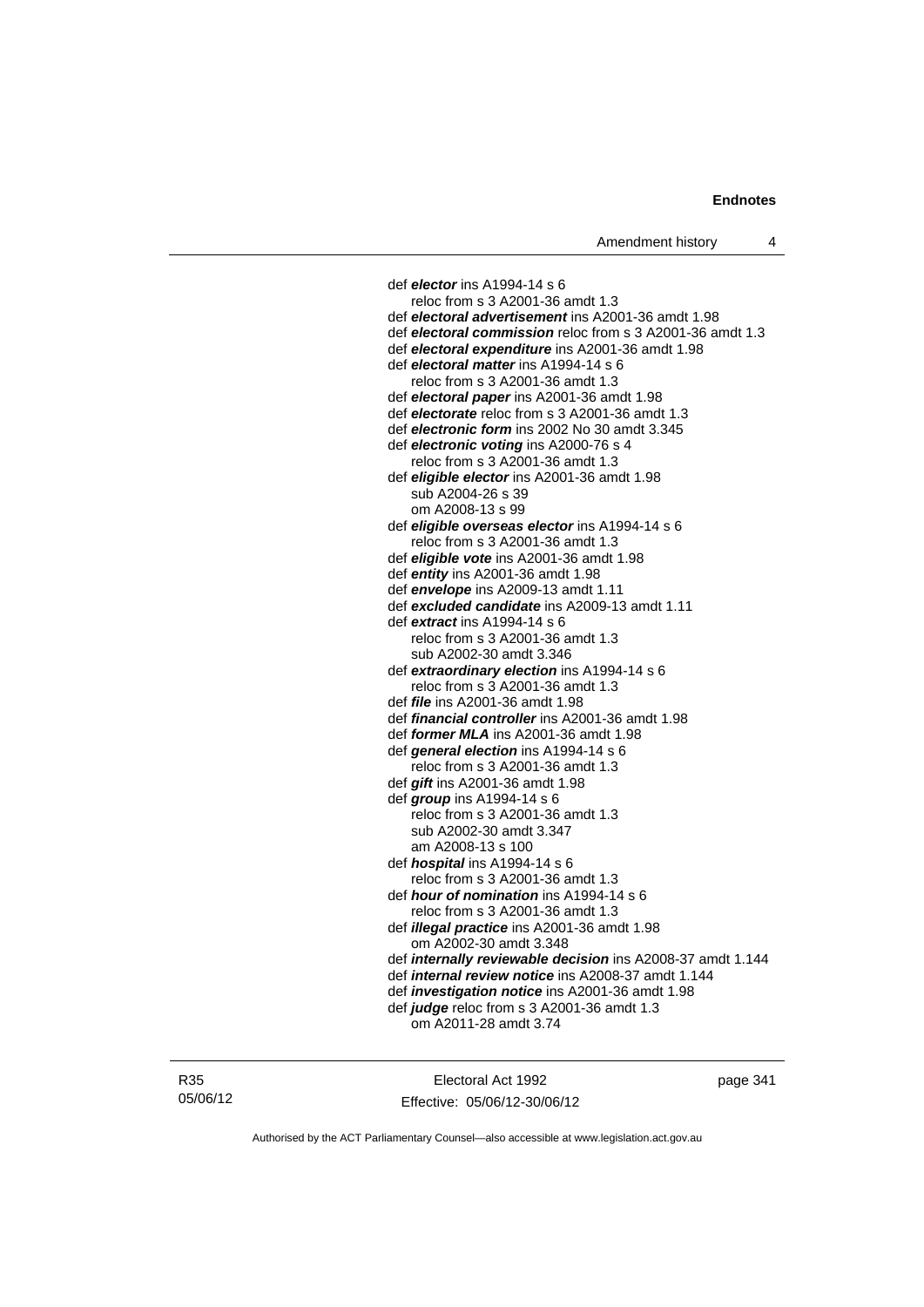def ***elector*** ins A1994-14 s 6
reloc from s 3 A2001-36 amdt 1.3
def ***electoral advertisement*** ins A2001-36 amdt 1.98
def ***electoral commission*** reloc from s 3 A2001-36 amdt 1.3
def ***electoral expenditure*** ins A2001-36 amdt 1.98
def ***electoral matter*** ins A1994-14 s 6
reloc from s 3 A2001-36 amdt 1.3
def ***electoral paper*** ins A2001-36 amdt 1.98
def ***electorate*** reloc from s 3 A2001-36 amdt 1.3
def ***electronic form*** ins 2002 No 30 amdt 3.345
def ***electronic voting*** ins A2000-76 s 4
reloc from s 3 A2001-36 amdt 1.3
def ***eligible elector*** ins A2001-36 amdt 1.98
sub A2004-26 s 39
om A2008-13 s 99
def ***eligible overseas elector*** ins A1994-14 s 6
reloc from s 3 A2001-36 amdt 1.3
def ***eligible vote*** ins A2001-36 amdt 1.98
def ***entity*** ins A2001-36 amdt 1.98
def ***envelope*** ins A2009-13 amdt 1.11
def ***excluded candidate*** ins A2009-13 amdt 1.11
def ***extract*** ins A1994-14 s 6
reloc from s 3 A2001-36 amdt 1.3
sub A2002-30 amdt 3.346
def ***extraordinary election*** ins A1994-14 s 6
reloc from s 3 A2001-36 amdt 1.3
def ***file*** ins A2001-36 amdt 1.98
def ***financial controller*** ins A2001-36 amdt 1.98
def ***former MLA*** ins A2001-36 amdt 1.98
def ***general election*** ins A1994-14 s 6
reloc from s 3 A2001-36 amdt 1.3
def ***gift*** ins A2001-36 amdt 1.98
def ***group*** ins A1994-14 s 6
reloc from s 3 A2001-36 amdt 1.3
sub A2002-30 amdt 3.347
am A2008-13 s 100
def ***hospital*** ins A1994-14 s 6
reloc from s 3 A2001-36 amdt 1.3
def ***hour of nomination*** ins A1994-14 s 6
reloc from s 3 A2001-36 amdt 1.3
def ***illegal practice*** ins A2001-36 amdt 1.98
om A2002-30 amdt 3.348
def ***internally reviewable decision*** ins A2008-37 amdt 1.144
def ***internal review notice*** ins A2008-37 amdt 1.144
def ***investigation notice*** ins A2001-36 amdt 1.98
def ***judge*** reloc from s 3 A2001-36 amdt 1.3
om A2011-28 amdt 3.74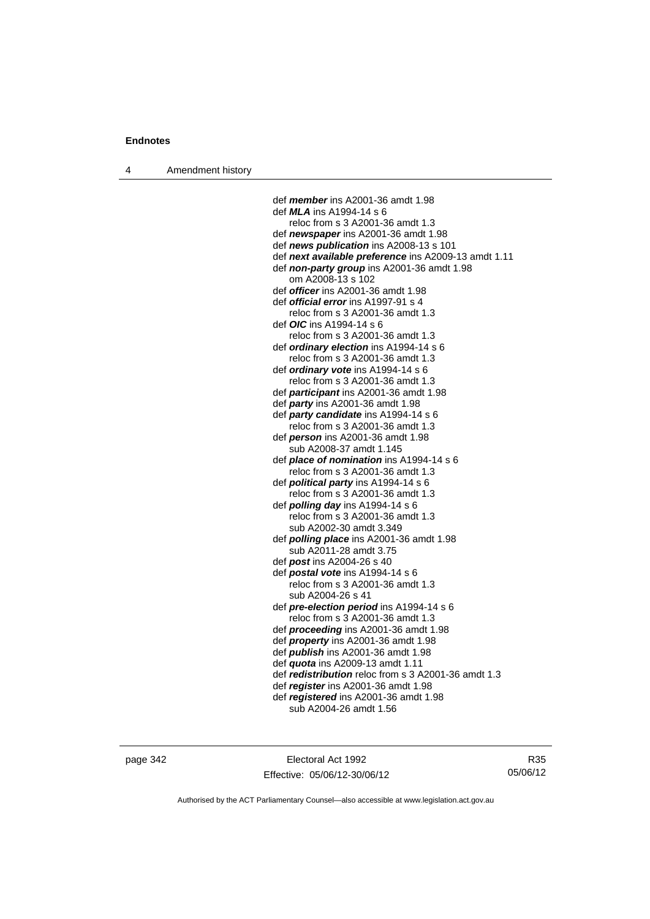def ***member*** ins A2001-36 amdt 1.98
def ***MLA*** ins A1994-14 s 6
    reloc from s 3 A2001-36 amdt 1.3
def ***newspaper*** ins A2001-36 amdt 1.98
def ***news publication*** ins A2008-13 s 101
def ***next available preference*** ins A2009-13 amdt 1.11
def ***non-party group*** ins A2001-36 amdt 1.98
    om A2008-13 s 102
def ***officer*** ins A2001-36 amdt 1.98
def ***official error*** ins A1997-91 s 4
    reloc from s 3 A2001-36 amdt 1.3
def ***OIC*** ins A1994-14 s 6
    reloc from s 3 A2001-36 amdt 1.3
def ***ordinary election*** ins A1994-14 s 6
    reloc from s 3 A2001-36 amdt 1.3
def ***ordinary vote*** ins A1994-14 s 6
    reloc from s 3 A2001-36 amdt 1.3
def ***participant*** ins A2001-36 amdt 1.98
def ***party*** ins A2001-36 amdt 1.98
def ***party candidate*** ins A1994-14 s 6
    reloc from s 3 A2001-36 amdt 1.3
def ***person*** ins A2001-36 amdt 1.98
    sub A2008-37 amdt 1.145
def ***place of nomination*** ins A1994-14 s 6
    reloc from s 3 A2001-36 amdt 1.3
def ***political party*** ins A1994-14 s 6
    reloc from s 3 A2001-36 amdt 1.3
def ***polling day*** ins A1994-14 s 6
    reloc from s 3 A2001-36 amdt 1.3
    sub A2002-30 amdt 3.349
def ***polling place*** ins A2001-36 amdt 1.98
    sub A2011-28 amdt 3.75
def ***post*** ins A2004-26 s 40
def ***postal vote*** ins A1994-14 s 6
    reloc from s 3 A2001-36 amdt 1.3
    sub A2004-26 s 41
def ***pre-election period*** ins A1994-14 s 6
    reloc from s 3 A2001-36 amdt 1.3
def ***proceeding*** ins A2001-36 amdt 1.98
def ***property*** ins A2001-36 amdt 1.98
def ***publish*** ins A2001-36 amdt 1.98
def ***quota*** ins A2009-13 amdt 1.11
def ***redistribution*** reloc from s 3 A2001-36 amdt 1.3
def ***register*** ins A2001-36 amdt 1.98
def ***registered*** ins A2001-36 amdt 1.98
    sub A2004-26 amdt 1.56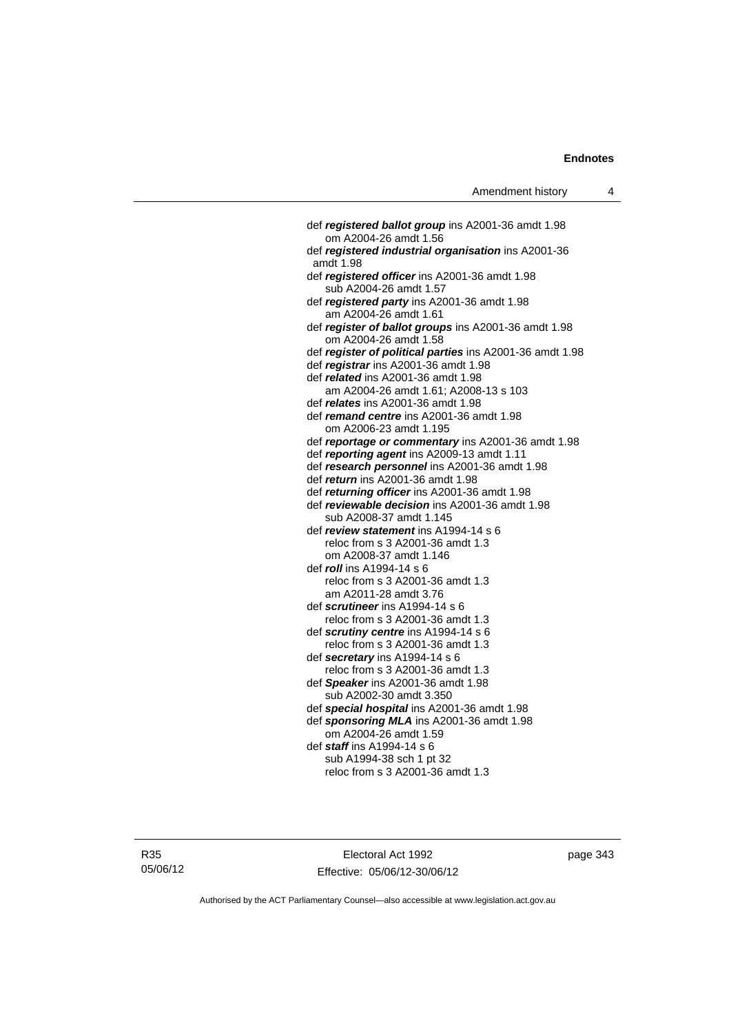def ***registered ballot group*** ins A2001-36 amdt 1.98
om A2004-26 amdt 1.56

def ***registered industrial organisation*** ins A2001-36 amdt 1.98

def ***registered officer*** ins A2001-36 amdt 1.98
sub A2004-26 amdt 1.57

def ***registered party*** ins A2001-36 amdt 1.98
am A2004-26 amdt 1.61

def ***register of ballot groups*** ins A2001-36 amdt 1.98
om A2004-26 amdt 1.58

def ***register of political parties*** ins A2001-36 amdt 1.98

def ***registrar*** ins A2001-36 amdt 1.98

def ***related*** ins A2001-36 amdt 1.98
am A2004-26 amdt 1.61; A2008-13 s 103

def ***relates*** ins A2001-36 amdt 1.98

def ***remand centre*** ins A2001-36 amdt 1.98
om A2006-23 amdt 1.195

def ***reportage or commentary*** ins A2001-36 amdt 1.98

def ***reporting agent*** ins A2009-13 amdt 1.11

def ***research personnel*** ins A2001-36 amdt 1.98

def ***return*** ins A2001-36 amdt 1.98

def ***returning officer*** ins A2001-36 amdt 1.98

def ***reviewable decision*** ins A2001-36 amdt 1.98
sub A2008-37 amdt 1.145

def ***review statement*** ins A1994-14 s 6
reloc from s 3 A2001-36 amdt 1.3
om A2008-37 amdt 1.146

def ***roll*** ins A1994-14 s 6
reloc from s 3 A2001-36 amdt 1.3
am A2011-28 amdt 3.76

def ***scrutineer*** ins A1994-14 s 6
reloc from s 3 A2001-36 amdt 1.3

def ***scrutiny centre*** ins A1994-14 s 6
reloc from s 3 A2001-36 amdt 1.3

def ***secretary*** ins A1994-14 s 6
reloc from s 3 A2001-36 amdt 1.3

def ***Speaker*** ins A2001-36 amdt 1.98
sub A2002-30 amdt 3.350

def ***special hospital*** ins A2001-36 amdt 1.98

def ***sponsoring MLA*** ins A2001-36 amdt 1.98
om A2004-26 amdt 1.59

def ***staff*** ins A1994-14 s 6
sub A1994-38 sch 1 pt 32
reloc from s 3 A2001-36 amdt 1.3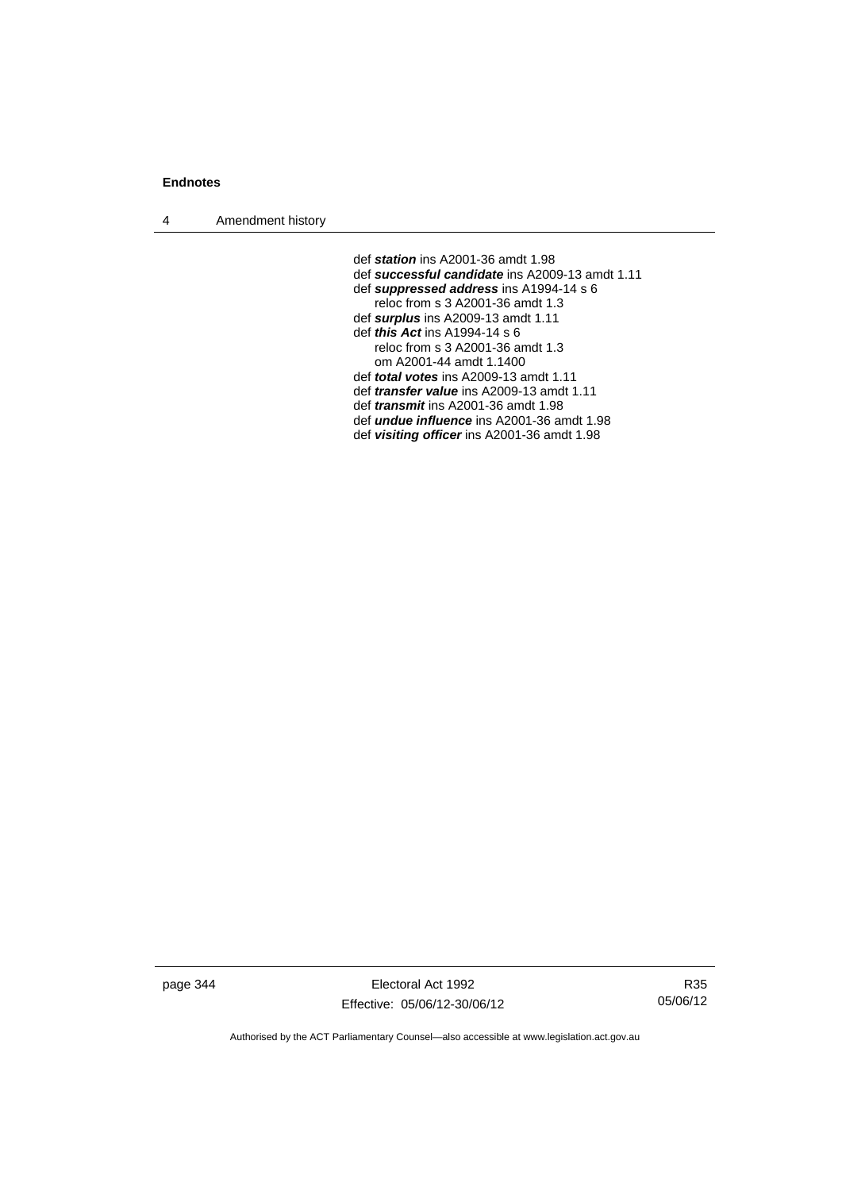def ***station*** ins A2001-36 amdt 1.98
def ***successful candidate*** ins A2009-13 amdt 1.11
def ***suppressed address*** ins A1994-14 s 6
  reloc from s 3 A2001-36 amdt 1.3
def ***surplus*** ins A2009-13 amdt 1.11
def ***this Act*** ins A1994-14 s 6
  reloc from s 3 A2001-36 amdt 1.3
  om A2001-44 amdt 1.1400
def ***total votes*** ins A2009-13 amdt 1.11
def ***transfer value*** ins A2009-13 amdt 1.11
def ***transmit*** ins A2001-36 amdt 1.98
def ***undue influence*** ins A2001-36 amdt 1.98
def ***visiting officer*** ins A2001-36 amdt 1.98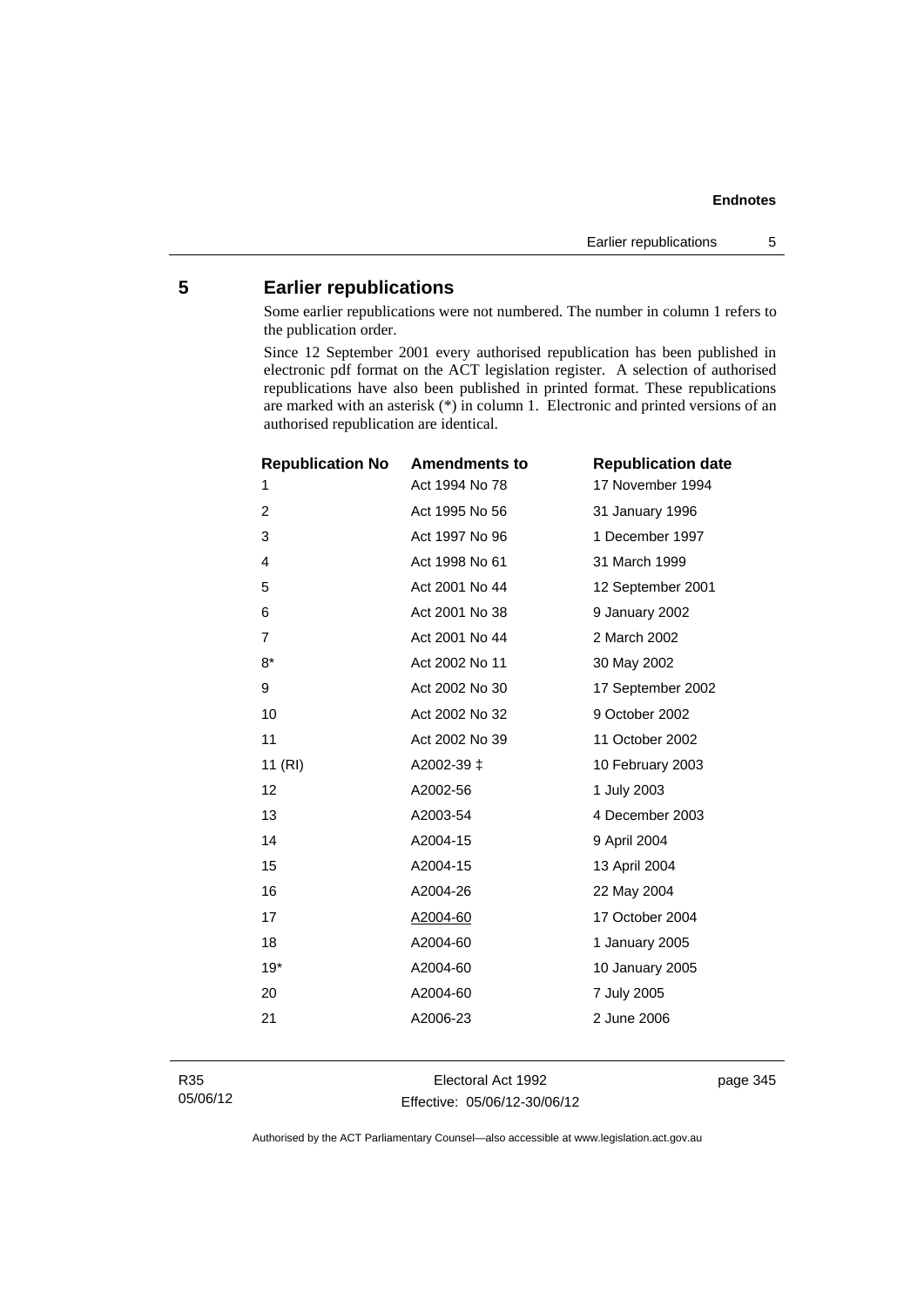## 5 Earlier republications

Some earlier republications were not numbered. The number in column 1 refers to the publication order.

Since 12 September 2001 every authorised republication has been published in electronic pdf format on the ACT legislation register. A selection of authorised republications have also been published in printed format. These republications are marked with an asterisk (*) in column 1. Electronic and printed versions of an authorised republication are identical.

| Republication No | Amendments to | Republication date |
|---|---|---|
| 1 | Act 1994 No 78 | 17 November 1994 |
| 2 | Act 1995 No 56 | 31 January 1996 |
| 3 | Act 1997 No 96 | 1 December 1997 |
| 4 | Act 1998 No 61 | 31 March 1999 |
| 5 | Act 2001 No 44 | 12 September 2001 |
| 6 | Act 2001 No 38 | 9 January 2002 |
| 7 | Act 2001 No 44 | 2 March 2002 |
| 8* | Act 2002 No 11 | 30 May 2002 |
| 9 | Act 2002 No 30 | 17 September 2002 |
| 10 | Act 2002 No 32 | 9 October 2002 |
| 11 | Act 2002 No 39 | 11 October 2002 |
| 11 (RI) | A2002-39 ‡ | 10 February 2003 |
| 12 | A2002-56 | 1 July 2003 |
| 13 | A2003-54 | 4 December 2003 |
| 14 | A2004-15 | 9 April 2004 |
| 15 | A2004-15 | 13 April 2004 |
| 16 | A2004-26 | 22 May 2004 |
| 17 | A2004-60 | 17 October 2004 |
| 18 | A2004-60 | 1 January 2005 |
| 19* | A2004-60 | 10 January 2005 |
| 20 | A2004-60 | 7 July 2005 |
| 21 | A2006-23 | 2 June 2006 |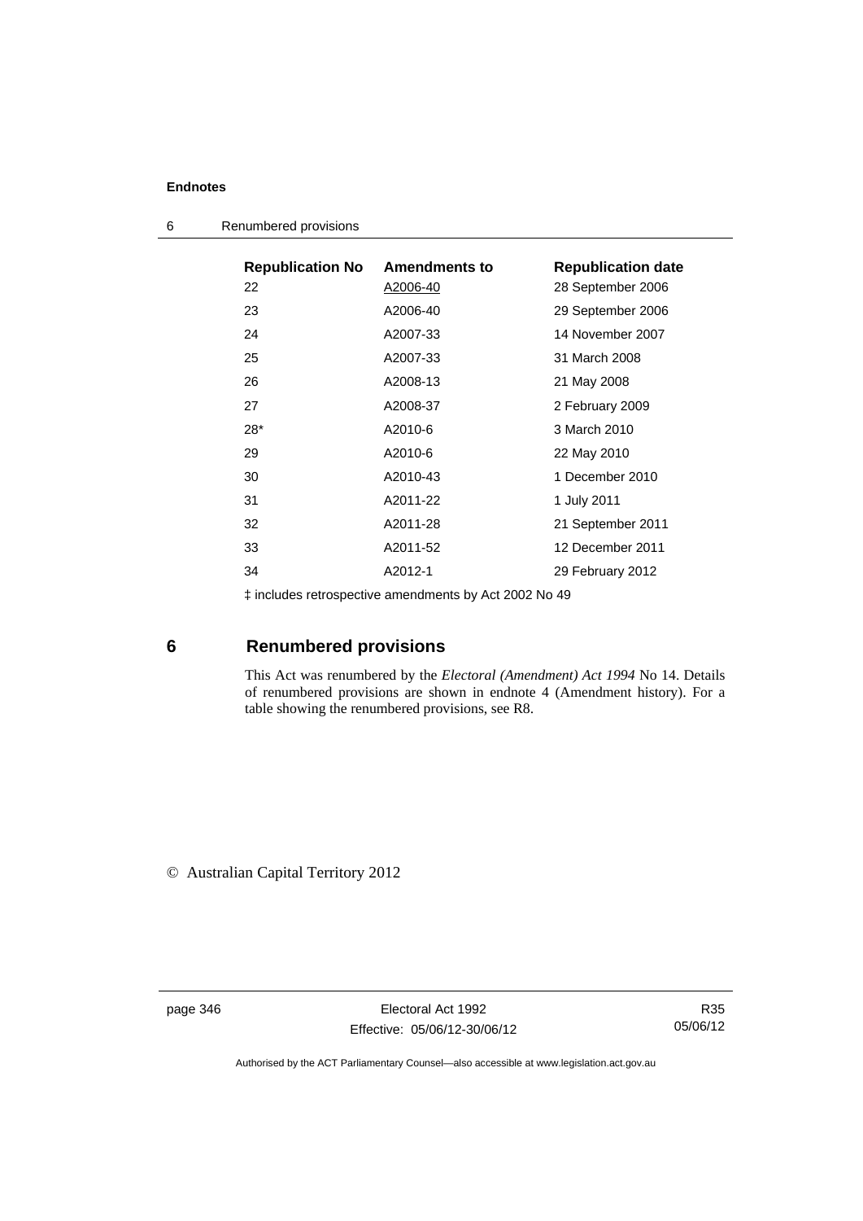| Republication No | Amendments to | Republication date |
|---|---|---|
| 22 | A2006-40 | 28 September 2006 |
| 23 | A2006-40 | 29 September 2006 |
| 24 | A2007-33 | 14 November 2007 |
| 25 | A2007-33 | 31 March 2008 |
| 26 | A2008-13 | 21 May 2008 |
| 27 | A2008-37 | 2 February 2009 |
| 28* | A2010-6 | 3 March 2010 |
| 29 | A2010-6 | 22 May 2010 |
| 30 | A2010-43 | 1 December 2010 |
| 31 | A2011-22 | 1 July 2011 |
| 32 | A2011-28 | 21 September 2011 |
| 33 | A2011-52 | 12 December 2011 |
| 34 | A2012-1 | 29 February 2012 |

‡ includes retrospective amendments by Act 2002 No 49

## 6 Renumbered provisions

This Act was renumbered by the *Electoral (Amendment) Act 1994* No 14. Details of renumbered provisions are shown in endnote 4 (Amendment history). For a table showing the renumbered provisions, see R8.

© Australian Capital Territory 2012